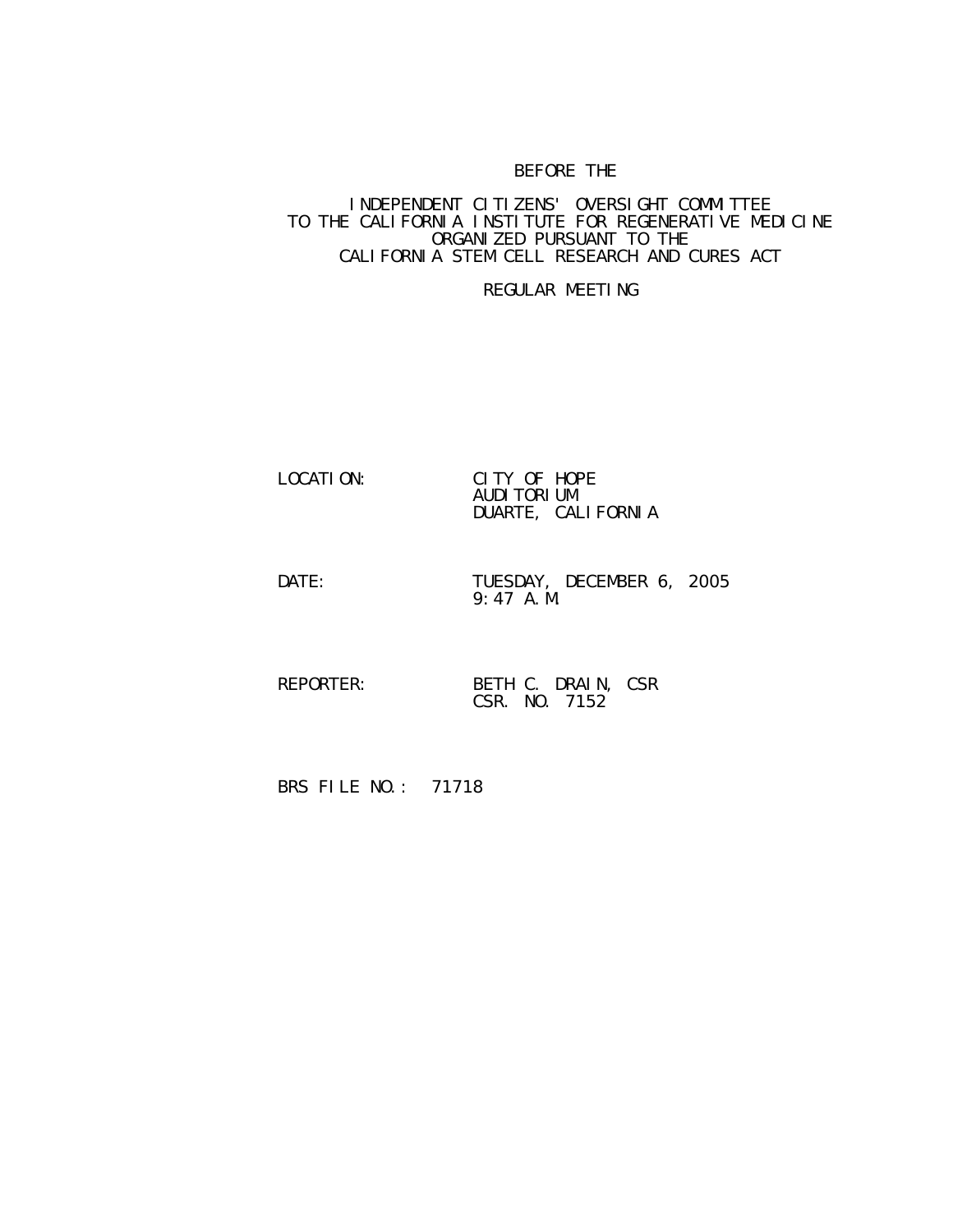BEFORE THE

INDEPENDENT CITIZENS' OVERSIGHT COMMITTEE
TO THE CALIFORNIA INSTITUTE FOR REGENERATIVE MEDICINE
ORGANIZED PURSUANT TO THE
CALIFORNIA STEM CELL RESEARCH AND CURES ACT

REGULAR MEETING

LOCATION: CITY OF HOPE
AUDITORIUM
DUARTE, CALIFORNIA

DATE: TUESDAY, DECEMBER 6, 2005
9:47 A.M.

REPORTER: BETH C. DRAIN, CSR
CSR. NO. 7152

BRS FILE NO.: 71718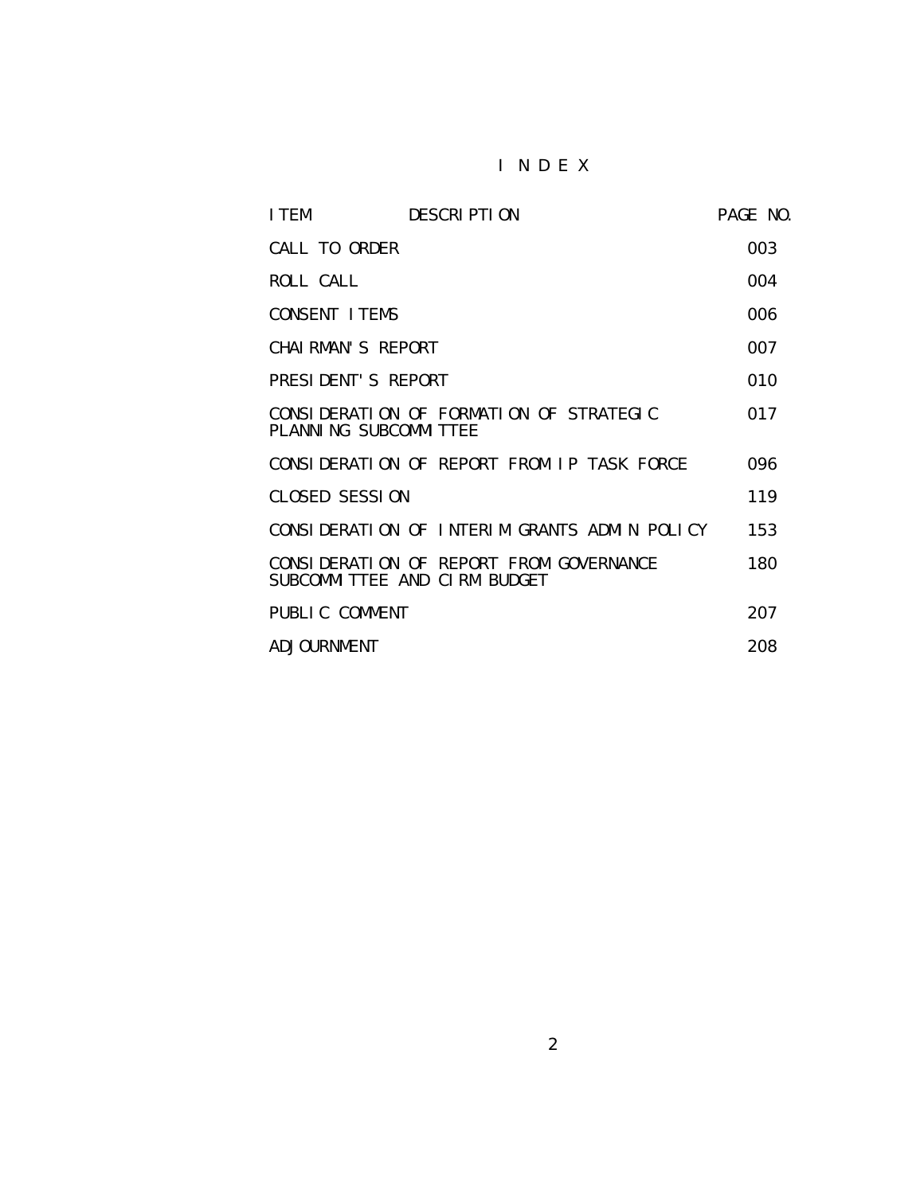# I N D E X

| ITEM DESCRIPTION | PAGE NO. |
|---|---|
| CALL TO ORDER | 003 |
| ROLL CALL | 004 |
| CONSENT ITEMS | 006 |
| CHAIRMAN'S REPORT | 007 |
| PRESIDENT'S REPORT | 010 |
| CONSIDERATION OF FORMATION OF STRATEGIC PLANNING SUBCOMMITTEE | 017 |
| CONSIDERATION OF REPORT FROM IP TASK FORCE | 096 |
| CLOSED SESSION | 119 |
| CONSIDERATION OF INTERIM GRANTS ADMIN POLICY | 153 |
| CONSIDERATION OF REPORT FROM GOVERNANCE SUBCOMMITTEE AND CIRM BUDGET | 180 |
| PUBLIC COMMENT | 207 |
| ADJOURNMENT | 208 |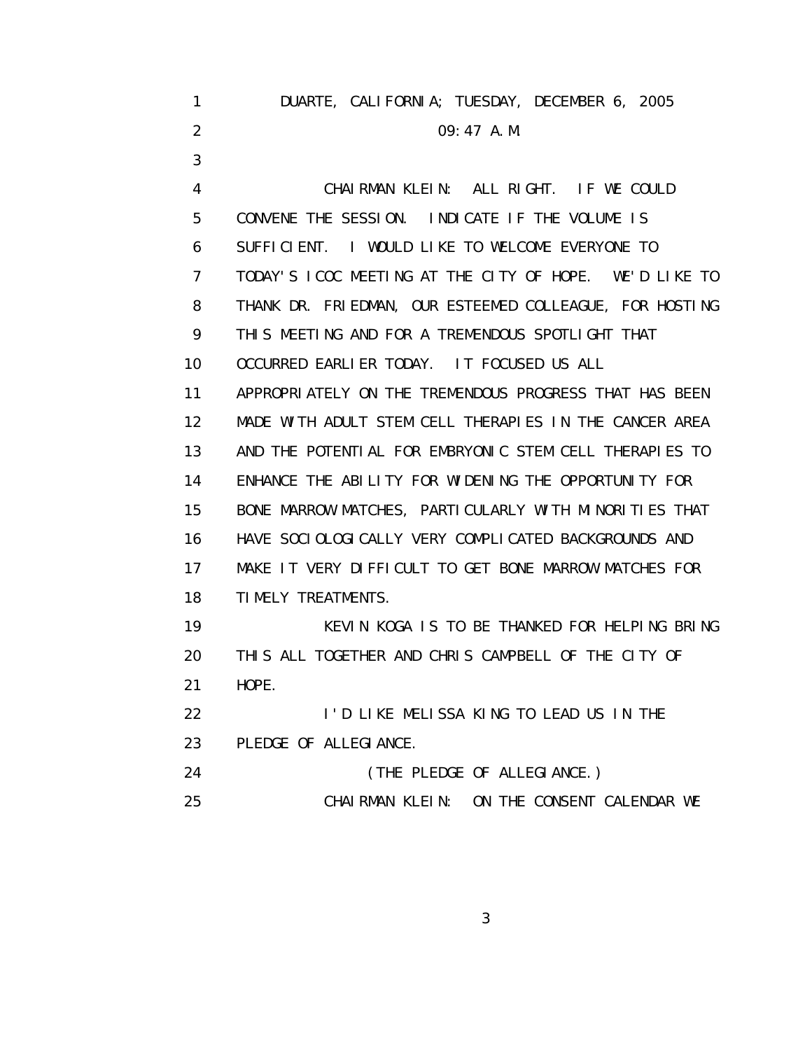DUARTE, CALIFORNIA; TUESDAY, DECEMBER 6, 2005

09:47 A.M.

CHAIRMAN KLEIN: ALL RIGHT. IF WE COULD CONVENE THE SESSION. INDICATE IF THE VOLUME IS SUFFICIENT. I WOULD LIKE TO WELCOME EVERYONE TO TODAY'S ICOC MEETING AT THE CITY OF HOPE. WE'D LIKE TO THANK DR. FRIEDMAN, OUR ESTEEMED COLLEAGUE, FOR HOSTING THIS MEETING AND FOR A TREMENDOUS SPOTLIGHT THAT OCCURRED EARLIER TODAY. IT FOCUSED US ALL APPROPRIATELY ON THE TREMENDOUS PROGRESS THAT HAS BEEN MADE WITH ADULT STEM CELL THERAPIES IN THE CANCER AREA AND THE POTENTIAL FOR EMBRYONIC STEM CELL THERAPIES TO ENHANCE THE ABILITY FOR WIDENING THE OPPORTUNITY FOR BONE MARROW MATCHES, PARTICULARLY WITH MINORITIES THAT HAVE SOCIOLOGICALLY VERY COMPLICATED BACKGROUNDS AND MAKE IT VERY DIFFICULT TO GET BONE MARROW MATCHES FOR TIMELY TREATMENTS.

KEVIN KOGA IS TO BE THANKED FOR HELPING BRING THIS ALL TOGETHER AND CHRIS CAMPBELL OF THE CITY OF HOPE.

I'D LIKE MELISSA KING TO LEAD US IN THE PLEDGE OF ALLEGIANCE.

(THE PLEDGE OF ALLEGIANCE.)

CHAIRMAN KLEIN: ON THE CONSENT CALENDAR WE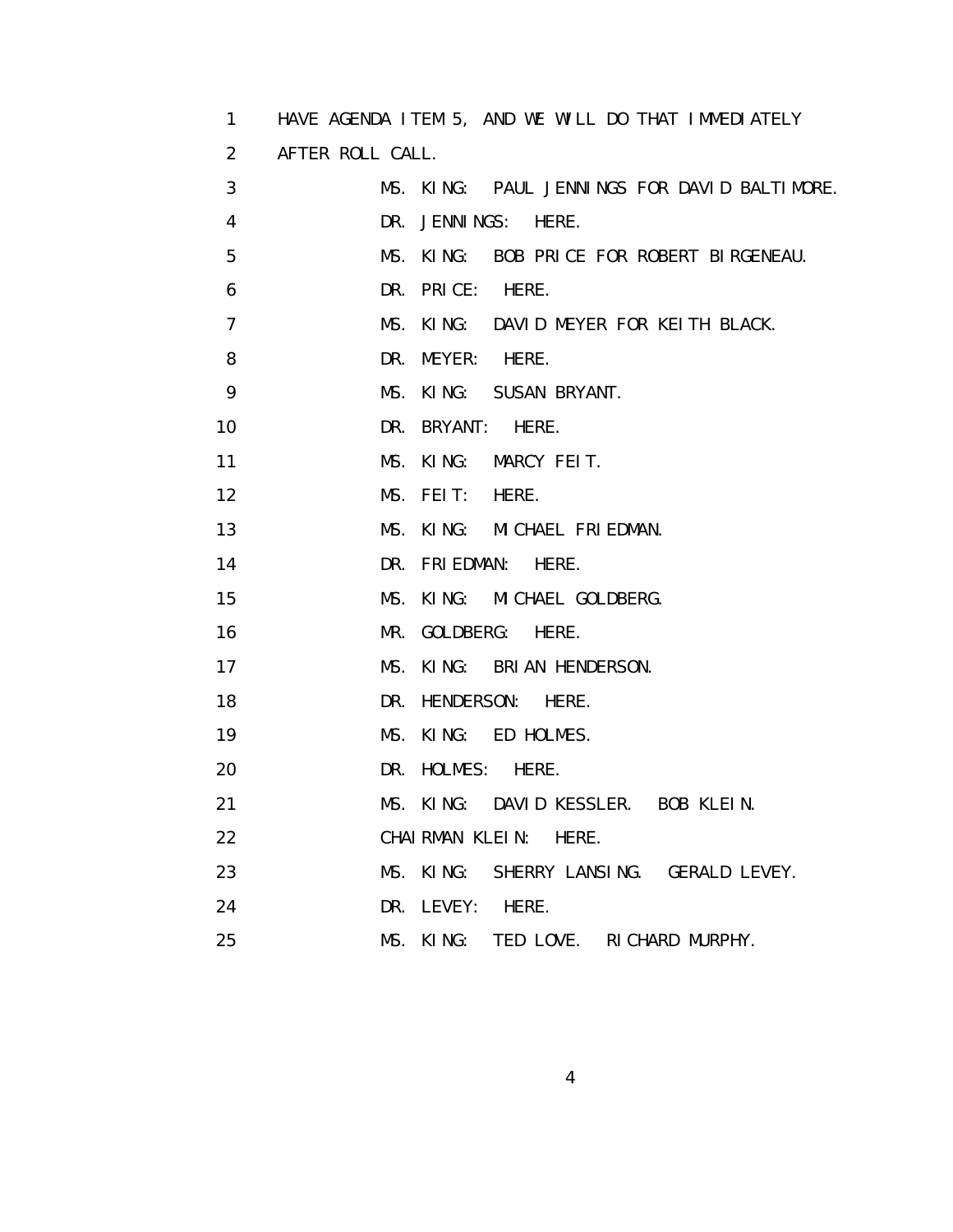HAVE AGENDA ITEM 5, AND WE WILL DO THAT IMMEDIATELY AFTER ROLL CALL.

MS. KING: PAUL JENNINGS FOR DAVID BALTIMORE.

DR. JENNINGS: HERE.

MS. KING: BOB PRICE FOR ROBERT BIRGENEAU.

DR. PRICE: HERE.

MS. KING: DAVID MEYER FOR KEITH BLACK.

DR. MEYER: HERE.

MS. KING: SUSAN BRYANT.

DR. BRYANT: HERE.

MS. KING: MARCY FEIT.

MS. FEIT: HERE.

MS. KING: MICHAEL FRIEDMAN.

DR. FRIEDMAN: HERE.

MS. KING: MICHAEL GOLDBERG.

MR. GOLDBERG: HERE.

MS. KING: BRIAN HENDERSON.

DR. HENDERSON: HERE.

MS. KING: ED HOLMES.

DR. HOLMES: HERE.

MS. KING: DAVID KESSLER. BOB KLEIN.

CHAIRMAN KLEIN: HERE.

MS. KING: SHERRY LANSING. GERALD LEVEY.

DR. LEVEY: HERE.

MS. KING: TED LOVE. RICHARD MURPHY.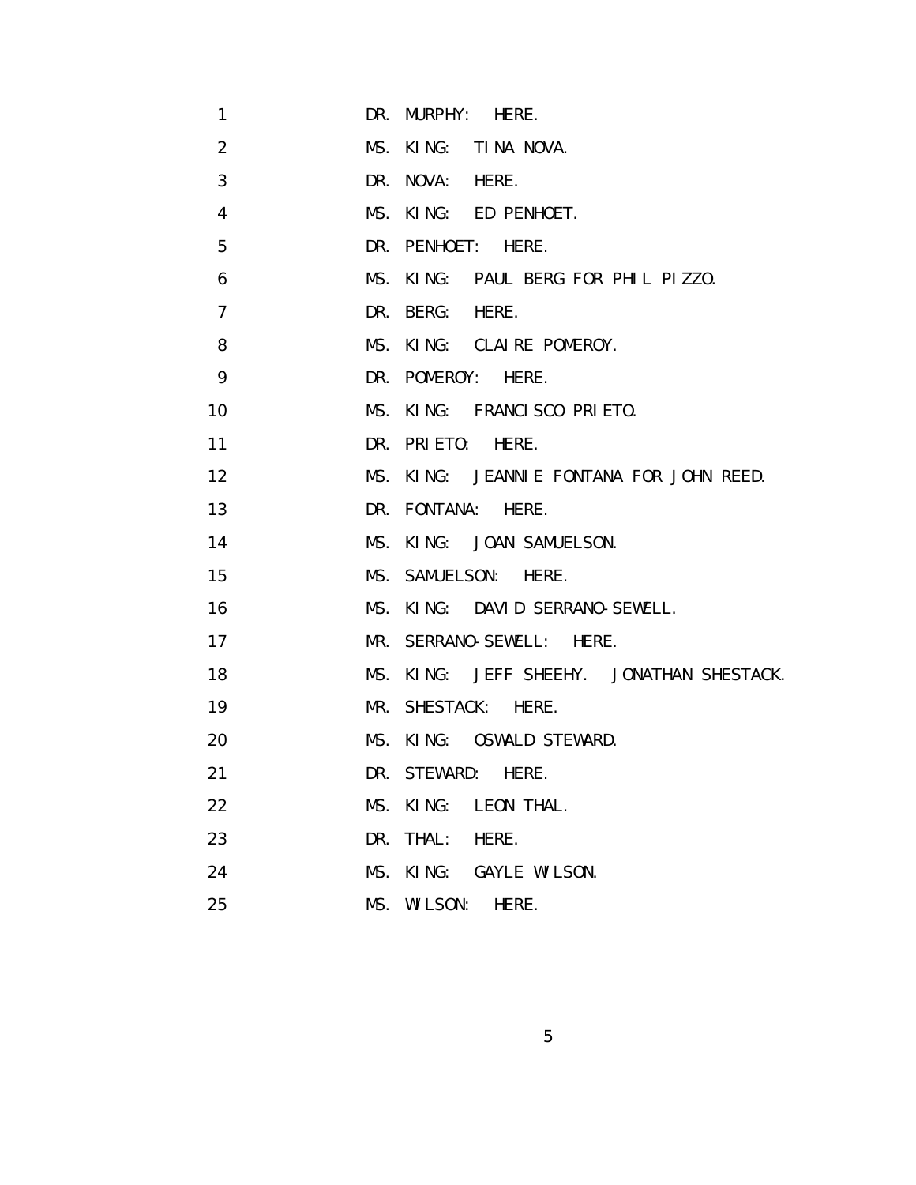1 DR. MURPHY: HERE.

2 MS. KING: TINA NOVA.

3 DR. NOVA: HERE.

4 MS. KING: ED PENHOET.

5 DR. PENHOET: HERE.

6 MS. KING: PAUL BERG FOR PHIL PIZZO.

7 DR. BERG: HERE.

8 MS. KING: CLAIRE POMEROY.

9 DR. POMEROY: HERE.

10 MS. KING: FRANCISCO PRIETO.

11 DR. PRIETO: HERE.

12 MS. KING: JEANNIE FONTANA FOR JOHN REED.

13 DR. FONTANA: HERE.

14 MS. KING: JOAN SAMUELSON.

15 MS. SAMUELSON: HERE.

16 MS. KING: DAVID SERRANO-SEWELL.

17 MR. SERRANO-SEWELL: HERE.

18 MS. KING: JEFF SHEEHY. JONATHAN SHESTACK.

19 MR. SHESTACK: HERE.

20 MS. KING: OSWALD STEWARD.

21 DR. STEWARD: HERE.

22 MS. KING: LEON THAL.

23 DR. THAL: HERE.

24 MS. KING: GAYLE WILSON.

25 MS. WILSON: HERE.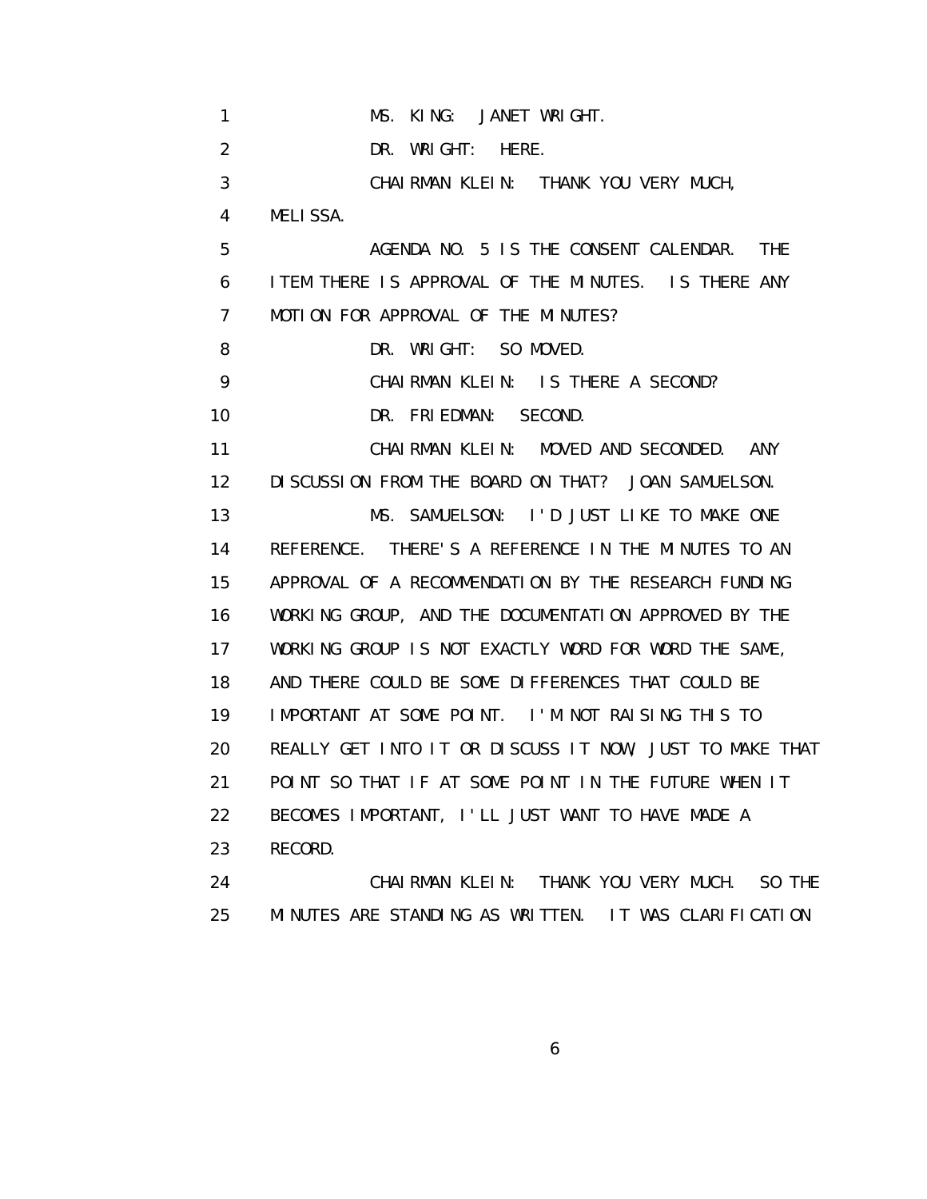1 MS. KING: JANET WRIGHT.
2 DR. WRIGHT: HERE.
3 CHAIRMAN KLEIN: THANK YOU VERY MUCH,
4 MELISSA.
5 AGENDA NO. 5 IS THE CONSENT CALENDAR. THE
6 ITEM THERE IS APPROVAL OF THE MINUTES. IS THERE ANY
7 MOTION FOR APPROVAL OF THE MINUTES?
8 DR. WRIGHT: SO MOVED.
9 CHAIRMAN KLEIN: IS THERE A SECOND?
10 DR. FRIEDMAN: SECOND.
11 CHAIRMAN KLEIN: MOVED AND SECONDED. ANY
12 DISCUSSION FROM THE BOARD ON THAT? JOAN SAMUELSON.
13 MS. SAMUELSON: I'D JUST LIKE TO MAKE ONE
14 REFERENCE. THERE'S A REFERENCE IN THE MINUTES TO AN
15 APPROVAL OF A RECOMMENDATION BY THE RESEARCH FUNDING
16 WORKING GROUP, AND THE DOCUMENTATION APPROVED BY THE
17 WORKING GROUP IS NOT EXACTLY WORD FOR WORD THE SAME,
18 AND THERE COULD BE SOME DIFFERENCES THAT COULD BE
19 IMPORTANT AT SOME POINT. I'M NOT RAISING THIS TO
20 REALLY GET INTO IT OR DISCUSS IT NOW, JUST TO MAKE THAT
21 POINT SO THAT IF AT SOME POINT IN THE FUTURE WHEN IT
22 BECOMES IMPORTANT, I'LL JUST WANT TO HAVE MADE A
23 RECORD.
24 CHAIRMAN KLEIN: THANK YOU VERY MUCH. SO THE
25 MINUTES ARE STANDING AS WRITTEN. IT WAS CLARIFICATION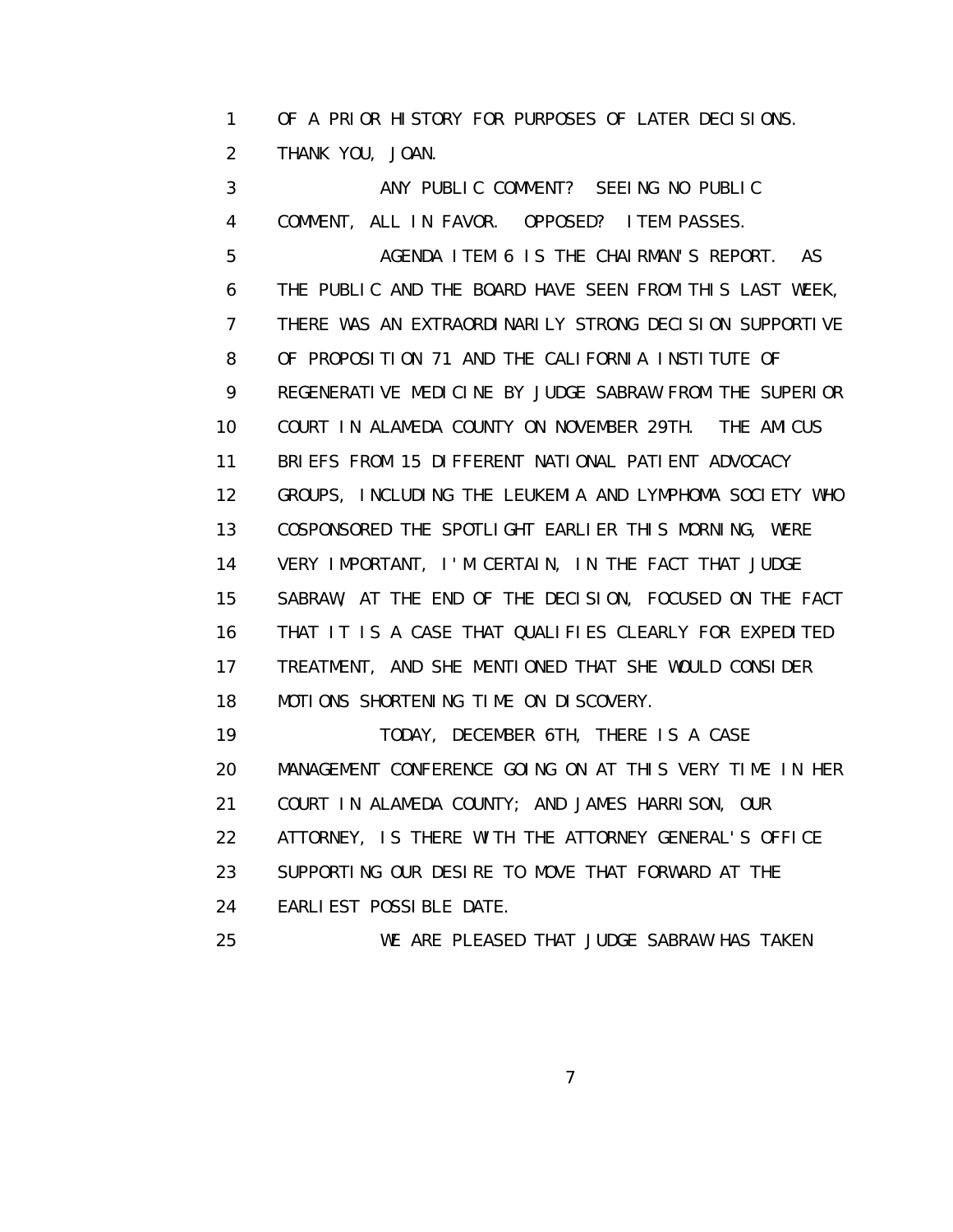OF A PRIOR HISTORY FOR PURPOSES OF LATER DECISIONS. THANK YOU, JOAN.

ANY PUBLIC COMMENT? SEEING NO PUBLIC COMMENT, ALL IN FAVOR. OPPOSED? ITEM PASSES.

AGENDA ITEM 6 IS THE CHAIRMAN'S REPORT. AS THE PUBLIC AND THE BOARD HAVE SEEN FROM THIS LAST WEEK, THERE WAS AN EXTRAORDINARILY STRONG DECISION SUPPORTIVE OF PROPOSITION 71 AND THE CALIFORNIA INSTITUTE OF REGENERATIVE MEDICINE BY JUDGE SABRAW FROM THE SUPERIOR COURT IN ALAMEDA COUNTY ON NOVEMBER 29TH. THE AMICUS BRIEFS FROM 15 DIFFERENT NATIONAL PATIENT ADVOCACY GROUPS, INCLUDING THE LEUKEMIA AND LYMPHOMA SOCIETY WHO COSPONSORED THE SPOTLIGHT EARLIER THIS MORNING, WERE VERY IMPORTANT, I'M CERTAIN, IN THE FACT THAT JUDGE SABRAW, AT THE END OF THE DECISION, FOCUSED ON THE FACT THAT IT IS A CASE THAT QUALIFIES CLEARLY FOR EXPEDITED TREATMENT, AND SHE MENTIONED THAT SHE WOULD CONSIDER MOTIONS SHORTENING TIME ON DISCOVERY.

TODAY, DECEMBER 6TH, THERE IS A CASE MANAGEMENT CONFERENCE GOING ON AT THIS VERY TIME IN HER COURT IN ALAMEDA COUNTY; AND JAMES HARRISON, OUR ATTORNEY, IS THERE WITH THE ATTORNEY GENERAL'S OFFICE SUPPORTING OUR DESIRE TO MOVE THAT FORWARD AT THE EARLIEST POSSIBLE DATE.

WE ARE PLEASED THAT JUDGE SABRAW HAS TAKEN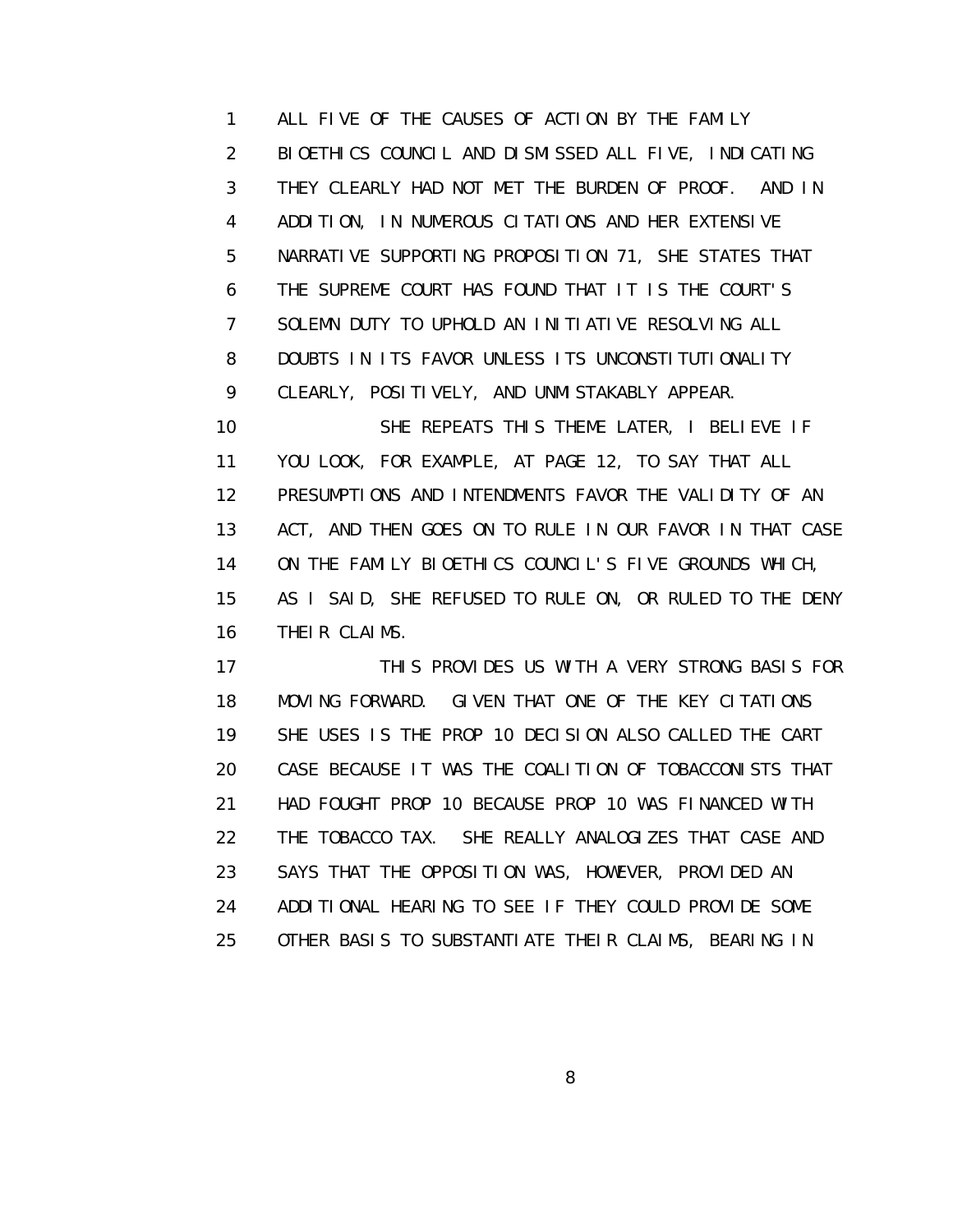ALL FIVE OF THE CAUSES OF ACTION BY THE FAMILY BIOETHICS COUNCIL AND DISMISSED ALL FIVE, INDICATING THEY CLEARLY HAD NOT MET THE BURDEN OF PROOF. AND IN ADDITION, IN NUMEROUS CITATIONS AND HER EXTENSIVE NARRATIVE SUPPORTING PROPOSITION 71, SHE STATES THAT THE SUPREME COURT HAS FOUND THAT IT IS THE COURT'S SOLEMN DUTY TO UPHOLD AN INITIATIVE RESOLVING ALL DOUBTS IN ITS FAVOR UNLESS ITS UNCONSTITUTIONALITY CLEARLY, POSITIVELY, AND UNMISTAKABLY APPEAR.

SHE REPEATS THIS THEME LATER, I BELIEVE IF YOU LOOK, FOR EXAMPLE, AT PAGE 12, TO SAY THAT ALL PRESUMPTIONS AND INTENDMENTS FAVOR THE VALIDITY OF AN ACT, AND THEN GOES ON TO RULE IN OUR FAVOR IN THAT CASE ON THE FAMILY BIOETHICS COUNCIL'S FIVE GROUNDS WHICH, AS I SAID, SHE REFUSED TO RULE ON, OR RULED TO THE DENY THEIR CLAIMS.

THIS PROVIDES US WITH A VERY STRONG BASIS FOR MOVING FORWARD. GIVEN THAT ONE OF THE KEY CITATIONS SHE USES IS THE PROP 10 DECISION ALSO CALLED THE CART CASE BECAUSE IT WAS THE COALITION OF TOBACCONISTS THAT HAD FOUGHT PROP 10 BECAUSE PROP 10 WAS FINANCED WITH THE TOBACCO TAX. SHE REALLY ANALOGIZES THAT CASE AND SAYS THAT THE OPPOSITION WAS, HOWEVER, PROVIDED AN ADDITIONAL HEARING TO SEE IF THEY COULD PROVIDE SOME OTHER BASIS TO SUBSTANTIATE THEIR CLAIMS, BEARING IN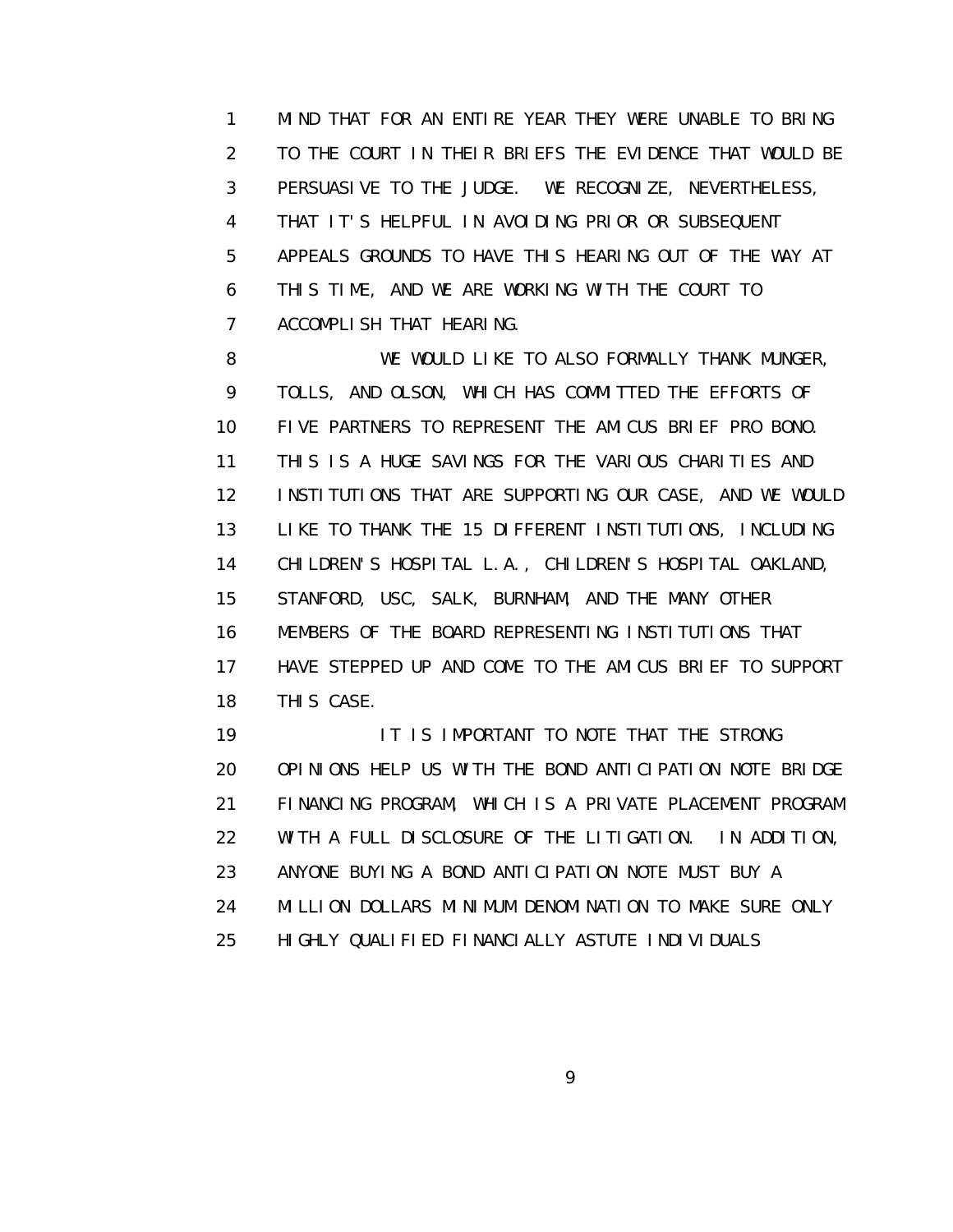MIND THAT FOR AN ENTIRE YEAR THEY WERE UNABLE TO BRING TO THE COURT IN THEIR BRIEFS THE EVIDENCE THAT WOULD BE PERSUASIVE TO THE JUDGE. WE RECOGNIZE, NEVERTHELESS, THAT IT'S HELPFUL IN AVOIDING PRIOR OR SUBSEQUENT APPEALS GROUNDS TO HAVE THIS HEARING OUT OF THE WAY AT THIS TIME, AND WE ARE WORKING WITH THE COURT TO ACCOMPLISH THAT HEARING.

WE WOULD LIKE TO ALSO FORMALLY THANK MUNGER, TOLLS, AND OLSON, WHICH HAS COMMITTED THE EFFORTS OF FIVE PARTNERS TO REPRESENT THE AMICUS BRIEF PRO BONO. THIS IS A HUGE SAVINGS FOR THE VARIOUS CHARITIES AND INSTITUTIONS THAT ARE SUPPORTING OUR CASE, AND WE WOULD LIKE TO THANK THE 15 DIFFERENT INSTITUTIONS, INCLUDING CHILDREN'S HOSPITAL L.A., CHILDREN'S HOSPITAL OAKLAND, STANFORD, USC, SALK, BURNHAM, AND THE MANY OTHER MEMBERS OF THE BOARD REPRESENTING INSTITUTIONS THAT HAVE STEPPED UP AND COME TO THE AMICUS BRIEF TO SUPPORT THIS CASE.

IT IS IMPORTANT TO NOTE THAT THE STRONG OPINIONS HELP US WITH THE BOND ANTICIPATION NOTE BRIDGE FINANCING PROGRAM, WHICH IS A PRIVATE PLACEMENT PROGRAM WITH A FULL DISCLOSURE OF THE LITIGATION. IN ADDITION, ANYONE BUYING A BOND ANTICIPATION NOTE MUST BUY A MILLION DOLLARS MINIMUM DENOMINATION TO MAKE SURE ONLY HIGHLY QUALIFIED FINANCIALLY ASTUTE INDIVIDUALS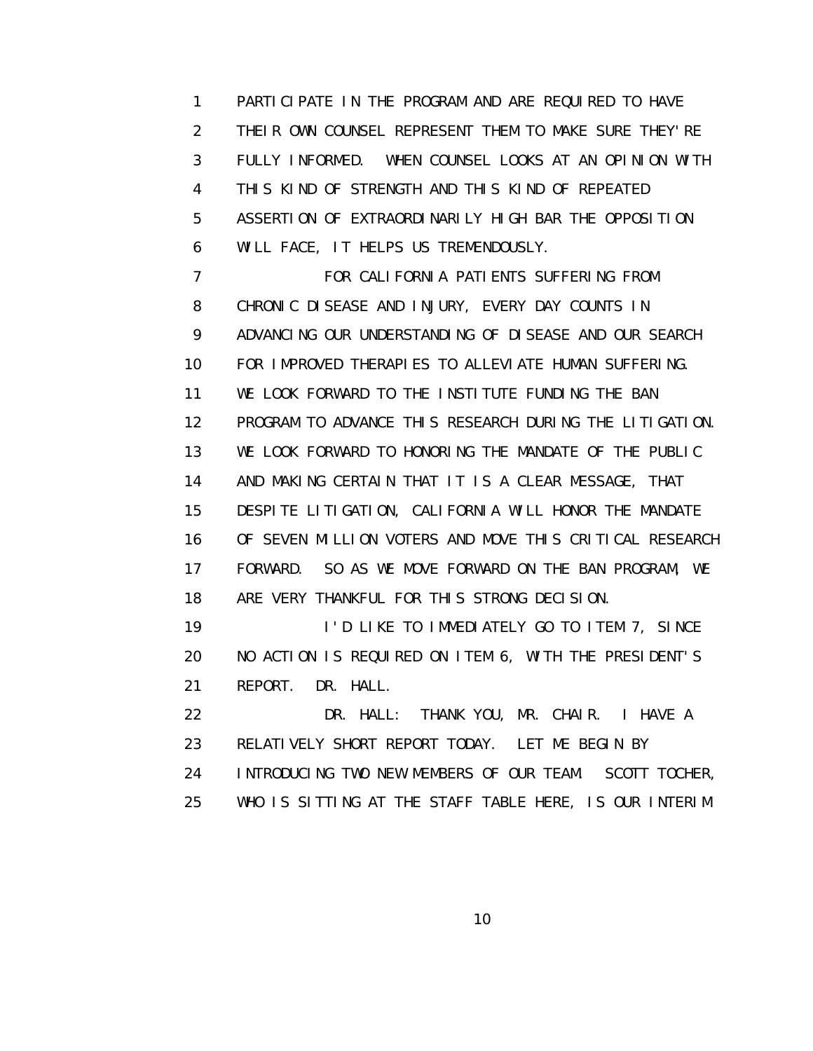PARTICIPATE IN THE PROGRAM AND ARE REQUIRED TO HAVE THEIR OWN COUNSEL REPRESENT THEM TO MAKE SURE THEY'RE FULLY INFORMED. WHEN COUNSEL LOOKS AT AN OPINION WITH THIS KIND OF STRENGTH AND THIS KIND OF REPEATED ASSERTION OF EXTRAORDINARILY HIGH BAR THE OPPOSITION WILL FACE, IT HELPS US TREMENDOUSLY.

FOR CALIFORNIA PATIENTS SUFFERING FROM CHRONIC DISEASE AND INJURY, EVERY DAY COUNTS IN ADVANCING OUR UNDERSTANDING OF DISEASE AND OUR SEARCH FOR IMPROVED THERAPIES TO ALLEVIATE HUMAN SUFFERING. WE LOOK FORWARD TO THE INSTITUTE FUNDING THE BAN PROGRAM TO ADVANCE THIS RESEARCH DURING THE LITIGATION. WE LOOK FORWARD TO HONORING THE MANDATE OF THE PUBLIC AND MAKING CERTAIN THAT IT IS A CLEAR MESSAGE, THAT DESPITE LITIGATION, CALIFORNIA WILL HONOR THE MANDATE OF SEVEN MILLION VOTERS AND MOVE THIS CRITICAL RESEARCH FORWARD. SO AS WE MOVE FORWARD ON THE BAN PROGRAM, WE ARE VERY THANKFUL FOR THIS STRONG DECISION.

I'D LIKE TO IMMEDIATELY GO TO ITEM 7, SINCE NO ACTION IS REQUIRED ON ITEM 6, WITH THE PRESIDENT'S REPORT. DR. HALL.

DR. HALL: THANK YOU, MR. CHAIR. I HAVE A RELATIVELY SHORT REPORT TODAY. LET ME BEGIN BY INTRODUCING TWO NEW MEMBERS OF OUR TEAM. SCOTT TOCHER, WHO IS SITTING AT THE STAFF TABLE HERE, IS OUR INTERIM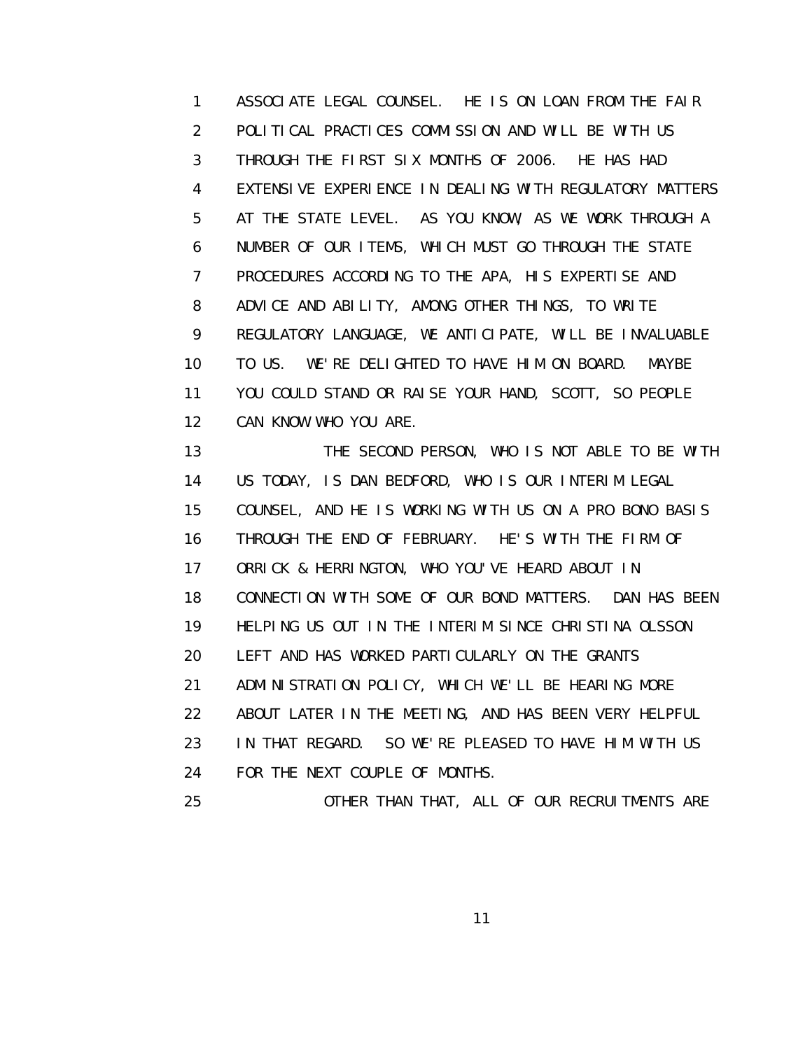ASSOCIATE LEGAL COUNSEL. HE IS ON LOAN FROM THE FAIR POLITICAL PRACTICES COMMISSION AND WILL BE WITH US THROUGH THE FIRST SIX MONTHS OF 2006. HE HAS HAD EXTENSIVE EXPERIENCE IN DEALING WITH REGULATORY MATTERS AT THE STATE LEVEL. AS YOU KNOW, AS WE WORK THROUGH A NUMBER OF OUR ITEMS, WHICH MUST GO THROUGH THE STATE PROCEDURES ACCORDING TO THE APA, HIS EXPERTISE AND ADVICE AND ABILITY, AMONG OTHER THINGS, TO WRITE REGULATORY LANGUAGE, WE ANTICIPATE, WILL BE INVALUABLE TO US. WE'RE DELIGHTED TO HAVE HIM ON BOARD. MAYBE YOU COULD STAND OR RAISE YOUR HAND, SCOTT, SO PEOPLE CAN KNOW WHO YOU ARE.

THE SECOND PERSON, WHO IS NOT ABLE TO BE WITH US TODAY, IS DAN BEDFORD, WHO IS OUR INTERIM LEGAL COUNSEL, AND HE IS WORKING WITH US ON A PRO BONO BASIS THROUGH THE END OF FEBRUARY. HE'S WITH THE FIRM OF ORRICK & HERRINGTON, WHO YOU'VE HEARD ABOUT IN CONNECTION WITH SOME OF OUR BOND MATTERS. DAN HAS BEEN HELPING US OUT IN THE INTERIM SINCE CHRISTINA OLSSON LEFT AND HAS WORKED PARTICULARLY ON THE GRANTS ADMINISTRATION POLICY, WHICH WE'LL BE HEARING MORE ABOUT LATER IN THE MEETING, AND HAS BEEN VERY HELPFUL IN THAT REGARD. SO WE'RE PLEASED TO HAVE HIM WITH US FOR THE NEXT COUPLE OF MONTHS.

OTHER THAN THAT, ALL OF OUR RECRUITMENTS ARE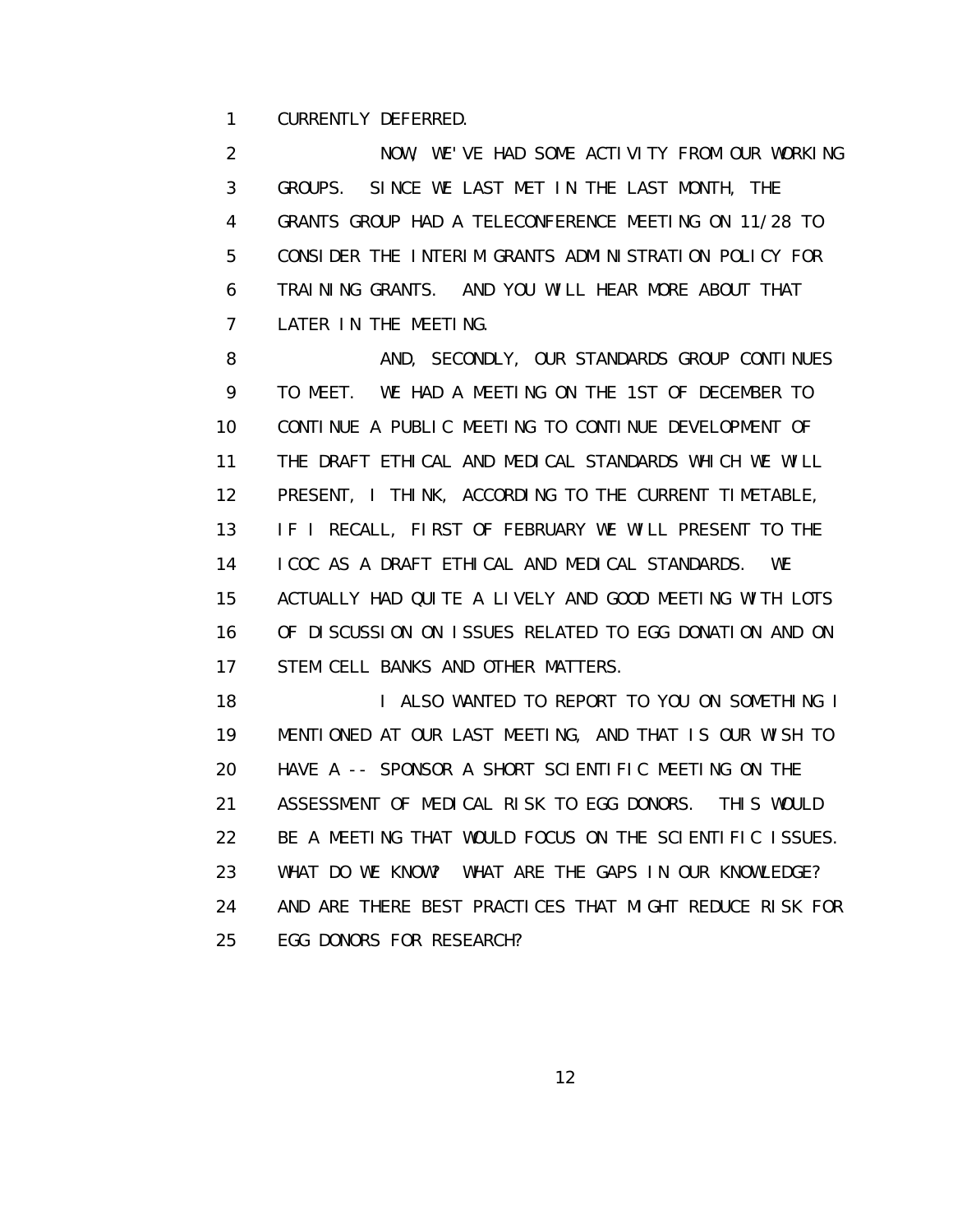CURRENTLY DEFERRED.

NOW, WE'VE HAD SOME ACTIVITY FROM OUR WORKING GROUPS. SINCE WE LAST MET IN THE LAST MONTH, THE GRANTS GROUP HAD A TELECONFERENCE MEETING ON 11/28 TO CONSIDER THE INTERIM GRANTS ADMINISTRATION POLICY FOR TRAINING GRANTS. AND YOU WILL HEAR MORE ABOUT THAT LATER IN THE MEETING.

AND, SECONDLY, OUR STANDARDS GROUP CONTINUES TO MEET. WE HAD A MEETING ON THE 1ST OF DECEMBER TO CONTINUE A PUBLIC MEETING TO CONTINUE DEVELOPMENT OF THE DRAFT ETHICAL AND MEDICAL STANDARDS WHICH WE WILL PRESENT, I THINK, ACCORDING TO THE CURRENT TIMETABLE, IF I RECALL, FIRST OF FEBRUARY WE WILL PRESENT TO THE ICOC AS A DRAFT ETHICAL AND MEDICAL STANDARDS. WE ACTUALLY HAD QUITE A LIVELY AND GOOD MEETING WITH LOTS OF DISCUSSION ON ISSUES RELATED TO EGG DONATION AND ON STEM CELL BANKS AND OTHER MATTERS.

I ALSO WANTED TO REPORT TO YOU ON SOMETHING I MENTIONED AT OUR LAST MEETING, AND THAT IS OUR WISH TO HAVE A -- SPONSOR A SHORT SCIENTIFIC MEETING ON THE ASSESSMENT OF MEDICAL RISK TO EGG DONORS. THIS WOULD BE A MEETING THAT WOULD FOCUS ON THE SCIENTIFIC ISSUES. WHAT DO WE KNOW? WHAT ARE THE GAPS IN OUR KNOWLEDGE? AND ARE THERE BEST PRACTICES THAT MIGHT REDUCE RISK FOR EGG DONORS FOR RESEARCH?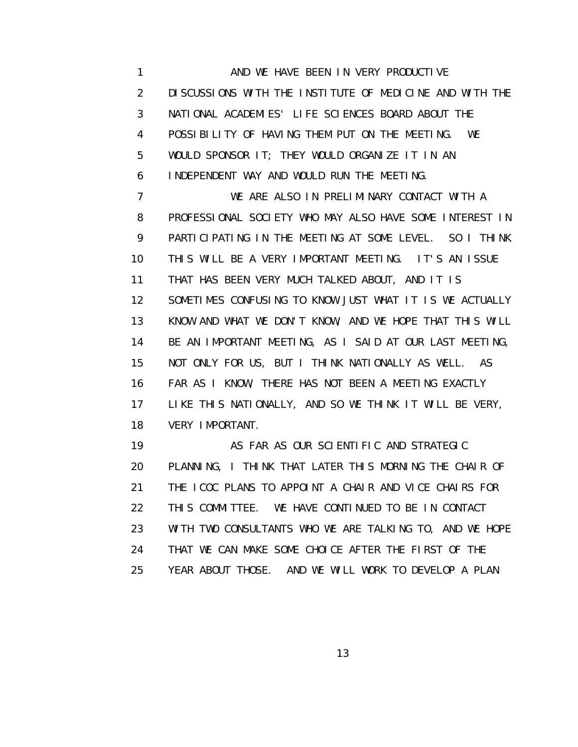AND WE HAVE BEEN IN VERY PRODUCTIVE DISCUSSIONS WITH THE INSTITUTE OF MEDICINE AND WITH THE NATIONAL ACADEMIES' LIFE SCIENCES BOARD ABOUT THE POSSIBILITY OF HAVING THEM PUT ON THE MEETING. WE WOULD SPONSOR IT; THEY WOULD ORGANIZE IT IN AN INDEPENDENT WAY AND WOULD RUN THE MEETING.

WE ARE ALSO IN PRELIMINARY CONTACT WITH A PROFESSIONAL SOCIETY WHO MAY ALSO HAVE SOME INTEREST IN PARTICIPATING IN THE MEETING AT SOME LEVEL. SO I THINK THIS WILL BE A VERY IMPORTANT MEETING. IT'S AN ISSUE THAT HAS BEEN VERY MUCH TALKED ABOUT, AND IT IS SOMETIMES CONFUSING TO KNOW JUST WHAT IT IS WE ACTUALLY KNOW AND WHAT WE DON'T KNOW, AND WE HOPE THAT THIS WILL BE AN IMPORTANT MEETING, AS I SAID AT OUR LAST MEETING, NOT ONLY FOR US, BUT I THINK NATIONALLY AS WELL. AS FAR AS I KNOW, THERE HAS NOT BEEN A MEETING EXACTLY LIKE THIS NATIONALLY, AND SO WE THINK IT WILL BE VERY, VERY IMPORTANT.

AS FAR AS OUR SCIENTIFIC AND STRATEGIC PLANNING, I THINK THAT LATER THIS MORNING THE CHAIR OF THE ICOC PLANS TO APPOINT A CHAIR AND VICE CHAIRS FOR THIS COMMITTEE. WE HAVE CONTINUED TO BE IN CONTACT WITH TWO CONSULTANTS WHO WE ARE TALKING TO, AND WE HOPE THAT WE CAN MAKE SOME CHOICE AFTER THE FIRST OF THE YEAR ABOUT THOSE. AND WE WILL WORK TO DEVELOP A PLAN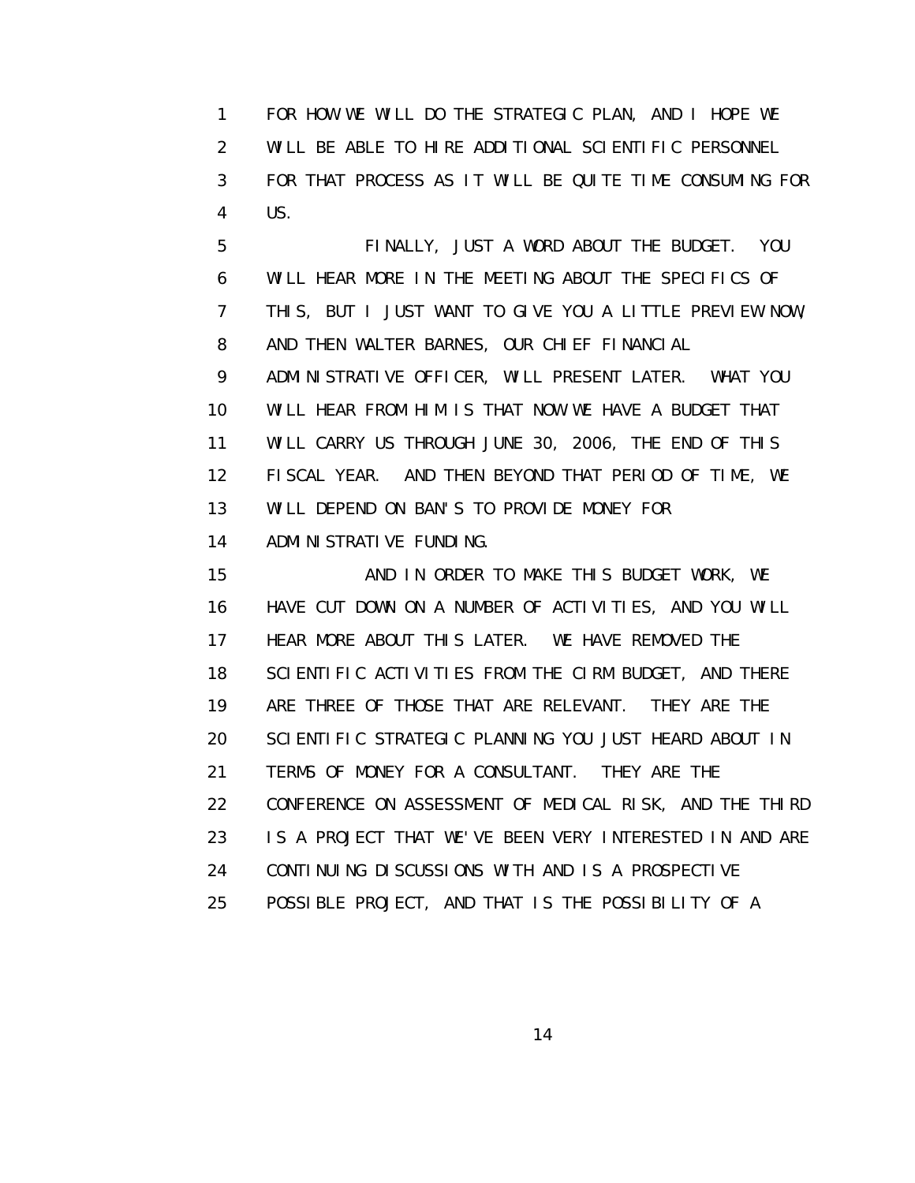FOR HOW WE WILL DO THE STRATEGIC PLAN, AND I HOPE WE WILL BE ABLE TO HIRE ADDITIONAL SCIENTIFIC PERSONNEL FOR THAT PROCESS AS IT WILL BE QUITE TIME CONSUMING FOR US.

FINALLY, JUST A WORD ABOUT THE BUDGET. YOU WILL HEAR MORE IN THE MEETING ABOUT THE SPECIFICS OF THIS, BUT I JUST WANT TO GIVE YOU A LITTLE PREVIEW NOW, AND THEN WALTER BARNES, OUR CHIEF FINANCIAL ADMINISTRATIVE OFFICER, WILL PRESENT LATER. WHAT YOU WILL HEAR FROM HIM IS THAT NOW WE HAVE A BUDGET THAT WILL CARRY US THROUGH JUNE 30, 2006, THE END OF THIS FISCAL YEAR. AND THEN BEYOND THAT PERIOD OF TIME, WE WILL DEPEND ON BAN'S TO PROVIDE MONEY FOR ADMINISTRATIVE FUNDING.

AND IN ORDER TO MAKE THIS BUDGET WORK, WE HAVE CUT DOWN ON A NUMBER OF ACTIVITIES, AND YOU WILL HEAR MORE ABOUT THIS LATER. WE HAVE REMOVED THE SCIENTIFIC ACTIVITIES FROM THE CIRM BUDGET, AND THERE ARE THREE OF THOSE THAT ARE RELEVANT. THEY ARE THE SCIENTIFIC STRATEGIC PLANNING YOU JUST HEARD ABOUT IN TERMS OF MONEY FOR A CONSULTANT. THEY ARE THE CONFERENCE ON ASSESSMENT OF MEDICAL RISK, AND THE THIRD IS A PROJECT THAT WE'VE BEEN VERY INTERESTED IN AND ARE CONTINUING DISCUSSIONS WITH AND IS A PROSPECTIVE POSSIBLE PROJECT, AND THAT IS THE POSSIBILITY OF A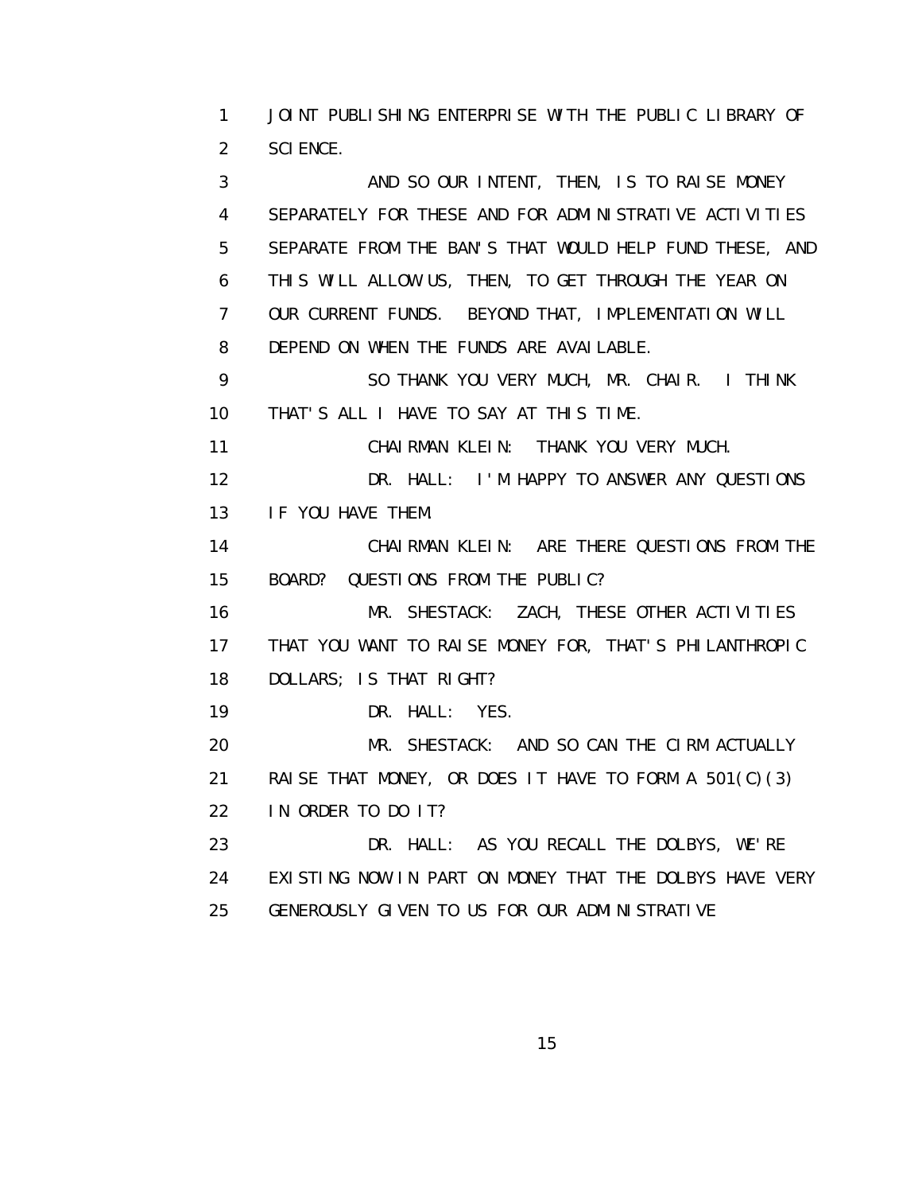JOINT PUBLISHING ENTERPRISE WITH THE PUBLIC LIBRARY OF SCIENCE.

AND SO OUR INTENT, THEN, IS TO RAISE MONEY SEPARATELY FOR THESE AND FOR ADMINISTRATIVE ACTIVITIES SEPARATE FROM THE BAN'S THAT WOULD HELP FUND THESE, AND THIS WILL ALLOW US, THEN, TO GET THROUGH THE YEAR ON OUR CURRENT FUNDS. BEYOND THAT, IMPLEMENTATION WILL DEPEND ON WHEN THE FUNDS ARE AVAILABLE.

SO THANK YOU VERY MUCH, MR. CHAIR. I THINK THAT'S ALL I HAVE TO SAY AT THIS TIME.

CHAIRMAN KLEIN: THANK YOU VERY MUCH.

DR. HALL: I'M HAPPY TO ANSWER ANY QUESTIONS IF YOU HAVE THEM.

CHAIRMAN KLEIN: ARE THERE QUESTIONS FROM THE BOARD? QUESTIONS FROM THE PUBLIC?

MR. SHESTACK: ZACH, THESE OTHER ACTIVITIES THAT YOU WANT TO RAISE MONEY FOR, THAT'S PHILANTHROPIC DOLLARS; IS THAT RIGHT?

DR. HALL: YES.

MR. SHESTACK: AND SO CAN THE CIRM ACTUALLY RAISE THAT MONEY, OR DOES IT HAVE TO FORM A 501(C)(3) IN ORDER TO DO IT?

DR. HALL: AS YOU RECALL THE DOLBYS, WE'RE EXISTING NOW IN PART ON MONEY THAT THE DOLBYS HAVE VERY GENEROUSLY GIVEN TO US FOR OUR ADMINISTRATIVE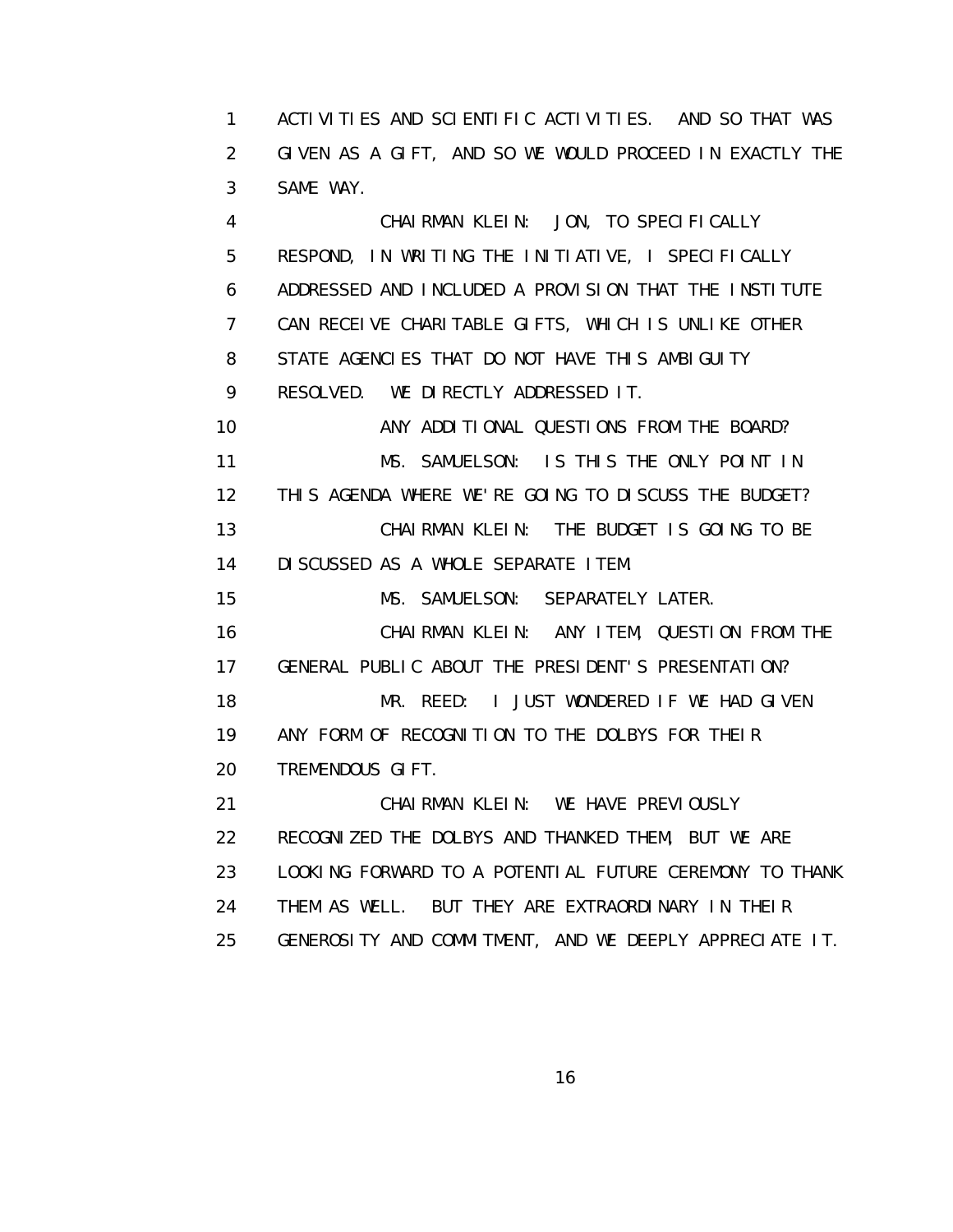ACTIVITIES AND SCIENTIFIC ACTIVITIES. AND SO THAT WAS GIVEN AS A GIFT, AND SO WE WOULD PROCEED IN EXACTLY THE SAME WAY.

CHAIRMAN KLEIN: JON, TO SPECIFICALLY RESPOND, IN WRITING THE INITIATIVE, I SPECIFICALLY ADDRESSED AND INCLUDED A PROVISION THAT THE INSTITUTE CAN RECEIVE CHARITABLE GIFTS, WHICH IS UNLIKE OTHER STATE AGENCIES THAT DO NOT HAVE THIS AMBIGUITY RESOLVED. WE DIRECTLY ADDRESSED IT.

ANY ADDITIONAL QUESTIONS FROM THE BOARD?

MS. SAMUELSON: IS THIS THE ONLY POINT IN THIS AGENDA WHERE WE'RE GOING TO DISCUSS THE BUDGET?

CHAIRMAN KLEIN: THE BUDGET IS GOING TO BE DISCUSSED AS A WHOLE SEPARATE ITEM.

MS. SAMUELSON: SEPARATELY LATER.

CHAIRMAN KLEIN: ANY ITEM, QUESTION FROM THE GENERAL PUBLIC ABOUT THE PRESIDENT'S PRESENTATION?

MR. REED: I JUST WONDERED IF WE HAD GIVEN ANY FORM OF RECOGNITION TO THE DOLBYS FOR THEIR TREMENDOUS GIFT.

CHAIRMAN KLEIN: WE HAVE PREVIOUSLY RECOGNIZED THE DOLBYS AND THANKED THEM, BUT WE ARE LOOKING FORWARD TO A POTENTIAL FUTURE CEREMONY TO THANK THEM AS WELL. BUT THEY ARE EXTRAORDINARY IN THEIR GENEROSITY AND COMMITMENT, AND WE DEEPLY APPRECIATE IT.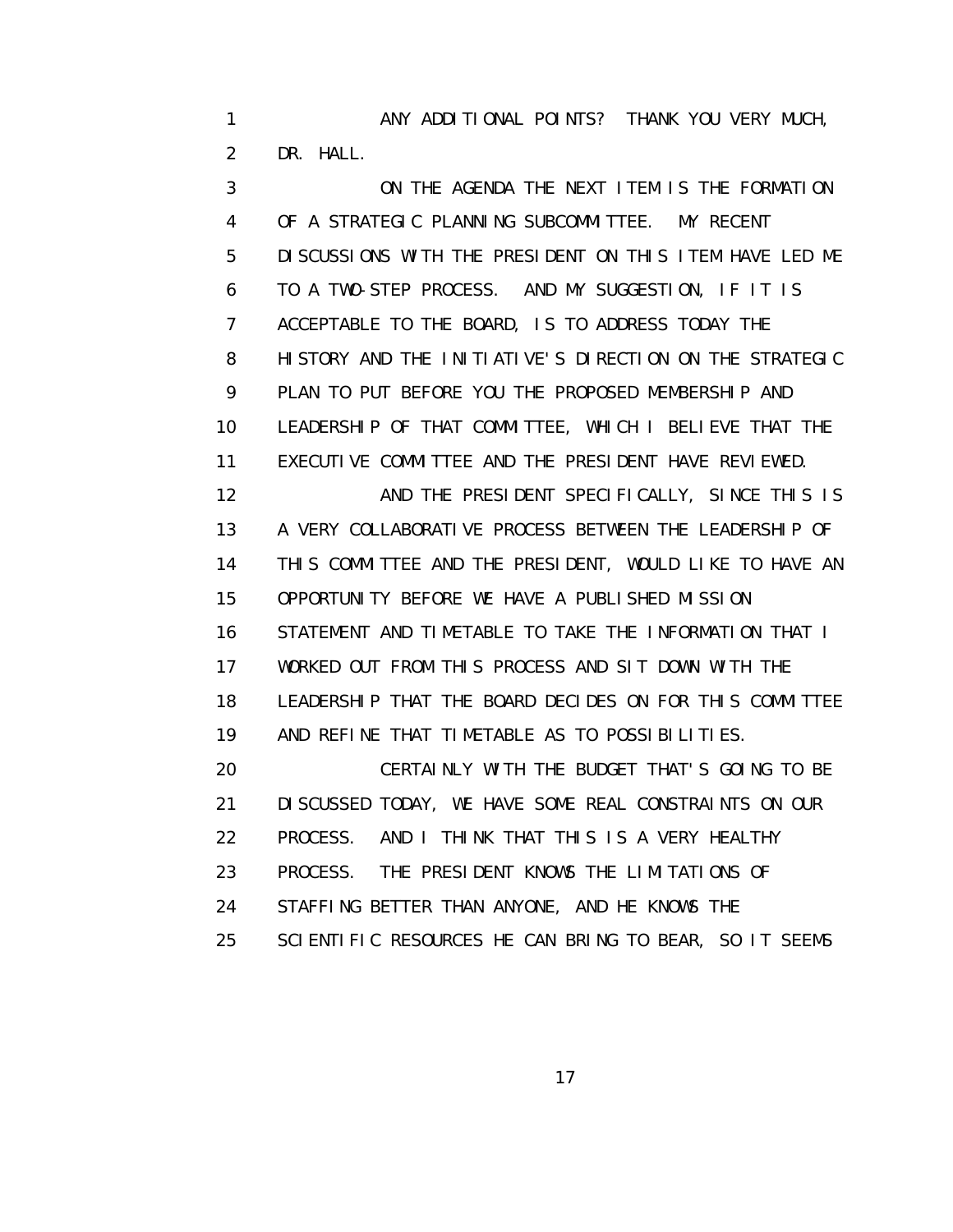ANY ADDITIONAL POINTS? THANK YOU VERY MUCH, DR. HALL.

ON THE AGENDA THE NEXT ITEM IS THE FORMATION OF A STRATEGIC PLANNING SUBCOMMITTEE. MY RECENT DISCUSSIONS WITH THE PRESIDENT ON THIS ITEM HAVE LED ME TO A TWO-STEP PROCESS. AND MY SUGGESTION, IF IT IS ACCEPTABLE TO THE BOARD, IS TO ADDRESS TODAY THE HISTORY AND THE INITIATIVE'S DIRECTION ON THE STRATEGIC PLAN TO PUT BEFORE YOU THE PROPOSED MEMBERSHIP AND LEADERSHIP OF THAT COMMITTEE, WHICH I BELIEVE THAT THE EXECUTIVE COMMITTEE AND THE PRESIDENT HAVE REVIEWED.

AND THE PRESIDENT SPECIFICALLY, SINCE THIS IS A VERY COLLABORATIVE PROCESS BETWEEN THE LEADERSHIP OF THIS COMMITTEE AND THE PRESIDENT, WOULD LIKE TO HAVE AN OPPORTUNITY BEFORE WE HAVE A PUBLISHED MISSION STATEMENT AND TIMETABLE TO TAKE THE INFORMATION THAT I WORKED OUT FROM THIS PROCESS AND SIT DOWN WITH THE LEADERSHIP THAT THE BOARD DECIDES ON FOR THIS COMMITTEE AND REFINE THAT TIMETABLE AS TO POSSIBILITIES.

CERTAINLY WITH THE BUDGET THAT'S GOING TO BE DISCUSSED TODAY, WE HAVE SOME REAL CONSTRAINTS ON OUR PROCESS. AND I THINK THAT THIS IS A VERY HEALTHY PROCESS. THE PRESIDENT KNOWS THE LIMITATIONS OF STAFFING BETTER THAN ANYONE, AND HE KNOWS THE SCIENTIFIC RESOURCES HE CAN BRING TO BEAR, SO IT SEEMS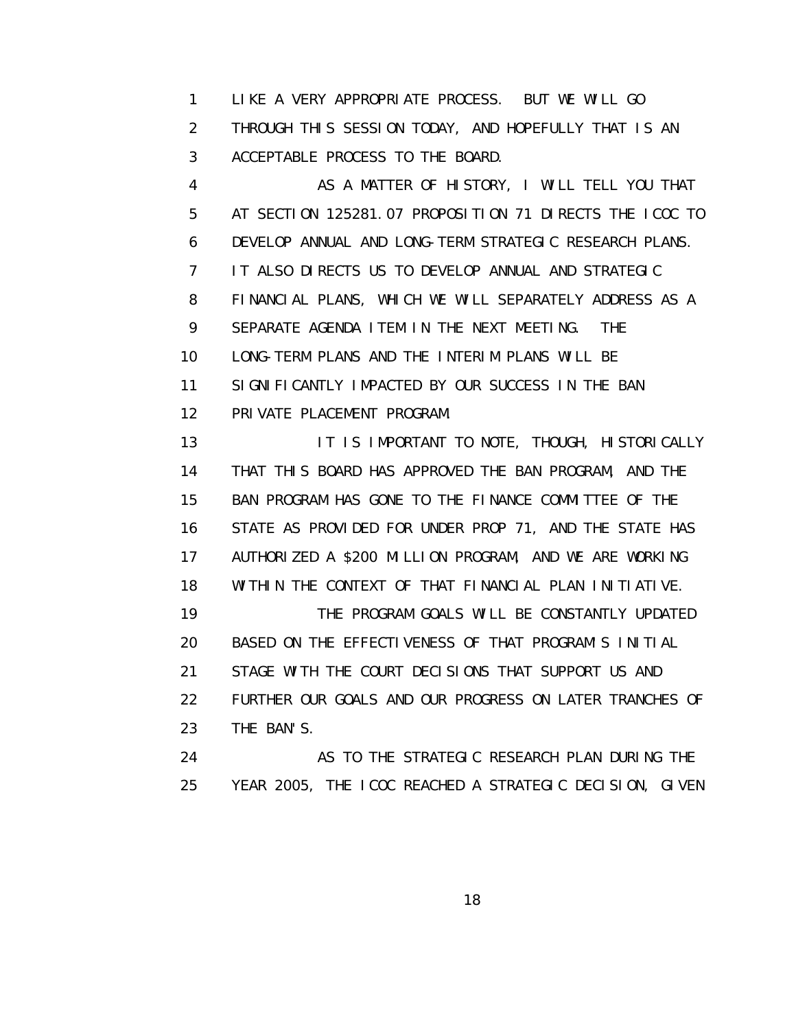LIKE A VERY APPROPRIATE PROCESS. BUT WE WILL GO THROUGH THIS SESSION TODAY, AND HOPEFULLY THAT IS AN ACCEPTABLE PROCESS TO THE BOARD.

AS A MATTER OF HISTORY, I WILL TELL YOU THAT AT SECTION 125281.07 PROPOSITION 71 DIRECTS THE ICOC TO DEVELOP ANNUAL AND LONG-TERM STRATEGIC RESEARCH PLANS. IT ALSO DIRECTS US TO DEVELOP ANNUAL AND STRATEGIC FINANCIAL PLANS, WHICH WE WILL SEPARATELY ADDRESS AS A SEPARATE AGENDA ITEM IN THE NEXT MEETING. THE LONG-TERM PLANS AND THE INTERIM PLANS WILL BE SIGNIFICANTLY IMPACTED BY OUR SUCCESS IN THE BAN PRIVATE PLACEMENT PROGRAM.

IT IS IMPORTANT TO NOTE, THOUGH, HISTORICALLY THAT THIS BOARD HAS APPROVED THE BAN PROGRAM, AND THE BAN PROGRAM HAS GONE TO THE FINANCE COMMITTEE OF THE STATE AS PROVIDED FOR UNDER PROP 71, AND THE STATE HAS AUTHORIZED A $200 MILLION PROGRAM, AND WE ARE WORKING WITHIN THE CONTEXT OF THAT FINANCIAL PLAN INITIATIVE.

THE PROGRAM GOALS WILL BE CONSTANTLY UPDATED BASED ON THE EFFECTIVENESS OF THAT PROGRAM'S INITIAL STAGE WITH THE COURT DECISIONS THAT SUPPORT US AND FURTHER OUR GOALS AND OUR PROGRESS ON LATER TRANCHES OF THE BAN'S.

AS TO THE STRATEGIC RESEARCH PLAN DURING THE YEAR 2005, THE ICOC REACHED A STRATEGIC DECISION, GIVEN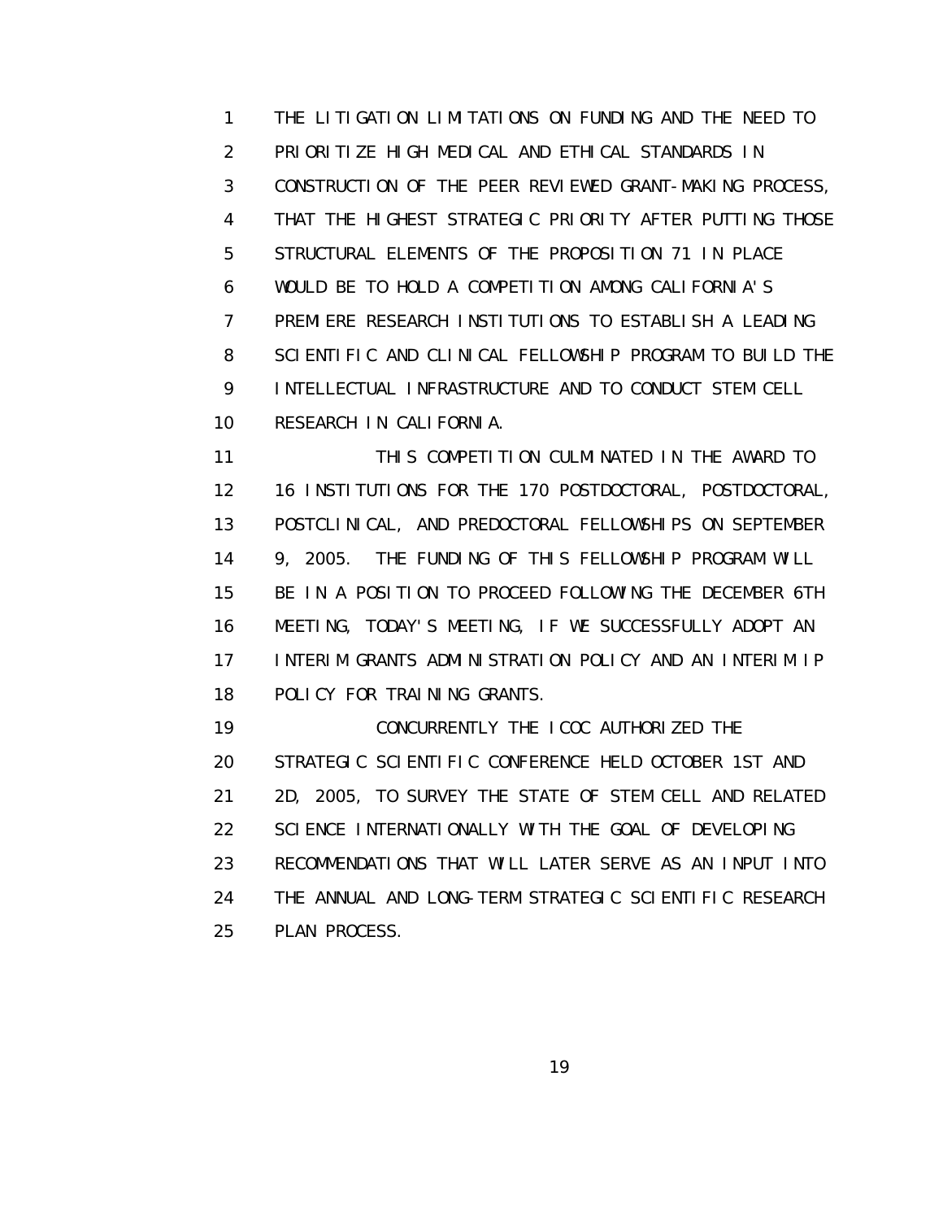THE LITIGATION LIMITATIONS ON FUNDING AND THE NEED TO PRIORITIZE HIGH MEDICAL AND ETHICAL STANDARDS IN CONSTRUCTION OF THE PEER REVIEWED GRANT-MAKING PROCESS, THAT THE HIGHEST STRATEGIC PRIORITY AFTER PUTTING THOSE STRUCTURAL ELEMENTS OF THE PROPOSITION 71 IN PLACE WOULD BE TO HOLD A COMPETITION AMONG CALIFORNIA'S PREMIERE RESEARCH INSTITUTIONS TO ESTABLISH A LEADING SCIENTIFIC AND CLINICAL FELLOWSHIP PROGRAM TO BUILD THE INTELLECTUAL INFRASTRUCTURE AND TO CONDUCT STEM CELL RESEARCH IN CALIFORNIA.

THIS COMPETITION CULMINATED IN THE AWARD TO 16 INSTITUTIONS FOR THE 170 POSTDOCTORAL, POSTDOCTORAL, POSTCLINICAL, AND PREDOCTORAL FELLOWSHIPS ON SEPTEMBER 9, 2005. THE FUNDING OF THIS FELLOWSHIP PROGRAM WILL BE IN A POSITION TO PROCEED FOLLOWING THE DECEMBER 6TH MEETING, TODAY'S MEETING, IF WE SUCCESSFULLY ADOPT AN INTERIM GRANTS ADMINISTRATION POLICY AND AN INTERIM IP POLICY FOR TRAINING GRANTS.

CONCURRENTLY THE ICOC AUTHORIZED THE STRATEGIC SCIENTIFIC CONFERENCE HELD OCTOBER 1ST AND 2D, 2005, TO SURVEY THE STATE OF STEM CELL AND RELATED SCIENCE INTERNATIONALLY WITH THE GOAL OF DEVELOPING RECOMMENDATIONS THAT WILL LATER SERVE AS AN INPUT INTO THE ANNUAL AND LONG-TERM STRATEGIC SCIENTIFIC RESEARCH PLAN PROCESS.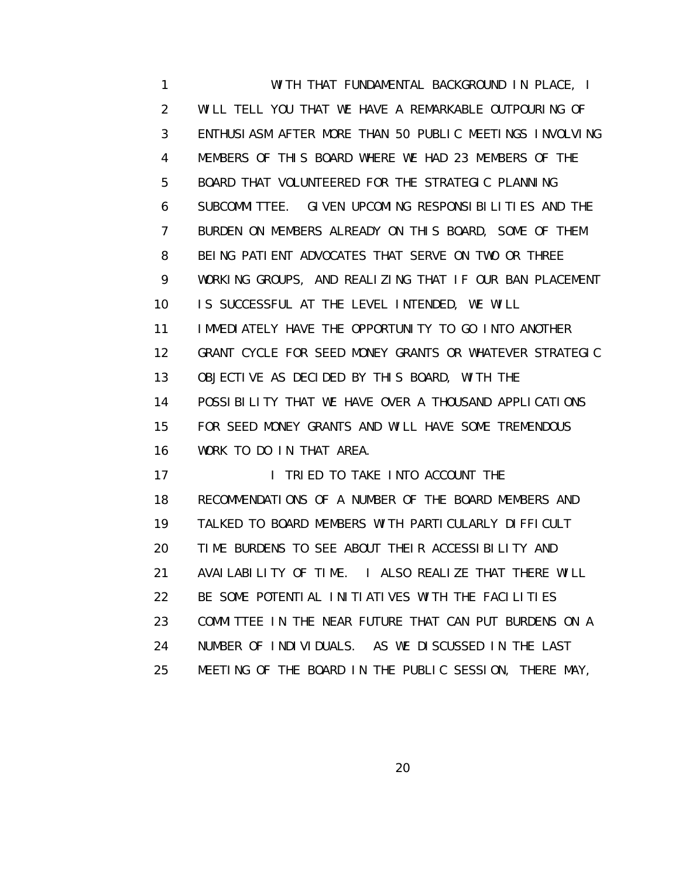WITH THAT FUNDAMENTAL BACKGROUND IN PLACE, I WILL TELL YOU THAT WE HAVE A REMARKABLE OUTPOURING OF ENTHUSIASM AFTER MORE THAN 50 PUBLIC MEETINGS INVOLVING MEMBERS OF THIS BOARD WHERE WE HAD 23 MEMBERS OF THE BOARD THAT VOLUNTEERED FOR THE STRATEGIC PLANNING SUBCOMMITTEE. GIVEN UPCOMING RESPONSIBILITIES AND THE BURDEN ON MEMBERS ALREADY ON THIS BOARD, SOME OF THEM BEING PATIENT ADVOCATES THAT SERVE ON TWO OR THREE WORKING GROUPS, AND REALIZING THAT IF OUR BAN PLACEMENT IS SUCCESSFUL AT THE LEVEL INTENDED, WE WILL IMMEDIATELY HAVE THE OPPORTUNITY TO GO INTO ANOTHER GRANT CYCLE FOR SEED MONEY GRANTS OR WHATEVER STRATEGIC OBJECTIVE AS DECIDED BY THIS BOARD, WITH THE POSSIBILITY THAT WE HAVE OVER A THOUSAND APPLICATIONS FOR SEED MONEY GRANTS AND WILL HAVE SOME TREMENDOUS WORK TO DO IN THAT AREA.

I TRIED TO TAKE INTO ACCOUNT THE RECOMMENDATIONS OF A NUMBER OF THE BOARD MEMBERS AND TALKED TO BOARD MEMBERS WITH PARTICULARLY DIFFICULT TIME BURDENS TO SEE ABOUT THEIR ACCESSIBILITY AND AVAILABILITY OF TIME. I ALSO REALIZE THAT THERE WILL BE SOME POTENTIAL INITIATIVES WITH THE FACILITIES COMMITTEE IN THE NEAR FUTURE THAT CAN PUT BURDENS ON A NUMBER OF INDIVIDUALS. AS WE DISCUSSED IN THE LAST MEETING OF THE BOARD IN THE PUBLIC SESSION, THERE MAY,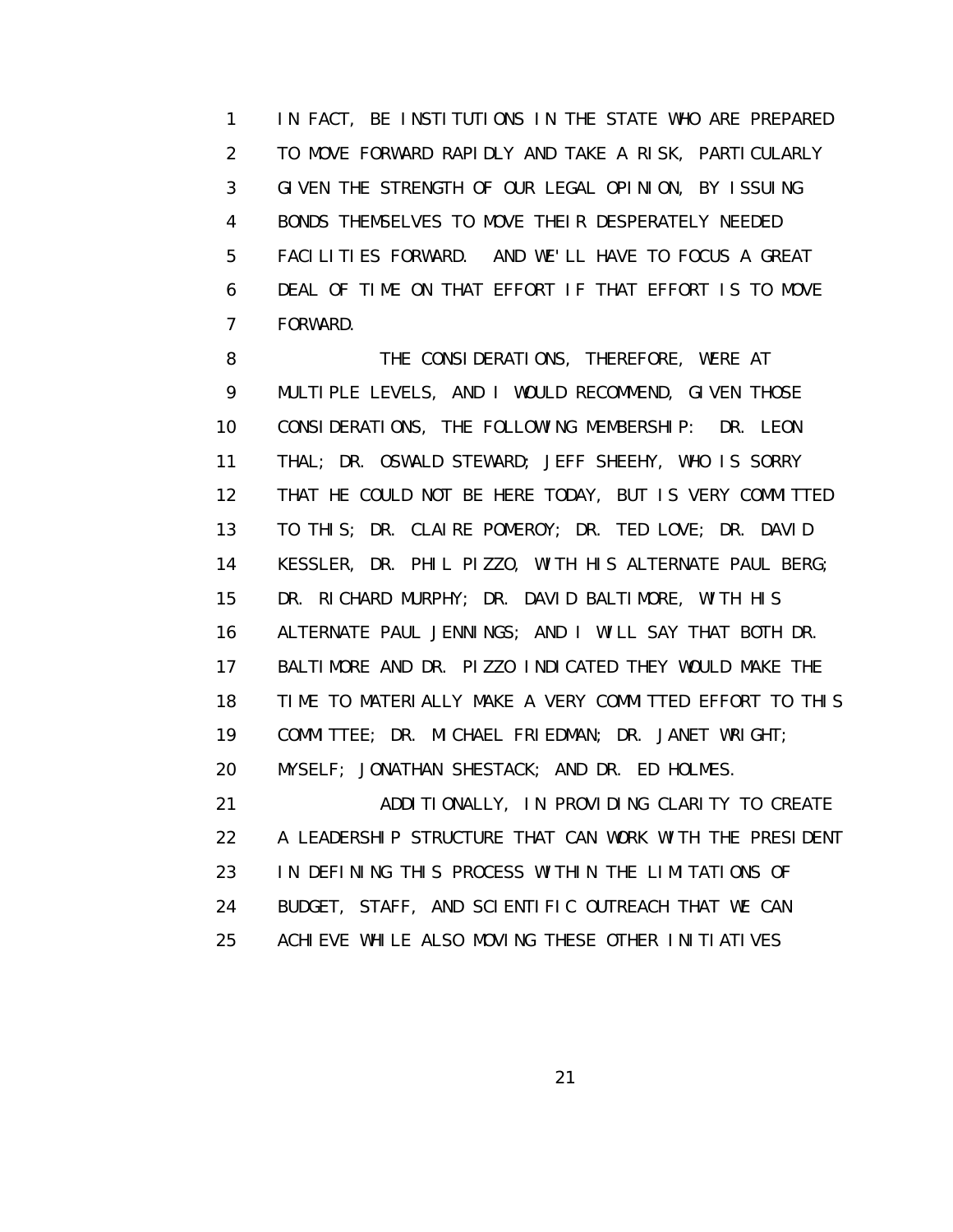IN FACT, BE INSTITUTIONS IN THE STATE WHO ARE PREPARED TO MOVE FORWARD RAPIDLY AND TAKE A RISK, PARTICULARLY GIVEN THE STRENGTH OF OUR LEGAL OPINION, BY ISSUING BONDS THEMSELVES TO MOVE THEIR DESPERATELY NEEDED FACILITIES FORWARD. AND WE'LL HAVE TO FOCUS A GREAT DEAL OF TIME ON THAT EFFORT IF THAT EFFORT IS TO MOVE FORWARD.

THE CONSIDERATIONS, THEREFORE, WERE AT MULTIPLE LEVELS, AND I WOULD RECOMMEND, GIVEN THOSE CONSIDERATIONS, THE FOLLOWING MEMBERSHIP: DR. LEON THAL; DR. OSWALD STEWARD; JEFF SHEEHY, WHO IS SORRY THAT HE COULD NOT BE HERE TODAY, BUT IS VERY COMMITTED TO THIS; DR. CLAIRE POMEROY; DR. TED LOVE; DR. DAVID KESSLER, DR. PHIL PIZZO, WITH HIS ALTERNATE PAUL BERG; DR. RICHARD MURPHY; DR. DAVID BALTIMORE, WITH HIS ALTERNATE PAUL JENNINGS; AND I WILL SAY THAT BOTH DR. BALTIMORE AND DR. PIZZO INDICATED THEY WOULD MAKE THE TIME TO MATERIALLY MAKE A VERY COMMITTED EFFORT TO THIS COMMITTEE; DR. MICHAEL FRIEDMAN; DR. JANET WRIGHT; MYSELF; JONATHAN SHESTACK; AND DR. ED HOLMES.

ADDITIONALLY, IN PROVIDING CLARITY TO CREATE A LEADERSHIP STRUCTURE THAT CAN WORK WITH THE PRESIDENT IN DEFINING THIS PROCESS WITHIN THE LIMITATIONS OF BUDGET, STAFF, AND SCIENTIFIC OUTREACH THAT WE CAN ACHIEVE WHILE ALSO MOVING THESE OTHER INITIATIVES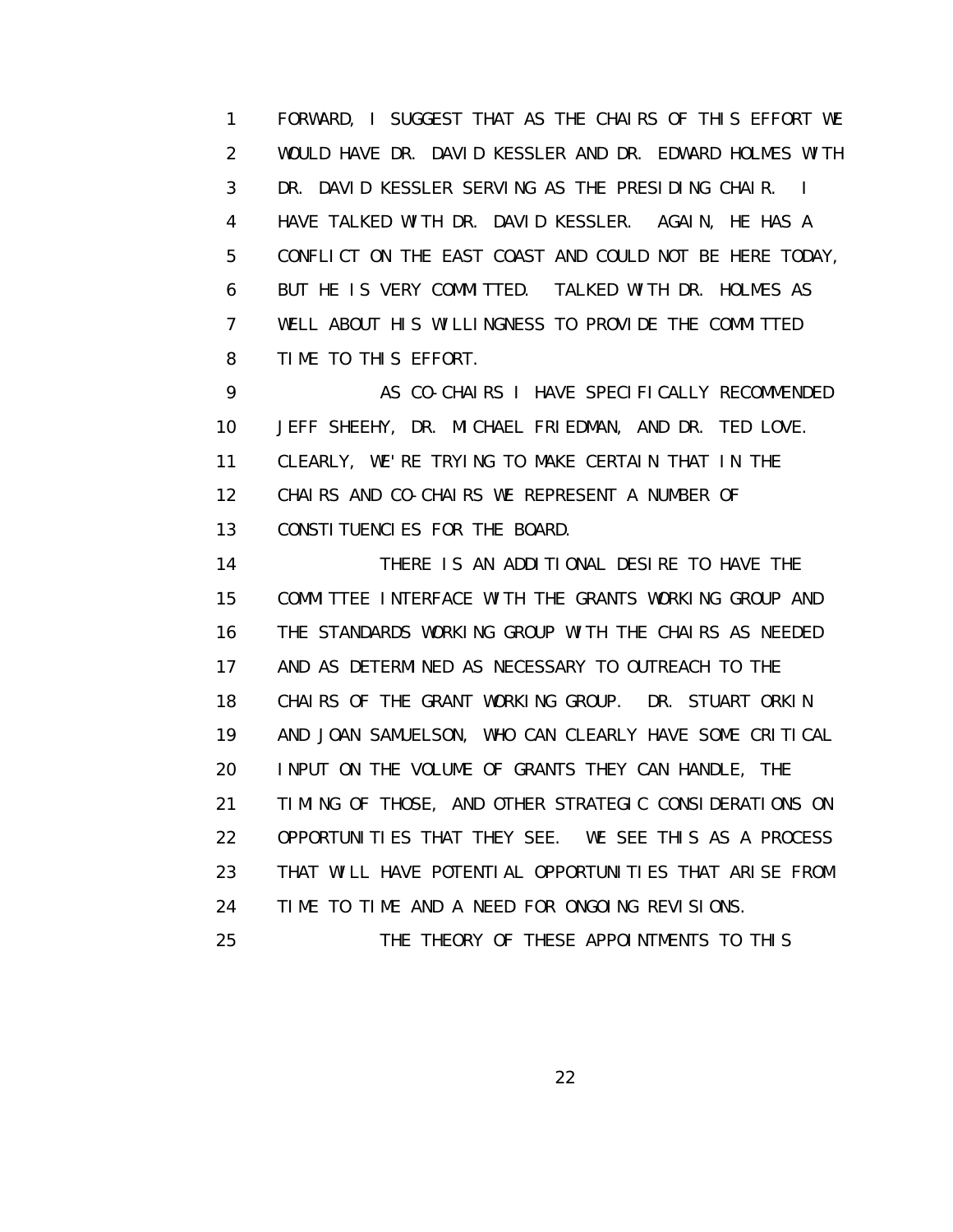FORWARD, I SUGGEST THAT AS THE CHAIRS OF THIS EFFORT WE WOULD HAVE DR. DAVID KESSLER AND DR. EDWARD HOLMES WITH DR. DAVID KESSLER SERVING AS THE PRESIDING CHAIR. I HAVE TALKED WITH DR. DAVID KESSLER. AGAIN, HE HAS A CONFLICT ON THE EAST COAST AND COULD NOT BE HERE TODAY, BUT HE IS VERY COMMITTED. TALKED WITH DR. HOLMES AS WELL ABOUT HIS WILLINGNESS TO PROVIDE THE COMMITTED TIME TO THIS EFFORT.

AS CO-CHAIRS I HAVE SPECIFICALLY RECOMMENDED JEFF SHEEHY, DR. MICHAEL FRIEDMAN, AND DR. TED LOVE. CLEARLY, WE'RE TRYING TO MAKE CERTAIN THAT IN THE CHAIRS AND CO-CHAIRS WE REPRESENT A NUMBER OF CONSTITUENCIES FOR THE BOARD.

THERE IS AN ADDITIONAL DESIRE TO HAVE THE COMMITTEE INTERFACE WITH THE GRANTS WORKING GROUP AND THE STANDARDS WORKING GROUP WITH THE CHAIRS AS NEEDED AND AS DETERMINED AS NECESSARY TO OUTREACH TO THE CHAIRS OF THE GRANT WORKING GROUP. DR. STUART ORKIN AND JOAN SAMUELSON, WHO CAN CLEARLY HAVE SOME CRITICAL INPUT ON THE VOLUME OF GRANTS THEY CAN HANDLE, THE TIMING OF THOSE, AND OTHER STRATEGIC CONSIDERATIONS ON OPPORTUNITIES THAT THEY SEE. WE SEE THIS AS A PROCESS THAT WILL HAVE POTENTIAL OPPORTUNITIES THAT ARISE FROM TIME TO TIME AND A NEED FOR ONGOING REVISIONS.

THE THEORY OF THESE APPOINTMENTS TO THIS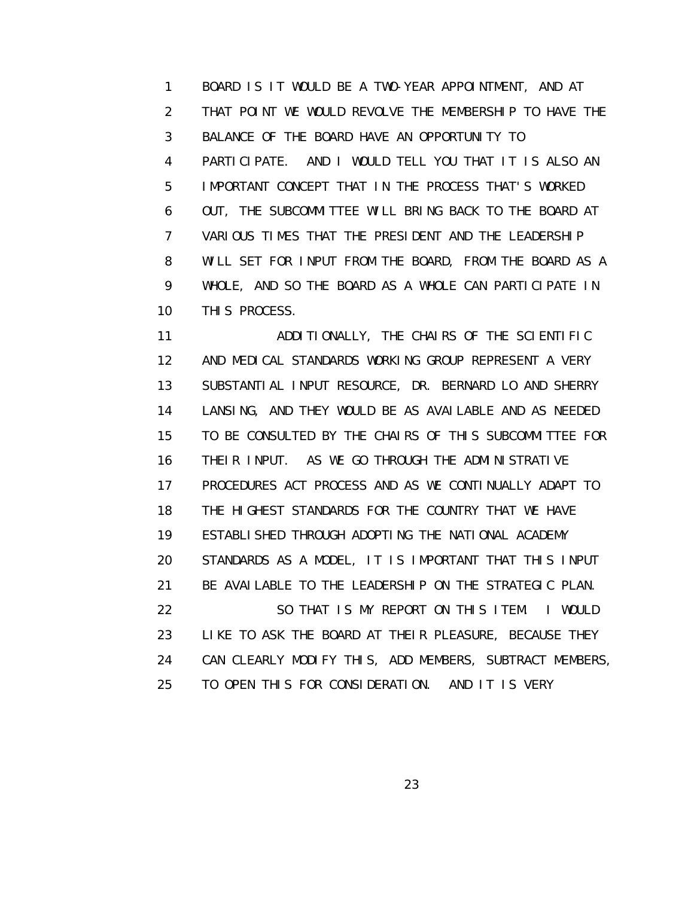BOARD IS IT WOULD BE A TWO-YEAR APPOINTMENT, AND AT THAT POINT WE WOULD REVOLVE THE MEMBERSHIP TO HAVE THE BALANCE OF THE BOARD HAVE AN OPPORTUNITY TO PARTICIPATE. AND I WOULD TELL YOU THAT IT IS ALSO AN IMPORTANT CONCEPT THAT IN THE PROCESS THAT'S WORKED OUT, THE SUBCOMMITTEE WILL BRING BACK TO THE BOARD AT VARIOUS TIMES THAT THE PRESIDENT AND THE LEADERSHIP WILL SET FOR INPUT FROM THE BOARD, FROM THE BOARD AS A WHOLE, AND SO THE BOARD AS A WHOLE CAN PARTICIPATE IN THIS PROCESS.

ADDITIONALLY, THE CHAIRS OF THE SCIENTIFIC AND MEDICAL STANDARDS WORKING GROUP REPRESENT A VERY SUBSTANTIAL INPUT RESOURCE, DR. BERNARD LO AND SHERRY LANSING, AND THEY WOULD BE AS AVAILABLE AND AS NEEDED TO BE CONSULTED BY THE CHAIRS OF THIS SUBCOMMITTEE FOR THEIR INPUT. AS WE GO THROUGH THE ADMINISTRATIVE PROCEDURES ACT PROCESS AND AS WE CONTINUALLY ADAPT TO THE HIGHEST STANDARDS FOR THE COUNTRY THAT WE HAVE ESTABLISHED THROUGH ADOPTING THE NATIONAL ACADEMY STANDARDS AS A MODEL, IT IS IMPORTANT THAT THIS INPUT BE AVAILABLE TO THE LEADERSHIP ON THE STRATEGIC PLAN.

SO THAT IS MY REPORT ON THIS ITEM. I WOULD LIKE TO ASK THE BOARD AT THEIR PLEASURE, BECAUSE THEY CAN CLEARLY MODIFY THIS, ADD MEMBERS, SUBTRACT MEMBERS, TO OPEN THIS FOR CONSIDERATION. AND IT IS VERY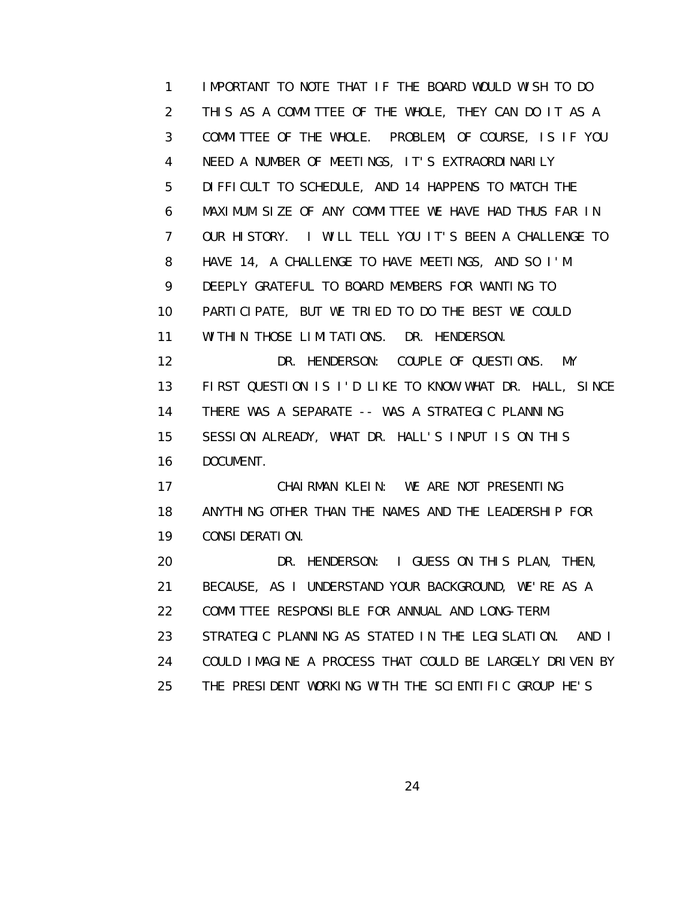IMPORTANT TO NOTE THAT IF THE BOARD WOULD WISH TO DO THIS AS A COMMITTEE OF THE WHOLE, THEY CAN DO IT AS A COMMITTEE OF THE WHOLE. PROBLEM, OF COURSE, IS IF YOU NEED A NUMBER OF MEETINGS, IT'S EXTRAORDINARILY DIFFICULT TO SCHEDULE, AND 14 HAPPENS TO MATCH THE MAXIMUM SIZE OF ANY COMMITTEE WE HAVE HAD THUS FAR IN OUR HISTORY. I WILL TELL YOU IT'S BEEN A CHALLENGE TO HAVE 14, A CHALLENGE TO HAVE MEETINGS, AND SO I'M DEEPLY GRATEFUL TO BOARD MEMBERS FOR WANTING TO PARTICIPATE, BUT WE TRIED TO DO THE BEST WE COULD WITHIN THOSE LIMITATIONS. DR. HENDERSON.

DR. HENDERSON: COUPLE OF QUESTIONS. MY FIRST QUESTION IS I'D LIKE TO KNOW WHAT DR. HALL, SINCE THERE WAS A SEPARATE -- WAS A STRATEGIC PLANNING SESSION ALREADY, WHAT DR. HALL'S INPUT IS ON THIS DOCUMENT.

CHAIRMAN KLEIN: WE ARE NOT PRESENTING ANYTHING OTHER THAN THE NAMES AND THE LEADERSHIP FOR CONSIDERATION.

DR. HENDERSON: I GUESS ON THIS PLAN, THEN, BECAUSE, AS I UNDERSTAND YOUR BACKGROUND, WE'RE AS A COMMITTEE RESPONSIBLE FOR ANNUAL AND LONG-TERM STRATEGIC PLANNING AS STATED IN THE LEGISLATION. AND I COULD IMAGINE A PROCESS THAT COULD BE LARGELY DRIVEN BY THE PRESIDENT WORKING WITH THE SCIENTIFIC GROUP HE'S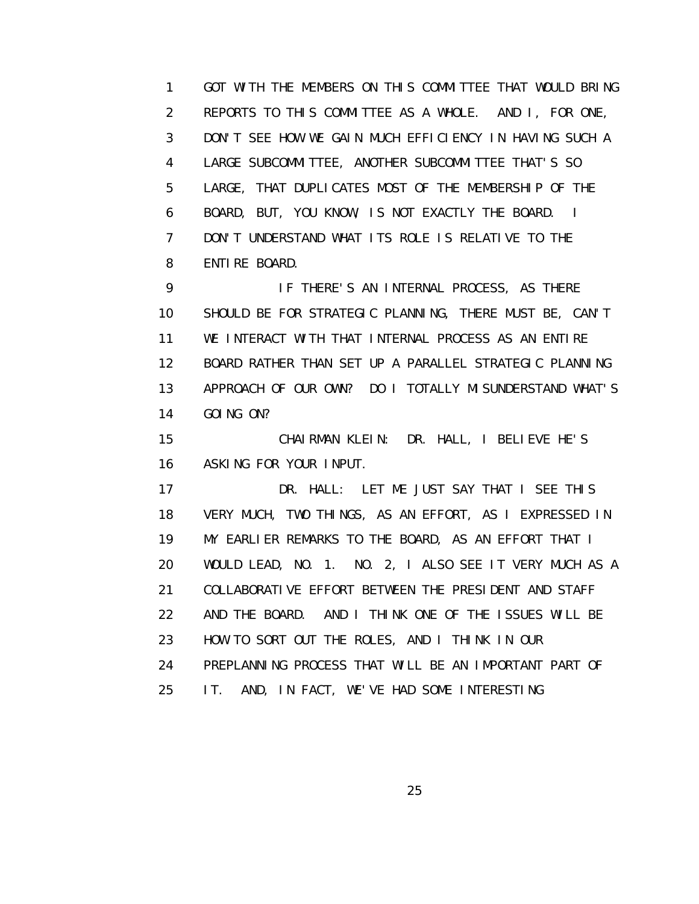GOT WITH THE MEMBERS ON THIS COMMITTEE THAT WOULD BRING REPORTS TO THIS COMMITTEE AS A WHOLE. AND I, FOR ONE, DON'T SEE HOW WE GAIN MUCH EFFICIENCY IN HAVING SUCH A LARGE SUBCOMMITTEE, ANOTHER SUBCOMMITTEE THAT'S SO LARGE, THAT DUPLICATES MOST OF THE MEMBERSHIP OF THE BOARD, BUT, YOU KNOW, IS NOT EXACTLY THE BOARD. I DON'T UNDERSTAND WHAT ITS ROLE IS RELATIVE TO THE ENTIRE BOARD.

IF THERE'S AN INTERNAL PROCESS, AS THERE SHOULD BE FOR STRATEGIC PLANNING, THERE MUST BE, CAN'T WE INTERACT WITH THAT INTERNAL PROCESS AS AN ENTIRE BOARD RATHER THAN SET UP A PARALLEL STRATEGIC PLANNING APPROACH OF OUR OWN? DO I TOTALLY MISUNDERSTAND WHAT'S GOING ON?

CHAIRMAN KLEIN: DR. HALL, I BELIEVE HE'S ASKING FOR YOUR INPUT.

DR. HALL: LET ME JUST SAY THAT I SEE THIS VERY MUCH, TWO THINGS, AS AN EFFORT, AS I EXPRESSED IN MY EARLIER REMARKS TO THE BOARD, AS AN EFFORT THAT I WOULD LEAD, NO. 1. NO. 2, I ALSO SEE IT VERY MUCH AS A COLLABORATIVE EFFORT BETWEEN THE PRESIDENT AND STAFF AND THE BOARD. AND I THINK ONE OF THE ISSUES WILL BE HOW TO SORT OUT THE ROLES, AND I THINK IN OUR PREPLANNING PROCESS THAT WILL BE AN IMPORTANT PART OF IT. AND, IN FACT, WE'VE HAD SOME INTERESTING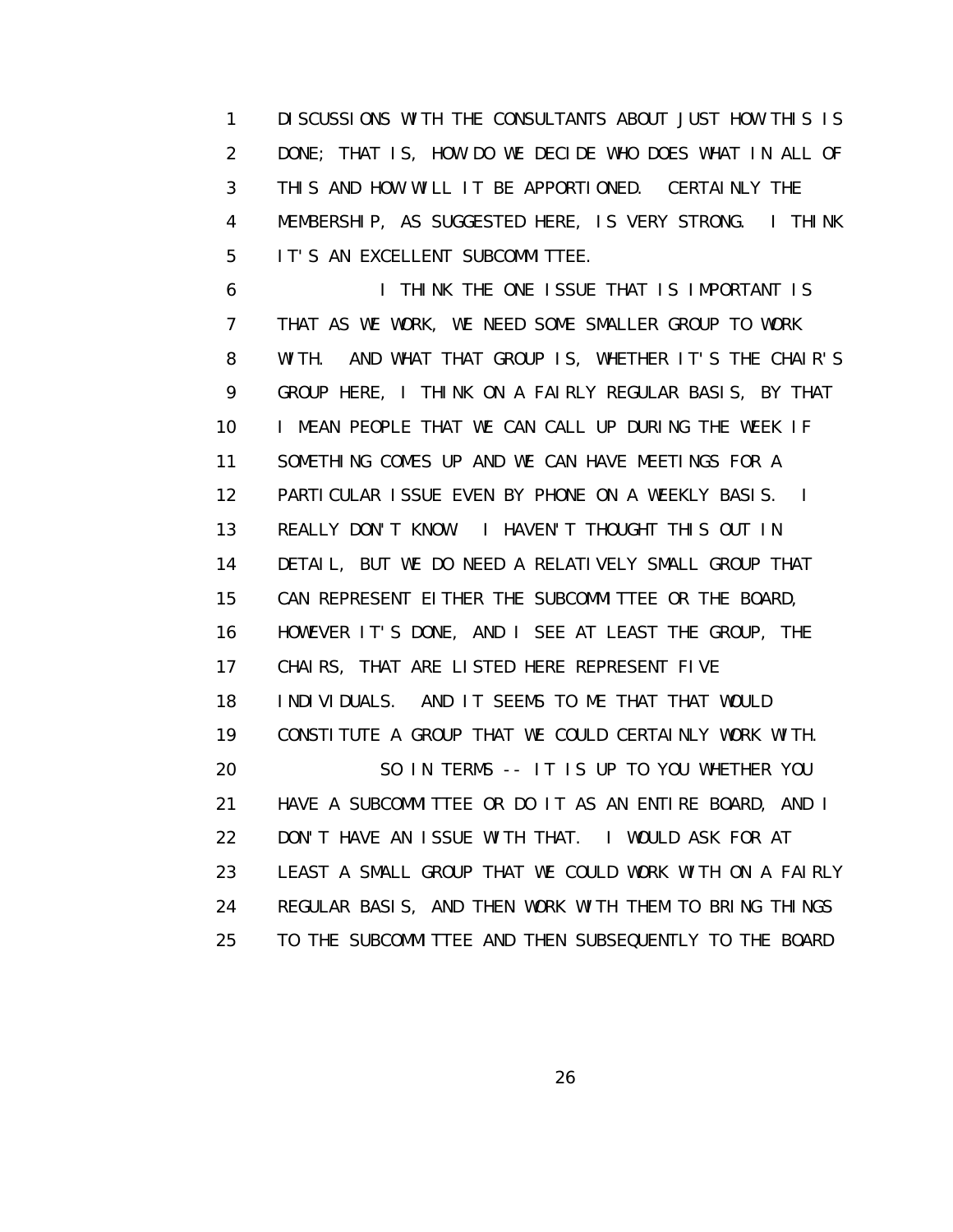DISCUSSIONS WITH THE CONSULTANTS ABOUT JUST HOW THIS IS DONE; THAT IS, HOW DO WE DECIDE WHO DOES WHAT IN ALL OF THIS AND HOW WILL IT BE APPORTIONED. CERTAINLY THE MEMBERSHIP, AS SUGGESTED HERE, IS VERY STRONG. I THINK IT'S AN EXCELLENT SUBCOMMITTEE.

I THINK THE ONE ISSUE THAT IS IMPORTANT IS THAT AS WE WORK, WE NEED SOME SMALLER GROUP TO WORK WITH. AND WHAT THAT GROUP IS, WHETHER IT'S THE CHAIR'S GROUP HERE, I THINK ON A FAIRLY REGULAR BASIS, BY THAT I MEAN PEOPLE THAT WE CAN CALL UP DURING THE WEEK IF SOMETHING COMES UP AND WE CAN HAVE MEETINGS FOR A PARTICULAR ISSUE EVEN BY PHONE ON A WEEKLY BASIS. I REALLY DON'T KNOW. I HAVEN'T THOUGHT THIS OUT IN DETAIL, BUT WE DO NEED A RELATIVELY SMALL GROUP THAT CAN REPRESENT EITHER THE SUBCOMMITTEE OR THE BOARD, HOWEVER IT'S DONE, AND I SEE AT LEAST THE GROUP, THE CHAIRS, THAT ARE LISTED HERE REPRESENT FIVE INDIVIDUALS. AND IT SEEMS TO ME THAT THAT WOULD CONSTITUTE A GROUP THAT WE COULD CERTAINLY WORK WITH.

SO IN TERMS -- IT IS UP TO YOU WHETHER YOU HAVE A SUBCOMMITTEE OR DO IT AS AN ENTIRE BOARD, AND I DON'T HAVE AN ISSUE WITH THAT. I WOULD ASK FOR AT LEAST A SMALL GROUP THAT WE COULD WORK WITH ON A FAIRLY REGULAR BASIS, AND THEN WORK WITH THEM TO BRING THINGS TO THE SUBCOMMITTEE AND THEN SUBSEQUENTLY TO THE BOARD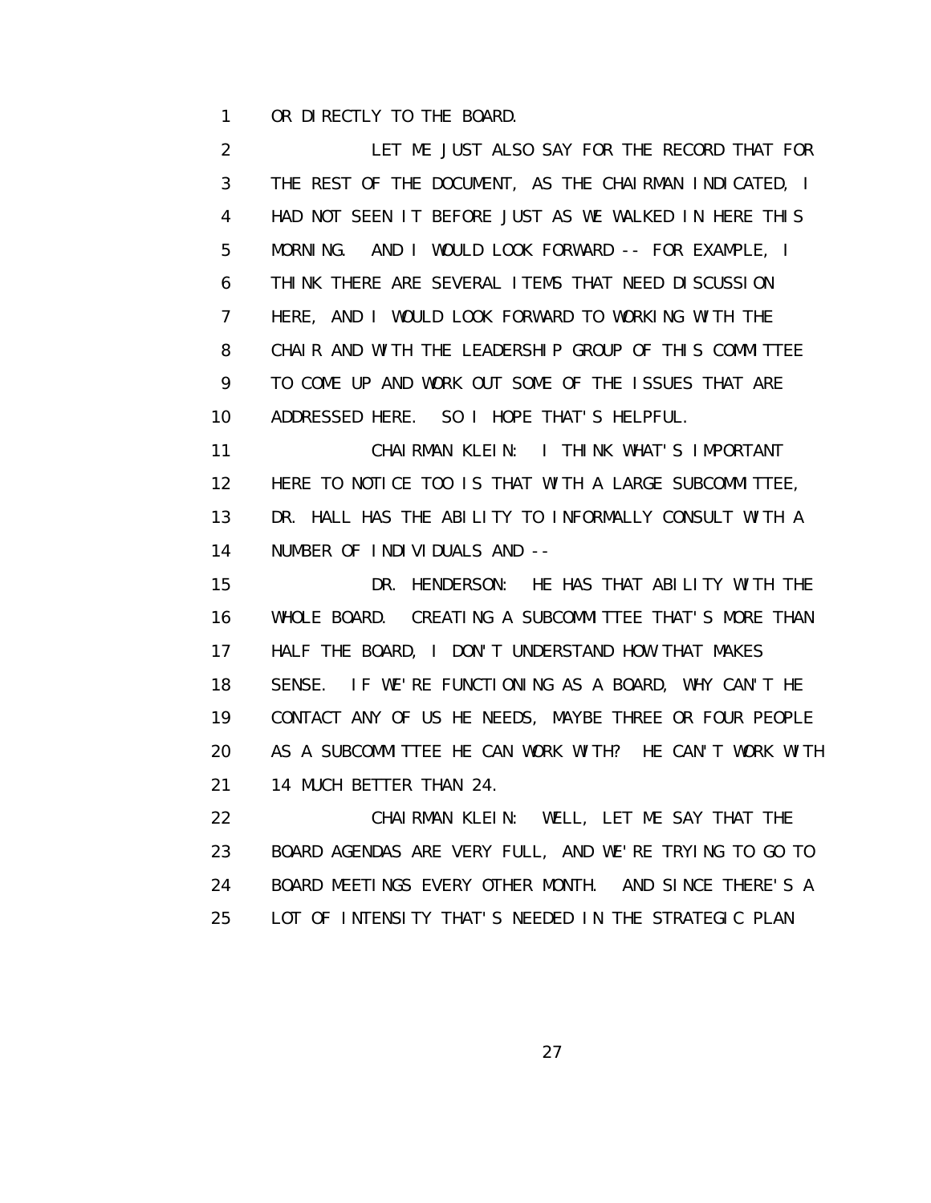OR DIRECTLY TO THE BOARD.

LET ME JUST ALSO SAY FOR THE RECORD THAT FOR THE REST OF THE DOCUMENT, AS THE CHAIRMAN INDICATED, I HAD NOT SEEN IT BEFORE JUST AS WE WALKED IN HERE THIS MORNING. AND I WOULD LOOK FORWARD -- FOR EXAMPLE, I THINK THERE ARE SEVERAL ITEMS THAT NEED DISCUSSION HERE, AND I WOULD LOOK FORWARD TO WORKING WITH THE CHAIR AND WITH THE LEADERSHIP GROUP OF THIS COMMITTEE TO COME UP AND WORK OUT SOME OF THE ISSUES THAT ARE ADDRESSED HERE. SO I HOPE THAT'S HELPFUL.

CHAIRMAN KLEIN: I THINK WHAT'S IMPORTANT HERE TO NOTICE TOO IS THAT WITH A LARGE SUBCOMMITTEE, DR. HALL HAS THE ABILITY TO INFORMALLY CONSULT WITH A NUMBER OF INDIVIDUALS AND --

DR. HENDERSON: HE HAS THAT ABILITY WITH THE WHOLE BOARD. CREATING A SUBCOMMITTEE THAT'S MORE THAN HALF THE BOARD, I DON'T UNDERSTAND HOW THAT MAKES SENSE. IF WE'RE FUNCTIONING AS A BOARD, WHY CAN'T HE CONTACT ANY OF US HE NEEDS, MAYBE THREE OR FOUR PEOPLE AS A SUBCOMMITTEE HE CAN WORK WITH? HE CAN'T WORK WITH 14 MUCH BETTER THAN 24.

CHAIRMAN KLEIN: WELL, LET ME SAY THAT THE BOARD AGENDAS ARE VERY FULL, AND WE'RE TRYING TO GO TO BOARD MEETINGS EVERY OTHER MONTH. AND SINCE THERE'S A LOT OF INTENSITY THAT'S NEEDED IN THE STRATEGIC PLAN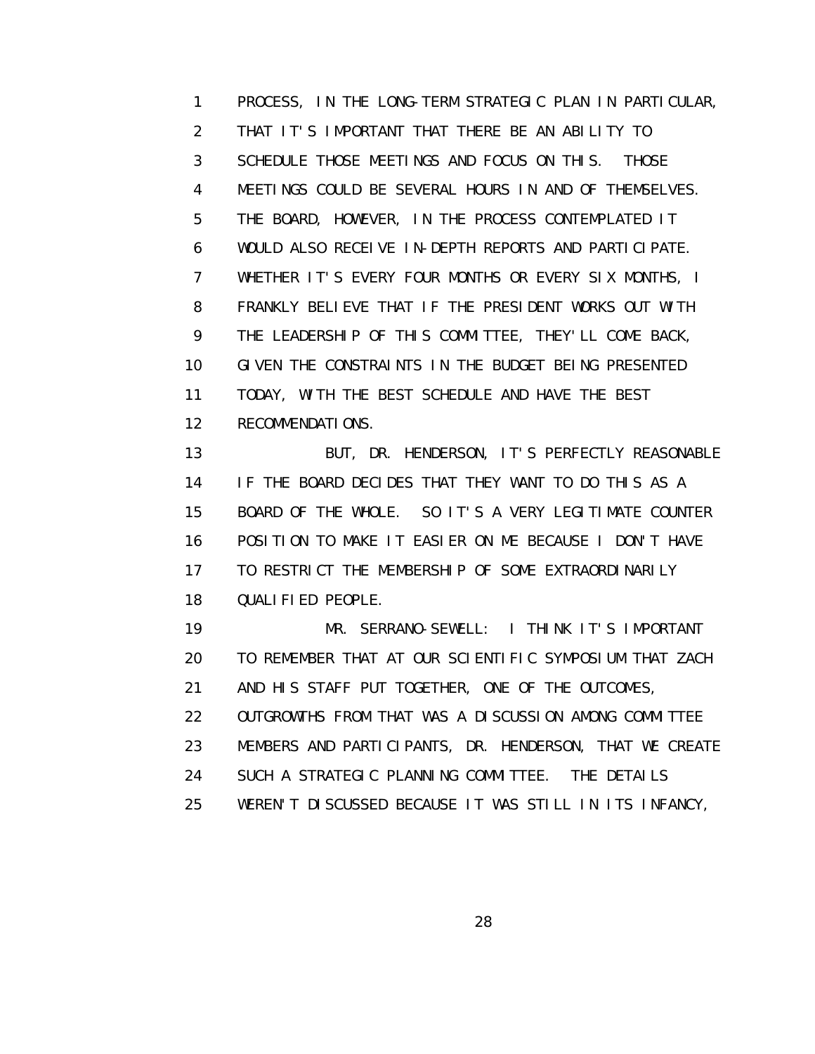PROCESS, IN THE LONG-TERM STRATEGIC PLAN IN PARTICULAR, THAT IT'S IMPORTANT THAT THERE BE AN ABILITY TO SCHEDULE THOSE MEETINGS AND FOCUS ON THIS. THOSE MEETINGS COULD BE SEVERAL HOURS IN AND OF THEMSELVES. THE BOARD, HOWEVER, IN THE PROCESS CONTEMPLATED IT WOULD ALSO RECEIVE IN-DEPTH REPORTS AND PARTICIPATE. WHETHER IT'S EVERY FOUR MONTHS OR EVERY SIX MONTHS, I FRANKLY BELIEVE THAT IF THE PRESIDENT WORKS OUT WITH THE LEADERSHIP OF THIS COMMITTEE, THEY'LL COME BACK, GIVEN THE CONSTRAINTS IN THE BUDGET BEING PRESENTED TODAY, WITH THE BEST SCHEDULE AND HAVE THE BEST RECOMMENDATIONS.

BUT, DR. HENDERSON, IT'S PERFECTLY REASONABLE IF THE BOARD DECIDES THAT THEY WANT TO DO THIS AS A BOARD OF THE WHOLE. SO IT'S A VERY LEGITIMATE COUNTER POSITION TO MAKE IT EASIER ON ME BECAUSE I DON'T HAVE TO RESTRICT THE MEMBERSHIP OF SOME EXTRAORDINARILY QUALIFIED PEOPLE.

MR. SERRANO-SEWELL: I THINK IT'S IMPORTANT TO REMEMBER THAT AT OUR SCIENTIFIC SYMPOSIUM THAT ZACH AND HIS STAFF PUT TOGETHER, ONE OF THE OUTCOMES, OUTGROWTHS FROM THAT WAS A DISCUSSION AMONG COMMITTEE MEMBERS AND PARTICIPANTS, DR. HENDERSON, THAT WE CREATE SUCH A STRATEGIC PLANNING COMMITTEE. THE DETAILS WEREN'T DISCUSSED BECAUSE IT WAS STILL IN ITS INFANCY,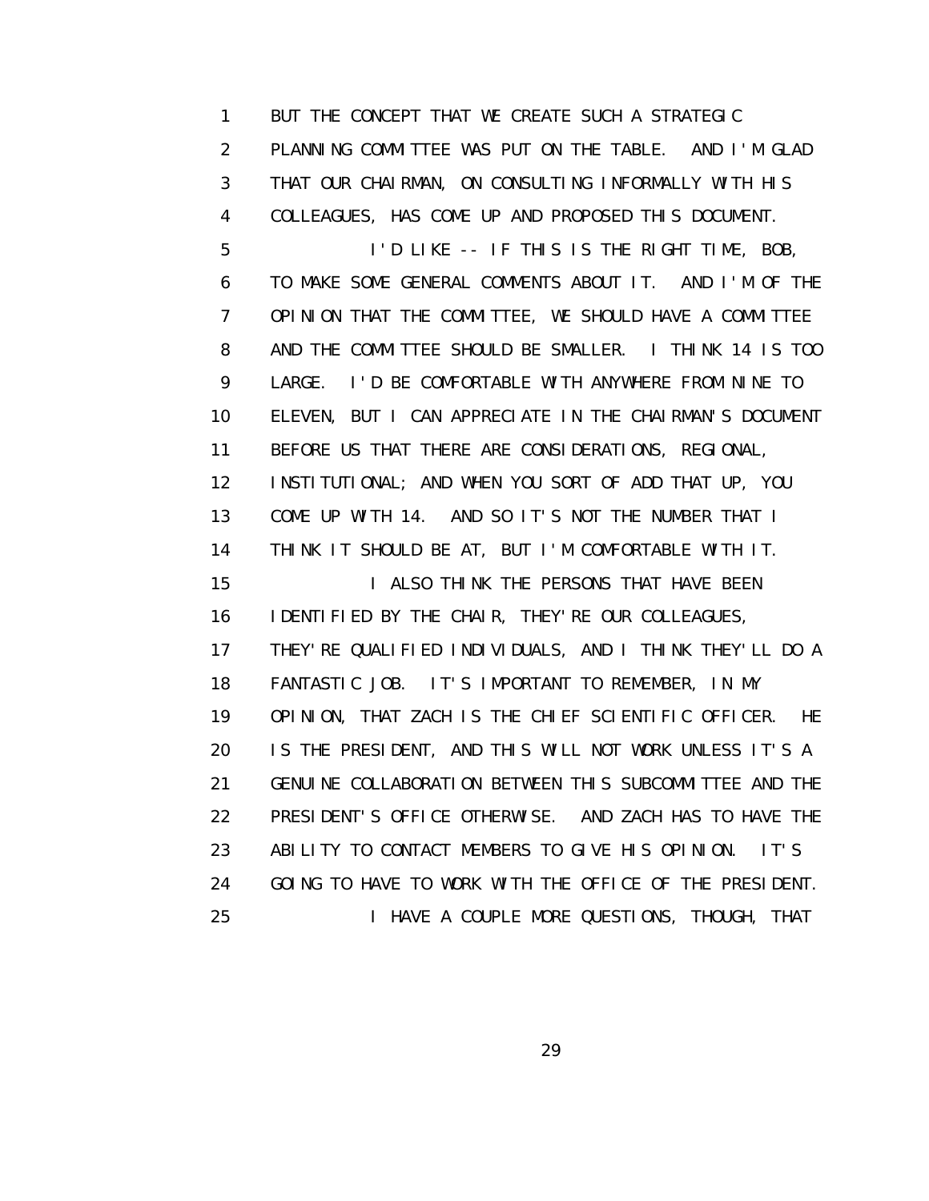BUT THE CONCEPT THAT WE CREATE SUCH A STRATEGIC PLANNING COMMITTEE WAS PUT ON THE TABLE. AND I'M GLAD THAT OUR CHAIRMAN, ON CONSULTING INFORMALLY WITH HIS COLLEAGUES, HAS COME UP AND PROPOSED THIS DOCUMENT.

I'D LIKE -- IF THIS IS THE RIGHT TIME, BOB, TO MAKE SOME GENERAL COMMENTS ABOUT IT. AND I'M OF THE OPINION THAT THE COMMITTEE, WE SHOULD HAVE A COMMITTEE AND THE COMMITTEE SHOULD BE SMALLER. I THINK 14 IS TOO LARGE. I'D BE COMFORTABLE WITH ANYWHERE FROM NINE TO ELEVEN, BUT I CAN APPRECIATE IN THE CHAIRMAN'S DOCUMENT BEFORE US THAT THERE ARE CONSIDERATIONS, REGIONAL, INSTITUTIONAL; AND WHEN YOU SORT OF ADD THAT UP, YOU COME UP WITH 14. AND SO IT'S NOT THE NUMBER THAT I THINK IT SHOULD BE AT, BUT I'M COMFORTABLE WITH IT.

I ALSO THINK THE PERSONS THAT HAVE BEEN IDENTIFIED BY THE CHAIR, THEY'RE OUR COLLEAGUES, THEY'RE QUALIFIED INDIVIDUALS, AND I THINK THEY'LL DO A FANTASTIC JOB. IT'S IMPORTANT TO REMEMBER, IN MY OPINION, THAT ZACH IS THE CHIEF SCIENTIFIC OFFICER. HE IS THE PRESIDENT, AND THIS WILL NOT WORK UNLESS IT'S A GENUINE COLLABORATION BETWEEN THIS SUBCOMMITTEE AND THE PRESIDENT'S OFFICE OTHERWISE. AND ZACH HAS TO HAVE THE ABILITY TO CONTACT MEMBERS TO GIVE HIS OPINION. IT'S GOING TO HAVE TO WORK WITH THE OFFICE OF THE PRESIDENT.

I HAVE A COUPLE MORE QUESTIONS, THOUGH, THAT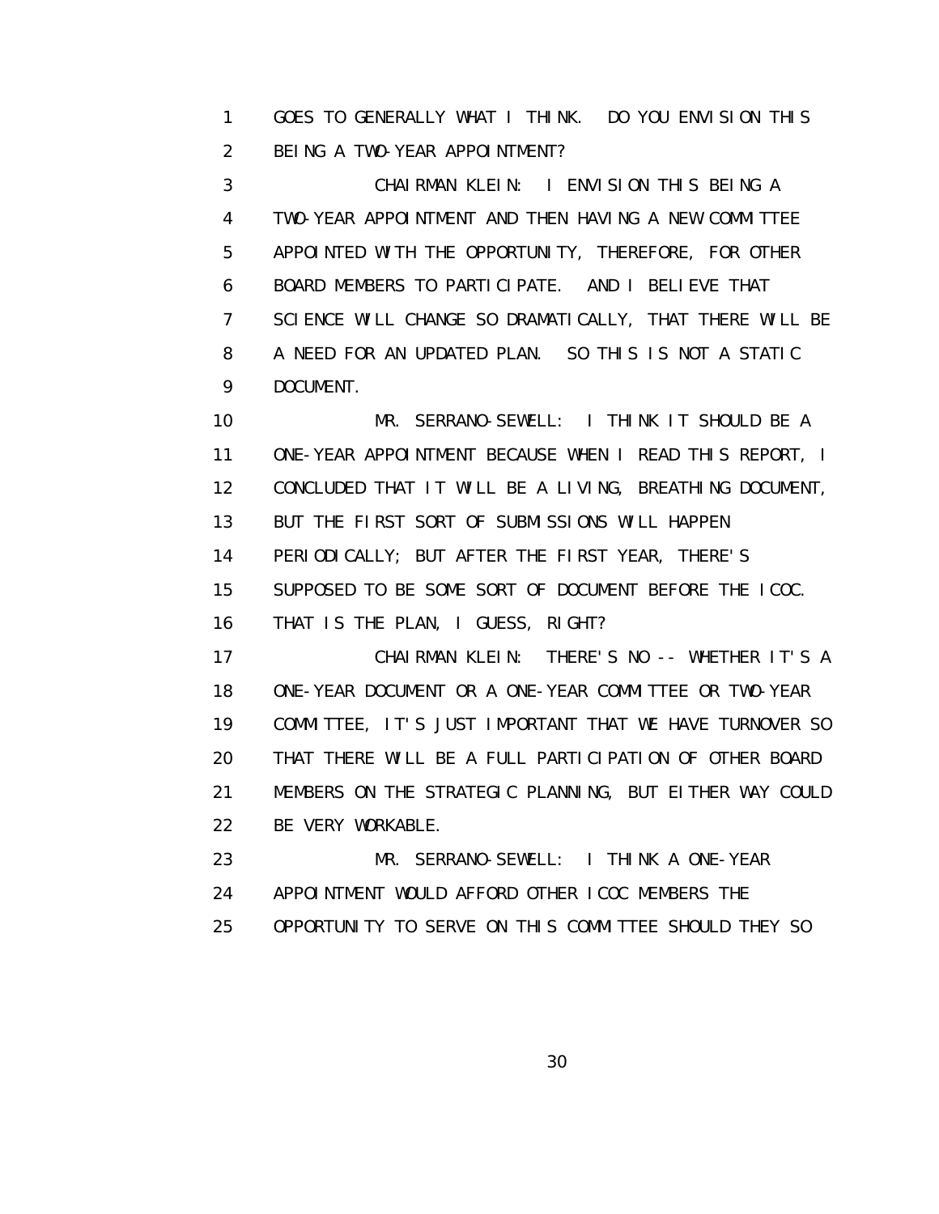GOES TO GENERALLY WHAT I THINK. DO YOU ENVISION THIS BEING A TWO-YEAR APPOINTMENT?

CHAIRMAN KLEIN: I ENVISION THIS BEING A TWO-YEAR APPOINTMENT AND THEN HAVING A NEW COMMITTEE APPOINTED WITH THE OPPORTUNITY, THEREFORE, FOR OTHER BOARD MEMBERS TO PARTICIPATE. AND I BELIEVE THAT SCIENCE WILL CHANGE SO DRAMATICALLY, THAT THERE WILL BE A NEED FOR AN UPDATED PLAN. SO THIS IS NOT A STATIC DOCUMENT.

MR. SERRANO-SEWELL: I THINK IT SHOULD BE A ONE-YEAR APPOINTMENT BECAUSE WHEN I READ THIS REPORT, I CONCLUDED THAT IT WILL BE A LIVING, BREATHING DOCUMENT, BUT THE FIRST SORT OF SUBMISSIONS WILL HAPPEN PERIODICALLY; BUT AFTER THE FIRST YEAR, THERE'S SUPPOSED TO BE SOME SORT OF DOCUMENT BEFORE THE ICOC. THAT IS THE PLAN, I GUESS, RIGHT?

CHAIRMAN KLEIN: THERE'S NO -- WHETHER IT'S A ONE-YEAR DOCUMENT OR A ONE-YEAR COMMITTEE OR TWO-YEAR COMMITTEE, IT'S JUST IMPORTANT THAT WE HAVE TURNOVER SO THAT THERE WILL BE A FULL PARTICIPATION OF OTHER BOARD MEMBERS ON THE STRATEGIC PLANNING, BUT EITHER WAY COULD BE VERY WORKABLE.

MR. SERRANO-SEWELL: I THINK A ONE-YEAR APPOINTMENT WOULD AFFORD OTHER ICOC MEMBERS THE OPPORTUNITY TO SERVE ON THIS COMMITTEE SHOULD THEY SO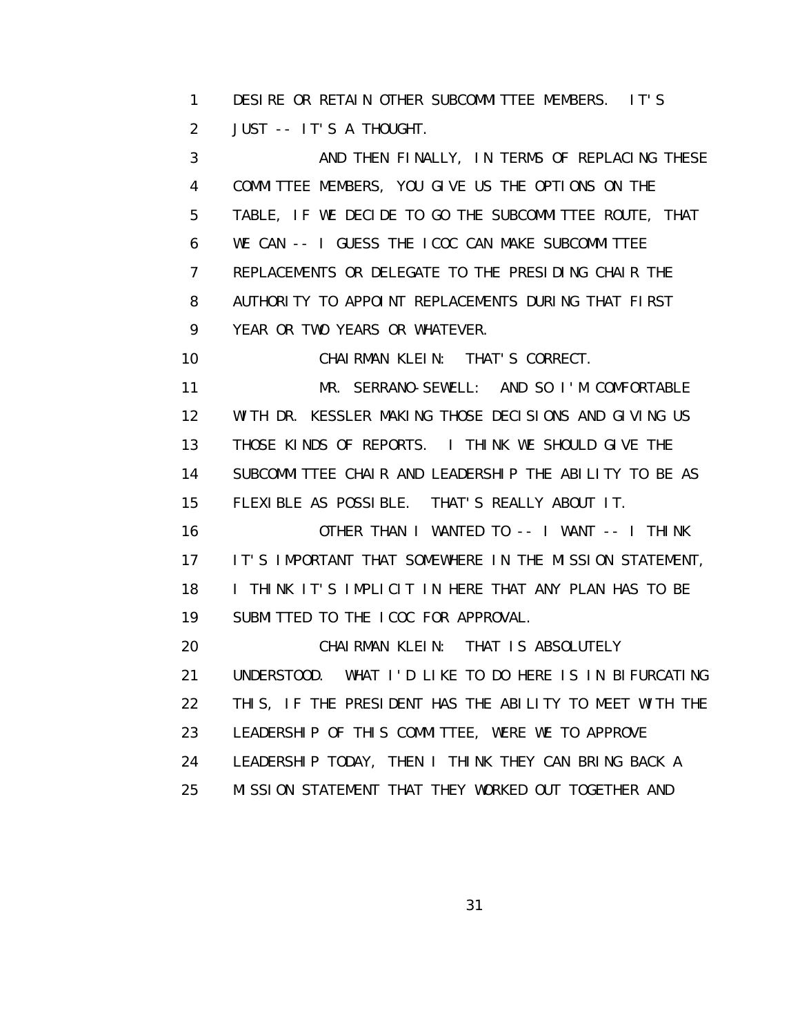1 DESIRE OR RETAIN OTHER SUBCOMMITTEE MEMBERS. IT'S
2 JUST -- IT'S A THOUGHT.
3 AND THEN FINALLY, IN TERMS OF REPLACING THESE
4 COMMITTEE MEMBERS, YOU GIVE US THE OPTIONS ON THE
5 TABLE, IF WE DECIDE TO GO THE SUBCOMMITTEE ROUTE, THAT
6 WE CAN -- I GUESS THE ICOC CAN MAKE SUBCOMMITTEE
7 REPLACEMENTS OR DELEGATE TO THE PRESIDING CHAIR THE
8 AUTHORITY TO APPOINT REPLACEMENTS DURING THAT FIRST
9 YEAR OR TWO YEARS OR WHATEVER.
10 CHAIRMAN KLEIN: THAT'S CORRECT.
11 MR. SERRANO-SEWELL: AND SO I'M COMFORTABLE
12 WITH DR. KESSLER MAKING THOSE DECISIONS AND GIVING US
13 THOSE KINDS OF REPORTS. I THINK WE SHOULD GIVE THE
14 SUBCOMMITTEE CHAIR AND LEADERSHIP THE ABILITY TO BE AS
15 FLEXIBLE AS POSSIBLE. THAT'S REALLY ABOUT IT.
16 OTHER THAN I WANTED TO -- I WANT -- I THINK
17 IT'S IMPORTANT THAT SOMEWHERE IN THE MISSION STATEMENT,
18 I THINK IT'S IMPLICIT IN HERE THAT ANY PLAN HAS TO BE
19 SUBMITTED TO THE ICOC FOR APPROVAL.
20 CHAIRMAN KLEIN: THAT IS ABSOLUTELY
21 UNDERSTOOD. WHAT I'D LIKE TO DO HERE IS IN BIFURCATING
22 THIS, IF THE PRESIDENT HAS THE ABILITY TO MEET WITH THE
23 LEADERSHIP OF THIS COMMITTEE, WERE WE TO APPROVE
24 LEADERSHIP TODAY, THEN I THINK THEY CAN BRING BACK A
25 MISSION STATEMENT THAT THEY WORKED OUT TOGETHER AND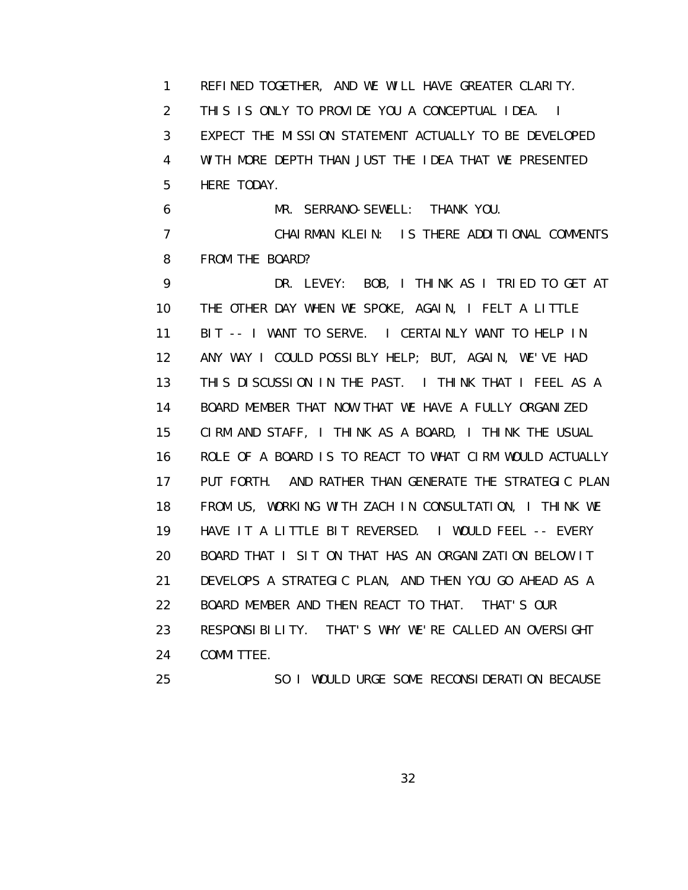REFINED TOGETHER, AND WE WILL HAVE GREATER CLARITY. THIS IS ONLY TO PROVIDE YOU A CONCEPTUAL IDEA. I EXPECT THE MISSION STATEMENT ACTUALLY TO BE DEVELOPED WITH MORE DEPTH THAN JUST THE IDEA THAT WE PRESENTED HERE TODAY.

MR. SERRANO-SEWELL: THANK YOU.

CHAIRMAN KLEIN: IS THERE ADDITIONAL COMMENTS FROM THE BOARD?

DR. LEVEY: BOB, I THINK AS I TRIED TO GET AT THE OTHER DAY WHEN WE SPOKE, AGAIN, I FELT A LITTLE BIT -- I WANT TO SERVE. I CERTAINLY WANT TO HELP IN ANY WAY I COULD POSSIBLY HELP; BUT, AGAIN, WE'VE HAD THIS DISCUSSION IN THE PAST. I THINK THAT I FEEL AS A BOARD MEMBER THAT NOW THAT WE HAVE A FULLY ORGANIZED CIRM AND STAFF, I THINK AS A BOARD, I THINK THE USUAL ROLE OF A BOARD IS TO REACT TO WHAT CIRM WOULD ACTUALLY PUT FORTH. AND RATHER THAN GENERATE THE STRATEGIC PLAN FROM US, WORKING WITH ZACH IN CONSULTATION, I THINK WE HAVE IT A LITTLE BIT REVERSED. I WOULD FEEL -- EVERY BOARD THAT I SIT ON THAT HAS AN ORGANIZATION BELOW IT DEVELOPS A STRATEGIC PLAN, AND THEN YOU GO AHEAD AS A BOARD MEMBER AND THEN REACT TO THAT. THAT'S OUR RESPONSIBILITY. THAT'S WHY WE'RE CALLED AN OVERSIGHT COMMITTEE.

SO I WOULD URGE SOME RECONSIDERATION BECAUSE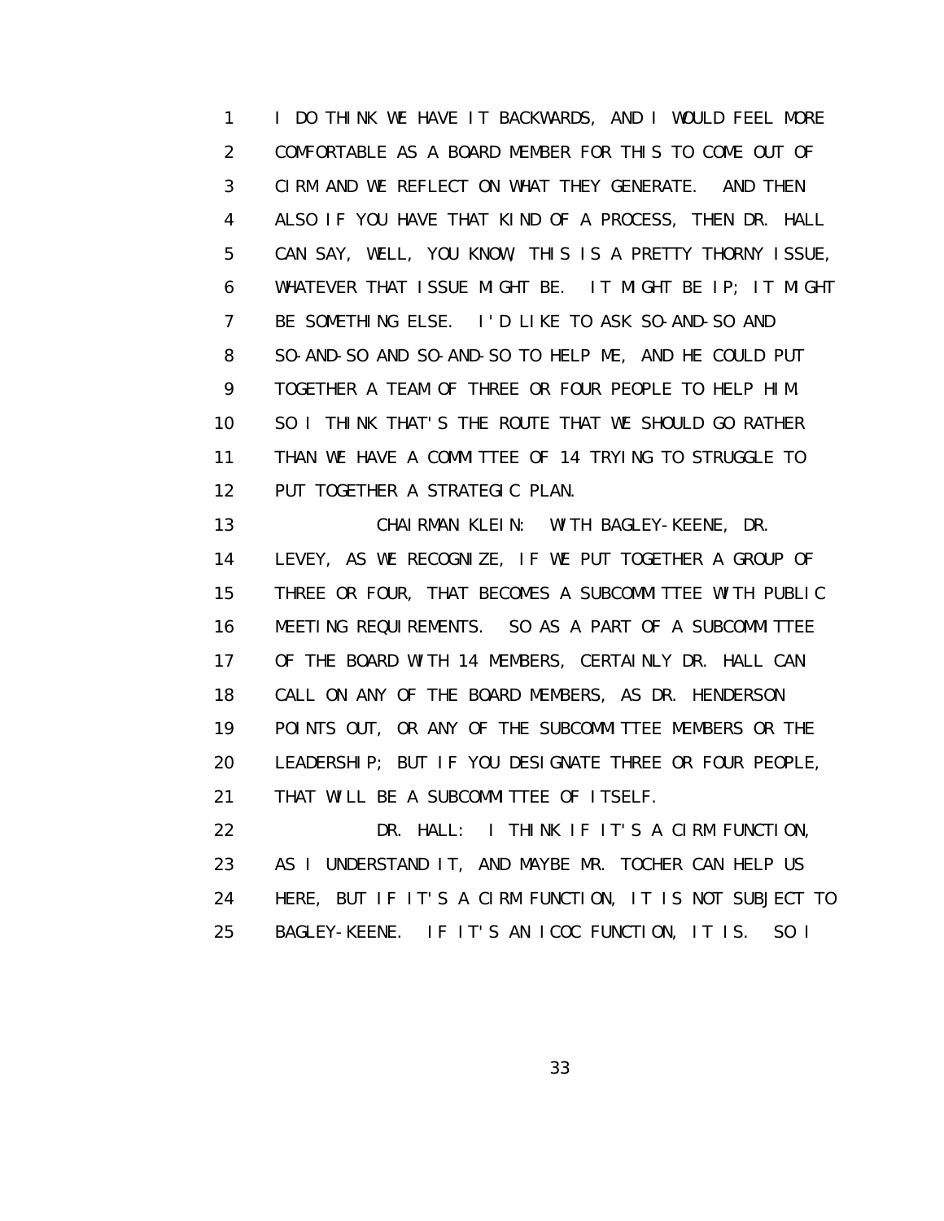I DO THINK WE HAVE IT BACKWARDS, AND I WOULD FEEL MORE COMFORTABLE AS A BOARD MEMBER FOR THIS TO COME OUT OF CIRM AND WE REFLECT ON WHAT THEY GENERATE. AND THEN ALSO IF YOU HAVE THAT KIND OF A PROCESS, THEN DR. HALL CAN SAY, WELL, YOU KNOW, THIS IS A PRETTY THORNY ISSUE, WHATEVER THAT ISSUE MIGHT BE. IT MIGHT BE IP; IT MIGHT BE SOMETHING ELSE. I'D LIKE TO ASK SO-AND-SO AND SO-AND-SO AND SO-AND-SO TO HELP ME, AND HE COULD PUT TOGETHER A TEAM OF THREE OR FOUR PEOPLE TO HELP HIM. SO I THINK THAT'S THE ROUTE THAT WE SHOULD GO RATHER THAN WE HAVE A COMMITTEE OF 14 TRYING TO STRUGGLE TO PUT TOGETHER A STRATEGIC PLAN.

CHAIRMAN KLEIN: WITH BAGLEY-KEENE, DR. LEVEY, AS WE RECOGNIZE, IF WE PUT TOGETHER A GROUP OF THREE OR FOUR, THAT BECOMES A SUBCOMMITTEE WITH PUBLIC MEETING REQUIREMENTS. SO AS A PART OF A SUBCOMMITTEE OF THE BOARD WITH 14 MEMBERS, CERTAINLY DR. HALL CAN CALL ON ANY OF THE BOARD MEMBERS, AS DR. HENDERSON POINTS OUT, OR ANY OF THE SUBCOMMITTEE MEMBERS OR THE LEADERSHIP; BUT IF YOU DESIGNATE THREE OR FOUR PEOPLE, THAT WILL BE A SUBCOMMITTEE OF ITSELF.

DR. HALL: I THINK IF IT'S A CIRM FUNCTION, AS I UNDERSTAND IT, AND MAYBE MR. TOCHER CAN HELP US HERE, BUT IF IT'S A CIRM FUNCTION, IT IS NOT SUBJECT TO BAGLEY-KEENE. IF IT'S AN ICOC FUNCTION, IT IS. SO I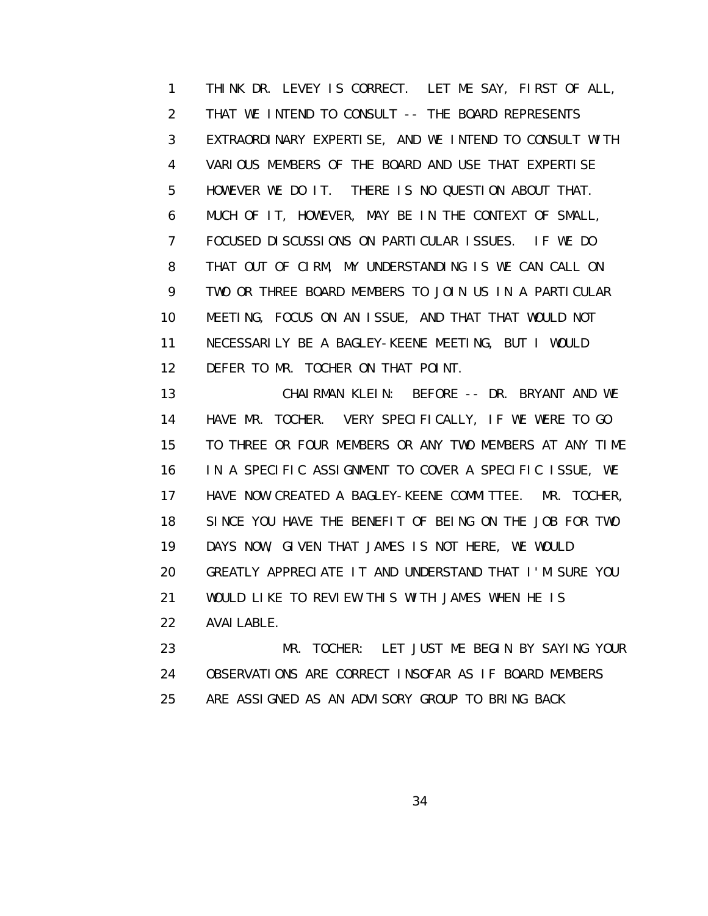THINK DR. LEVEY IS CORRECT. LET ME SAY, FIRST OF ALL, THAT WE INTEND TO CONSULT -- THE BOARD REPRESENTS EXTRAORDINARY EXPERTISE, AND WE INTEND TO CONSULT WITH VARIOUS MEMBERS OF THE BOARD AND USE THAT EXPERTISE HOWEVER WE DO IT. THERE IS NO QUESTION ABOUT THAT. MUCH OF IT, HOWEVER, MAY BE IN THE CONTEXT OF SMALL, FOCUSED DISCUSSIONS ON PARTICULAR ISSUES. IF WE DO THAT OUT OF CIRM, MY UNDERSTANDING IS WE CAN CALL ON TWO OR THREE BOARD MEMBERS TO JOIN US IN A PARTICULAR MEETING, FOCUS ON AN ISSUE, AND THAT THAT WOULD NOT NECESSARILY BE A BAGLEY-KEENE MEETING, BUT I WOULD DEFER TO MR. TOCHER ON THAT POINT.

CHAIRMAN KLEIN: BEFORE -- DR. BRYANT AND WE HAVE MR. TOCHER. VERY SPECIFICALLY, IF WE WERE TO GO TO THREE OR FOUR MEMBERS OR ANY TWO MEMBERS AT ANY TIME IN A SPECIFIC ASSIGNMENT TO COVER A SPECIFIC ISSUE, WE HAVE NOW CREATED A BAGLEY-KEENE COMMITTEE. MR. TOCHER, SINCE YOU HAVE THE BENEFIT OF BEING ON THE JOB FOR TWO DAYS NOW, GIVEN THAT JAMES IS NOT HERE, WE WOULD GREATLY APPRECIATE IT AND UNDERSTAND THAT I'M SURE YOU WOULD LIKE TO REVIEW THIS WITH JAMES WHEN HE IS AVAILABLE.

MR. TOCHER: LET JUST ME BEGIN BY SAYING YOUR OBSERVATIONS ARE CORRECT INSOFAR AS IF BOARD MEMBERS ARE ASSIGNED AS AN ADVISORY GROUP TO BRING BACK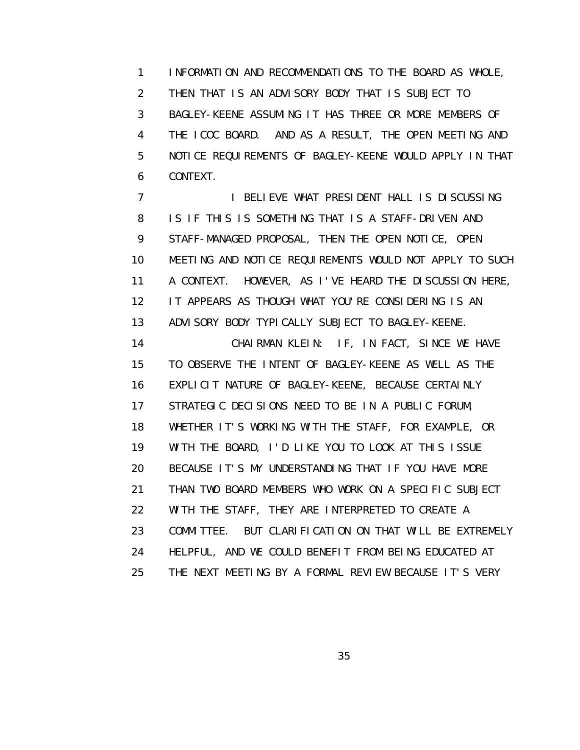INFORMATION AND RECOMMENDATIONS TO THE BOARD AS WHOLE, THEN THAT IS AN ADVISORY BODY THAT IS SUBJECT TO BAGLEY-KEENE ASSUMING IT HAS THREE OR MORE MEMBERS OF THE ICOC BOARD. AND AS A RESULT, THE OPEN MEETING AND NOTICE REQUIREMENTS OF BAGLEY-KEENE WOULD APPLY IN THAT CONTEXT.

I BELIEVE WHAT PRESIDENT HALL IS DISCUSSING IS IF THIS IS SOMETHING THAT IS A STAFF-DRIVEN AND STAFF-MANAGED PROPOSAL, THEN THE OPEN NOTICE, OPEN MEETING AND NOTICE REQUIREMENTS WOULD NOT APPLY TO SUCH A CONTEXT. HOWEVER, AS I'VE HEARD THE DISCUSSION HERE, IT APPEARS AS THOUGH WHAT YOU'RE CONSIDERING IS AN ADVISORY BODY TYPICALLY SUBJECT TO BAGLEY-KEENE.

CHAIRMAN KLEIN: IF, IN FACT, SINCE WE HAVE TO OBSERVE THE INTENT OF BAGLEY-KEENE AS WELL AS THE EXPLICIT NATURE OF BAGLEY-KEENE, BECAUSE CERTAINLY STRATEGIC DECISIONS NEED TO BE IN A PUBLIC FORUM, WHETHER IT'S WORKING WITH THE STAFF, FOR EXAMPLE, OR WITH THE BOARD, I'D LIKE YOU TO LOOK AT THIS ISSUE BECAUSE IT'S MY UNDERSTANDING THAT IF YOU HAVE MORE THAN TWO BOARD MEMBERS WHO WORK ON A SPECIFIC SUBJECT WITH THE STAFF, THEY ARE INTERPRETED TO CREATE A COMMITTEE. BUT CLARIFICATION ON THAT WILL BE EXTREMELY HELPFUL, AND WE COULD BENEFIT FROM BEING EDUCATED AT THE NEXT MEETING BY A FORMAL REVIEW BECAUSE IT'S VERY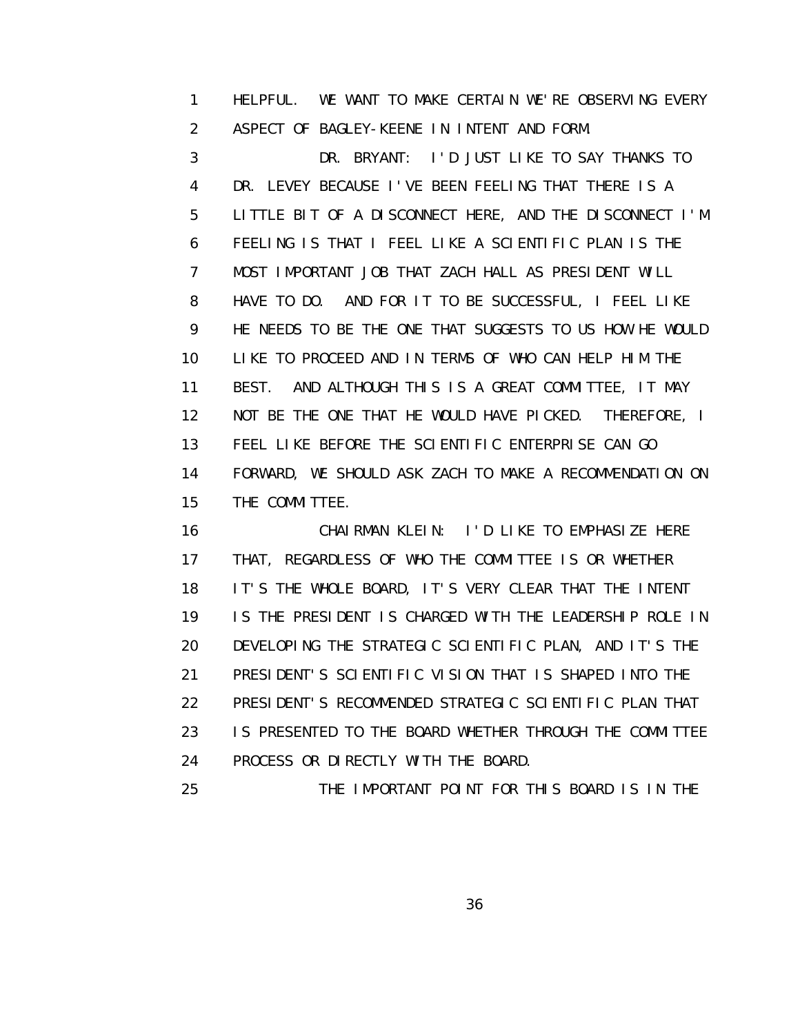HELPFUL. WE WANT TO MAKE CERTAIN WE'RE OBSERVING EVERY ASPECT OF BAGLEY-KEENE IN INTENT AND FORM.

DR. BRYANT: I'D JUST LIKE TO SAY THANKS TO DR. LEVEY BECAUSE I'VE BEEN FEELING THAT THERE IS A LITTLE BIT OF A DISCONNECT HERE, AND THE DISCONNECT I'M FEELING IS THAT I FEEL LIKE A SCIENTIFIC PLAN IS THE MOST IMPORTANT JOB THAT ZACH HALL AS PRESIDENT WILL HAVE TO DO. AND FOR IT TO BE SUCCESSFUL, I FEEL LIKE HE NEEDS TO BE THE ONE THAT SUGGESTS TO US HOW HE WOULD LIKE TO PROCEED AND IN TERMS OF WHO CAN HELP HIM THE BEST. AND ALTHOUGH THIS IS A GREAT COMMITTEE, IT MAY NOT BE THE ONE THAT HE WOULD HAVE PICKED. THEREFORE, I FEEL LIKE BEFORE THE SCIENTIFIC ENTERPRISE CAN GO FORWARD, WE SHOULD ASK ZACH TO MAKE A RECOMMENDATION ON THE COMMITTEE.

CHAIRMAN KLEIN: I'D LIKE TO EMPHASIZE HERE THAT, REGARDLESS OF WHO THE COMMITTEE IS OR WHETHER IT'S THE WHOLE BOARD, IT'S VERY CLEAR THAT THE INTENT IS THE PRESIDENT IS CHARGED WITH THE LEADERSHIP ROLE IN DEVELOPING THE STRATEGIC SCIENTIFIC PLAN, AND IT'S THE PRESIDENT'S SCIENTIFIC VISION THAT IS SHAPED INTO THE PRESIDENT'S RECOMMENDED STRATEGIC SCIENTIFIC PLAN THAT IS PRESENTED TO THE BOARD WHETHER THROUGH THE COMMITTEE PROCESS OR DIRECTLY WITH THE BOARD.

THE IMPORTANT POINT FOR THIS BOARD IS IN THE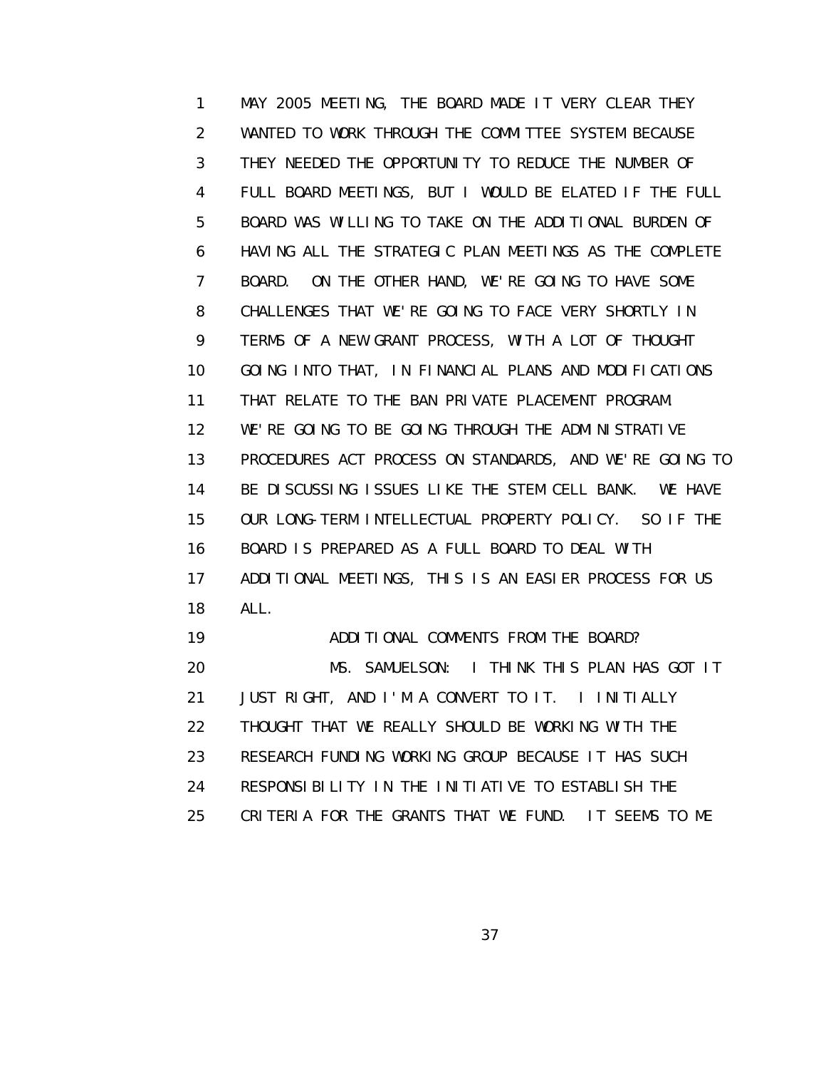MAY 2005 MEETING, THE BOARD MADE IT VERY CLEAR THEY WANTED TO WORK THROUGH THE COMMITTEE SYSTEM BECAUSE THEY NEEDED THE OPPORTUNITY TO REDUCE THE NUMBER OF FULL BOARD MEETINGS, BUT I WOULD BE ELATED IF THE FULL BOARD WAS WILLING TO TAKE ON THE ADDITIONAL BURDEN OF HAVING ALL THE STRATEGIC PLAN MEETINGS AS THE COMPLETE BOARD. ON THE OTHER HAND, WE'RE GOING TO HAVE SOME CHALLENGES THAT WE'RE GOING TO FACE VERY SHORTLY IN TERMS OF A NEW GRANT PROCESS, WITH A LOT OF THOUGHT GOING INTO THAT, IN FINANCIAL PLANS AND MODIFICATIONS THAT RELATE TO THE BAN PRIVATE PLACEMENT PROGRAM. WE'RE GOING TO BE GOING THROUGH THE ADMINISTRATIVE PROCEDURES ACT PROCESS ON STANDARDS, AND WE'RE GOING TO BE DISCUSSING ISSUES LIKE THE STEM CELL BANK. WE HAVE OUR LONG-TERM INTELLECTUAL PROPERTY POLICY. SO IF THE BOARD IS PREPARED AS A FULL BOARD TO DEAL WITH ADDITIONAL MEETINGS, THIS IS AN EASIER PROCESS FOR US ALL.

ADDITIONAL COMMENTS FROM THE BOARD?

MS. SAMUELSON: I THINK THIS PLAN HAS GOT IT JUST RIGHT, AND I'M A CONVERT TO IT. I INITIALLY THOUGHT THAT WE REALLY SHOULD BE WORKING WITH THE RESEARCH FUNDING WORKING GROUP BECAUSE IT HAS SUCH RESPONSIBILITY IN THE INITIATIVE TO ESTABLISH THE CRITERIA FOR THE GRANTS THAT WE FUND. IT SEEMS TO ME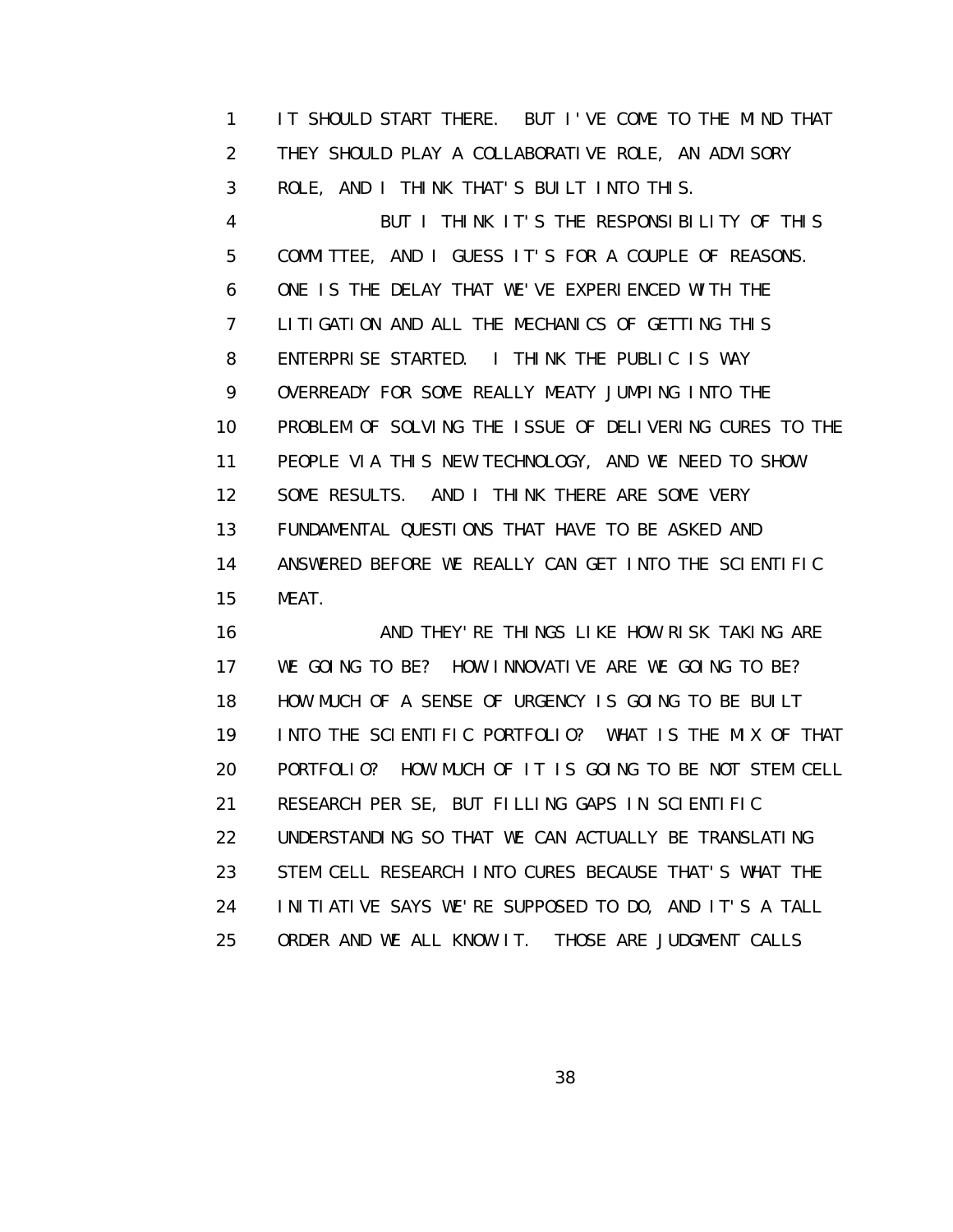IT SHOULD START THERE. BUT I'VE COME TO THE MIND THAT THEY SHOULD PLAY A COLLABORATIVE ROLE, AN ADVISORY ROLE, AND I THINK THAT'S BUILT INTO THIS.

BUT I THINK IT'S THE RESPONSIBILITY OF THIS COMMITTEE, AND I GUESS IT'S FOR A COUPLE OF REASONS. ONE IS THE DELAY THAT WE'VE EXPERIENCED WITH THE LITIGATION AND ALL THE MECHANICS OF GETTING THIS ENTERPRISE STARTED. I THINK THE PUBLIC IS WAY OVERREADY FOR SOME REALLY MEATY JUMPING INTO THE PROBLEM OF SOLVING THE ISSUE OF DELIVERING CURES TO THE PEOPLE VIA THIS NEW TECHNOLOGY, AND WE NEED TO SHOW SOME RESULTS. AND I THINK THERE ARE SOME VERY FUNDAMENTAL QUESTIONS THAT HAVE TO BE ASKED AND ANSWERED BEFORE WE REALLY CAN GET INTO THE SCIENTIFIC MEAT.

AND THEY'RE THINGS LIKE HOW RISK TAKING ARE WE GOING TO BE? HOW INNOVATIVE ARE WE GOING TO BE? HOW MUCH OF A SENSE OF URGENCY IS GOING TO BE BUILT INTO THE SCIENTIFIC PORTFOLIO? WHAT IS THE MIX OF THAT PORTFOLIO? HOW MUCH OF IT IS GOING TO BE NOT STEM CELL RESEARCH PER SE, BUT FILLING GAPS IN SCIENTIFIC UNDERSTANDING SO THAT WE CAN ACTUALLY BE TRANSLATING STEM CELL RESEARCH INTO CURES BECAUSE THAT'S WHAT THE INITIATIVE SAYS WE'RE SUPPOSED TO DO, AND IT'S A TALL ORDER AND WE ALL KNOW IT. THOSE ARE JUDGMENT CALLS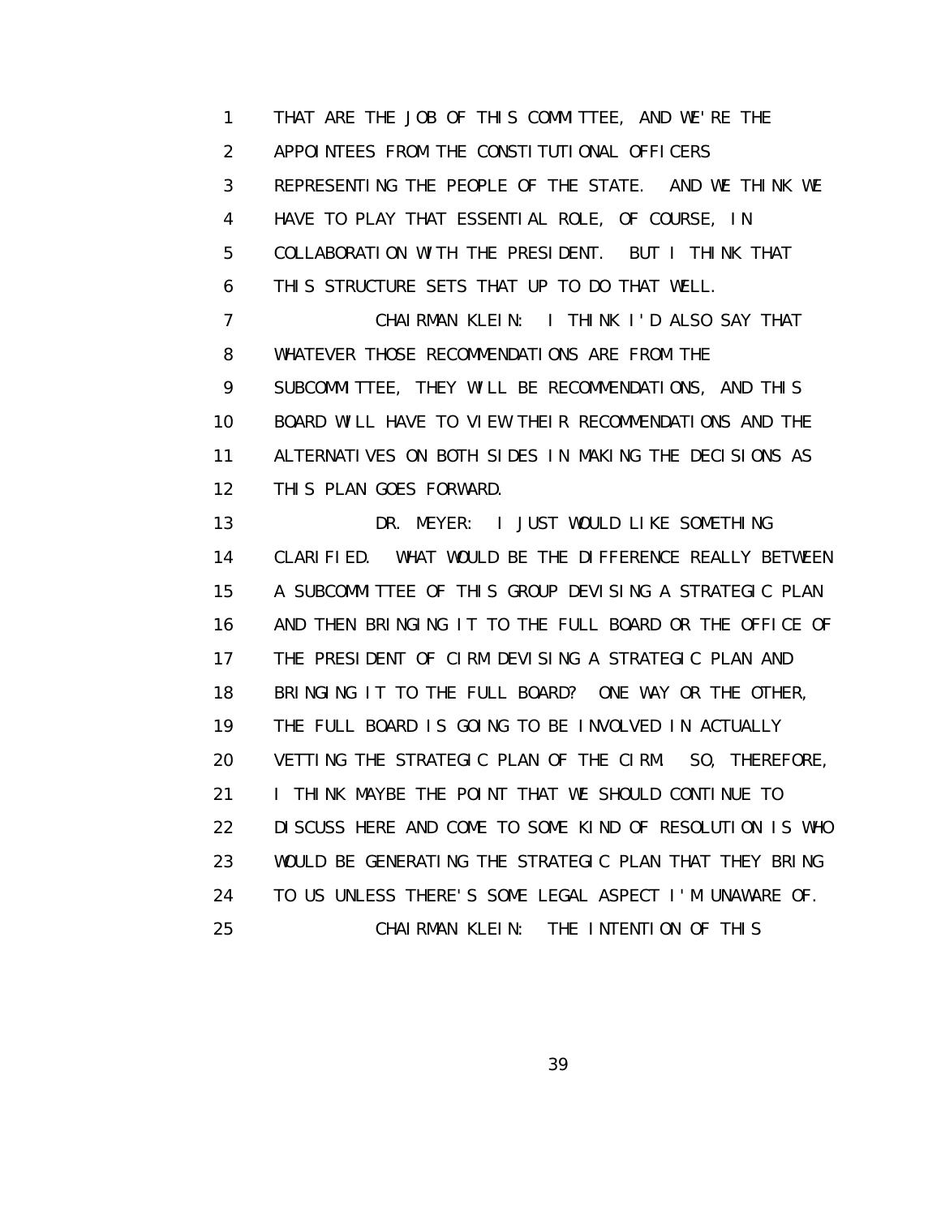THAT ARE THE JOB OF THIS COMMITTEE, AND WE'RE THE APPOINTEES FROM THE CONSTITUTIONAL OFFICERS REPRESENTING THE PEOPLE OF THE STATE. AND WE THINK WE HAVE TO PLAY THAT ESSENTIAL ROLE, OF COURSE, IN COLLABORATION WITH THE PRESIDENT. BUT I THINK THAT THIS STRUCTURE SETS THAT UP TO DO THAT WELL.

CHAIRMAN KLEIN: I THINK I'D ALSO SAY THAT WHATEVER THOSE RECOMMENDATIONS ARE FROM THE SUBCOMMITTEE, THEY WILL BE RECOMMENDATIONS, AND THIS BOARD WILL HAVE TO VIEW THEIR RECOMMENDATIONS AND THE ALTERNATIVES ON BOTH SIDES IN MAKING THE DECISIONS AS THIS PLAN GOES FORWARD.

DR. MEYER: I JUST WOULD LIKE SOMETHING CLARIFIED. WHAT WOULD BE THE DIFFERENCE REALLY BETWEEN A SUBCOMMITTEE OF THIS GROUP DEVISING A STRATEGIC PLAN AND THEN BRINGING IT TO THE FULL BOARD OR THE OFFICE OF THE PRESIDENT OF CIRM DEVISING A STRATEGIC PLAN AND BRINGING IT TO THE FULL BOARD? ONE WAY OR THE OTHER, THE FULL BOARD IS GOING TO BE INVOLVED IN ACTUALLY VETTING THE STRATEGIC PLAN OF THE CIRM. SO, THEREFORE, I THINK MAYBE THE POINT THAT WE SHOULD CONTINUE TO DISCUSS HERE AND COME TO SOME KIND OF RESOLUTION IS WHO WOULD BE GENERATING THE STRATEGIC PLAN THAT THEY BRING TO US UNLESS THERE'S SOME LEGAL ASPECT I'M UNAWARE OF.

CHAIRMAN KLEIN: THE INTENTION OF THIS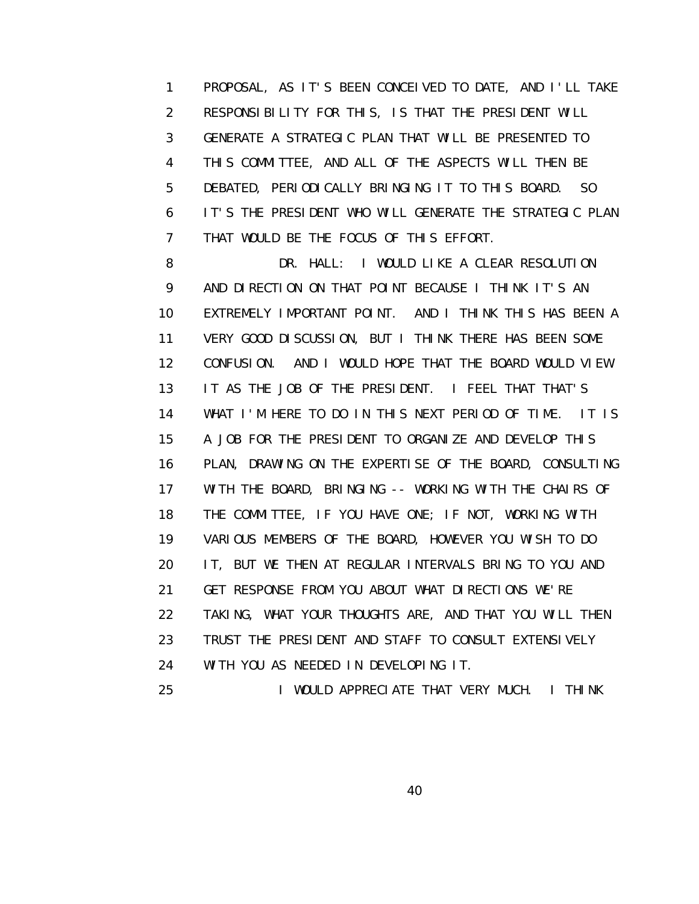PROPOSAL, AS IT'S BEEN CONCEIVED TO DATE, AND I'LL TAKE RESPONSIBILITY FOR THIS, IS THAT THE PRESIDENT WILL GENERATE A STRATEGIC PLAN THAT WILL BE PRESENTED TO THIS COMMITTEE, AND ALL OF THE ASPECTS WILL THEN BE DEBATED, PERIODICALLY BRINGING IT TO THIS BOARD. SO IT'S THE PRESIDENT WHO WILL GENERATE THE STRATEGIC PLAN THAT WOULD BE THE FOCUS OF THIS EFFORT.

DR. HALL: I WOULD LIKE A CLEAR RESOLUTION AND DIRECTION ON THAT POINT BECAUSE I THINK IT'S AN EXTREMELY IMPORTANT POINT. AND I THINK THIS HAS BEEN A VERY GOOD DISCUSSION, BUT I THINK THERE HAS BEEN SOME CONFUSION. AND I WOULD HOPE THAT THE BOARD WOULD VIEW IT AS THE JOB OF THE PRESIDENT. I FEEL THAT THAT'S WHAT I'M HERE TO DO IN THIS NEXT PERIOD OF TIME. IT IS A JOB FOR THE PRESIDENT TO ORGANIZE AND DEVELOP THIS PLAN, DRAWING ON THE EXPERTISE OF THE BOARD, CONSULTING WITH THE BOARD, BRINGING -- WORKING WITH THE CHAIRS OF THE COMMITTEE, IF YOU HAVE ONE; IF NOT, WORKING WITH VARIOUS MEMBERS OF THE BOARD, HOWEVER YOU WISH TO DO IT, BUT WE THEN AT REGULAR INTERVALS BRING TO YOU AND GET RESPONSE FROM YOU ABOUT WHAT DIRECTIONS WE'RE TAKING, WHAT YOUR THOUGHTS ARE, AND THAT YOU WILL THEN TRUST THE PRESIDENT AND STAFF TO CONSULT EXTENSIVELY WITH YOU AS NEEDED IN DEVELOPING IT.

I WOULD APPRECIATE THAT VERY MUCH. I THINK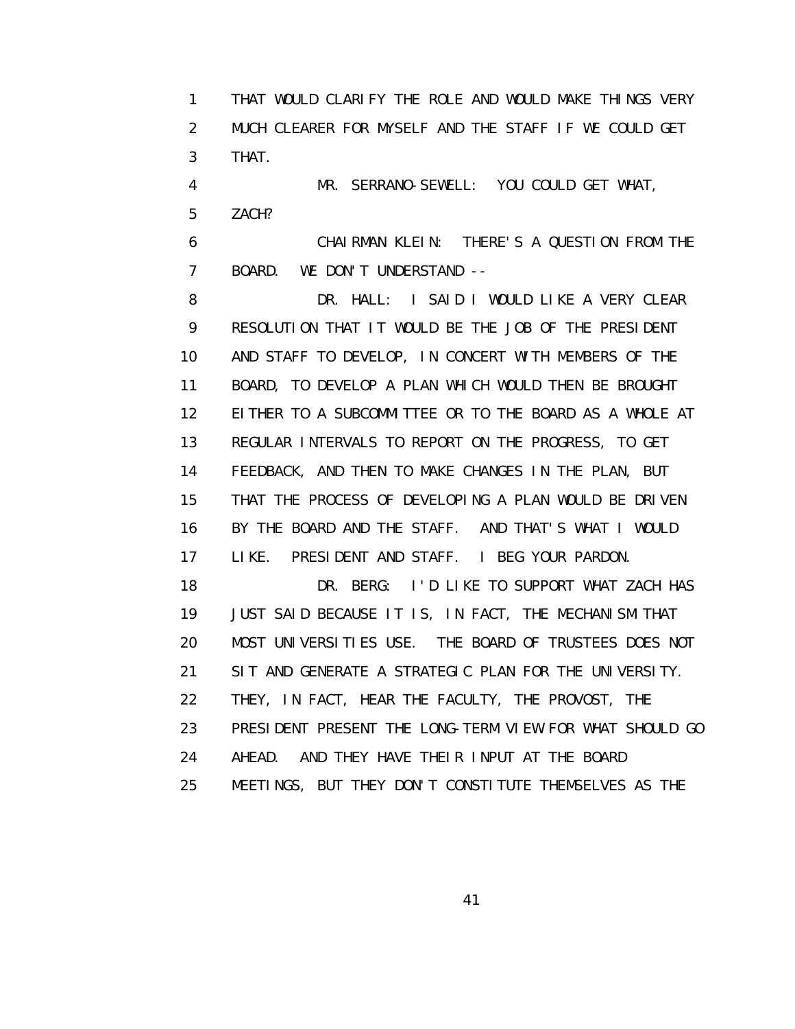THAT WOULD CLARIFY THE ROLE AND WOULD MAKE THINGS VERY MUCH CLEARER FOR MYSELF AND THE STAFF IF WE COULD GET THAT.

MR. SERRANO-SEWELL: YOU COULD GET WHAT, ZACH?

CHAIRMAN KLEIN: THERE'S A QUESTION FROM THE BOARD. WE DON'T UNDERSTAND --

DR. HALL: I SAID I WOULD LIKE A VERY CLEAR RESOLUTION THAT IT WOULD BE THE JOB OF THE PRESIDENT AND STAFF TO DEVELOP, IN CONCERT WITH MEMBERS OF THE BOARD, TO DEVELOP A PLAN WHICH WOULD THEN BE BROUGHT EITHER TO A SUBCOMMITTEE OR TO THE BOARD AS A WHOLE AT REGULAR INTERVALS TO REPORT ON THE PROGRESS, TO GET FEEDBACK, AND THEN TO MAKE CHANGES IN THE PLAN, BUT THAT THE PROCESS OF DEVELOPING A PLAN WOULD BE DRIVEN BY THE BOARD AND THE STAFF. AND THAT'S WHAT I WOULD LIKE. PRESIDENT AND STAFF. I BEG YOUR PARDON.

DR. BERG: I'D LIKE TO SUPPORT WHAT ZACH HAS JUST SAID BECAUSE IT IS, IN FACT, THE MECHANISM THAT MOST UNIVERSITIES USE. THE BOARD OF TRUSTEES DOES NOT SIT AND GENERATE A STRATEGIC PLAN FOR THE UNIVERSITY. THEY, IN FACT, HEAR THE FACULTY, THE PROVOST, THE PRESIDENT PRESENT THE LONG-TERM VIEW FOR WHAT SHOULD GO AHEAD. AND THEY HAVE THEIR INPUT AT THE BOARD MEETINGS, BUT THEY DON'T CONSTITUTE THEMSELVES AS THE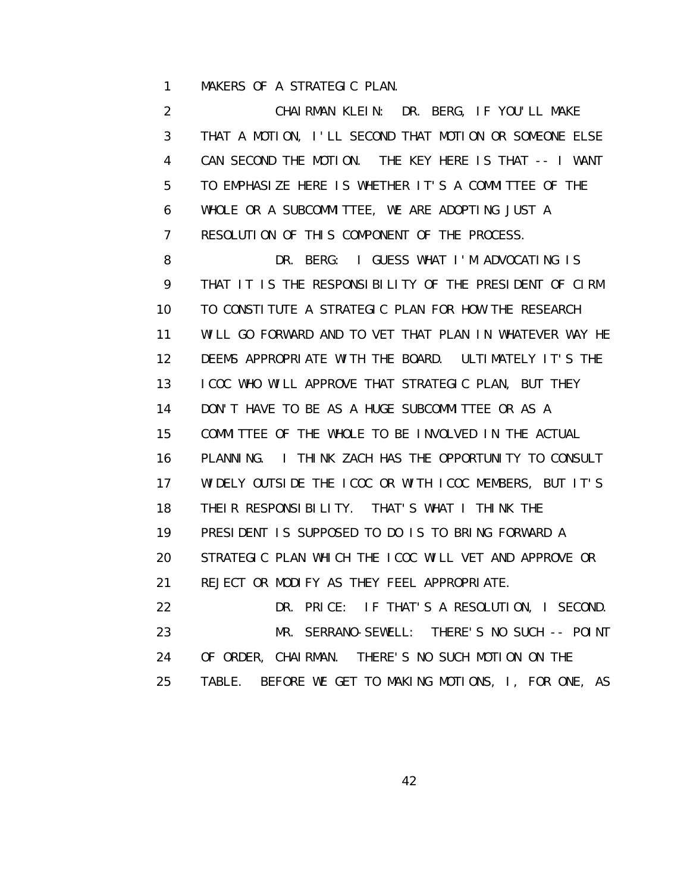MAKERS OF A STRATEGIC PLAN.

CHAIRMAN KLEIN: DR. BERG, IF YOU'LL MAKE THAT A MOTION, I'LL SECOND THAT MOTION OR SOMEONE ELSE CAN SECOND THE MOTION. THE KEY HERE IS THAT -- I WANT TO EMPHASIZE HERE IS WHETHER IT'S A COMMITTEE OF THE WHOLE OR A SUBCOMMITTEE, WE ARE ADOPTING JUST A RESOLUTION OF THIS COMPONENT OF THE PROCESS.

DR. BERG: I GUESS WHAT I'M ADVOCATING IS THAT IT IS THE RESPONSIBILITY OF THE PRESIDENT OF CIRM TO CONSTITUTE A STRATEGIC PLAN FOR HOW THE RESEARCH WILL GO FORWARD AND TO VET THAT PLAN IN WHATEVER WAY HE DEEMS APPROPRIATE WITH THE BOARD. ULTIMATELY IT'S THE ICOC WHO WILL APPROVE THAT STRATEGIC PLAN, BUT THEY DON'T HAVE TO BE AS A HUGE SUBCOMMITTEE OR AS A COMMITTEE OF THE WHOLE TO BE INVOLVED IN THE ACTUAL PLANNING. I THINK ZACH HAS THE OPPORTUNITY TO CONSULT WIDELY OUTSIDE THE ICOC OR WITH ICOC MEMBERS, BUT IT'S THEIR RESPONSIBILITY. THAT'S WHAT I THINK THE PRESIDENT IS SUPPOSED TO DO IS TO BRING FORWARD A STRATEGIC PLAN WHICH THE ICOC WILL VET AND APPROVE OR REJECT OR MODIFY AS THEY FEEL APPROPRIATE.

DR. PRICE: IF THAT'S A RESOLUTION, I SECOND.

MR. SERRANO-SEWELL: THERE'S NO SUCH -- POINT OF ORDER, CHAIRMAN. THERE'S NO SUCH MOTION ON THE TABLE. BEFORE WE GET TO MAKING MOTIONS, I, FOR ONE, AS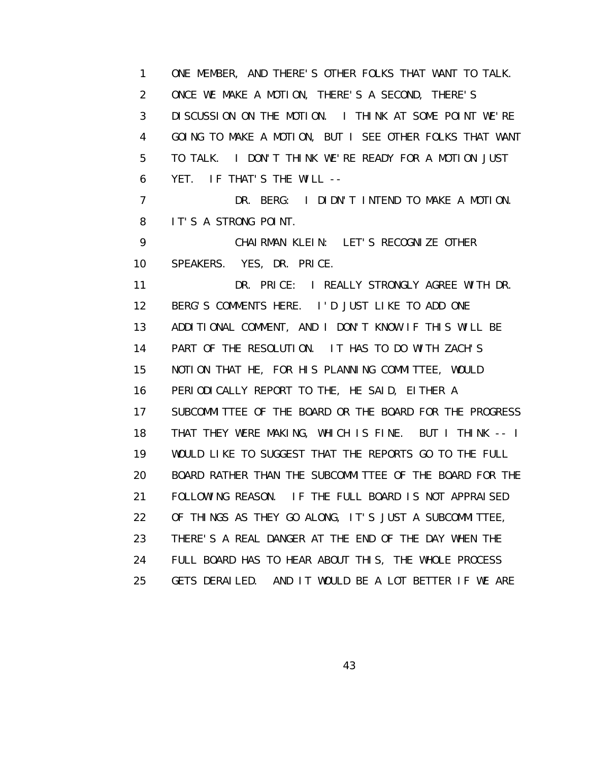ONE MEMBER, AND THERE'S OTHER FOLKS THAT WANT TO TALK. ONCE WE MAKE A MOTION, THERE'S A SECOND, THERE'S DISCUSSION ON THE MOTION. I THINK AT SOME POINT WE'RE GOING TO MAKE A MOTION, BUT I SEE OTHER FOLKS THAT WANT TO TALK. I DON'T THINK WE'RE READY FOR A MOTION JUST YET. IF THAT'S THE WILL --

DR. BERG: I DIDN'T INTEND TO MAKE A MOTION. IT'S A STRONG POINT.

CHAIRMAN KLEIN: LET'S RECOGNIZE OTHER SPEAKERS. YES, DR. PRICE.

DR. PRICE: I REALLY STRONGLY AGREE WITH DR. BERG'S COMMENTS HERE. I'D JUST LIKE TO ADD ONE ADDITIONAL COMMENT, AND I DON'T KNOW IF THIS WILL BE PART OF THE RESOLUTION. IT HAS TO DO WITH ZACH'S NOTION THAT HE, FOR HIS PLANNING COMMITTEE, WOULD PERIODICALLY REPORT TO THE, HE SAID, EITHER A SUBCOMMITTEE OF THE BOARD OR THE BOARD FOR THE PROGRESS THAT THEY WERE MAKING, WHICH IS FINE. BUT I THINK -- I WOULD LIKE TO SUGGEST THAT THE REPORTS GO TO THE FULL BOARD RATHER THAN THE SUBCOMMITTEE OF THE BOARD FOR THE FOLLOWING REASON. IF THE FULL BOARD IS NOT APPRAISED OF THINGS AS THEY GO ALONG, IT'S JUST A SUBCOMMITTEE, THERE'S A REAL DANGER AT THE END OF THE DAY WHEN THE FULL BOARD HAS TO HEAR ABOUT THIS, THE WHOLE PROCESS GETS DERAILED. AND IT WOULD BE A LOT BETTER IF WE ARE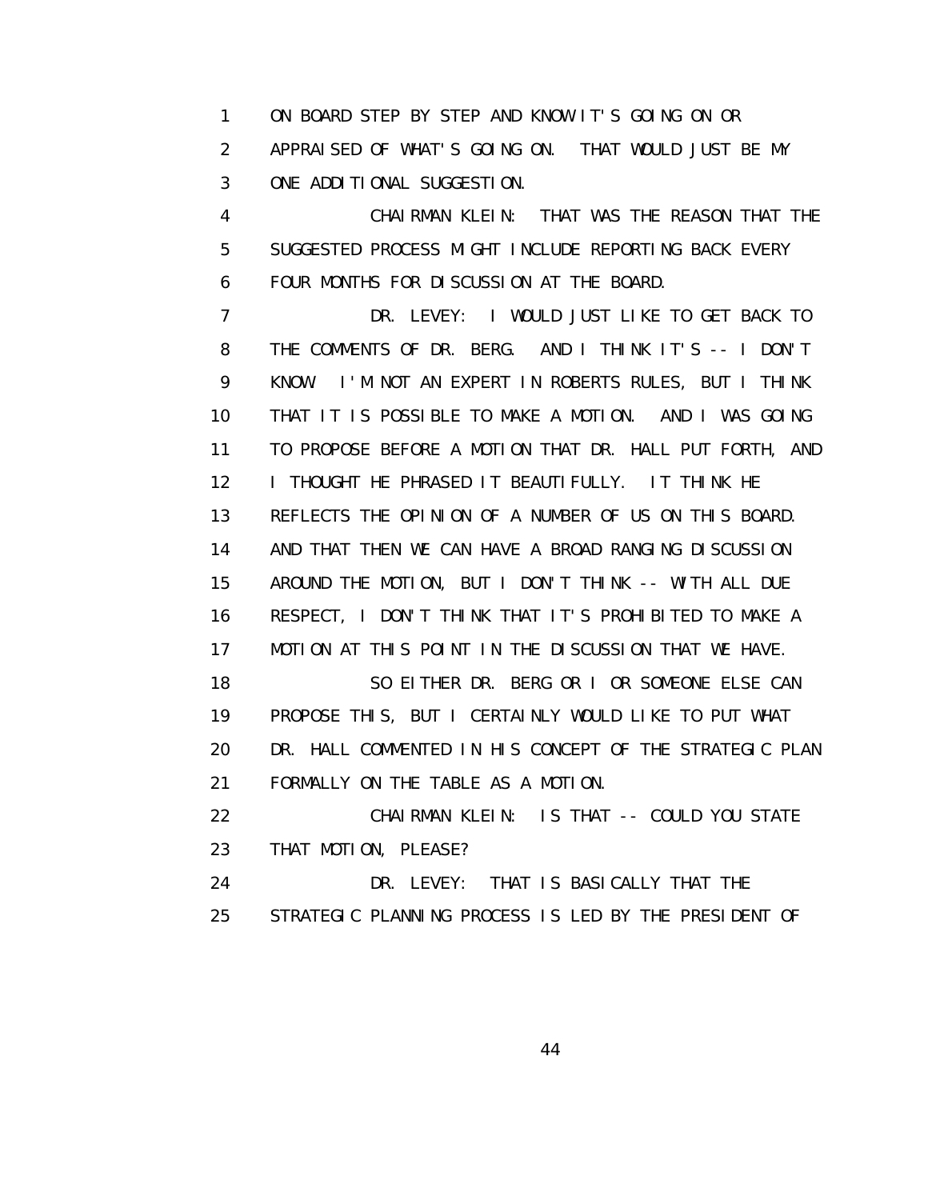1 ON BOARD STEP BY STEP AND KNOW IT'S GOING ON OR
2 APPRAISED OF WHAT'S GOING ON. THAT WOULD JUST BE MY
3 ONE ADDITIONAL SUGGESTION.
4 CHAIRMAN KLEIN: THAT WAS THE REASON THAT THE
5 SUGGESTED PROCESS MIGHT INCLUDE REPORTING BACK EVERY
6 FOUR MONTHS FOR DISCUSSION AT THE BOARD.
7 DR. LEVEY: I WOULD JUST LIKE TO GET BACK TO
8 THE COMMENTS OF DR. BERG. AND I THINK IT'S -- I DON'T
9 KNOW. I'M NOT AN EXPERT IN ROBERTS RULES, BUT I THINK
10 THAT IT IS POSSIBLE TO MAKE A MOTION. AND I WAS GOING
11 TO PROPOSE BEFORE A MOTION THAT DR. HALL PUT FORTH, AND
12 I THOUGHT HE PHRASED IT BEAUTIFULLY. IT THINK HE
13 REFLECTS THE OPINION OF A NUMBER OF US ON THIS BOARD.
14 AND THAT THEN WE CAN HAVE A BROAD RANGING DISCUSSION
15 AROUND THE MOTION, BUT I DON'T THINK -- WITH ALL DUE
16 RESPECT, I DON'T THINK THAT IT'S PROHIBITED TO MAKE A
17 MOTION AT THIS POINT IN THE DISCUSSION THAT WE HAVE.
18 SO EITHER DR. BERG OR I OR SOMEONE ELSE CAN
19 PROPOSE THIS, BUT I CERTAINLY WOULD LIKE TO PUT WHAT
20 DR. HALL COMMENTED IN HIS CONCEPT OF THE STRATEGIC PLAN
21 FORMALLY ON THE TABLE AS A MOTION.
22 CHAIRMAN KLEIN: IS THAT -- COULD YOU STATE
23 THAT MOTION, PLEASE?
24 DR. LEVEY: THAT IS BASICALLY THAT THE
25 STRATEGIC PLANNING PROCESS IS LED BY THE PRESIDENT OF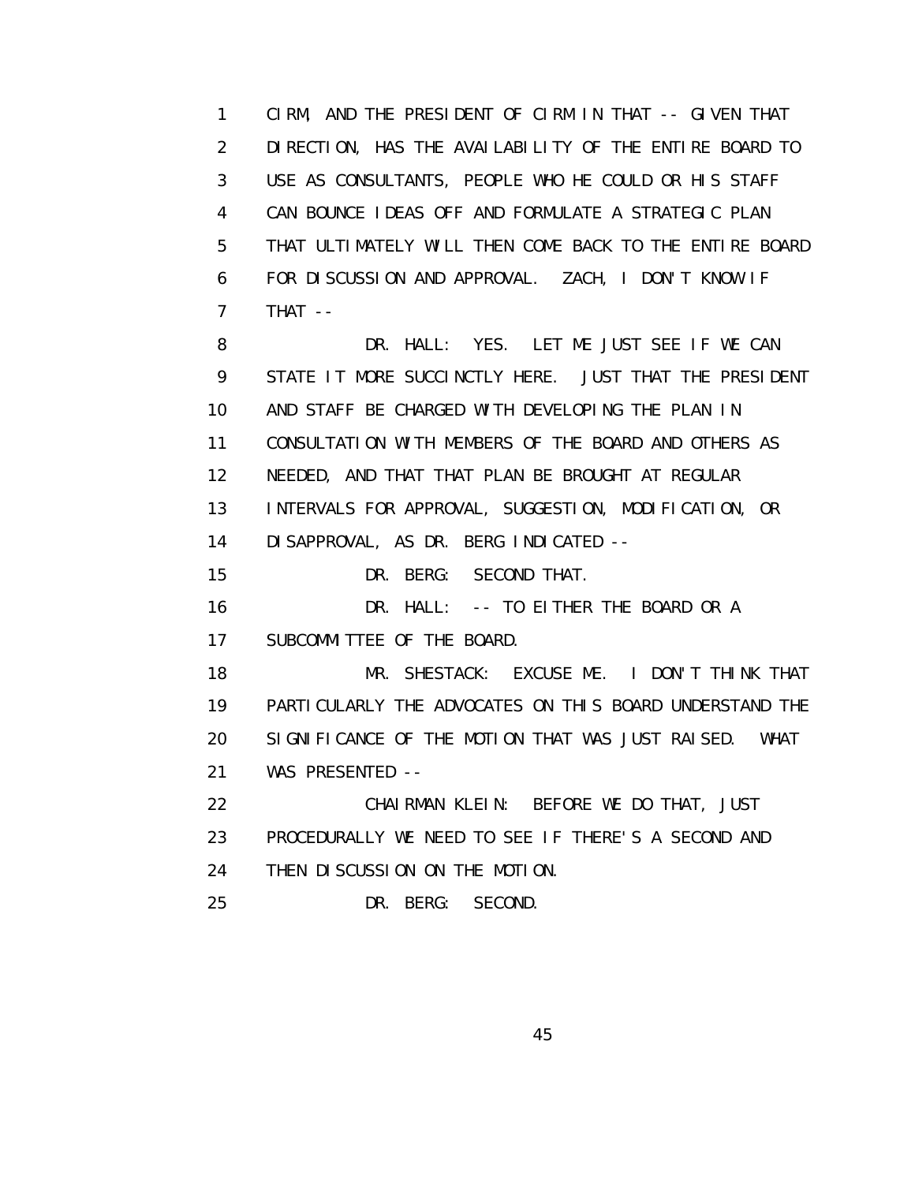CIRM, AND THE PRESIDENT OF CIRM IN THAT -- GIVEN THAT DIRECTION, HAS THE AVAILABILITY OF THE ENTIRE BOARD TO USE AS CONSULTANTS, PEOPLE WHO HE COULD OR HIS STAFF CAN BOUNCE IDEAS OFF AND FORMULATE A STRATEGIC PLAN THAT ULTIMATELY WILL THEN COME BACK TO THE ENTIRE BOARD FOR DISCUSSION AND APPROVAL. ZACH, I DON'T KNOW IF THAT --

DR. HALL: YES. LET ME JUST SEE IF WE CAN STATE IT MORE SUCCINCTLY HERE. JUST THAT THE PRESIDENT AND STAFF BE CHARGED WITH DEVELOPING THE PLAN IN CONSULTATION WITH MEMBERS OF THE BOARD AND OTHERS AS NEEDED, AND THAT THAT PLAN BE BROUGHT AT REGULAR INTERVALS FOR APPROVAL, SUGGESTION, MODIFICATION, OR DISAPPROVAL, AS DR. BERG INDICATED --

DR. BERG: SECOND THAT.

DR. HALL: -- TO EITHER THE BOARD OR A SUBCOMMITTEE OF THE BOARD.

MR. SHESTACK: EXCUSE ME. I DON'T THINK THAT PARTICULARLY THE ADVOCATES ON THIS BOARD UNDERSTAND THE SIGNIFICANCE OF THE MOTION THAT WAS JUST RAISED. WHAT WAS PRESENTED --

CHAIRMAN KLEIN: BEFORE WE DO THAT, JUST PROCEDURALLY WE NEED TO SEE IF THERE'S A SECOND AND THEN DISCUSSION ON THE MOTION.

DR. BERG: SECOND.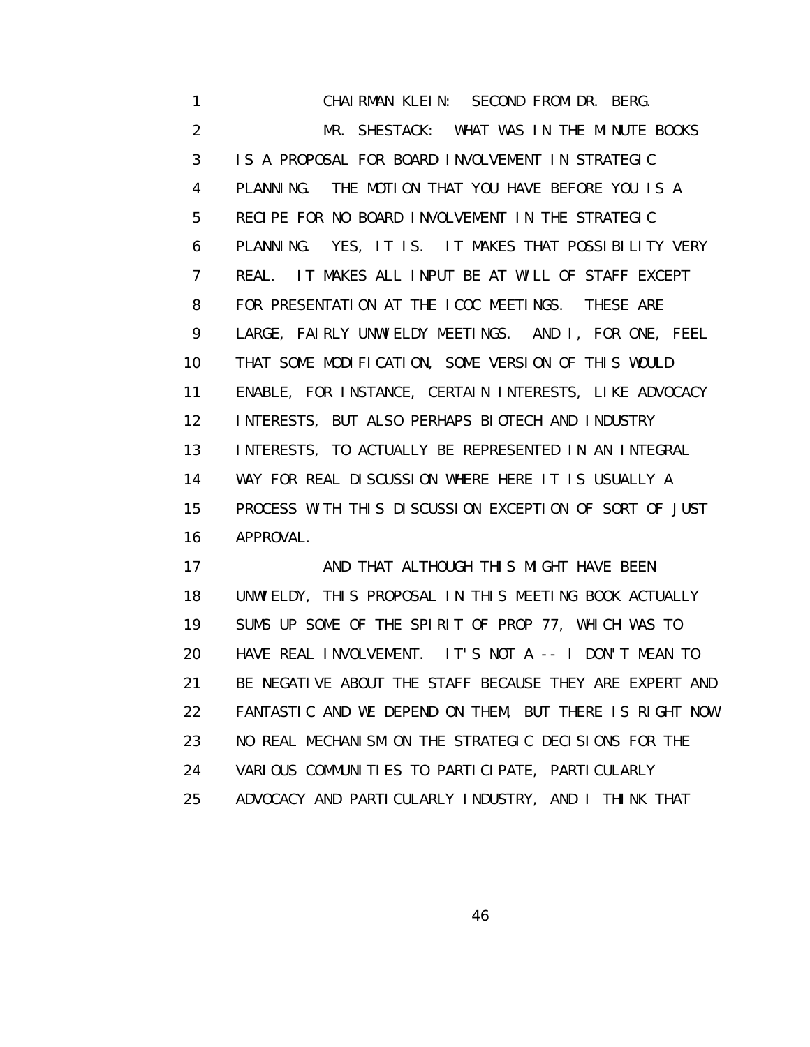CHAIRMAN KLEIN: SECOND FROM DR. BERG.

MR. SHESTACK: WHAT WAS IN THE MINUTE BOOKS IS A PROPOSAL FOR BOARD INVOLVEMENT IN STRATEGIC PLANNING. THE MOTION THAT YOU HAVE BEFORE YOU IS A RECIPE FOR NO BOARD INVOLVEMENT IN THE STRATEGIC PLANNING. YES, IT IS. IT MAKES THAT POSSIBILITY VERY REAL. IT MAKES ALL INPUT BE AT WILL OF STAFF EXCEPT FOR PRESENTATION AT THE ICOC MEETINGS. THESE ARE LARGE, FAIRLY UNWIELDY MEETINGS. AND I, FOR ONE, FEEL THAT SOME MODIFICATION, SOME VERSION OF THIS WOULD ENABLE, FOR INSTANCE, CERTAIN INTERESTS, LIKE ADVOCACY INTERESTS, BUT ALSO PERHAPS BIOTECH AND INDUSTRY INTERESTS, TO ACTUALLY BE REPRESENTED IN AN INTEGRAL WAY FOR REAL DISCUSSION WHERE HERE IT IS USUALLY A PROCESS WITH THIS DISCUSSION EXCEPTION OF SORT OF JUST APPROVAL.

AND THAT ALTHOUGH THIS MIGHT HAVE BEEN UNWIELDY, THIS PROPOSAL IN THIS MEETING BOOK ACTUALLY SUMS UP SOME OF THE SPIRIT OF PROP 77, WHICH WAS TO HAVE REAL INVOLVEMENT. IT'S NOT A -- I DON'T MEAN TO BE NEGATIVE ABOUT THE STAFF BECAUSE THEY ARE EXPERT AND FANTASTIC AND WE DEPEND ON THEM, BUT THERE IS RIGHT NOW NO REAL MECHANISM ON THE STRATEGIC DECISIONS FOR THE VARIOUS COMMUNITIES TO PARTICIPATE, PARTICULARLY ADVOCACY AND PARTICULARLY INDUSTRY, AND I THINK THAT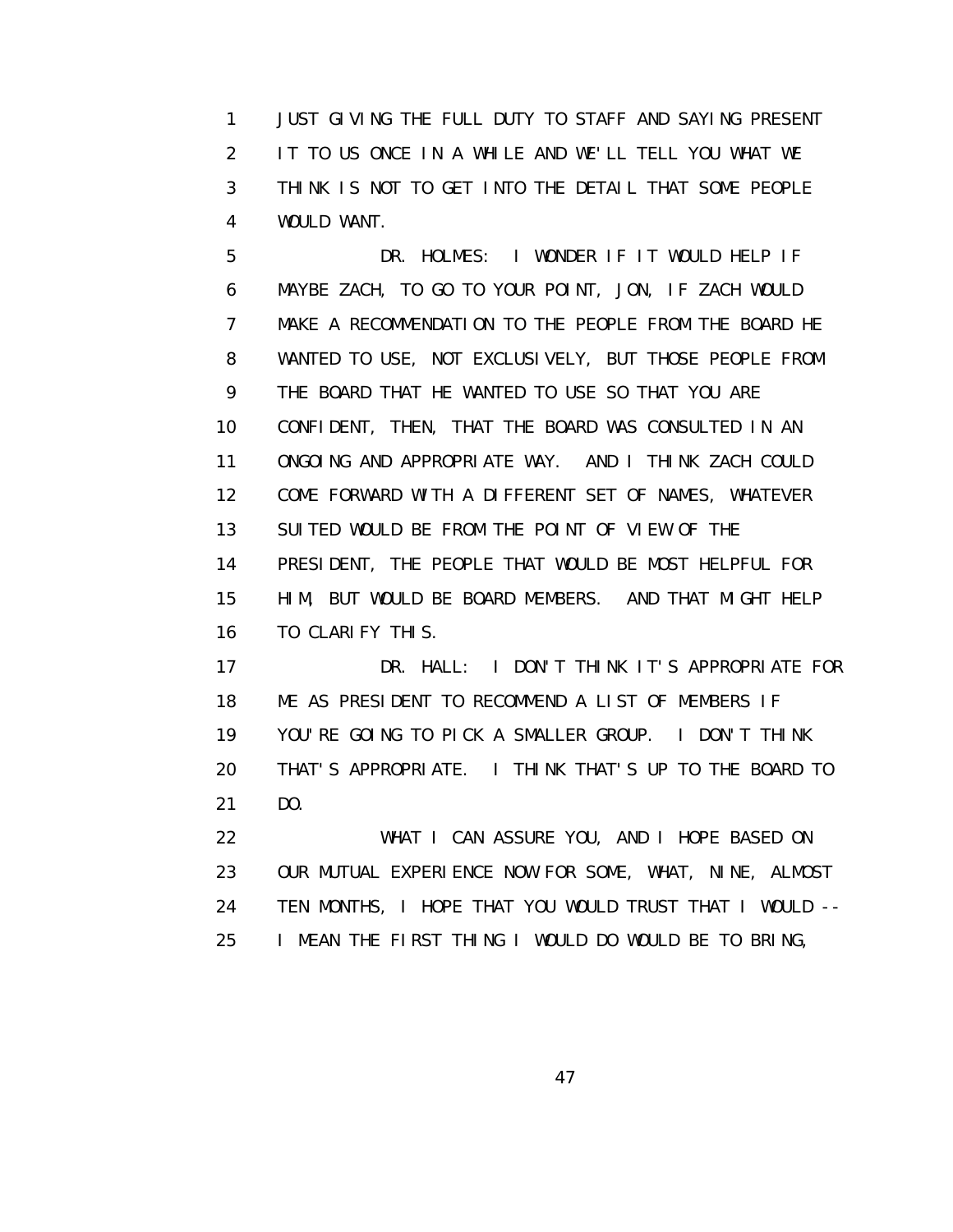JUST GIVING THE FULL DUTY TO STAFF AND SAYING PRESENT IT TO US ONCE IN A WHILE AND WE'LL TELL YOU WHAT WE THINK IS NOT TO GET INTO THE DETAIL THAT SOME PEOPLE WOULD WANT.

DR. HOLMES: I WONDER IF IT WOULD HELP IF MAYBE ZACH, TO GO TO YOUR POINT, JON, IF ZACH WOULD MAKE A RECOMMENDATION TO THE PEOPLE FROM THE BOARD HE WANTED TO USE, NOT EXCLUSIVELY, BUT THOSE PEOPLE FROM THE BOARD THAT HE WANTED TO USE SO THAT YOU ARE CONFIDENT, THEN, THAT THE BOARD WAS CONSULTED IN AN ONGOING AND APPROPRIATE WAY. AND I THINK ZACH COULD COME FORWARD WITH A DIFFERENT SET OF NAMES, WHATEVER SUITED WOULD BE FROM THE POINT OF VIEW OF THE PRESIDENT, THE PEOPLE THAT WOULD BE MOST HELPFUL FOR HIM, BUT WOULD BE BOARD MEMBERS. AND THAT MIGHT HELP TO CLARIFY THIS.

DR. HALL: I DON'T THINK IT'S APPROPRIATE FOR ME AS PRESIDENT TO RECOMMEND A LIST OF MEMBERS IF YOU'RE GOING TO PICK A SMALLER GROUP. I DON'T THINK THAT'S APPROPRIATE. I THINK THAT'S UP TO THE BOARD TO DO.

WHAT I CAN ASSURE YOU, AND I HOPE BASED ON OUR MUTUAL EXPERIENCE NOW FOR SOME, WHAT, NINE, ALMOST TEN MONTHS, I HOPE THAT YOU WOULD TRUST THAT I WOULD -- I MEAN THE FIRST THING I WOULD DO WOULD BE TO BRING,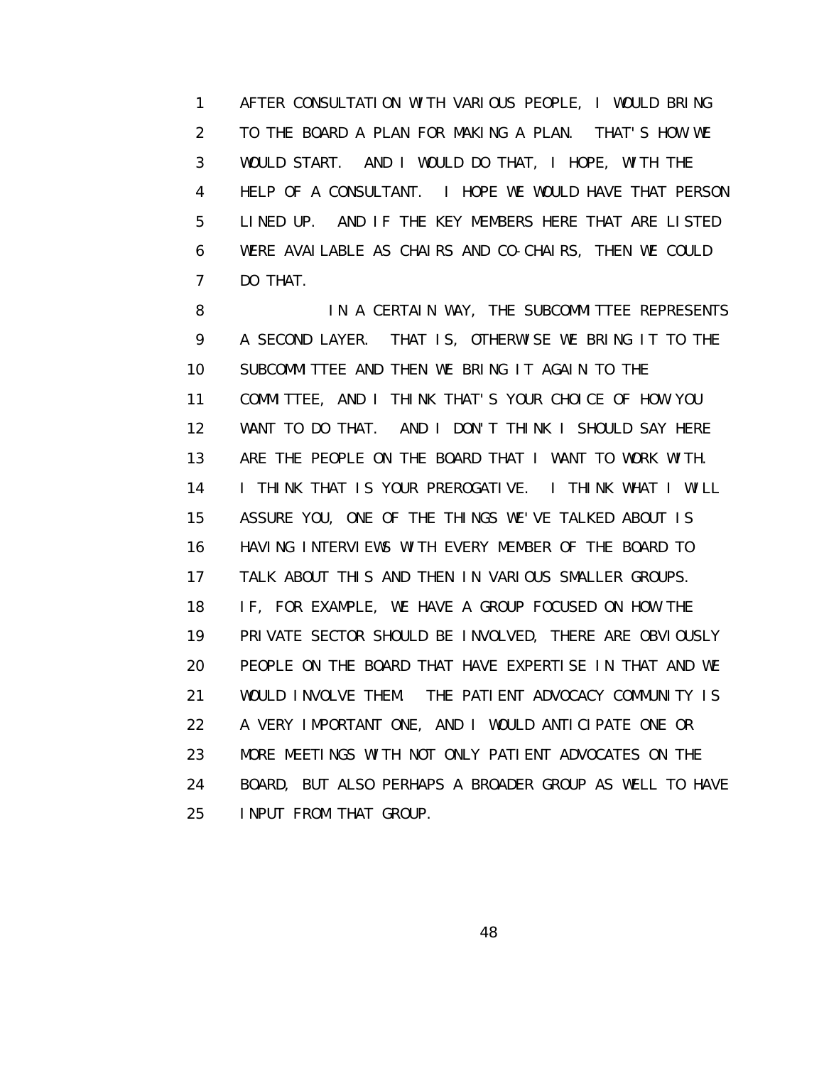AFTER CONSULTATION WITH VARIOUS PEOPLE, I WOULD BRING TO THE BOARD A PLAN FOR MAKING A PLAN. THAT'S HOW WE WOULD START. AND I WOULD DO THAT, I HOPE, WITH THE HELP OF A CONSULTANT. I HOPE WE WOULD HAVE THAT PERSON LINED UP. AND IF THE KEY MEMBERS HERE THAT ARE LISTED WERE AVAILABLE AS CHAIRS AND CO-CHAIRS, THEN WE COULD DO THAT.

IN A CERTAIN WAY, THE SUBCOMMITTEE REPRESENTS A SECOND LAYER. THAT IS, OTHERWISE WE BRING IT TO THE SUBCOMMITTEE AND THEN WE BRING IT AGAIN TO THE COMMITTEE, AND I THINK THAT'S YOUR CHOICE OF HOW YOU WANT TO DO THAT. AND I DON'T THINK I SHOULD SAY HERE ARE THE PEOPLE ON THE BOARD THAT I WANT TO WORK WITH. I THINK THAT IS YOUR PREROGATIVE. I THINK WHAT I WILL ASSURE YOU, ONE OF THE THINGS WE'VE TALKED ABOUT IS HAVING INTERVIEWS WITH EVERY MEMBER OF THE BOARD TO TALK ABOUT THIS AND THEN IN VARIOUS SMALLER GROUPS. IF, FOR EXAMPLE, WE HAVE A GROUP FOCUSED ON HOW THE PRIVATE SECTOR SHOULD BE INVOLVED, THERE ARE OBVIOUSLY PEOPLE ON THE BOARD THAT HAVE EXPERTISE IN THAT AND WE WOULD INVOLVE THEM. THE PATIENT ADVOCACY COMMUNITY IS A VERY IMPORTANT ONE, AND I WOULD ANTICIPATE ONE OR MORE MEETINGS WITH NOT ONLY PATIENT ADVOCATES ON THE BOARD, BUT ALSO PERHAPS A BROADER GROUP AS WELL TO HAVE INPUT FROM THAT GROUP.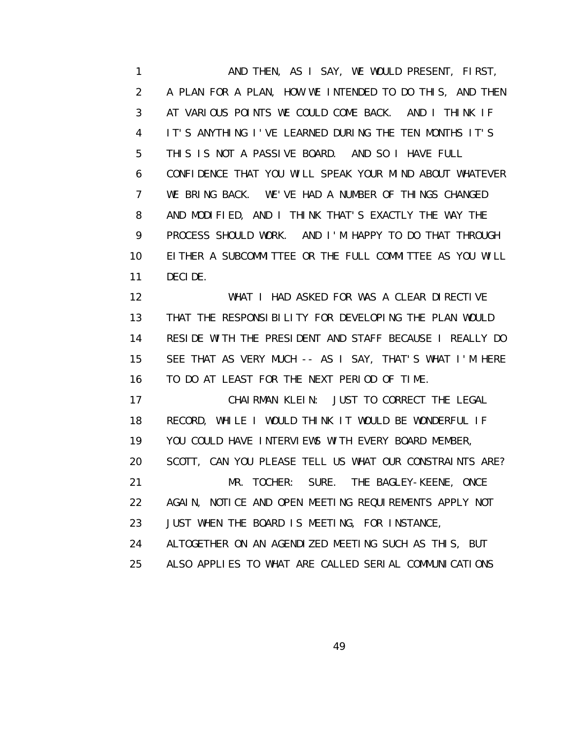AND THEN, AS I SAY, WE WOULD PRESENT, FIRST, A PLAN FOR A PLAN, HOW WE INTENDED TO DO THIS, AND THEN AT VARIOUS POINTS WE COULD COME BACK. AND I THINK IF IT'S ANYTHING I'VE LEARNED DURING THE TEN MONTHS IT'S THIS IS NOT A PASSIVE BOARD. AND SO I HAVE FULL CONFIDENCE THAT YOU WILL SPEAK YOUR MIND ABOUT WHATEVER WE BRING BACK. WE'VE HAD A NUMBER OF THINGS CHANGED AND MODIFIED, AND I THINK THAT'S EXACTLY THE WAY THE PROCESS SHOULD WORK. AND I'M HAPPY TO DO THAT THROUGH EITHER A SUBCOMMITTEE OR THE FULL COMMITTEE AS YOU WILL DECIDE.

WHAT I HAD ASKED FOR WAS A CLEAR DIRECTIVE THAT THE RESPONSIBILITY FOR DEVELOPING THE PLAN WOULD RESIDE WITH THE PRESIDENT AND STAFF BECAUSE I REALLY DO SEE THAT AS VERY MUCH -- AS I SAY, THAT'S WHAT I'M HERE TO DO AT LEAST FOR THE NEXT PERIOD OF TIME.

CHAIRMAN KLEIN: JUST TO CORRECT THE LEGAL RECORD, WHILE I WOULD THINK IT WOULD BE WONDERFUL IF YOU COULD HAVE INTERVIEWS WITH EVERY BOARD MEMBER, SCOTT, CAN YOU PLEASE TELL US WHAT OUR CONSTRAINTS ARE?

MR. TOCHER: SURE. THE BAGLEY-KEENE, ONCE AGAIN, NOTICE AND OPEN MEETING REQUIREMENTS APPLY NOT JUST WHEN THE BOARD IS MEETING, FOR INSTANCE, ALTOGETHER ON AN AGENDIZED MEETING SUCH AS THIS, BUT ALSO APPLIES TO WHAT ARE CALLED SERIAL COMMUNICATIONS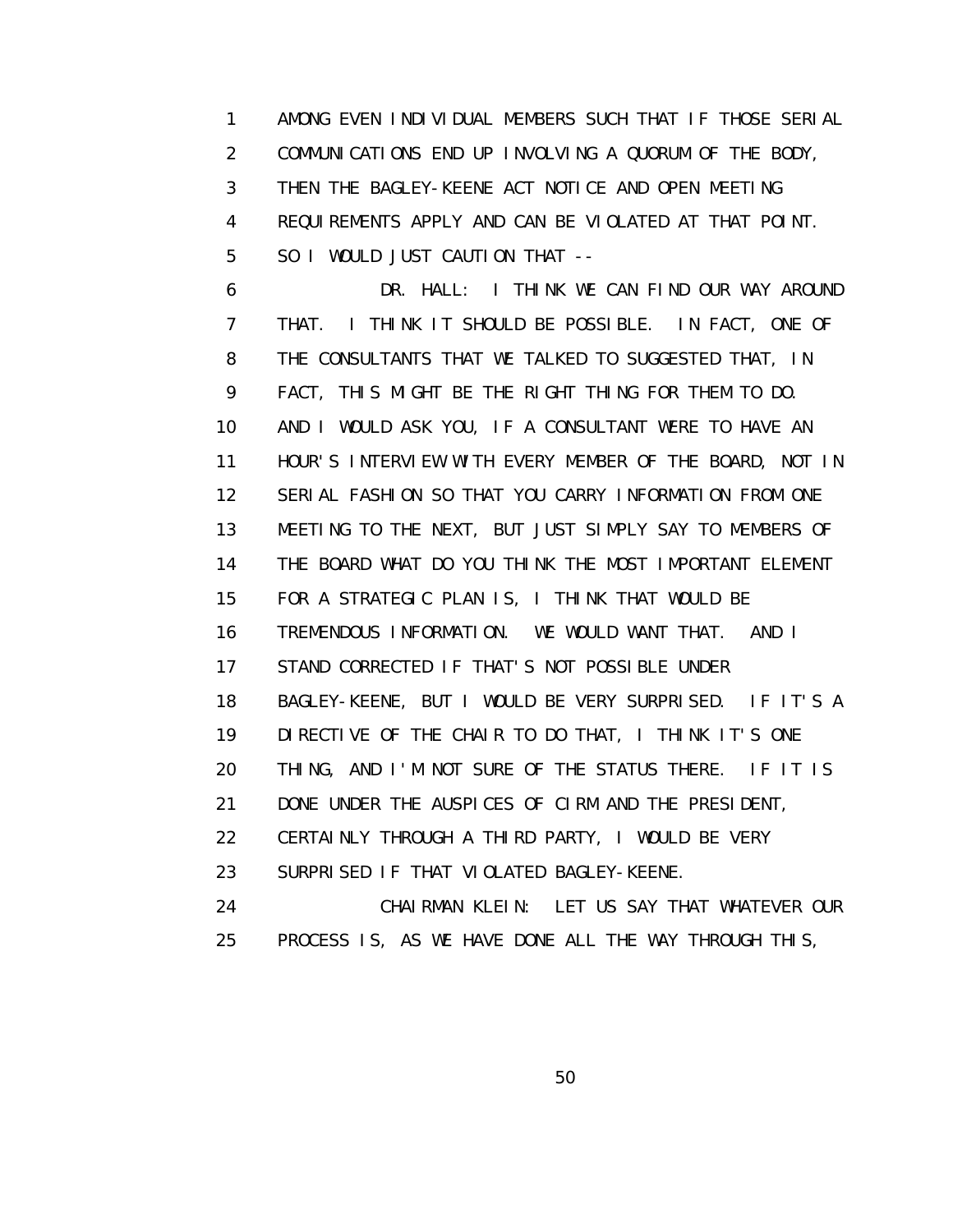AMONG EVEN INDIVIDUAL MEMBERS SUCH THAT IF THOSE SERIAL COMMUNICATIONS END UP INVOLVING A QUORUM OF THE BODY, THEN THE BAGLEY-KEENE ACT NOTICE AND OPEN MEETING REQUIREMENTS APPLY AND CAN BE VIOLATED AT THAT POINT. SO I WOULD JUST CAUTION THAT --

DR. HALL: I THINK WE CAN FIND OUR WAY AROUND THAT. I THINK IT SHOULD BE POSSIBLE. IN FACT, ONE OF THE CONSULTANTS THAT WE TALKED TO SUGGESTED THAT, IN FACT, THIS MIGHT BE THE RIGHT THING FOR THEM TO DO. AND I WOULD ASK YOU, IF A CONSULTANT WERE TO HAVE AN HOUR'S INTERVIEW WITH EVERY MEMBER OF THE BOARD, NOT IN SERIAL FASHION SO THAT YOU CARRY INFORMATION FROM ONE MEETING TO THE NEXT, BUT JUST SIMPLY SAY TO MEMBERS OF THE BOARD WHAT DO YOU THINK THE MOST IMPORTANT ELEMENT FOR A STRATEGIC PLAN IS, I THINK THAT WOULD BE TREMENDOUS INFORMATION. WE WOULD WANT THAT. AND I STAND CORRECTED IF THAT'S NOT POSSIBLE UNDER BAGLEY-KEENE, BUT I WOULD BE VERY SURPRISED. IF IT'S A DIRECTIVE OF THE CHAIR TO DO THAT, I THINK IT'S ONE THING, AND I'M NOT SURE OF THE STATUS THERE. IF IT IS DONE UNDER THE AUSPICES OF CIRM AND THE PRESIDENT, CERTAINLY THROUGH A THIRD PARTY, I WOULD BE VERY SURPRISED IF THAT VIOLATED BAGLEY-KEENE.

CHAIRMAN KLEIN: LET US SAY THAT WHATEVER OUR PROCESS IS, AS WE HAVE DONE ALL THE WAY THROUGH THIS,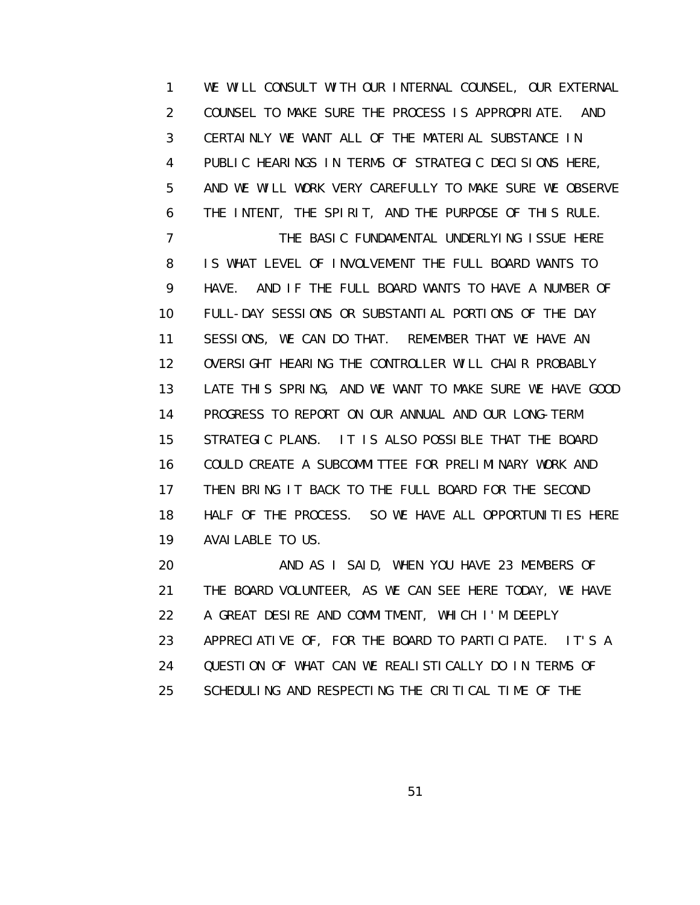WE WILL CONSULT WITH OUR INTERNAL COUNSEL, OUR EXTERNAL COUNSEL TO MAKE SURE THE PROCESS IS APPROPRIATE. AND CERTAINLY WE WANT ALL OF THE MATERIAL SUBSTANCE IN PUBLIC HEARINGS IN TERMS OF STRATEGIC DECISIONS HERE, AND WE WILL WORK VERY CAREFULLY TO MAKE SURE WE OBSERVE THE INTENT, THE SPIRIT, AND THE PURPOSE OF THIS RULE.

THE BASIC FUNDAMENTAL UNDERLYING ISSUE HERE IS WHAT LEVEL OF INVOLVEMENT THE FULL BOARD WANTS TO HAVE. AND IF THE FULL BOARD WANTS TO HAVE A NUMBER OF FULL-DAY SESSIONS OR SUBSTANTIAL PORTIONS OF THE DAY SESSIONS, WE CAN DO THAT. REMEMBER THAT WE HAVE AN OVERSIGHT HEARING THE CONTROLLER WILL CHAIR PROBABLY LATE THIS SPRING, AND WE WANT TO MAKE SURE WE HAVE GOOD PROGRESS TO REPORT ON OUR ANNUAL AND OUR LONG-TERM STRATEGIC PLANS. IT IS ALSO POSSIBLE THAT THE BOARD COULD CREATE A SUBCOMMITTEE FOR PRELIMINARY WORK AND THEN BRING IT BACK TO THE FULL BOARD FOR THE SECOND HALF OF THE PROCESS. SO WE HAVE ALL OPPORTUNITIES HERE AVAILABLE TO US.

AND AS I SAID, WHEN YOU HAVE 23 MEMBERS OF THE BOARD VOLUNTEER, AS WE CAN SEE HERE TODAY, WE HAVE A GREAT DESIRE AND COMMITMENT, WHICH I'M DEEPLY APPRECIATIVE OF, FOR THE BOARD TO PARTICIPATE. IT'S A QUESTION OF WHAT CAN WE REALISTICALLY DO IN TERMS OF SCHEDULING AND RESPECTING THE CRITICAL TIME OF THE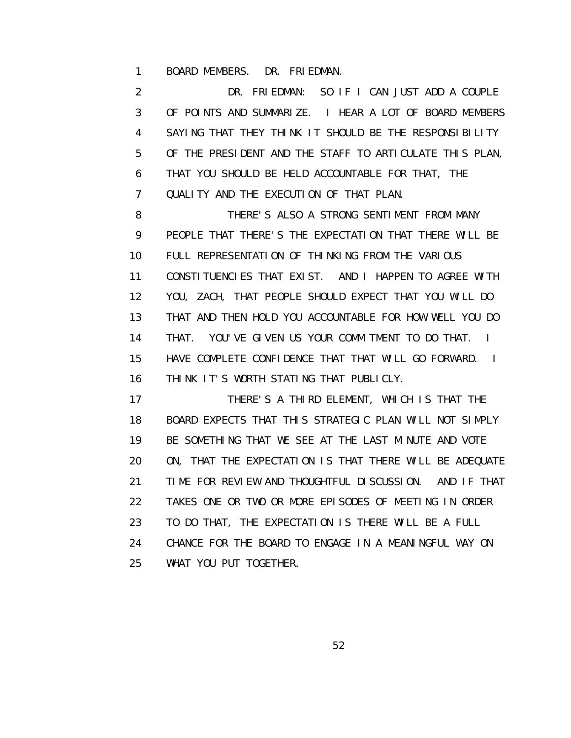BOARD MEMBERS. DR. FRIEDMAN.

DR. FRIEDMAN: SO IF I CAN JUST ADD A COUPLE OF POINTS AND SUMMARIZE. I HEAR A LOT OF BOARD MEMBERS SAYING THAT THEY THINK IT SHOULD BE THE RESPONSIBILITY OF THE PRESIDENT AND THE STAFF TO ARTICULATE THIS PLAN, THAT YOU SHOULD BE HELD ACCOUNTABLE FOR THAT, THE QUALITY AND THE EXECUTION OF THAT PLAN.

THERE'S ALSO A STRONG SENTIMENT FROM MANY PEOPLE THAT THERE'S THE EXPECTATION THAT THERE WILL BE FULL REPRESENTATION OF THINKING FROM THE VARIOUS CONSTITUENCIES THAT EXIST. AND I HAPPEN TO AGREE WITH YOU, ZACH, THAT PEOPLE SHOULD EXPECT THAT YOU WILL DO THAT AND THEN HOLD YOU ACCOUNTABLE FOR HOW WELL YOU DO THAT. YOU'VE GIVEN US YOUR COMMITMENT TO DO THAT. I HAVE COMPLETE CONFIDENCE THAT THAT WILL GO FORWARD. I THINK IT'S WORTH STATING THAT PUBLICLY.

THERE'S A THIRD ELEMENT, WHICH IS THAT THE BOARD EXPECTS THAT THIS STRATEGIC PLAN WILL NOT SIMPLY BE SOMETHING THAT WE SEE AT THE LAST MINUTE AND VOTE ON, THAT THE EXPECTATION IS THAT THERE WILL BE ADEQUATE TIME FOR REVIEW AND THOUGHTFUL DISCUSSION. AND IF THAT TAKES ONE OR TWO OR MORE EPISODES OF MEETING IN ORDER TO DO THAT, THE EXPECTATION IS THERE WILL BE A FULL CHANCE FOR THE BOARD TO ENGAGE IN A MEANINGFUL WAY ON WHAT YOU PUT TOGETHER.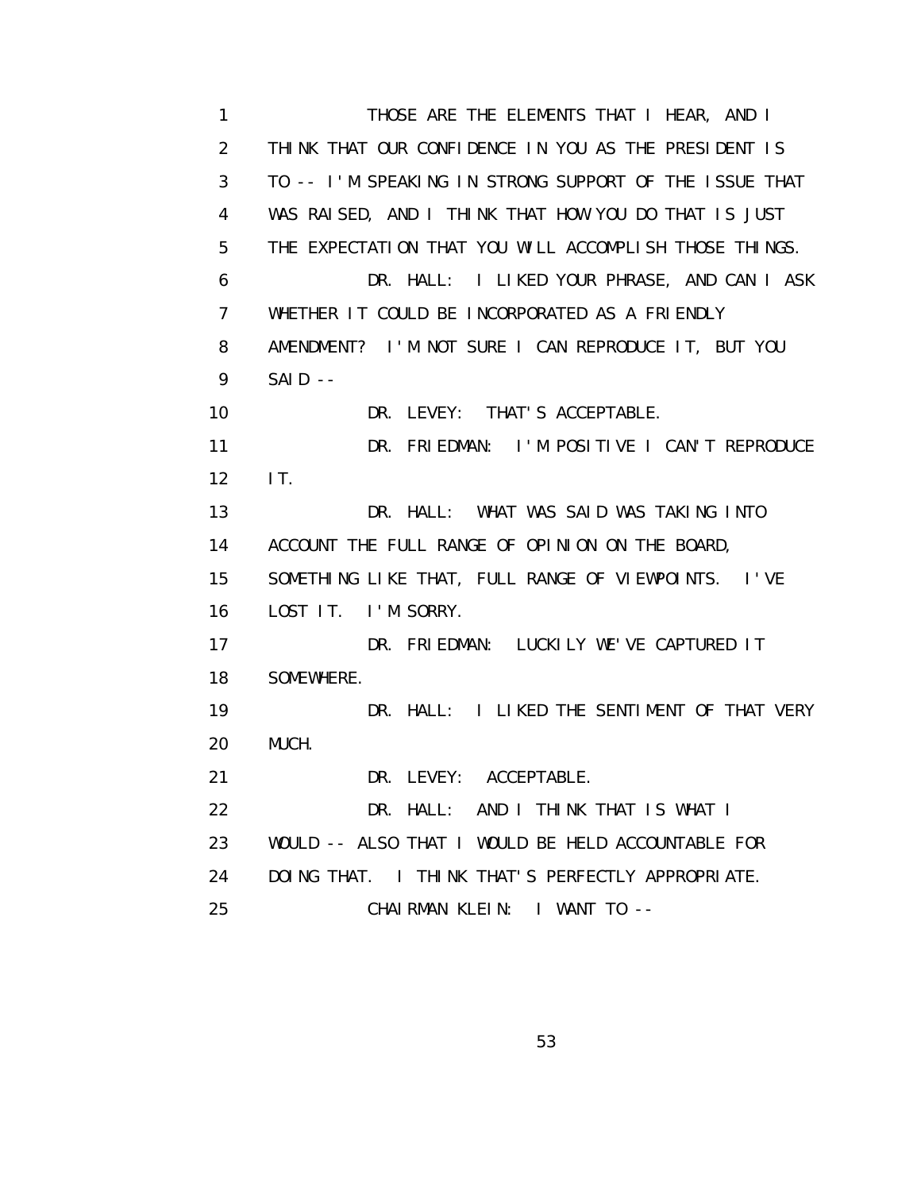1 THOSE ARE THE ELEMENTS THAT I HEAR, AND I
2 THINK THAT OUR CONFIDENCE IN YOU AS THE PRESIDENT IS
3 TO -- I'M SPEAKING IN STRONG SUPPORT OF THE ISSUE THAT
4 WAS RAISED, AND I THINK THAT HOW YOU DO THAT IS JUST
5 THE EXPECTATION THAT YOU WILL ACCOMPLISH THOSE THINGS.
6 DR. HALL: I LIKED YOUR PHRASE, AND CAN I ASK
7 WHETHER IT COULD BE INCORPORATED AS A FRIENDLY
8 AMENDMENT? I'M NOT SURE I CAN REPRODUCE IT, BUT YOU
9 SAID --
10 DR. LEVEY: THAT'S ACCEPTABLE.
11 DR. FRIEDMAN: I'M POSITIVE I CAN'T REPRODUCE
12 IT.
13 DR. HALL: WHAT WAS SAID WAS TAKING INTO
14 ACCOUNT THE FULL RANGE OF OPINION ON THE BOARD,
15 SOMETHING LIKE THAT, FULL RANGE OF VIEWPOINTS. I'VE
16 LOST IT. I'M SORRY.
17 DR. FRIEDMAN: LUCKILY WE'VE CAPTURED IT
18 SOMEWHERE.
19 DR. HALL: I LIKED THE SENTIMENT OF THAT VERY
20 MUCH.
21 DR. LEVEY: ACCEPTABLE.
22 DR. HALL: AND I THINK THAT IS WHAT I
23 WOULD -- ALSO THAT I WOULD BE HELD ACCOUNTABLE FOR
24 DOING THAT. I THINK THAT'S PERFECTLY APPROPRIATE.
25 CHAIRMAN KLEIN: I WANT TO --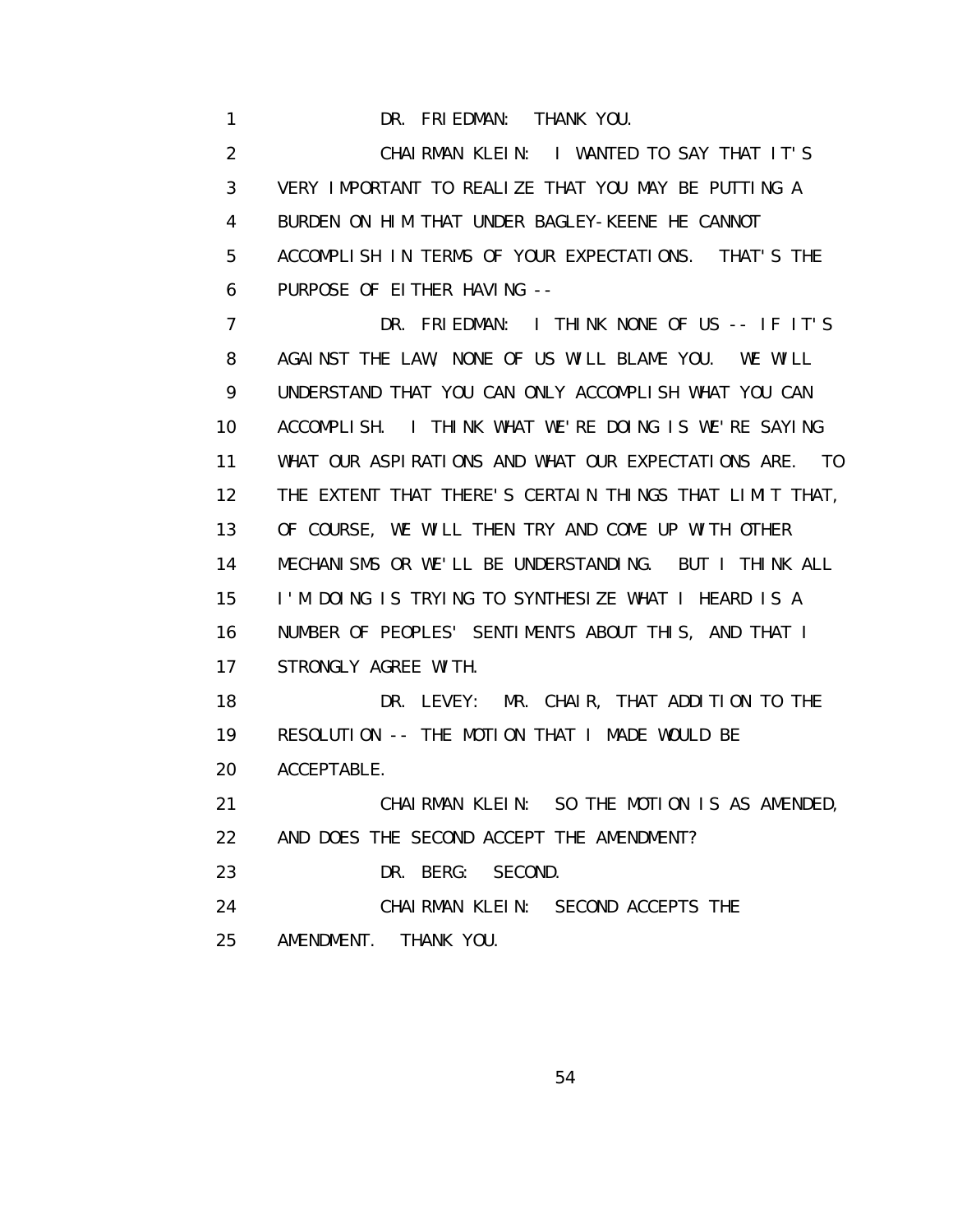DR. FRIEDMAN: THANK YOU.

CHAIRMAN KLEIN: I WANTED TO SAY THAT IT'S VERY IMPORTANT TO REALIZE THAT YOU MAY BE PUTTING A BURDEN ON HIM THAT UNDER BAGLEY-KEENE HE CANNOT ACCOMPLISH IN TERMS OF YOUR EXPECTATIONS. THAT'S THE PURPOSE OF EITHER HAVING --

DR. FRIEDMAN: I THINK NONE OF US -- IF IT'S AGAINST THE LAW, NONE OF US WILL BLAME YOU. WE WILL UNDERSTAND THAT YOU CAN ONLY ACCOMPLISH WHAT YOU CAN ACCOMPLISH. I THINK WHAT WE'RE DOING IS WE'RE SAYING WHAT OUR ASPIRATIONS AND WHAT OUR EXPECTATIONS ARE. TO THE EXTENT THAT THERE'S CERTAIN THINGS THAT LIMIT THAT, OF COURSE, WE WILL THEN TRY AND COME UP WITH OTHER MECHANISMS OR WE'LL BE UNDERSTANDING. BUT I THINK ALL I'M DOING IS TRYING TO SYNTHESIZE WHAT I HEARD IS A NUMBER OF PEOPLES' SENTIMENTS ABOUT THIS, AND THAT I STRONGLY AGREE WITH.

DR. LEVEY: MR. CHAIR, THAT ADDITION TO THE RESOLUTION -- THE MOTION THAT I MADE WOULD BE ACCEPTABLE.

CHAIRMAN KLEIN: SO THE MOTION IS AS AMENDED, AND DOES THE SECOND ACCEPT THE AMENDMENT?

DR. BERG: SECOND.

CHAIRMAN KLEIN: SECOND ACCEPTS THE AMENDMENT. THANK YOU.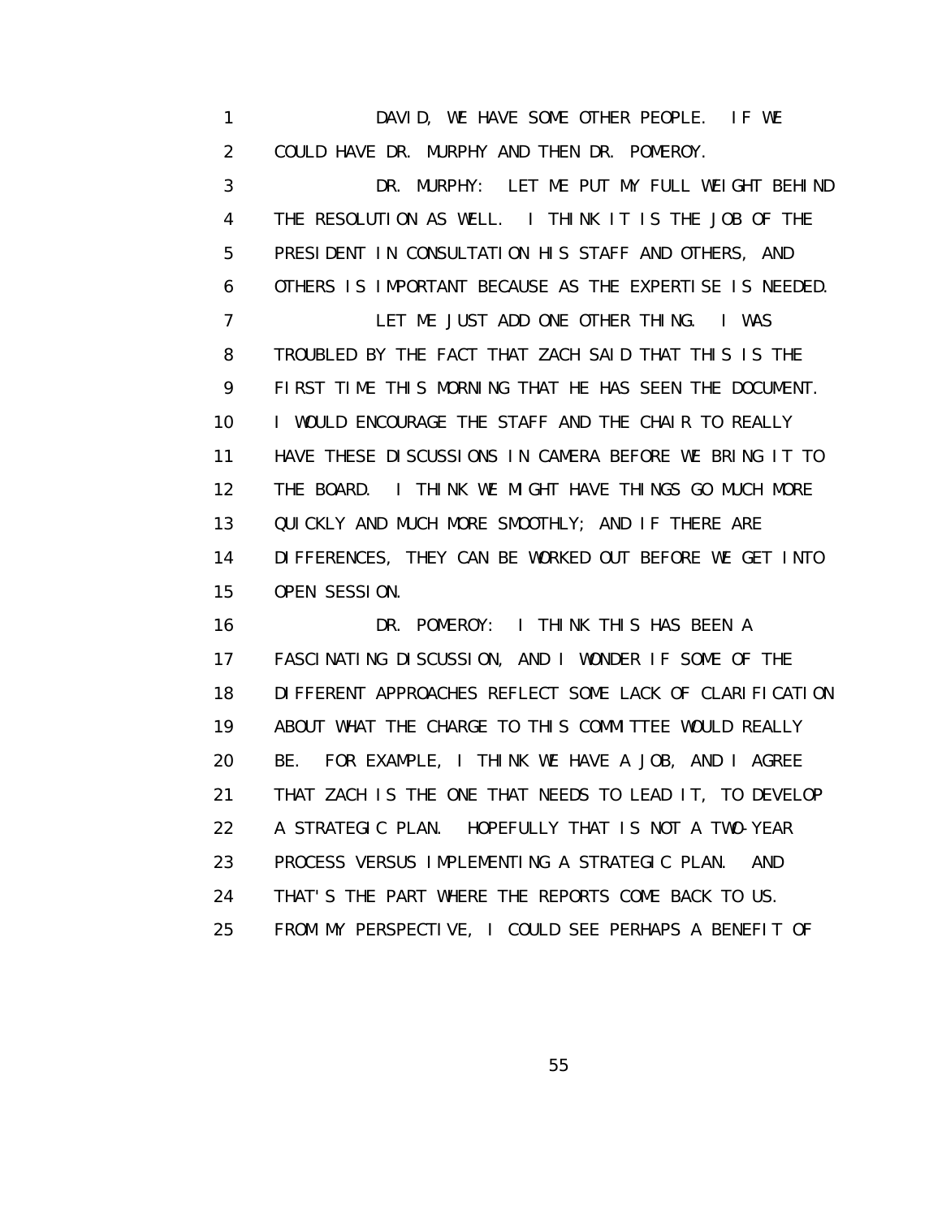DAVID, WE HAVE SOME OTHER PEOPLE. IF WE COULD HAVE DR. MURPHY AND THEN DR. POMEROY.

DR. MURPHY: LET ME PUT MY FULL WEIGHT BEHIND THE RESOLUTION AS WELL. I THINK IT IS THE JOB OF THE PRESIDENT IN CONSULTATION HIS STAFF AND OTHERS, AND OTHERS IS IMPORTANT BECAUSE AS THE EXPERTISE IS NEEDED.

LET ME JUST ADD ONE OTHER THING. I WAS TROUBLED BY THE FACT THAT ZACH SAID THAT THIS IS THE FIRST TIME THIS MORNING THAT HE HAS SEEN THE DOCUMENT. I WOULD ENCOURAGE THE STAFF AND THE CHAIR TO REALLY HAVE THESE DISCUSSIONS IN CAMERA BEFORE WE BRING IT TO THE BOARD. I THINK WE MIGHT HAVE THINGS GO MUCH MORE QUICKLY AND MUCH MORE SMOOTHLY; AND IF THERE ARE DIFFERENCES, THEY CAN BE WORKED OUT BEFORE WE GET INTO OPEN SESSION.

DR. POMEROY: I THINK THIS HAS BEEN A FASCINATING DISCUSSION, AND I WONDER IF SOME OF THE DIFFERENT APPROACHES REFLECT SOME LACK OF CLARIFICATION ABOUT WHAT THE CHARGE TO THIS COMMITTEE WOULD REALLY BE. FOR EXAMPLE, I THINK WE HAVE A JOB, AND I AGREE THAT ZACH IS THE ONE THAT NEEDS TO LEAD IT, TO DEVELOP A STRATEGIC PLAN. HOPEFULLY THAT IS NOT A TWO-YEAR PROCESS VERSUS IMPLEMENTING A STRATEGIC PLAN. AND THAT'S THE PART WHERE THE REPORTS COME BACK TO US. FROM MY PERSPECTIVE, I COULD SEE PERHAPS A BENEFIT OF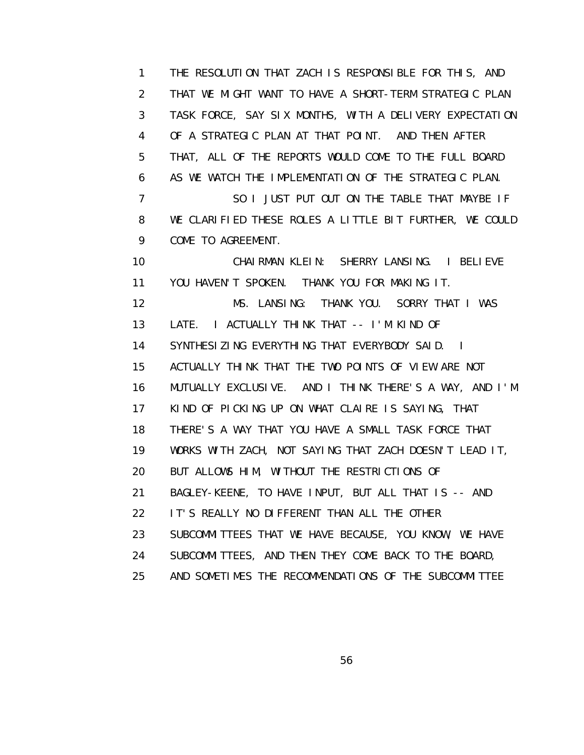THE RESOLUTION THAT ZACH IS RESPONSIBLE FOR THIS, AND THAT WE MIGHT WANT TO HAVE A SHORT-TERM STRATEGIC PLAN TASK FORCE, SAY SIX MONTHS, WITH A DELIVERY EXPECTATION OF A STRATEGIC PLAN AT THAT POINT. AND THEN AFTER THAT, ALL OF THE REPORTS WOULD COME TO THE FULL BOARD AS WE WATCH THE IMPLEMENTATION OF THE STRATEGIC PLAN.

SO I JUST PUT OUT ON THE TABLE THAT MAYBE IF WE CLARIFIED THESE ROLES A LITTLE BIT FURTHER, WE COULD COME TO AGREEMENT.

CHAIRMAN KLEIN: SHERRY LANSING. I BELIEVE YOU HAVEN'T SPOKEN. THANK YOU FOR MAKING IT.

MS. LANSING: THANK YOU. SORRY THAT I WAS LATE. I ACTUALLY THINK THAT -- I'M KIND OF SYNTHESIZING EVERYTHING THAT EVERYBODY SAID. I ACTUALLY THINK THAT THE TWO POINTS OF VIEW ARE NOT MUTUALLY EXCLUSIVE. AND I THINK THERE'S A WAY, AND I'M KIND OF PICKING UP ON WHAT CLAIRE IS SAYING, THAT THERE'S A WAY THAT YOU HAVE A SMALL TASK FORCE THAT WORKS WITH ZACH, NOT SAYING THAT ZACH DOESN'T LEAD IT, BUT ALLOWS HIM, WITHOUT THE RESTRICTIONS OF BAGLEY-KEENE, TO HAVE INPUT, BUT ALL THAT IS -- AND IT'S REALLY NO DIFFERENT THAN ALL THE OTHER SUBCOMMITTEES THAT WE HAVE BECAUSE, YOU KNOW, WE HAVE SUBCOMMITTEES, AND THEN THEY COME BACK TO THE BOARD, AND SOMETIMES THE RECOMMENDATIONS OF THE SUBCOMMITTEE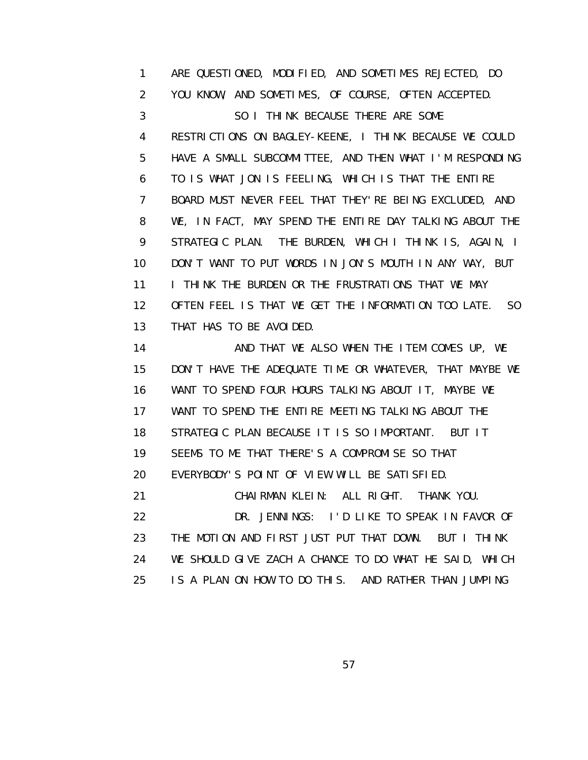1 ARE QUESTIONED, MODIFIED, AND SOMETIMES REJECTED, DO
2 YOU KNOW, AND SOMETIMES, OF COURSE, OFTEN ACCEPTED.
3 SO I THINK BECAUSE THERE ARE SOME
4 RESTRICTIONS ON BAGLEY-KEENE, I THINK BECAUSE WE COULD
5 HAVE A SMALL SUBCOMMITTEE, AND THEN WHAT I'M RESPONDING
6 TO IS WHAT JON IS FEELING, WHICH IS THAT THE ENTIRE
7 BOARD MUST NEVER FEEL THAT THEY'RE BEING EXCLUDED, AND
8 WE, IN FACT, MAY SPEND THE ENTIRE DAY TALKING ABOUT THE
9 STRATEGIC PLAN. THE BURDEN, WHICH I THINK IS, AGAIN, I
10 DON'T WANT TO PUT WORDS IN JON'S MOUTH IN ANY WAY, BUT
11 I THINK THE BURDEN OR THE FRUSTRATIONS THAT WE MAY
12 OFTEN FEEL IS THAT WE GET THE INFORMATION TOO LATE. SO
13 THAT HAS TO BE AVOIDED.
14 AND THAT WE ALSO WHEN THE ITEM COMES UP, WE
15 DON'T HAVE THE ADEQUATE TIME OR WHATEVER, THAT MAYBE WE
16 WANT TO SPEND FOUR HOURS TALKING ABOUT IT, MAYBE WE
17 WANT TO SPEND THE ENTIRE MEETING TALKING ABOUT THE
18 STRATEGIC PLAN BECAUSE IT IS SO IMPORTANT. BUT IT
19 SEEMS TO ME THAT THERE'S A COMPROMISE SO THAT
20 EVERYBODY'S POINT OF VIEW WILL BE SATISFIED.
21 CHAIRMAN KLEIN: ALL RIGHT. THANK YOU.
22 DR. JENNINGS: I'D LIKE TO SPEAK IN FAVOR OF
23 THE MOTION AND FIRST JUST PUT THAT DOWN. BUT I THINK
24 WE SHOULD GIVE ZACH A CHANCE TO DO WHAT HE SAID, WHICH
25 IS A PLAN ON HOW TO DO THIS. AND RATHER THAN JUMPING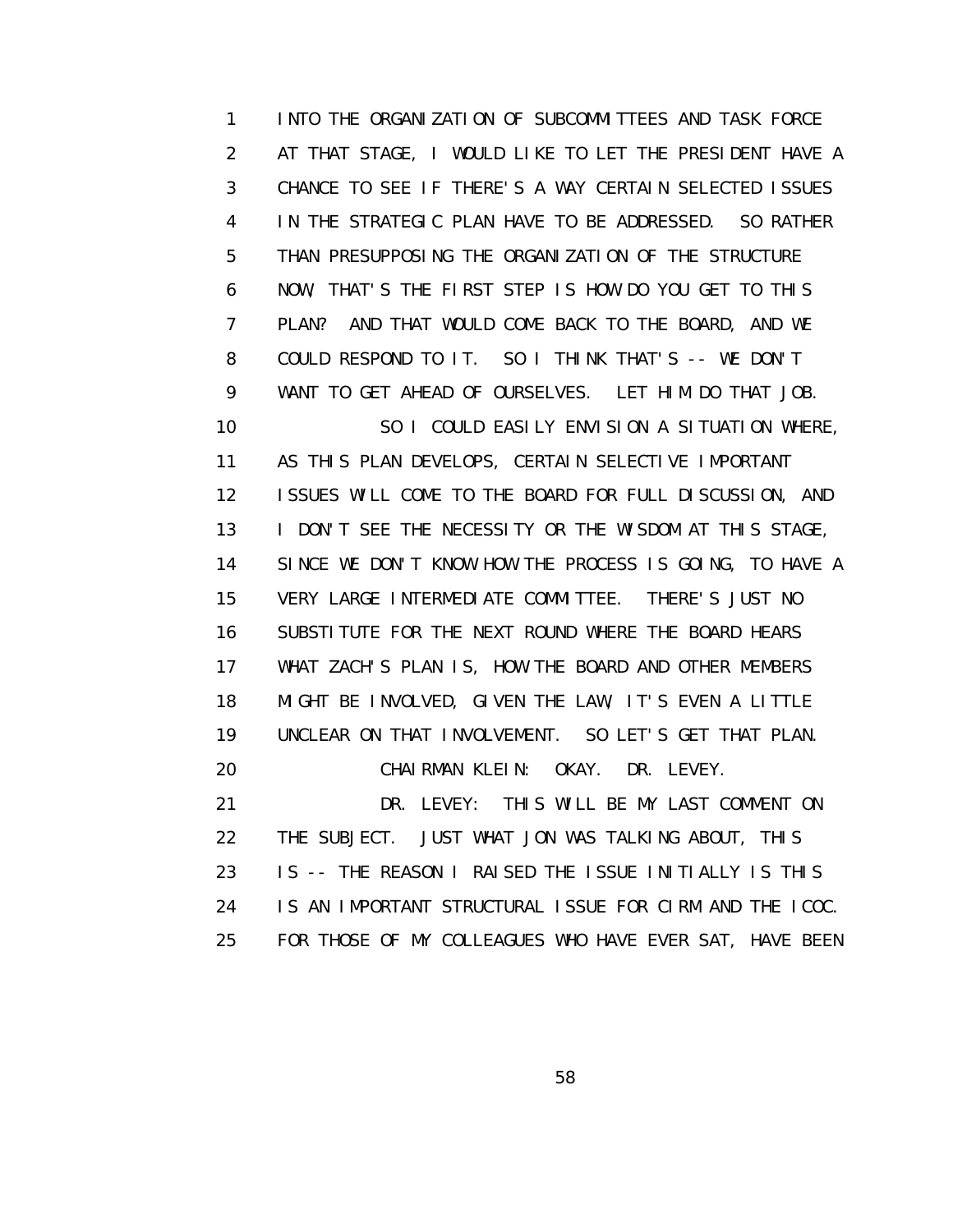INTO THE ORGANIZATION OF SUBCOMMITTEES AND TASK FORCE AT THAT STAGE, I WOULD LIKE TO LET THE PRESIDENT HAVE A CHANCE TO SEE IF THERE'S A WAY CERTAIN SELECTED ISSUES IN THE STRATEGIC PLAN HAVE TO BE ADDRESSED. SO RATHER THAN PRESUPPOSING THE ORGANIZATION OF THE STRUCTURE NOW, THAT'S THE FIRST STEP IS HOW DO YOU GET TO THIS PLAN? AND THAT WOULD COME BACK TO THE BOARD, AND WE COULD RESPOND TO IT. SO I THINK THAT'S -- WE DON'T WANT TO GET AHEAD OF OURSELVES. LET HIM DO THAT JOB.

SO I COULD EASILY ENVISION A SITUATION WHERE, AS THIS PLAN DEVELOPS, CERTAIN SELECTIVE IMPORTANT ISSUES WILL COME TO THE BOARD FOR FULL DISCUSSION, AND I DON'T SEE THE NECESSITY OR THE WISDOM AT THIS STAGE, SINCE WE DON'T KNOW HOW THE PROCESS IS GOING, TO HAVE A VERY LARGE INTERMEDIATE COMMITTEE. THERE'S JUST NO SUBSTITUTE FOR THE NEXT ROUND WHERE THE BOARD HEARS WHAT ZACH'S PLAN IS, HOW THE BOARD AND OTHER MEMBERS MIGHT BE INVOLVED, GIVEN THE LAW, IT'S EVEN A LITTLE UNCLEAR ON THAT INVOLVEMENT. SO LET'S GET THAT PLAN.

CHAIRMAN KLEIN: OKAY. DR. LEVEY.

DR. LEVEY: THIS WILL BE MY LAST COMMENT ON THE SUBJECT. JUST WHAT JON WAS TALKING ABOUT, THIS IS -- THE REASON I RAISED THE ISSUE INITIALLY IS THIS IS AN IMPORTANT STRUCTURAL ISSUE FOR CIRM AND THE ICOC. FOR THOSE OF MY COLLEAGUES WHO HAVE EVER SAT, HAVE BEEN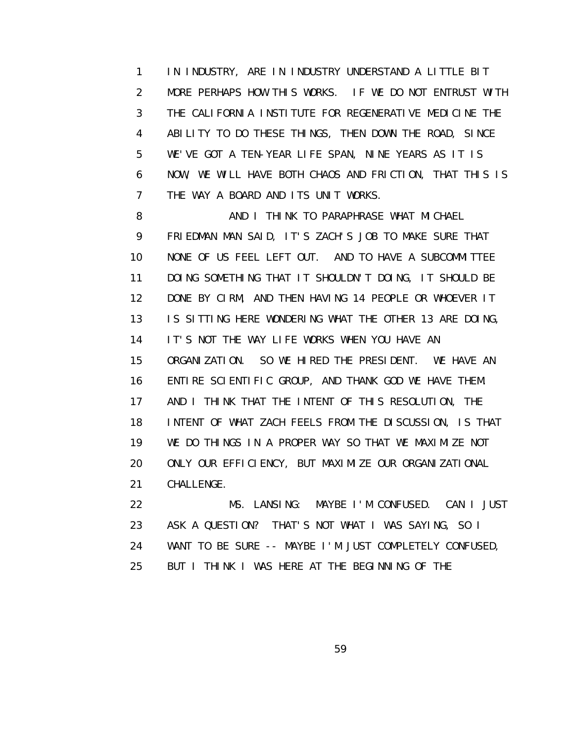IN INDUSTRY, ARE IN INDUSTRY UNDERSTAND A LITTLE BIT MORE PERHAPS HOW THIS WORKS. IF WE DO NOT ENTRUST WITH THE CALIFORNIA INSTITUTE FOR REGENERATIVE MEDICINE THE ABILITY TO DO THESE THINGS, THEN DOWN THE ROAD, SINCE WE'VE GOT A TEN-YEAR LIFE SPAN, NINE YEARS AS IT IS NOW, WE WILL HAVE BOTH CHAOS AND FRICTION, THAT THIS IS THE WAY A BOARD AND ITS UNIT WORKS.

AND I THINK TO PARAPHRASE WHAT MICHAEL FRIEDMAN MAN SAID, IT'S ZACH'S JOB TO MAKE SURE THAT NONE OF US FEEL LEFT OUT. AND TO HAVE A SUBCOMMITTEE DOING SOMETHING THAT IT SHOULDN'T DOING, IT SHOULD BE DONE BY CIRM, AND THEN HAVING 14 PEOPLE OR WHOEVER IT IS SITTING HERE WONDERING WHAT THE OTHER 13 ARE DOING, IT'S NOT THE WAY LIFE WORKS WHEN YOU HAVE AN ORGANIZATION. SO WE HIRED THE PRESIDENT. WE HAVE AN ENTIRE SCIENTIFIC GROUP, AND THANK GOD WE HAVE THEM. AND I THINK THAT THE INTENT OF THIS RESOLUTION, THE INTENT OF WHAT ZACH FEELS FROM THE DISCUSSION, IS THAT WE DO THINGS IN A PROPER WAY SO THAT WE MAXIMIZE NOT ONLY OUR EFFICIENCY, BUT MAXIMIZE OUR ORGANIZATIONAL CHALLENGE.

MS. LANSING: MAYBE I'M CONFUSED. CAN I JUST ASK A QUESTION? THAT'S NOT WHAT I WAS SAYING, SO I WANT TO BE SURE -- MAYBE I'M JUST COMPLETELY CONFUSED, BUT I THINK I WAS HERE AT THE BEGINNING OF THE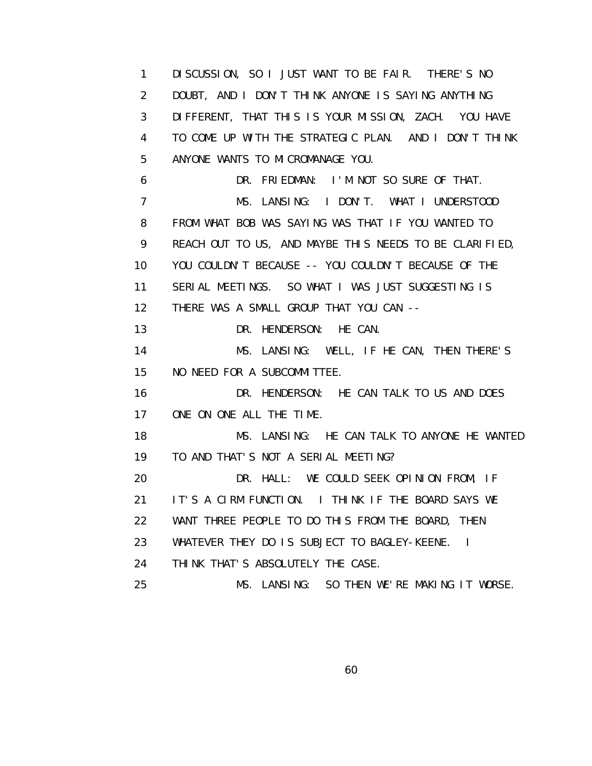DISCUSSION, SO I JUST WANT TO BE FAIR. THERE'S NO DOUBT, AND I DON'T THINK ANYONE IS SAYING ANYTHING DIFFERENT, THAT THIS IS YOUR MISSION, ZACH. YOU HAVE TO COME UP WITH THE STRATEGIC PLAN. AND I DON'T THINK ANYONE WANTS TO MICROMANAGE YOU.

DR. FRIEDMAN: I'M NOT SO SURE OF THAT.

MS. LANSING: I DON'T. WHAT I UNDERSTOOD FROM WHAT BOB WAS SAYING WAS THAT IF YOU WANTED TO REACH OUT TO US, AND MAYBE THIS NEEDS TO BE CLARIFIED, YOU COULDN'T BECAUSE -- YOU COULDN'T BECAUSE OF THE SERIAL MEETINGS. SO WHAT I WAS JUST SUGGESTING IS THERE WAS A SMALL GROUP THAT YOU CAN --

DR. HENDERSON: HE CAN.

MS. LANSING: WELL, IF HE CAN, THEN THERE'S NO NEED FOR A SUBCOMMITTEE.

DR. HENDERSON: HE CAN TALK TO US AND DOES ONE ON ONE ALL THE TIME.

MS. LANSING: HE CAN TALK TO ANYONE HE WANTED TO AND THAT'S NOT A SERIAL MEETING?

DR. HALL: WE COULD SEEK OPINION FROM, IF IT'S A CIRM FUNCTION. I THINK IF THE BOARD SAYS WE WANT THREE PEOPLE TO DO THIS FROM THE BOARD, THEN WHATEVER THEY DO IS SUBJECT TO BAGLEY-KEENE. I THINK THAT'S ABSOLUTELY THE CASE.

MS. LANSING: SO THEN WE'RE MAKING IT WORSE.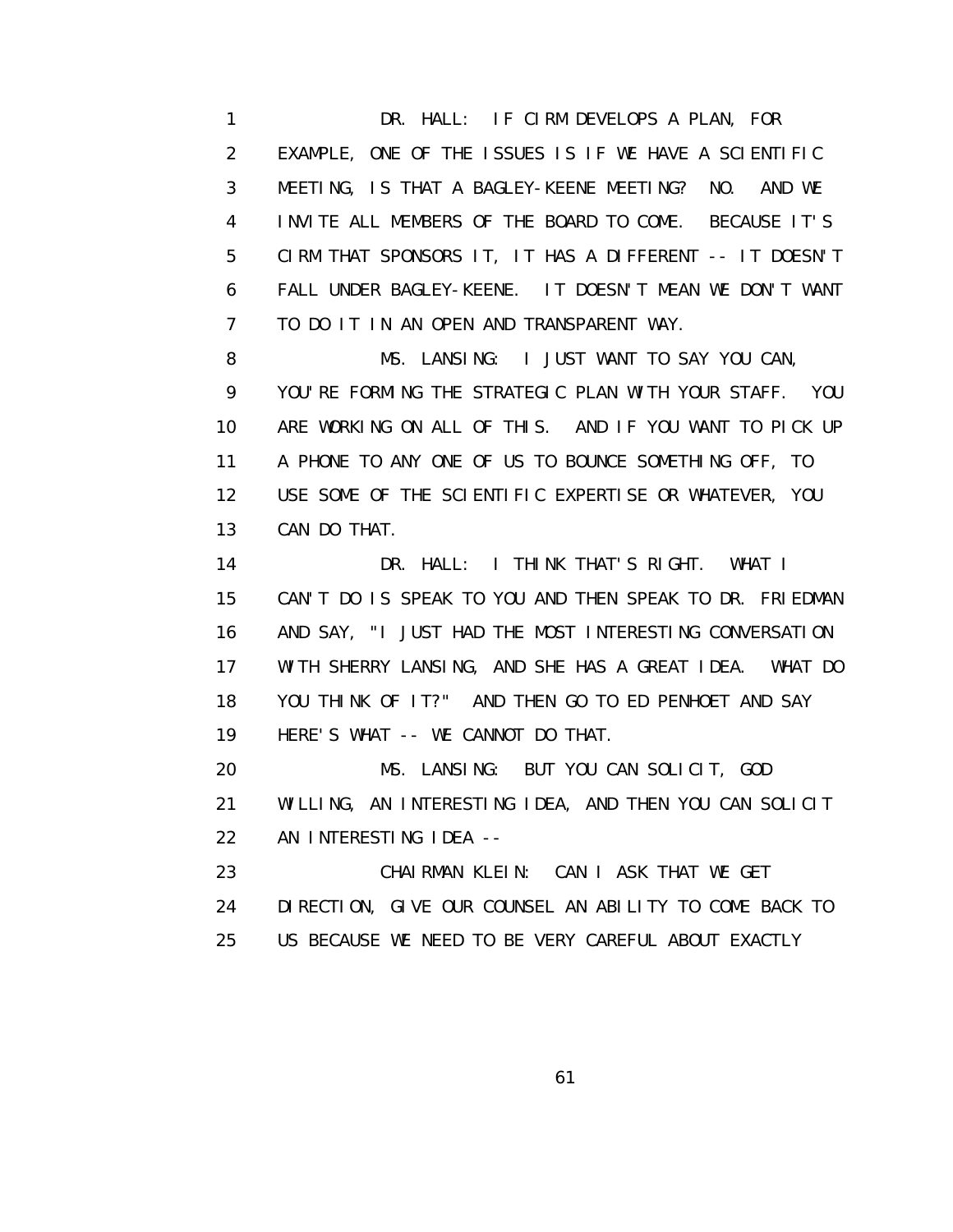DR. HALL: IF CIRM DEVELOPS A PLAN, FOR EXAMPLE, ONE OF THE ISSUES IS IF WE HAVE A SCIENTIFIC MEETING, IS THAT A BAGLEY-KEENE MEETING? NO. AND WE INVITE ALL MEMBERS OF THE BOARD TO COME. BECAUSE IT'S CIRM THAT SPONSORS IT, IT HAS A DIFFERENT -- IT DOESN'T FALL UNDER BAGLEY-KEENE. IT DOESN'T MEAN WE DON'T WANT TO DO IT IN AN OPEN AND TRANSPARENT WAY.

MS. LANSING: I JUST WANT TO SAY YOU CAN, YOU'RE FORMING THE STRATEGIC PLAN WITH YOUR STAFF. YOU ARE WORKING ON ALL OF THIS. AND IF YOU WANT TO PICK UP A PHONE TO ANY ONE OF US TO BOUNCE SOMETHING OFF, TO USE SOME OF THE SCIENTIFIC EXPERTISE OR WHATEVER, YOU CAN DO THAT.

DR. HALL: I THINK THAT'S RIGHT. WHAT I CAN'T DO IS SPEAK TO YOU AND THEN SPEAK TO DR. FRIEDMAN AND SAY, "I JUST HAD THE MOST INTERESTING CONVERSATION WITH SHERRY LANSING, AND SHE HAS A GREAT IDEA. WHAT DO YOU THINK OF IT?" AND THEN GO TO ED PENHOET AND SAY HERE'S WHAT -- WE CANNOT DO THAT.

MS. LANSING: BUT YOU CAN SOLICIT, GOD WILLING, AN INTERESTING IDEA, AND THEN YOU CAN SOLICIT AN INTERESTING IDEA --

CHAIRMAN KLEIN: CAN I ASK THAT WE GET DIRECTION, GIVE OUR COUNSEL AN ABILITY TO COME BACK TO US BECAUSE WE NEED TO BE VERY CAREFUL ABOUT EXACTLY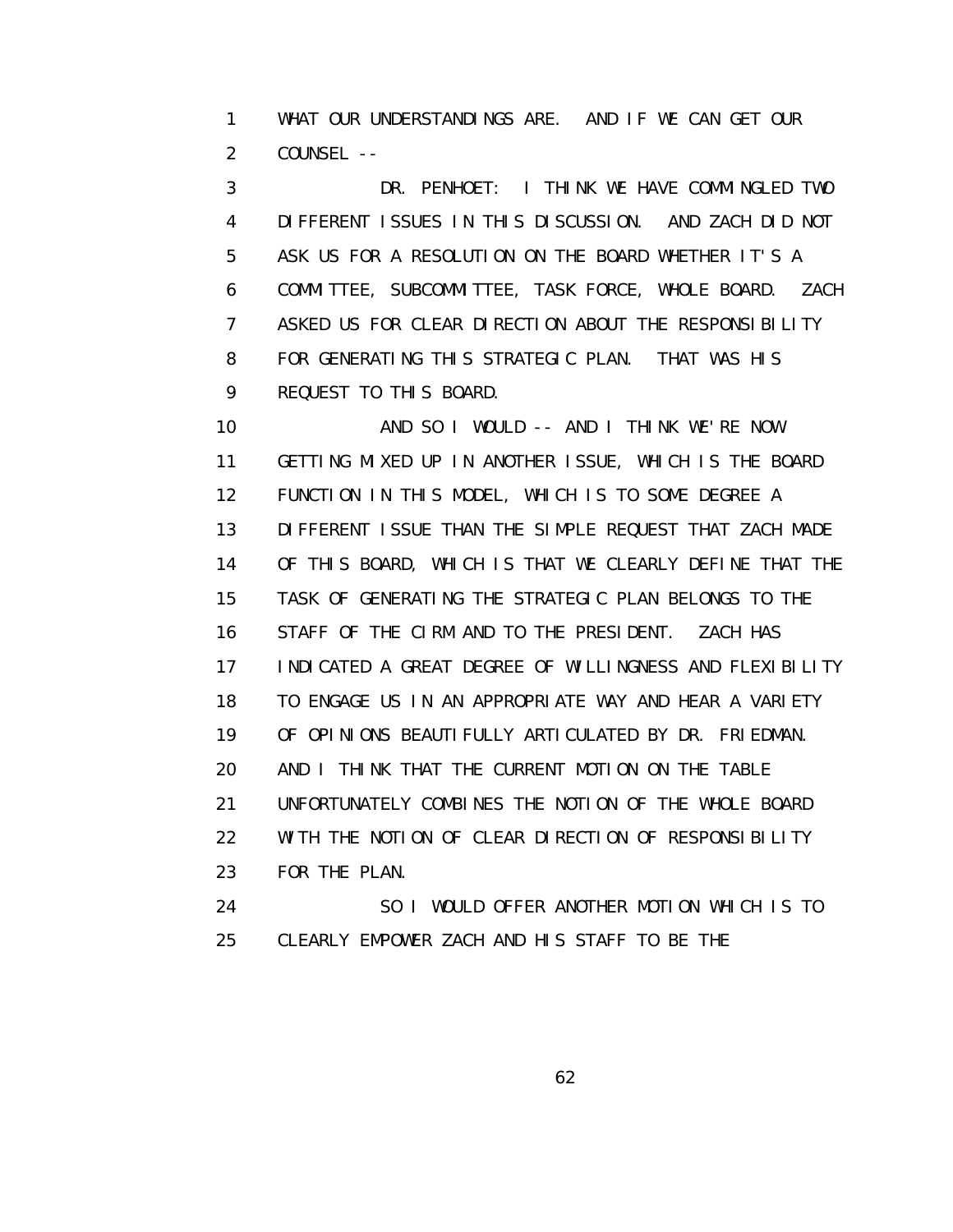WHAT OUR UNDERSTANDINGS ARE. AND IF WE CAN GET OUR COUNSEL --

DR. PENHOET: I THINK WE HAVE COMMINGLED TWO DIFFERENT ISSUES IN THIS DISCUSSION. AND ZACH DID NOT ASK US FOR A RESOLUTION ON THE BOARD WHETHER IT'S A COMMITTEE, SUBCOMMITTEE, TASK FORCE, WHOLE BOARD. ZACH ASKED US FOR CLEAR DIRECTION ABOUT THE RESPONSIBILITY FOR GENERATING THIS STRATEGIC PLAN. THAT WAS HIS REQUEST TO THIS BOARD.

AND SO I WOULD -- AND I THINK WE'RE NOW GETTING MIXED UP IN ANOTHER ISSUE, WHICH IS THE BOARD FUNCTION IN THIS MODEL, WHICH IS TO SOME DEGREE A DIFFERENT ISSUE THAN THE SIMPLE REQUEST THAT ZACH MADE OF THIS BOARD, WHICH IS THAT WE CLEARLY DEFINE THAT THE TASK OF GENERATING THE STRATEGIC PLAN BELONGS TO THE STAFF OF THE CIRM AND TO THE PRESIDENT. ZACH HAS INDICATED A GREAT DEGREE OF WILLINGNESS AND FLEXIBILITY TO ENGAGE US IN AN APPROPRIATE WAY AND HEAR A VARIETY OF OPINIONS BEAUTIFULLY ARTICULATED BY DR. FRIEDMAN. AND I THINK THAT THE CURRENT MOTION ON THE TABLE UNFORTUNATELY COMBINES THE NOTION OF THE WHOLE BOARD WITH THE NOTION OF CLEAR DIRECTION OF RESPONSIBILITY FOR THE PLAN.

SO I WOULD OFFER ANOTHER MOTION WHICH IS TO CLEARLY EMPOWER ZACH AND HIS STAFF TO BE THE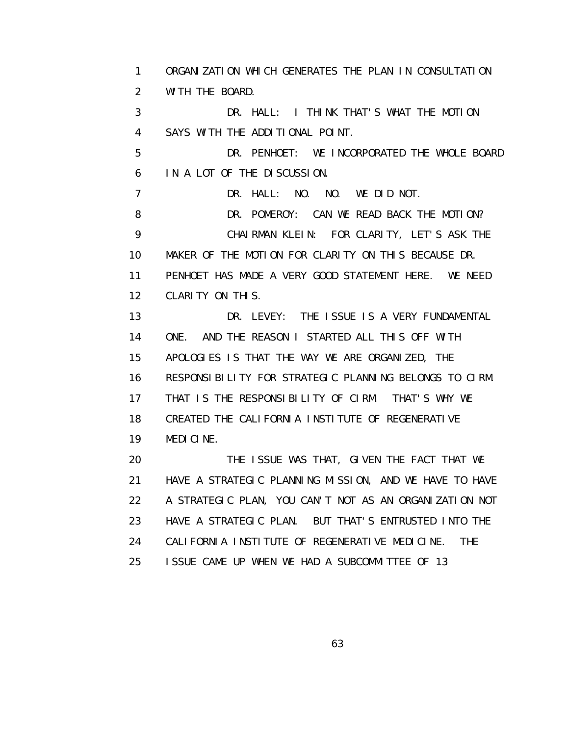1 ORGANIZATION WHICH GENERATES THE PLAN IN CONSULTATION
2 WITH THE BOARD.
3 DR. HALL: I THINK THAT'S WHAT THE MOTION
4 SAYS WITH THE ADDITIONAL POINT.
5 DR. PENHOET: WE INCORPORATED THE WHOLE BOARD
6 IN A LOT OF THE DISCUSSION.
7 DR. HALL: NO. NO. WE DID NOT.
8 DR. POMEROY: CAN WE READ BACK THE MOTION?
9 CHAIRMAN KLEIN: FOR CLARITY, LET'S ASK THE
10 MAKER OF THE MOTION FOR CLARITY ON THIS BECAUSE DR.
11 PENHOET HAS MADE A VERY GOOD STATEMENT HERE. WE NEED
12 CLARITY ON THIS.
13 DR. LEVEY: THE ISSUE IS A VERY FUNDAMENTAL
14 ONE. AND THE REASON I STARTED ALL THIS OFF WITH
15 APOLOGIES IS THAT THE WAY WE ARE ORGANIZED, THE
16 RESPONSIBILITY FOR STRATEGIC PLANNING BELONGS TO CIRM.
17 THAT IS THE RESPONSIBILITY OF CIRM. THAT'S WHY WE
18 CREATED THE CALIFORNIA INSTITUTE OF REGENERATIVE
19 MEDICINE.
20 THE ISSUE WAS THAT, GIVEN THE FACT THAT WE
21 HAVE A STRATEGIC PLANNING MISSION, AND WE HAVE TO HAVE
22 A STRATEGIC PLAN, YOU CAN'T NOT AS AN ORGANIZATION NOT
23 HAVE A STRATEGIC PLAN. BUT THAT'S ENTRUSTED INTO THE
24 CALIFORNIA INSTITUTE OF REGENERATIVE MEDICINE. THE
25 ISSUE CAME UP WHEN WE HAD A SUBCOMMITTEE OF 13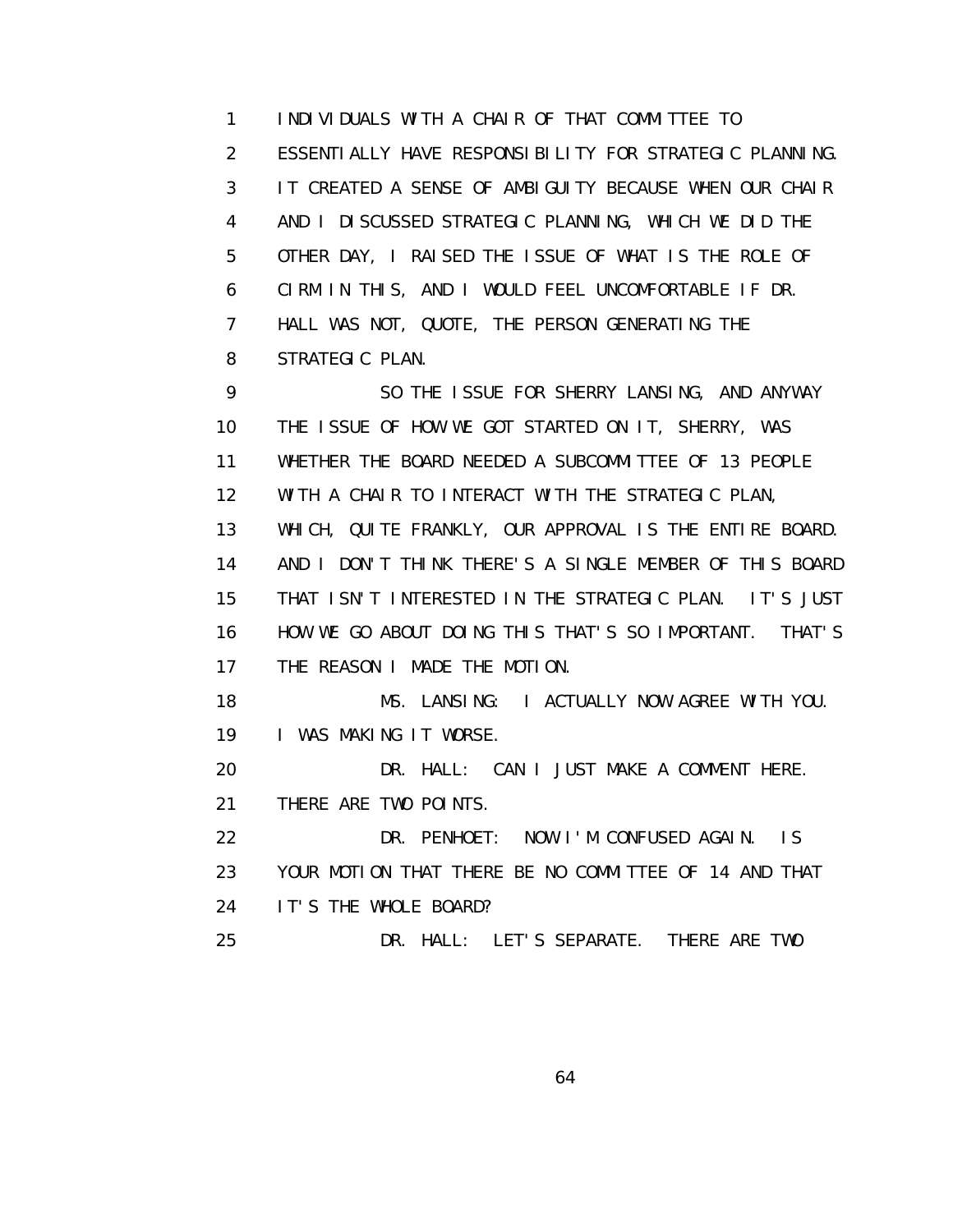INDIVIDUALS WITH A CHAIR OF THAT COMMITTEE TO ESSENTIALLY HAVE RESPONSIBILITY FOR STRATEGIC PLANNING. IT CREATED A SENSE OF AMBIGUITY BECAUSE WHEN OUR CHAIR AND I DISCUSSED STRATEGIC PLANNING, WHICH WE DID THE OTHER DAY, I RAISED THE ISSUE OF WHAT IS THE ROLE OF CIRM IN THIS, AND I WOULD FEEL UNCOMFORTABLE IF DR. HALL WAS NOT, QUOTE, THE PERSON GENERATING THE STRATEGIC PLAN.

SO THE ISSUE FOR SHERRY LANSING, AND ANYWAY THE ISSUE OF HOW WE GOT STARTED ON IT, SHERRY, WAS WHETHER THE BOARD NEEDED A SUBCOMMITTEE OF 13 PEOPLE WITH A CHAIR TO INTERACT WITH THE STRATEGIC PLAN, WHICH, QUITE FRANKLY, OUR APPROVAL IS THE ENTIRE BOARD. AND I DON'T THINK THERE'S A SINGLE MEMBER OF THIS BOARD THAT ISN'T INTERESTED IN THE STRATEGIC PLAN. IT'S JUST HOW WE GO ABOUT DOING THIS THAT'S SO IMPORTANT. THAT'S THE REASON I MADE THE MOTION.

MS. LANSING: I ACTUALLY NOW AGREE WITH YOU. I WAS MAKING IT WORSE.

DR. HALL: CAN I JUST MAKE A COMMENT HERE. THERE ARE TWO POINTS.

DR. PENHOET: NOW I'M CONFUSED AGAIN. IS YOUR MOTION THAT THERE BE NO COMMITTEE OF 14 AND THAT IT'S THE WHOLE BOARD?

DR. HALL: LET'S SEPARATE. THERE ARE TWO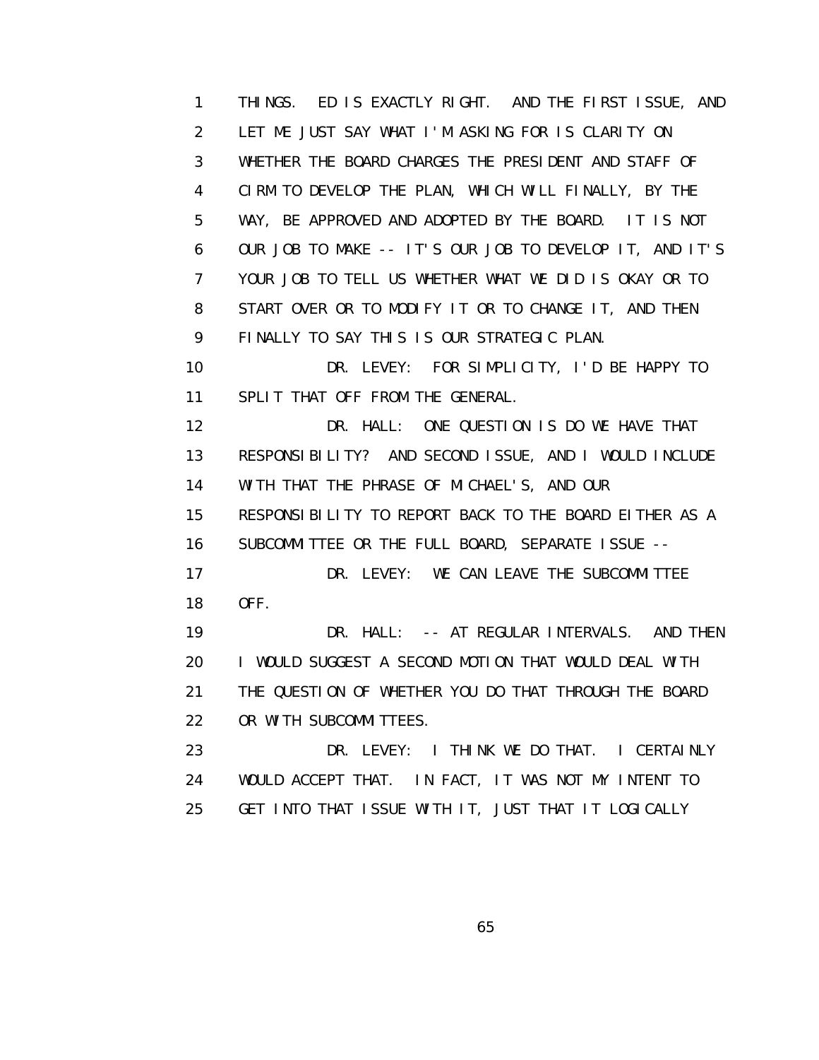THINGS. ED IS EXACTLY RIGHT. AND THE FIRST ISSUE, AND LET ME JUST SAY WHAT I'M ASKING FOR IS CLARITY ON WHETHER THE BOARD CHARGES THE PRESIDENT AND STAFF OF CIRM TO DEVELOP THE PLAN, WHICH WILL FINALLY, BY THE WAY, BE APPROVED AND ADOPTED BY THE BOARD. IT IS NOT OUR JOB TO MAKE -- IT'S OUR JOB TO DEVELOP IT, AND IT'S YOUR JOB TO TELL US WHETHER WHAT WE DID IS OKAY OR TO START OVER OR TO MODIFY IT OR TO CHANGE IT, AND THEN FINALLY TO SAY THIS IS OUR STRATEGIC PLAN.

DR. LEVEY: FOR SIMPLICITY, I'D BE HAPPY TO SPLIT THAT OFF FROM THE GENERAL.

DR. HALL: ONE QUESTION IS DO WE HAVE THAT RESPONSIBILITY? AND SECOND ISSUE, AND I WOULD INCLUDE WITH THAT THE PHRASE OF MICHAEL'S, AND OUR RESPONSIBILITY TO REPORT BACK TO THE BOARD EITHER AS A SUBCOMMITTEE OR THE FULL BOARD, SEPARATE ISSUE --

DR. LEVEY: WE CAN LEAVE THE SUBCOMMITTEE OFF.

DR. HALL: -- AT REGULAR INTERVALS. AND THEN I WOULD SUGGEST A SECOND MOTION THAT WOULD DEAL WITH THE QUESTION OF WHETHER YOU DO THAT THROUGH THE BOARD OR WITH SUBCOMMITTEES.

DR. LEVEY: I THINK WE DO THAT. I CERTAINLY WOULD ACCEPT THAT. IN FACT, IT WAS NOT MY INTENT TO GET INTO THAT ISSUE WITH IT, JUST THAT IT LOGICALLY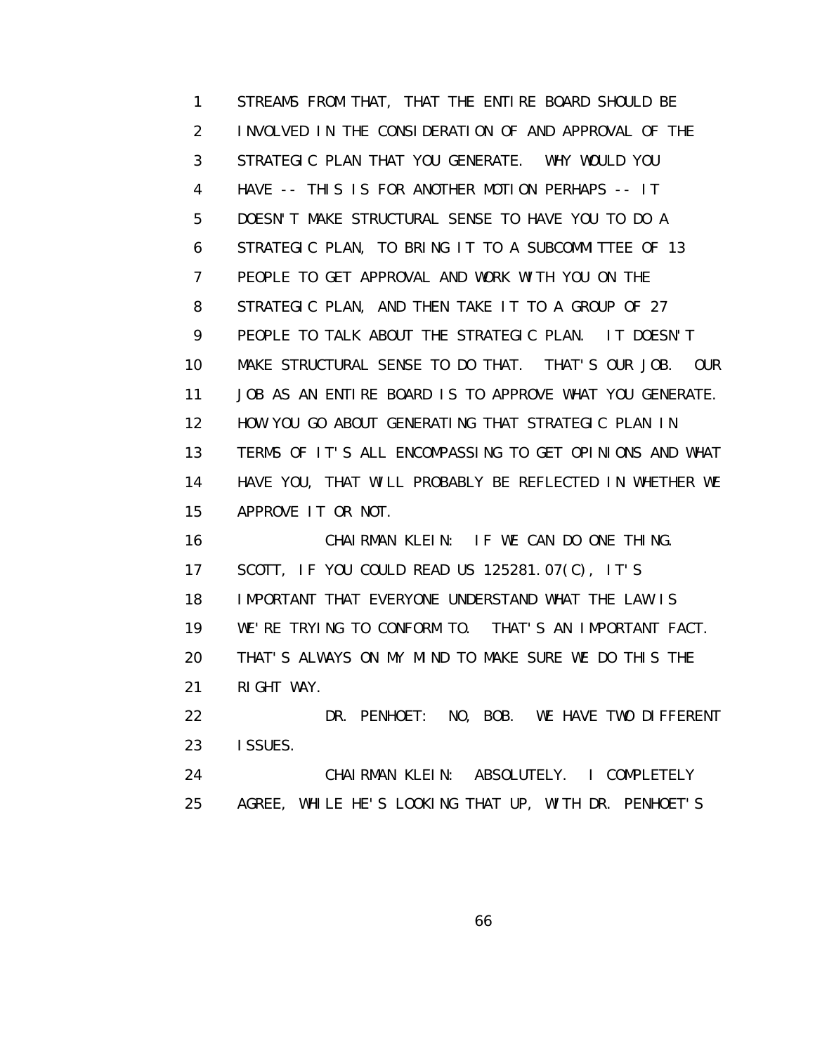STREAMS FROM THAT, THAT THE ENTIRE BOARD SHOULD BE INVOLVED IN THE CONSIDERATION OF AND APPROVAL OF THE STRATEGIC PLAN THAT YOU GENERATE. WHY WOULD YOU HAVE -- THIS IS FOR ANOTHER MOTION PERHAPS -- IT DOESN'T MAKE STRUCTURAL SENSE TO HAVE YOU TO DO A STRATEGIC PLAN, TO BRING IT TO A SUBCOMMITTEE OF 13 PEOPLE TO GET APPROVAL AND WORK WITH YOU ON THE STRATEGIC PLAN, AND THEN TAKE IT TO A GROUP OF 27 PEOPLE TO TALK ABOUT THE STRATEGIC PLAN. IT DOESN'T MAKE STRUCTURAL SENSE TO DO THAT. THAT'S OUR JOB. OUR JOB AS AN ENTIRE BOARD IS TO APPROVE WHAT YOU GENERATE. HOW YOU GO ABOUT GENERATING THAT STRATEGIC PLAN IN TERMS OF IT'S ALL ENCOMPASSING TO GET OPINIONS AND WHAT HAVE YOU, THAT WILL PROBABLY BE REFLECTED IN WHETHER WE APPROVE IT OR NOT.

CHAIRMAN KLEIN: IF WE CAN DO ONE THING. SCOTT, IF YOU COULD READ US 125281.07(C), IT'S IMPORTANT THAT EVERYONE UNDERSTAND WHAT THE LAW IS WE'RE TRYING TO CONFORM TO. THAT'S AN IMPORTANT FACT. THAT'S ALWAYS ON MY MIND TO MAKE SURE WE DO THIS THE RIGHT WAY.

DR. PENHOET: NO, BOB. WE HAVE TWO DIFFERENT ISSUES.

CHAIRMAN KLEIN: ABSOLUTELY. I COMPLETELY AGREE, WHILE HE'S LOOKING THAT UP, WITH DR. PENHOET'S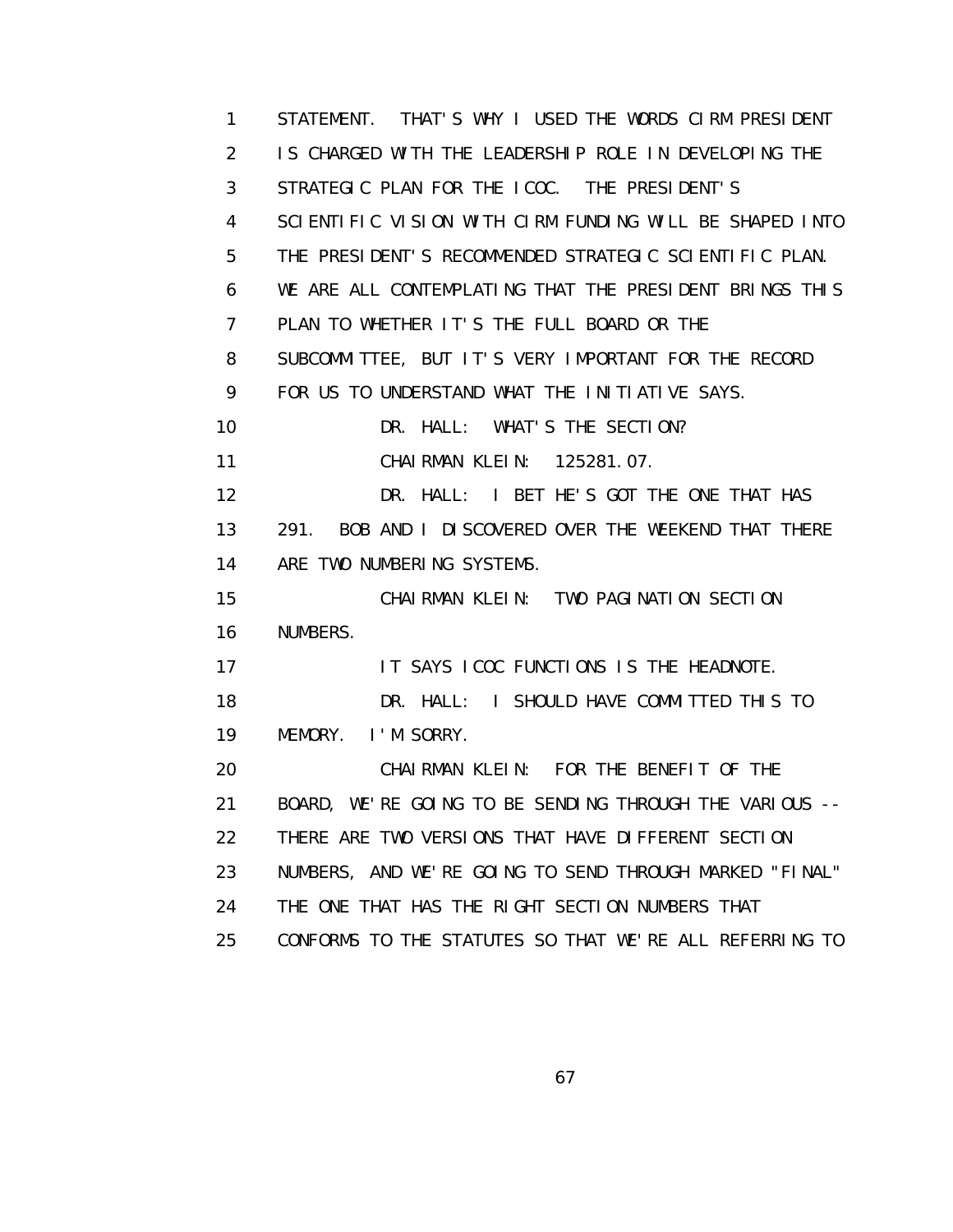1 STATEMENT. THAT'S WHY I USED THE WORDS CIRM PRESIDENT
2 IS CHARGED WITH THE LEADERSHIP ROLE IN DEVELOPING THE
3 STRATEGIC PLAN FOR THE ICOC. THE PRESIDENT'S
4 SCIENTIFIC VISION WITH CIRM FUNDING WILL BE SHAPED INTO
5 THE PRESIDENT'S RECOMMENDED STRATEGIC SCIENTIFIC PLAN.
6 WE ARE ALL CONTEMPLATING THAT THE PRESIDENT BRINGS THIS
7 PLAN TO WHETHER IT'S THE FULL BOARD OR THE
8 SUBCOMMITTEE, BUT IT'S VERY IMPORTANT FOR THE RECORD
9 FOR US TO UNDERSTAND WHAT THE INITIATIVE SAYS.
10 DR. HALL: WHAT'S THE SECTION?
11 CHAIRMAN KLEIN: 125281.07.
12 DR. HALL: I BET HE'S GOT THE ONE THAT HAS
13 291. BOB AND I DISCOVERED OVER THE WEEKEND THAT THERE
14 ARE TWO NUMBERING SYSTEMS.
15 CHAIRMAN KLEIN: TWO PAGINATION SECTION
16 NUMBERS.
17 IT SAYS ICOC FUNCTIONS IS THE HEADNOTE.
18 DR. HALL: I SHOULD HAVE COMMITTED THIS TO
19 MEMORY. I'M SORRY.
20 CHAIRMAN KLEIN: FOR THE BENEFIT OF THE
21 BOARD, WE'RE GOING TO BE SENDING THROUGH THE VARIOUS --
22 THERE ARE TWO VERSIONS THAT HAVE DIFFERENT SECTION
23 NUMBERS, AND WE'RE GOING TO SEND THROUGH MARKED "FINAL"
24 THE ONE THAT HAS THE RIGHT SECTION NUMBERS THAT
25 CONFORMS TO THE STATUTES SO THAT WE'RE ALL REFERRING TO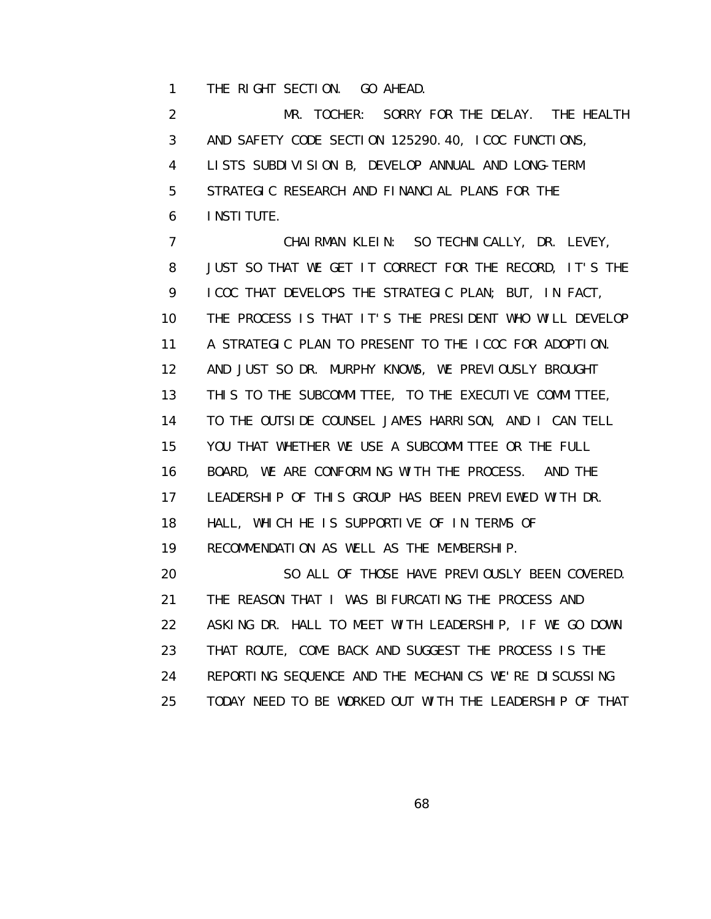THE RIGHT SECTION. GO AHEAD.

MR. TOCHER: SORRY FOR THE DELAY. THE HEALTH AND SAFETY CODE SECTION 125290.40, ICOC FUNCTIONS, LISTS SUBDIVISION B, DEVELOP ANNUAL AND LONG-TERM STRATEGIC RESEARCH AND FINANCIAL PLANS FOR THE INSTITUTE.

CHAIRMAN KLEIN: SO TECHNICALLY, DR. LEVEY, JUST SO THAT WE GET IT CORRECT FOR THE RECORD, IT'S THE ICOC THAT DEVELOPS THE STRATEGIC PLAN; BUT, IN FACT, THE PROCESS IS THAT IT'S THE PRESIDENT WHO WILL DEVELOP A STRATEGIC PLAN TO PRESENT TO THE ICOC FOR ADOPTION. AND JUST SO DR. MURPHY KNOWS, WE PREVIOUSLY BROUGHT THIS TO THE SUBCOMMITTEE, TO THE EXECUTIVE COMMITTEE, TO THE OUTSIDE COUNSEL JAMES HARRISON, AND I CAN TELL YOU THAT WHETHER WE USE A SUBCOMMITTEE OR THE FULL BOARD, WE ARE CONFORMING WITH THE PROCESS. AND THE LEADERSHIP OF THIS GROUP HAS BEEN PREVIEWED WITH DR. HALL, WHICH HE IS SUPPORTIVE OF IN TERMS OF RECOMMENDATION AS WELL AS THE MEMBERSHIP.

SO ALL OF THOSE HAVE PREVIOUSLY BEEN COVERED. THE REASON THAT I WAS BIFURCATING THE PROCESS AND ASKING DR. HALL TO MEET WITH LEADERSHIP, IF WE GO DOWN THAT ROUTE, COME BACK AND SUGGEST THE PROCESS IS THE REPORTING SEQUENCE AND THE MECHANICS WE'RE DISCUSSING TODAY NEED TO BE WORKED OUT WITH THE LEADERSHIP OF THAT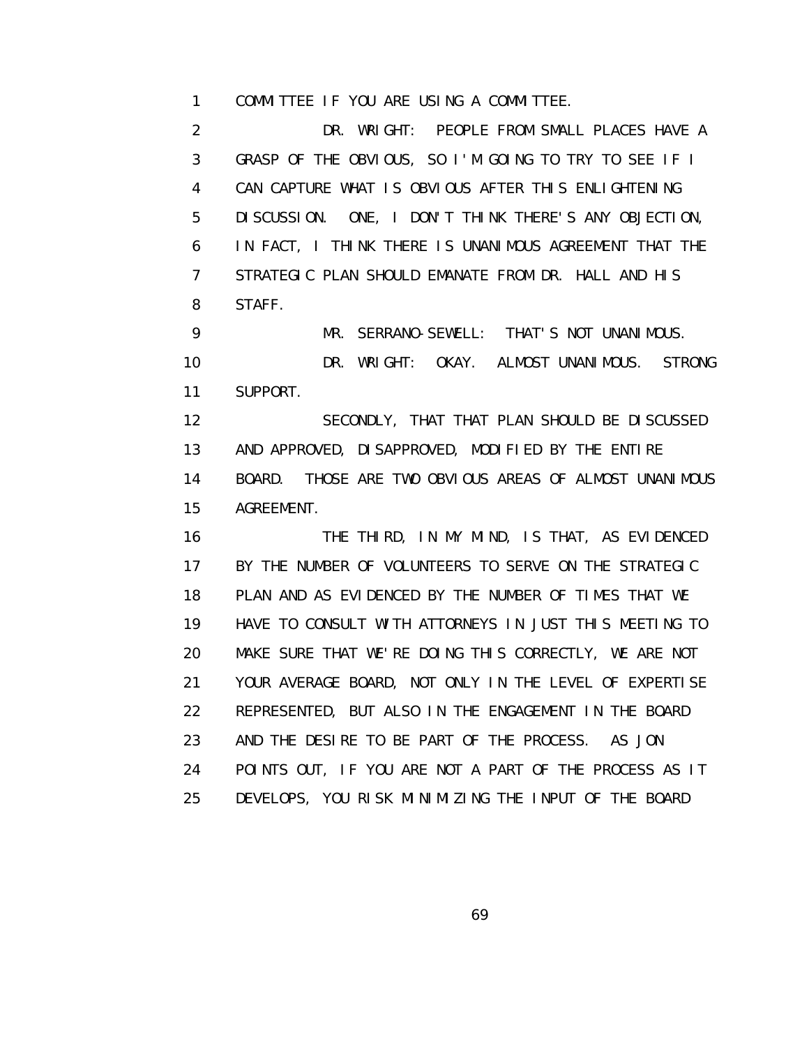1 COMMITTEE IF YOU ARE USING A COMMITTEE.

2 DR. WRIGHT: PEOPLE FROM SMALL PLACES HAVE A
3 GRASP OF THE OBVIOUS, SO I'M GOING TO TRY TO SEE IF I
4 CAN CAPTURE WHAT IS OBVIOUS AFTER THIS ENLIGHTENING
5 DISCUSSION. ONE, I DON'T THINK THERE'S ANY OBJECTION,
6 IN FACT, I THINK THERE IS UNANIMOUS AGREEMENT THAT THE
7 STRATEGIC PLAN SHOULD EMANATE FROM DR. HALL AND HIS
8 STAFF.

9 MR. SERRANO-SEWELL: THAT'S NOT UNANIMOUS.

10 DR. WRIGHT: OKAY. ALMOST UNANIMOUS. STRONG
11 SUPPORT.

12 SECONDLY, THAT THAT PLAN SHOULD BE DISCUSSED
13 AND APPROVED, DISAPPROVED, MODIFIED BY THE ENTIRE
14 BOARD. THOSE ARE TWO OBVIOUS AREAS OF ALMOST UNANIMOUS
15 AGREEMENT.

16 THE THIRD, IN MY MIND, IS THAT, AS EVIDENCED
17 BY THE NUMBER OF VOLUNTEERS TO SERVE ON THE STRATEGIC
18 PLAN AND AS EVIDENCED BY THE NUMBER OF TIMES THAT WE
19 HAVE TO CONSULT WITH ATTORNEYS IN JUST THIS MEETING TO
20 MAKE SURE THAT WE'RE DOING THIS CORRECTLY, WE ARE NOT
21 YOUR AVERAGE BOARD, NOT ONLY IN THE LEVEL OF EXPERTISE
22 REPRESENTED, BUT ALSO IN THE ENGAGEMENT IN THE BOARD
23 AND THE DESIRE TO BE PART OF THE PROCESS. AS JON
24 POINTS OUT, IF YOU ARE NOT A PART OF THE PROCESS AS IT
25 DEVELOPS, YOU RISK MINIMIZING THE INPUT OF THE BOARD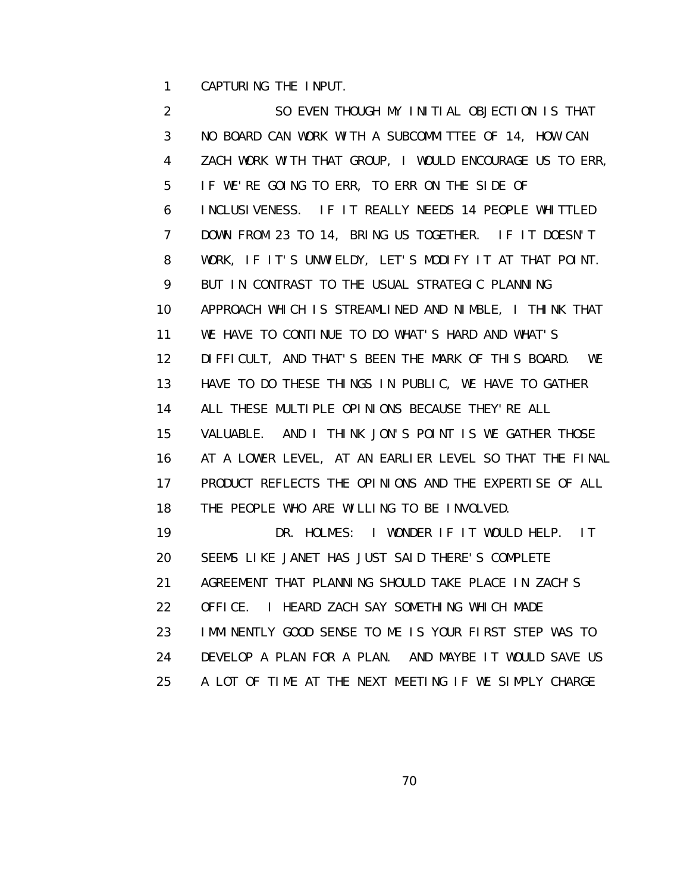CAPTURING THE INPUT.

SO EVEN THOUGH MY INITIAL OBJECTION IS THAT NO BOARD CAN WORK WITH A SUBCOMMITTEE OF 14, HOW CAN ZACH WORK WITH THAT GROUP, I WOULD ENCOURAGE US TO ERR, IF WE'RE GOING TO ERR, TO ERR ON THE SIDE OF INCLUSIVENESS. IF IT REALLY NEEDS 14 PEOPLE WHITTLED DOWN FROM 23 TO 14, BRING US TOGETHER. IF IT DOESN'T WORK, IF IT'S UNWIELDY, LET'S MODIFY IT AT THAT POINT. BUT IN CONTRAST TO THE USUAL STRATEGIC PLANNING APPROACH WHICH IS STREAMLINED AND NIMBLE, I THINK THAT WE HAVE TO CONTINUE TO DO WHAT'S HARD AND WHAT'S DIFFICULT, AND THAT'S BEEN THE MARK OF THIS BOARD. WE HAVE TO DO THESE THINGS IN PUBLIC, WE HAVE TO GATHER ALL THESE MULTIPLE OPINIONS BECAUSE THEY'RE ALL VALUABLE. AND I THINK JON'S POINT IS WE GATHER THOSE AT A LOWER LEVEL, AT AN EARLIER LEVEL SO THAT THE FINAL PRODUCT REFLECTS THE OPINIONS AND THE EXPERTISE OF ALL THE PEOPLE WHO ARE WILLING TO BE INVOLVED.

DR. HOLMES: I WONDER IF IT WOULD HELP. IT SEEMS LIKE JANET HAS JUST SAID THERE'S COMPLETE AGREEMENT THAT PLANNING SHOULD TAKE PLACE IN ZACH'S OFFICE. I HEARD ZACH SAY SOMETHING WHICH MADE IMMINENTLY GOOD SENSE TO ME IS YOUR FIRST STEP WAS TO DEVELOP A PLAN FOR A PLAN. AND MAYBE IT WOULD SAVE US A LOT OF TIME AT THE NEXT MEETING IF WE SIMPLY CHARGE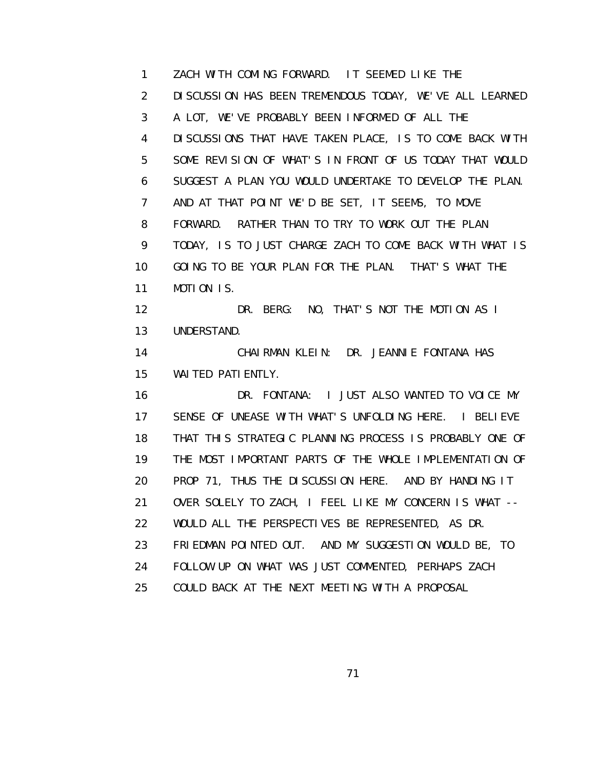ZACH WITH COMING FORWARD. IT SEEMED LIKE THE DISCUSSION HAS BEEN TREMENDOUS TODAY, WE'VE ALL LEARNED A LOT, WE'VE PROBABLY BEEN INFORMED OF ALL THE DISCUSSIONS THAT HAVE TAKEN PLACE, IS TO COME BACK WITH SOME REVISION OF WHAT'S IN FRONT OF US TODAY THAT WOULD SUGGEST A PLAN YOU WOULD UNDERTAKE TO DEVELOP THE PLAN. AND AT THAT POINT WE'D BE SET, IT SEEMS, TO MOVE FORWARD. RATHER THAN TO TRY TO WORK OUT THE PLAN TODAY, IS TO JUST CHARGE ZACH TO COME BACK WITH WHAT IS GOING TO BE YOUR PLAN FOR THE PLAN. THAT'S WHAT THE MOTION IS.

DR. BERG: NO, THAT'S NOT THE MOTION AS I UNDERSTAND.

CHAIRMAN KLEIN: DR. JEANNIE FONTANA HAS WAITED PATIENTLY.

DR. FONTANA: I JUST ALSO WANTED TO VOICE MY SENSE OF UNEASE WITH WHAT'S UNFOLDING HERE. I BELIEVE THAT THIS STRATEGIC PLANNING PROCESS IS PROBABLY ONE OF THE MOST IMPORTANT PARTS OF THE WHOLE IMPLEMENTATION OF PROP 71, THUS THE DISCUSSION HERE. AND BY HANDING IT OVER SOLELY TO ZACH, I FEEL LIKE MY CONCERN IS WHAT -- WOULD ALL THE PERSPECTIVES BE REPRESENTED, AS DR. FRIEDMAN POINTED OUT. AND MY SUGGESTION WOULD BE, TO FOLLOW UP ON WHAT WAS JUST COMMENTED, PERHAPS ZACH COULD BACK AT THE NEXT MEETING WITH A PROPOSAL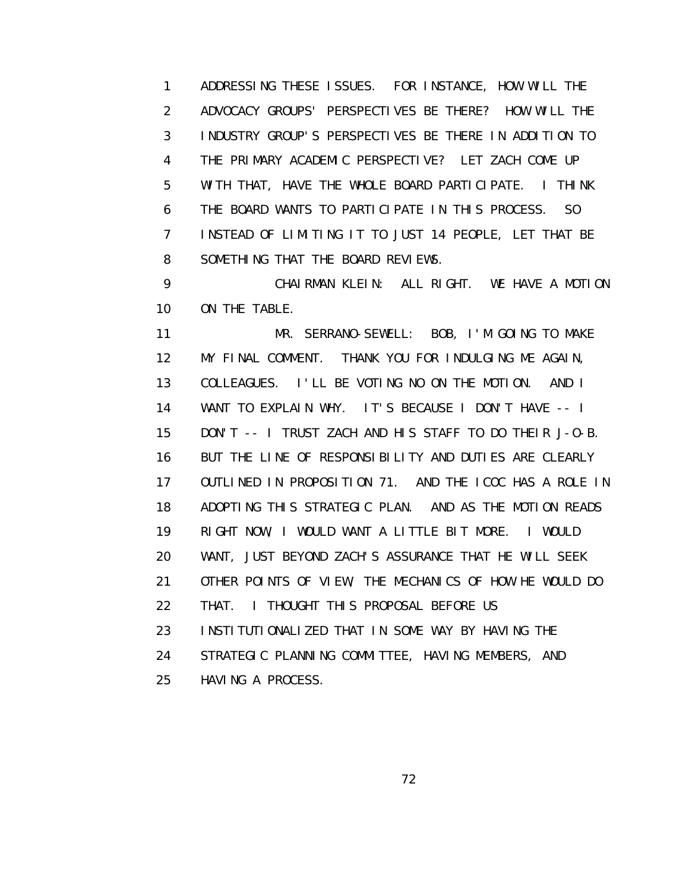ADDRESSING THESE ISSUES. FOR INSTANCE, HOW WILL THE ADVOCACY GROUPS' PERSPECTIVES BE THERE? HOW WILL THE INDUSTRY GROUP'S PERSPECTIVES BE THERE IN ADDITION TO THE PRIMARY ACADEMIC PERSPECTIVE? LET ZACH COME UP WITH THAT, HAVE THE WHOLE BOARD PARTICIPATE. I THINK THE BOARD WANTS TO PARTICIPATE IN THIS PROCESS. SO INSTEAD OF LIMITING IT TO JUST 14 PEOPLE, LET THAT BE SOMETHING THAT THE BOARD REVIEWS.

CHAIRMAN KLEIN: ALL RIGHT. WE HAVE A MOTION ON THE TABLE.

MR. SERRANO-SEWELL: BOB, I'M GOING TO MAKE MY FINAL COMMENT. THANK YOU FOR INDULGING ME AGAIN, COLLEAGUES. I'LL BE VOTING NO ON THE MOTION. AND I WANT TO EXPLAIN WHY. IT'S BECAUSE I DON'T HAVE -- I DON'T -- I TRUST ZACH AND HIS STAFF TO DO THEIR J-O-B. BUT THE LINE OF RESPONSIBILITY AND DUTIES ARE CLEARLY OUTLINED IN PROPOSITION 71. AND THE ICOC HAS A ROLE IN ADOPTING THIS STRATEGIC PLAN. AND AS THE MOTION READS RIGHT NOW, I WOULD WANT A LITTLE BIT MORE. I WOULD WANT, JUST BEYOND ZACH'S ASSURANCE THAT HE WILL SEEK OTHER POINTS OF VIEW, THE MECHANICS OF HOW HE WOULD DO THAT. I THOUGHT THIS PROPOSAL BEFORE US INSTITUTIONALIZED THAT IN SOME WAY BY HAVING THE STRATEGIC PLANNING COMMITTEE, HAVING MEMBERS, AND HAVING A PROCESS.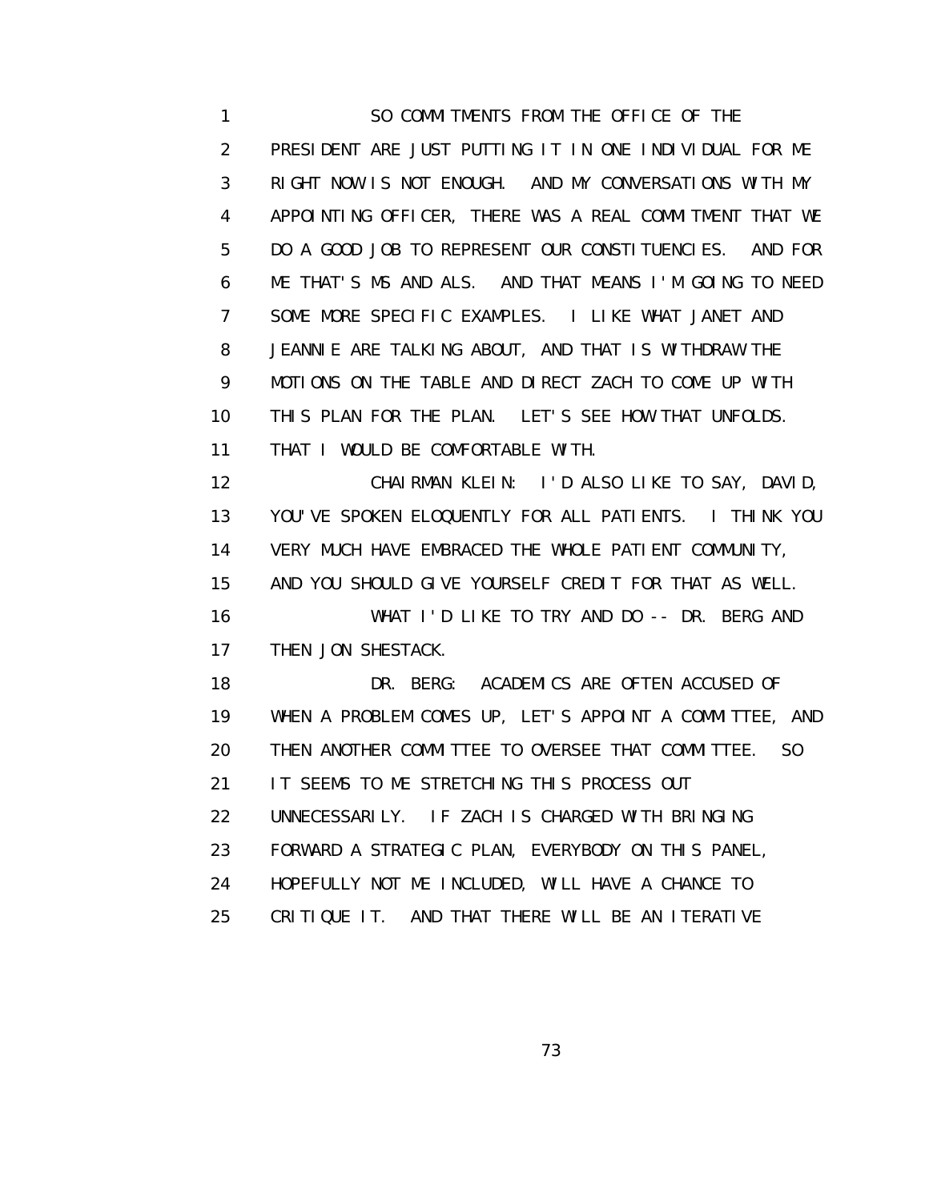SO COMMITMENTS FROM THE OFFICE OF THE PRESIDENT ARE JUST PUTTING IT IN ONE INDIVIDUAL FOR ME RIGHT NOW IS NOT ENOUGH. AND MY CONVERSATIONS WITH MY APPOINTING OFFICER, THERE WAS A REAL COMMITMENT THAT WE DO A GOOD JOB TO REPRESENT OUR CONSTITUENCIES. AND FOR ME THAT'S MS AND ALS. AND THAT MEANS I'M GOING TO NEED SOME MORE SPECIFIC EXAMPLES. I LIKE WHAT JANET AND JEANNIE ARE TALKING ABOUT, AND THAT IS WITHDRAW THE MOTIONS ON THE TABLE AND DIRECT ZACH TO COME UP WITH THIS PLAN FOR THE PLAN. LET'S SEE HOW THAT UNFOLDS. THAT I WOULD BE COMFORTABLE WITH.

CHAIRMAN KLEIN: I'D ALSO LIKE TO SAY, DAVID, YOU'VE SPOKEN ELOQUENTLY FOR ALL PATIENTS. I THINK YOU VERY MUCH HAVE EMBRACED THE WHOLE PATIENT COMMUNITY, AND YOU SHOULD GIVE YOURSELF CREDIT FOR THAT AS WELL.

WHAT I'D LIKE TO TRY AND DO -- DR. BERG AND THEN JON SHESTACK.

DR. BERG: ACADEMICS ARE OFTEN ACCUSED OF WHEN A PROBLEM COMES UP, LET'S APPOINT A COMMITTEE, AND THEN ANOTHER COMMITTEE TO OVERSEE THAT COMMITTEE. SO IT SEEMS TO ME STRETCHING THIS PROCESS OUT UNNECESSARILY. IF ZACH IS CHARGED WITH BRINGING FORWARD A STRATEGIC PLAN, EVERYBODY ON THIS PANEL, HOPEFULLY NOT ME INCLUDED, WILL HAVE A CHANCE TO CRITIQUE IT. AND THAT THERE WILL BE AN ITERATIVE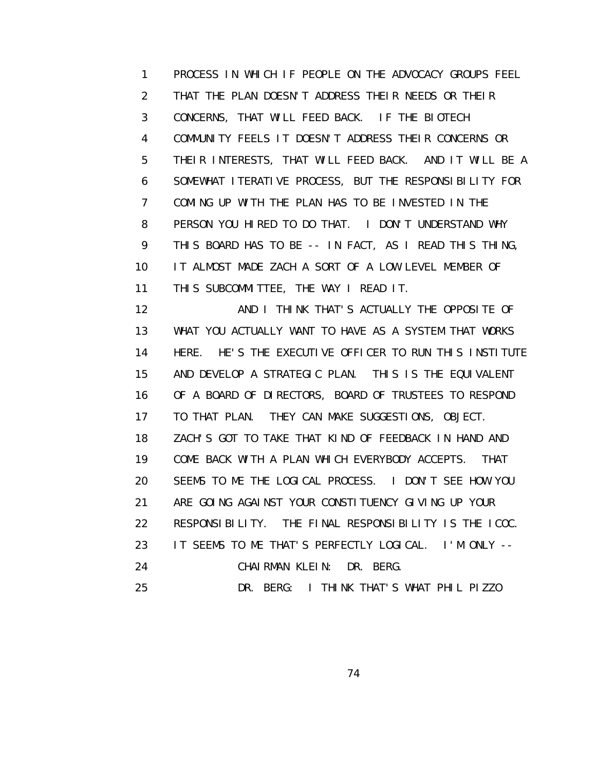PROCESS IN WHICH IF PEOPLE ON THE ADVOCACY GROUPS FEEL THAT THE PLAN DOESN'T ADDRESS THEIR NEEDS OR THEIR CONCERNS, THAT WILL FEED BACK. IF THE BIOTECH COMMUNITY FEELS IT DOESN'T ADDRESS THEIR CONCERNS OR THEIR INTERESTS, THAT WILL FEED BACK. AND IT WILL BE A SOMEWHAT ITERATIVE PROCESS, BUT THE RESPONSIBILITY FOR COMING UP WITH THE PLAN HAS TO BE INVESTED IN THE PERSON YOU HIRED TO DO THAT. I DON'T UNDERSTAND WHY THIS BOARD HAS TO BE -- IN FACT, AS I READ THIS THING, IT ALMOST MADE ZACH A SORT OF A LOW LEVEL MEMBER OF THIS SUBCOMMITTEE, THE WAY I READ IT.

AND I THINK THAT'S ACTUALLY THE OPPOSITE OF WHAT YOU ACTUALLY WANT TO HAVE AS A SYSTEM THAT WORKS HERE. HE'S THE EXECUTIVE OFFICER TO RUN THIS INSTITUTE AND DEVELOP A STRATEGIC PLAN. THIS IS THE EQUIVALENT OF A BOARD OF DIRECTORS, BOARD OF TRUSTEES TO RESPOND TO THAT PLAN. THEY CAN MAKE SUGGESTIONS, OBJECT. ZACH'S GOT TO TAKE THAT KIND OF FEEDBACK IN HAND AND COME BACK WITH A PLAN WHICH EVERYBODY ACCEPTS. THAT SEEMS TO ME THE LOGICAL PROCESS. I DON'T SEE HOW YOU ARE GOING AGAINST YOUR CONSTITUENCY GIVING UP YOUR RESPONSIBILITY. THE FINAL RESPONSIBILITY IS THE ICOC. IT SEEMS TO ME THAT'S PERFECTLY LOGICAL. I'M ONLY --

CHAIRMAN KLEIN: DR. BERG.

DR. BERG: I THINK THAT'S WHAT PHIL PIZZO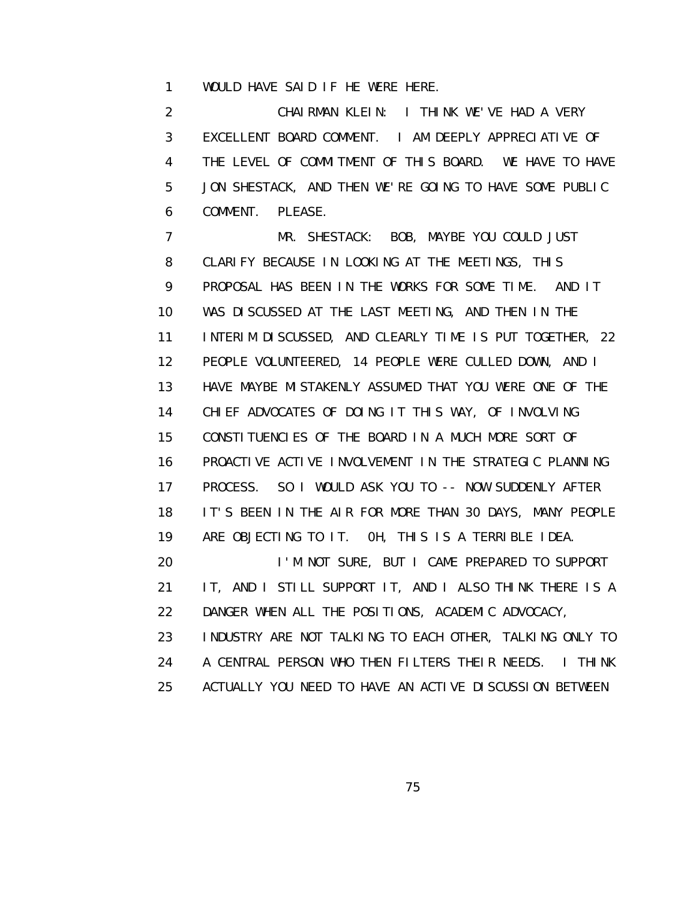1 WOULD HAVE SAID IF HE WERE HERE.

2 CHAIRMAN KLEIN: I THINK WE'VE HAD A VERY
3 EXCELLENT BOARD COMMENT. I AM DEEPLY APPRECIATIVE OF
4 THE LEVEL OF COMMITMENT OF THIS BOARD. WE HAVE TO HAVE
5 JON SHESTACK, AND THEN WE'RE GOING TO HAVE SOME PUBLIC
6 COMMENT. PLEASE.

7 MR. SHESTACK: BOB, MAYBE YOU COULD JUST
8 CLARIFY BECAUSE IN LOOKING AT THE MEETINGS, THIS
9 PROPOSAL HAS BEEN IN THE WORKS FOR SOME TIME. AND IT
10 WAS DISCUSSED AT THE LAST MEETING, AND THEN IN THE
11 INTERIM DISCUSSED, AND CLEARLY TIME IS PUT TOGETHER, 22
12 PEOPLE VOLUNTEERED, 14 PEOPLE WERE CULLED DOWN, AND I
13 HAVE MAYBE MISTAKENLY ASSUMED THAT YOU WERE ONE OF THE
14 CHIEF ADVOCATES OF DOING IT THIS WAY, OF INVOLVING
15 CONSTITUENCIES OF THE BOARD IN A MUCH MORE SORT OF
16 PROACTIVE ACTIVE INVOLVEMENT IN THE STRATEGIC PLANNING
17 PROCESS. SO I WOULD ASK YOU TO -- NOW SUDDENLY AFTER
18 IT'S BEEN IN THE AIR FOR MORE THAN 30 DAYS, MANY PEOPLE
19 ARE OBJECTING TO IT. OH, THIS IS A TERRIBLE IDEA.

20 I'M NOT SURE, BUT I CAME PREPARED TO SUPPORT
21 IT, AND I STILL SUPPORT IT, AND I ALSO THINK THERE IS A
22 DANGER WHEN ALL THE POSITIONS, ACADEMIC ADVOCACY,
23 INDUSTRY ARE NOT TALKING TO EACH OTHER, TALKING ONLY TO
24 A CENTRAL PERSON WHO THEN FILTERS THEIR NEEDS. I THINK
25 ACTUALLY YOU NEED TO HAVE AN ACTIVE DISCUSSION BETWEEN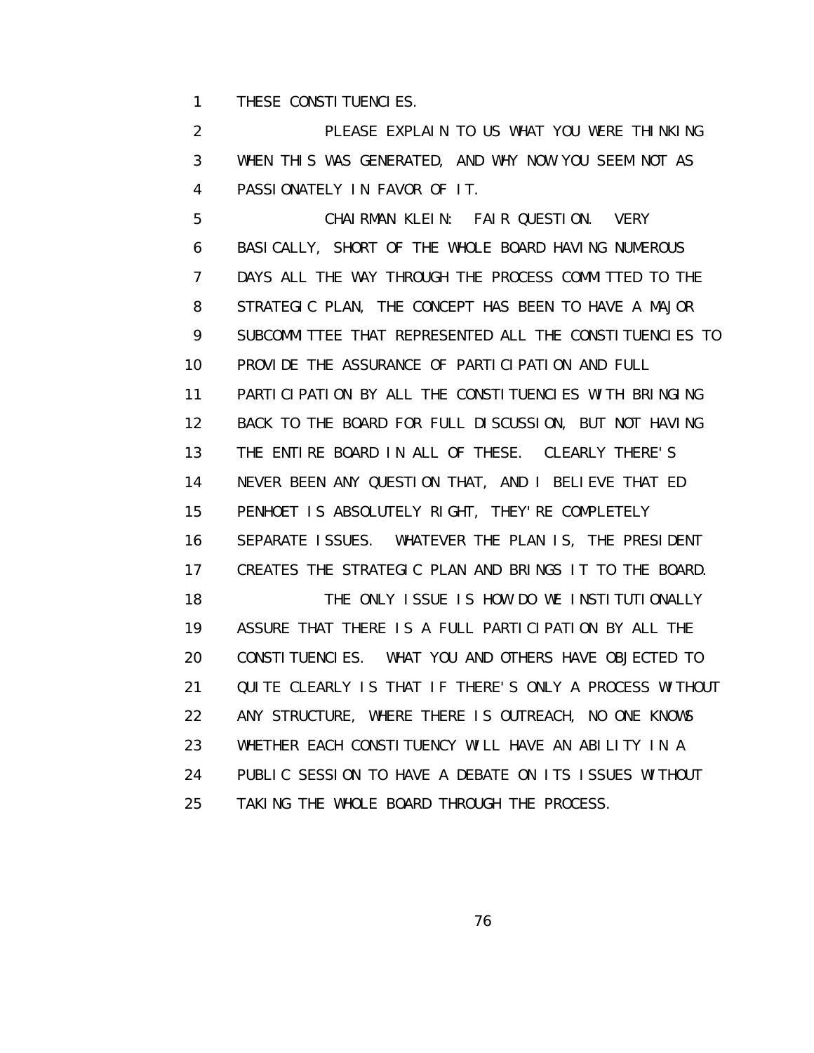THESE CONSTITUENCIES.

PLEASE EXPLAIN TO US WHAT YOU WERE THINKING WHEN THIS WAS GENERATED, AND WHY NOW YOU SEEM NOT AS PASSIONATELY IN FAVOR OF IT.

CHAIRMAN KLEIN: FAIR QUESTION. VERY BASICALLY, SHORT OF THE WHOLE BOARD HAVING NUMEROUS DAYS ALL THE WAY THROUGH THE PROCESS COMMITTED TO THE STRATEGIC PLAN, THE CONCEPT HAS BEEN TO HAVE A MAJOR SUBCOMMITTEE THAT REPRESENTED ALL THE CONSTITUENCIES TO PROVIDE THE ASSURANCE OF PARTICIPATION AND FULL PARTICIPATION BY ALL THE CONSTITUENCIES WITH BRINGING BACK TO THE BOARD FOR FULL DISCUSSION, BUT NOT HAVING THE ENTIRE BOARD IN ALL OF THESE. CLEARLY THERE'S NEVER BEEN ANY QUESTION THAT, AND I BELIEVE THAT ED PENHOET IS ABSOLUTELY RIGHT, THEY'RE COMPLETELY SEPARATE ISSUES. WHATEVER THE PLAN IS, THE PRESIDENT CREATES THE STRATEGIC PLAN AND BRINGS IT TO THE BOARD.

THE ONLY ISSUE IS HOW DO WE INSTITUTIONALLY ASSURE THAT THERE IS A FULL PARTICIPATION BY ALL THE CONSTITUENCIES. WHAT YOU AND OTHERS HAVE OBJECTED TO QUITE CLEARLY IS THAT IF THERE'S ONLY A PROCESS WITHOUT ANY STRUCTURE, WHERE THERE IS OUTREACH, NO ONE KNOWS WHETHER EACH CONSTITUENCY WILL HAVE AN ABILITY IN A PUBLIC SESSION TO HAVE A DEBATE ON ITS ISSUES WITHOUT TAKING THE WHOLE BOARD THROUGH THE PROCESS.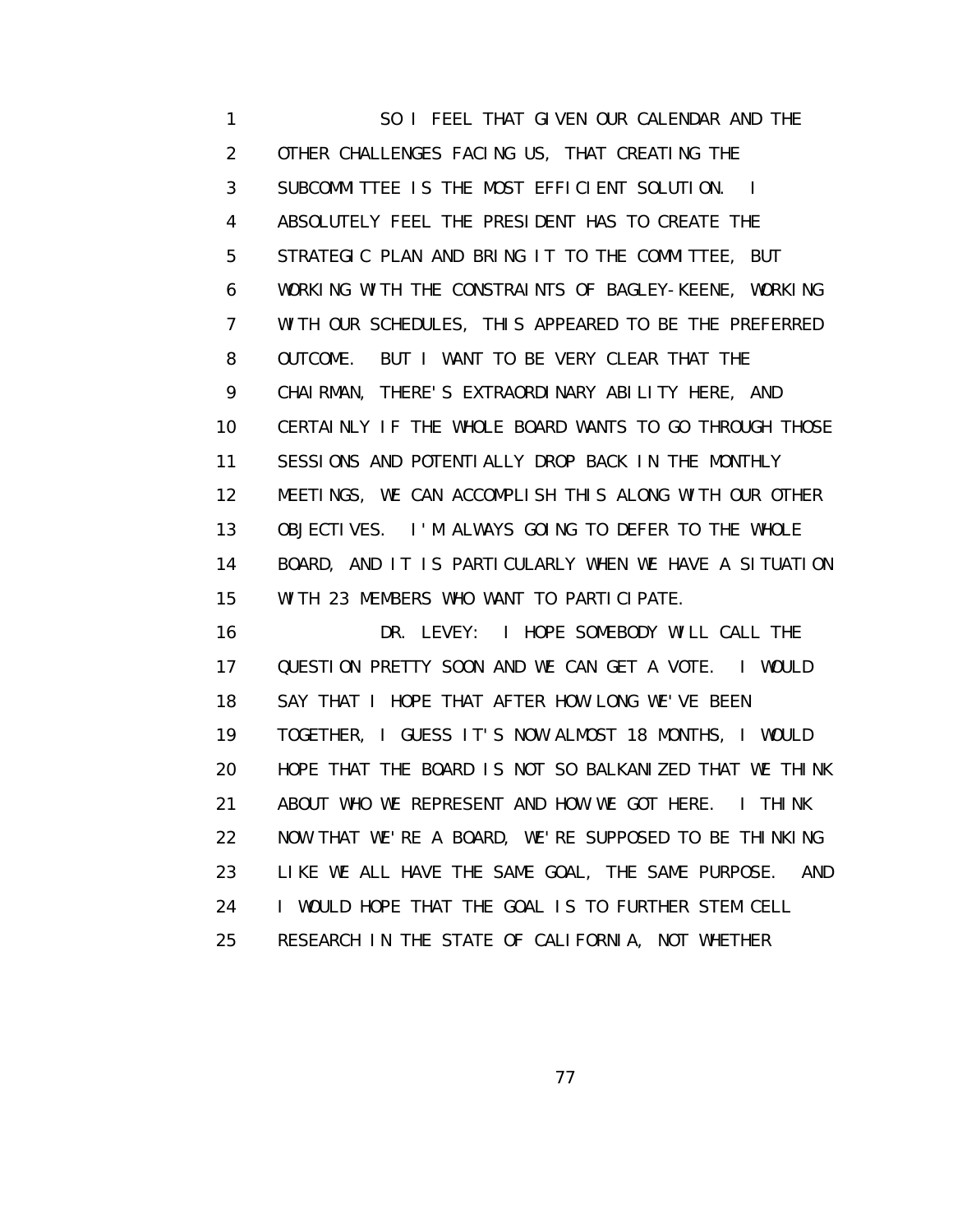SO I FEEL THAT GIVEN OUR CALENDAR AND THE OTHER CHALLENGES FACING US, THAT CREATING THE SUBCOMMITTEE IS THE MOST EFFICIENT SOLUTION. I ABSOLUTELY FEEL THE PRESIDENT HAS TO CREATE THE STRATEGIC PLAN AND BRING IT TO THE COMMITTEE, BUT WORKING WITH THE CONSTRAINTS OF BAGLEY-KEENE, WORKING WITH OUR SCHEDULES, THIS APPEARED TO BE THE PREFERRED OUTCOME. BUT I WANT TO BE VERY CLEAR THAT THE CHAIRMAN, THERE'S EXTRAORDINARY ABILITY HERE, AND CERTAINLY IF THE WHOLE BOARD WANTS TO GO THROUGH THOSE SESSIONS AND POTENTIALLY DROP BACK IN THE MONTHLY MEETINGS, WE CAN ACCOMPLISH THIS ALONG WITH OUR OTHER OBJECTIVES. I'M ALWAYS GOING TO DEFER TO THE WHOLE BOARD, AND IT IS PARTICULARLY WHEN WE HAVE A SITUATION WITH 23 MEMBERS WHO WANT TO PARTICIPATE.

DR. LEVEY: I HOPE SOMEBODY WILL CALL THE QUESTION PRETTY SOON AND WE CAN GET A VOTE. I WOULD SAY THAT I HOPE THAT AFTER HOW LONG WE'VE BEEN TOGETHER, I GUESS IT'S NOW ALMOST 18 MONTHS, I WOULD HOPE THAT THE BOARD IS NOT SO BALKANIZED THAT WE THINK ABOUT WHO WE REPRESENT AND HOW WE GOT HERE. I THINK NOW THAT WE'RE A BOARD, WE'RE SUPPOSED TO BE THINKING LIKE WE ALL HAVE THE SAME GOAL, THE SAME PURPOSE. AND I WOULD HOPE THAT THE GOAL IS TO FURTHER STEM CELL RESEARCH IN THE STATE OF CALIFORNIA, NOT WHETHER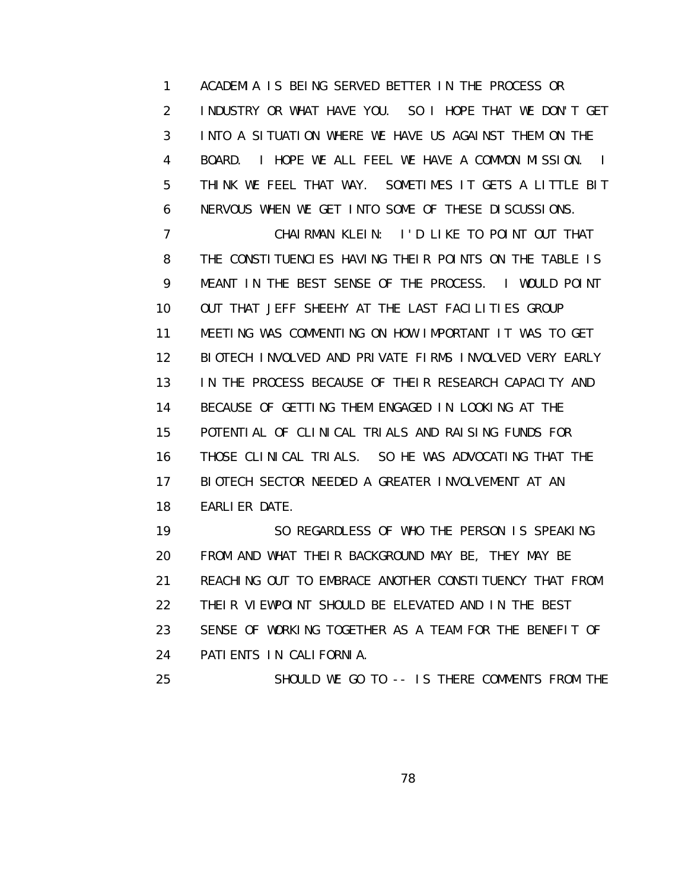ACADEMIA IS BEING SERVED BETTER IN THE PROCESS OR INDUSTRY OR WHAT HAVE YOU. SO I HOPE THAT WE DON'T GET INTO A SITUATION WHERE WE HAVE US AGAINST THEM ON THE BOARD. I HOPE WE ALL FEEL WE HAVE A COMMON MISSION. I THINK WE FEEL THAT WAY. SOMETIMES IT GETS A LITTLE BIT NERVOUS WHEN WE GET INTO SOME OF THESE DISCUSSIONS.

CHAIRMAN KLEIN: I'D LIKE TO POINT OUT THAT THE CONSTITUENCIES HAVING THEIR POINTS ON THE TABLE IS MEANT IN THE BEST SENSE OF THE PROCESS. I WOULD POINT OUT THAT JEFF SHEEHY AT THE LAST FACILITIES GROUP MEETING WAS COMMENTING ON HOW IMPORTANT IT WAS TO GET BIOTECH INVOLVED AND PRIVATE FIRMS INVOLVED VERY EARLY IN THE PROCESS BECAUSE OF THEIR RESEARCH CAPACITY AND BECAUSE OF GETTING THEM ENGAGED IN LOOKING AT THE POTENTIAL OF CLINICAL TRIALS AND RAISING FUNDS FOR THOSE CLINICAL TRIALS. SO HE WAS ADVOCATING THAT THE BIOTECH SECTOR NEEDED A GREATER INVOLVEMENT AT AN EARLIER DATE.

SO REGARDLESS OF WHO THE PERSON IS SPEAKING FROM AND WHAT THEIR BACKGROUND MAY BE, THEY MAY BE REACHING OUT TO EMBRACE ANOTHER CONSTITUENCY THAT FROM THEIR VIEWPOINT SHOULD BE ELEVATED AND IN THE BEST SENSE OF WORKING TOGETHER AS A TEAM FOR THE BENEFIT OF PATIENTS IN CALIFORNIA.

SHOULD WE GO TO -- IS THERE COMMENTS FROM THE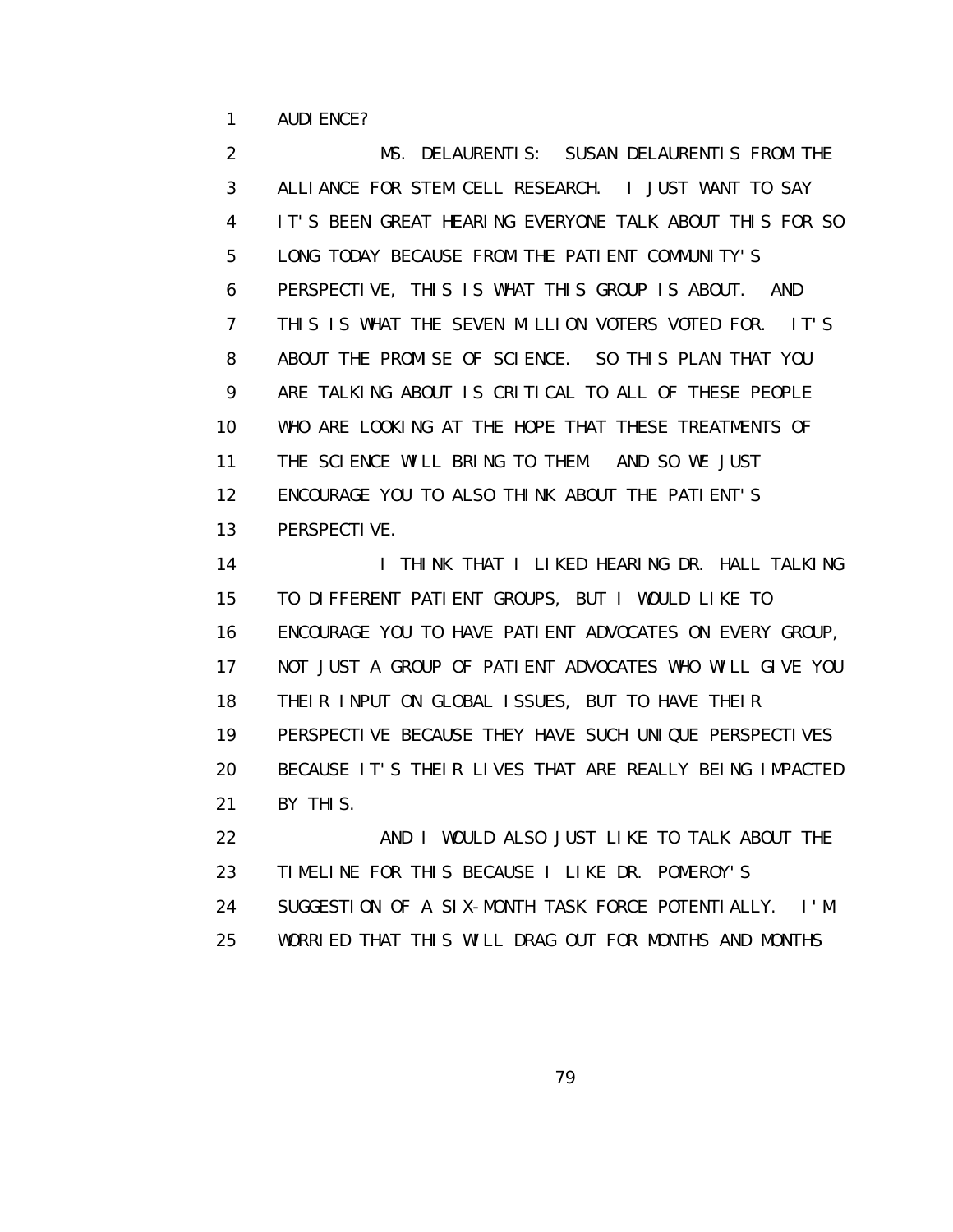AUDIENCE?

MS. DELAURENTIS: SUSAN DELAURENTIS FROM THE ALLIANCE FOR STEM CELL RESEARCH. I JUST WANT TO SAY IT'S BEEN GREAT HEARING EVERYONE TALK ABOUT THIS FOR SO LONG TODAY BECAUSE FROM THE PATIENT COMMUNITY'S PERSPECTIVE, THIS IS WHAT THIS GROUP IS ABOUT. AND THIS IS WHAT THE SEVEN MILLION VOTERS VOTED FOR. IT'S ABOUT THE PROMISE OF SCIENCE. SO THIS PLAN THAT YOU ARE TALKING ABOUT IS CRITICAL TO ALL OF THESE PEOPLE WHO ARE LOOKING AT THE HOPE THAT THESE TREATMENTS OF THE SCIENCE WILL BRING TO THEM. AND SO WE JUST ENCOURAGE YOU TO ALSO THINK ABOUT THE PATIENT'S PERSPECTIVE.

I THINK THAT I LIKED HEARING DR. HALL TALKING TO DIFFERENT PATIENT GROUPS, BUT I WOULD LIKE TO ENCOURAGE YOU TO HAVE PATIENT ADVOCATES ON EVERY GROUP, NOT JUST A GROUP OF PATIENT ADVOCATES WHO WILL GIVE YOU THEIR INPUT ON GLOBAL ISSUES, BUT TO HAVE THEIR PERSPECTIVE BECAUSE THEY HAVE SUCH UNIQUE PERSPECTIVES BECAUSE IT'S THEIR LIVES THAT ARE REALLY BEING IMPACTED BY THIS.

AND I WOULD ALSO JUST LIKE TO TALK ABOUT THE TIMELINE FOR THIS BECAUSE I LIKE DR. POMEROY'S SUGGESTION OF A SIX-MONTH TASK FORCE POTENTIALLY. I'M WORRIED THAT THIS WILL DRAG OUT FOR MONTHS AND MONTHS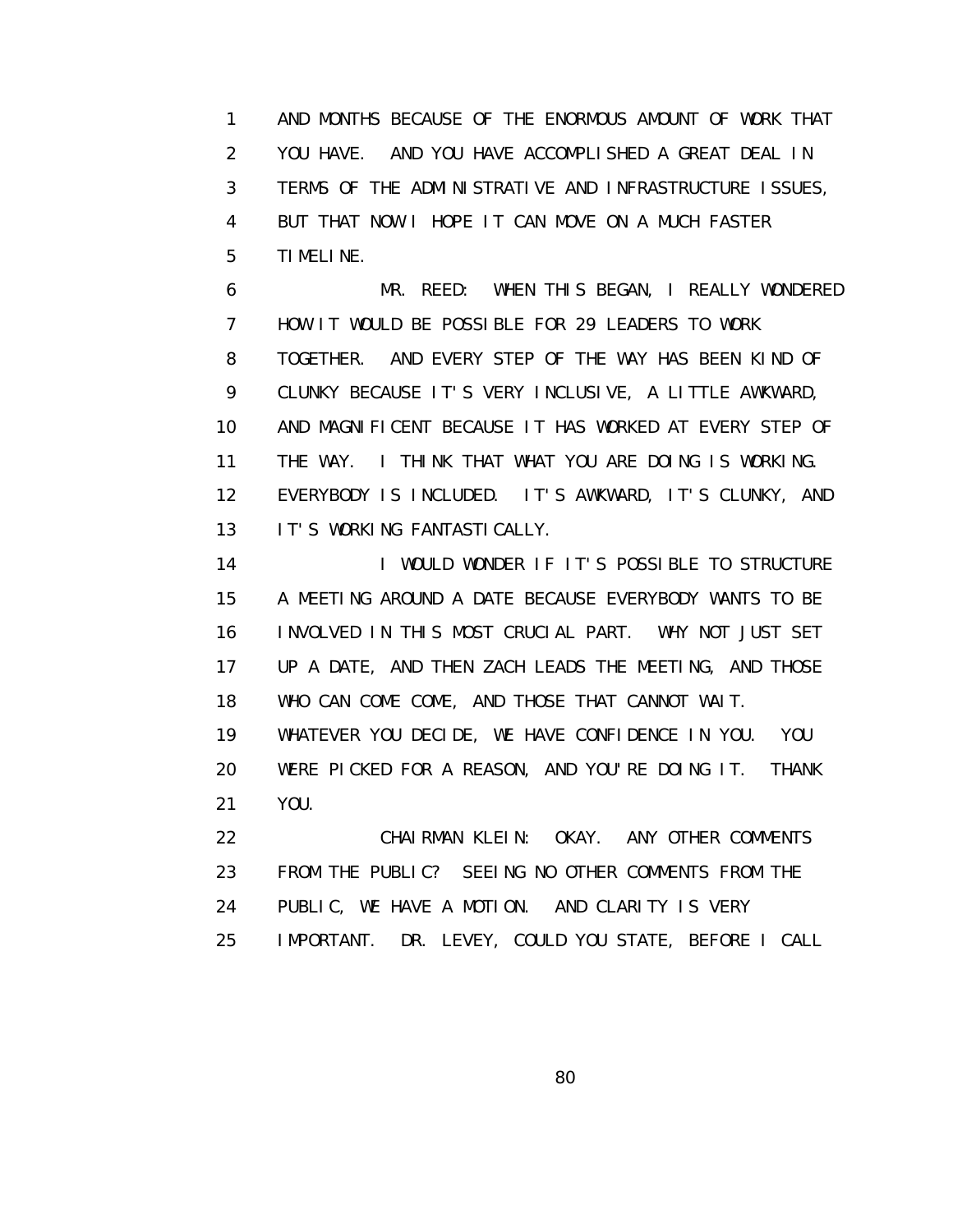AND MONTHS BECAUSE OF THE ENORMOUS AMOUNT OF WORK THAT YOU HAVE. AND YOU HAVE ACCOMPLISHED A GREAT DEAL IN TERMS OF THE ADMINISTRATIVE AND INFRASTRUCTURE ISSUES, BUT THAT NOW I HOPE IT CAN MOVE ON A MUCH FASTER TIMELINE.

MR. REED: WHEN THIS BEGAN, I REALLY WONDERED HOW IT WOULD BE POSSIBLE FOR 29 LEADERS TO WORK TOGETHER. AND EVERY STEP OF THE WAY HAS BEEN KIND OF CLUNKY BECAUSE IT'S VERY INCLUSIVE, A LITTLE AWKWARD, AND MAGNIFICENT BECAUSE IT HAS WORKED AT EVERY STEP OF THE WAY. I THINK THAT WHAT YOU ARE DOING IS WORKING. EVERYBODY IS INCLUDED. IT'S AWKWARD, IT'S CLUNKY, AND IT'S WORKING FANTASTICALLY.

I WOULD WONDER IF IT'S POSSIBLE TO STRUCTURE A MEETING AROUND A DATE BECAUSE EVERYBODY WANTS TO BE INVOLVED IN THIS MOST CRUCIAL PART. WHY NOT JUST SET UP A DATE, AND THEN ZACH LEADS THE MEETING, AND THOSE WHO CAN COME COME, AND THOSE THAT CANNOT WAIT. WHATEVER YOU DECIDE, WE HAVE CONFIDENCE IN YOU. YOU WERE PICKED FOR A REASON, AND YOU'RE DOING IT. THANK YOU.

CHAIRMAN KLEIN: OKAY. ANY OTHER COMMENTS FROM THE PUBLIC? SEEING NO OTHER COMMENTS FROM THE PUBLIC, WE HAVE A MOTION. AND CLARITY IS VERY IMPORTANT. DR. LEVEY, COULD YOU STATE, BEFORE I CALL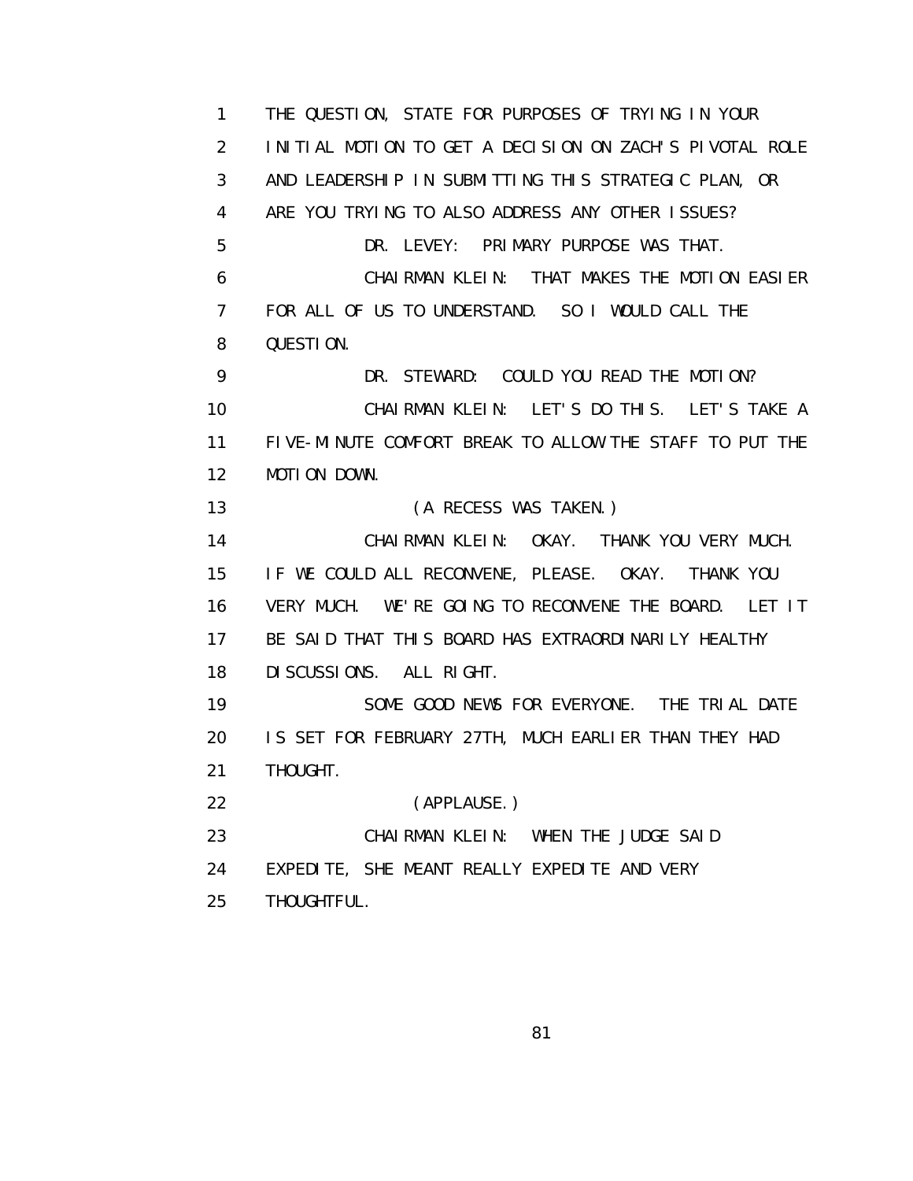THE QUESTION, STATE FOR PURPOSES OF TRYING IN YOUR INITIAL MOTION TO GET A DECISION ON ZACH'S PIVOTAL ROLE AND LEADERSHIP IN SUBMITTING THIS STRATEGIC PLAN, OR ARE YOU TRYING TO ALSO ADDRESS ANY OTHER ISSUES?

DR. LEVEY: PRIMARY PURPOSE WAS THAT.

CHAIRMAN KLEIN: THAT MAKES THE MOTION EASIER FOR ALL OF US TO UNDERSTAND. SO I WOULD CALL THE QUESTION.

DR. STEWARD: COULD YOU READ THE MOTION?

CHAIRMAN KLEIN: LET'S DO THIS. LET'S TAKE A FIVE-MINUTE COMFORT BREAK TO ALLOW THE STAFF TO PUT THE MOTION DOWN.

(A RECESS WAS TAKEN.)

CHAIRMAN KLEIN: OKAY. THANK YOU VERY MUCH. IF WE COULD ALL RECONVENE, PLEASE. OKAY. THANK YOU VERY MUCH. WE'RE GOING TO RECONVENE THE BOARD. LET IT BE SAID THAT THIS BOARD HAS EXTRAORDINARILY HEALTHY DISCUSSIONS. ALL RIGHT.

SOME GOOD NEWS FOR EVERYONE. THE TRIAL DATE IS SET FOR FEBRUARY 27TH, MUCH EARLIER THAN THEY HAD THOUGHT.

(APPLAUSE.)

CHAIRMAN KLEIN: WHEN THE JUDGE SAID EXPEDITE, SHE MEANT REALLY EXPEDITE AND VERY THOUGHTFUL.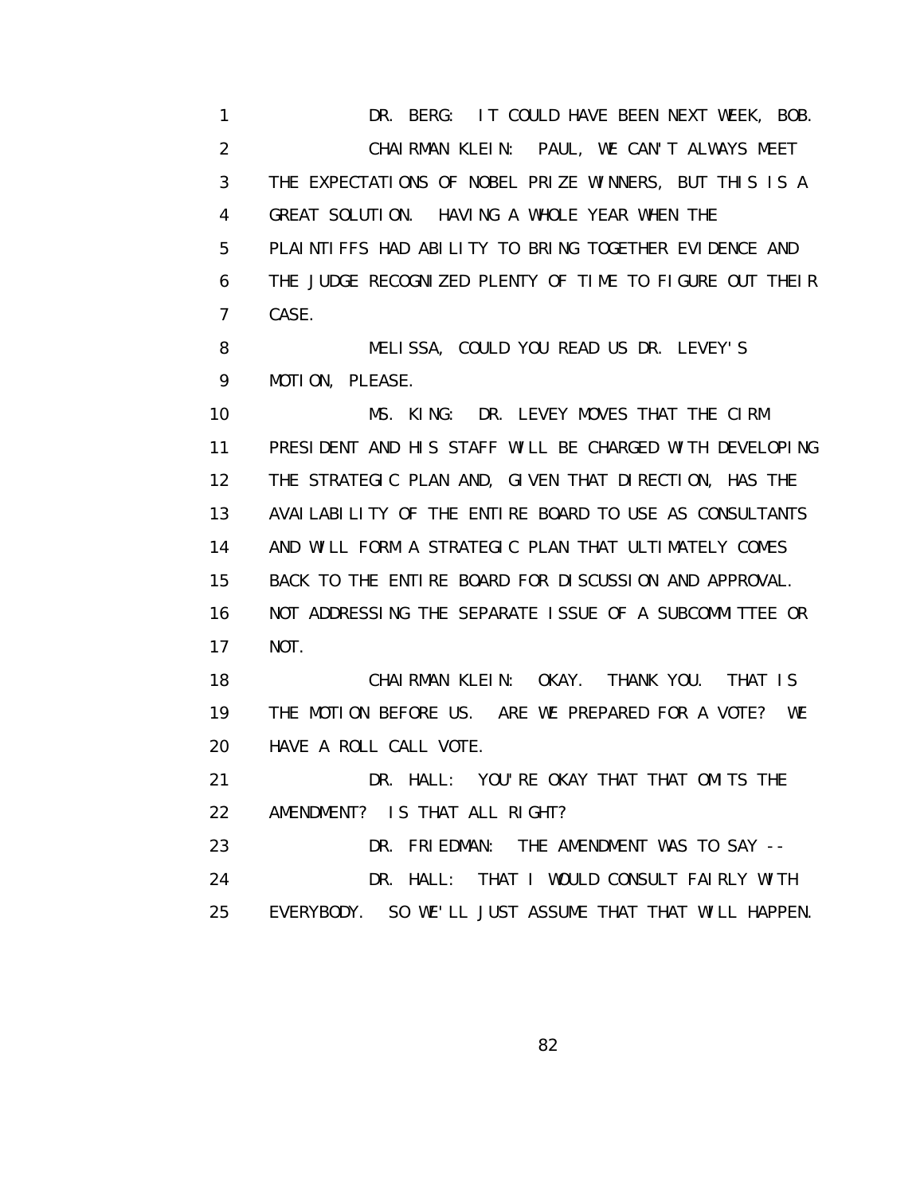DR. BERG: IT COULD HAVE BEEN NEXT WEEK, BOB.

CHAIRMAN KLEIN: PAUL, WE CAN'T ALWAYS MEET THE EXPECTATIONS OF NOBEL PRIZE WINNERS, BUT THIS IS A GREAT SOLUTION. HAVING A WHOLE YEAR WHEN THE PLAINTIFFS HAD ABILITY TO BRING TOGETHER EVIDENCE AND THE JUDGE RECOGNIZED PLENTY OF TIME TO FIGURE OUT THEIR CASE.

MELISSA, COULD YOU READ US DR. LEVEY'S MOTION, PLEASE.

MS. KING: DR. LEVEY MOVES THAT THE CIRM PRESIDENT AND HIS STAFF WILL BE CHARGED WITH DEVELOPING THE STRATEGIC PLAN AND, GIVEN THAT DIRECTION, HAS THE AVAILABILITY OF THE ENTIRE BOARD TO USE AS CONSULTANTS AND WILL FORM A STRATEGIC PLAN THAT ULTIMATELY COMES BACK TO THE ENTIRE BOARD FOR DISCUSSION AND APPROVAL. NOT ADDRESSING THE SEPARATE ISSUE OF A SUBCOMMITTEE OR NOT.

CHAIRMAN KLEIN: OKAY. THANK YOU. THAT IS THE MOTION BEFORE US. ARE WE PREPARED FOR A VOTE? WE HAVE A ROLL CALL VOTE.

DR. HALL: YOU'RE OKAY THAT THAT OMITS THE AMENDMENT? IS THAT ALL RIGHT?

DR. FRIEDMAN: THE AMENDMENT WAS TO SAY --

DR. HALL: THAT I WOULD CONSULT FAIRLY WITH EVERYBODY. SO WE'LL JUST ASSUME THAT THAT WILL HAPPEN.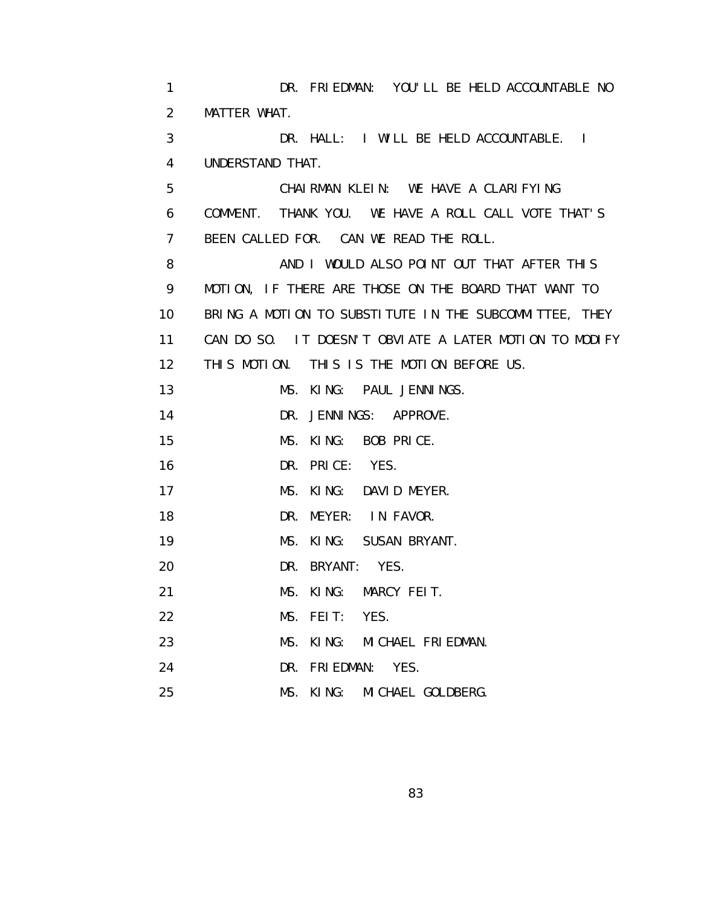DR. FRIEDMAN: YOU'LL BE HELD ACCOUNTABLE NO MATTER WHAT.

DR. HALL: I WILL BE HELD ACCOUNTABLE. I UNDERSTAND THAT.

CHAIRMAN KLEIN: WE HAVE A CLARIFYING COMMENT. THANK YOU. WE HAVE A ROLL CALL VOTE THAT'S BEEN CALLED FOR. CAN WE READ THE ROLL.

AND I WOULD ALSO POINT OUT THAT AFTER THIS MOTION, IF THERE ARE THOSE ON THE BOARD THAT WANT TO BRING A MOTION TO SUBSTITUTE IN THE SUBCOMMITTEE, THEY CAN DO SO. IT DOESN'T OBVIATE A LATER MOTION TO MODIFY THIS MOTION. THIS IS THE MOTION BEFORE US.

MS. KING: PAUL JENNINGS.

DR. JENNINGS: APPROVE.

MS. KING: BOB PRICE.

DR. PRICE: YES.

MS. KING: DAVID MEYER.

DR. MEYER: IN FAVOR.

MS. KING: SUSAN BRYANT.

DR. BRYANT: YES.

MS. KING: MARCY FEIT.

MS. FEIT: YES.

MS. KING: MICHAEL FRIEDMAN.

DR. FRIEDMAN: YES.

MS. KING: MICHAEL GOLDBERG.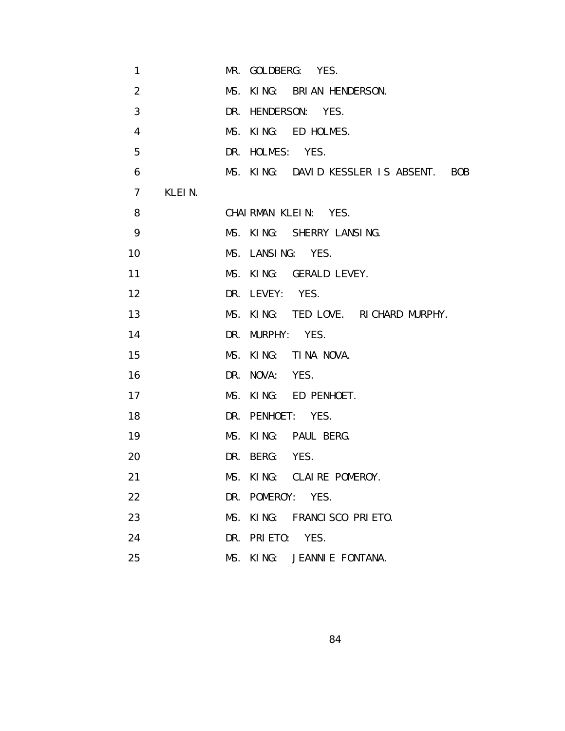1 MR. GOLDBERG: YES.

2 MS. KING: BRIAN HENDERSON.

3 DR. HENDERSON: YES.

4 MS. KING: ED HOLMES.

5 DR. HOLMES: YES.

6 MS. KING: DAVID KESSLER IS ABSENT. BOB

7 KLEIN.

8 CHAIRMAN KLEIN: YES.

9 MS. KING: SHERRY LANSING.

10 MS. LANSING: YES.

11 MS. KING: GERALD LEVEY.

12 DR. LEVEY: YES.

13 MS. KING: TED LOVE. RICHARD MURPHY.

14 DR. MURPHY: YES.

15 MS. KING: TINA NOVA.

16 DR. NOVA: YES.

17 MS. KING: ED PENHOET.

18 DR. PENHOET: YES.

19 MS. KING: PAUL BERG.

20 DR. BERG: YES.

21 MS. KING: CLAIRE POMEROY.

22 DR. POMEROY: YES.

23 MS. KING: FRANCISCO PRIETO.

24 DR. PRIETO: YES.

25 MS. KING: JEANNIE FONTANA.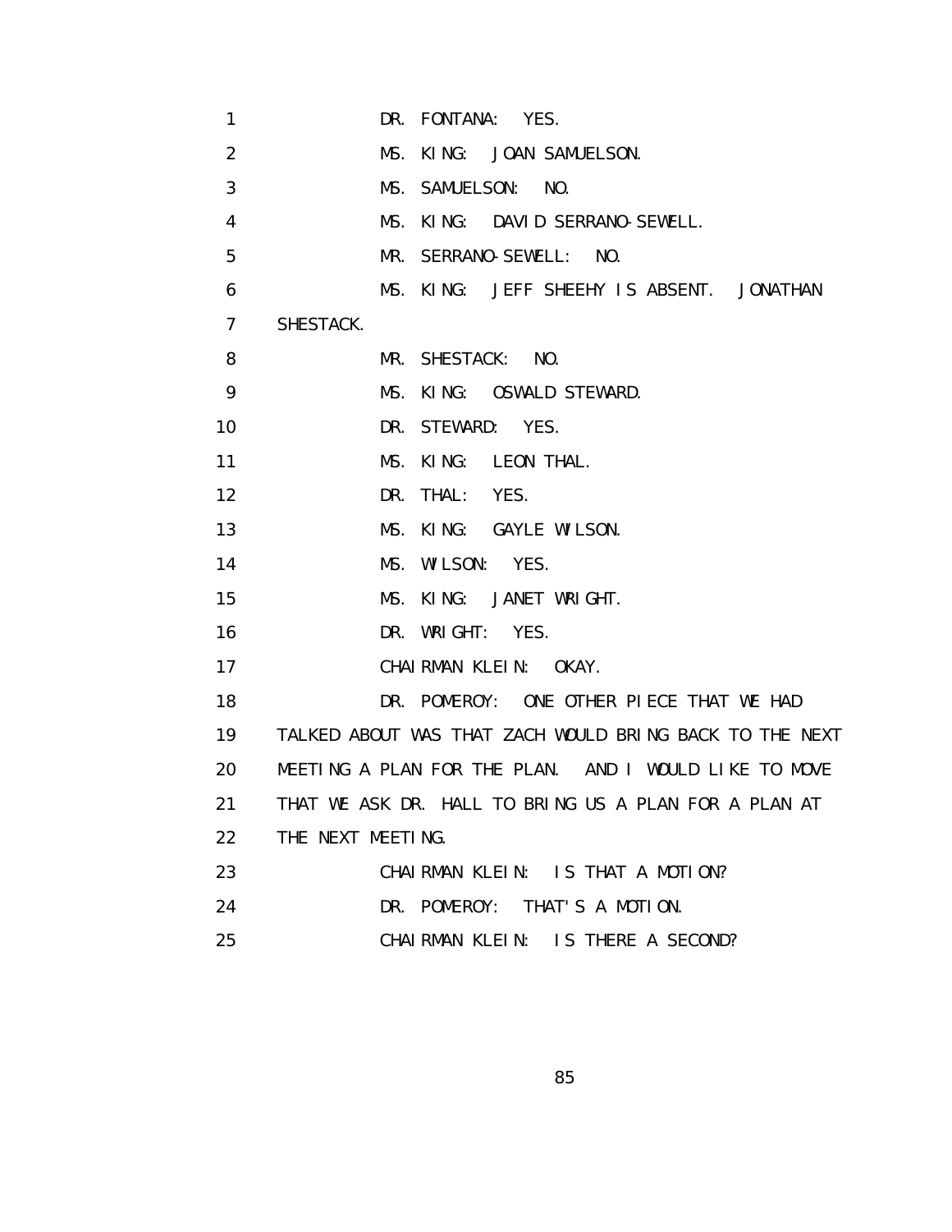1 DR. FONTANA: YES.

2 MS. KING: JOAN SAMUELSON.

3 MS. SAMUELSON: NO.

4 MS. KING: DAVID SERRANO-SEWELL.

5 MR. SERRANO-SEWELL: NO.

6 MS. KING: JEFF SHEEHY IS ABSENT. JONATHAN

7 SHESTACK.

8 MR. SHESTACK: NO.

9 MS. KING: OSWALD STEWARD.

10 DR. STEWARD: YES.

11 MS. KING: LEON THAL.

12 DR. THAL: YES.

13 MS. KING: GAYLE WILSON.

14 MS. WILSON: YES.

15 MS. KING: JANET WRIGHT.

16 DR. WRIGHT: YES.

17 CHAIRMAN KLEIN: OKAY.

18 DR. POMEROY: ONE OTHER PIECE THAT WE HAD

19 TALKED ABOUT WAS THAT ZACH WOULD BRING BACK TO THE NEXT

20 MEETING A PLAN FOR THE PLAN. AND I WOULD LIKE TO MOVE

21 THAT WE ASK DR. HALL TO BRING US A PLAN FOR A PLAN AT

22 THE NEXT MEETING.

23 CHAIRMAN KLEIN: IS THAT A MOTION?

24 DR. POMEROY: THAT'S A MOTION.

25 CHAIRMAN KLEIN: IS THERE A SECOND?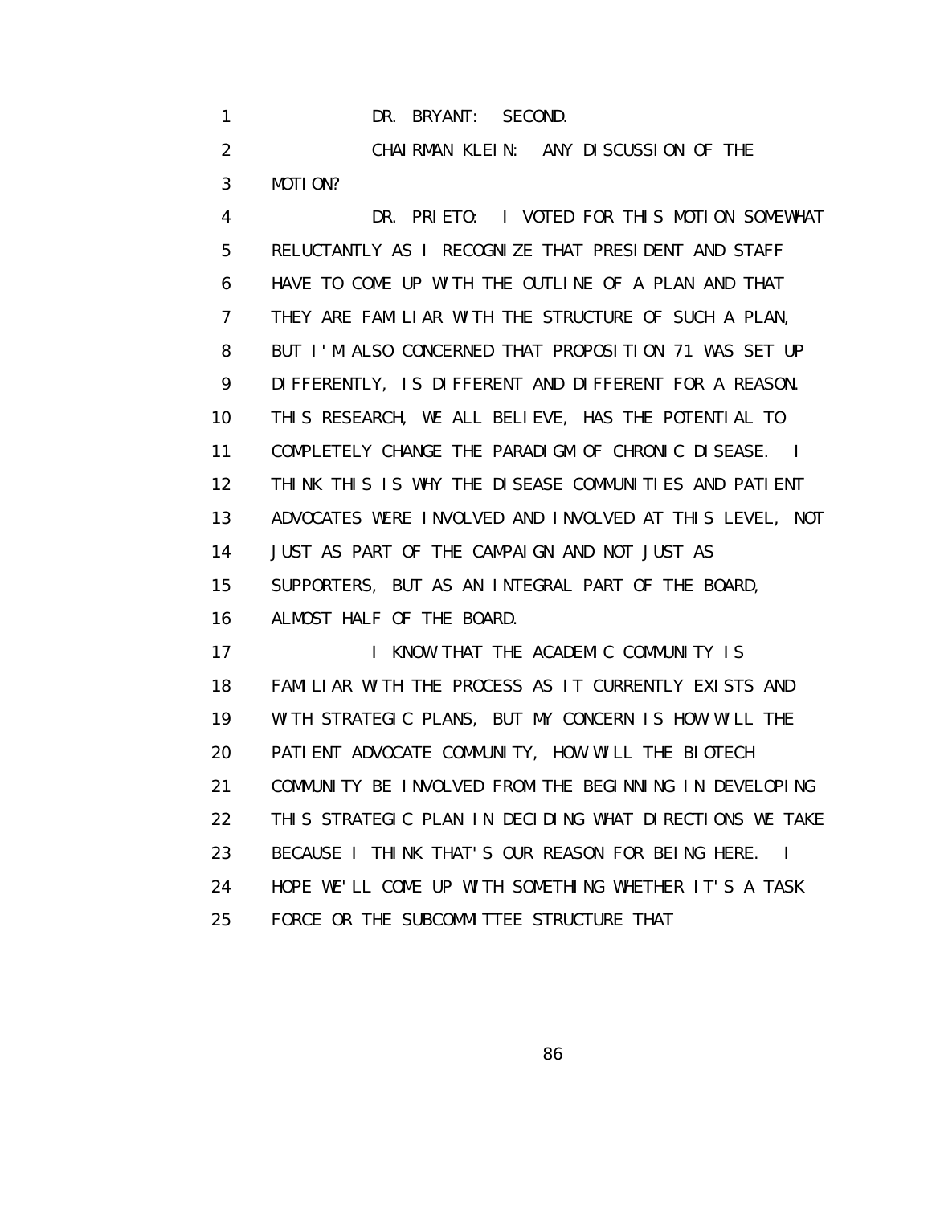DR. BRYANT: SECOND.

CHAIRMAN KLEIN: ANY DISCUSSION OF THE MOTION?

DR. PRIETO: I VOTED FOR THIS MOTION SOMEWHAT RELUCTANTLY AS I RECOGNIZE THAT PRESIDENT AND STAFF HAVE TO COME UP WITH THE OUTLINE OF A PLAN AND THAT THEY ARE FAMILIAR WITH THE STRUCTURE OF SUCH A PLAN, BUT I'M ALSO CONCERNED THAT PROPOSITION 71 WAS SET UP DIFFERENTLY, IS DIFFERENT AND DIFFERENT FOR A REASON. THIS RESEARCH, WE ALL BELIEVE, HAS THE POTENTIAL TO COMPLETELY CHANGE THE PARADIGM OF CHRONIC DISEASE. I THINK THIS IS WHY THE DISEASE COMMUNITIES AND PATIENT ADVOCATES WERE INVOLVED AND INVOLVED AT THIS LEVEL, NOT JUST AS PART OF THE CAMPAIGN AND NOT JUST AS SUPPORTERS, BUT AS AN INTEGRAL PART OF THE BOARD, ALMOST HALF OF THE BOARD.

I KNOW THAT THE ACADEMIC COMMUNITY IS FAMILIAR WITH THE PROCESS AS IT CURRENTLY EXISTS AND WITH STRATEGIC PLANS, BUT MY CONCERN IS HOW WILL THE PATIENT ADVOCATE COMMUNITY, HOW WILL THE BIOTECH COMMUNITY BE INVOLVED FROM THE BEGINNING IN DEVELOPING THIS STRATEGIC PLAN IN DECIDING WHAT DIRECTIONS WE TAKE BECAUSE I THINK THAT'S OUR REASON FOR BEING HERE. I HOPE WE'LL COME UP WITH SOMETHING WHETHER IT'S A TASK FORCE OR THE SUBCOMMITTEE STRUCTURE THAT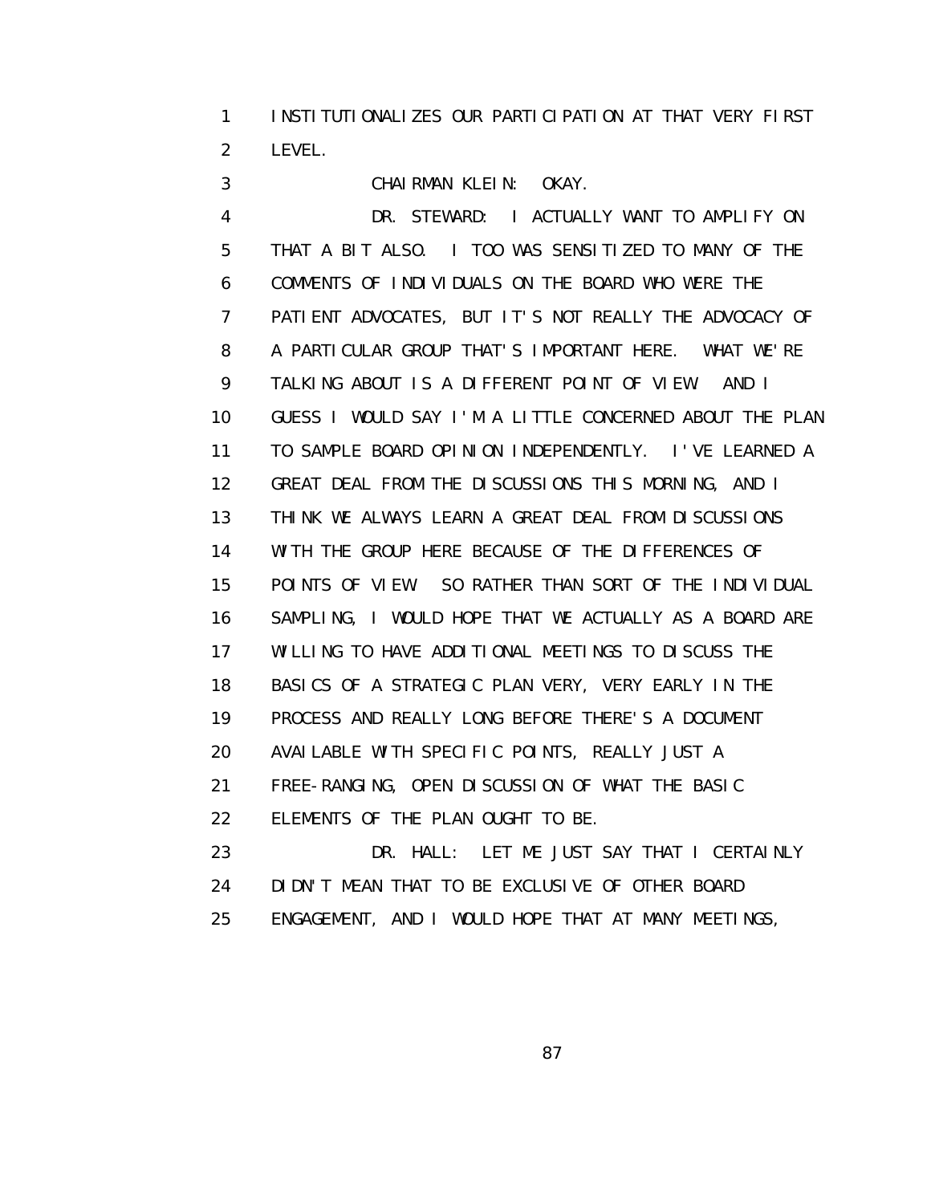INSTITUTIONALIZES OUR PARTICIPATION AT THAT VERY FIRST LEVEL.

CHAIRMAN KLEIN: OKAY.

DR. STEWARD: I ACTUALLY WANT TO AMPLIFY ON THAT A BIT ALSO. I TOO WAS SENSITIZED TO MANY OF THE COMMENTS OF INDIVIDUALS ON THE BOARD WHO WERE THE PATIENT ADVOCATES, BUT IT'S NOT REALLY THE ADVOCACY OF A PARTICULAR GROUP THAT'S IMPORTANT HERE. WHAT WE'RE TALKING ABOUT IS A DIFFERENT POINT OF VIEW. AND I GUESS I WOULD SAY I'M A LITTLE CONCERNED ABOUT THE PLAN TO SAMPLE BOARD OPINION INDEPENDENTLY. I'VE LEARNED A GREAT DEAL FROM THE DISCUSSIONS THIS MORNING, AND I THINK WE ALWAYS LEARN A GREAT DEAL FROM DISCUSSIONS WITH THE GROUP HERE BECAUSE OF THE DIFFERENCES OF POINTS OF VIEW. SO RATHER THAN SORT OF THE INDIVIDUAL SAMPLING, I WOULD HOPE THAT WE ACTUALLY AS A BOARD ARE WILLING TO HAVE ADDITIONAL MEETINGS TO DISCUSS THE BASICS OF A STRATEGIC PLAN VERY, VERY EARLY IN THE PROCESS AND REALLY LONG BEFORE THERE'S A DOCUMENT AVAILABLE WITH SPECIFIC POINTS, REALLY JUST A FREE-RANGING, OPEN DISCUSSION OF WHAT THE BASIC ELEMENTS OF THE PLAN OUGHT TO BE.

DR. HALL: LET ME JUST SAY THAT I CERTAINLY DIDN'T MEAN THAT TO BE EXCLUSIVE OF OTHER BOARD ENGAGEMENT, AND I WOULD HOPE THAT AT MANY MEETINGS,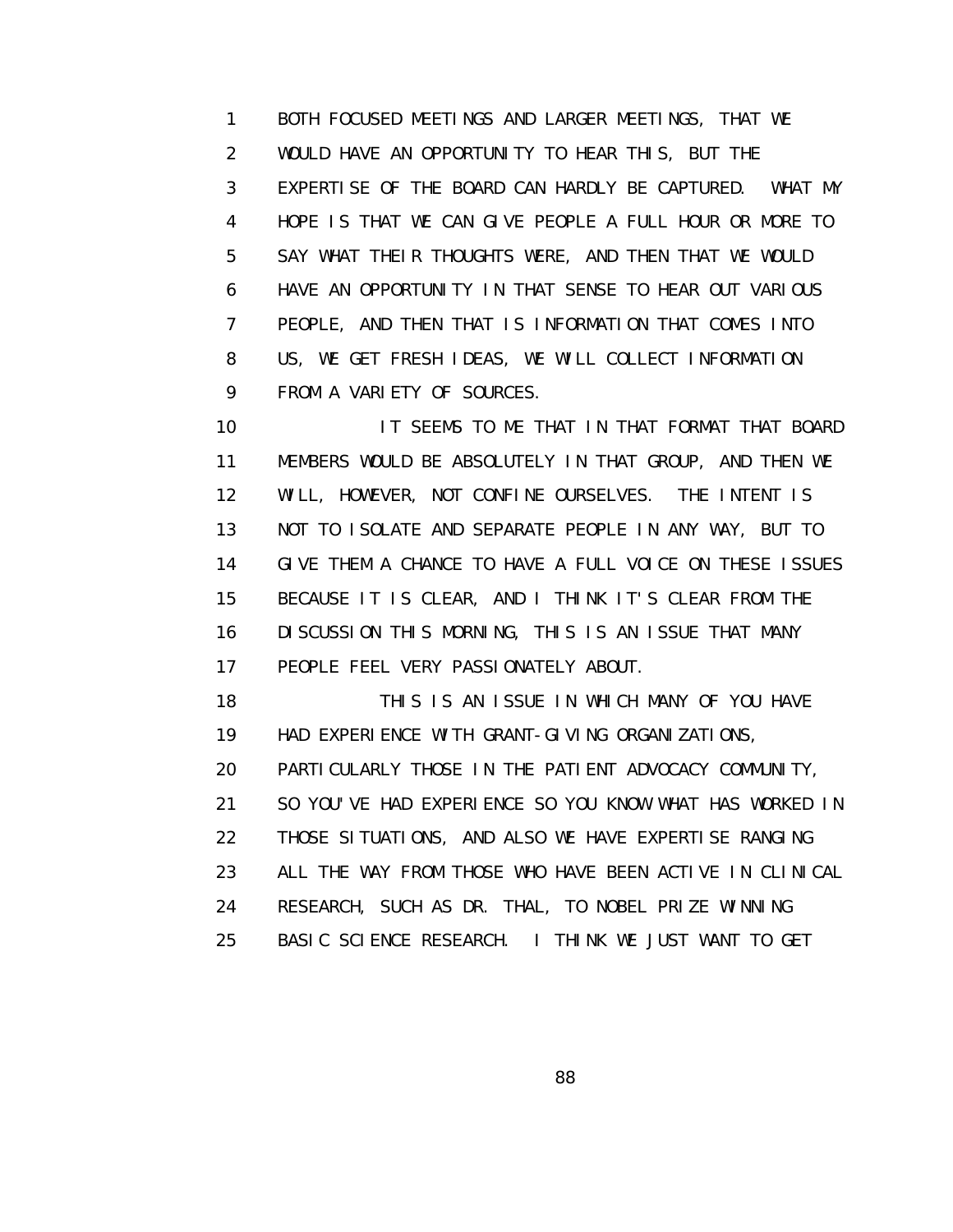BOTH FOCUSED MEETINGS AND LARGER MEETINGS, THAT WE WOULD HAVE AN OPPORTUNITY TO HEAR THIS, BUT THE EXPERTISE OF THE BOARD CAN HARDLY BE CAPTURED. WHAT MY HOPE IS THAT WE CAN GIVE PEOPLE A FULL HOUR OR MORE TO SAY WHAT THEIR THOUGHTS WERE, AND THEN THAT WE WOULD HAVE AN OPPORTUNITY IN THAT SENSE TO HEAR OUT VARIOUS PEOPLE, AND THEN THAT IS INFORMATION THAT COMES INTO US, WE GET FRESH IDEAS, WE WILL COLLECT INFORMATION FROM A VARIETY OF SOURCES.

IT SEEMS TO ME THAT IN THAT FORMAT THAT BOARD MEMBERS WOULD BE ABSOLUTELY IN THAT GROUP, AND THEN WE WILL, HOWEVER, NOT CONFINE OURSELVES. THE INTENT IS NOT TO ISOLATE AND SEPARATE PEOPLE IN ANY WAY, BUT TO GIVE THEM A CHANCE TO HAVE A FULL VOICE ON THESE ISSUES BECAUSE IT IS CLEAR, AND I THINK IT'S CLEAR FROM THE DISCUSSION THIS MORNING, THIS IS AN ISSUE THAT MANY PEOPLE FEEL VERY PASSIONATELY ABOUT.

THIS IS AN ISSUE IN WHICH MANY OF YOU HAVE HAD EXPERIENCE WITH GRANT-GIVING ORGANIZATIONS, PARTICULARLY THOSE IN THE PATIENT ADVOCACY COMMUNITY, SO YOU'VE HAD EXPERIENCE SO YOU KNOW WHAT HAS WORKED IN THOSE SITUATIONS, AND ALSO WE HAVE EXPERTISE RANGING ALL THE WAY FROM THOSE WHO HAVE BEEN ACTIVE IN CLINICAL RESEARCH, SUCH AS DR. THAL, TO NOBEL PRIZE WINNING BASIC SCIENCE RESEARCH. I THINK WE JUST WANT TO GET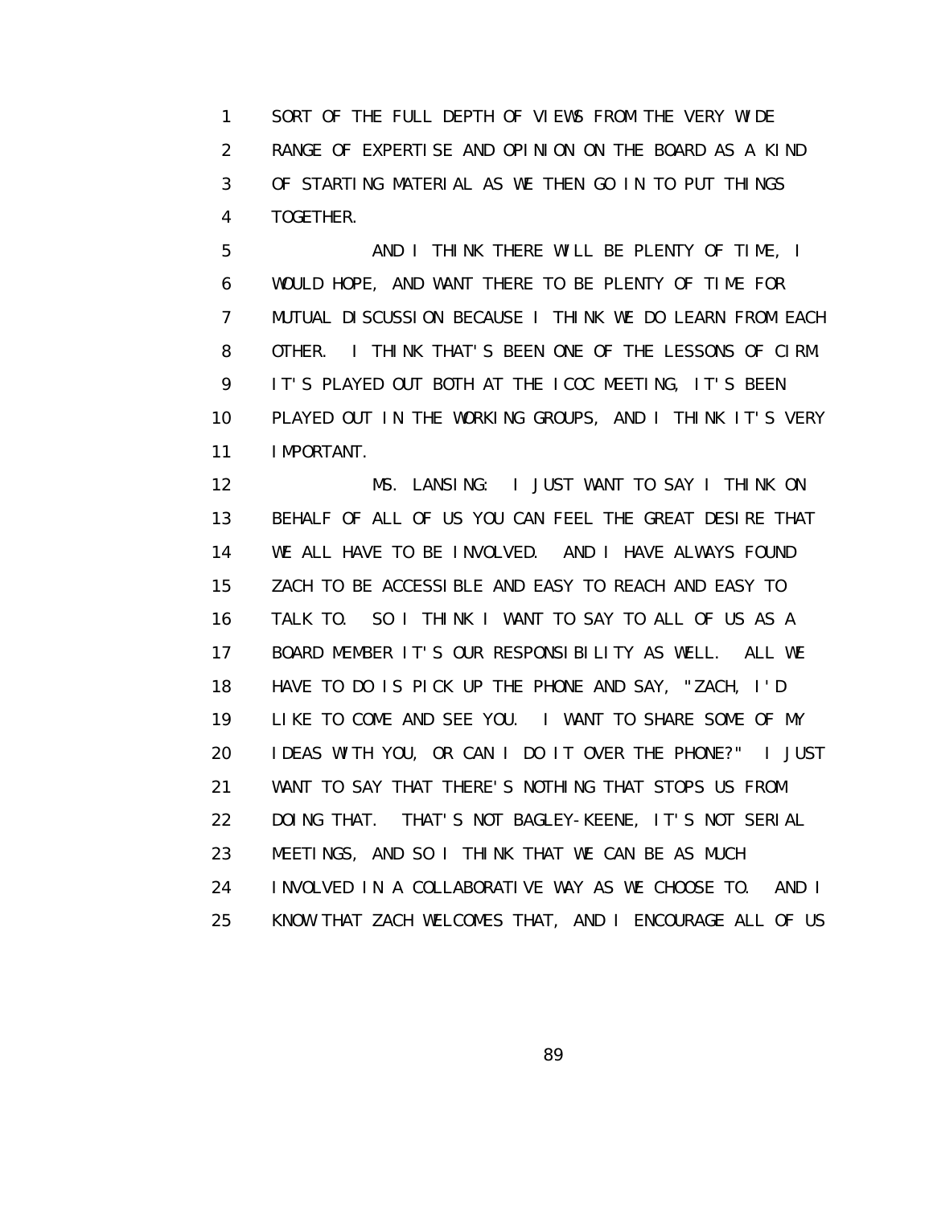SORT OF THE FULL DEPTH OF VIEWS FROM THE VERY WIDE RANGE OF EXPERTISE AND OPINION ON THE BOARD AS A KIND OF STARTING MATERIAL AS WE THEN GO IN TO PUT THINGS TOGETHER.

AND I THINK THERE WILL BE PLENTY OF TIME, I WOULD HOPE, AND WANT THERE TO BE PLENTY OF TIME FOR MUTUAL DISCUSSION BECAUSE I THINK WE DO LEARN FROM EACH OTHER. I THINK THAT'S BEEN ONE OF THE LESSONS OF CIRM. IT'S PLAYED OUT BOTH AT THE ICOC MEETING, IT'S BEEN PLAYED OUT IN THE WORKING GROUPS, AND I THINK IT'S VERY IMPORTANT.

MS. LANSING: I JUST WANT TO SAY I THINK ON BEHALF OF ALL OF US YOU CAN FEEL THE GREAT DESIRE THAT WE ALL HAVE TO BE INVOLVED. AND I HAVE ALWAYS FOUND ZACH TO BE ACCESSIBLE AND EASY TO REACH AND EASY TO TALK TO. SO I THINK I WANT TO SAY TO ALL OF US AS A BOARD MEMBER IT'S OUR RESPONSIBILITY AS WELL. ALL WE HAVE TO DO IS PICK UP THE PHONE AND SAY, "ZACH, I'D LIKE TO COME AND SEE YOU. I WANT TO SHARE SOME OF MY IDEAS WITH YOU, OR CAN I DO IT OVER THE PHONE?" I JUST WANT TO SAY THAT THERE'S NOTHING THAT STOPS US FROM DOING THAT. THAT'S NOT BAGLEY-KEENE, IT'S NOT SERIAL MEETINGS, AND SO I THINK THAT WE CAN BE AS MUCH INVOLVED IN A COLLABORATIVE WAY AS WE CHOOSE TO. AND I KNOW THAT ZACH WELCOMES THAT, AND I ENCOURAGE ALL OF US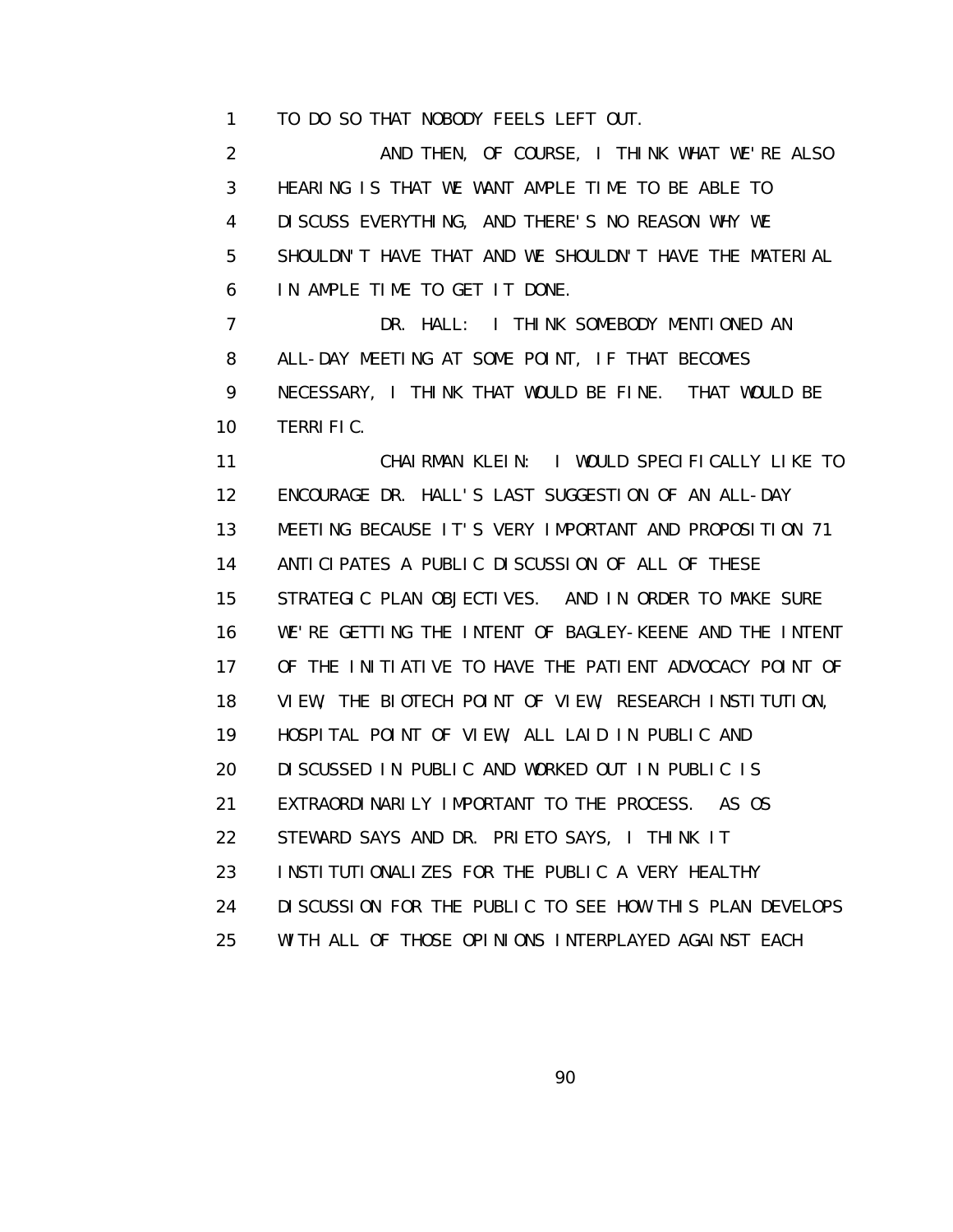TO DO SO THAT NOBODY FEELS LEFT OUT.

AND THEN, OF COURSE, I THINK WHAT WE'RE ALSO HEARING IS THAT WE WANT AMPLE TIME TO BE ABLE TO DISCUSS EVERYTHING, AND THERE'S NO REASON WHY WE SHOULDN'T HAVE THAT AND WE SHOULDN'T HAVE THE MATERIAL IN AMPLE TIME TO GET IT DONE.

DR. HALL: I THINK SOMEBODY MENTIONED AN ALL-DAY MEETING AT SOME POINT, IF THAT BECOMES NECESSARY, I THINK THAT WOULD BE FINE. THAT WOULD BE TERRIFIC.

CHAIRMAN KLEIN: I WOULD SPECIFICALLY LIKE TO ENCOURAGE DR. HALL'S LAST SUGGESTION OF AN ALL-DAY MEETING BECAUSE IT'S VERY IMPORTANT AND PROPOSITION 71 ANTICIPATES A PUBLIC DISCUSSION OF ALL OF THESE STRATEGIC PLAN OBJECTIVES. AND IN ORDER TO MAKE SURE WE'RE GETTING THE INTENT OF BAGLEY-KEENE AND THE INTENT OF THE INITIATIVE TO HAVE THE PATIENT ADVOCACY POINT OF VIEW, THE BIOTECH POINT OF VIEW, RESEARCH INSTITUTION, HOSPITAL POINT OF VIEW, ALL LAID IN PUBLIC AND DISCUSSED IN PUBLIC AND WORKED OUT IN PUBLIC IS EXTRAORDINARILY IMPORTANT TO THE PROCESS. AS OS STEWARD SAYS AND DR. PRIETO SAYS, I THINK IT INSTITUTIONALIZES FOR THE PUBLIC A VERY HEALTHY DISCUSSION FOR THE PUBLIC TO SEE HOW THIS PLAN DEVELOPS WITH ALL OF THOSE OPINIONS INTERPLAYED AGAINST EACH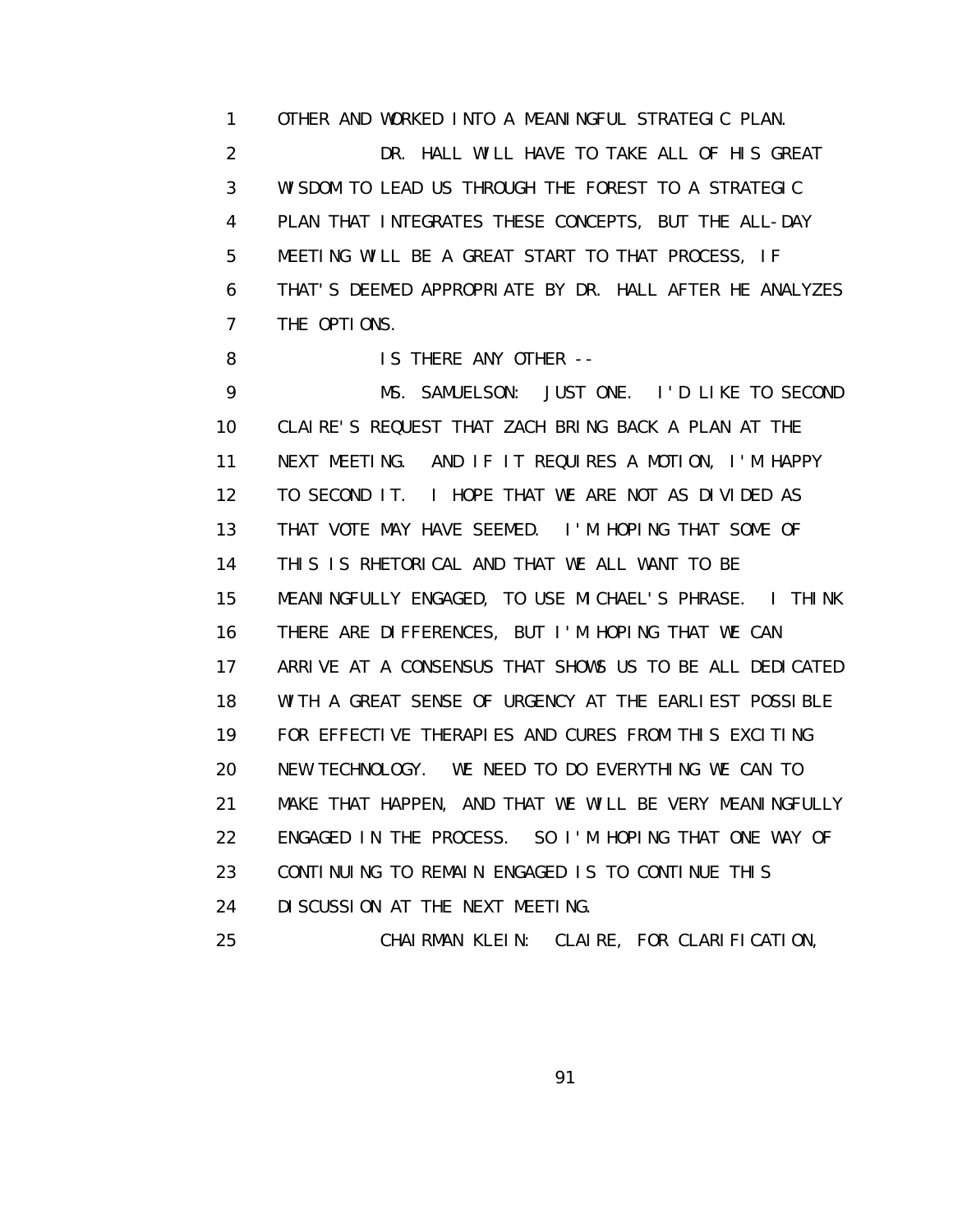OTHER AND WORKED INTO A MEANINGFUL STRATEGIC PLAN.

DR. HALL WILL HAVE TO TAKE ALL OF HIS GREAT WISDOM TO LEAD US THROUGH THE FOREST TO A STRATEGIC PLAN THAT INTEGRATES THESE CONCEPTS, BUT THE ALL-DAY MEETING WILL BE A GREAT START TO THAT PROCESS, IF THAT'S DEEMED APPROPRIATE BY DR. HALL AFTER HE ANALYZES THE OPTIONS.

IS THERE ANY OTHER --

MS. SAMUELSON: JUST ONE. I'D LIKE TO SECOND CLAIRE'S REQUEST THAT ZACH BRING BACK A PLAN AT THE NEXT MEETING. AND IF IT REQUIRES A MOTION, I'M HAPPY TO SECOND IT. I HOPE THAT WE ARE NOT AS DIVIDED AS THAT VOTE MAY HAVE SEEMED. I'M HOPING THAT SOME OF THIS IS RHETORICAL AND THAT WE ALL WANT TO BE MEANINGFULLY ENGAGED, TO USE MICHAEL'S PHRASE. I THINK THERE ARE DIFFERENCES, BUT I'M HOPING THAT WE CAN ARRIVE AT A CONSENSUS THAT SHOWS US TO BE ALL DEDICATED WITH A GREAT SENSE OF URGENCY AT THE EARLIEST POSSIBLE FOR EFFECTIVE THERAPIES AND CURES FROM THIS EXCITING NEW TECHNOLOGY. WE NEED TO DO EVERYTHING WE CAN TO MAKE THAT HAPPEN, AND THAT WE WILL BE VERY MEANINGFULLY ENGAGED IN THE PROCESS. SO I'M HOPING THAT ONE WAY OF CONTINUING TO REMAIN ENGAGED IS TO CONTINUE THIS DISCUSSION AT THE NEXT MEETING.

CHAIRMAN KLEIN: CLAIRE, FOR CLARIFICATION,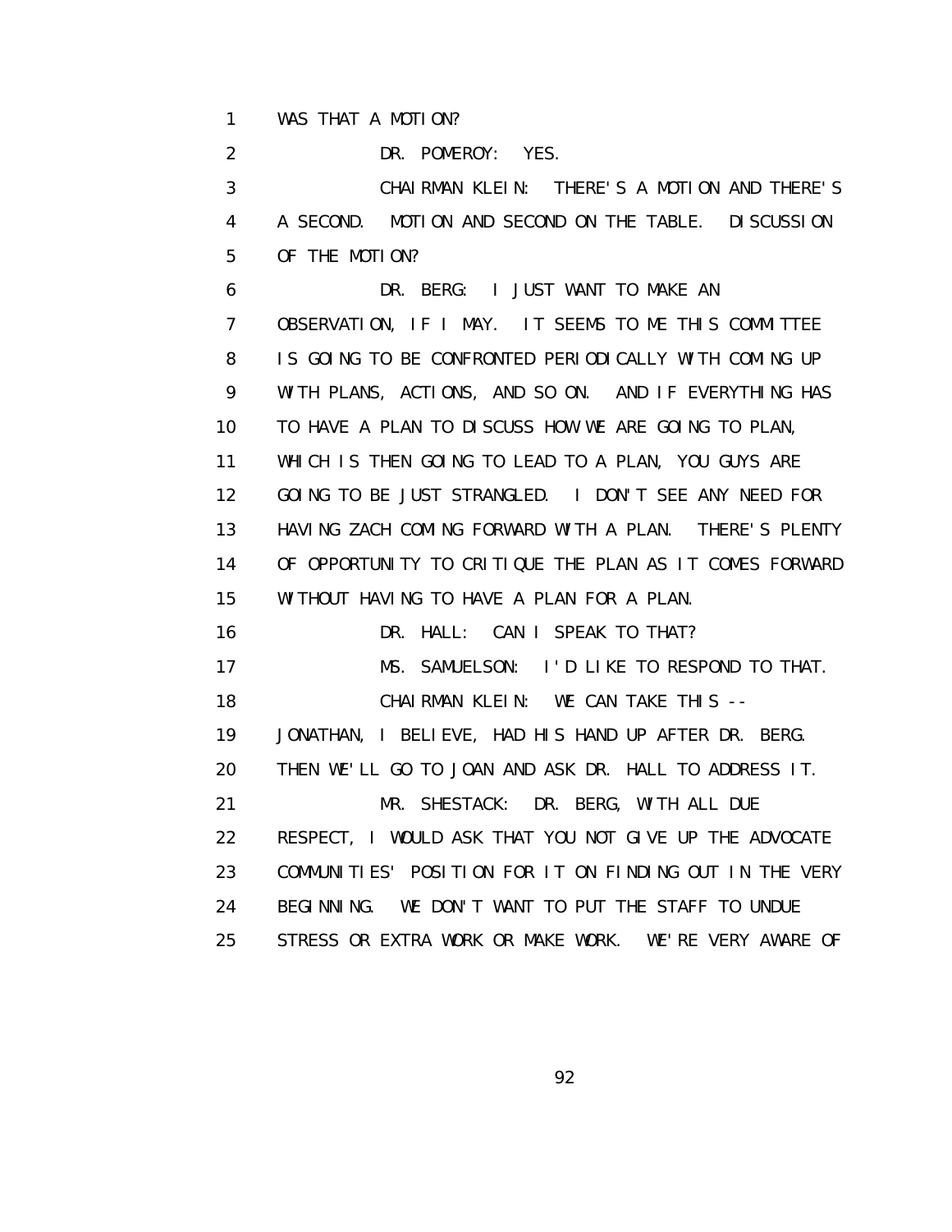1 WAS THAT A MOTION?

2 DR. POMEROY: YES.

3 CHAIRMAN KLEIN: THERE'S A MOTION AND THERE'S
4 A SECOND. MOTION AND SECOND ON THE TABLE. DISCUSSION
5 OF THE MOTION?

6 DR. BERG: I JUST WANT TO MAKE AN
7 OBSERVATION, IF I MAY. IT SEEMS TO ME THIS COMMITTEE
8 IS GOING TO BE CONFRONTED PERIODICALLY WITH COMING UP
9 WITH PLANS, ACTIONS, AND SO ON. AND IF EVERYTHING HAS
10 TO HAVE A PLAN TO DISCUSS HOW WE ARE GOING TO PLAN,
11 WHICH IS THEN GOING TO LEAD TO A PLAN, YOU GUYS ARE
12 GOING TO BE JUST STRANGLED. I DON'T SEE ANY NEED FOR
13 HAVING ZACH COMING FORWARD WITH A PLAN. THERE'S PLENTY
14 OF OPPORTUNITY TO CRITIQUE THE PLAN AS IT COMES FORWARD
15 WITHOUT HAVING TO HAVE A PLAN FOR A PLAN.

16 DR. HALL: CAN I SPEAK TO THAT?

17 MS. SAMUELSON: I'D LIKE TO RESPOND TO THAT.

18 CHAIRMAN KLEIN: WE CAN TAKE THIS --
19 JONATHAN, I BELIEVE, HAD HIS HAND UP AFTER DR. BERG.
20 THEN WE'LL GO TO JOAN AND ASK DR. HALL TO ADDRESS IT.

21 MR. SHESTACK: DR. BERG, WITH ALL DUE
22 RESPECT, I WOULD ASK THAT YOU NOT GIVE UP THE ADVOCATE
23 COMMUNITIES' POSITION FOR IT ON FINDING OUT IN THE VERY
24 BEGINNING. WE DON'T WANT TO PUT THE STAFF TO UNDUE
25 STRESS OR EXTRA WORK OR MAKE WORK. WE'RE VERY AWARE OF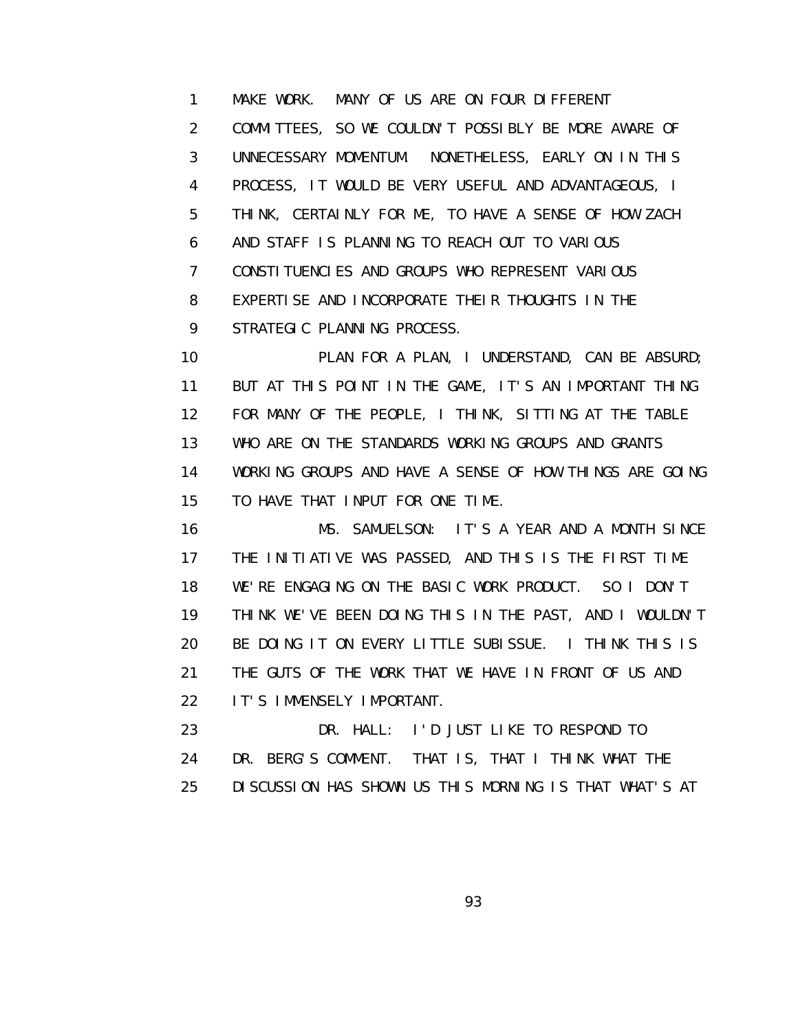MAKE WORK. MANY OF US ARE ON FOUR DIFFERENT COMMITTEES, SO WE COULDN'T POSSIBLY BE MORE AWARE OF UNNECESSARY MOMENTUM. NONETHELESS, EARLY ON IN THIS PROCESS, IT WOULD BE VERY USEFUL AND ADVANTAGEOUS, I THINK, CERTAINLY FOR ME, TO HAVE A SENSE OF HOW ZACH AND STAFF IS PLANNING TO REACH OUT TO VARIOUS CONSTITUENCIES AND GROUPS WHO REPRESENT VARIOUS EXPERTISE AND INCORPORATE THEIR THOUGHTS IN THE STRATEGIC PLANNING PROCESS.

PLAN FOR A PLAN, I UNDERSTAND, CAN BE ABSURD; BUT AT THIS POINT IN THE GAME, IT'S AN IMPORTANT THING FOR MANY OF THE PEOPLE, I THINK, SITTING AT THE TABLE WHO ARE ON THE STANDARDS WORKING GROUPS AND GRANTS WORKING GROUPS AND HAVE A SENSE OF HOW THINGS ARE GOING TO HAVE THAT INPUT FOR ONE TIME.

MS. SAMUELSON: IT'S A YEAR AND A MONTH SINCE THE INITIATIVE WAS PASSED, AND THIS IS THE FIRST TIME WE'RE ENGAGING ON THE BASIC WORK PRODUCT. SO I DON'T THINK WE'VE BEEN DOING THIS IN THE PAST, AND I WOULDN'T BE DOING IT ON EVERY LITTLE SUBISSUE. I THINK THIS IS THE GUTS OF THE WORK THAT WE HAVE IN FRONT OF US AND IT'S IMMENSELY IMPORTANT.

DR. HALL: I'D JUST LIKE TO RESPOND TO DR. BERG'S COMMENT. THAT IS, THAT I THINK WHAT THE DISCUSSION HAS SHOWN US THIS MORNING IS THAT WHAT'S AT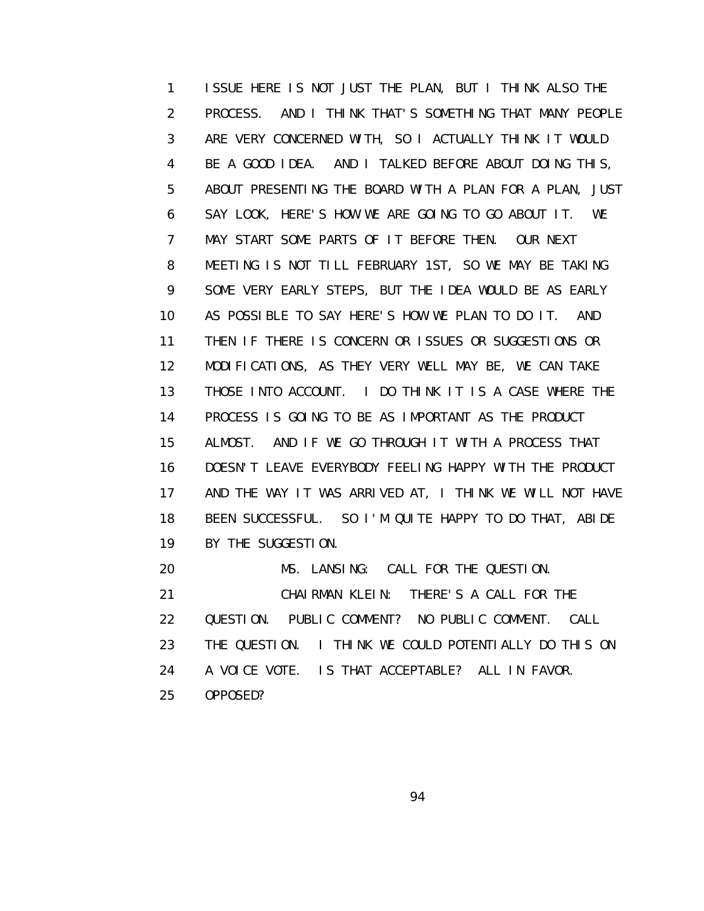ISSUE HERE IS NOT JUST THE PLAN, BUT I THINK ALSO THE PROCESS. AND I THINK THAT'S SOMETHING THAT MANY PEOPLE ARE VERY CONCERNED WITH, SO I ACTUALLY THINK IT WOULD BE A GOOD IDEA. AND I TALKED BEFORE ABOUT DOING THIS, ABOUT PRESENTING THE BOARD WITH A PLAN FOR A PLAN, JUST SAY LOOK, HERE'S HOW WE ARE GOING TO GO ABOUT IT. WE MAY START SOME PARTS OF IT BEFORE THEN. OUR NEXT MEETING IS NOT TILL FEBRUARY 1ST, SO WE MAY BE TAKING SOME VERY EARLY STEPS, BUT THE IDEA WOULD BE AS EARLY AS POSSIBLE TO SAY HERE'S HOW WE PLAN TO DO IT. AND THEN IF THERE IS CONCERN OR ISSUES OR SUGGESTIONS OR MODIFICATIONS, AS THEY VERY WELL MAY BE, WE CAN TAKE THOSE INTO ACCOUNT. I DO THINK IT IS A CASE WHERE THE PROCESS IS GOING TO BE AS IMPORTANT AS THE PRODUCT ALMOST. AND IF WE GO THROUGH IT WITH A PROCESS THAT DOESN'T LEAVE EVERYBODY FEELING HAPPY WITH THE PRODUCT AND THE WAY IT WAS ARRIVED AT, I THINK WE WILL NOT HAVE BEEN SUCCESSFUL. SO I'M QUITE HAPPY TO DO THAT, ABIDE BY THE SUGGESTION.

MS. LANSING: CALL FOR THE QUESTION.

CHAIRMAN KLEIN: THERE'S A CALL FOR THE QUESTION. PUBLIC COMMENT? NO PUBLIC COMMENT. CALL THE QUESTION. I THINK WE COULD POTENTIALLY DO THIS ON A VOICE VOTE. IS THAT ACCEPTABLE? ALL IN FAVOR. OPPOSED?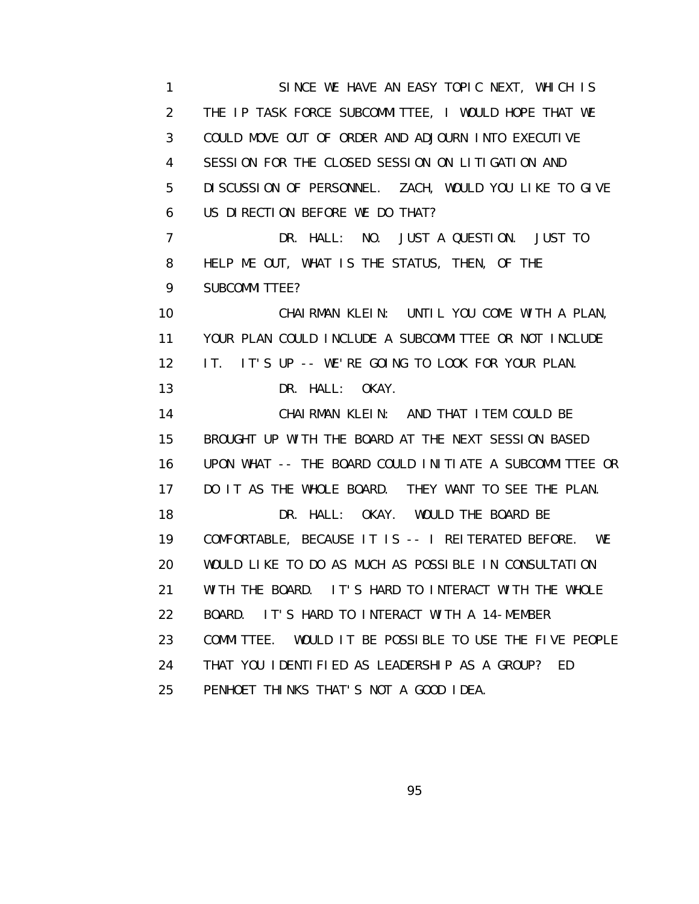1 SINCE WE HAVE AN EASY TOPIC NEXT, WHICH IS
2 THE IP TASK FORCE SUBCOMMITTEE, I WOULD HOPE THAT WE
3 COULD MOVE OUT OF ORDER AND ADJOURN INTO EXECUTIVE
4 SESSION FOR THE CLOSED SESSION ON LITIGATION AND
5 DISCUSSION OF PERSONNEL. ZACH, WOULD YOU LIKE TO GIVE
6 US DIRECTION BEFORE WE DO THAT?
7 DR. HALL: NO. JUST A QUESTION. JUST TO
8 HELP ME OUT, WHAT IS THE STATUS, THEN, OF THE
9 SUBCOMMITTEE?
10 CHAIRMAN KLEIN: UNTIL YOU COME WITH A PLAN,
11 YOUR PLAN COULD INCLUDE A SUBCOMMITTEE OR NOT INCLUDE
12 IT. IT'S UP -- WE'RE GOING TO LOOK FOR YOUR PLAN.
13 DR. HALL: OKAY.
14 CHAIRMAN KLEIN: AND THAT ITEM COULD BE
15 BROUGHT UP WITH THE BOARD AT THE NEXT SESSION BASED
16 UPON WHAT -- THE BOARD COULD INITIATE A SUBCOMMITTEE OR
17 DO IT AS THE WHOLE BOARD. THEY WANT TO SEE THE PLAN.
18 DR. HALL: OKAY. WOULD THE BOARD BE
19 COMFORTABLE, BECAUSE IT IS -- I REITERATED BEFORE. WE
20 WOULD LIKE TO DO AS MUCH AS POSSIBLE IN CONSULTATION
21 WITH THE BOARD. IT'S HARD TO INTERACT WITH THE WHOLE
22 BOARD. IT'S HARD TO INTERACT WITH A 14-MEMBER
23 COMMITTEE. WOULD IT BE POSSIBLE TO USE THE FIVE PEOPLE
24 THAT YOU IDENTIFIED AS LEADERSHIP AS A GROUP? ED
25 PENHOET THINKS THAT'S NOT A GOOD IDEA.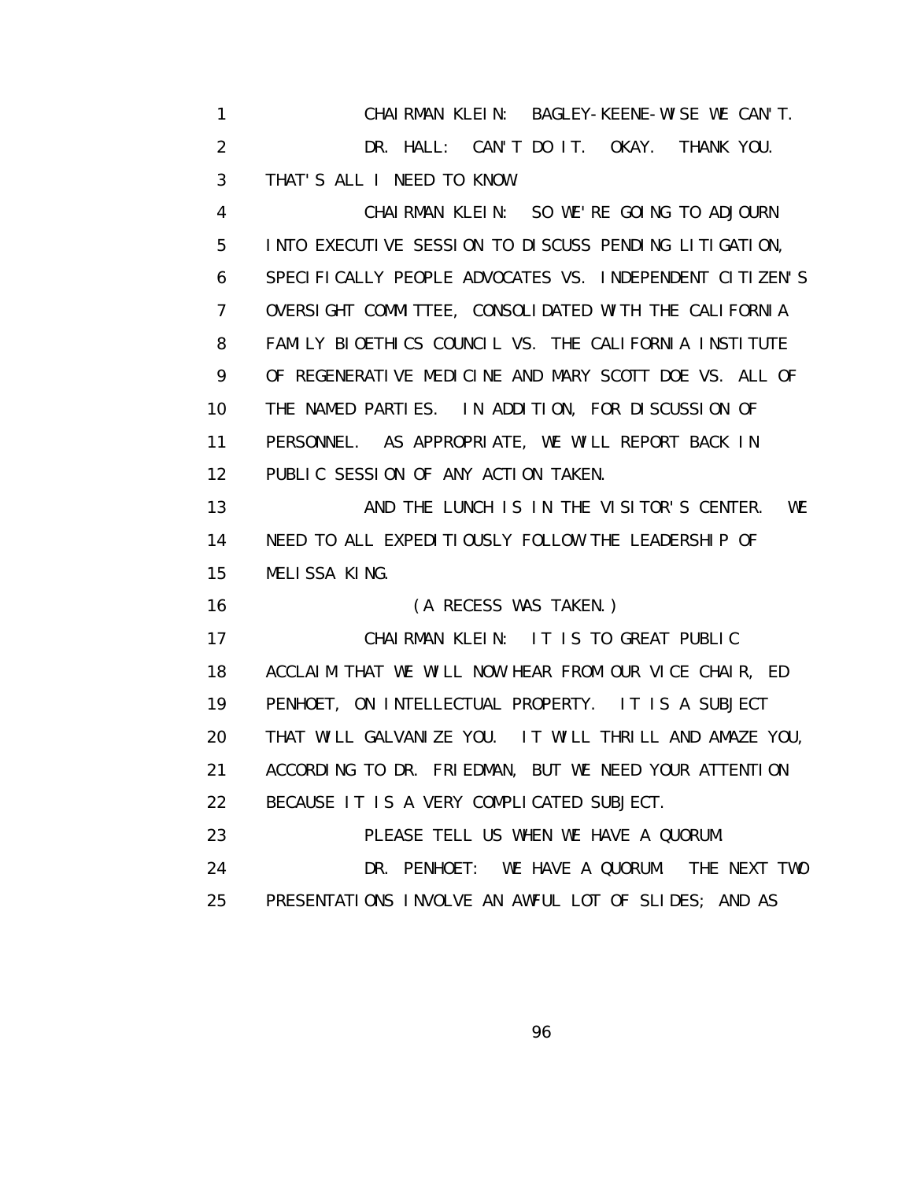CHAIRMAN KLEIN: BAGLEY-KEENE-WISE WE CAN'T.

DR. HALL: CAN'T DO IT. OKAY. THANK YOU. THAT'S ALL I NEED TO KNOW.

CHAIRMAN KLEIN: SO WE'RE GOING TO ADJOURN INTO EXECUTIVE SESSION TO DISCUSS PENDING LITIGATION, SPECIFICALLY PEOPLE ADVOCATES VS. INDEPENDENT CITIZEN'S OVERSIGHT COMMITTEE, CONSOLIDATED WITH THE CALIFORNIA FAMILY BIOETHICS COUNCIL VS. THE CALIFORNIA INSTITUTE OF REGENERATIVE MEDICINE AND MARY SCOTT DOE VS. ALL OF THE NAMED PARTIES. IN ADDITION, FOR DISCUSSION OF PERSONNEL. AS APPROPRIATE, WE WILL REPORT BACK IN PUBLIC SESSION OF ANY ACTION TAKEN.

AND THE LUNCH IS IN THE VISITOR'S CENTER. WE NEED TO ALL EXPEDITIOUSLY FOLLOW THE LEADERSHIP OF MELISSA KING.

(A RECESS WAS TAKEN.)

CHAIRMAN KLEIN: IT IS TO GREAT PUBLIC ACCLAIM THAT WE WILL NOW HEAR FROM OUR VICE CHAIR, ED PENHOET, ON INTELLECTUAL PROPERTY. IT IS A SUBJECT THAT WILL GALVANIZE YOU. IT WILL THRILL AND AMAZE YOU, ACCORDING TO DR. FRIEDMAN, BUT WE NEED YOUR ATTENTION BECAUSE IT IS A VERY COMPLICATED SUBJECT.

PLEASE TELL US WHEN WE HAVE A QUORUM.

DR. PENHOET: WE HAVE A QUORUM. THE NEXT TWO PRESENTATIONS INVOLVE AN AWFUL LOT OF SLIDES; AND AS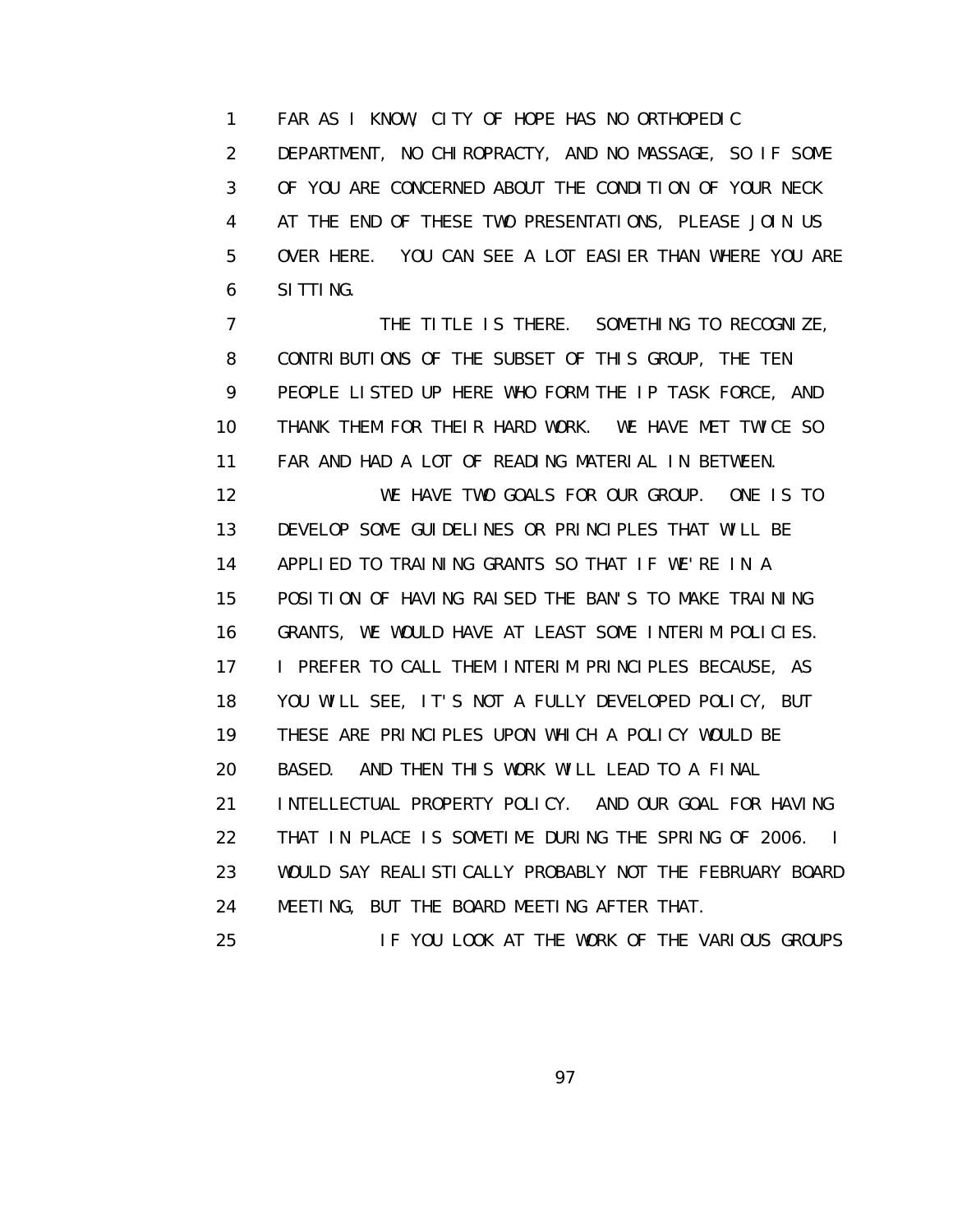1 FAR AS I KNOW, CITY OF HOPE HAS NO ORTHOPEDIC
2 DEPARTMENT, NO CHIROPRACTY, AND NO MASSAGE, SO IF SOME
3 OF YOU ARE CONCERNED ABOUT THE CONDITION OF YOUR NECK
4 AT THE END OF THESE TWO PRESENTATIONS, PLEASE JOIN US
5 OVER HERE. YOU CAN SEE A LOT EASIER THAN WHERE YOU ARE
6 SITTING.
7 THE TITLE IS THERE. SOMETHING TO RECOGNIZE,
8 CONTRIBUTIONS OF THE SUBSET OF THIS GROUP, THE TEN
9 PEOPLE LISTED UP HERE WHO FORM THE IP TASK FORCE, AND
10 THANK THEM FOR THEIR HARD WORK. WE HAVE MET TWICE SO
11 FAR AND HAD A LOT OF READING MATERIAL IN BETWEEN.
12 WE HAVE TWO GOALS FOR OUR GROUP. ONE IS TO
13 DEVELOP SOME GUIDELINES OR PRINCIPLES THAT WILL BE
14 APPLIED TO TRAINING GRANTS SO THAT IF WE'RE IN A
15 POSITION OF HAVING RAISED THE BAN'S TO MAKE TRAINING
16 GRANTS, WE WOULD HAVE AT LEAST SOME INTERIM POLICIES.
17 I PREFER TO CALL THEM INTERIM PRINCIPLES BECAUSE, AS
18 YOU WILL SEE, IT'S NOT A FULLY DEVELOPED POLICY, BUT
19 THESE ARE PRINCIPLES UPON WHICH A POLICY WOULD BE
20 BASED. AND THEN THIS WORK WILL LEAD TO A FINAL
21 INTELLECTUAL PROPERTY POLICY. AND OUR GOAL FOR HAVING
22 THAT IN PLACE IS SOMETIME DURING THE SPRING OF 2006. I
23 WOULD SAY REALISTICALLY PROBABLY NOT THE FEBRUARY BOARD
24 MEETING, BUT THE BOARD MEETING AFTER THAT.
25 IF YOU LOOK AT THE WORK OF THE VARIOUS GROUPS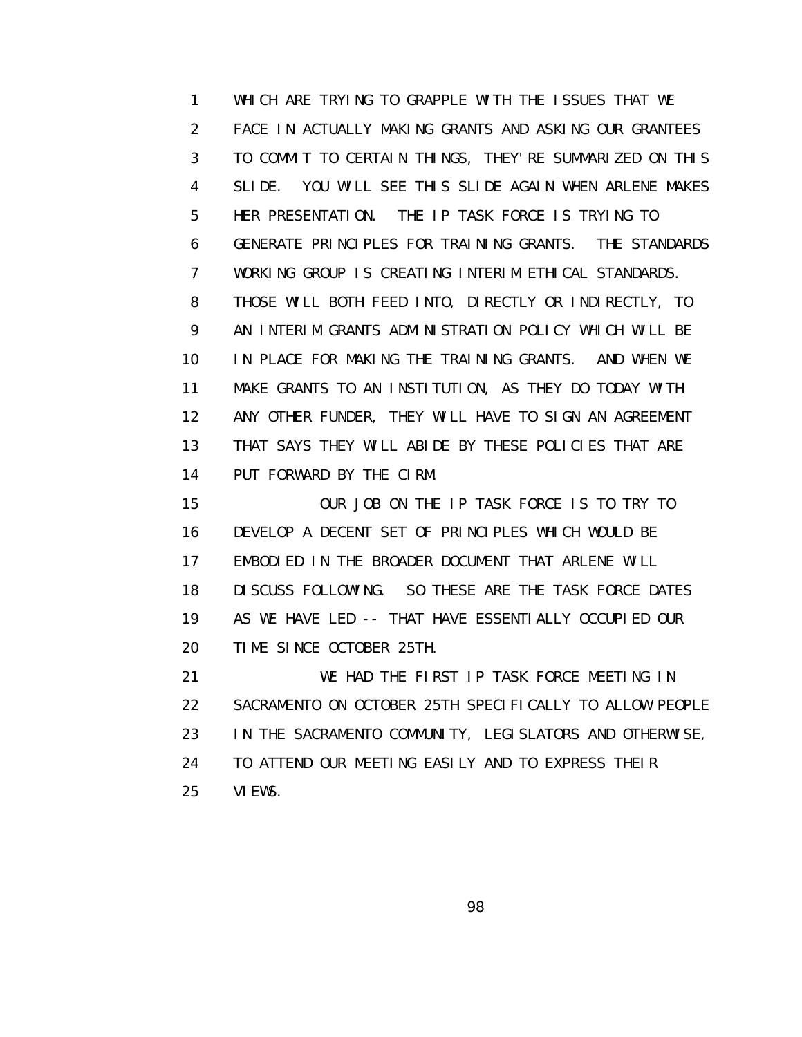WHICH ARE TRYING TO GRAPPLE WITH THE ISSUES THAT WE FACE IN ACTUALLY MAKING GRANTS AND ASKING OUR GRANTEES TO COMMIT TO CERTAIN THINGS, THEY'RE SUMMARIZED ON THIS SLIDE. YOU WILL SEE THIS SLIDE AGAIN WHEN ARLENE MAKES HER PRESENTATION. THE IP TASK FORCE IS TRYING TO GENERATE PRINCIPLES FOR TRAINING GRANTS. THE STANDARDS WORKING GROUP IS CREATING INTERIM ETHICAL STANDARDS. THOSE WILL BOTH FEED INTO, DIRECTLY OR INDIRECTLY, TO AN INTERIM GRANTS ADMINISTRATION POLICY WHICH WILL BE IN PLACE FOR MAKING THE TRAINING GRANTS. AND WHEN WE MAKE GRANTS TO AN INSTITUTION, AS THEY DO TODAY WITH ANY OTHER FUNDER, THEY WILL HAVE TO SIGN AN AGREEMENT THAT SAYS THEY WILL ABIDE BY THESE POLICIES THAT ARE PUT FORWARD BY THE CIRM.

OUR JOB ON THE IP TASK FORCE IS TO TRY TO DEVELOP A DECENT SET OF PRINCIPLES WHICH WOULD BE EMBODIED IN THE BROADER DOCUMENT THAT ARLENE WILL DISCUSS FOLLOWING. SO THESE ARE THE TASK FORCE DATES AS WE HAVE LED -- THAT HAVE ESSENTIALLY OCCUPIED OUR TIME SINCE OCTOBER 25TH.

WE HAD THE FIRST IP TASK FORCE MEETING IN SACRAMENTO ON OCTOBER 25TH SPECIFICALLY TO ALLOW PEOPLE IN THE SACRAMENTO COMMUNITY, LEGISLATORS AND OTHERWISE, TO ATTEND OUR MEETING EASILY AND TO EXPRESS THEIR VIEWS.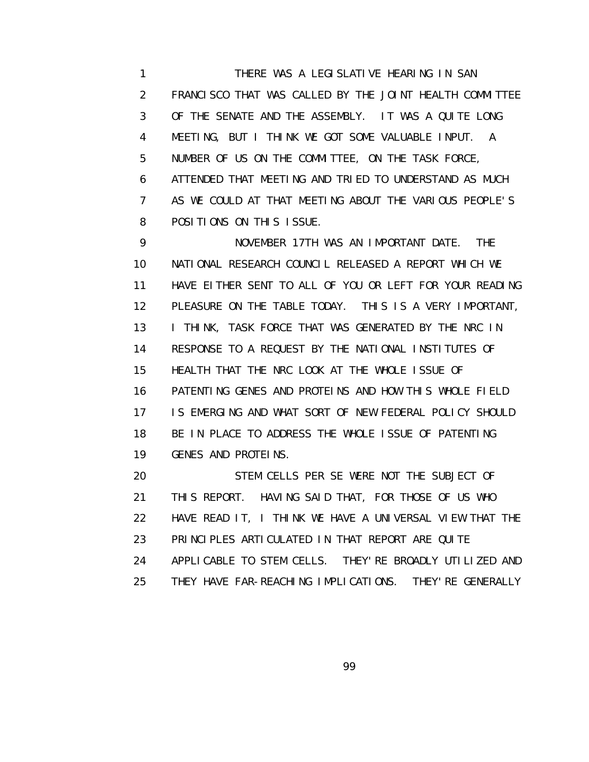THERE WAS A LEGISLATIVE HEARING IN SAN FRANCISCO THAT WAS CALLED BY THE JOINT HEALTH COMMITTEE OF THE SENATE AND THE ASSEMBLY. IT WAS A QUITE LONG MEETING, BUT I THINK WE GOT SOME VALUABLE INPUT. A NUMBER OF US ON THE COMMITTEE, ON THE TASK FORCE, ATTENDED THAT MEETING AND TRIED TO UNDERSTAND AS MUCH AS WE COULD AT THAT MEETING ABOUT THE VARIOUS PEOPLE'S POSITIONS ON THIS ISSUE.

NOVEMBER 17TH WAS AN IMPORTANT DATE. THE NATIONAL RESEARCH COUNCIL RELEASED A REPORT WHICH WE HAVE EITHER SENT TO ALL OF YOU OR LEFT FOR YOUR READING PLEASURE ON THE TABLE TODAY. THIS IS A VERY IMPORTANT, I THINK, TASK FORCE THAT WAS GENERATED BY THE NRC IN RESPONSE TO A REQUEST BY THE NATIONAL INSTITUTES OF HEALTH THAT THE NRC LOOK AT THE WHOLE ISSUE OF PATENTING GENES AND PROTEINS AND HOW THIS WHOLE FIELD IS EMERGING AND WHAT SORT OF NEW FEDERAL POLICY SHOULD BE IN PLACE TO ADDRESS THE WHOLE ISSUE OF PATENTING GENES AND PROTEINS.

STEM CELLS PER SE WERE NOT THE SUBJECT OF THIS REPORT. HAVING SAID THAT, FOR THOSE OF US WHO HAVE READ IT, I THINK WE HAVE A UNIVERSAL VIEW THAT THE PRINCIPLES ARTICULATED IN THAT REPORT ARE QUITE APPLICABLE TO STEM CELLS. THEY'RE BROADLY UTILIZED AND THEY HAVE FAR-REACHING IMPLICATIONS. THEY'RE GENERALLY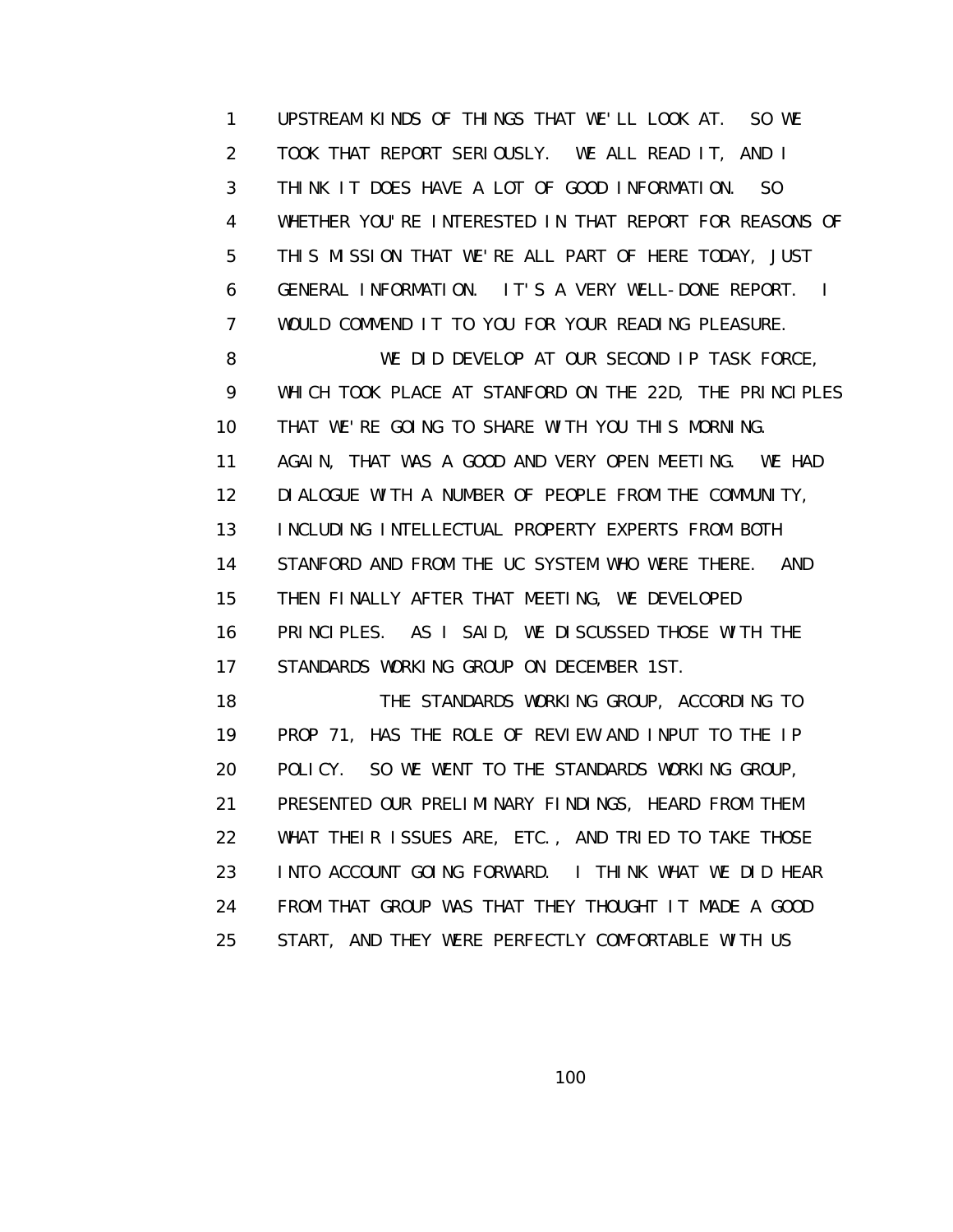UPSTREAM KINDS OF THINGS THAT WE'LL LOOK AT. SO WE TOOK THAT REPORT SERIOUSLY. WE ALL READ IT, AND I THINK IT DOES HAVE A LOT OF GOOD INFORMATION. SO WHETHER YOU'RE INTERESTED IN THAT REPORT FOR REASONS OF THIS MISSION THAT WE'RE ALL PART OF HERE TODAY, JUST GENERAL INFORMATION. IT'S A VERY WELL-DONE REPORT. I WOULD COMMEND IT TO YOU FOR YOUR READING PLEASURE.

WE DID DEVELOP AT OUR SECOND IP TASK FORCE, WHICH TOOK PLACE AT STANFORD ON THE 22D, THE PRINCIPLES THAT WE'RE GOING TO SHARE WITH YOU THIS MORNING. AGAIN, THAT WAS A GOOD AND VERY OPEN MEETING. WE HAD DIALOGUE WITH A NUMBER OF PEOPLE FROM THE COMMUNITY, INCLUDING INTELLECTUAL PROPERTY EXPERTS FROM BOTH STANFORD AND FROM THE UC SYSTEM WHO WERE THERE. AND THEN FINALLY AFTER THAT MEETING, WE DEVELOPED PRINCIPLES. AS I SAID, WE DISCUSSED THOSE WITH THE STANDARDS WORKING GROUP ON DECEMBER 1ST.

THE STANDARDS WORKING GROUP, ACCORDING TO PROP 71, HAS THE ROLE OF REVIEW AND INPUT TO THE IP POLICY. SO WE WENT TO THE STANDARDS WORKING GROUP, PRESENTED OUR PRELIMINARY FINDINGS, HEARD FROM THEM WHAT THEIR ISSUES ARE, ETC., AND TRIED TO TAKE THOSE INTO ACCOUNT GOING FORWARD. I THINK WHAT WE DID HEAR FROM THAT GROUP WAS THAT THEY THOUGHT IT MADE A GOOD START, AND THEY WERE PERFECTLY COMFORTABLE WITH US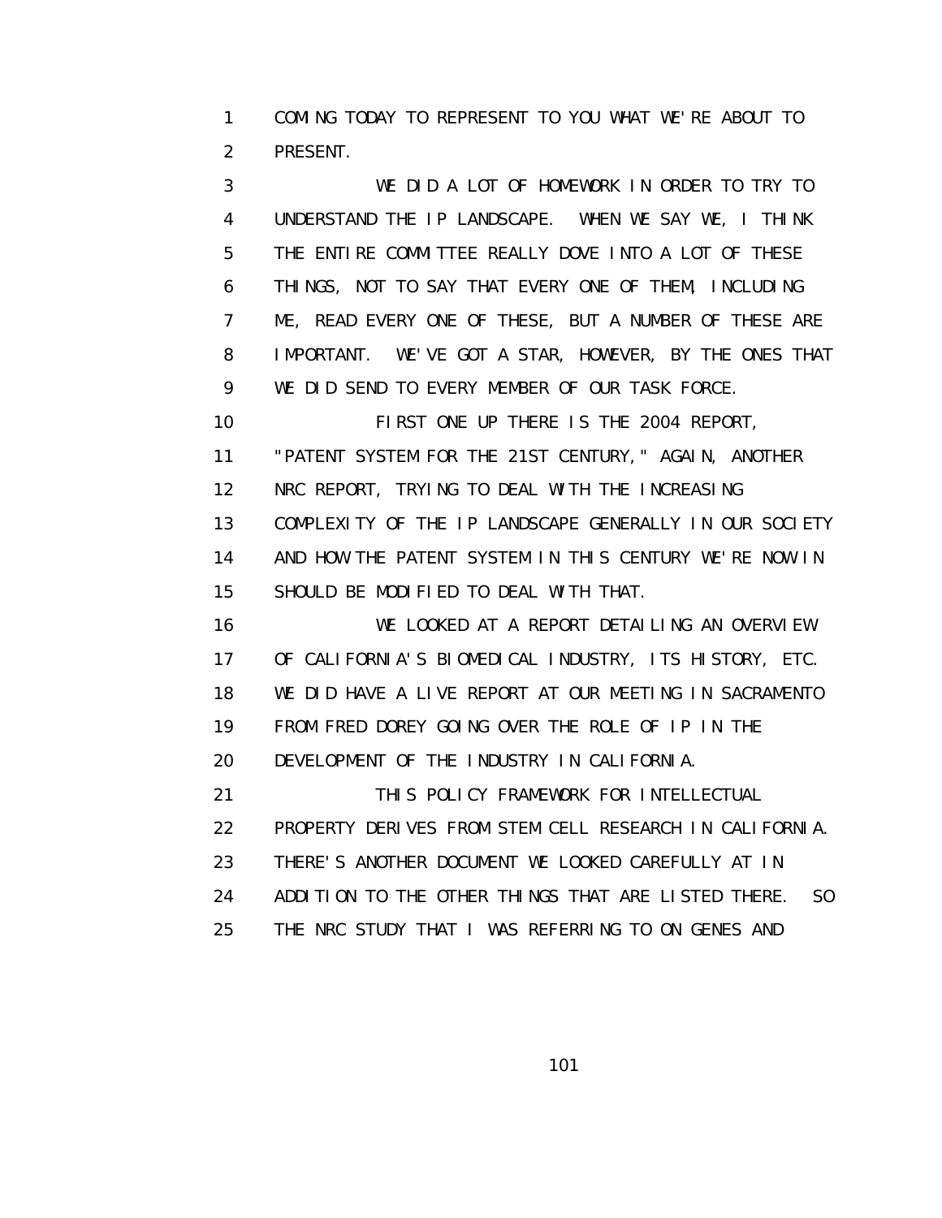COMING TODAY TO REPRESENT TO YOU WHAT WE'RE ABOUT TO PRESENT.

WE DID A LOT OF HOMEWORK IN ORDER TO TRY TO UNDERSTAND THE IP LANDSCAPE. WHEN WE SAY WE, I THINK THE ENTIRE COMMITTEE REALLY DOVE INTO A LOT OF THESE THINGS, NOT TO SAY THAT EVERY ONE OF THEM, INCLUDING ME, READ EVERY ONE OF THESE, BUT A NUMBER OF THESE ARE IMPORTANT. WE'VE GOT A STAR, HOWEVER, BY THE ONES THAT WE DID SEND TO EVERY MEMBER OF OUR TASK FORCE.

FIRST ONE UP THERE IS THE 2004 REPORT, "PATENT SYSTEM FOR THE 21ST CENTURY," AGAIN, ANOTHER NRC REPORT, TRYING TO DEAL WITH THE INCREASING COMPLEXITY OF THE IP LANDSCAPE GENERALLY IN OUR SOCIETY AND HOW THE PATENT SYSTEM IN THIS CENTURY WE'RE NOW IN SHOULD BE MODIFIED TO DEAL WITH THAT.

WE LOOKED AT A REPORT DETAILING AN OVERVIEW OF CALIFORNIA'S BIOMEDICAL INDUSTRY, ITS HISTORY, ETC. WE DID HAVE A LIVE REPORT AT OUR MEETING IN SACRAMENTO FROM FRED DOREY GOING OVER THE ROLE OF IP IN THE DEVELOPMENT OF THE INDUSTRY IN CALIFORNIA.

THIS POLICY FRAMEWORK FOR INTELLECTUAL PROPERTY DERIVES FROM STEM CELL RESEARCH IN CALIFORNIA. THERE'S ANOTHER DOCUMENT WE LOOKED CAREFULLY AT IN ADDITION TO THE OTHER THINGS THAT ARE LISTED THERE. SO THE NRC STUDY THAT I WAS REFERRING TO ON GENES AND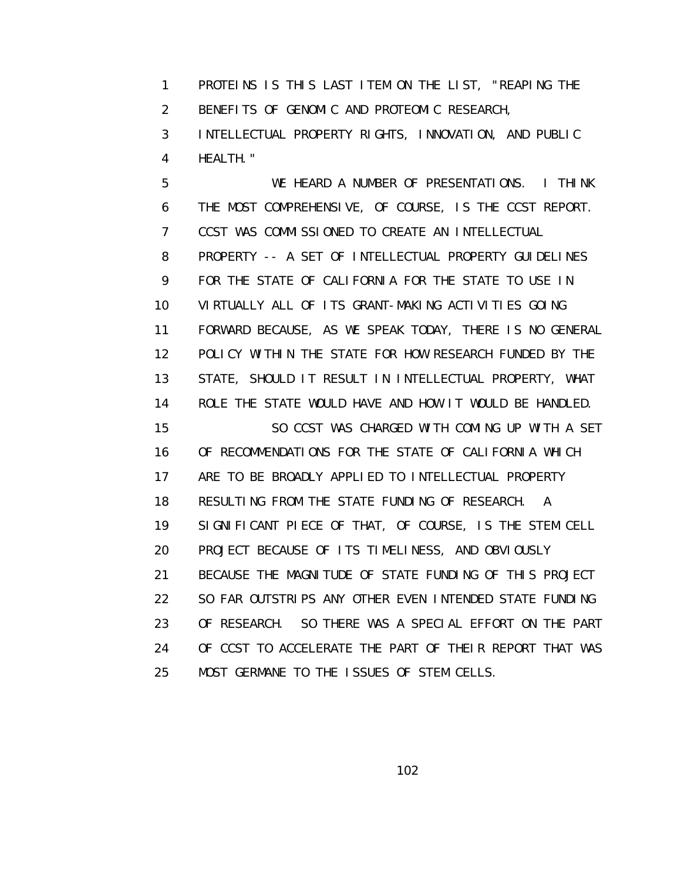PROTEINS IS THIS LAST ITEM ON THE LIST, "REAPING THE BENEFITS OF GENOMIC AND PROTEOMIC RESEARCH, INTELLECTUAL PROPERTY RIGHTS, INNOVATION, AND PUBLIC HEALTH."

WE HEARD A NUMBER OF PRESENTATIONS. I THINK THE MOST COMPREHENSIVE, OF COURSE, IS THE CCST REPORT. CCST WAS COMMISSIONED TO CREATE AN INTELLECTUAL PROPERTY -- A SET OF INTELLECTUAL PROPERTY GUIDELINES FOR THE STATE OF CALIFORNIA FOR THE STATE TO USE IN VIRTUALLY ALL OF ITS GRANT-MAKING ACTIVITIES GOING FORWARD BECAUSE, AS WE SPEAK TODAY, THERE IS NO GENERAL POLICY WITHIN THE STATE FOR HOW RESEARCH FUNDED BY THE STATE, SHOULD IT RESULT IN INTELLECTUAL PROPERTY, WHAT ROLE THE STATE WOULD HAVE AND HOW IT WOULD BE HANDLED.

SO CCST WAS CHARGED WITH COMING UP WITH A SET OF RECOMMENDATIONS FOR THE STATE OF CALIFORNIA WHICH ARE TO BE BROADLY APPLIED TO INTELLECTUAL PROPERTY RESULTING FROM THE STATE FUNDING OF RESEARCH. A SIGNIFICANT PIECE OF THAT, OF COURSE, IS THE STEM CELL PROJECT BECAUSE OF ITS TIMELINESS, AND OBVIOUSLY BECAUSE THE MAGNITUDE OF STATE FUNDING OF THIS PROJECT SO FAR OUTSTRIPS ANY OTHER EVEN INTENDED STATE FUNDING OF RESEARCH. SO THERE WAS A SPECIAL EFFORT ON THE PART OF CCST TO ACCELERATE THE PART OF THEIR REPORT THAT WAS MOST GERMANE TO THE ISSUES OF STEM CELLS.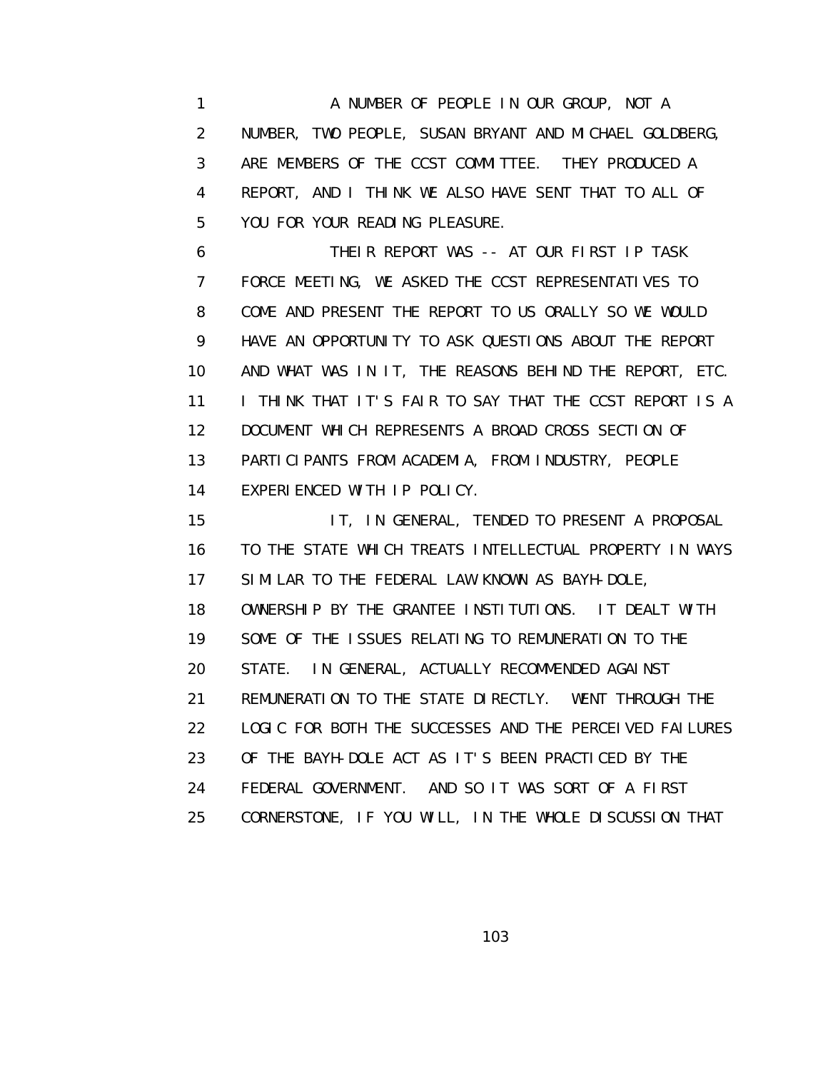1 A NUMBER OF PEOPLE IN OUR GROUP, NOT A
2 NUMBER, TWO PEOPLE, SUSAN BRYANT AND MICHAEL GOLDBERG,
3 ARE MEMBERS OF THE CCST COMMITTEE. THEY PRODUCED A
4 REPORT, AND I THINK WE ALSO HAVE SENT THAT TO ALL OF
5 YOU FOR YOUR READING PLEASURE.
6 THEIR REPORT WAS -- AT OUR FIRST IP TASK
7 FORCE MEETING, WE ASKED THE CCST REPRESENTATIVES TO
8 COME AND PRESENT THE REPORT TO US ORALLY SO WE WOULD
9 HAVE AN OPPORTUNITY TO ASK QUESTIONS ABOUT THE REPORT
10 AND WHAT WAS IN IT, THE REASONS BEHIND THE REPORT, ETC.
11 I THINK THAT IT'S FAIR TO SAY THAT THE CCST REPORT IS A
12 DOCUMENT WHICH REPRESENTS A BROAD CROSS SECTION OF
13 PARTICIPANTS FROM ACADEMIA, FROM INDUSTRY, PEOPLE
14 EXPERIENCED WITH IP POLICY.
15 IT, IN GENERAL, TENDED TO PRESENT A PROPOSAL
16 TO THE STATE WHICH TREATS INTELLECTUAL PROPERTY IN WAYS
17 SIMILAR TO THE FEDERAL LAW KNOWN AS BAYH-DOLE,
18 OWNERSHIP BY THE GRANTEE INSTITUTIONS. IT DEALT WITH
19 SOME OF THE ISSUES RELATING TO REMUNERATION TO THE
20 STATE. IN GENERAL, ACTUALLY RECOMMENDED AGAINST
21 REMUNERATION TO THE STATE DIRECTLY. WENT THROUGH THE
22 LOGIC FOR BOTH THE SUCCESSES AND THE PERCEIVED FAILURES
23 OF THE BAYH-DOLE ACT AS IT'S BEEN PRACTICED BY THE
24 FEDERAL GOVERNMENT. AND SO IT WAS SORT OF A FIRST
25 CORNERSTONE, IF YOU WILL, IN THE WHOLE DISCUSSION THAT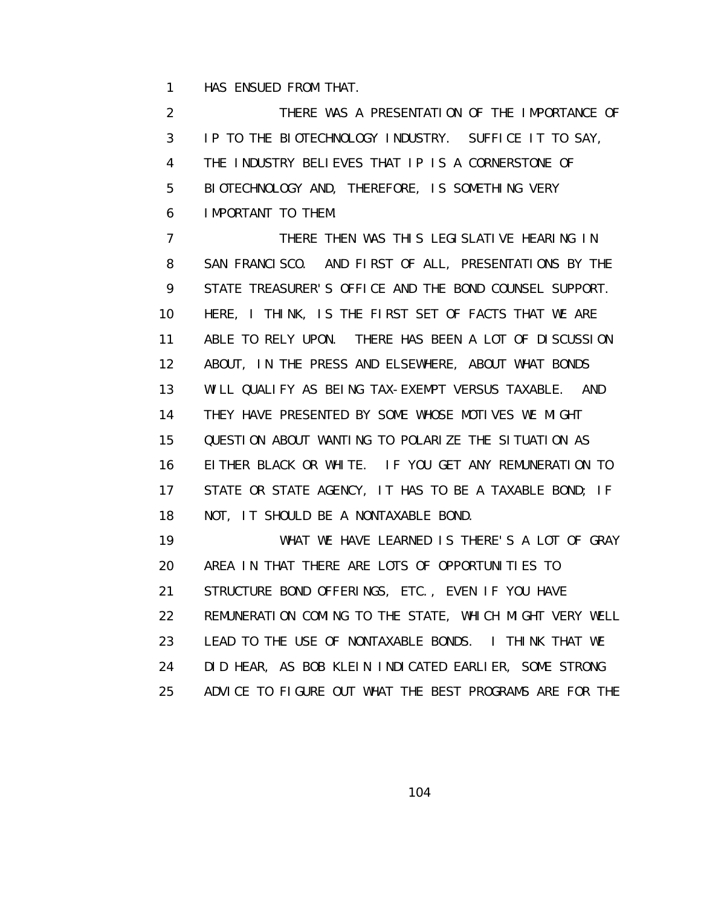HAS ENSUED FROM THAT.

THERE WAS A PRESENTATION OF THE IMPORTANCE OF IP TO THE BIOTECHNOLOGY INDUSTRY. SUFFICE IT TO SAY, THE INDUSTRY BELIEVES THAT IP IS A CORNERSTONE OF BIOTECHNOLOGY AND, THEREFORE, IS SOMETHING VERY IMPORTANT TO THEM.

THERE THEN WAS THIS LEGISLATIVE HEARING IN SAN FRANCISCO. AND FIRST OF ALL, PRESENTATIONS BY THE STATE TREASURER'S OFFICE AND THE BOND COUNSEL SUPPORT. HERE, I THINK, IS THE FIRST SET OF FACTS THAT WE ARE ABLE TO RELY UPON. THERE HAS BEEN A LOT OF DISCUSSION ABOUT, IN THE PRESS AND ELSEWHERE, ABOUT WHAT BONDS WILL QUALIFY AS BEING TAX-EXEMPT VERSUS TAXABLE. AND THEY HAVE PRESENTED BY SOME WHOSE MOTIVES WE MIGHT QUESTION ABOUT WANTING TO POLARIZE THE SITUATION AS EITHER BLACK OR WHITE. IF YOU GET ANY REMUNERATION TO STATE OR STATE AGENCY, IT HAS TO BE A TAXABLE BOND; IF NOT, IT SHOULD BE A NONTAXABLE BOND.

WHAT WE HAVE LEARNED IS THERE'S A LOT OF GRAY AREA IN THAT THERE ARE LOTS OF OPPORTUNITIES TO STRUCTURE BOND OFFERINGS, ETC., EVEN IF YOU HAVE REMUNERATION COMING TO THE STATE, WHICH MIGHT VERY WELL LEAD TO THE USE OF NONTAXABLE BONDS. I THINK THAT WE DID HEAR, AS BOB KLEIN INDICATED EARLIER, SOME STRONG ADVICE TO FIGURE OUT WHAT THE BEST PROGRAMS ARE FOR THE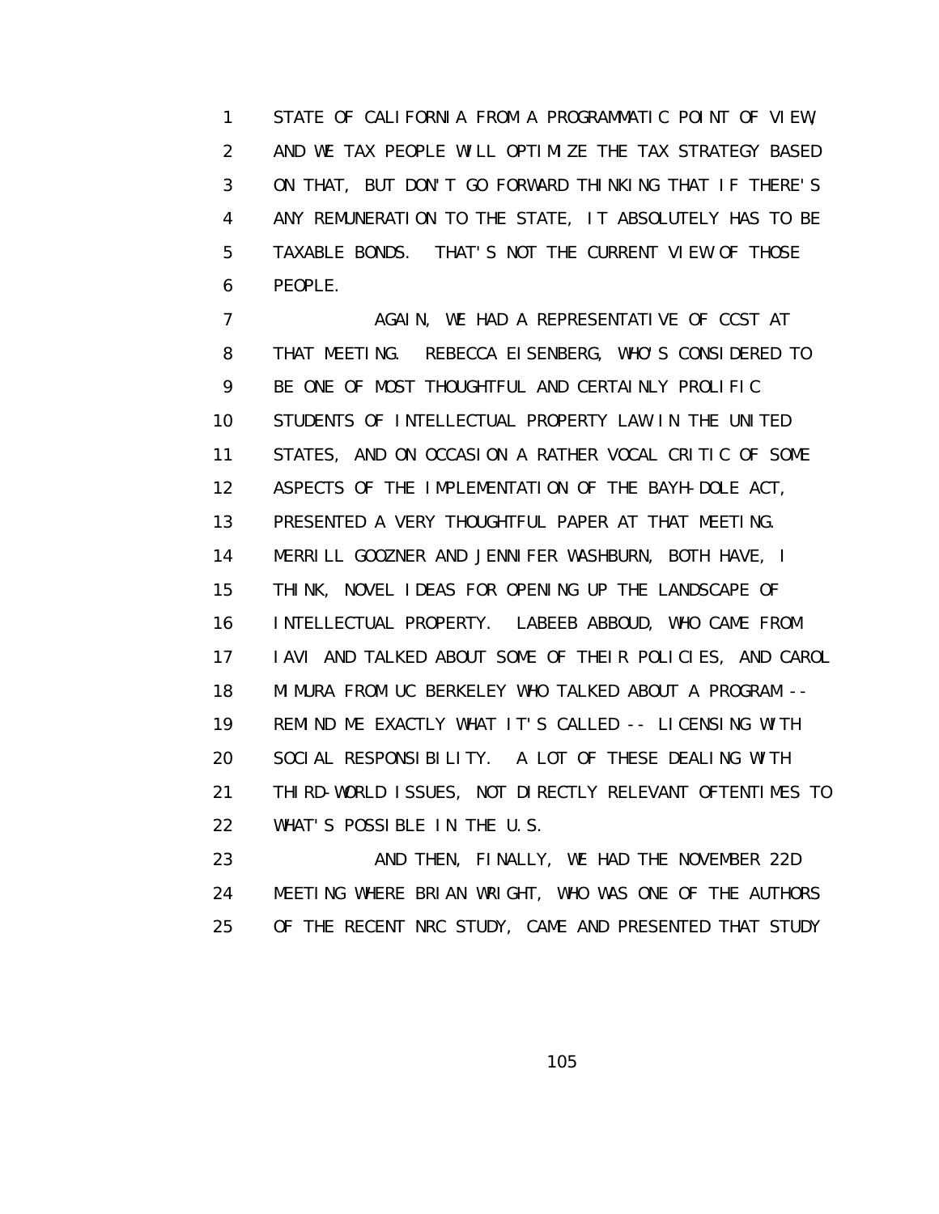STATE OF CALIFORNIA FROM A PROGRAMMATIC POINT OF VIEW, AND WE TAX PEOPLE WILL OPTIMIZE THE TAX STRATEGY BASED ON THAT, BUT DON'T GO FORWARD THINKING THAT IF THERE'S ANY REMUNERATION TO THE STATE, IT ABSOLUTELY HAS TO BE TAXABLE BONDS. THAT'S NOT THE CURRENT VIEW OF THOSE PEOPLE.

AGAIN, WE HAD A REPRESENTATIVE OF CCST AT THAT MEETING. REBECCA EISENBERG, WHO'S CONSIDERED TO BE ONE OF MOST THOUGHTFUL AND CERTAINLY PROLIFIC STUDENTS OF INTELLECTUAL PROPERTY LAW IN THE UNITED STATES, AND ON OCCASION A RATHER VOCAL CRITIC OF SOME ASPECTS OF THE IMPLEMENTATION OF THE BAYH-DOLE ACT, PRESENTED A VERY THOUGHTFUL PAPER AT THAT MEETING. MERRILL GOOZNER AND JENNIFER WASHBURN, BOTH HAVE, I THINK, NOVEL IDEAS FOR OPENING UP THE LANDSCAPE OF INTELLECTUAL PROPERTY. LABEEB ABBOUD, WHO CAME FROM IAVI AND TALKED ABOUT SOME OF THEIR POLICIES, AND CAROL MIMURA FROM UC BERKELEY WHO TALKED ABOUT A PROGRAM -- REMIND ME EXACTLY WHAT IT'S CALLED -- LICENSING WITH SOCIAL RESPONSIBILITY. A LOT OF THESE DEALING WITH THIRD-WORLD ISSUES, NOT DIRECTLY RELEVANT OFTENTIMES TO WHAT'S POSSIBLE IN THE U.S.

AND THEN, FINALLY, WE HAD THE NOVEMBER 22D MEETING WHERE BRIAN WRIGHT, WHO WAS ONE OF THE AUTHORS OF THE RECENT NRC STUDY, CAME AND PRESENTED THAT STUDY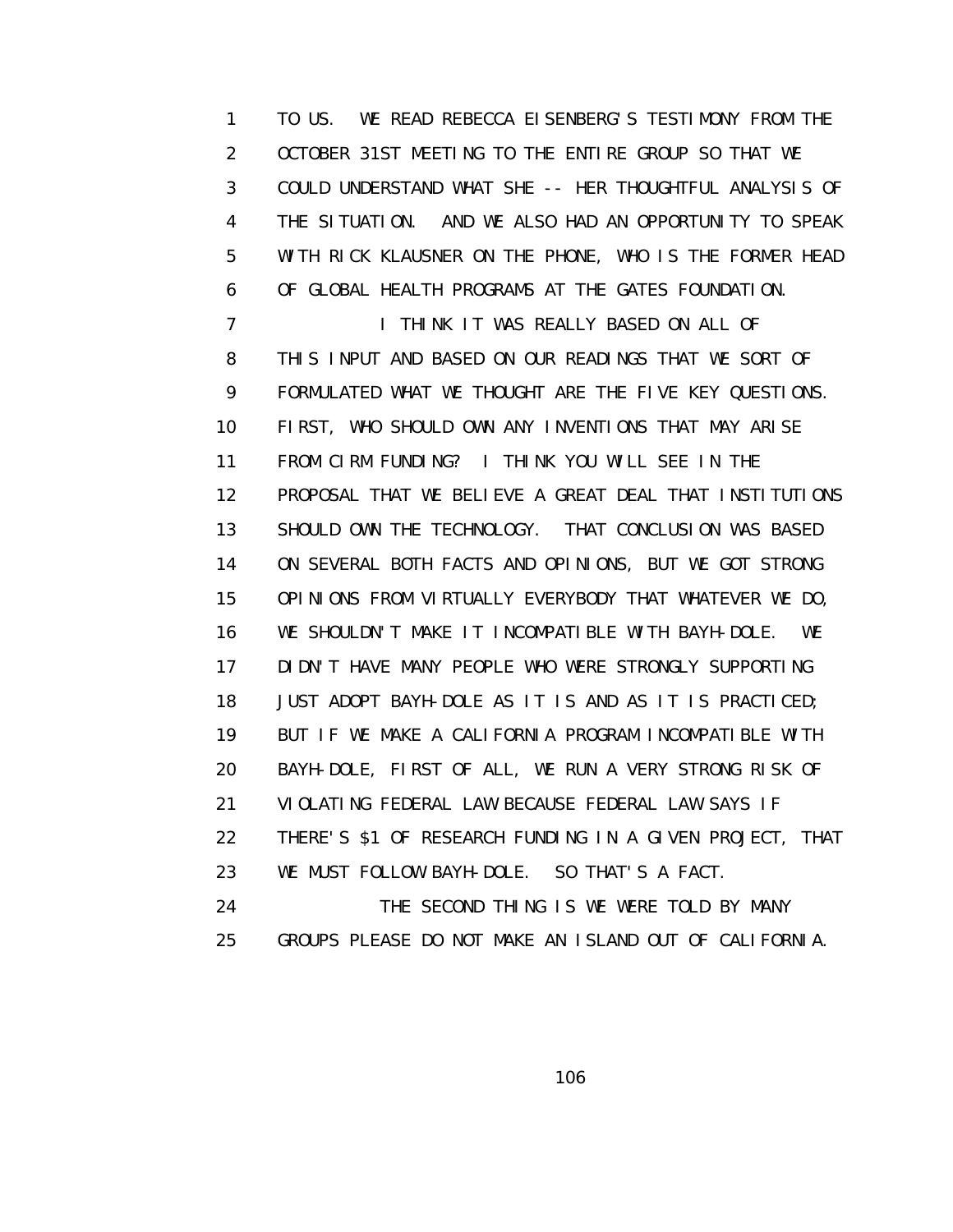TO US. WE READ REBECCA EISENBERG'S TESTIMONY FROM THE OCTOBER 31ST MEETING TO THE ENTIRE GROUP SO THAT WE COULD UNDERSTAND WHAT SHE -- HER THOUGHTFUL ANALYSIS OF THE SITUATION. AND WE ALSO HAD AN OPPORTUNITY TO SPEAK WITH RICK KLAUSNER ON THE PHONE, WHO IS THE FORMER HEAD OF GLOBAL HEALTH PROGRAMS AT THE GATES FOUNDATION.

I THINK IT WAS REALLY BASED ON ALL OF THIS INPUT AND BASED ON OUR READINGS THAT WE SORT OF FORMULATED WHAT WE THOUGHT ARE THE FIVE KEY QUESTIONS. FIRST, WHO SHOULD OWN ANY INVENTIONS THAT MAY ARISE FROM CIRM FUNDING? I THINK YOU WILL SEE IN THE PROPOSAL THAT WE BELIEVE A GREAT DEAL THAT INSTITUTIONS SHOULD OWN THE TECHNOLOGY. THAT CONCLUSION WAS BASED ON SEVERAL BOTH FACTS AND OPINIONS, BUT WE GOT STRONG OPINIONS FROM VIRTUALLY EVERYBODY THAT WHATEVER WE DO, WE SHOULDN'T MAKE IT INCOMPATIBLE WITH BAYH-DOLE. WE DIDN'T HAVE MANY PEOPLE WHO WERE STRONGLY SUPPORTING JUST ADOPT BAYH-DOLE AS IT IS AND AS IT IS PRACTICED; BUT IF WE MAKE A CALIFORNIA PROGRAM INCOMPATIBLE WITH BAYH-DOLE, FIRST OF ALL, WE RUN A VERY STRONG RISK OF VIOLATING FEDERAL LAW BECAUSE FEDERAL LAW SAYS IF THERE'S $1 OF RESEARCH FUNDING IN A GIVEN PROJECT, THAT WE MUST FOLLOW BAYH-DOLE. SO THAT'S A FACT.

THE SECOND THING IS WE WERE TOLD BY MANY GROUPS PLEASE DO NOT MAKE AN ISLAND OUT OF CALIFORNIA.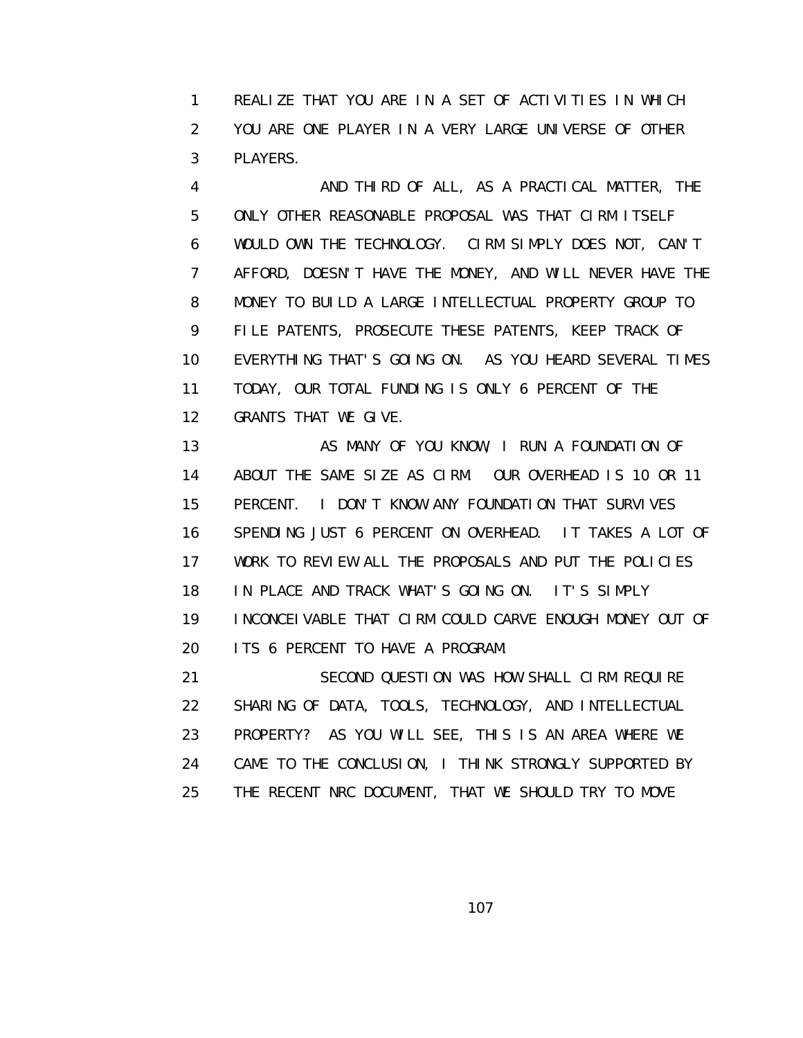REALIZE THAT YOU ARE IN A SET OF ACTIVITIES IN WHICH YOU ARE ONE PLAYER IN A VERY LARGE UNIVERSE OF OTHER PLAYERS.

AND THIRD OF ALL, AS A PRACTICAL MATTER, THE ONLY OTHER REASONABLE PROPOSAL WAS THAT CIRM ITSELF WOULD OWN THE TECHNOLOGY. CIRM SIMPLY DOES NOT, CAN'T AFFORD, DOESN'T HAVE THE MONEY, AND WILL NEVER HAVE THE MONEY TO BUILD A LARGE INTELLECTUAL PROPERTY GROUP TO FILE PATENTS, PROSECUTE THESE PATENTS, KEEP TRACK OF EVERYTHING THAT'S GOING ON. AS YOU HEARD SEVERAL TIMES TODAY, OUR TOTAL FUNDING IS ONLY 6 PERCENT OF THE GRANTS THAT WE GIVE.

AS MANY OF YOU KNOW, I RUN A FOUNDATION OF ABOUT THE SAME SIZE AS CIRM. OUR OVERHEAD IS 10 OR 11 PERCENT. I DON'T KNOW ANY FOUNDATION THAT SURVIVES SPENDING JUST 6 PERCENT ON OVERHEAD. IT TAKES A LOT OF WORK TO REVIEW ALL THE PROPOSALS AND PUT THE POLICIES IN PLACE AND TRACK WHAT'S GOING ON. IT'S SIMPLY INCONCEIVABLE THAT CIRM COULD CARVE ENOUGH MONEY OUT OF ITS 6 PERCENT TO HAVE A PROGRAM.

SECOND QUESTION WAS HOW SHALL CIRM REQUIRE SHARING OF DATA, TOOLS, TECHNOLOGY, AND INTELLECTUAL PROPERTY? AS YOU WILL SEE, THIS IS AN AREA WHERE WE CAME TO THE CONCLUSION, I THINK STRONGLY SUPPORTED BY THE RECENT NRC DOCUMENT, THAT WE SHOULD TRY TO MOVE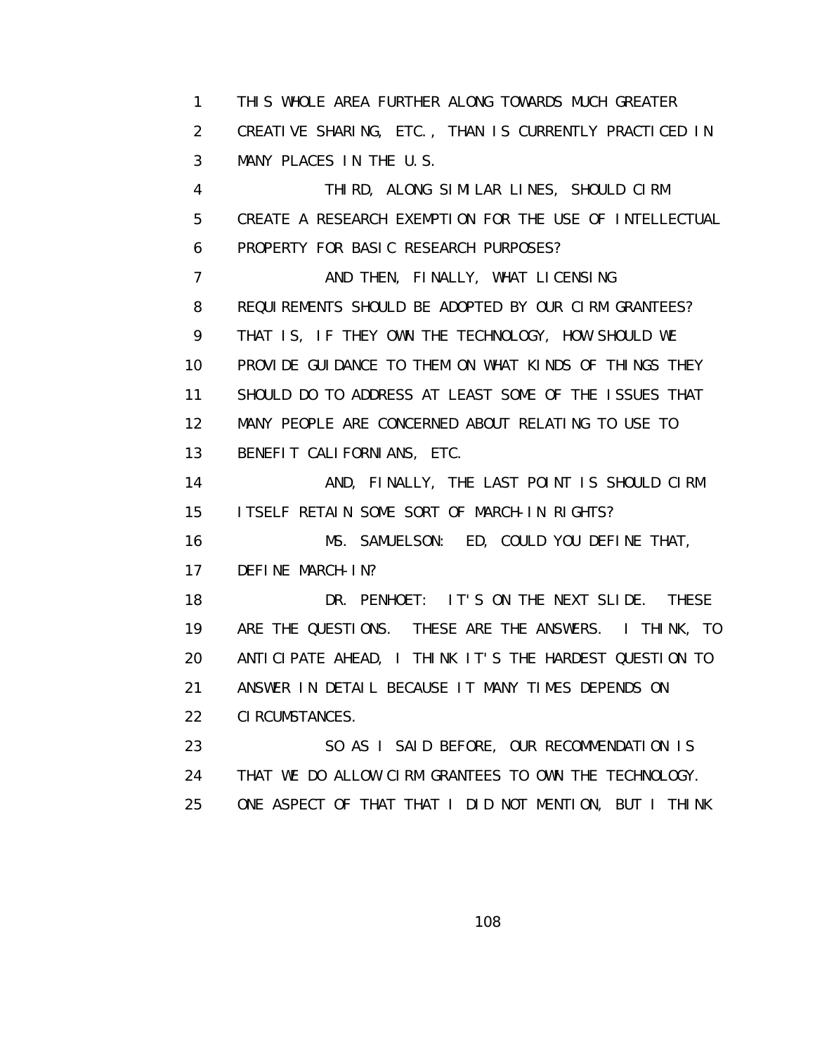THIS WHOLE AREA FURTHER ALONG TOWARDS MUCH GREATER CREATIVE SHARING, ETC., THAN IS CURRENTLY PRACTICED IN MANY PLACES IN THE U.S.

THIRD, ALONG SIMILAR LINES, SHOULD CIRM CREATE A RESEARCH EXEMPTION FOR THE USE OF INTELLECTUAL PROPERTY FOR BASIC RESEARCH PURPOSES?

AND THEN, FINALLY, WHAT LICENSING REQUIREMENTS SHOULD BE ADOPTED BY OUR CIRM GRANTEES? THAT IS, IF THEY OWN THE TECHNOLOGY, HOW SHOULD WE PROVIDE GUIDANCE TO THEM ON WHAT KINDS OF THINGS THEY SHOULD DO TO ADDRESS AT LEAST SOME OF THE ISSUES THAT MANY PEOPLE ARE CONCERNED ABOUT RELATING TO USE TO BENEFIT CALIFORNIANS, ETC.

AND, FINALLY, THE LAST POINT IS SHOULD CIRM ITSELF RETAIN SOME SORT OF MARCH-IN RIGHTS?

MS. SAMUELSON: ED, COULD YOU DEFINE THAT, DEFINE MARCH-IN?

DR. PENHOET: IT'S ON THE NEXT SLIDE. THESE ARE THE QUESTIONS. THESE ARE THE ANSWERS. I THINK, TO ANTICIPATE AHEAD, I THINK IT'S THE HARDEST QUESTION TO ANSWER IN DETAIL BECAUSE IT MANY TIMES DEPENDS ON CIRCUMSTANCES.

SO AS I SAID BEFORE, OUR RECOMMENDATION IS THAT WE DO ALLOW CIRM GRANTEES TO OWN THE TECHNOLOGY. ONE ASPECT OF THAT THAT I DID NOT MENTION, BUT I THINK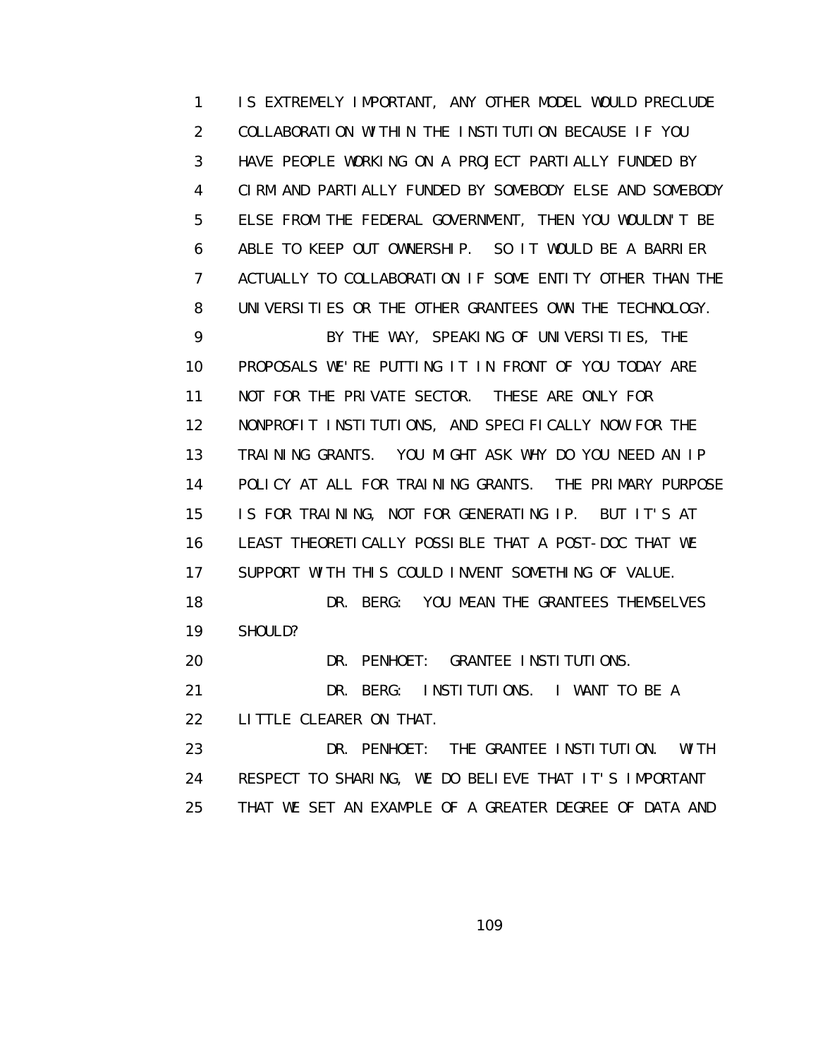IS EXTREMELY IMPORTANT, ANY OTHER MODEL WOULD PRECLUDE COLLABORATION WITHIN THE INSTITUTION BECAUSE IF YOU HAVE PEOPLE WORKING ON A PROJECT PARTIALLY FUNDED BY CIRM AND PARTIALLY FUNDED BY SOMEBODY ELSE AND SOMEBODY ELSE FROM THE FEDERAL GOVERNMENT, THEN YOU WOULDN'T BE ABLE TO KEEP OUT OWNERSHIP. SO IT WOULD BE A BARRIER ACTUALLY TO COLLABORATION IF SOME ENTITY OTHER THAN THE UNIVERSITIES OR THE OTHER GRANTEES OWN THE TECHNOLOGY.

BY THE WAY, SPEAKING OF UNIVERSITIES, THE PROPOSALS WE'RE PUTTING IT IN FRONT OF YOU TODAY ARE NOT FOR THE PRIVATE SECTOR. THESE ARE ONLY FOR NONPROFIT INSTITUTIONS, AND SPECIFICALLY NOW FOR THE TRAINING GRANTS. YOU MIGHT ASK WHY DO YOU NEED AN IP POLICY AT ALL FOR TRAINING GRANTS. THE PRIMARY PURPOSE IS FOR TRAINING, NOT FOR GENERATING IP. BUT IT'S AT LEAST THEORETICALLY POSSIBLE THAT A POST-DOC THAT WE SUPPORT WITH THIS COULD INVENT SOMETHING OF VALUE.

DR. BERG: YOU MEAN THE GRANTEES THEMSELVES SHOULD?

DR. PENHOET: GRANTEE INSTITUTIONS.

DR. BERG: INSTITUTIONS. I WANT TO BE A LITTLE CLEARER ON THAT.

DR. PENHOET: THE GRANTEE INSTITUTION. WITH RESPECT TO SHARING, WE DO BELIEVE THAT IT'S IMPORTANT THAT WE SET AN EXAMPLE OF A GREATER DEGREE OF DATA AND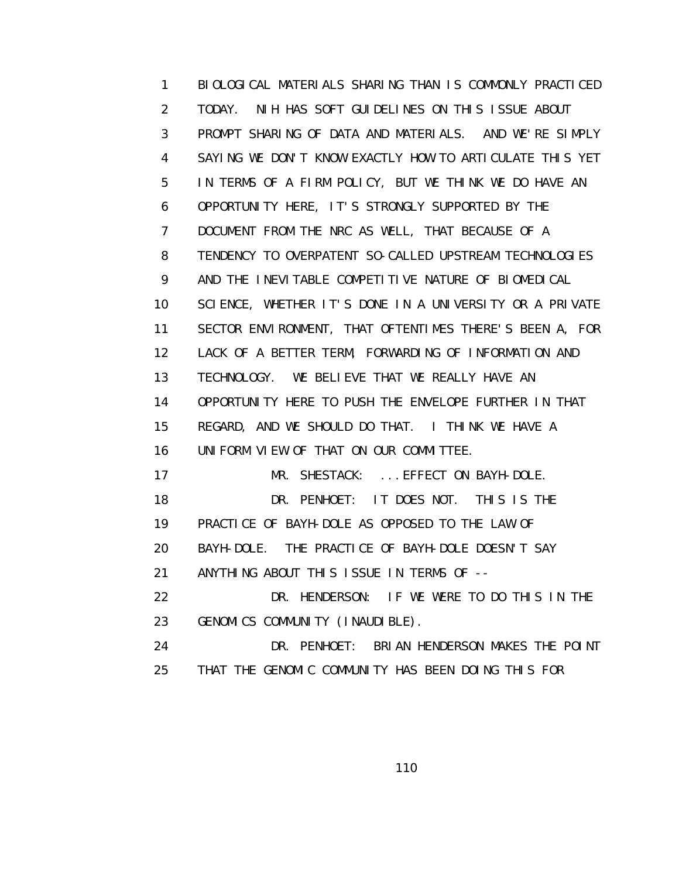BIOLOGICAL MATERIALS SHARING THAN IS COMMONLY PRACTICED TODAY. NIH HAS SOFT GUIDELINES ON THIS ISSUE ABOUT PROMPT SHARING OF DATA AND MATERIALS. AND WE'RE SIMPLY SAYING WE DON'T KNOW EXACTLY HOW TO ARTICULATE THIS YET IN TERMS OF A FIRM POLICY, BUT WE THINK WE DO HAVE AN OPPORTUNITY HERE, IT'S STRONGLY SUPPORTED BY THE DOCUMENT FROM THE NRC AS WELL, THAT BECAUSE OF A TENDENCY TO OVERPATENT SO-CALLED UPSTREAM TECHNOLOGIES AND THE INEVITABLE COMPETITIVE NATURE OF BIOMEDICAL SCIENCE, WHETHER IT'S DONE IN A UNIVERSITY OR A PRIVATE SECTOR ENVIRONMENT, THAT OFTENTIMES THERE'S BEEN A, FOR LACK OF A BETTER TERM, FORWARDING OF INFORMATION AND TECHNOLOGY. WE BELIEVE THAT WE REALLY HAVE AN OPPORTUNITY HERE TO PUSH THE ENVELOPE FURTHER IN THAT REGARD, AND WE SHOULD DO THAT. I THINK WE HAVE A UNIFORM VIEW OF THAT ON OUR COMMITTEE.

MR. SHESTACK: ...EFFECT ON BAYH-DOLE.

DR. PENHOET: IT DOES NOT. THIS IS THE PRACTICE OF BAYH-DOLE AS OPPOSED TO THE LAW OF BAYH-DOLE. THE PRACTICE OF BAYH-DOLE DOESN'T SAY ANYTHING ABOUT THIS ISSUE IN TERMS OF --

DR. HENDERSON: IF WE WERE TO DO THIS IN THE GENOMICS COMMUNITY (INAUDIBLE).

DR. PENHOET: BRIAN HENDERSON MAKES THE POINT THAT THE GENOMIC COMMUNITY HAS BEEN DOING THIS FOR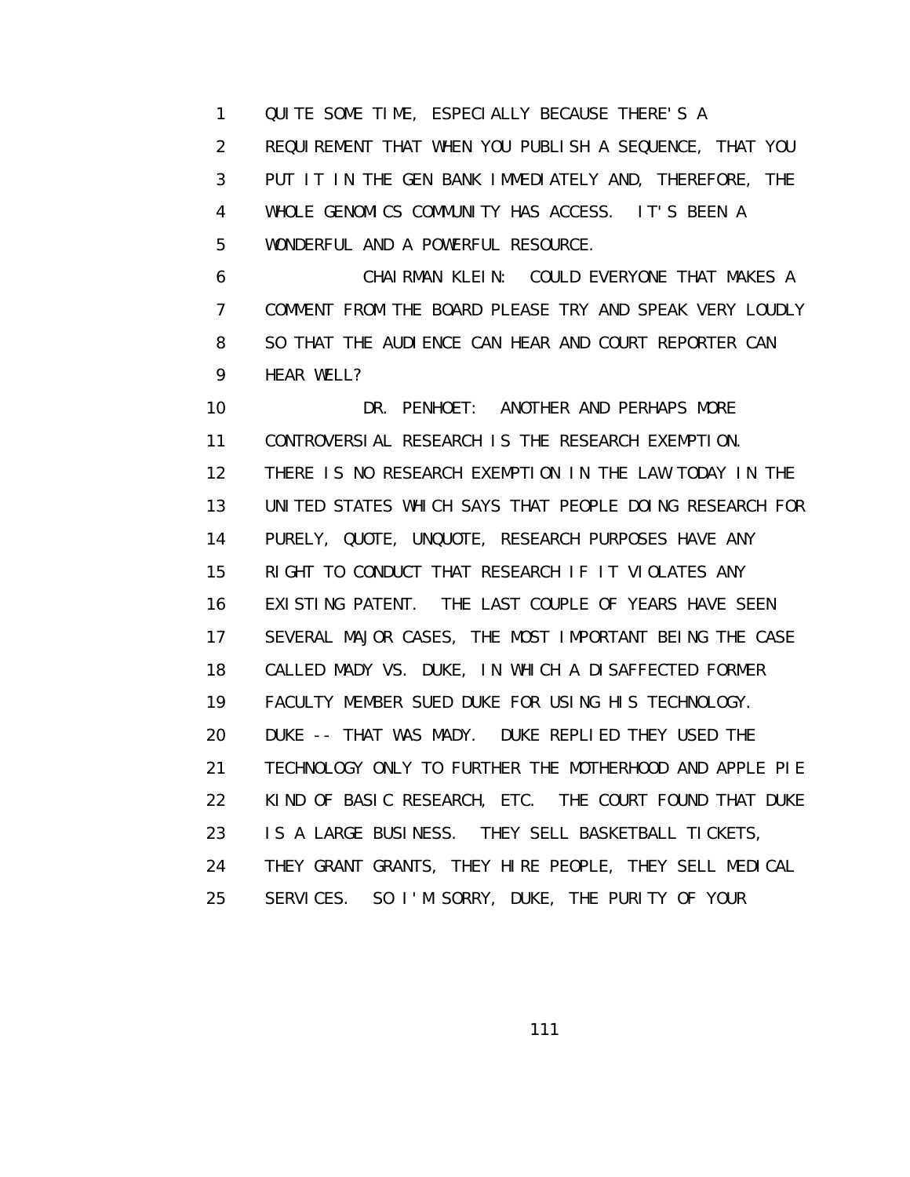QUITE SOME TIME, ESPECIALLY BECAUSE THERE'S A REQUIREMENT THAT WHEN YOU PUBLISH A SEQUENCE, THAT YOU PUT IT IN THE GEN BANK IMMEDIATELY AND, THEREFORE, THE WHOLE GENOMICS COMMUNITY HAS ACCESS. IT'S BEEN A WONDERFUL AND A POWERFUL RESOURCE.

CHAIRMAN KLEIN: COULD EVERYONE THAT MAKES A COMMENT FROM THE BOARD PLEASE TRY AND SPEAK VERY LOUDLY SO THAT THE AUDIENCE CAN HEAR AND COURT REPORTER CAN HEAR WELL?

DR. PENHOET: ANOTHER AND PERHAPS MORE CONTROVERSIAL RESEARCH IS THE RESEARCH EXEMPTION. THERE IS NO RESEARCH EXEMPTION IN THE LAW TODAY IN THE UNITED STATES WHICH SAYS THAT PEOPLE DOING RESEARCH FOR PURELY, QUOTE, UNQUOTE, RESEARCH PURPOSES HAVE ANY RIGHT TO CONDUCT THAT RESEARCH IF IT VIOLATES ANY EXISTING PATENT. THE LAST COUPLE OF YEARS HAVE SEEN SEVERAL MAJOR CASES, THE MOST IMPORTANT BEING THE CASE CALLED MADY VS. DUKE, IN WHICH A DISAFFECTED FORMER FACULTY MEMBER SUED DUKE FOR USING HIS TECHNOLOGY. DUKE -- THAT WAS MADY. DUKE REPLIED THEY USED THE TECHNOLOGY ONLY TO FURTHER THE MOTHERHOOD AND APPLE PIE KIND OF BASIC RESEARCH, ETC. THE COURT FOUND THAT DUKE IS A LARGE BUSINESS. THEY SELL BASKETBALL TICKETS, THEY GRANT GRANTS, THEY HIRE PEOPLE, THEY SELL MEDICAL SERVICES. SO I'M SORRY, DUKE, THE PURITY OF YOUR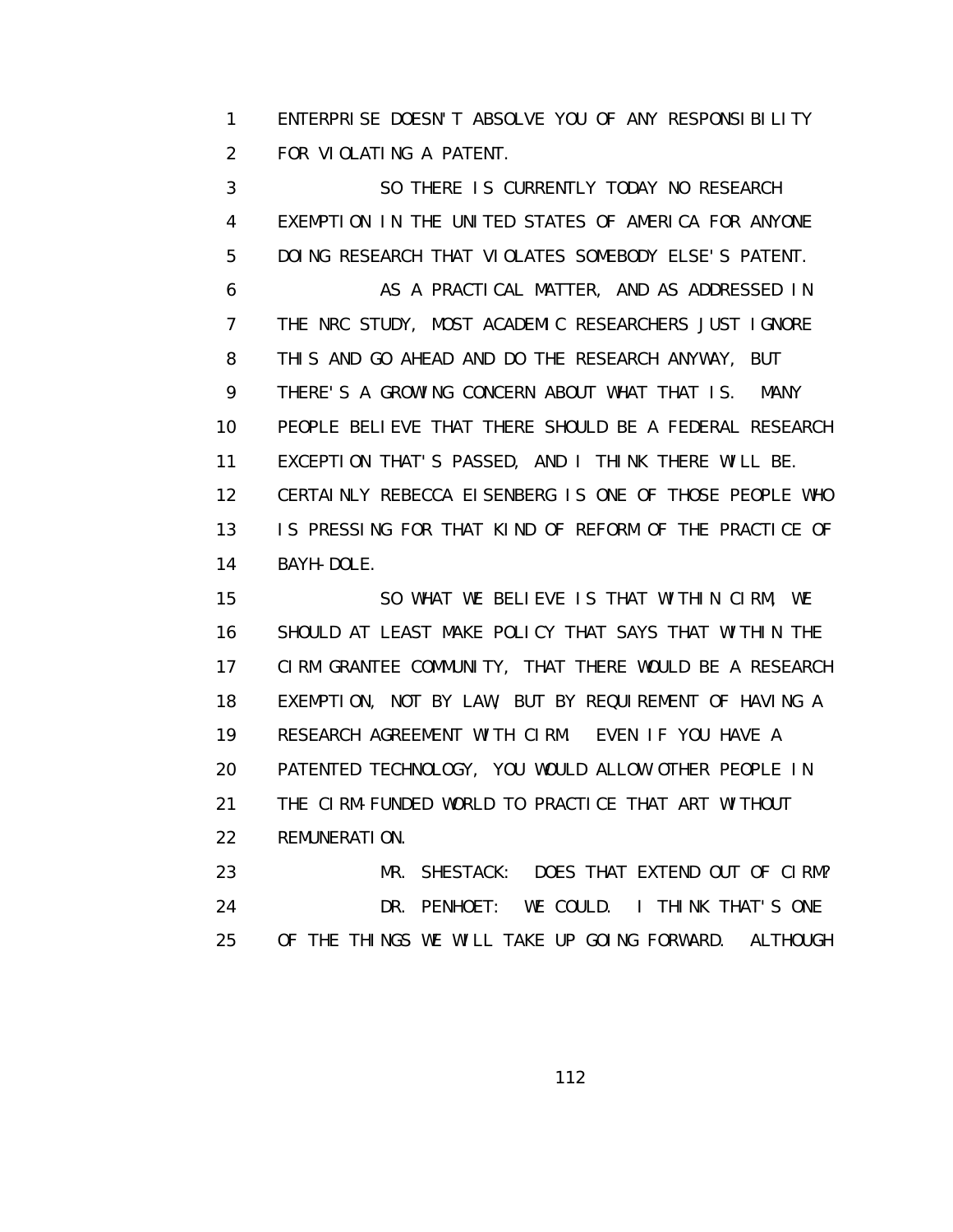ENTERPRISE DOESN'T ABSOLVE YOU OF ANY RESPONSIBILITY FOR VIOLATING A PATENT.

SO THERE IS CURRENTLY TODAY NO RESEARCH EXEMPTION IN THE UNITED STATES OF AMERICA FOR ANYONE DOING RESEARCH THAT VIOLATES SOMEBODY ELSE'S PATENT.

AS A PRACTICAL MATTER, AND AS ADDRESSED IN THE NRC STUDY, MOST ACADEMIC RESEARCHERS JUST IGNORE THIS AND GO AHEAD AND DO THE RESEARCH ANYWAY, BUT THERE'S A GROWING CONCERN ABOUT WHAT THAT IS. MANY PEOPLE BELIEVE THAT THERE SHOULD BE A FEDERAL RESEARCH EXCEPTION THAT'S PASSED, AND I THINK THERE WILL BE. CERTAINLY REBECCA EISENBERG IS ONE OF THOSE PEOPLE WHO IS PRESSING FOR THAT KIND OF REFORM OF THE PRACTICE OF BAYH-DOLE.

SO WHAT WE BELIEVE IS THAT WITHIN CIRM, WE SHOULD AT LEAST MAKE POLICY THAT SAYS THAT WITHIN THE CIRM GRANTEE COMMUNITY, THAT THERE WOULD BE A RESEARCH EXEMPTION, NOT BY LAW, BUT BY REQUIREMENT OF HAVING A RESEARCH AGREEMENT WITH CIRM. EVEN IF YOU HAVE A PATENTED TECHNOLOGY, YOU WOULD ALLOW OTHER PEOPLE IN THE CIRM-FUNDED WORLD TO PRACTICE THAT ART WITHOUT REMUNERATION.

MR. SHESTACK: DOES THAT EXTEND OUT OF CIRM?

DR. PENHOET: WE COULD. I THINK THAT'S ONE OF THE THINGS WE WILL TAKE UP GOING FORWARD. ALTHOUGH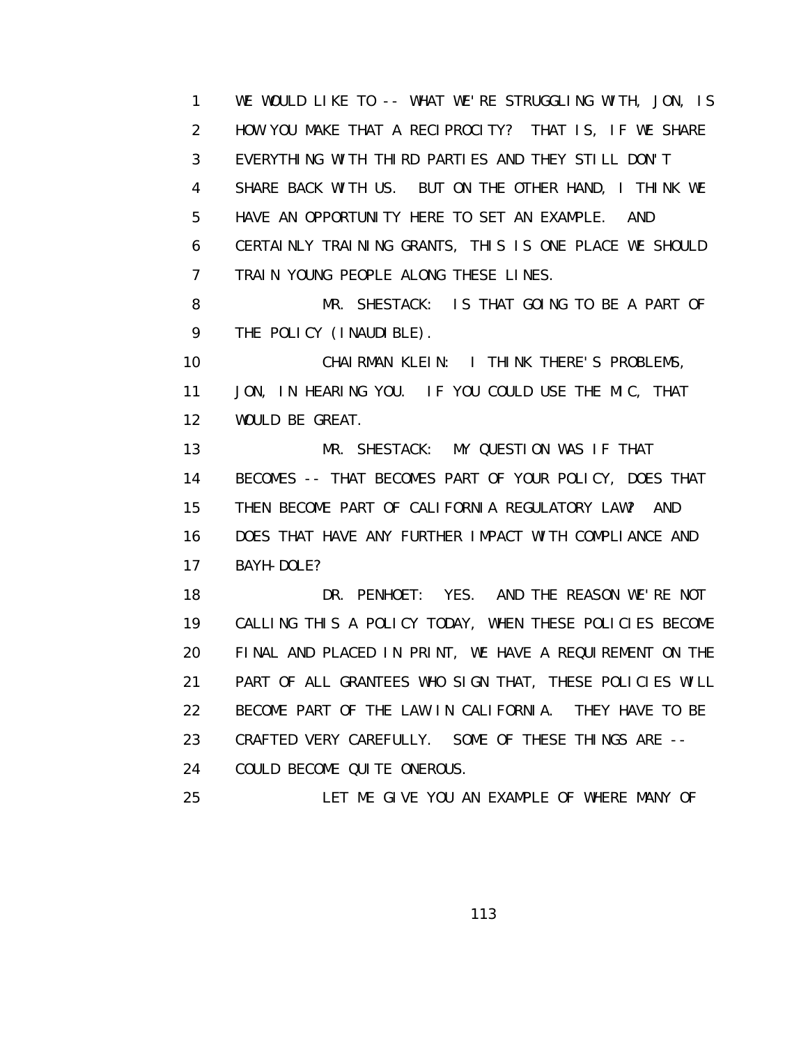WE WOULD LIKE TO -- WHAT WE'RE STRUGGLING WITH, JON, IS HOW YOU MAKE THAT A RECIPROCITY? THAT IS, IF WE SHARE EVERYTHING WITH THIRD PARTIES AND THEY STILL DON'T SHARE BACK WITH US. BUT ON THE OTHER HAND, I THINK WE HAVE AN OPPORTUNITY HERE TO SET AN EXAMPLE. AND CERTAINLY TRAINING GRANTS, THIS IS ONE PLACE WE SHOULD TRAIN YOUNG PEOPLE ALONG THESE LINES.

MR. SHESTACK: IS THAT GOING TO BE A PART OF THE POLICY (INAUDIBLE).

CHAIRMAN KLEIN: I THINK THERE'S PROBLEMS, JON, IN HEARING YOU. IF YOU COULD USE THE MIC, THAT WOULD BE GREAT.

MR. SHESTACK: MY QUESTION WAS IF THAT BECOMES -- THAT BECOMES PART OF YOUR POLICY, DOES THAT THEN BECOME PART OF CALIFORNIA REGULATORY LAW? AND DOES THAT HAVE ANY FURTHER IMPACT WITH COMPLIANCE AND BAYH-DOLE?

DR. PENHOET: YES. AND THE REASON WE'RE NOT CALLING THIS A POLICY TODAY, WHEN THESE POLICIES BECOME FINAL AND PLACED IN PRINT, WE HAVE A REQUIREMENT ON THE PART OF ALL GRANTEES WHO SIGN THAT, THESE POLICIES WILL BECOME PART OF THE LAW IN CALIFORNIA. THEY HAVE TO BE CRAFTED VERY CAREFULLY. SOME OF THESE THINGS ARE -- COULD BECOME QUITE ONEROUS.

LET ME GIVE YOU AN EXAMPLE OF WHERE MANY OF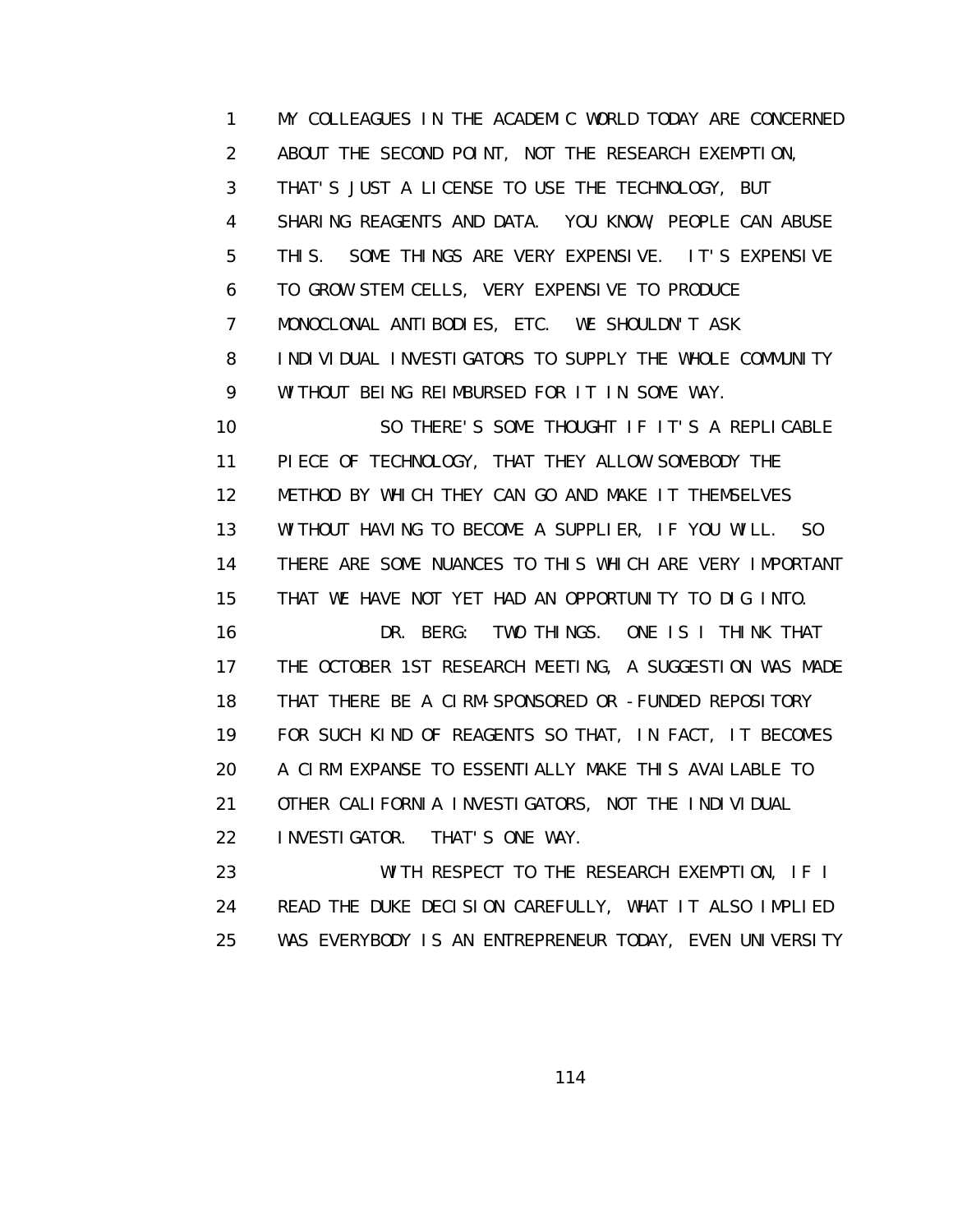MY COLLEAGUES IN THE ACADEMIC WORLD TODAY ARE CONCERNED ABOUT THE SECOND POINT, NOT THE RESEARCH EXEMPTION, THAT'S JUST A LICENSE TO USE THE TECHNOLOGY, BUT SHARING REAGENTS AND DATA. YOU KNOW, PEOPLE CAN ABUSE THIS. SOME THINGS ARE VERY EXPENSIVE. IT'S EXPENSIVE TO GROW STEM CELLS, VERY EXPENSIVE TO PRODUCE MONOCLONAL ANTIBODIES, ETC. WE SHOULDN'T ASK INDIVIDUAL INVESTIGATORS TO SUPPLY THE WHOLE COMMUNITY WITHOUT BEING REIMBURSED FOR IT IN SOME WAY.

SO THERE'S SOME THOUGHT IF IT'S A REPLICABLE PIECE OF TECHNOLOGY, THAT THEY ALLOW SOMEBODY THE METHOD BY WHICH THEY CAN GO AND MAKE IT THEMSELVES WITHOUT HAVING TO BECOME A SUPPLIER, IF YOU WILL. SO THERE ARE SOME NUANCES TO THIS WHICH ARE VERY IMPORTANT THAT WE HAVE NOT YET HAD AN OPPORTUNITY TO DIG INTO.

DR. BERG: TWO THINGS. ONE IS I THINK THAT THE OCTOBER 1ST RESEARCH MEETING, A SUGGESTION WAS MADE THAT THERE BE A CIRM-SPONSORED OR -FUNDED REPOSITORY FOR SUCH KIND OF REAGENTS SO THAT, IN FACT, IT BECOMES A CIRM EXPANSE TO ESSENTIALLY MAKE THIS AVAILABLE TO OTHER CALIFORNIA INVESTIGATORS, NOT THE INDIVIDUAL INVESTIGATOR. THAT'S ONE WAY.

WITH RESPECT TO THE RESEARCH EXEMPTION, IF I READ THE DUKE DECISION CAREFULLY, WHAT IT ALSO IMPLIED WAS EVERYBODY IS AN ENTREPRENEUR TODAY, EVEN UNIVERSITY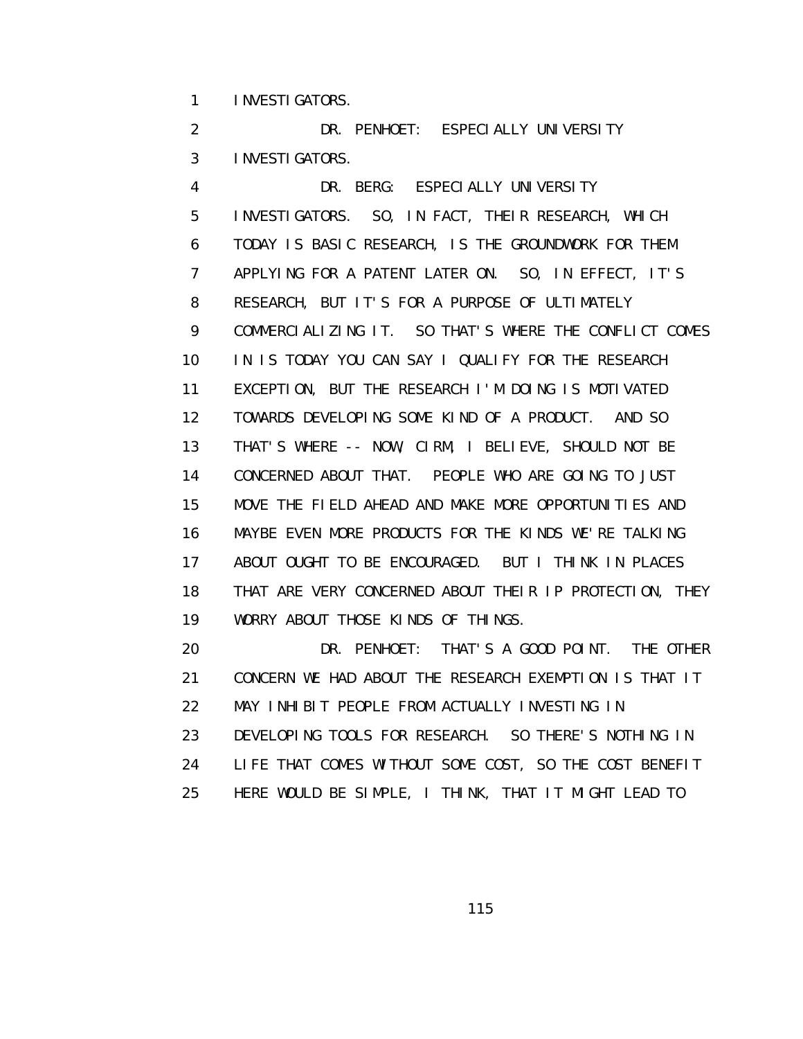INVESTIGATORS.

DR. PENHOET: ESPECIALLY UNIVERSITY INVESTIGATORS.

DR. BERG: ESPECIALLY UNIVERSITY INVESTIGATORS. SO, IN FACT, THEIR RESEARCH, WHICH TODAY IS BASIC RESEARCH, IS THE GROUNDWORK FOR THEM APPLYING FOR A PATENT LATER ON. SO, IN EFFECT, IT'S RESEARCH, BUT IT'S FOR A PURPOSE OF ULTIMATELY COMMERCIALIZING IT. SO THAT'S WHERE THE CONFLICT COMES IN IS TODAY YOU CAN SAY I QUALIFY FOR THE RESEARCH EXCEPTION, BUT THE RESEARCH I'M DOING IS MOTIVATED TOWARDS DEVELOPING SOME KIND OF A PRODUCT. AND SO THAT'S WHERE -- NOW, CIRM, I BELIEVE, SHOULD NOT BE CONCERNED ABOUT THAT. PEOPLE WHO ARE GOING TO JUST MOVE THE FIELD AHEAD AND MAKE MORE OPPORTUNITIES AND MAYBE EVEN MORE PRODUCTS FOR THE KINDS WE'RE TALKING ABOUT OUGHT TO BE ENCOURAGED. BUT I THINK IN PLACES THAT ARE VERY CONCERNED ABOUT THEIR IP PROTECTION, THEY WORRY ABOUT THOSE KINDS OF THINGS.

DR. PENHOET: THAT'S A GOOD POINT. THE OTHER CONCERN WE HAD ABOUT THE RESEARCH EXEMPTION IS THAT IT MAY INHIBIT PEOPLE FROM ACTUALLY INVESTING IN DEVELOPING TOOLS FOR RESEARCH. SO THERE'S NOTHING IN LIFE THAT COMES WITHOUT SOME COST, SO THE COST BENEFIT HERE WOULD BE SIMPLE, I THINK, THAT IT MIGHT LEAD TO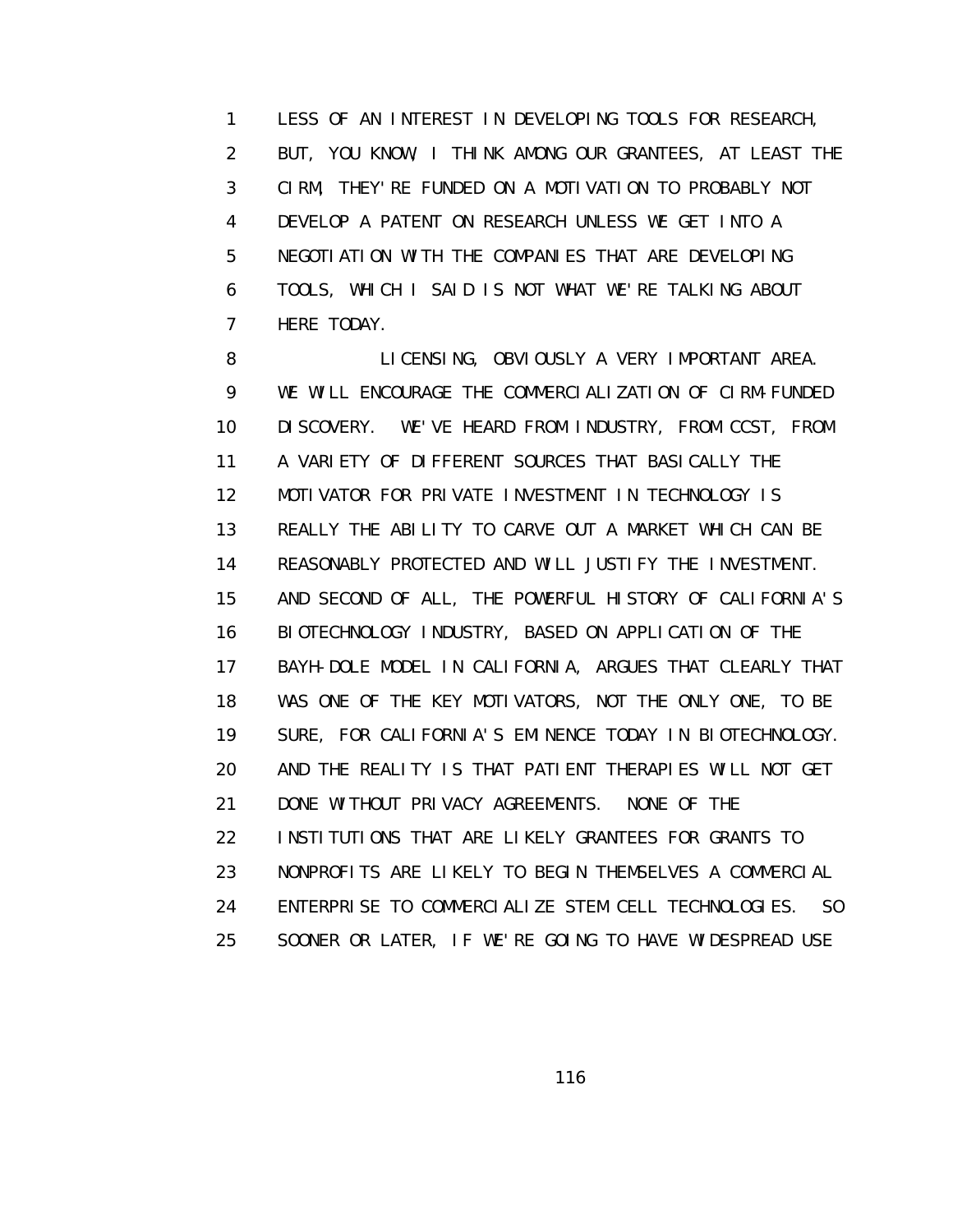LESS OF AN INTEREST IN DEVELOPING TOOLS FOR RESEARCH, BUT, YOU KNOW, I THINK AMONG OUR GRANTEES, AT LEAST THE CIRM, THEY'RE FUNDED ON A MOTIVATION TO PROBABLY NOT DEVELOP A PATENT ON RESEARCH UNLESS WE GET INTO A NEGOTIATION WITH THE COMPANIES THAT ARE DEVELOPING TOOLS, WHICH I SAID IS NOT WHAT WE'RE TALKING ABOUT HERE TODAY.

LICENSING, OBVIOUSLY A VERY IMPORTANT AREA. WE WILL ENCOURAGE THE COMMERCIALIZATION OF CIRM-FUNDED DISCOVERY. WE'VE HEARD FROM INDUSTRY, FROM CCST, FROM A VARIETY OF DIFFERENT SOURCES THAT BASICALLY THE MOTIVATOR FOR PRIVATE INVESTMENT IN TECHNOLOGY IS REALLY THE ABILITY TO CARVE OUT A MARKET WHICH CAN BE REASONABLY PROTECTED AND WILL JUSTIFY THE INVESTMENT. AND SECOND OF ALL, THE POWERFUL HISTORY OF CALIFORNIA'S BIOTECHNOLOGY INDUSTRY, BASED ON APPLICATION OF THE BAYH-DOLE MODEL IN CALIFORNIA, ARGUES THAT CLEARLY THAT WAS ONE OF THE KEY MOTIVATORS, NOT THE ONLY ONE, TO BE SURE, FOR CALIFORNIA'S EMINENCE TODAY IN BIOTECHNOLOGY. AND THE REALITY IS THAT PATIENT THERAPIES WILL NOT GET DONE WITHOUT PRIVACY AGREEMENTS. NONE OF THE INSTITUTIONS THAT ARE LIKELY GRANTEES FOR GRANTS TO NONPROFITS ARE LIKELY TO BEGIN THEMSELVES A COMMERCIAL ENTERPRISE TO COMMERCIALIZE STEM CELL TECHNOLOGIES. SO SOONER OR LATER, IF WE'RE GOING TO HAVE WIDESPREAD USE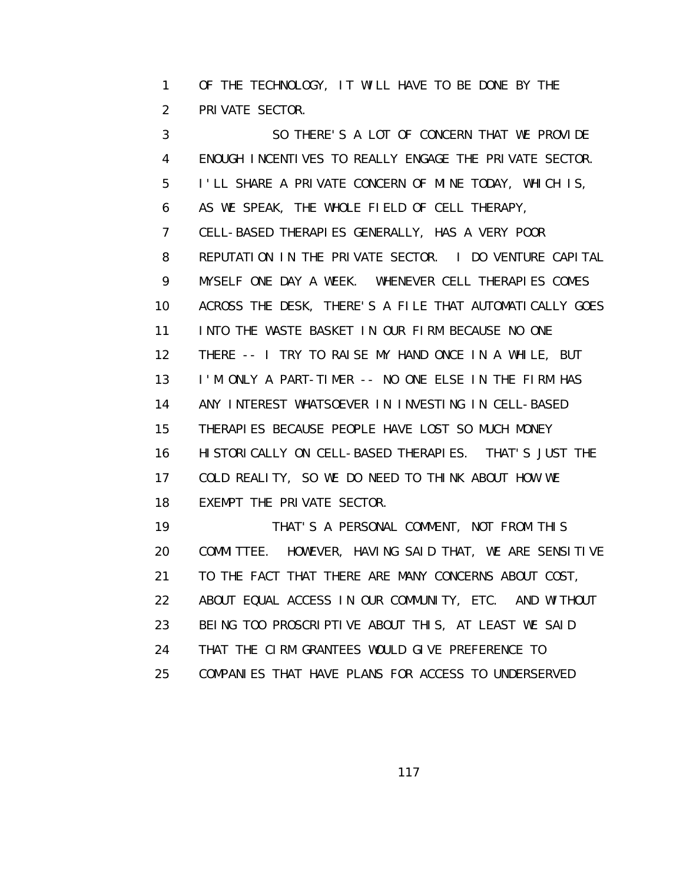OF THE TECHNOLOGY, IT WILL HAVE TO BE DONE BY THE PRIVATE SECTOR.

SO THERE'S A LOT OF CONCERN THAT WE PROVIDE ENOUGH INCENTIVES TO REALLY ENGAGE THE PRIVATE SECTOR. I'LL SHARE A PRIVATE CONCERN OF MINE TODAY, WHICH IS, AS WE SPEAK, THE WHOLE FIELD OF CELL THERAPY, CELL-BASED THERAPIES GENERALLY, HAS A VERY POOR REPUTATION IN THE PRIVATE SECTOR. I DO VENTURE CAPITAL MYSELF ONE DAY A WEEK. WHENEVER CELL THERAPIES COMES ACROSS THE DESK, THERE'S A FILE THAT AUTOMATICALLY GOES INTO THE WASTE BASKET IN OUR FIRM BECAUSE NO ONE THERE -- I TRY TO RAISE MY HAND ONCE IN A WHILE, BUT I'M ONLY A PART-TIMER -- NO ONE ELSE IN THE FIRM HAS ANY INTEREST WHATSOEVER IN INVESTING IN CELL-BASED THERAPIES BECAUSE PEOPLE HAVE LOST SO MUCH MONEY HISTORICALLY ON CELL-BASED THERAPIES. THAT'S JUST THE COLD REALITY, SO WE DO NEED TO THINK ABOUT HOW WE EXEMPT THE PRIVATE SECTOR.

THAT'S A PERSONAL COMMENT, NOT FROM THIS COMMITTEE. HOWEVER, HAVING SAID THAT, WE ARE SENSITIVE TO THE FACT THAT THERE ARE MANY CONCERNS ABOUT COST, ABOUT EQUAL ACCESS IN OUR COMMUNITY, ETC. AND WITHOUT BEING TOO PROSCRIPTIVE ABOUT THIS, AT LEAST WE SAID THAT THE CIRM GRANTEES WOULD GIVE PREFERENCE TO COMPANIES THAT HAVE PLANS FOR ACCESS TO UNDERSERVED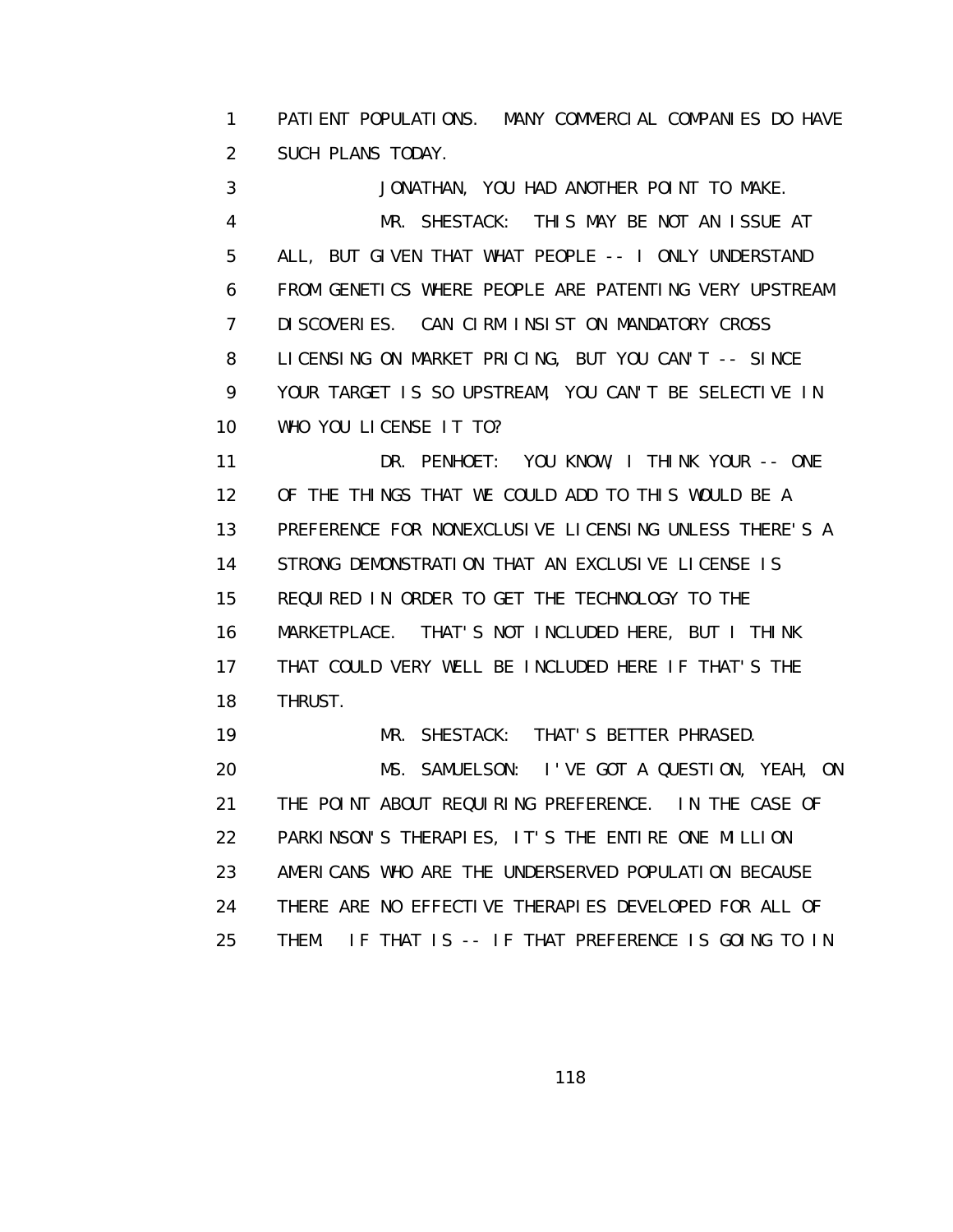PATIENT POPULATIONS. MANY COMMERCIAL COMPANIES DO HAVE SUCH PLANS TODAY.

JONATHAN, YOU HAD ANOTHER POINT TO MAKE.

MR. SHESTACK: THIS MAY BE NOT AN ISSUE AT ALL, BUT GIVEN THAT WHAT PEOPLE -- I ONLY UNDERSTAND FROM GENETICS WHERE PEOPLE ARE PATENTING VERY UPSTREAM DISCOVERIES. CAN CIRM INSIST ON MANDATORY CROSS LICENSING ON MARKET PRICING, BUT YOU CAN'T -- SINCE YOUR TARGET IS SO UPSTREAM, YOU CAN'T BE SELECTIVE IN WHO YOU LICENSE IT TO?

DR. PENHOET: YOU KNOW, I THINK YOUR -- ONE OF THE THINGS THAT WE COULD ADD TO THIS WOULD BE A PREFERENCE FOR NONEXCLUSIVE LICENSING UNLESS THERE'S A STRONG DEMONSTRATION THAT AN EXCLUSIVE LICENSE IS REQUIRED IN ORDER TO GET THE TECHNOLOGY TO THE MARKETPLACE. THAT'S NOT INCLUDED HERE, BUT I THINK THAT COULD VERY WELL BE INCLUDED HERE IF THAT'S THE THRUST.

MR. SHESTACK: THAT'S BETTER PHRASED.

MS. SAMUELSON: I'VE GOT A QUESTION, YEAH, ON THE POINT ABOUT REQUIRING PREFERENCE. IN THE CASE OF PARKINSON'S THERAPIES, IT'S THE ENTIRE ONE MILLION AMERICANS WHO ARE THE UNDERSERVED POPULATION BECAUSE THERE ARE NO EFFECTIVE THERAPIES DEVELOPED FOR ALL OF THEM. IF THAT IS -- IF THAT PREFERENCE IS GOING TO IN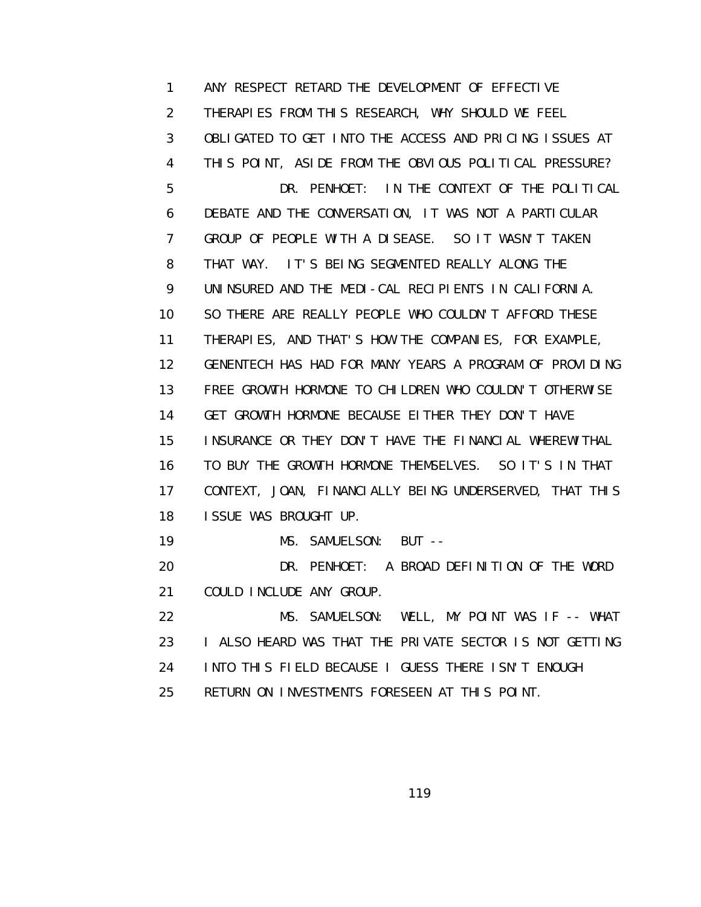ANY RESPECT RETARD THE DEVELOPMENT OF EFFECTIVE THERAPIES FROM THIS RESEARCH, WHY SHOULD WE FEEL OBLIGATED TO GET INTO THE ACCESS AND PRICING ISSUES AT THIS POINT, ASIDE FROM THE OBVIOUS POLITICAL PRESSURE?

DR. PENHOET: IN THE CONTEXT OF THE POLITICAL DEBATE AND THE CONVERSATION, IT WAS NOT A PARTICULAR GROUP OF PEOPLE WITH A DISEASE. SO IT WASN'T TAKEN THAT WAY. IT'S BEING SEGMENTED REALLY ALONG THE UNINSURED AND THE MEDI-CAL RECIPIENTS IN CALIFORNIA. SO THERE ARE REALLY PEOPLE WHO COULDN'T AFFORD THESE THERAPIES, AND THAT'S HOW THE COMPANIES, FOR EXAMPLE, GENENTECH HAS HAD FOR MANY YEARS A PROGRAM OF PROVIDING FREE GROWTH HORMONE TO CHILDREN WHO COULDN'T OTHERWISE GET GROWTH HORMONE BECAUSE EITHER THEY DON'T HAVE INSURANCE OR THEY DON'T HAVE THE FINANCIAL WHEREWITHAL TO BUY THE GROWTH HORMONE THEMSELVES. SO IT'S IN THAT CONTEXT, JOAN, FINANCIALLY BEING UNDERSERVED, THAT THIS ISSUE WAS BROUGHT UP.

MS. SAMUELSON: BUT --

DR. PENHOET: A BROAD DEFINITION OF THE WORD COULD INCLUDE ANY GROUP.

MS. SAMUELSON: WELL, MY POINT WAS IF -- WHAT I ALSO HEARD WAS THAT THE PRIVATE SECTOR IS NOT GETTING INTO THIS FIELD BECAUSE I GUESS THERE ISN'T ENOUGH RETURN ON INVESTMENTS FORESEEN AT THIS POINT.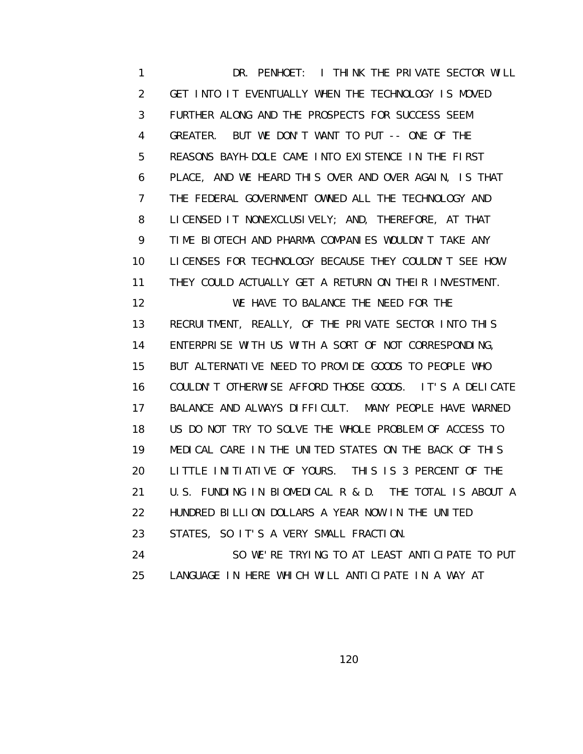DR. PENHOET: I THINK THE PRIVATE SECTOR WILL GET INTO IT EVENTUALLY WHEN THE TECHNOLOGY IS MOVED FURTHER ALONG AND THE PROSPECTS FOR SUCCESS SEEM GREATER. BUT WE DON'T WANT TO PUT -- ONE OF THE REASONS BAYH-DOLE CAME INTO EXISTENCE IN THE FIRST PLACE, AND WE HEARD THIS OVER AND OVER AGAIN, IS THAT THE FEDERAL GOVERNMENT OWNED ALL THE TECHNOLOGY AND LICENSED IT NONEXCLUSIVELY; AND, THEREFORE, AT THAT TIME BIOTECH AND PHARMA COMPANIES WOULDN'T TAKE ANY LICENSES FOR TECHNOLOGY BECAUSE THEY COULDN'T SEE HOW THEY COULD ACTUALLY GET A RETURN ON THEIR INVESTMENT.

WE HAVE TO BALANCE THE NEED FOR THE RECRUITMENT, REALLY, OF THE PRIVATE SECTOR INTO THIS ENTERPRISE WITH US WITH A SORT OF NOT CORRESPONDING, BUT ALTERNATIVE NEED TO PROVIDE GOODS TO PEOPLE WHO COULDN'T OTHERWISE AFFORD THOSE GOODS. IT'S A DELICATE BALANCE AND ALWAYS DIFFICULT. MANY PEOPLE HAVE WARNED US DO NOT TRY TO SOLVE THE WHOLE PROBLEM OF ACCESS TO MEDICAL CARE IN THE UNITED STATES ON THE BACK OF THIS LITTLE INITIATIVE OF YOURS. THIS IS 3 PERCENT OF THE U.S. FUNDING IN BIOMEDICAL R & D. THE TOTAL IS ABOUT A HUNDRED BILLION DOLLARS A YEAR NOW IN THE UNITED STATES, SO IT'S A VERY SMALL FRACTION.

SO WE'RE TRYING TO AT LEAST ANTICIPATE TO PUT LANGUAGE IN HERE WHICH WILL ANTICIPATE IN A WAY AT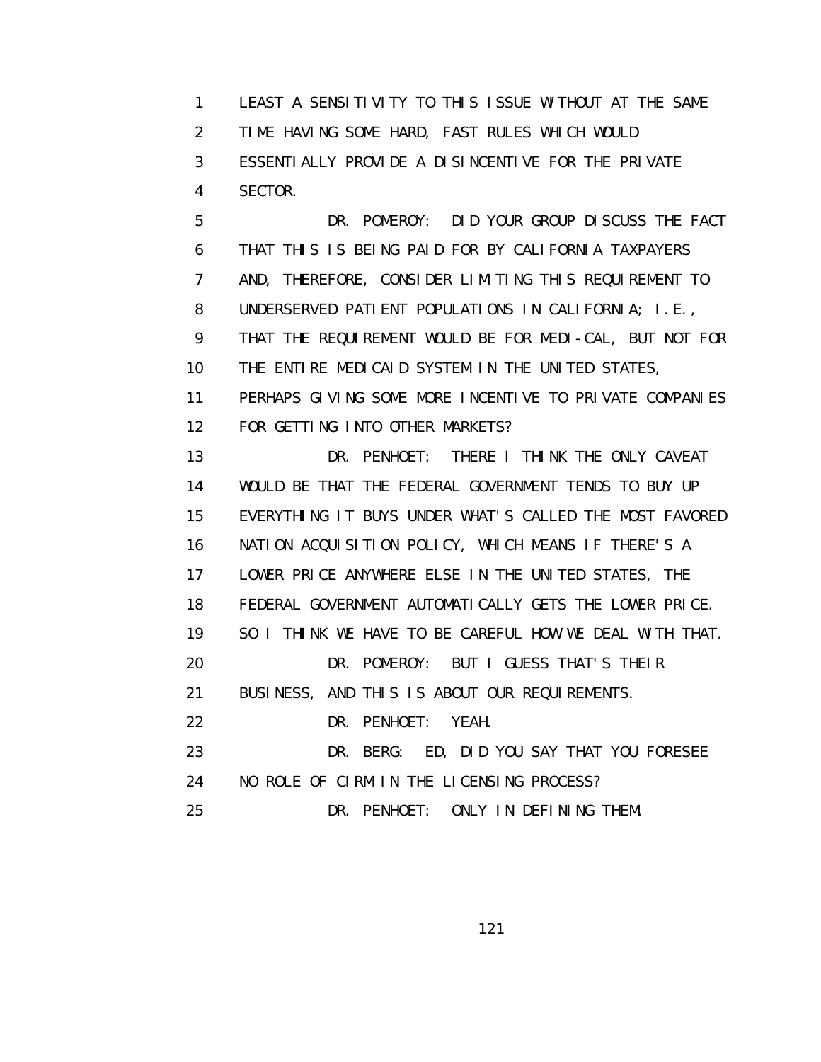1 LEAST A SENSITIVITY TO THIS ISSUE WITHOUT AT THE SAME
2 TIME HAVING SOME HARD, FAST RULES WHICH WOULD
3 ESSENTIALLY PROVIDE A DISINCENTIVE FOR THE PRIVATE
4 SECTOR.

5 DR. POMEROY: DID YOUR GROUP DISCUSS THE FACT
6 THAT THIS IS BEING PAID FOR BY CALIFORNIA TAXPAYERS
7 AND, THEREFORE, CONSIDER LIMITING THIS REQUIREMENT TO
8 UNDERSERVED PATIENT POPULATIONS IN CALIFORNIA; I.E.,
9 THAT THE REQUIREMENT WOULD BE FOR MEDI-CAL, BUT NOT FOR
10 THE ENTIRE MEDICAID SYSTEM IN THE UNITED STATES,
11 PERHAPS GIVING SOME MORE INCENTIVE TO PRIVATE COMPANIES
12 FOR GETTING INTO OTHER MARKETS?

13 DR. PENHOET: THERE I THINK THE ONLY CAVEAT
14 WOULD BE THAT THE FEDERAL GOVERNMENT TENDS TO BUY UP
15 EVERYTHING IT BUYS UNDER WHAT'S CALLED THE MOST FAVORED
16 NATION ACQUISITION POLICY, WHICH MEANS IF THERE'S A
17 LOWER PRICE ANYWHERE ELSE IN THE UNITED STATES, THE
18 FEDERAL GOVERNMENT AUTOMATICALLY GETS THE LOWER PRICE.
19 SO I THINK WE HAVE TO BE CAREFUL HOW WE DEAL WITH THAT.

20 DR. POMEROY: BUT I GUESS THAT'S THEIR
21 BUSINESS, AND THIS IS ABOUT OUR REQUIREMENTS.

22 DR. PENHOET: YEAH.

23 DR. BERG: ED, DID YOU SAY THAT YOU FORESEE
24 NO ROLE OF CIRM IN THE LICENSING PROCESS?

25 DR. PENHOET: ONLY IN DEFINING THEM.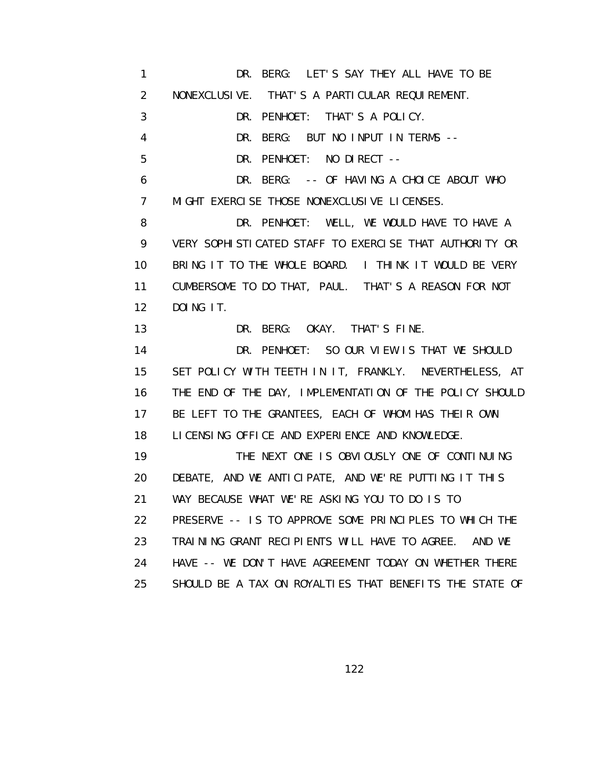DR. BERG: LET'S SAY THEY ALL HAVE TO BE NONEXCLUSIVE. THAT'S A PARTICULAR REQUIREMENT.

DR. PENHOET: THAT'S A POLICY.

DR. BERG: BUT NO INPUT IN TERMS --

DR. PENHOET: NO DIRECT --

DR. BERG: -- OF HAVING A CHOICE ABOUT WHO MIGHT EXERCISE THOSE NONEXCLUSIVE LICENSES.

DR. PENHOET: WELL, WE WOULD HAVE TO HAVE A VERY SOPHISTICATED STAFF TO EXERCISE THAT AUTHORITY OR BRING IT TO THE WHOLE BOARD. I THINK IT WOULD BE VERY CUMBERSOME TO DO THAT, PAUL. THAT'S A REASON FOR NOT DOING IT.

DR. BERG: OKAY. THAT'S FINE.

DR. PENHOET: SO OUR VIEW IS THAT WE SHOULD SET POLICY WITH TEETH IN IT, FRANKLY. NEVERTHELESS, AT THE END OF THE DAY, IMPLEMENTATION OF THE POLICY SHOULD BE LEFT TO THE GRANTEES, EACH OF WHOM HAS THEIR OWN LICENSING OFFICE AND EXPERIENCE AND KNOWLEDGE.

THE NEXT ONE IS OBVIOUSLY ONE OF CONTINUING DEBATE, AND WE ANTICIPATE, AND WE'RE PUTTING IT THIS WAY BECAUSE WHAT WE'RE ASKING YOU TO DO IS TO PRESERVE -- IS TO APPROVE SOME PRINCIPLES TO WHICH THE TRAINING GRANT RECIPIENTS WILL HAVE TO AGREE. AND WE HAVE -- WE DON'T HAVE AGREEMENT TODAY ON WHETHER THERE SHOULD BE A TAX ON ROYALTIES THAT BENEFITS THE STATE OF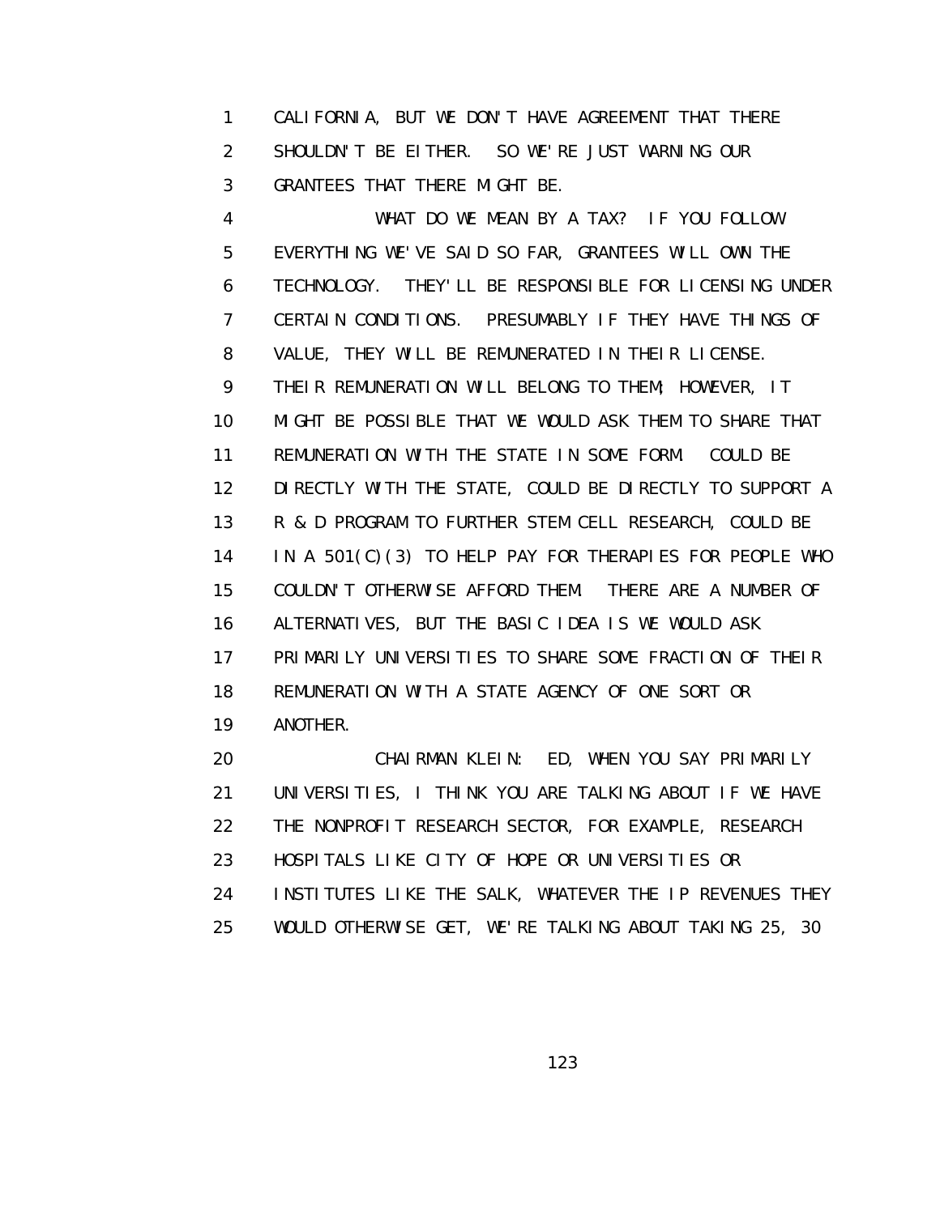1 CALIFORNIA, BUT WE DON'T HAVE AGREEMENT THAT THERE
2 SHOULDN'T BE EITHER. SO WE'RE JUST WARNING OUR
3 GRANTEES THAT THERE MIGHT BE.
4 WHAT DO WE MEAN BY A TAX? IF YOU FOLLOW
5 EVERYTHING WE'VE SAID SO FAR, GRANTEES WILL OWN THE
6 TECHNOLOGY. THEY'LL BE RESPONSIBLE FOR LICENSING UNDER
7 CERTAIN CONDITIONS. PRESUMABLY IF THEY HAVE THINGS OF
8 VALUE, THEY WILL BE REMUNERATED IN THEIR LICENSE.
9 THEIR REMUNERATION WILL BELONG TO THEM; HOWEVER, IT
10 MIGHT BE POSSIBLE THAT WE WOULD ASK THEM TO SHARE THAT
11 REMUNERATION WITH THE STATE IN SOME FORM. COULD BE
12 DIRECTLY WITH THE STATE, COULD BE DIRECTLY TO SUPPORT A
13 R & D PROGRAM TO FURTHER STEM CELL RESEARCH, COULD BE
14 IN A 501(C)(3) TO HELP PAY FOR THERAPIES FOR PEOPLE WHO
15 COULDN'T OTHERWISE AFFORD THEM. THERE ARE A NUMBER OF
16 ALTERNATIVES, BUT THE BASIC IDEA IS WE WOULD ASK
17 PRIMARILY UNIVERSITIES TO SHARE SOME FRACTION OF THEIR
18 REMUNERATION WITH A STATE AGENCY OF ONE SORT OR
19 ANOTHER.
20 CHAIRMAN KLEIN: ED, WHEN YOU SAY PRIMARILY
21 UNIVERSITIES, I THINK YOU ARE TALKING ABOUT IF WE HAVE
22 THE NONPROFIT RESEARCH SECTOR, FOR EXAMPLE, RESEARCH
23 HOSPITALS LIKE CITY OF HOPE OR UNIVERSITIES OR
24 INSTITUTES LIKE THE SALK, WHATEVER THE IP REVENUES THEY
25 WOULD OTHERWISE GET, WE'RE TALKING ABOUT TAKING 25, 30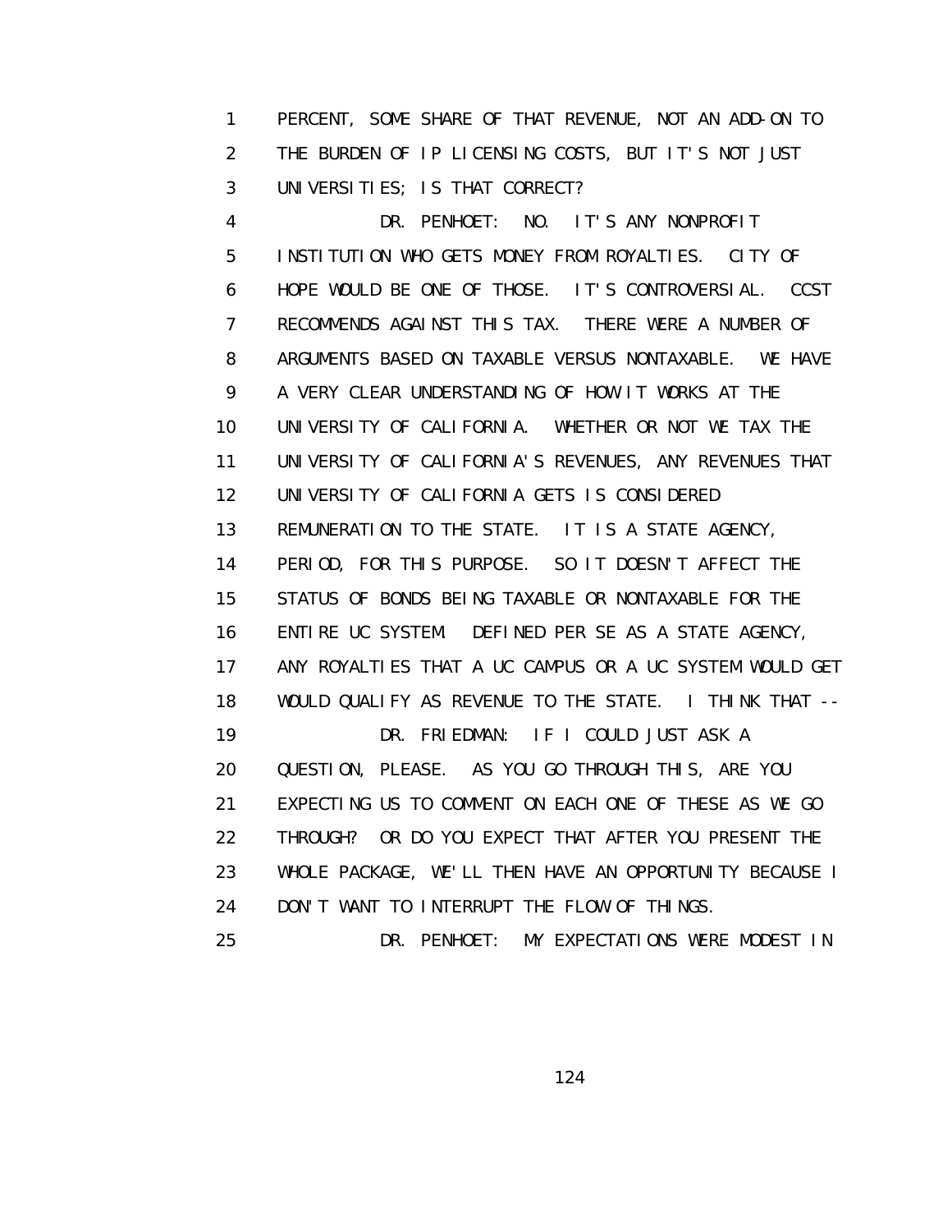PERCENT, SOME SHARE OF THAT REVENUE, NOT AN ADD-ON TO THE BURDEN OF IP LICENSING COSTS, BUT IT'S NOT JUST UNIVERSITIES; IS THAT CORRECT?

DR. PENHOET: NO. IT'S ANY NONPROFIT INSTITUTION WHO GETS MONEY FROM ROYALTIES. CITY OF HOPE WOULD BE ONE OF THOSE. IT'S CONTROVERSIAL. CCST RECOMMENDS AGAINST THIS TAX. THERE WERE A NUMBER OF ARGUMENTS BASED ON TAXABLE VERSUS NONTAXABLE. WE HAVE A VERY CLEAR UNDERSTANDING OF HOW IT WORKS AT THE UNIVERSITY OF CALIFORNIA. WHETHER OR NOT WE TAX THE UNIVERSITY OF CALIFORNIA'S REVENUES, ANY REVENUES THAT UNIVERSITY OF CALIFORNIA GETS IS CONSIDERED REMUNERATION TO THE STATE. IT IS A STATE AGENCY, PERIOD, FOR THIS PURPOSE. SO IT DOESN'T AFFECT THE STATUS OF BONDS BEING TAXABLE OR NONTAXABLE FOR THE ENTIRE UC SYSTEM. DEFINED PER SE AS A STATE AGENCY, ANY ROYALTIES THAT A UC CAMPUS OR A UC SYSTEM WOULD GET WOULD QUALIFY AS REVENUE TO THE STATE. I THINK THAT --

DR. FRIEDMAN: IF I COULD JUST ASK A QUESTION, PLEASE. AS YOU GO THROUGH THIS, ARE YOU EXPECTING US TO COMMENT ON EACH ONE OF THESE AS WE GO THROUGH? OR DO YOU EXPECT THAT AFTER YOU PRESENT THE WHOLE PACKAGE, WE'LL THEN HAVE AN OPPORTUNITY BECAUSE I DON'T WANT TO INTERRUPT THE FLOW OF THINGS.

DR. PENHOET: MY EXPECTATIONS WERE MODEST IN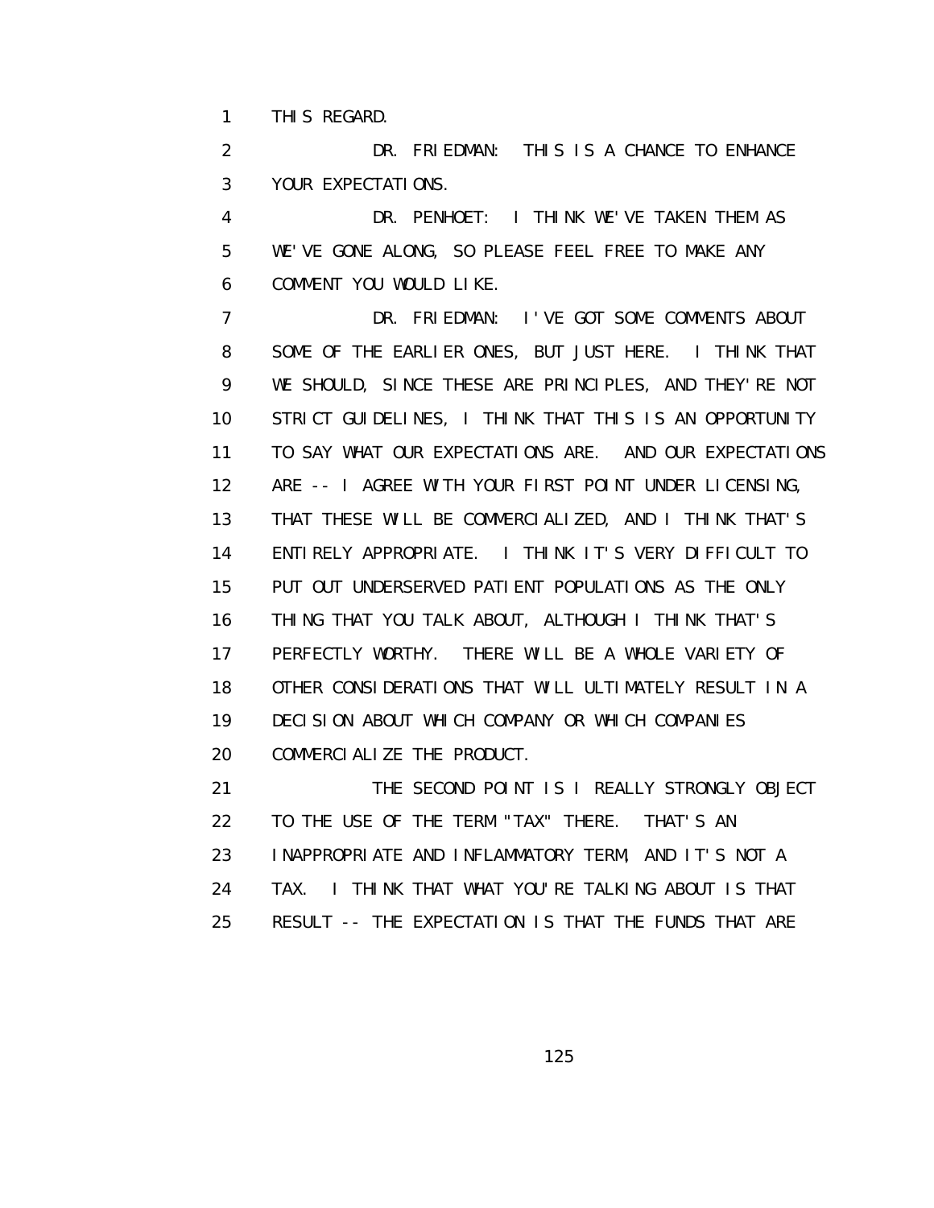THIS REGARD.

DR. FRIEDMAN: THIS IS A CHANCE TO ENHANCE YOUR EXPECTATIONS.

DR. PENHOET: I THINK WE'VE TAKEN THEM AS WE'VE GONE ALONG, SO PLEASE FEEL FREE TO MAKE ANY COMMENT YOU WOULD LIKE.

DR. FRIEDMAN: I'VE GOT SOME COMMENTS ABOUT SOME OF THE EARLIER ONES, BUT JUST HERE. I THINK THAT WE SHOULD, SINCE THESE ARE PRINCIPLES, AND THEY'RE NOT STRICT GUIDELINES, I THINK THAT THIS IS AN OPPORTUNITY TO SAY WHAT OUR EXPECTATIONS ARE. AND OUR EXPECTATIONS ARE -- I AGREE WITH YOUR FIRST POINT UNDER LICENSING, THAT THESE WILL BE COMMERCIALIZED, AND I THINK THAT'S ENTIRELY APPROPRIATE. I THINK IT'S VERY DIFFICULT TO PUT OUT UNDERSERVED PATIENT POPULATIONS AS THE ONLY THING THAT YOU TALK ABOUT, ALTHOUGH I THINK THAT'S PERFECTLY WORTHY. THERE WILL BE A WHOLE VARIETY OF OTHER CONSIDERATIONS THAT WILL ULTIMATELY RESULT IN A DECISION ABOUT WHICH COMPANY OR WHICH COMPANIES COMMERCIALIZE THE PRODUCT.

THE SECOND POINT IS I REALLY STRONGLY OBJECT TO THE USE OF THE TERM "TAX" THERE. THAT'S AN INAPPROPRIATE AND INFLAMMATORY TERM, AND IT'S NOT A TAX. I THINK THAT WHAT YOU'RE TALKING ABOUT IS THAT RESULT -- THE EXPECTATION IS THAT THE FUNDS THAT ARE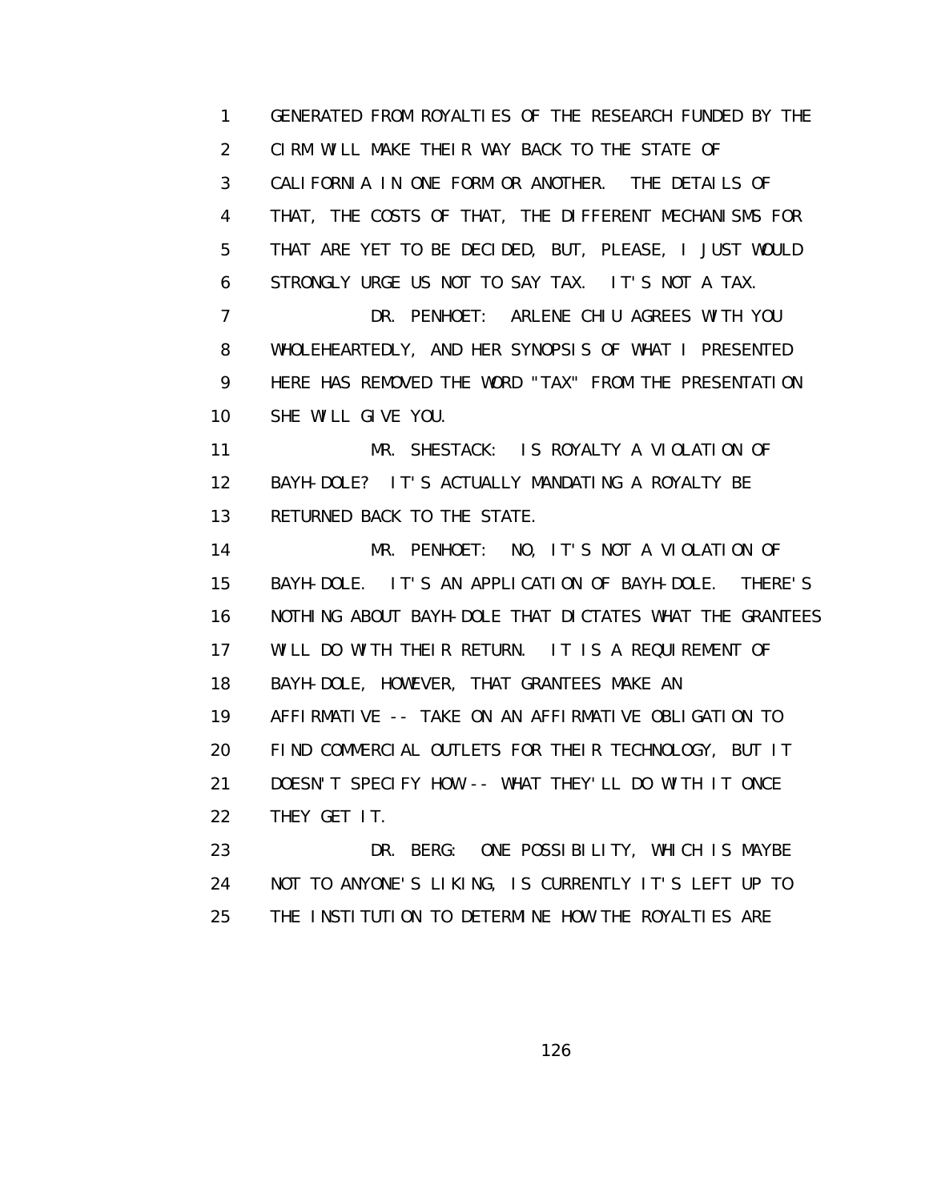GENERATED FROM ROYALTIES OF THE RESEARCH FUNDED BY THE CIRM WILL MAKE THEIR WAY BACK TO THE STATE OF CALIFORNIA IN ONE FORM OR ANOTHER. THE DETAILS OF THAT, THE COSTS OF THAT, THE DIFFERENT MECHANISMS FOR THAT ARE YET TO BE DECIDED, BUT, PLEASE, I JUST WOULD STRONGLY URGE US NOT TO SAY TAX. IT'S NOT A TAX.

DR. PENHOET: ARLENE CHIU AGREES WITH YOU WHOLEHEARTEDLY, AND HER SYNOPSIS OF WHAT I PRESENTED HERE HAS REMOVED THE WORD "TAX" FROM THE PRESENTATION SHE WILL GIVE YOU.

MR. SHESTACK: IS ROYALTY A VIOLATION OF BAYH-DOLE? IT'S ACTUALLY MANDATING A ROYALTY BE RETURNED BACK TO THE STATE.

MR. PENHOET: NO, IT'S NOT A VIOLATION OF BAYH-DOLE. IT'S AN APPLICATION OF BAYH-DOLE. THERE'S NOTHING ABOUT BAYH-DOLE THAT DICTATES WHAT THE GRANTEES WILL DO WITH THEIR RETURN. IT IS A REQUIREMENT OF BAYH-DOLE, HOWEVER, THAT GRANTEES MAKE AN AFFIRMATIVE -- TAKE ON AN AFFIRMATIVE OBLIGATION TO FIND COMMERCIAL OUTLETS FOR THEIR TECHNOLOGY, BUT IT DOESN'T SPECIFY HOW -- WHAT THEY'LL DO WITH IT ONCE THEY GET IT.

DR. BERG: ONE POSSIBILITY, WHICH IS MAYBE NOT TO ANYONE'S LIKING, IS CURRENTLY IT'S LEFT UP TO THE INSTITUTION TO DETERMINE HOW THE ROYALTIES ARE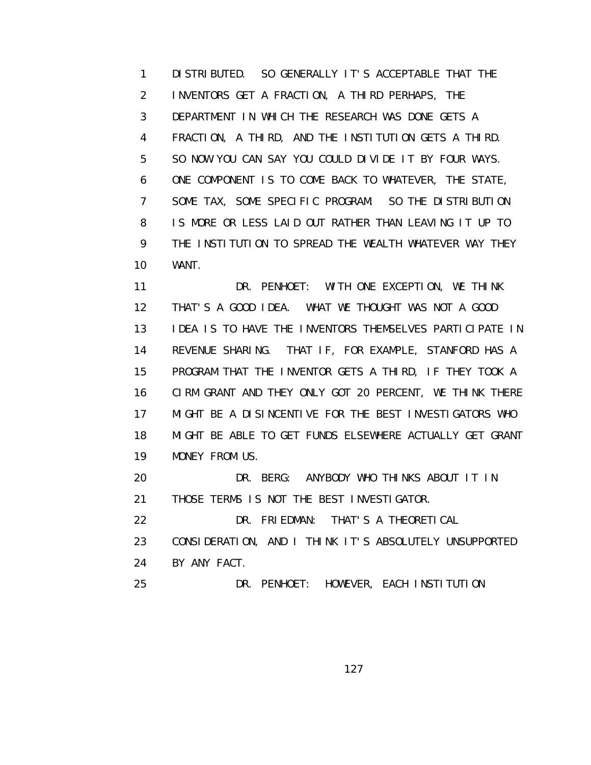DISTRIBUTED. SO GENERALLY IT'S ACCEPTABLE THAT THE INVENTORS GET A FRACTION, A THIRD PERHAPS, THE DEPARTMENT IN WHICH THE RESEARCH WAS DONE GETS A FRACTION, A THIRD, AND THE INSTITUTION GETS A THIRD. SO NOW YOU CAN SAY YOU COULD DIVIDE IT BY FOUR WAYS. ONE COMPONENT IS TO COME BACK TO WHATEVER, THE STATE, SOME TAX, SOME SPECIFIC PROGRAM. SO THE DISTRIBUTION IS MORE OR LESS LAID OUT RATHER THAN LEAVING IT UP TO THE INSTITUTION TO SPREAD THE WEALTH WHATEVER WAY THEY WANT.

DR. PENHOET: WITH ONE EXCEPTION, WE THINK THAT'S A GOOD IDEA. WHAT WE THOUGHT WAS NOT A GOOD IDEA IS TO HAVE THE INVENTORS THEMSELVES PARTICIPATE IN REVENUE SHARING. THAT IF, FOR EXAMPLE, STANFORD HAS A PROGRAM THAT THE INVENTOR GETS A THIRD, IF THEY TOOK A CIRM GRANT AND THEY ONLY GOT 20 PERCENT, WE THINK THERE MIGHT BE A DISINCENTIVE FOR THE BEST INVESTIGATORS WHO MIGHT BE ABLE TO GET FUNDS ELSEWHERE ACTUALLY GET GRANT MONEY FROM US.

DR. BERG: ANYBODY WHO THINKS ABOUT IT IN THOSE TERMS IS NOT THE BEST INVESTIGATOR.

DR. FRIEDMAN: THAT'S A THEORETICAL CONSIDERATION, AND I THINK IT'S ABSOLUTELY UNSUPPORTED BY ANY FACT.

DR. PENHOET: HOWEVER, EACH INSTITUTION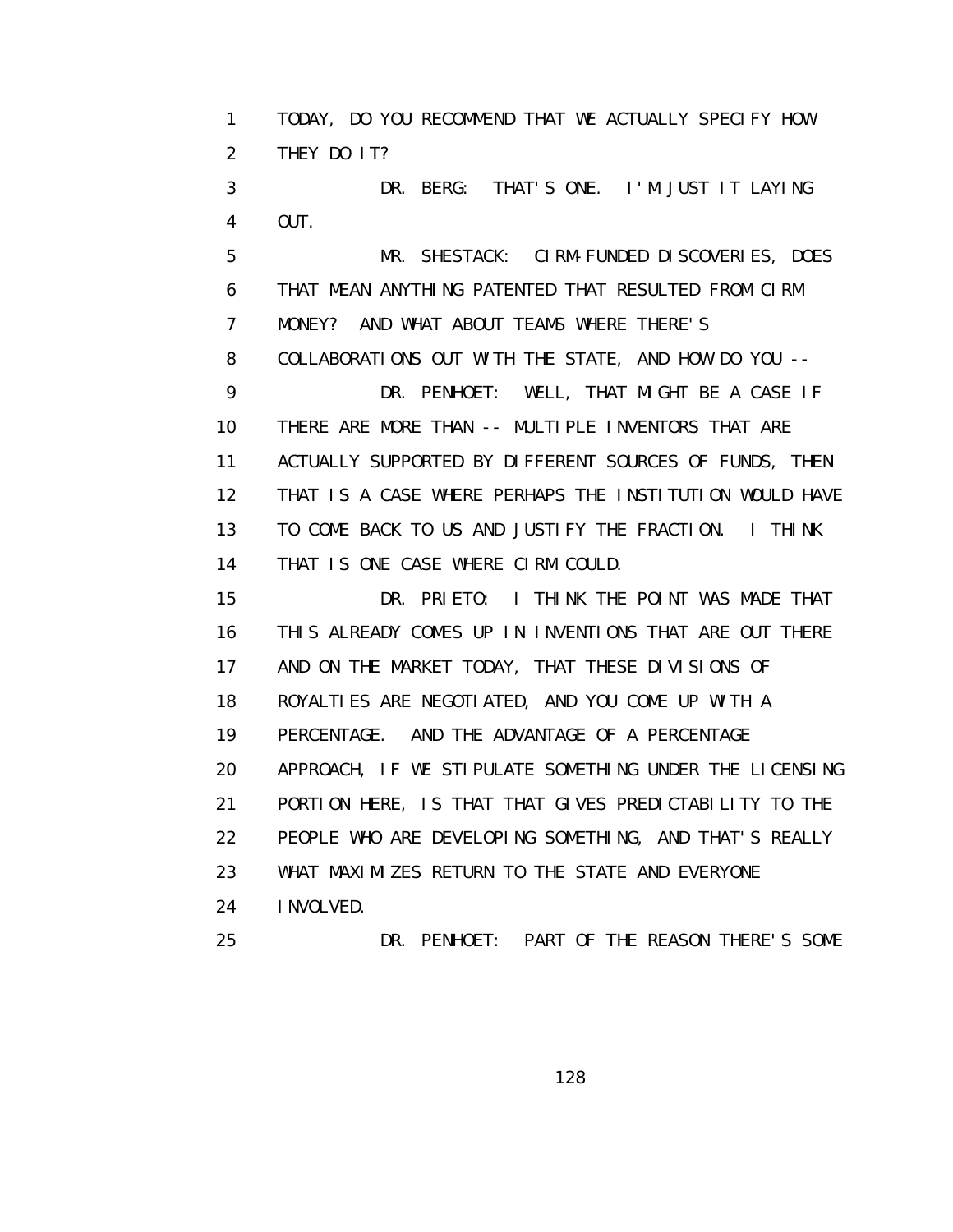TODAY, DO YOU RECOMMEND THAT WE ACTUALLY SPECIFY HOW THEY DO IT?

DR. BERG: THAT'S ONE. I'M JUST IT LAYING OUT.

MR. SHESTACK: CIRM-FUNDED DISCOVERIES, DOES THAT MEAN ANYTHING PATENTED THAT RESULTED FROM CIRM MONEY? AND WHAT ABOUT TEAMS WHERE THERE'S COLLABORATIONS OUT WITH THE STATE, AND HOW DO YOU --

DR. PENHOET: WELL, THAT MIGHT BE A CASE IF THERE ARE MORE THAN -- MULTIPLE INVENTORS THAT ARE ACTUALLY SUPPORTED BY DIFFERENT SOURCES OF FUNDS, THEN THAT IS A CASE WHERE PERHAPS THE INSTITUTION WOULD HAVE TO COME BACK TO US AND JUSTIFY THE FRACTION. I THINK THAT IS ONE CASE WHERE CIRM COULD.

DR. PRIETO: I THINK THE POINT WAS MADE THAT THIS ALREADY COMES UP IN INVENTIONS THAT ARE OUT THERE AND ON THE MARKET TODAY, THAT THESE DIVISIONS OF ROYALTIES ARE NEGOTIATED, AND YOU COME UP WITH A PERCENTAGE. AND THE ADVANTAGE OF A PERCENTAGE APPROACH, IF WE STIPULATE SOMETHING UNDER THE LICENSING PORTION HERE, IS THAT THAT GIVES PREDICTABILITY TO THE PEOPLE WHO ARE DEVELOPING SOMETHING, AND THAT'S REALLY WHAT MAXIMIZES RETURN TO THE STATE AND EVERYONE INVOLVED.

DR. PENHOET: PART OF THE REASON THERE'S SOME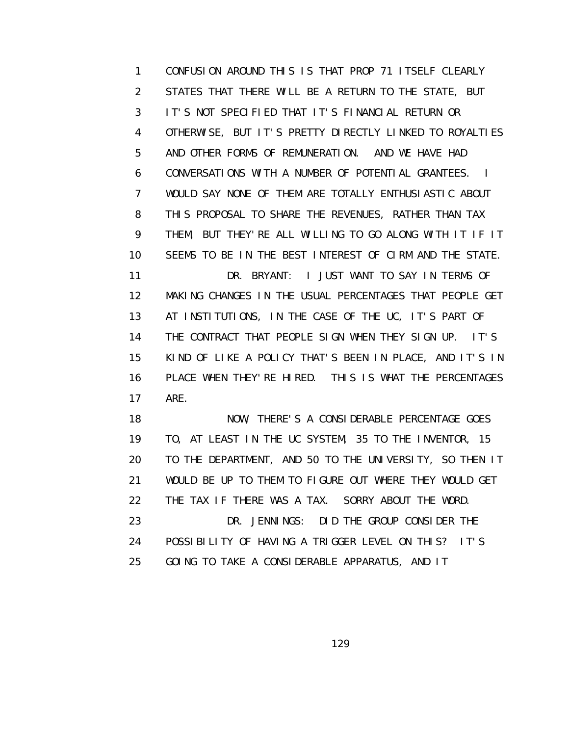CONFUSION AROUND THIS IS THAT PROP 71 ITSELF CLEARLY STATES THAT THERE WILL BE A RETURN TO THE STATE, BUT IT'S NOT SPECIFIED THAT IT'S FINANCIAL RETURN OR OTHERWISE, BUT IT'S PRETTY DIRECTLY LINKED TO ROYALTIES AND OTHER FORMS OF REMUNERATION. AND WE HAVE HAD CONVERSATIONS WITH A NUMBER OF POTENTIAL GRANTEES. I WOULD SAY NONE OF THEM ARE TOTALLY ENTHUSIASTIC ABOUT THIS PROPOSAL TO SHARE THE REVENUES, RATHER THAN TAX THEM, BUT THEY'RE ALL WILLING TO GO ALONG WITH IT IF IT SEEMS TO BE IN THE BEST INTEREST OF CIRM AND THE STATE.

DR. BRYANT: I JUST WANT TO SAY IN TERMS OF MAKING CHANGES IN THE USUAL PERCENTAGES THAT PEOPLE GET AT INSTITUTIONS, IN THE CASE OF THE UC, IT'S PART OF THE CONTRACT THAT PEOPLE SIGN WHEN THEY SIGN UP. IT'S KIND OF LIKE A POLICY THAT'S BEEN IN PLACE, AND IT'S IN PLACE WHEN THEY'RE HIRED. THIS IS WHAT THE PERCENTAGES ARE.

NOW, THERE'S A CONSIDERABLE PERCENTAGE GOES TO, AT LEAST IN THE UC SYSTEM, 35 TO THE INVENTOR, 15 TO THE DEPARTMENT, AND 50 TO THE UNIVERSITY, SO THEN IT WOULD BE UP TO THEM TO FIGURE OUT WHERE THEY WOULD GET THE TAX IF THERE WAS A TAX. SORRY ABOUT THE WORD.

DR. JENNINGS: DID THE GROUP CONSIDER THE POSSIBILITY OF HAVING A TRIGGER LEVEL ON THIS? IT'S GOING TO TAKE A CONSIDERABLE APPARATUS, AND IT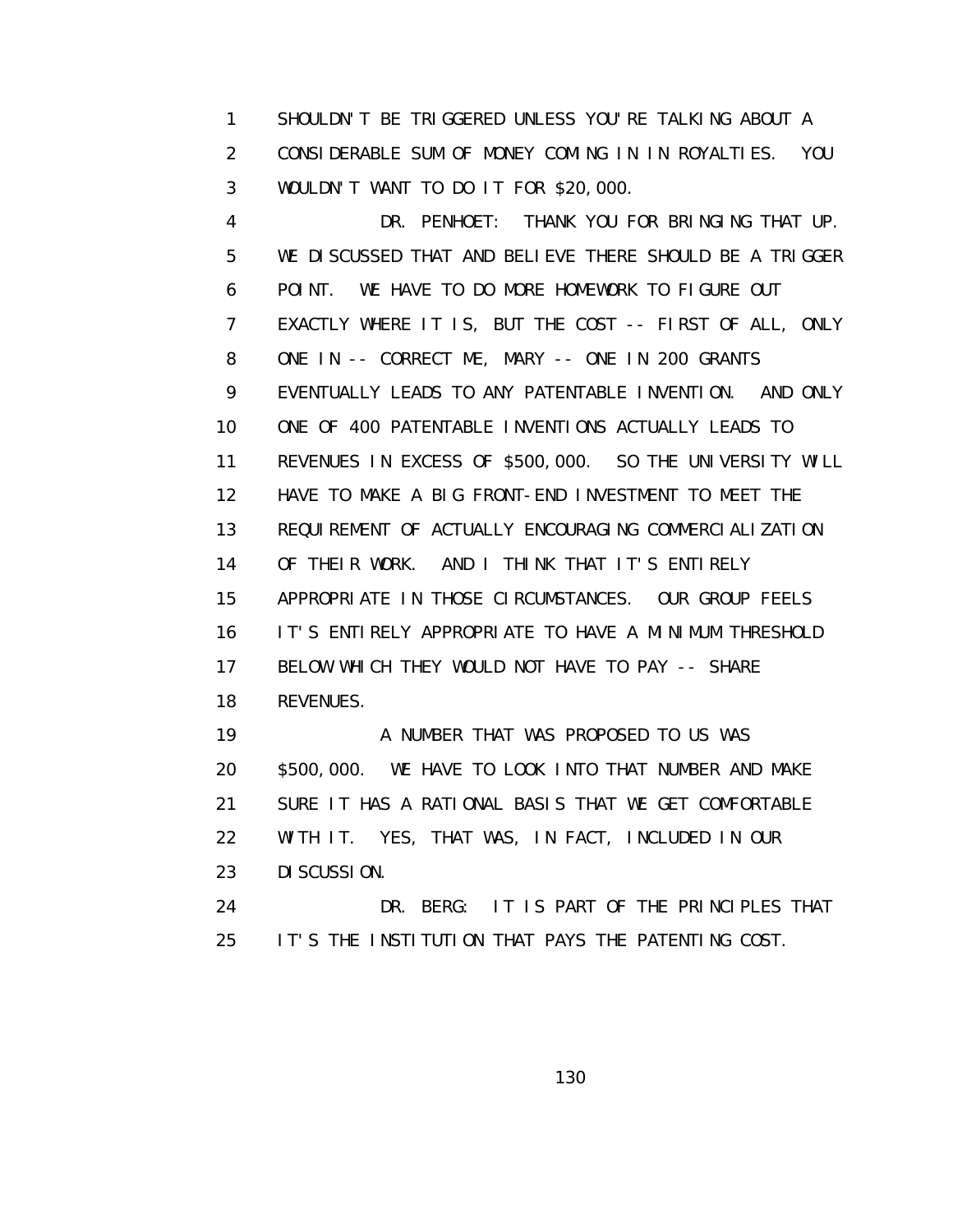SHOULDN'T BE TRIGGERED UNLESS YOU'RE TALKING ABOUT A CONSIDERABLE SUM OF MONEY COMING IN IN ROYALTIES. YOU WOULDN'T WANT TO DO IT FOR $20,000.

DR. PENHOET: THANK YOU FOR BRINGING THAT UP. WE DISCUSSED THAT AND BELIEVE THERE SHOULD BE A TRIGGER POINT. WE HAVE TO DO MORE HOMEWORK TO FIGURE OUT EXACTLY WHERE IT IS, BUT THE COST -- FIRST OF ALL, ONLY ONE IN -- CORRECT ME, MARY -- ONE IN 200 GRANTS EVENTUALLY LEADS TO ANY PATENTABLE INVENTION. AND ONLY ONE OF 400 PATENTABLE INVENTIONS ACTUALLY LEADS TO REVENUES IN EXCESS OF $500,000. SO THE UNIVERSITY WILL HAVE TO MAKE A BIG FRONT-END INVESTMENT TO MEET THE REQUIREMENT OF ACTUALLY ENCOURAGING COMMERCIALIZATION OF THEIR WORK. AND I THINK THAT IT'S ENTIRELY APPROPRIATE IN THOSE CIRCUMSTANCES. OUR GROUP FEELS IT'S ENTIRELY APPROPRIATE TO HAVE A MINIMUM THRESHOLD BELOW WHICH THEY WOULD NOT HAVE TO PAY -- SHARE REVENUES.

A NUMBER THAT WAS PROPOSED TO US WAS $500,000. WE HAVE TO LOOK INTO THAT NUMBER AND MAKE SURE IT HAS A RATIONAL BASIS THAT WE GET COMFORTABLE WITH IT. YES, THAT WAS, IN FACT, INCLUDED IN OUR DISCUSSION.

DR. BERG: IT IS PART OF THE PRINCIPLES THAT IT'S THE INSTITUTION THAT PAYS THE PATENTING COST.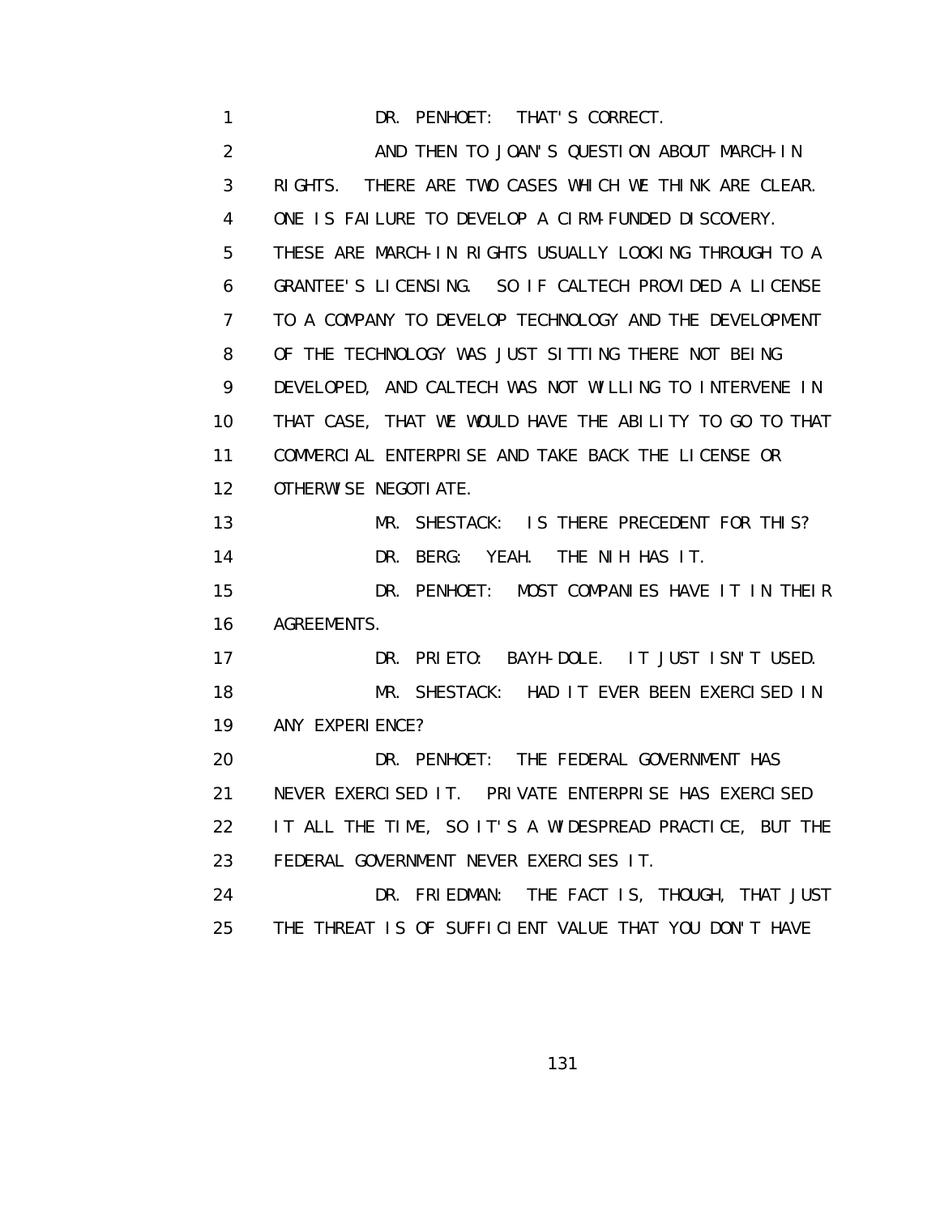DR. PENHOET: THAT'S CORRECT.

AND THEN TO JOAN'S QUESTION ABOUT MARCH-IN RIGHTS. THERE ARE TWO CASES WHICH WE THINK ARE CLEAR. ONE IS FAILURE TO DEVELOP A CIRM-FUNDED DISCOVERY. THESE ARE MARCH-IN RIGHTS USUALLY LOOKING THROUGH TO A GRANTEE'S LICENSING. SO IF CALTECH PROVIDED A LICENSE TO A COMPANY TO DEVELOP TECHNOLOGY AND THE DEVELOPMENT OF THE TECHNOLOGY WAS JUST SITTING THERE NOT BEING DEVELOPED, AND CALTECH WAS NOT WILLING TO INTERVENE IN THAT CASE, THAT WE WOULD HAVE THE ABILITY TO GO TO THAT COMMERCIAL ENTERPRISE AND TAKE BACK THE LICENSE OR OTHERWISE NEGOTIATE.

MR. SHESTACK: IS THERE PRECEDENT FOR THIS?

DR. BERG: YEAH. THE NIH HAS IT.

DR. PENHOET: MOST COMPANIES HAVE IT IN THEIR AGREEMENTS.

DR. PRIETO: BAYH-DOLE. IT JUST ISN'T USED.

MR. SHESTACK: HAD IT EVER BEEN EXERCISED IN ANY EXPERIENCE?

DR. PENHOET: THE FEDERAL GOVERNMENT HAS NEVER EXERCISED IT. PRIVATE ENTERPRISE HAS EXERCISED IT ALL THE TIME, SO IT'S A WIDESPREAD PRACTICE, BUT THE FEDERAL GOVERNMENT NEVER EXERCISES IT.

DR. FRIEDMAN: THE FACT IS, THOUGH, THAT JUST THE THREAT IS OF SUFFICIENT VALUE THAT YOU DON'T HAVE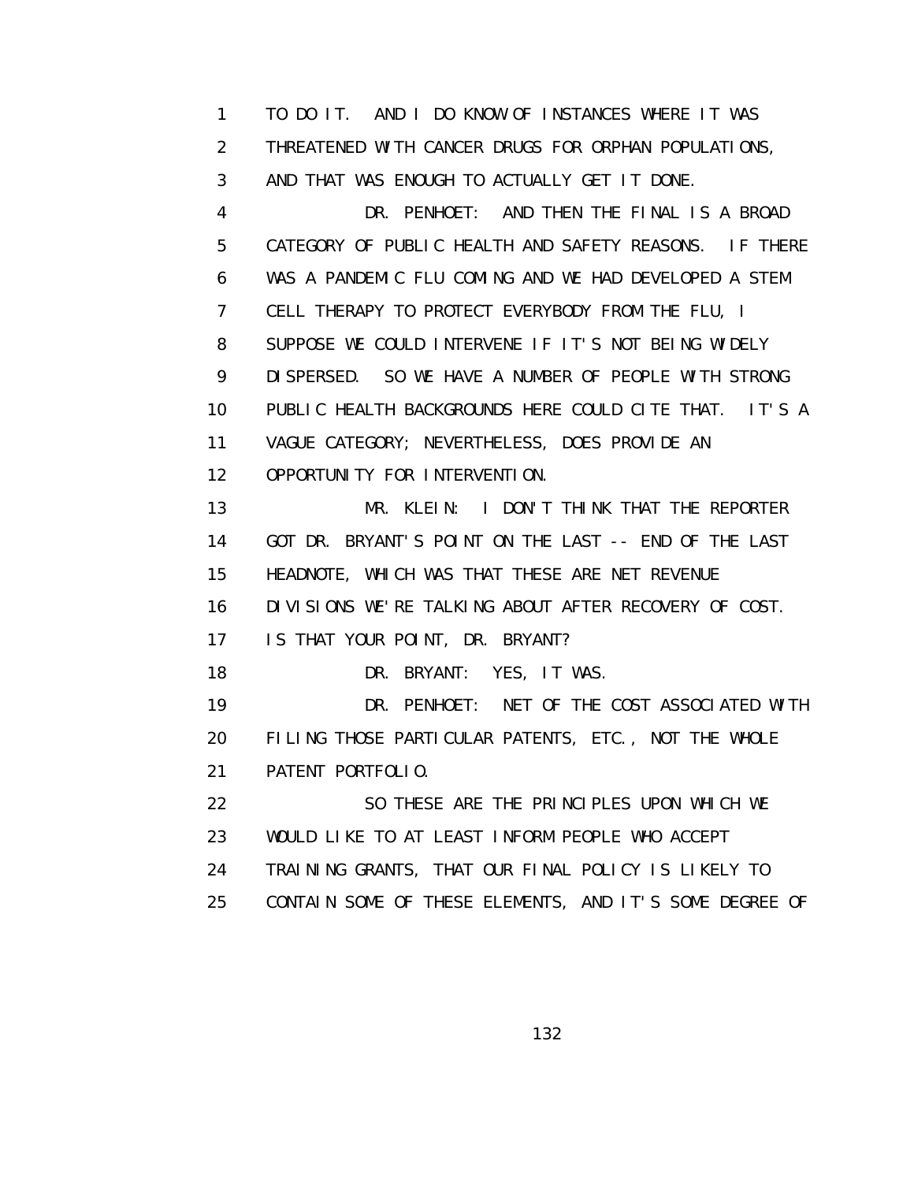TO DO IT. AND I DO KNOW OF INSTANCES WHERE IT WAS THREATENED WITH CANCER DRUGS FOR ORPHAN POPULATIONS, AND THAT WAS ENOUGH TO ACTUALLY GET IT DONE.

DR. PENHOET: AND THEN THE FINAL IS A BROAD CATEGORY OF PUBLIC HEALTH AND SAFETY REASONS. IF THERE WAS A PANDEMIC FLU COMING AND WE HAD DEVELOPED A STEM CELL THERAPY TO PROTECT EVERYBODY FROM THE FLU, I SUPPOSE WE COULD INTERVENE IF IT'S NOT BEING WIDELY DISPERSED. SO WE HAVE A NUMBER OF PEOPLE WITH STRONG PUBLIC HEALTH BACKGROUNDS HERE COULD CITE THAT. IT'S A VAGUE CATEGORY; NEVERTHELESS, DOES PROVIDE AN OPPORTUNITY FOR INTERVENTION.

MR. KLEIN: I DON'T THINK THAT THE REPORTER GOT DR. BRYANT'S POINT ON THE LAST -- END OF THE LAST HEADNOTE, WHICH WAS THAT THESE ARE NET REVENUE DIVISIONS WE'RE TALKING ABOUT AFTER RECOVERY OF COST. IS THAT YOUR POINT, DR. BRYANT?

DR. BRYANT: YES, IT WAS.

DR. PENHOET: NET OF THE COST ASSOCIATED WITH FILING THOSE PARTICULAR PATENTS, ETC., NOT THE WHOLE PATENT PORTFOLIO.

SO THESE ARE THE PRINCIPLES UPON WHICH WE WOULD LIKE TO AT LEAST INFORM PEOPLE WHO ACCEPT TRAINING GRANTS, THAT OUR FINAL POLICY IS LIKELY TO CONTAIN SOME OF THESE ELEMENTS, AND IT'S SOME DEGREE OF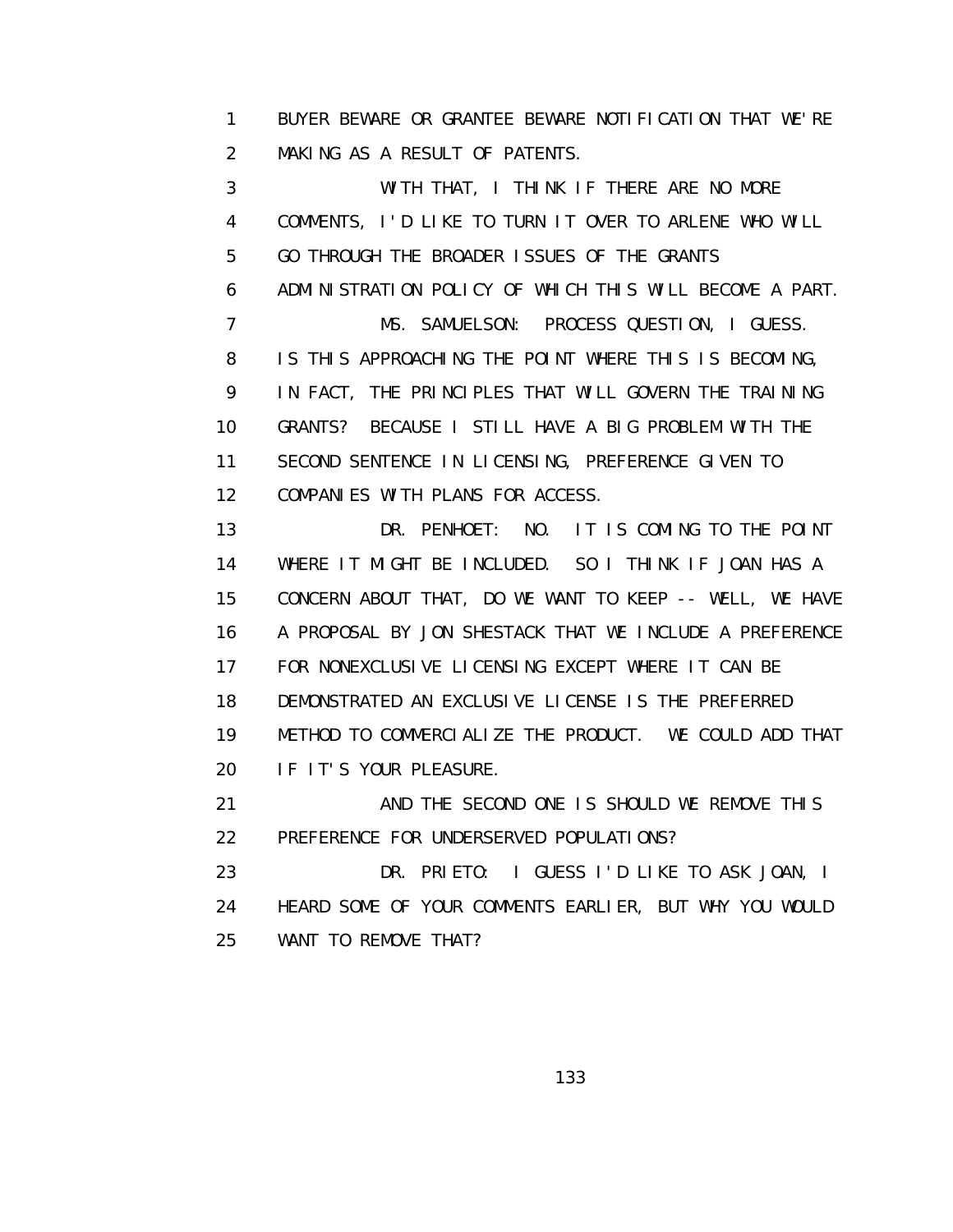1 BUYER BEWARE OR GRANTEE BEWARE NOTIFICATION THAT WE'RE
2 MAKING AS A RESULT OF PATENTS.

3 WITH THAT, I THINK IF THERE ARE NO MORE
4 COMMENTS, I'D LIKE TO TURN IT OVER TO ARLENE WHO WILL
5 GO THROUGH THE BROADER ISSUES OF THE GRANTS
6 ADMINISTRATION POLICY OF WHICH THIS WILL BECOME A PART.

7 MS. SAMUELSON: PROCESS QUESTION, I GUESS.
8 IS THIS APPROACHING THE POINT WHERE THIS IS BECOMING,
9 IN FACT, THE PRINCIPLES THAT WILL GOVERN THE TRAINING
10 GRANTS? BECAUSE I STILL HAVE A BIG PROBLEM WITH THE
11 SECOND SENTENCE IN LICENSING, PREFERENCE GIVEN TO
12 COMPANIES WITH PLANS FOR ACCESS.

13 DR. PENHOET: NO. IT IS COMING TO THE POINT
14 WHERE IT MIGHT BE INCLUDED. SO I THINK IF JOAN HAS A
15 CONCERN ABOUT THAT, DO WE WANT TO KEEP -- WELL, WE HAVE
16 A PROPOSAL BY JON SHESTACK THAT WE INCLUDE A PREFERENCE
17 FOR NONEXCLUSIVE LICENSING EXCEPT WHERE IT CAN BE
18 DEMONSTRATED AN EXCLUSIVE LICENSE IS THE PREFERRED
19 METHOD TO COMMERCIALIZE THE PRODUCT. WE COULD ADD THAT
20 IF IT'S YOUR PLEASURE.

21 AND THE SECOND ONE IS SHOULD WE REMOVE THIS
22 PREFERENCE FOR UNDERSERVED POPULATIONS?

23 DR. PRIETO: I GUESS I'D LIKE TO ASK JOAN, I
24 HEARD SOME OF YOUR COMMENTS EARLIER, BUT WHY YOU WOULD
25 WANT TO REMOVE THAT?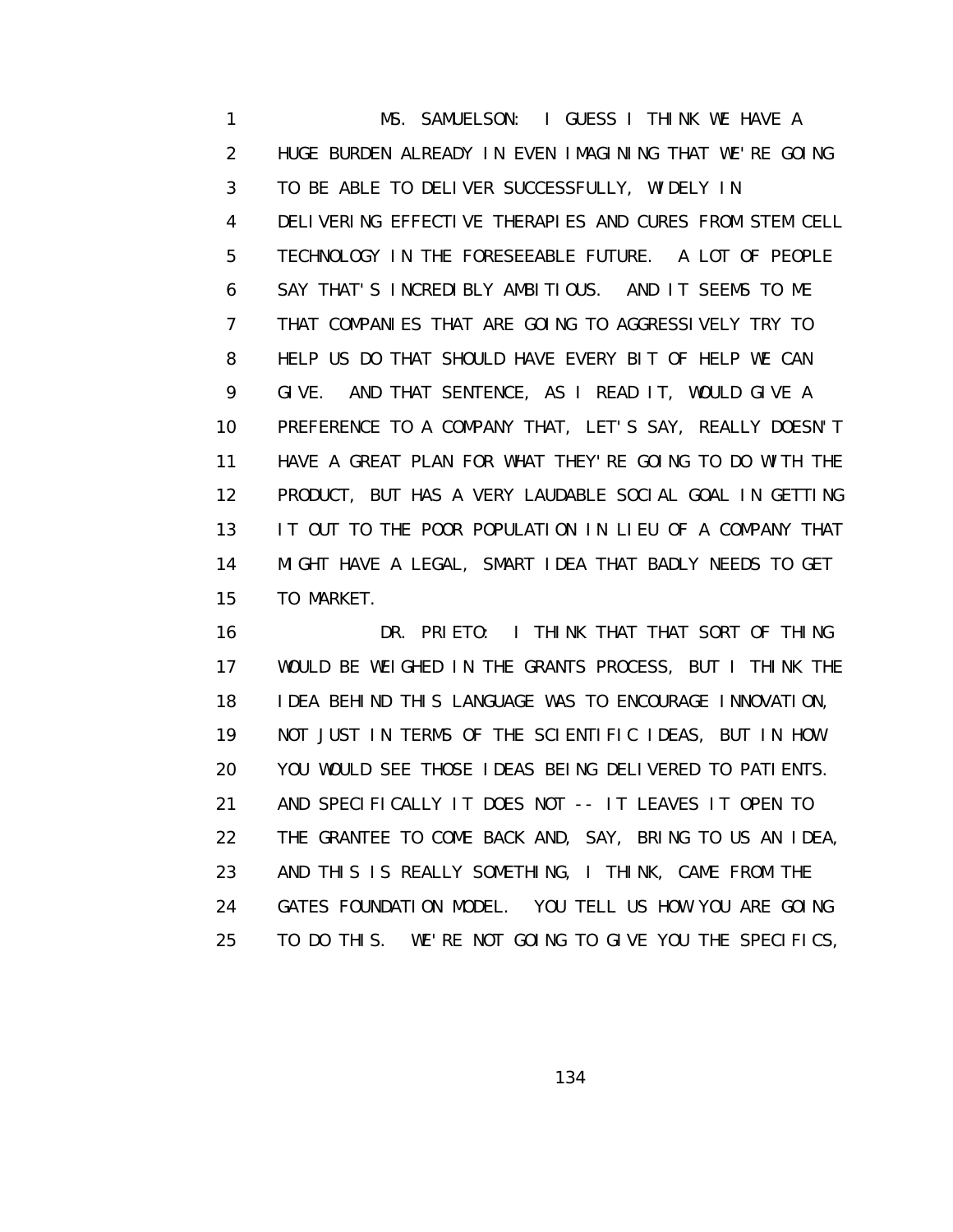MS. SAMUELSON: I GUESS I THINK WE HAVE A HUGE BURDEN ALREADY IN EVEN IMAGINING THAT WE'RE GOING TO BE ABLE TO DELIVER SUCCESSFULLY, WIDELY IN DELIVERING EFFECTIVE THERAPIES AND CURES FROM STEM CELL TECHNOLOGY IN THE FORESEEABLE FUTURE. A LOT OF PEOPLE SAY THAT'S INCREDIBLY AMBITIOUS. AND IT SEEMS TO ME THAT COMPANIES THAT ARE GOING TO AGGRESSIVELY TRY TO HELP US DO THAT SHOULD HAVE EVERY BIT OF HELP WE CAN GIVE. AND THAT SENTENCE, AS I READ IT, WOULD GIVE A PREFERENCE TO A COMPANY THAT, LET'S SAY, REALLY DOESN'T HAVE A GREAT PLAN FOR WHAT THEY'RE GOING TO DO WITH THE PRODUCT, BUT HAS A VERY LAUDABLE SOCIAL GOAL IN GETTING IT OUT TO THE POOR POPULATION IN LIEU OF A COMPANY THAT MIGHT HAVE A LEGAL, SMART IDEA THAT BADLY NEEDS TO GET TO MARKET.

DR. PRIETO: I THINK THAT THAT SORT OF THING WOULD BE WEIGHED IN THE GRANTS PROCESS, BUT I THINK THE IDEA BEHIND THIS LANGUAGE WAS TO ENCOURAGE INNOVATION, NOT JUST IN TERMS OF THE SCIENTIFIC IDEAS, BUT IN HOW YOU WOULD SEE THOSE IDEAS BEING DELIVERED TO PATIENTS. AND SPECIFICALLY IT DOES NOT -- IT LEAVES IT OPEN TO THE GRANTEE TO COME BACK AND, SAY, BRING TO US AN IDEA, AND THIS IS REALLY SOMETHING, I THINK, CAME FROM THE GATES FOUNDATION MODEL. YOU TELL US HOW YOU ARE GOING TO DO THIS. WE'RE NOT GOING TO GIVE YOU THE SPECIFICS,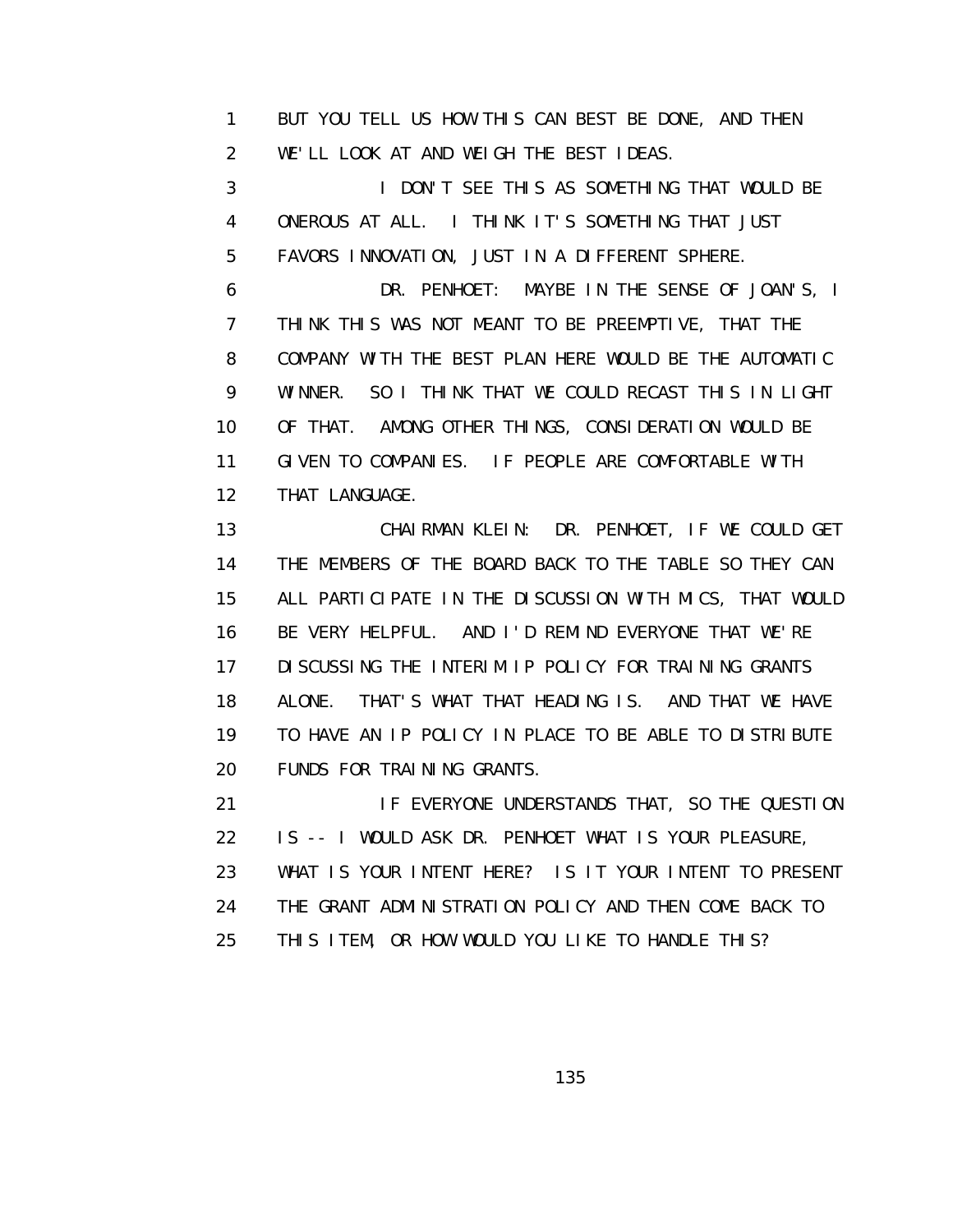BUT YOU TELL US HOW THIS CAN BEST BE DONE, AND THEN WE'LL LOOK AT AND WEIGH THE BEST IDEAS.

I DON'T SEE THIS AS SOMETHING THAT WOULD BE ONEROUS AT ALL. I THINK IT'S SOMETHING THAT JUST FAVORS INNOVATION, JUST IN A DIFFERENT SPHERE.

DR. PENHOET: MAYBE IN THE SENSE OF JOAN'S, I THINK THIS WAS NOT MEANT TO BE PREEMPTIVE, THAT THE COMPANY WITH THE BEST PLAN HERE WOULD BE THE AUTOMATIC WINNER. SO I THINK THAT WE COULD RECAST THIS IN LIGHT OF THAT. AMONG OTHER THINGS, CONSIDERATION WOULD BE GIVEN TO COMPANIES. IF PEOPLE ARE COMFORTABLE WITH THAT LANGUAGE.

CHAIRMAN KLEIN: DR. PENHOET, IF WE COULD GET THE MEMBERS OF THE BOARD BACK TO THE TABLE SO THEY CAN ALL PARTICIPATE IN THE DISCUSSION WITH MICS, THAT WOULD BE VERY HELPFUL. AND I'D REMIND EVERYONE THAT WE'RE DISCUSSING THE INTERIM IP POLICY FOR TRAINING GRANTS ALONE. THAT'S WHAT THAT HEADING IS. AND THAT WE HAVE TO HAVE AN IP POLICY IN PLACE TO BE ABLE TO DISTRIBUTE FUNDS FOR TRAINING GRANTS.

IF EVERYONE UNDERSTANDS THAT, SO THE QUESTION IS -- I WOULD ASK DR. PENHOET WHAT IS YOUR PLEASURE, WHAT IS YOUR INTENT HERE? IS IT YOUR INTENT TO PRESENT THE GRANT ADMINISTRATION POLICY AND THEN COME BACK TO THIS ITEM, OR HOW WOULD YOU LIKE TO HANDLE THIS?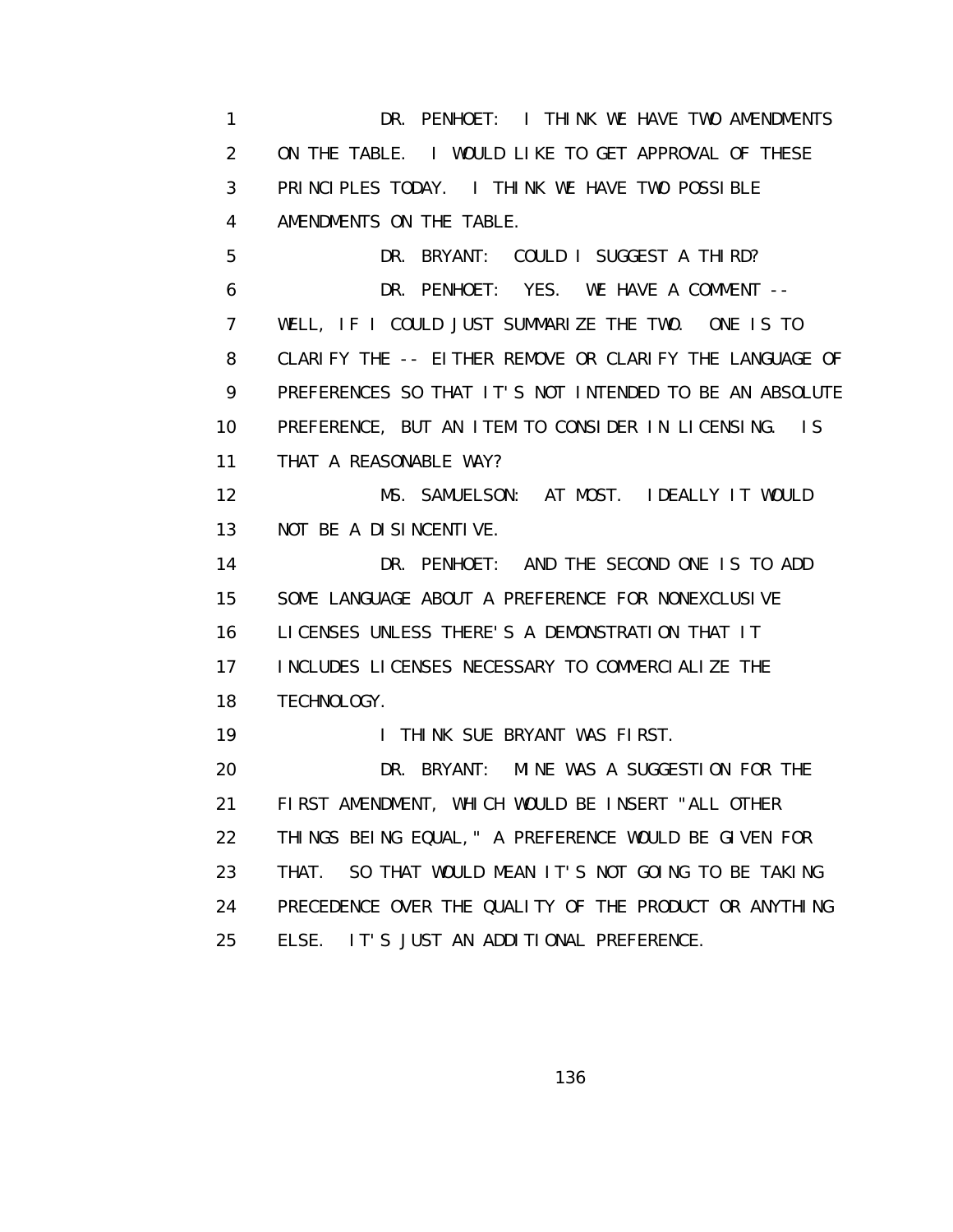DR. PENHOET: I THINK WE HAVE TWO AMENDMENTS ON THE TABLE. I WOULD LIKE TO GET APPROVAL OF THESE PRINCIPLES TODAY. I THINK WE HAVE TWO POSSIBLE AMENDMENTS ON THE TABLE.

DR. BRYANT: COULD I SUGGEST A THIRD?

DR. PENHOET: YES. WE HAVE A COMMENT -- WELL, IF I COULD JUST SUMMARIZE THE TWO. ONE IS TO CLARIFY THE -- EITHER REMOVE OR CLARIFY THE LANGUAGE OF PREFERENCES SO THAT IT'S NOT INTENDED TO BE AN ABSOLUTE PREFERENCE, BUT AN ITEM TO CONSIDER IN LICENSING. IS THAT A REASONABLE WAY?

MS. SAMUELSON: AT MOST. IDEALLY IT WOULD NOT BE A DISINCENTIVE.

DR. PENHOET: AND THE SECOND ONE IS TO ADD SOME LANGUAGE ABOUT A PREFERENCE FOR NONEXCLUSIVE LICENSES UNLESS THERE'S A DEMONSTRATION THAT IT INCLUDES LICENSES NECESSARY TO COMMERCIALIZE THE TECHNOLOGY.

I THINK SUE BRYANT WAS FIRST.

DR. BRYANT: MINE WAS A SUGGESTION FOR THE FIRST AMENDMENT, WHICH WOULD BE INSERT "ALL OTHER THINGS BEING EQUAL," A PREFERENCE WOULD BE GIVEN FOR THAT. SO THAT WOULD MEAN IT'S NOT GOING TO BE TAKING PRECEDENCE OVER THE QUALITY OF THE PRODUCT OR ANYTHING ELSE. IT'S JUST AN ADDITIONAL PREFERENCE.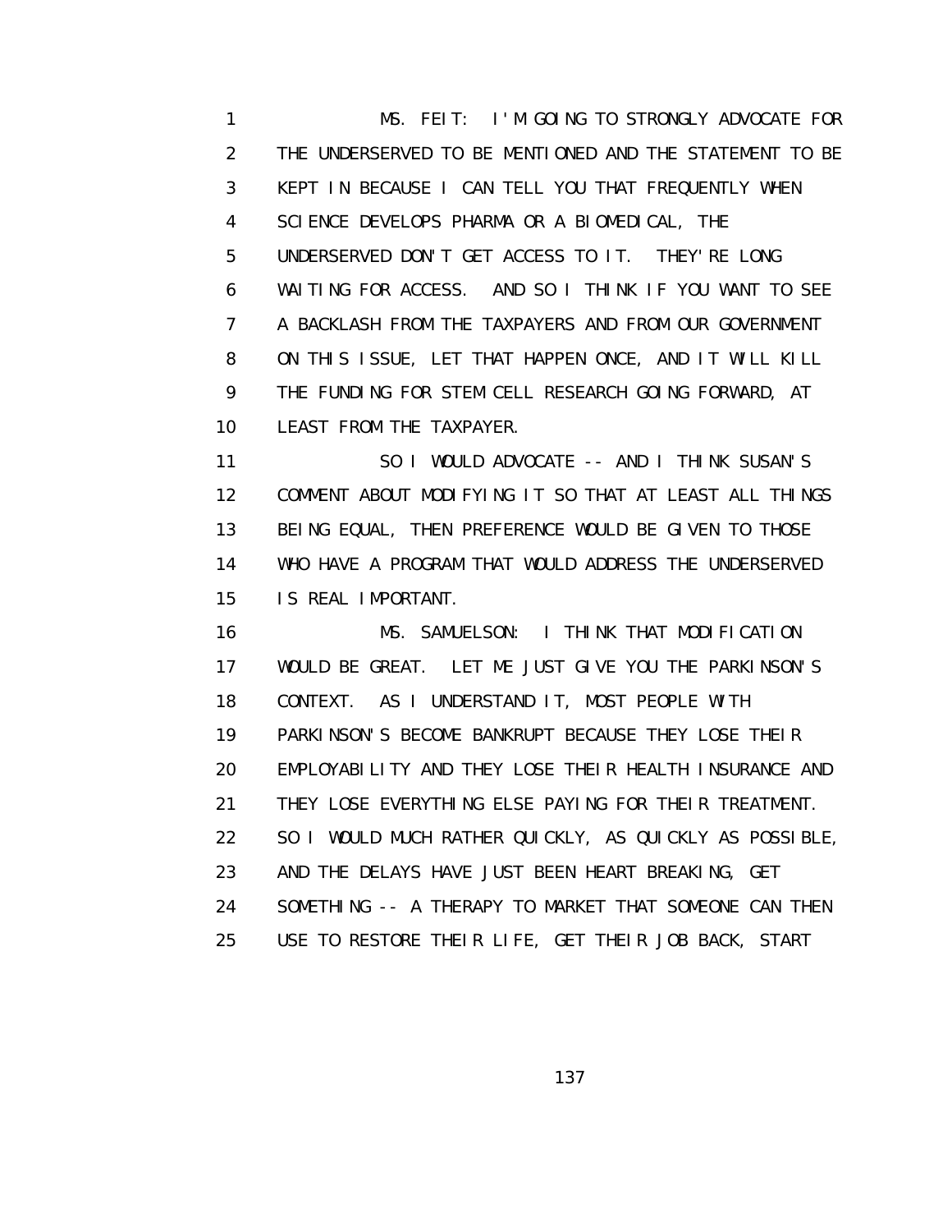MS. FEIT: I'M GOING TO STRONGLY ADVOCATE FOR THE UNDERSERVED TO BE MENTIONED AND THE STATEMENT TO BE KEPT IN BECAUSE I CAN TELL YOU THAT FREQUENTLY WHEN SCIENCE DEVELOPS PHARMA OR A BIOMEDICAL, THE UNDERSERVED DON'T GET ACCESS TO IT. THEY'RE LONG WAITING FOR ACCESS. AND SO I THINK IF YOU WANT TO SEE A BACKLASH FROM THE TAXPAYERS AND FROM OUR GOVERNMENT ON THIS ISSUE, LET THAT HAPPEN ONCE, AND IT WILL KILL THE FUNDING FOR STEM CELL RESEARCH GOING FORWARD, AT LEAST FROM THE TAXPAYER.

SO I WOULD ADVOCATE -- AND I THINK SUSAN'S COMMENT ABOUT MODIFYING IT SO THAT AT LEAST ALL THINGS BEING EQUAL, THEN PREFERENCE WOULD BE GIVEN TO THOSE WHO HAVE A PROGRAM THAT WOULD ADDRESS THE UNDERSERVED IS REAL IMPORTANT.

MS. SAMUELSON: I THINK THAT MODIFICATION WOULD BE GREAT. LET ME JUST GIVE YOU THE PARKINSON'S CONTEXT. AS I UNDERSTAND IT, MOST PEOPLE WITH PARKINSON'S BECOME BANKRUPT BECAUSE THEY LOSE THEIR EMPLOYABILITY AND THEY LOSE THEIR HEALTH INSURANCE AND THEY LOSE EVERYTHING ELSE PAYING FOR THEIR TREATMENT. SO I WOULD MUCH RATHER QUICKLY, AS QUICKLY AS POSSIBLE, AND THE DELAYS HAVE JUST BEEN HEART BREAKING, GET SOMETHING -- A THERAPY TO MARKET THAT SOMEONE CAN THEN USE TO RESTORE THEIR LIFE, GET THEIR JOB BACK, START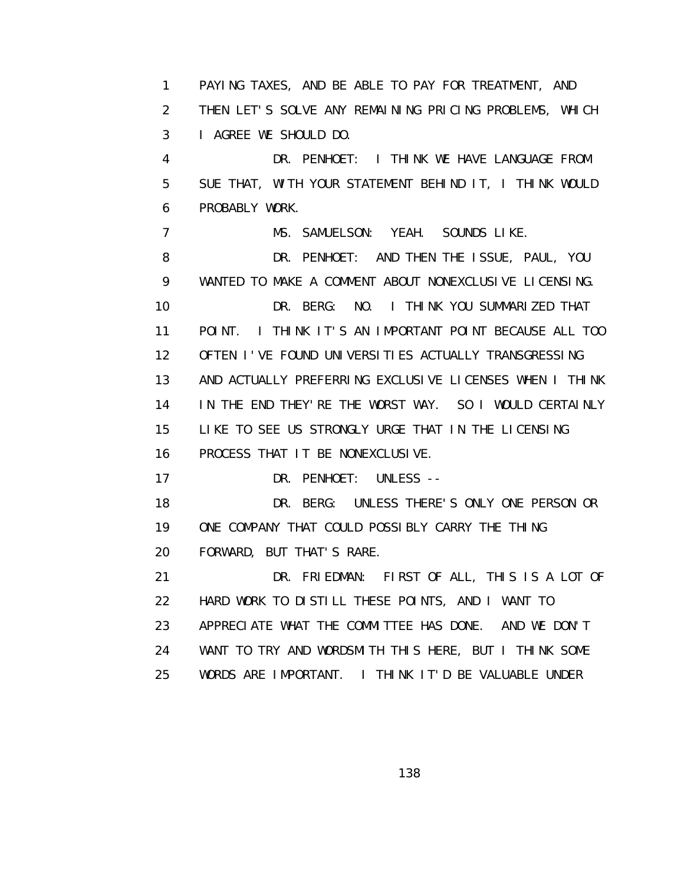1 PAYING TAXES, AND BE ABLE TO PAY FOR TREATMENT, AND
2 THEN LET'S SOLVE ANY REMAINING PRICING PROBLEMS, WHICH
3 I AGREE WE SHOULD DO.
4 DR. PENHOET: I THINK WE HAVE LANGUAGE FROM
5 SUE THAT, WITH YOUR STATEMENT BEHIND IT, I THINK WOULD
6 PROBABLY WORK.
7 MS. SAMUELSON: YEAH. SOUNDS LIKE.
8 DR. PENHOET: AND THEN THE ISSUE, PAUL, YOU
9 WANTED TO MAKE A COMMENT ABOUT NONEXCLUSIVE LICENSING.
10 DR. BERG: NO. I THINK YOU SUMMARIZED THAT
11 POINT. I THINK IT'S AN IMPORTANT POINT BECAUSE ALL TOO
12 OFTEN I'VE FOUND UNIVERSITIES ACTUALLY TRANSGRESSING
13 AND ACTUALLY PREFERRING EXCLUSIVE LICENSES WHEN I THINK
14 IN THE END THEY'RE THE WORST WAY. SO I WOULD CERTAINLY
15 LIKE TO SEE US STRONGLY URGE THAT IN THE LICENSING
16 PROCESS THAT IT BE NONEXCLUSIVE.
17 DR. PENHOET: UNLESS --
18 DR. BERG: UNLESS THERE'S ONLY ONE PERSON OR
19 ONE COMPANY THAT COULD POSSIBLY CARRY THE THING
20 FORWARD, BUT THAT'S RARE.
21 DR. FRIEDMAN: FIRST OF ALL, THIS IS A LOT OF
22 HARD WORK TO DISTILL THESE POINTS, AND I WANT TO
23 APPRECIATE WHAT THE COMMITTEE HAS DONE. AND WE DON'T
24 WANT TO TRY AND WORDSMITH THIS HERE, BUT I THINK SOME
25 WORDS ARE IMPORTANT. I THINK IT'D BE VALUABLE UNDER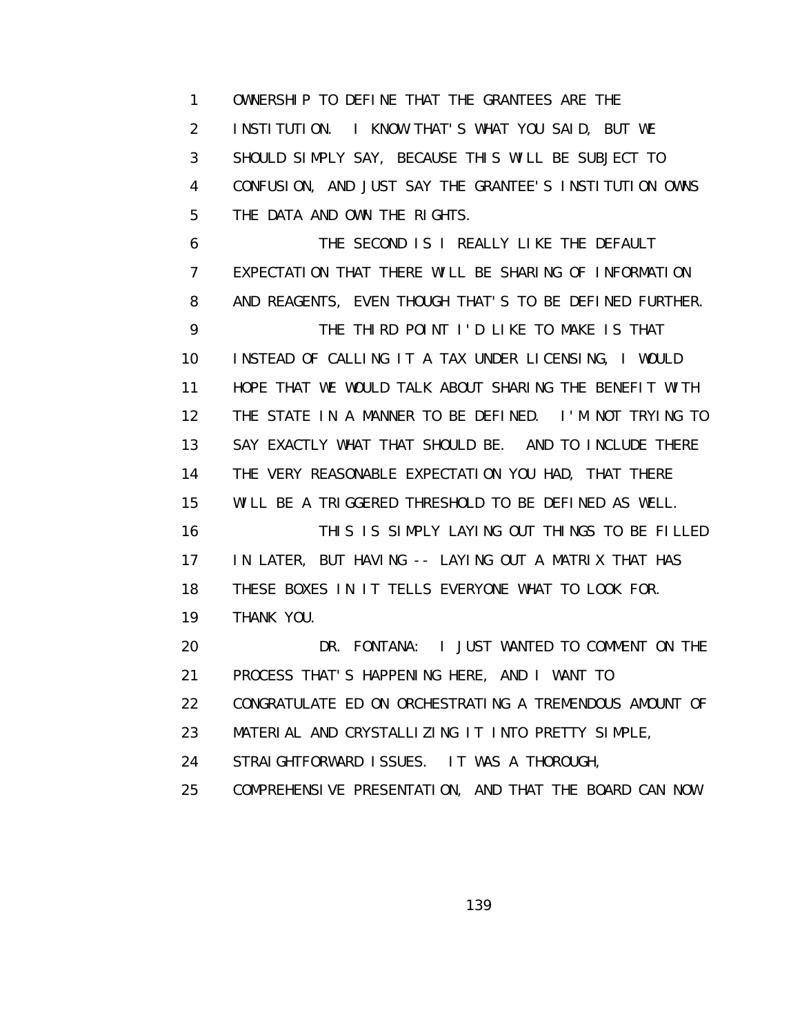OWNERSHIP TO DEFINE THAT THE GRANTEES ARE THE INSTITUTION. I KNOW THAT'S WHAT YOU SAID, BUT WE SHOULD SIMPLY SAY, BECAUSE THIS WILL BE SUBJECT TO CONFUSION, AND JUST SAY THE GRANTEE'S INSTITUTION OWNS THE DATA AND OWN THE RIGHTS.

THE SECOND IS I REALLY LIKE THE DEFAULT EXPECTATION THAT THERE WILL BE SHARING OF INFORMATION AND REAGENTS, EVEN THOUGH THAT'S TO BE DEFINED FURTHER.

THE THIRD POINT I'D LIKE TO MAKE IS THAT INSTEAD OF CALLING IT A TAX UNDER LICENSING, I WOULD HOPE THAT WE WOULD TALK ABOUT SHARING THE BENEFIT WITH THE STATE IN A MANNER TO BE DEFINED. I'M NOT TRYING TO SAY EXACTLY WHAT THAT SHOULD BE. AND TO INCLUDE THERE THE VERY REASONABLE EXPECTATION YOU HAD, THAT THERE WILL BE A TRIGGERED THRESHOLD TO BE DEFINED AS WELL.

THIS IS SIMPLY LAYING OUT THINGS TO BE FILLED IN LATER, BUT HAVING -- LAYING OUT A MATRIX THAT HAS THESE BOXES IN IT TELLS EVERYONE WHAT TO LOOK FOR. THANK YOU.

DR. FONTANA: I JUST WANTED TO COMMENT ON THE PROCESS THAT'S HAPPENING HERE, AND I WANT TO CONGRATULATE ED ON ORCHESTRATING A TREMENDOUS AMOUNT OF MATERIAL AND CRYSTALLIZING IT INTO PRETTY SIMPLE, STRAIGHTFORWARD ISSUES. IT WAS A THOROUGH, COMPREHENSIVE PRESENTATION, AND THAT THE BOARD CAN NOW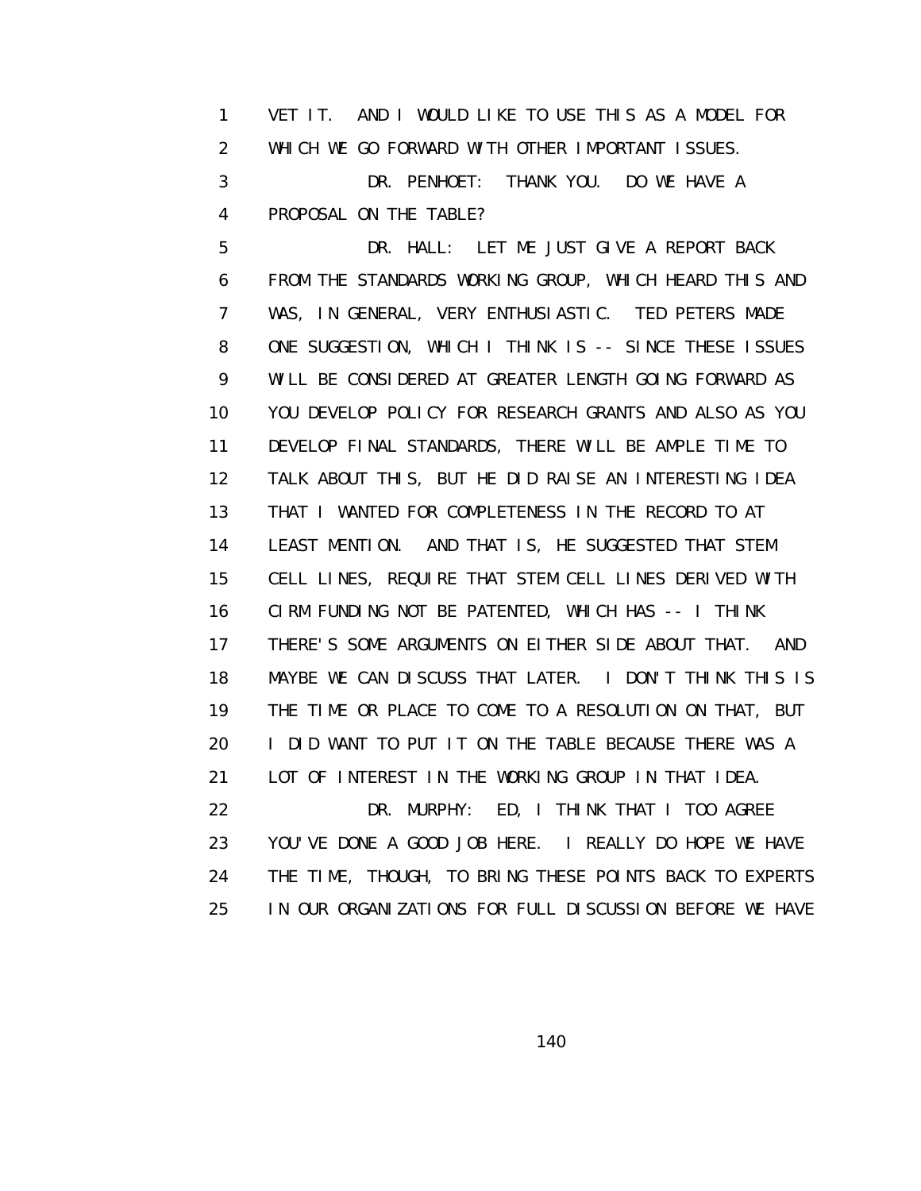VET IT. AND I WOULD LIKE TO USE THIS AS A MODEL FOR WHICH WE GO FORWARD WITH OTHER IMPORTANT ISSUES.

DR. PENHOET: THANK YOU. DO WE HAVE A PROPOSAL ON THE TABLE?

DR. HALL: LET ME JUST GIVE A REPORT BACK FROM THE STANDARDS WORKING GROUP, WHICH HEARD THIS AND WAS, IN GENERAL, VERY ENTHUSIASTIC. TED PETERS MADE ONE SUGGESTION, WHICH I THINK IS -- SINCE THESE ISSUES WILL BE CONSIDERED AT GREATER LENGTH GOING FORWARD AS YOU DEVELOP POLICY FOR RESEARCH GRANTS AND ALSO AS YOU DEVELOP FINAL STANDARDS, THERE WILL BE AMPLE TIME TO TALK ABOUT THIS, BUT HE DID RAISE AN INTERESTING IDEA THAT I WANTED FOR COMPLETENESS IN THE RECORD TO AT LEAST MENTION. AND THAT IS, HE SUGGESTED THAT STEM CELL LINES, REQUIRE THAT STEM CELL LINES DERIVED WITH CIRM FUNDING NOT BE PATENTED, WHICH HAS -- I THINK THERE'S SOME ARGUMENTS ON EITHER SIDE ABOUT THAT. AND MAYBE WE CAN DISCUSS THAT LATER. I DON'T THINK THIS IS THE TIME OR PLACE TO COME TO A RESOLUTION ON THAT, BUT I DID WANT TO PUT IT ON THE TABLE BECAUSE THERE WAS A LOT OF INTEREST IN THE WORKING GROUP IN THAT IDEA.

DR. MURPHY: ED, I THINK THAT I TOO AGREE YOU'VE DONE A GOOD JOB HERE. I REALLY DO HOPE WE HAVE THE TIME, THOUGH, TO BRING THESE POINTS BACK TO EXPERTS IN OUR ORGANIZATIONS FOR FULL DISCUSSION BEFORE WE HAVE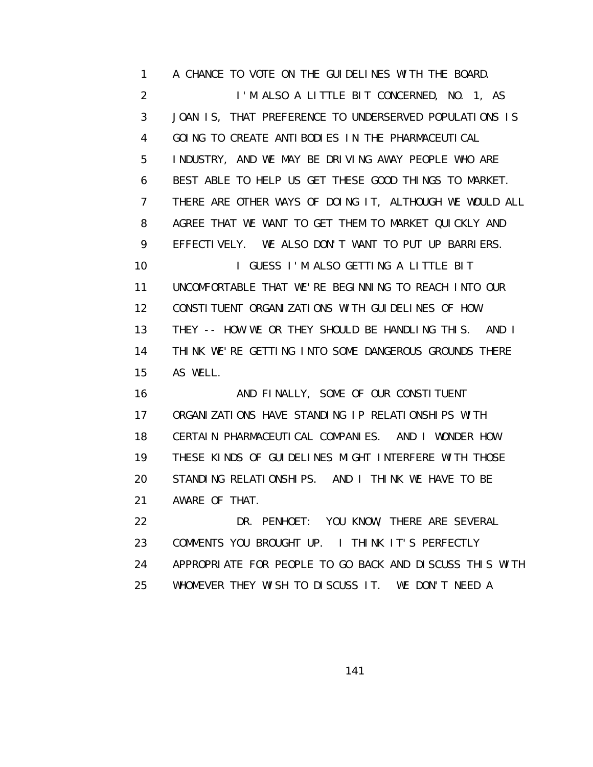A CHANCE TO VOTE ON THE GUIDELINES WITH THE BOARD.

I'M ALSO A LITTLE BIT CONCERNED, NO. 1, AS JOAN IS, THAT PREFERENCE TO UNDERSERVED POPULATIONS IS GOING TO CREATE ANTIBODIES IN THE PHARMACEUTICAL INDUSTRY, AND WE MAY BE DRIVING AWAY PEOPLE WHO ARE BEST ABLE TO HELP US GET THESE GOOD THINGS TO MARKET. THERE ARE OTHER WAYS OF DOING IT, ALTHOUGH WE WOULD ALL AGREE THAT WE WANT TO GET THEM TO MARKET QUICKLY AND EFFECTIVELY. WE ALSO DON'T WANT TO PUT UP BARRIERS.

I GUESS I'M ALSO GETTING A LITTLE BIT UNCOMFORTABLE THAT WE'RE BEGINNING TO REACH INTO OUR CONSTITUENT ORGANIZATIONS WITH GUIDELINES OF HOW THEY -- HOW WE OR THEY SHOULD BE HANDLING THIS. AND I THINK WE'RE GETTING INTO SOME DANGEROUS GROUNDS THERE AS WELL.

AND FINALLY, SOME OF OUR CONSTITUENT ORGANIZATIONS HAVE STANDING IP RELATIONSHIPS WITH CERTAIN PHARMACEUTICAL COMPANIES. AND I WONDER HOW THESE KINDS OF GUIDELINES MIGHT INTERFERE WITH THOSE STANDING RELATIONSHIPS. AND I THINK WE HAVE TO BE AWARE OF THAT.

DR. PENHOET: YOU KNOW, THERE ARE SEVERAL COMMENTS YOU BROUGHT UP. I THINK IT'S PERFECTLY APPROPRIATE FOR PEOPLE TO GO BACK AND DISCUSS THIS WITH WHOMEVER THEY WISH TO DISCUSS IT. WE DON'T NEED A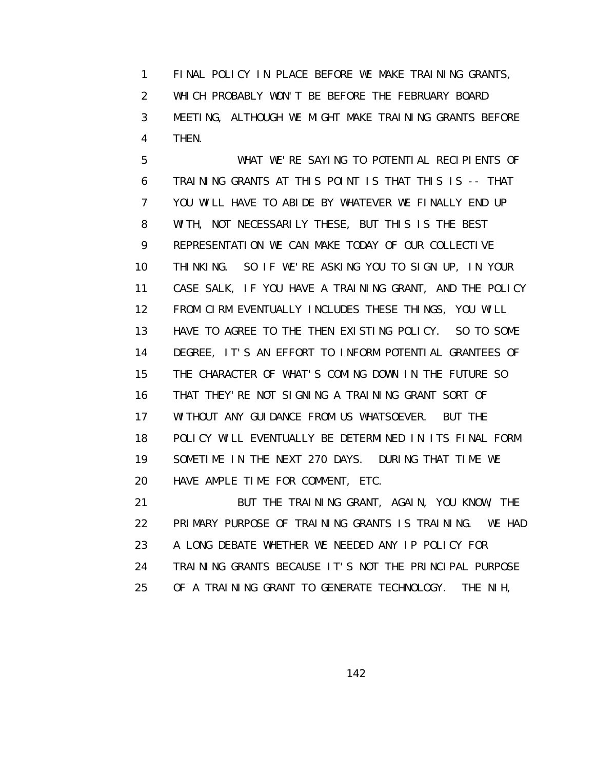FINAL POLICY IN PLACE BEFORE WE MAKE TRAINING GRANTS, WHICH PROBABLY WON'T BE BEFORE THE FEBRUARY BOARD MEETING, ALTHOUGH WE MIGHT MAKE TRAINING GRANTS BEFORE THEN.

WHAT WE'RE SAYING TO POTENTIAL RECIPIENTS OF TRAINING GRANTS AT THIS POINT IS THAT THIS IS -- THAT YOU WILL HAVE TO ABIDE BY WHATEVER WE FINALLY END UP WITH, NOT NECESSARILY THESE, BUT THIS IS THE BEST REPRESENTATION WE CAN MAKE TODAY OF OUR COLLECTIVE THINKING. SO IF WE'RE ASKING YOU TO SIGN UP, IN YOUR CASE SALK, IF YOU HAVE A TRAINING GRANT, AND THE POLICY FROM CIRM EVENTUALLY INCLUDES THESE THINGS, YOU WILL HAVE TO AGREE TO THE THEN EXISTING POLICY. SO TO SOME DEGREE, IT'S AN EFFORT TO INFORM POTENTIAL GRANTEES OF THE CHARACTER OF WHAT'S COMING DOWN IN THE FUTURE SO THAT THEY'RE NOT SIGNING A TRAINING GRANT SORT OF WITHOUT ANY GUIDANCE FROM US WHATSOEVER. BUT THE POLICY WILL EVENTUALLY BE DETERMINED IN ITS FINAL FORM SOMETIME IN THE NEXT 270 DAYS. DURING THAT TIME WE HAVE AMPLE TIME FOR COMMENT, ETC.

BUT THE TRAINING GRANT, AGAIN, YOU KNOW, THE PRIMARY PURPOSE OF TRAINING GRANTS IS TRAINING. WE HAD A LONG DEBATE WHETHER WE NEEDED ANY IP POLICY FOR TRAINING GRANTS BECAUSE IT'S NOT THE PRINCIPAL PURPOSE OF A TRAINING GRANT TO GENERATE TECHNOLOGY. THE NIH,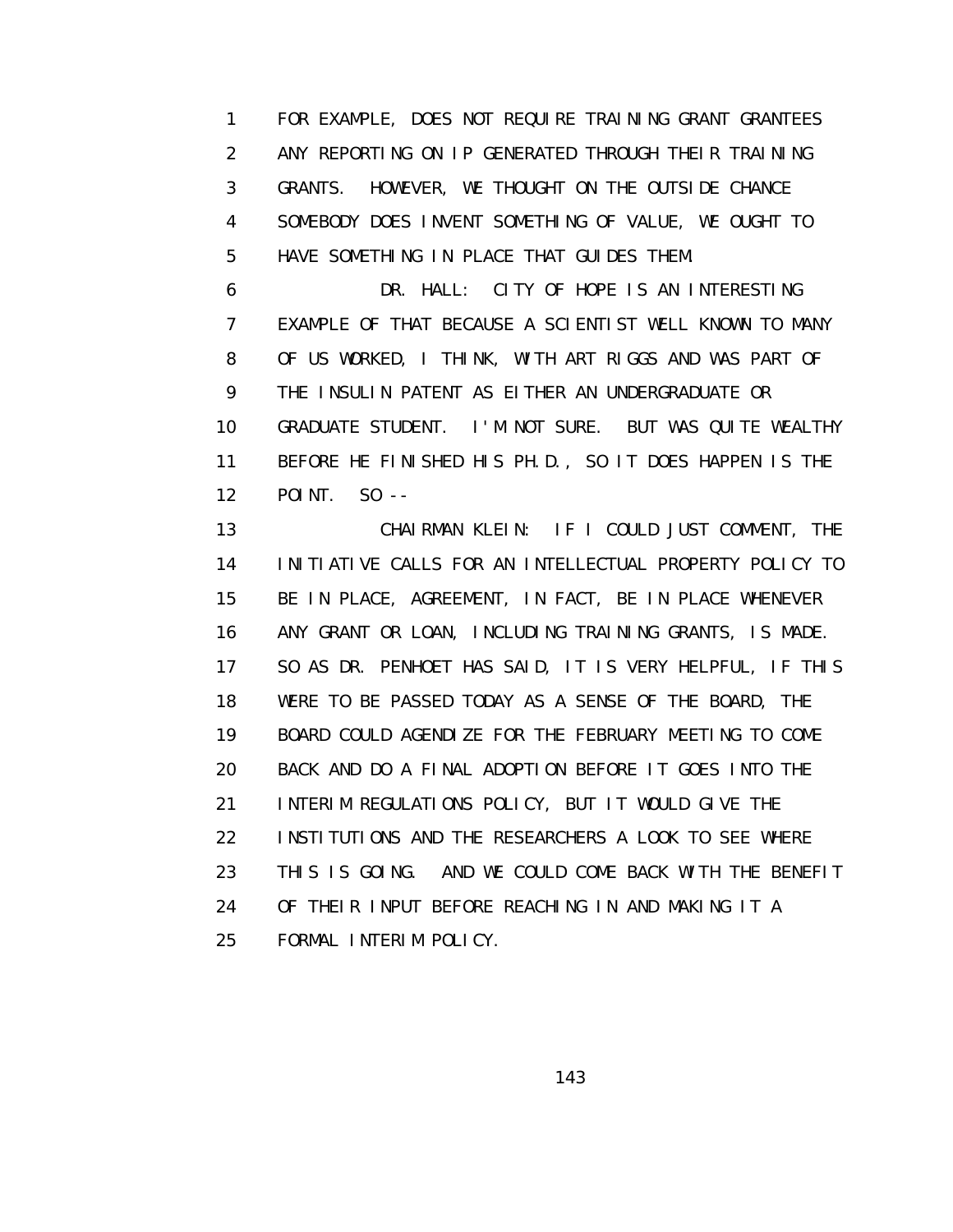FOR EXAMPLE, DOES NOT REQUIRE TRAINING GRANT GRANTEES ANY REPORTING ON IP GENERATED THROUGH THEIR TRAINING GRANTS. HOWEVER, WE THOUGHT ON THE OUTSIDE CHANCE SOMEBODY DOES INVENT SOMETHING OF VALUE, WE OUGHT TO HAVE SOMETHING IN PLACE THAT GUIDES THEM.

DR. HALL: CITY OF HOPE IS AN INTERESTING EXAMPLE OF THAT BECAUSE A SCIENTIST WELL KNOWN TO MANY OF US WORKED, I THINK, WITH ART RIGGS AND WAS PART OF THE INSULIN PATENT AS EITHER AN UNDERGRADUATE OR GRADUATE STUDENT. I'M NOT SURE. BUT WAS QUITE WEALTHY BEFORE HE FINISHED HIS PH.D., SO IT DOES HAPPEN IS THE POINT. SO --

CHAIRMAN KLEIN: IF I COULD JUST COMMENT, THE INITIATIVE CALLS FOR AN INTELLECTUAL PROPERTY POLICY TO BE IN PLACE, AGREEMENT, IN FACT, BE IN PLACE WHENEVER ANY GRANT OR LOAN, INCLUDING TRAINING GRANTS, IS MADE. SO AS DR. PENHOET HAS SAID, IT IS VERY HELPFUL, IF THIS WERE TO BE PASSED TODAY AS A SENSE OF THE BOARD, THE BOARD COULD AGENDIZE FOR THE FEBRUARY MEETING TO COME BACK AND DO A FINAL ADOPTION BEFORE IT GOES INTO THE INTERIM REGULATIONS POLICY, BUT IT WOULD GIVE THE INSTITUTIONS AND THE RESEARCHERS A LOOK TO SEE WHERE THIS IS GOING. AND WE COULD COME BACK WITH THE BENEFIT OF THEIR INPUT BEFORE REACHING IN AND MAKING IT A FORMAL INTERIM POLICY.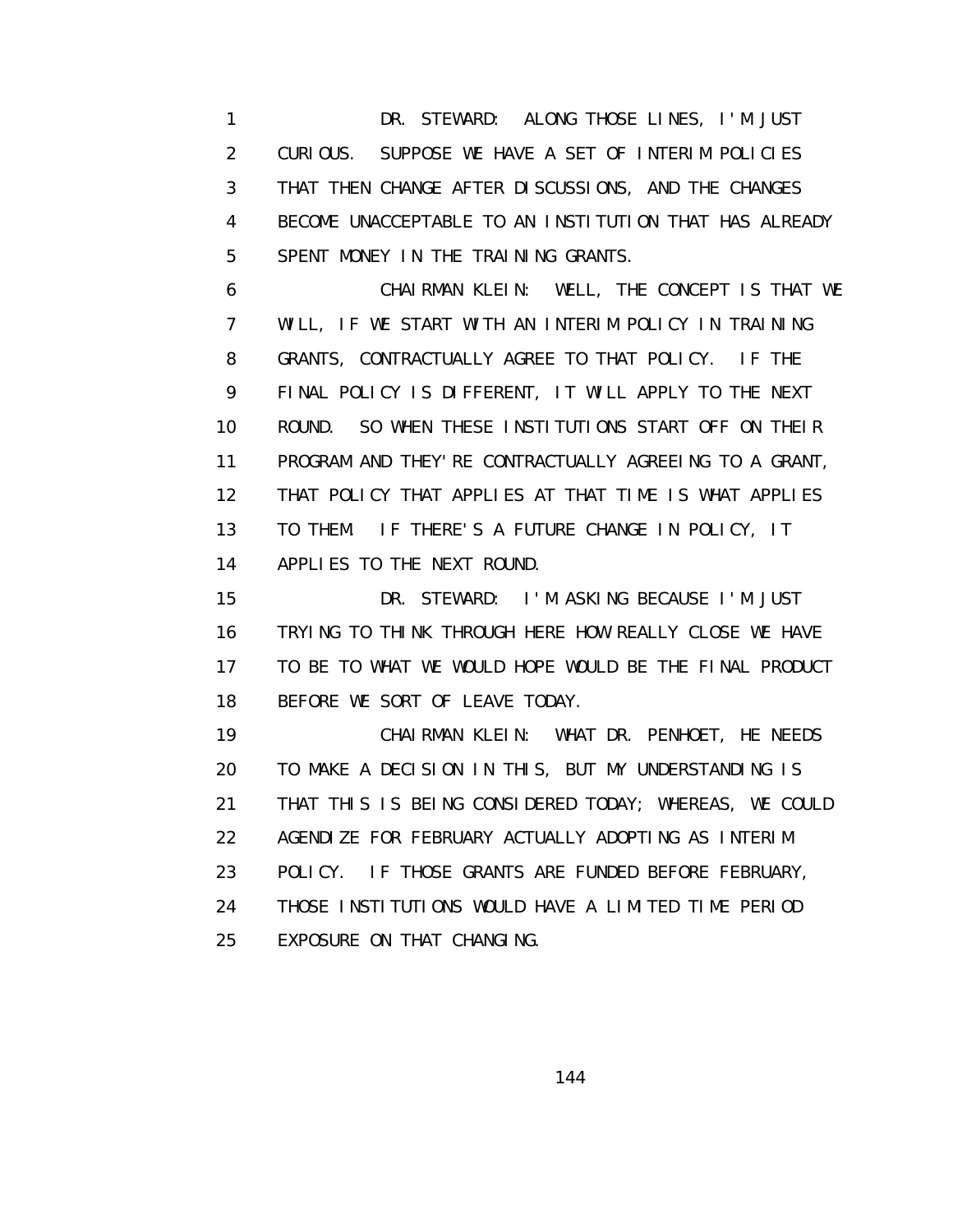DR. STEWARD: ALONG THOSE LINES, I'M JUST CURIOUS. SUPPOSE WE HAVE A SET OF INTERIM POLICIES THAT THEN CHANGE AFTER DISCUSSIONS, AND THE CHANGES BECOME UNACCEPTABLE TO AN INSTITUTION THAT HAS ALREADY SPENT MONEY IN THE TRAINING GRANTS.

CHAIRMAN KLEIN: WELL, THE CONCEPT IS THAT WE WILL, IF WE START WITH AN INTERIM POLICY IN TRAINING GRANTS, CONTRACTUALLY AGREE TO THAT POLICY. IF THE FINAL POLICY IS DIFFERENT, IT WILL APPLY TO THE NEXT ROUND. SO WHEN THESE INSTITUTIONS START OFF ON THEIR PROGRAM AND THEY'RE CONTRACTUALLY AGREEING TO A GRANT, THAT POLICY THAT APPLIES AT THAT TIME IS WHAT APPLIES TO THEM. IF THERE'S A FUTURE CHANGE IN POLICY, IT APPLIES TO THE NEXT ROUND.

DR. STEWARD: I'M ASKING BECAUSE I'M JUST TRYING TO THINK THROUGH HERE HOW REALLY CLOSE WE HAVE TO BE TO WHAT WE WOULD HOPE WOULD BE THE FINAL PRODUCT BEFORE WE SORT OF LEAVE TODAY.

CHAIRMAN KLEIN: WHAT DR. PENHOET, HE NEEDS TO MAKE A DECISION IN THIS, BUT MY UNDERSTANDING IS THAT THIS IS BEING CONSIDERED TODAY; WHEREAS, WE COULD AGENDIZE FOR FEBRUARY ACTUALLY ADOPTING AS INTERIM POLICY. IF THOSE GRANTS ARE FUNDED BEFORE FEBRUARY, THOSE INSTITUTIONS WOULD HAVE A LIMITED TIME PERIOD EXPOSURE ON THAT CHANGING.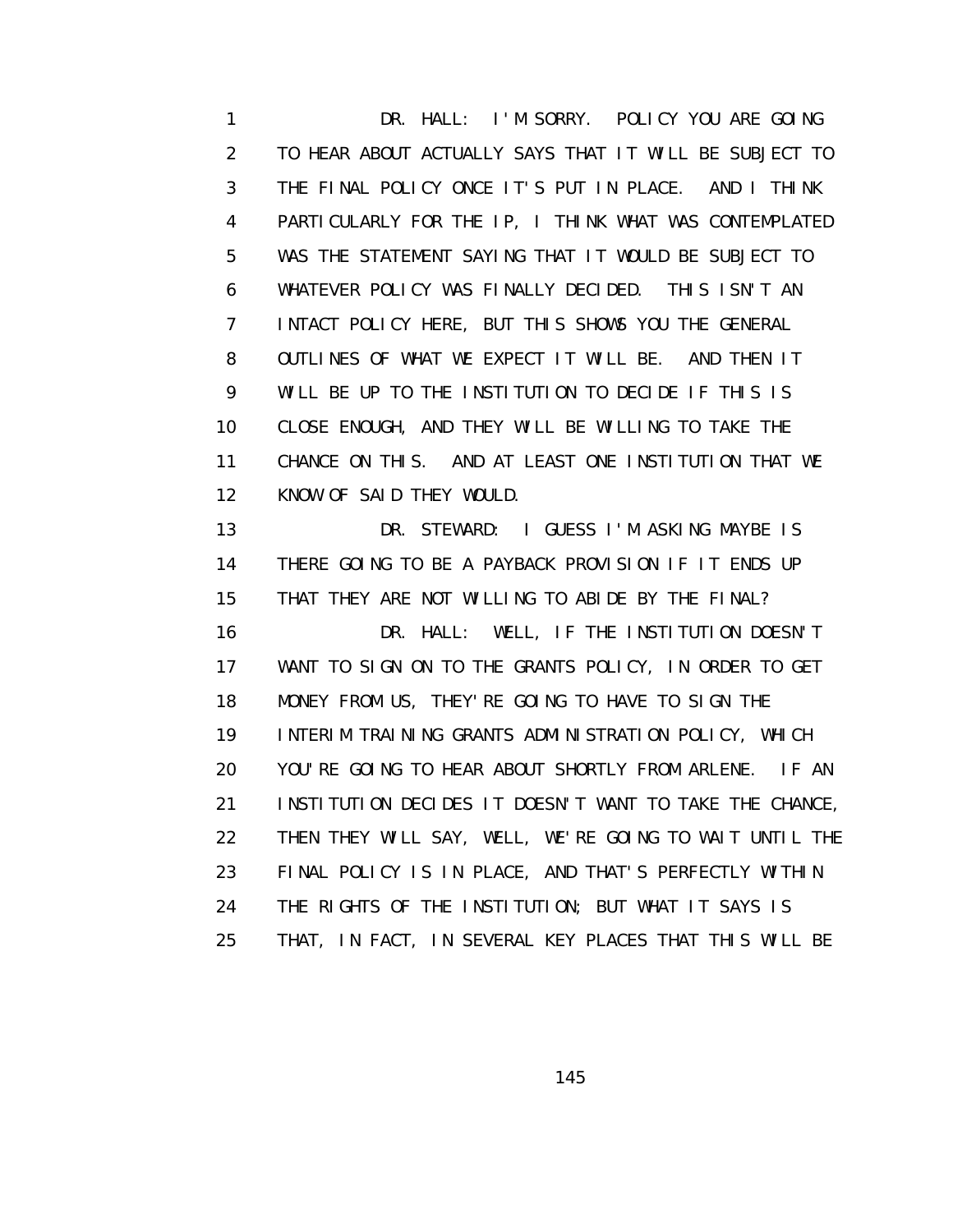DR. HALL: I'M SORRY. POLICY YOU ARE GOING TO HEAR ABOUT ACTUALLY SAYS THAT IT WILL BE SUBJECT TO THE FINAL POLICY ONCE IT'S PUT IN PLACE. AND I THINK PARTICULARLY FOR THE IP, I THINK WHAT WAS CONTEMPLATED WAS THE STATEMENT SAYING THAT IT WOULD BE SUBJECT TO WHATEVER POLICY WAS FINALLY DECIDED. THIS ISN'T AN INTACT POLICY HERE, BUT THIS SHOWS YOU THE GENERAL OUTLINES OF WHAT WE EXPECT IT WILL BE. AND THEN IT WILL BE UP TO THE INSTITUTION TO DECIDE IF THIS IS CLOSE ENOUGH, AND THEY WILL BE WILLING TO TAKE THE CHANCE ON THIS. AND AT LEAST ONE INSTITUTION THAT WE KNOW OF SAID THEY WOULD.

DR. STEWARD: I GUESS I'M ASKING MAYBE IS THERE GOING TO BE A PAYBACK PROVISION IF IT ENDS UP THAT THEY ARE NOT WILLING TO ABIDE BY THE FINAL?

DR. HALL: WELL, IF THE INSTITUTION DOESN'T WANT TO SIGN ON TO THE GRANTS POLICY, IN ORDER TO GET MONEY FROM US, THEY'RE GOING TO HAVE TO SIGN THE INTERIM TRAINING GRANTS ADMINISTRATION POLICY, WHICH YOU'RE GOING TO HEAR ABOUT SHORTLY FROM ARLENE. IF AN INSTITUTION DECIDES IT DOESN'T WANT TO TAKE THE CHANCE, THEN THEY WILL SAY, WELL, WE'RE GOING TO WAIT UNTIL THE FINAL POLICY IS IN PLACE, AND THAT'S PERFECTLY WITHIN THE RIGHTS OF THE INSTITUTION; BUT WHAT IT SAYS IS THAT, IN FACT, IN SEVERAL KEY PLACES THAT THIS WILL BE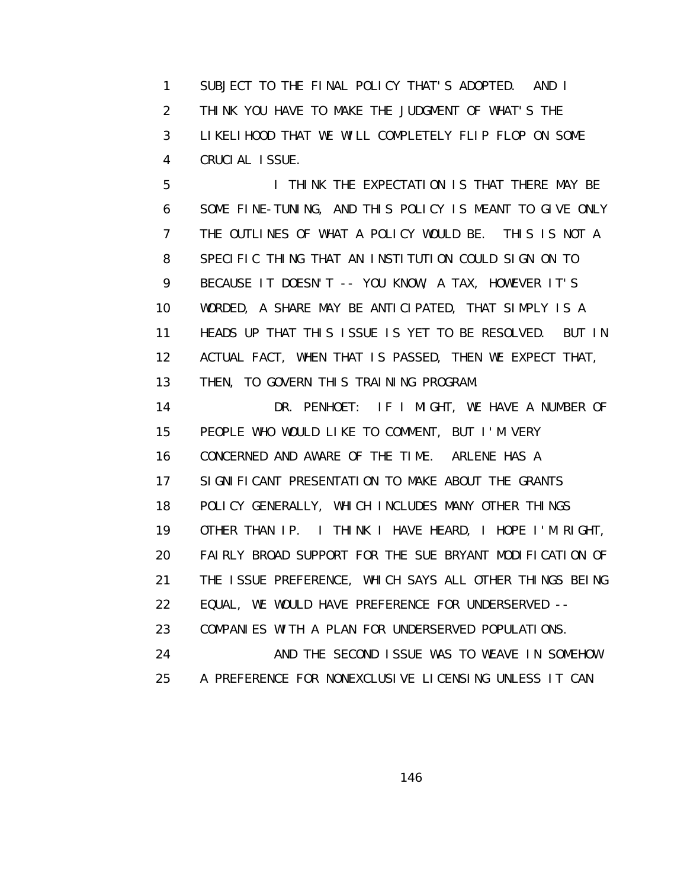SUBJECT TO THE FINAL POLICY THAT'S ADOPTED. AND I THINK YOU HAVE TO MAKE THE JUDGMENT OF WHAT'S THE LIKELIHOOD THAT WE WILL COMPLETELY FLIP FLOP ON SOME CRUCIAL ISSUE.

I THINK THE EXPECTATION IS THAT THERE MAY BE SOME FINE-TUNING, AND THIS POLICY IS MEANT TO GIVE ONLY THE OUTLINES OF WHAT A POLICY WOULD BE. THIS IS NOT A SPECIFIC THING THAT AN INSTITUTION COULD SIGN ON TO BECAUSE IT DOESN'T -- YOU KNOW, A TAX, HOWEVER IT'S WORDED, A SHARE MAY BE ANTICIPATED, THAT SIMPLY IS A HEADS UP THAT THIS ISSUE IS YET TO BE RESOLVED. BUT IN ACTUAL FACT, WHEN THAT IS PASSED, THEN WE EXPECT THAT, THEN, TO GOVERN THIS TRAINING PROGRAM.

DR. PENHOET: IF I MIGHT, WE HAVE A NUMBER OF PEOPLE WHO WOULD LIKE TO COMMENT, BUT I'M VERY CONCERNED AND AWARE OF THE TIME. ARLENE HAS A SIGNIFICANT PRESENTATION TO MAKE ABOUT THE GRANTS POLICY GENERALLY, WHICH INCLUDES MANY OTHER THINGS OTHER THAN IP. I THINK I HAVE HEARD, I HOPE I'M RIGHT, FAIRLY BROAD SUPPORT FOR THE SUE BRYANT MODIFICATION OF THE ISSUE PREFERENCE, WHICH SAYS ALL OTHER THINGS BEING EQUAL, WE WOULD HAVE PREFERENCE FOR UNDERSERVED -- COMPANIES WITH A PLAN FOR UNDERSERVED POPULATIONS.

AND THE SECOND ISSUE WAS TO WEAVE IN SOMEHOW A PREFERENCE FOR NONEXCLUSIVE LICENSING UNLESS IT CAN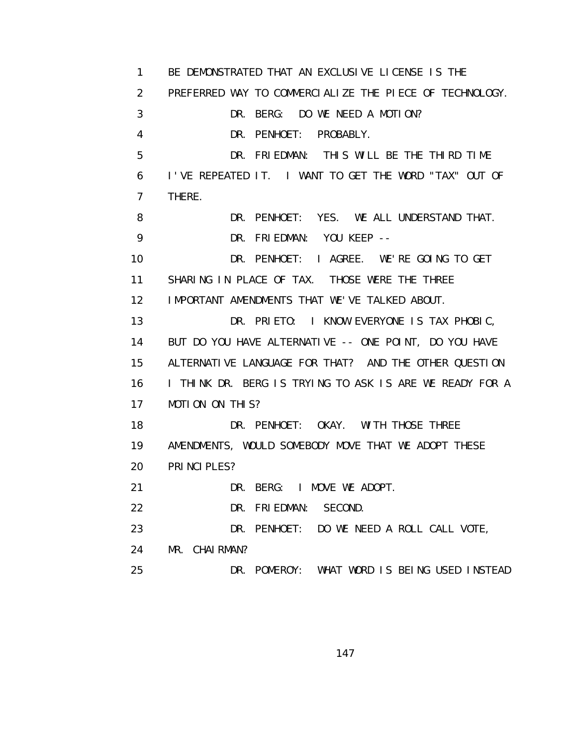1 BE DEMONSTRATED THAT AN EXCLUSIVE LICENSE IS THE
2 PREFERRED WAY TO COMMERCIALIZE THE PIECE OF TECHNOLOGY.
3 DR. BERG: DO WE NEED A MOTION?
4 DR. PENHOET: PROBABLY.
5 DR. FRIEDMAN: THIS WILL BE THE THIRD TIME
6 I'VE REPEATED IT. I WANT TO GET THE WORD "TAX" OUT OF
7 THERE.
8 DR. PENHOET: YES. WE ALL UNDERSTAND THAT.
9 DR. FRIEDMAN: YOU KEEP --
10 DR. PENHOET: I AGREE. WE'RE GOING TO GET
11 SHARING IN PLACE OF TAX. THOSE WERE THE THREE
12 IMPORTANT AMENDMENTS THAT WE'VE TALKED ABOUT.
13 DR. PRIETO: I KNOW EVERYONE IS TAX PHOBIC,
14 BUT DO YOU HAVE ALTERNATIVE -- ONE POINT, DO YOU HAVE
15 ALTERNATIVE LANGUAGE FOR THAT? AND THE OTHER QUESTION
16 I THINK DR. BERG IS TRYING TO ASK IS ARE WE READY FOR A
17 MOTION ON THIS?
18 DR. PENHOET: OKAY. WITH THOSE THREE
19 AMENDMENTS, WOULD SOMEBODY MOVE THAT WE ADOPT THESE
20 PRINCIPLES?
21 DR. BERG: I MOVE WE ADOPT.
22 DR. FRIEDMAN: SECOND.
23 DR. PENHOET: DO WE NEED A ROLL CALL VOTE,
24 MR. CHAIRMAN?
25 DR. POMEROY: WHAT WORD IS BEING USED INSTEAD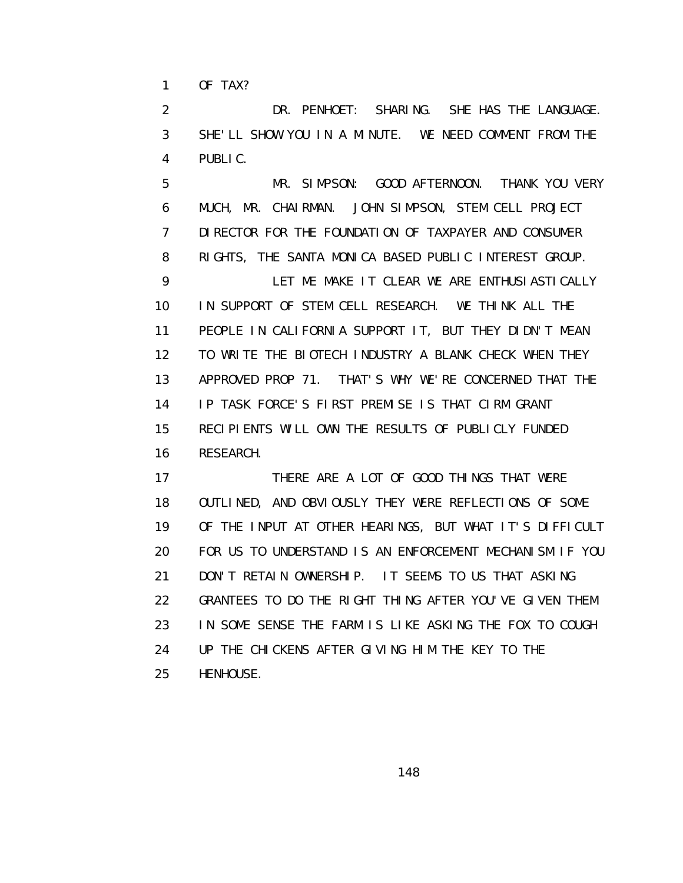OF TAX?

DR. PENHOET: SHARING. SHE HAS THE LANGUAGE. SHE'LL SHOW YOU IN A MINUTE. WE NEED COMMENT FROM THE PUBLIC.

MR. SIMPSON: GOOD AFTERNOON. THANK YOU VERY MUCH, MR. CHAIRMAN. JOHN SIMPSON, STEM CELL PROJECT DIRECTOR FOR THE FOUNDATION OF TAXPAYER AND CONSUMER RIGHTS, THE SANTA MONICA BASED PUBLIC INTEREST GROUP.

LET ME MAKE IT CLEAR WE ARE ENTHUSIASTICALLY IN SUPPORT OF STEM CELL RESEARCH. WE THINK ALL THE PEOPLE IN CALIFORNIA SUPPORT IT, BUT THEY DIDN'T MEAN TO WRITE THE BIOTECH INDUSTRY A BLANK CHECK WHEN THEY APPROVED PROP 71. THAT'S WHY WE'RE CONCERNED THAT THE IP TASK FORCE'S FIRST PREMISE IS THAT CIRM GRANT RECIPIENTS WILL OWN THE RESULTS OF PUBLICLY FUNDED RESEARCH.

THERE ARE A LOT OF GOOD THINGS THAT WERE OUTLINED, AND OBVIOUSLY THEY WERE REFLECTIONS OF SOME OF THE INPUT AT OTHER HEARINGS, BUT WHAT IT'S DIFFICULT FOR US TO UNDERSTAND IS AN ENFORCEMENT MECHANISM IF YOU DON'T RETAIN OWNERSHIP. IT SEEMS TO US THAT ASKING GRANTEES TO DO THE RIGHT THING AFTER YOU'VE GIVEN THEM IN SOME SENSE THE FARM IS LIKE ASKING THE FOX TO COUGH UP THE CHICKENS AFTER GIVING HIM THE KEY TO THE HENHOUSE.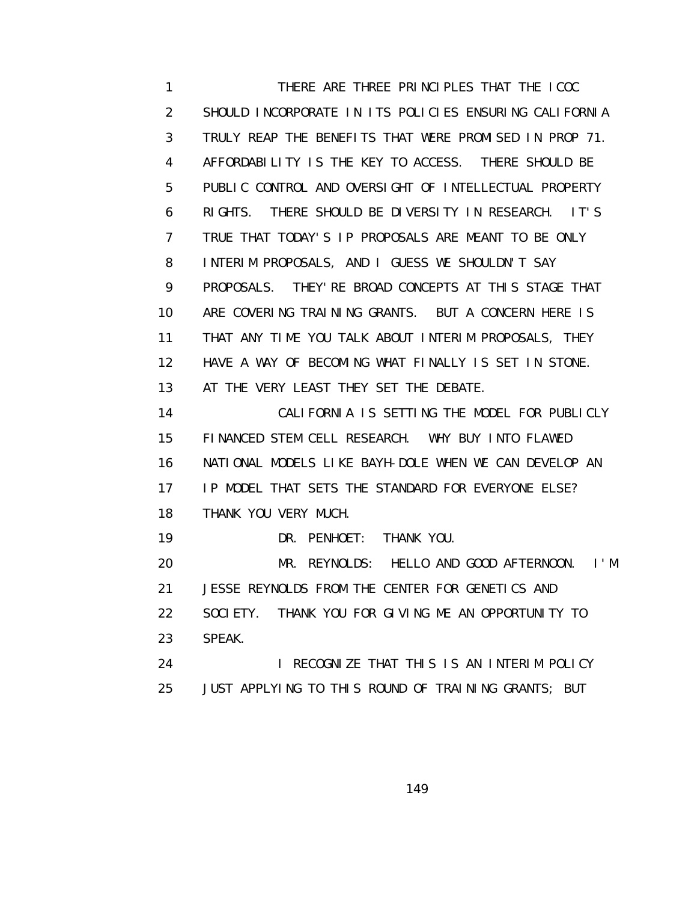THERE ARE THREE PRINCIPLES THAT THE ICOC SHOULD INCORPORATE IN ITS POLICIES ENSURING CALIFORNIA TRULY REAP THE BENEFITS THAT WERE PROMISED IN PROP 71. AFFORDABILITY IS THE KEY TO ACCESS. THERE SHOULD BE PUBLIC CONTROL AND OVERSIGHT OF INTELLECTUAL PROPERTY RIGHTS. THERE SHOULD BE DIVERSITY IN RESEARCH. IT'S TRUE THAT TODAY'S IP PROPOSALS ARE MEANT TO BE ONLY INTERIM PROPOSALS, AND I GUESS WE SHOULDN'T SAY PROPOSALS. THEY'RE BROAD CONCEPTS AT THIS STAGE THAT ARE COVERING TRAINING GRANTS. BUT A CONCERN HERE IS THAT ANY TIME YOU TALK ABOUT INTERIM PROPOSALS, THEY HAVE A WAY OF BECOMING WHAT FINALLY IS SET IN STONE. AT THE VERY LEAST THEY SET THE DEBATE.

CALIFORNIA IS SETTING THE MODEL FOR PUBLICLY FINANCED STEM CELL RESEARCH. WHY BUY INTO FLAWED NATIONAL MODELS LIKE BAYH-DOLE WHEN WE CAN DEVELOP AN IP MODEL THAT SETS THE STANDARD FOR EVERYONE ELSE? THANK YOU VERY MUCH.

DR. PENHOET: THANK YOU.

MR. REYNOLDS: HELLO AND GOOD AFTERNOON. I'M JESSE REYNOLDS FROM THE CENTER FOR GENETICS AND SOCIETY. THANK YOU FOR GIVING ME AN OPPORTUNITY TO SPEAK.

I RECOGNIZE THAT THIS IS AN INTERIM POLICY JUST APPLYING TO THIS ROUND OF TRAINING GRANTS; BUT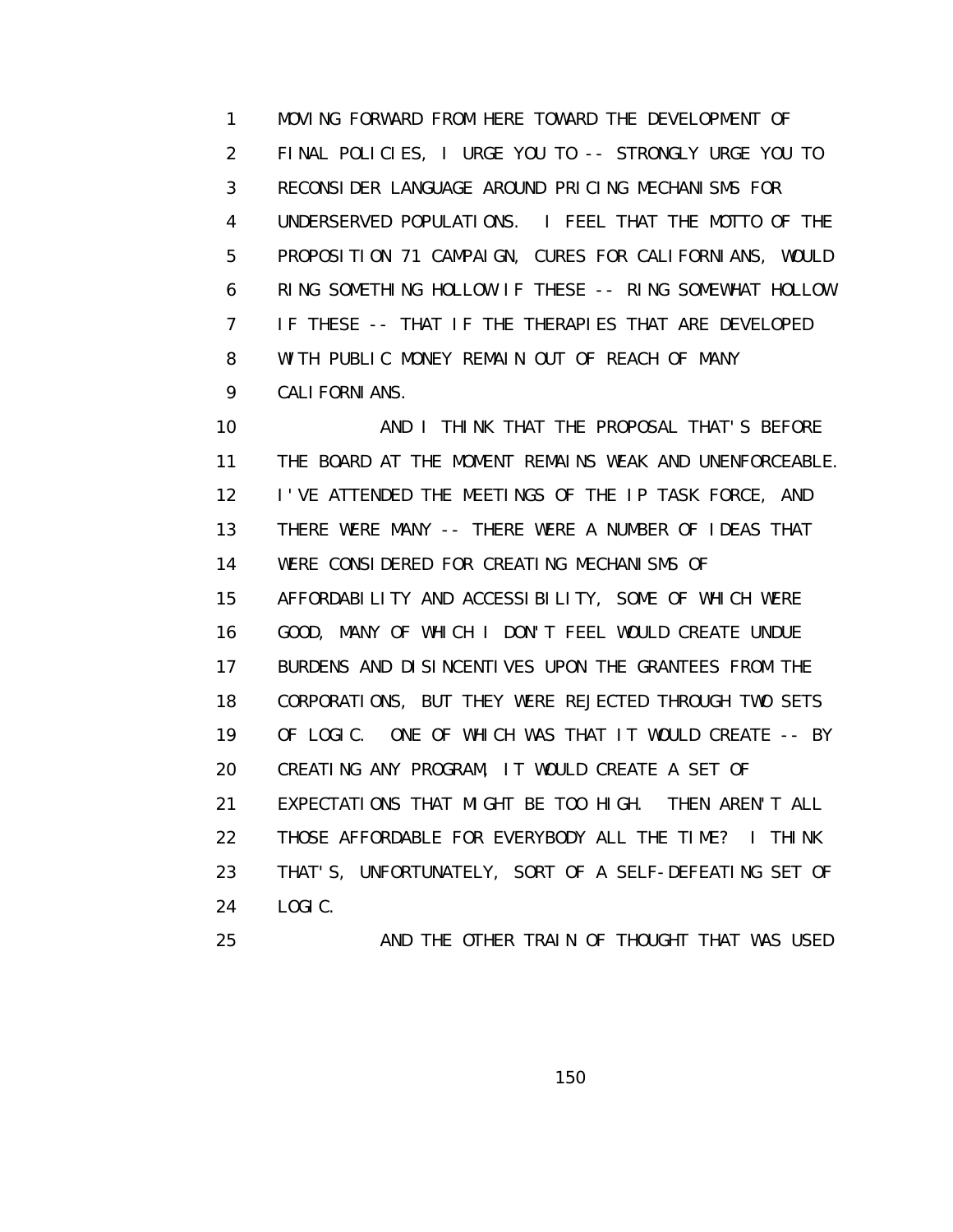MOVING FORWARD FROM HERE TOWARD THE DEVELOPMENT OF FINAL POLICIES, I URGE YOU TO -- STRONGLY URGE YOU TO RECONSIDER LANGUAGE AROUND PRICING MECHANISMS FOR UNDERSERVED POPULATIONS. I FEEL THAT THE MOTTO OF THE PROPOSITION 71 CAMPAIGN, CURES FOR CALIFORNIANS, WOULD RING SOMETHING HOLLOW IF THESE -- RING SOMEWHAT HOLLOW IF THESE -- THAT IF THE THERAPIES THAT ARE DEVELOPED WITH PUBLIC MONEY REMAIN OUT OF REACH OF MANY CALIFORNIANS.

AND I THINK THAT THE PROPOSAL THAT'S BEFORE THE BOARD AT THE MOMENT REMAINS WEAK AND UNENFORCEABLE. I'VE ATTENDED THE MEETINGS OF THE IP TASK FORCE, AND THERE WERE MANY -- THERE WERE A NUMBER OF IDEAS THAT WERE CONSIDERED FOR CREATING MECHANISMS OF AFFORDABILITY AND ACCESSIBILITY, SOME OF WHICH WERE GOOD, MANY OF WHICH I DON'T FEEL WOULD CREATE UNDUE BURDENS AND DISINCENTIVES UPON THE GRANTEES FROM THE CORPORATIONS, BUT THEY WERE REJECTED THROUGH TWO SETS OF LOGIC. ONE OF WHICH WAS THAT IT WOULD CREATE -- BY CREATING ANY PROGRAM, IT WOULD CREATE A SET OF EXPECTATIONS THAT MIGHT BE TOO HIGH. THEN AREN'T ALL THOSE AFFORDABLE FOR EVERYBODY ALL THE TIME? I THINK THAT'S, UNFORTUNATELY, SORT OF A SELF-DEFEATING SET OF LOGIC.

AND THE OTHER TRAIN OF THOUGHT THAT WAS USED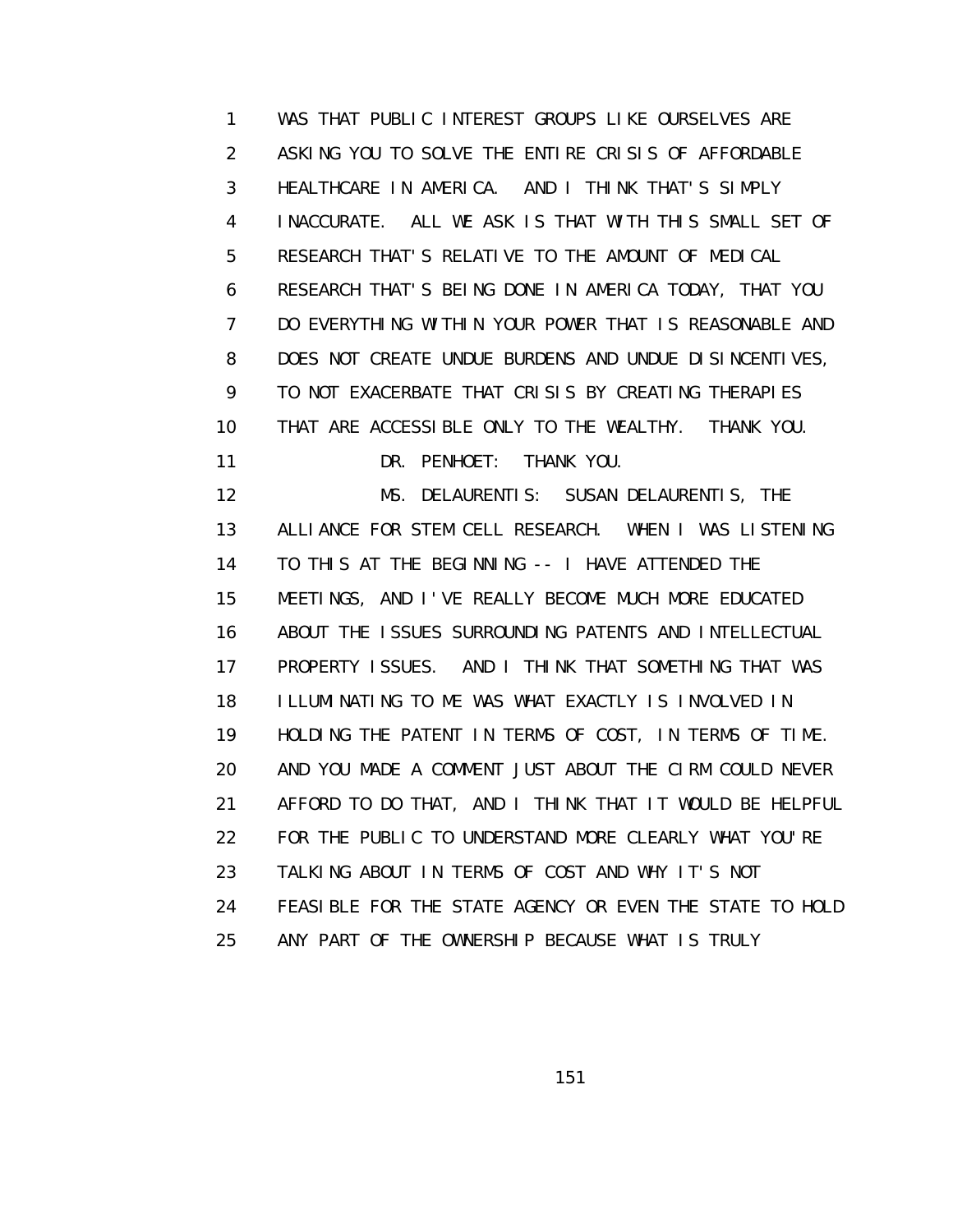WAS THAT PUBLIC INTEREST GROUPS LIKE OURSELVES ARE ASKING YOU TO SOLVE THE ENTIRE CRISIS OF AFFORDABLE HEALTHCARE IN AMERICA. AND I THINK THAT'S SIMPLY INACCURATE. ALL WE ASK IS THAT WITH THIS SMALL SET OF RESEARCH THAT'S RELATIVE TO THE AMOUNT OF MEDICAL RESEARCH THAT'S BEING DONE IN AMERICA TODAY, THAT YOU DO EVERYTHING WITHIN YOUR POWER THAT IS REASONABLE AND DOES NOT CREATE UNDUE BURDENS AND UNDUE DISINCENTIVES, TO NOT EXACERBATE THAT CRISIS BY CREATING THERAPIES THAT ARE ACCESSIBLE ONLY TO THE WEALTHY. THANK YOU.

DR. PENHOET: THANK YOU.

MS. DELAURENTIS: SUSAN DELAURENTIS, THE ALLIANCE FOR STEM CELL RESEARCH. WHEN I WAS LISTENING TO THIS AT THE BEGINNING -- I HAVE ATTENDED THE MEETINGS, AND I'VE REALLY BECOME MUCH MORE EDUCATED ABOUT THE ISSUES SURROUNDING PATENTS AND INTELLECTUAL PROPERTY ISSUES. AND I THINK THAT SOMETHING THAT WAS ILLUMINATING TO ME WAS WHAT EXACTLY IS INVOLVED IN HOLDING THE PATENT IN TERMS OF COST, IN TERMS OF TIME. AND YOU MADE A COMMENT JUST ABOUT THE CIRM COULD NEVER AFFORD TO DO THAT, AND I THINK THAT IT WOULD BE HELPFUL FOR THE PUBLIC TO UNDERSTAND MORE CLEARLY WHAT YOU'RE TALKING ABOUT IN TERMS OF COST AND WHY IT'S NOT FEASIBLE FOR THE STATE AGENCY OR EVEN THE STATE TO HOLD ANY PART OF THE OWNERSHIP BECAUSE WHAT IS TRULY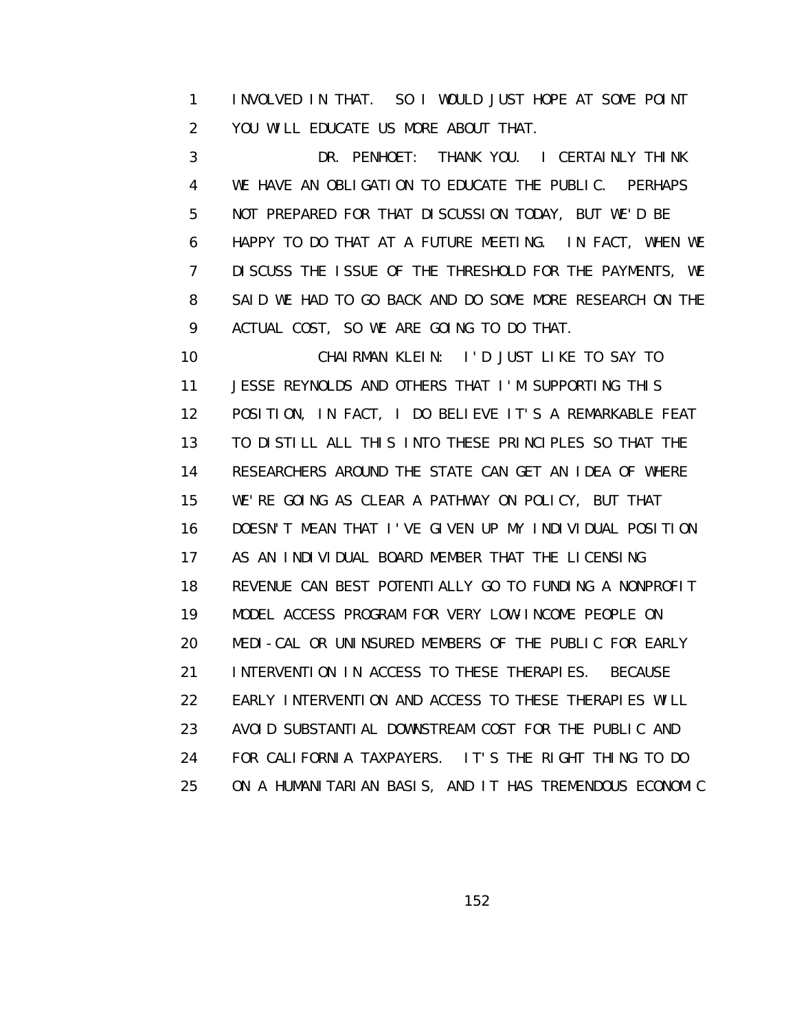INVOLVED IN THAT. SO I WOULD JUST HOPE AT SOME POINT YOU WILL EDUCATE US MORE ABOUT THAT.

DR. PENHOET: THANK YOU. I CERTAINLY THINK WE HAVE AN OBLIGATION TO EDUCATE THE PUBLIC. PERHAPS NOT PREPARED FOR THAT DISCUSSION TODAY, BUT WE'D BE HAPPY TO DO THAT AT A FUTURE MEETING. IN FACT, WHEN WE DISCUSS THE ISSUE OF THE THRESHOLD FOR THE PAYMENTS, WE SAID WE HAD TO GO BACK AND DO SOME MORE RESEARCH ON THE ACTUAL COST, SO WE ARE GOING TO DO THAT.

CHAIRMAN KLEIN: I'D JUST LIKE TO SAY TO JESSE REYNOLDS AND OTHERS THAT I'M SUPPORTING THIS POSITION, IN FACT, I DO BELIEVE IT'S A REMARKABLE FEAT TO DISTILL ALL THIS INTO THESE PRINCIPLES SO THAT THE RESEARCHERS AROUND THE STATE CAN GET AN IDEA OF WHERE WE'RE GOING AS CLEAR A PATHWAY ON POLICY, BUT THAT DOESN'T MEAN THAT I'VE GIVEN UP MY INDIVIDUAL POSITION AS AN INDIVIDUAL BOARD MEMBER THAT THE LICENSING REVENUE CAN BEST POTENTIALLY GO TO FUNDING A NONPROFIT MODEL ACCESS PROGRAM FOR VERY LOW-INCOME PEOPLE ON MEDI-CAL OR UNINSURED MEMBERS OF THE PUBLIC FOR EARLY INTERVENTION IN ACCESS TO THESE THERAPIES. BECAUSE EARLY INTERVENTION AND ACCESS TO THESE THERAPIES WILL AVOID SUBSTANTIAL DOWNSTREAM COST FOR THE PUBLIC AND FOR CALIFORNIA TAXPAYERS. IT'S THE RIGHT THING TO DO ON A HUMANITARIAN BASIS, AND IT HAS TREMENDOUS ECONOMIC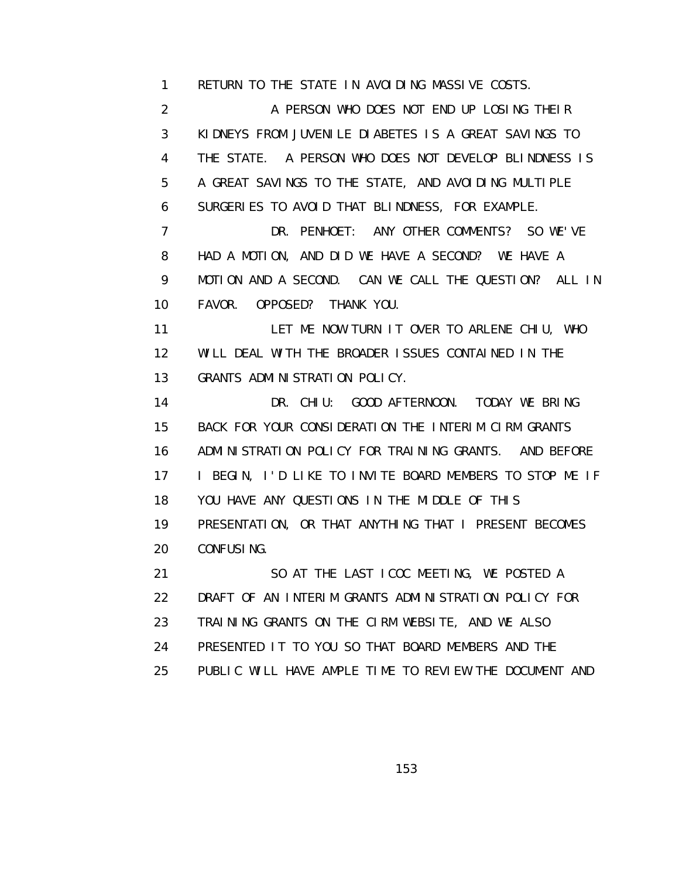RETURN TO THE STATE IN AVOIDING MASSIVE COSTS.

A PERSON WHO DOES NOT END UP LOSING THEIR KIDNEYS FROM JUVENILE DIABETES IS A GREAT SAVINGS TO THE STATE. A PERSON WHO DOES NOT DEVELOP BLINDNESS IS A GREAT SAVINGS TO THE STATE, AND AVOIDING MULTIPLE SURGERIES TO AVOID THAT BLINDNESS, FOR EXAMPLE.

DR. PENHOET: ANY OTHER COMMENTS? SO WE'VE HAD A MOTION, AND DID WE HAVE A SECOND? WE HAVE A MOTION AND A SECOND. CAN WE CALL THE QUESTION? ALL IN FAVOR. OPPOSED? THANK YOU.

LET ME NOW TURN IT OVER TO ARLENE CHIU, WHO WILL DEAL WITH THE BROADER ISSUES CONTAINED IN THE GRANTS ADMINISTRATION POLICY.

DR. CHIU: GOOD AFTERNOON. TODAY WE BRING BACK FOR YOUR CONSIDERATION THE INTERIM CIRM GRANTS ADMINISTRATION POLICY FOR TRAINING GRANTS. AND BEFORE I BEGIN, I'D LIKE TO INVITE BOARD MEMBERS TO STOP ME IF YOU HAVE ANY QUESTIONS IN THE MIDDLE OF THIS PRESENTATION, OR THAT ANYTHING THAT I PRESENT BECOMES CONFUSING.

SO AT THE LAST ICOC MEETING, WE POSTED A DRAFT OF AN INTERIM GRANTS ADMINISTRATION POLICY FOR TRAINING GRANTS ON THE CIRM WEBSITE, AND WE ALSO PRESENTED IT TO YOU SO THAT BOARD MEMBERS AND THE PUBLIC WILL HAVE AMPLE TIME TO REVIEW THE DOCUMENT AND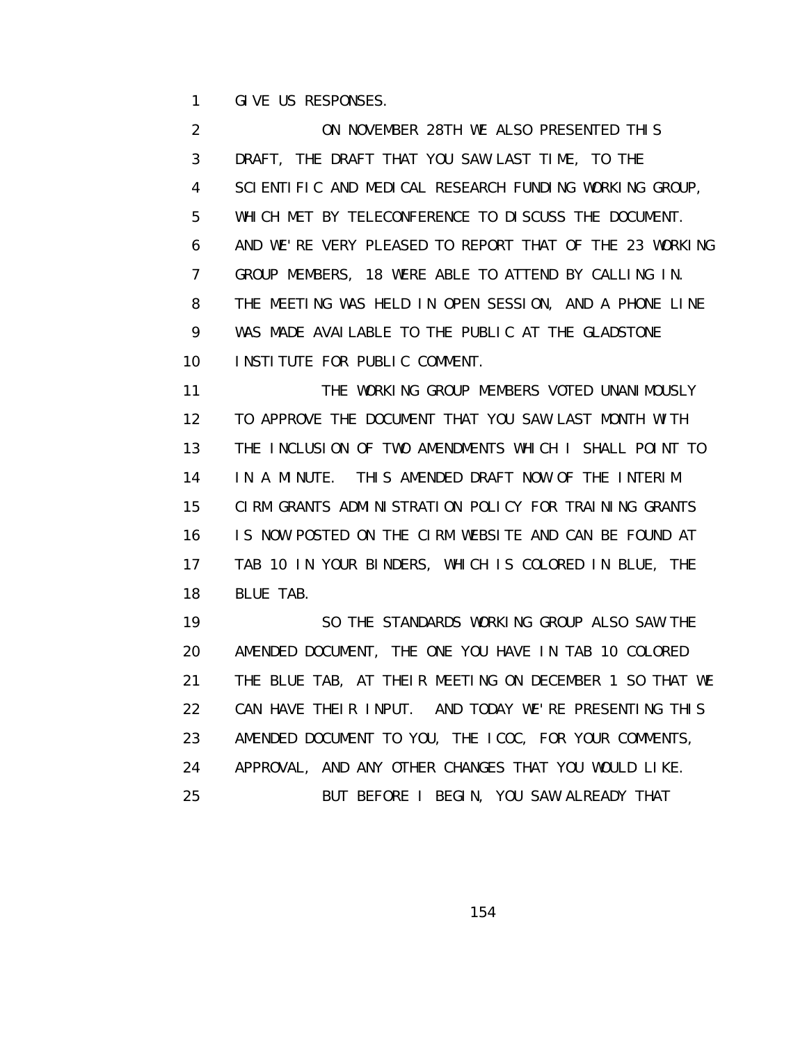GIVE US RESPONSES.

ON NOVEMBER 28TH WE ALSO PRESENTED THIS DRAFT, THE DRAFT THAT YOU SAW LAST TIME, TO THE SCIENTIFIC AND MEDICAL RESEARCH FUNDING WORKING GROUP, WHICH MET BY TELECONFERENCE TO DISCUSS THE DOCUMENT. AND WE'RE VERY PLEASED TO REPORT THAT OF THE 23 WORKING GROUP MEMBERS, 18 WERE ABLE TO ATTEND BY CALLING IN. THE MEETING WAS HELD IN OPEN SESSION, AND A PHONE LINE WAS MADE AVAILABLE TO THE PUBLIC AT THE GLADSTONE INSTITUTE FOR PUBLIC COMMENT.

THE WORKING GROUP MEMBERS VOTED UNANIMOUSLY TO APPROVE THE DOCUMENT THAT YOU SAW LAST MONTH WITH THE INCLUSION OF TWO AMENDMENTS WHICH I SHALL POINT TO IN A MINUTE. THIS AMENDED DRAFT NOW OF THE INTERIM CIRM GRANTS ADMINISTRATION POLICY FOR TRAINING GRANTS IS NOW POSTED ON THE CIRM WEBSITE AND CAN BE FOUND AT TAB 10 IN YOUR BINDERS, WHICH IS COLORED IN BLUE, THE BLUE TAB.

SO THE STANDARDS WORKING GROUP ALSO SAW THE AMENDED DOCUMENT, THE ONE YOU HAVE IN TAB 10 COLORED THE BLUE TAB, AT THEIR MEETING ON DECEMBER 1 SO THAT WE CAN HAVE THEIR INPUT. AND TODAY WE'RE PRESENTING THIS AMENDED DOCUMENT TO YOU, THE ICOC, FOR YOUR COMMENTS, APPROVAL, AND ANY OTHER CHANGES THAT YOU WOULD LIKE.

BUT BEFORE I BEGIN, YOU SAW ALREADY THAT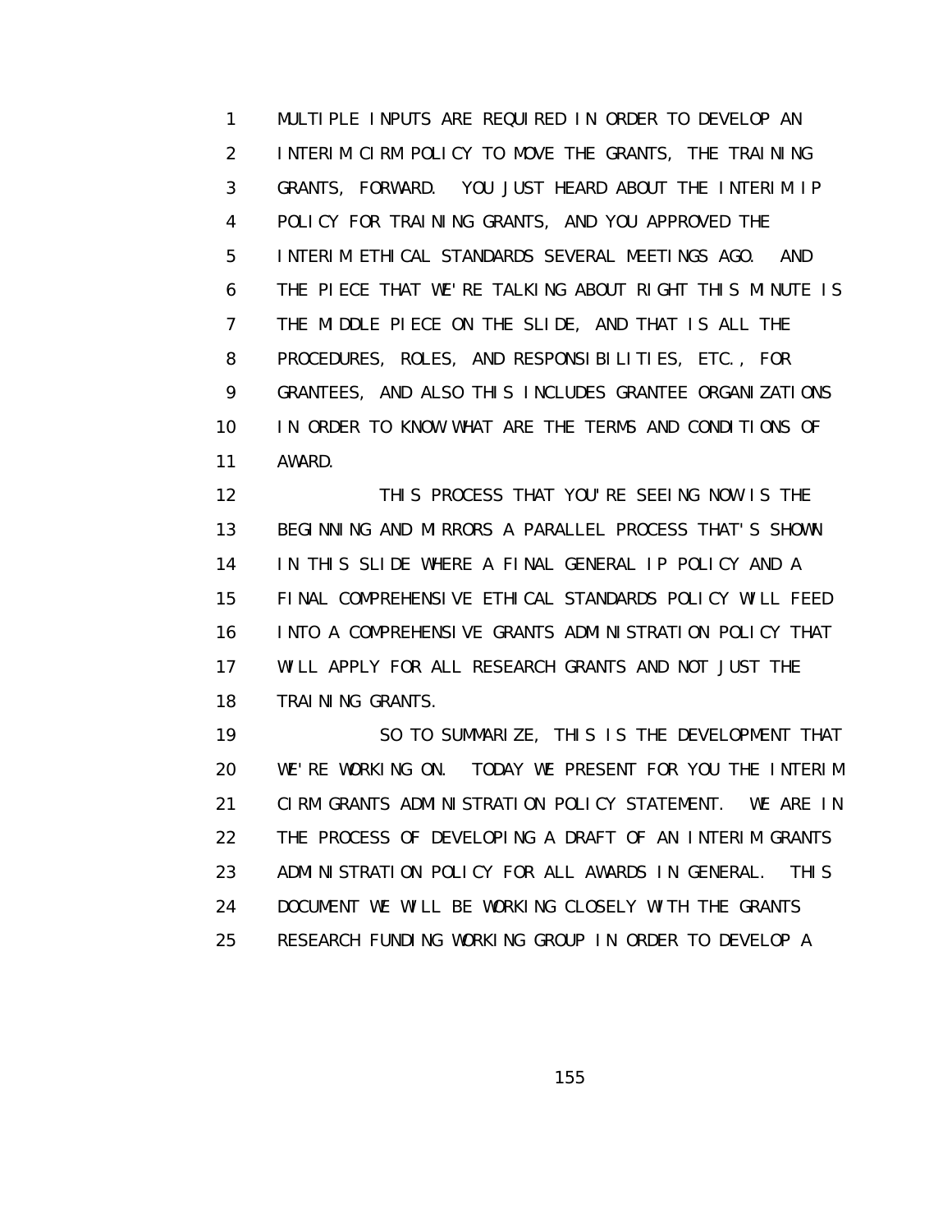MULTIPLE INPUTS ARE REQUIRED IN ORDER TO DEVELOP AN INTERIM CIRM POLICY TO MOVE THE GRANTS, THE TRAINING GRANTS, FORWARD. YOU JUST HEARD ABOUT THE INTERIM IP POLICY FOR TRAINING GRANTS, AND YOU APPROVED THE INTERIM ETHICAL STANDARDS SEVERAL MEETINGS AGO. AND THE PIECE THAT WE'RE TALKING ABOUT RIGHT THIS MINUTE IS THE MIDDLE PIECE ON THE SLIDE, AND THAT IS ALL THE PROCEDURES, ROLES, AND RESPONSIBILITIES, ETC., FOR GRANTEES, AND ALSO THIS INCLUDES GRANTEE ORGANIZATIONS IN ORDER TO KNOW WHAT ARE THE TERMS AND CONDITIONS OF AWARD.

THIS PROCESS THAT YOU'RE SEEING NOW IS THE BEGINNING AND MIRRORS A PARALLEL PROCESS THAT'S SHOWN IN THIS SLIDE WHERE A FINAL GENERAL IP POLICY AND A FINAL COMPREHENSIVE ETHICAL STANDARDS POLICY WILL FEED INTO A COMPREHENSIVE GRANTS ADMINISTRATION POLICY THAT WILL APPLY FOR ALL RESEARCH GRANTS AND NOT JUST THE TRAINING GRANTS.

SO TO SUMMARIZE, THIS IS THE DEVELOPMENT THAT WE'RE WORKING ON. TODAY WE PRESENT FOR YOU THE INTERIM CIRM GRANTS ADMINISTRATION POLICY STATEMENT. WE ARE IN THE PROCESS OF DEVELOPING A DRAFT OF AN INTERIM GRANTS ADMINISTRATION POLICY FOR ALL AWARDS IN GENERAL. THIS DOCUMENT WE WILL BE WORKING CLOSELY WITH THE GRANTS RESEARCH FUNDING WORKING GROUP IN ORDER TO DEVELOP A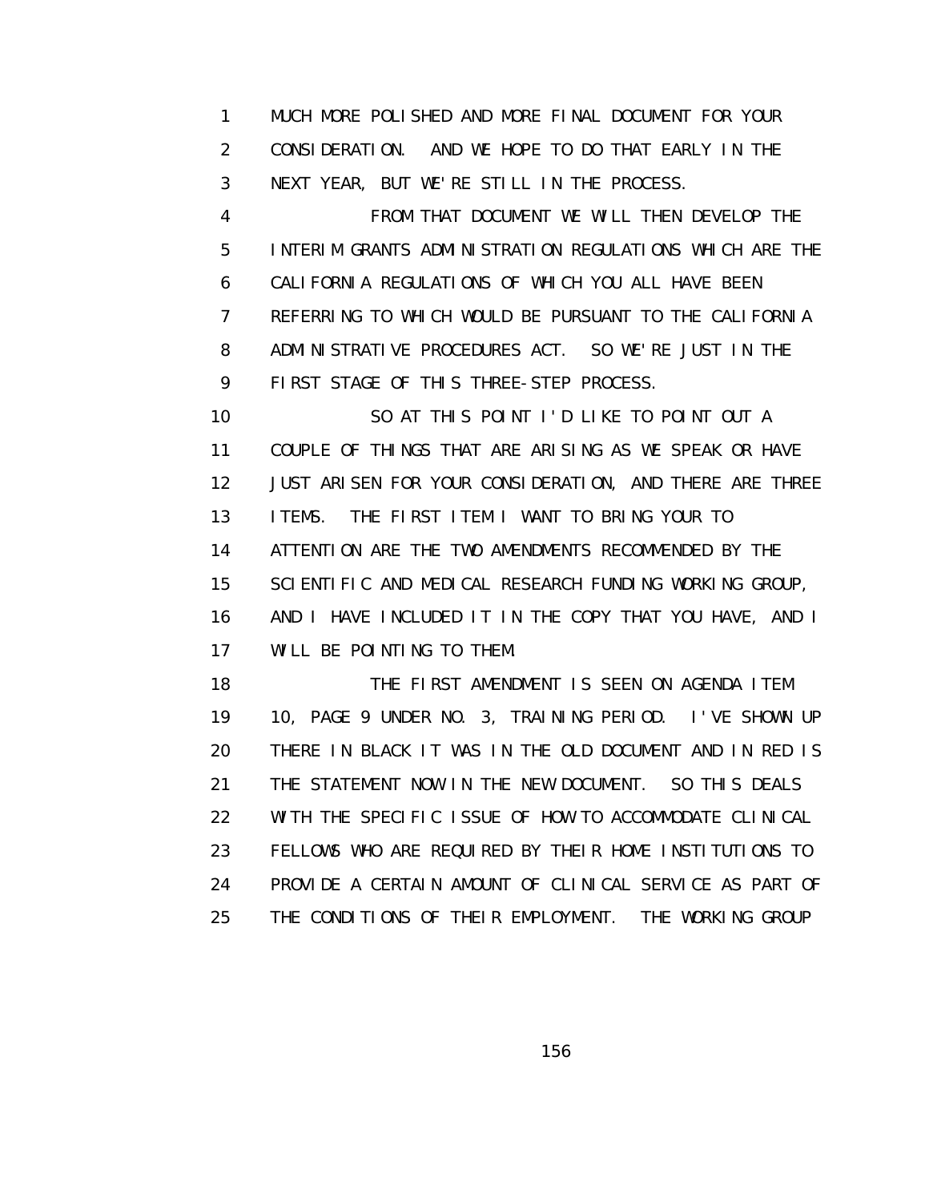MUCH MORE POLISHED AND MORE FINAL DOCUMENT FOR YOUR CONSIDERATION. AND WE HOPE TO DO THAT EARLY IN THE NEXT YEAR, BUT WE'RE STILL IN THE PROCESS.

FROM THAT DOCUMENT WE WILL THEN DEVELOP THE INTERIM GRANTS ADMINISTRATION REGULATIONS WHICH ARE THE CALIFORNIA REGULATIONS OF WHICH YOU ALL HAVE BEEN REFERRING TO WHICH WOULD BE PURSUANT TO THE CALIFORNIA ADMINISTRATIVE PROCEDURES ACT. SO WE'RE JUST IN THE FIRST STAGE OF THIS THREE-STEP PROCESS.

SO AT THIS POINT I'D LIKE TO POINT OUT A COUPLE OF THINGS THAT ARE ARISING AS WE SPEAK OR HAVE JUST ARISEN FOR YOUR CONSIDERATION, AND THERE ARE THREE ITEMS. THE FIRST ITEM I WANT TO BRING YOUR TO ATTENTION ARE THE TWO AMENDMENTS RECOMMENDED BY THE SCIENTIFIC AND MEDICAL RESEARCH FUNDING WORKING GROUP, AND I HAVE INCLUDED IT IN THE COPY THAT YOU HAVE, AND I WILL BE POINTING TO THEM.

THE FIRST AMENDMENT IS SEEN ON AGENDA ITEM 10, PAGE 9 UNDER NO. 3, TRAINING PERIOD. I'VE SHOWN UP THERE IN BLACK IT WAS IN THE OLD DOCUMENT AND IN RED IS THE STATEMENT NOW IN THE NEW DOCUMENT. SO THIS DEALS WITH THE SPECIFIC ISSUE OF HOW TO ACCOMMODATE CLINICAL FELLOWS WHO ARE REQUIRED BY THEIR HOME INSTITUTIONS TO PROVIDE A CERTAIN AMOUNT OF CLINICAL SERVICE AS PART OF THE CONDITIONS OF THEIR EMPLOYMENT. THE WORKING GROUP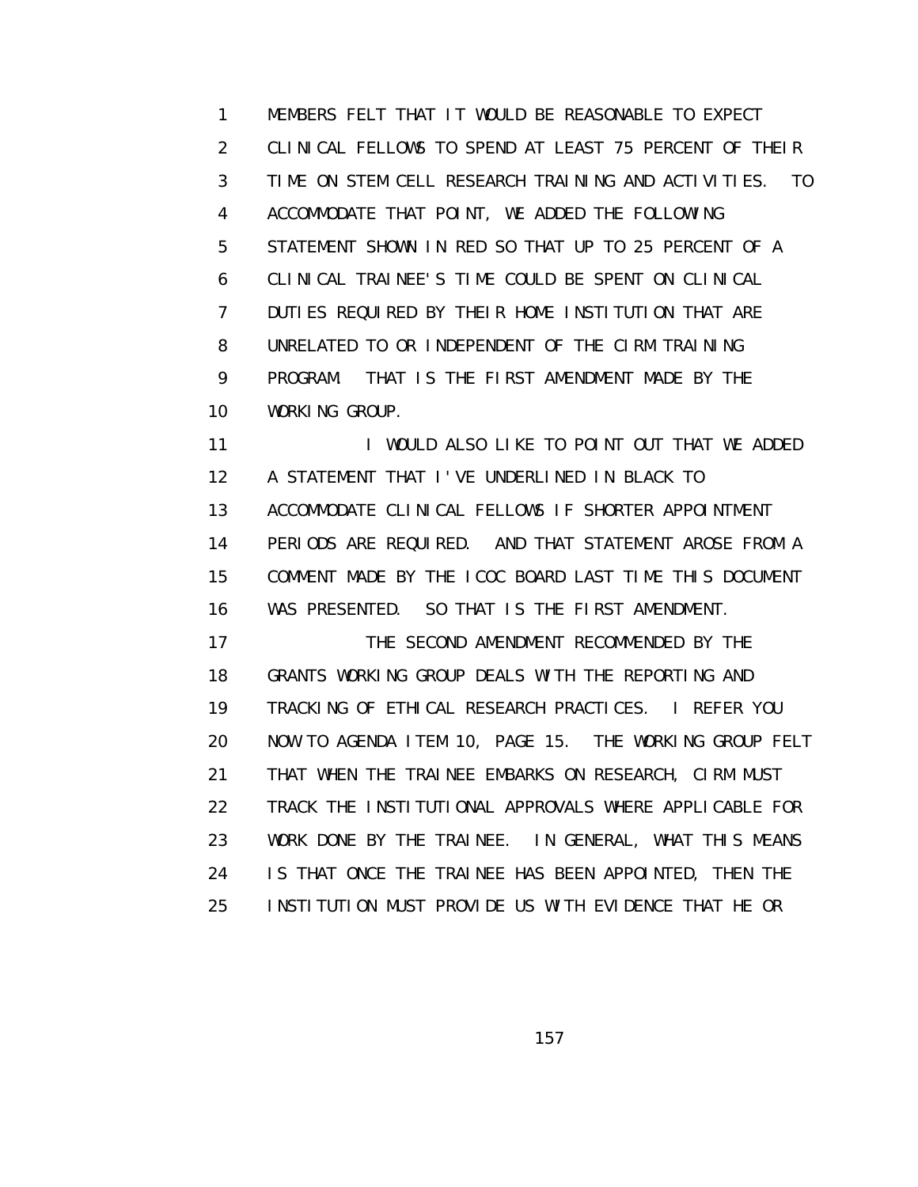MEMBERS FELT THAT IT WOULD BE REASONABLE TO EXPECT CLINICAL FELLOWS TO SPEND AT LEAST 75 PERCENT OF THEIR TIME ON STEM CELL RESEARCH TRAINING AND ACTIVITIES. TO ACCOMMODATE THAT POINT, WE ADDED THE FOLLOWING STATEMENT SHOWN IN RED SO THAT UP TO 25 PERCENT OF A CLINICAL TRAINEE'S TIME COULD BE SPENT ON CLINICAL DUTIES REQUIRED BY THEIR HOME INSTITUTION THAT ARE UNRELATED TO OR INDEPENDENT OF THE CIRM TRAINING PROGRAM. THAT IS THE FIRST AMENDMENT MADE BY THE WORKING GROUP.

I WOULD ALSO LIKE TO POINT OUT THAT WE ADDED A STATEMENT THAT I'VE UNDERLINED IN BLACK TO ACCOMMODATE CLINICAL FELLOWS IF SHORTER APPOINTMENT PERIODS ARE REQUIRED. AND THAT STATEMENT AROSE FROM A COMMENT MADE BY THE ICOC BOARD LAST TIME THIS DOCUMENT WAS PRESENTED. SO THAT IS THE FIRST AMENDMENT.

THE SECOND AMENDMENT RECOMMENDED BY THE GRANTS WORKING GROUP DEALS WITH THE REPORTING AND TRACKING OF ETHICAL RESEARCH PRACTICES. I REFER YOU NOW TO AGENDA ITEM 10, PAGE 15. THE WORKING GROUP FELT THAT WHEN THE TRAINEE EMBARKS ON RESEARCH, CIRM MUST TRACK THE INSTITUTIONAL APPROVALS WHERE APPLICABLE FOR WORK DONE BY THE TRAINEE. IN GENERAL, WHAT THIS MEANS IS THAT ONCE THE TRAINEE HAS BEEN APPOINTED, THEN THE INSTITUTION MUST PROVIDE US WITH EVIDENCE THAT HE OR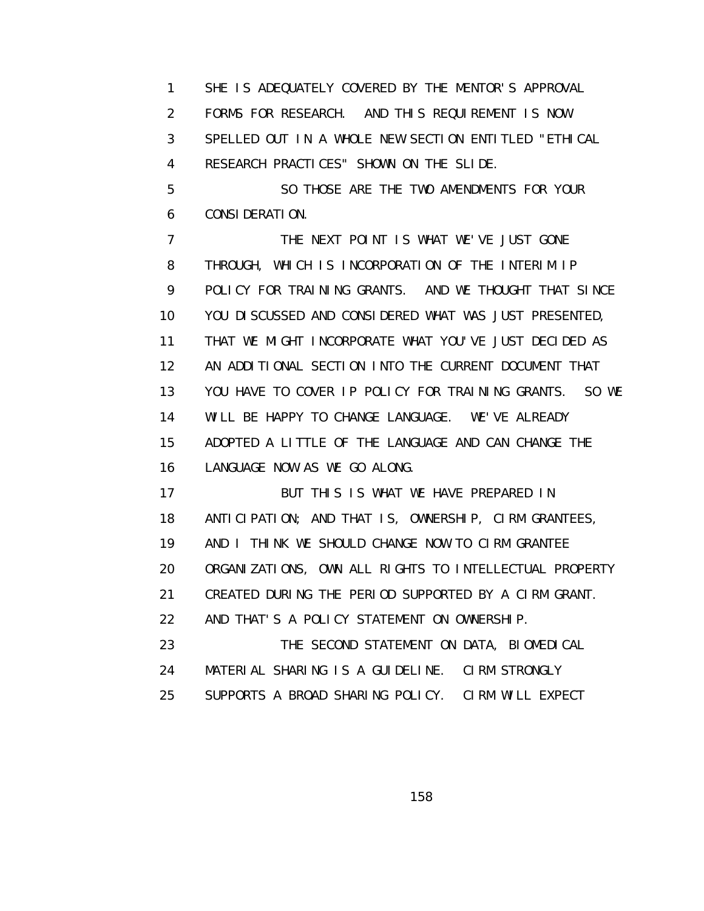SHE IS ADEQUATELY COVERED BY THE MENTOR'S APPROVAL FORMS FOR RESEARCH. AND THIS REQUIREMENT IS NOW SPELLED OUT IN A WHOLE NEW SECTION ENTITLED "ETHICAL RESEARCH PRACTICES" SHOWN ON THE SLIDE.

SO THOSE ARE THE TWO AMENDMENTS FOR YOUR CONSIDERATION.

THE NEXT POINT IS WHAT WE'VE JUST GONE THROUGH, WHICH IS INCORPORATION OF THE INTERIM IP POLICY FOR TRAINING GRANTS. AND WE THOUGHT THAT SINCE YOU DISCUSSED AND CONSIDERED WHAT WAS JUST PRESENTED, THAT WE MIGHT INCORPORATE WHAT YOU'VE JUST DECIDED AS AN ADDITIONAL SECTION INTO THE CURRENT DOCUMENT THAT YOU HAVE TO COVER IP POLICY FOR TRAINING GRANTS. SO WE WILL BE HAPPY TO CHANGE LANGUAGE. WE'VE ALREADY ADOPTED A LITTLE OF THE LANGUAGE AND CAN CHANGE THE LANGUAGE NOW AS WE GO ALONG.

BUT THIS IS WHAT WE HAVE PREPARED IN ANTICIPATION; AND THAT IS, OWNERSHIP, CIRM GRANTEES, AND I THINK WE SHOULD CHANGE NOW TO CIRM GRANTEE ORGANIZATIONS, OWN ALL RIGHTS TO INTELLECTUAL PROPERTY CREATED DURING THE PERIOD SUPPORTED BY A CIRM GRANT. AND THAT'S A POLICY STATEMENT ON OWNERSHIP.

THE SECOND STATEMENT ON DATA, BIOMEDICAL MATERIAL SHARING IS A GUIDELINE. CIRM STRONGLY SUPPORTS A BROAD SHARING POLICY. CIRM WILL EXPECT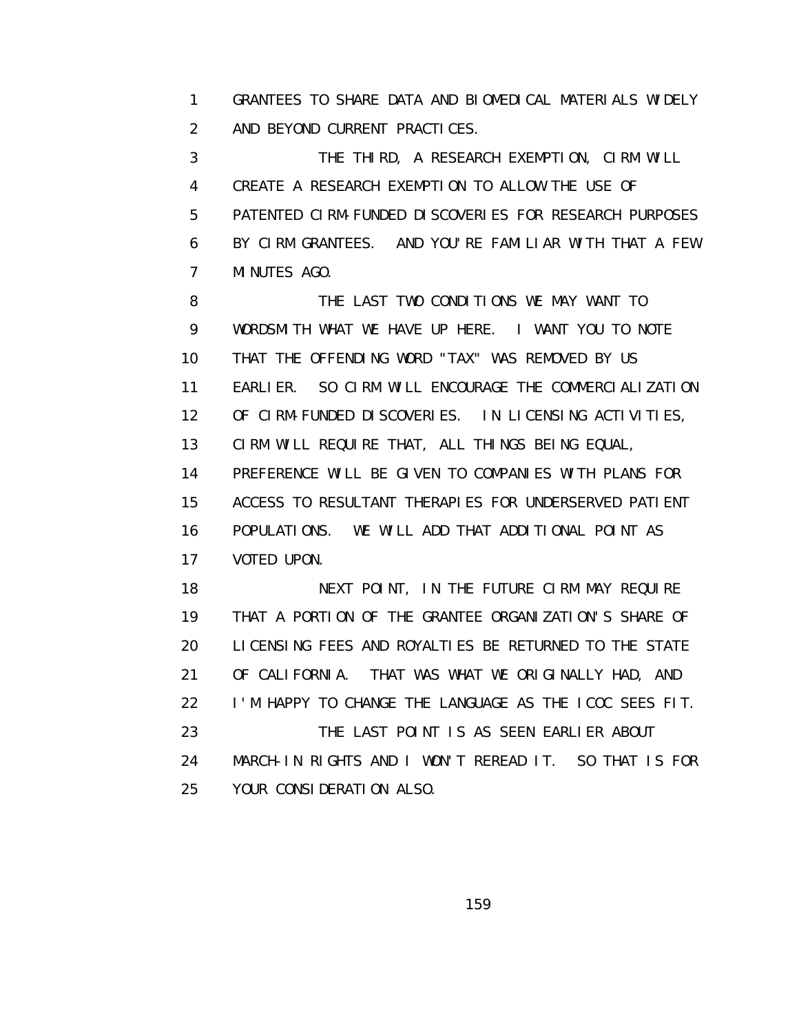1 GRANTEES TO SHARE DATA AND BIOMEDICAL MATERIALS WIDELY
2 AND BEYOND CURRENT PRACTICES.

3 THE THIRD, A RESEARCH EXEMPTION, CIRM WILL
4 CREATE A RESEARCH EXEMPTION TO ALLOW THE USE OF
5 PATENTED CIRM-FUNDED DISCOVERIES FOR RESEARCH PURPOSES
6 BY CIRM GRANTEES. AND YOU'RE FAMILIAR WITH THAT A FEW
7 MINUTES AGO.

8 THE LAST TWO CONDITIONS WE MAY WANT TO
9 WORDSMITH WHAT WE HAVE UP HERE. I WANT YOU TO NOTE
10 THAT THE OFFENDING WORD "TAX" WAS REMOVED BY US
11 EARLIER. SO CIRM WILL ENCOURAGE THE COMMERCIALIZATION
12 OF CIRM-FUNDED DISCOVERIES. IN LICENSING ACTIVITIES,
13 CIRM WILL REQUIRE THAT, ALL THINGS BEING EQUAL,
14 PREFERENCE WILL BE GIVEN TO COMPANIES WITH PLANS FOR
15 ACCESS TO RESULTANT THERAPIES FOR UNDERSERVED PATIENT
16 POPULATIONS. WE WILL ADD THAT ADDITIONAL POINT AS
17 VOTED UPON.

18 NEXT POINT, IN THE FUTURE CIRM MAY REQUIRE
19 THAT A PORTION OF THE GRANTEE ORGANIZATION'S SHARE OF
20 LICENSING FEES AND ROYALTIES BE RETURNED TO THE STATE
21 OF CALIFORNIA. THAT WAS WHAT WE ORIGINALLY HAD, AND
22 I'M HAPPY TO CHANGE THE LANGUAGE AS THE ICOC SEES FIT.

23 THE LAST POINT IS AS SEEN EARLIER ABOUT
24 MARCH-IN RIGHTS AND I WON'T REREAD IT. SO THAT IS FOR
25 YOUR CONSIDERATION ALSO.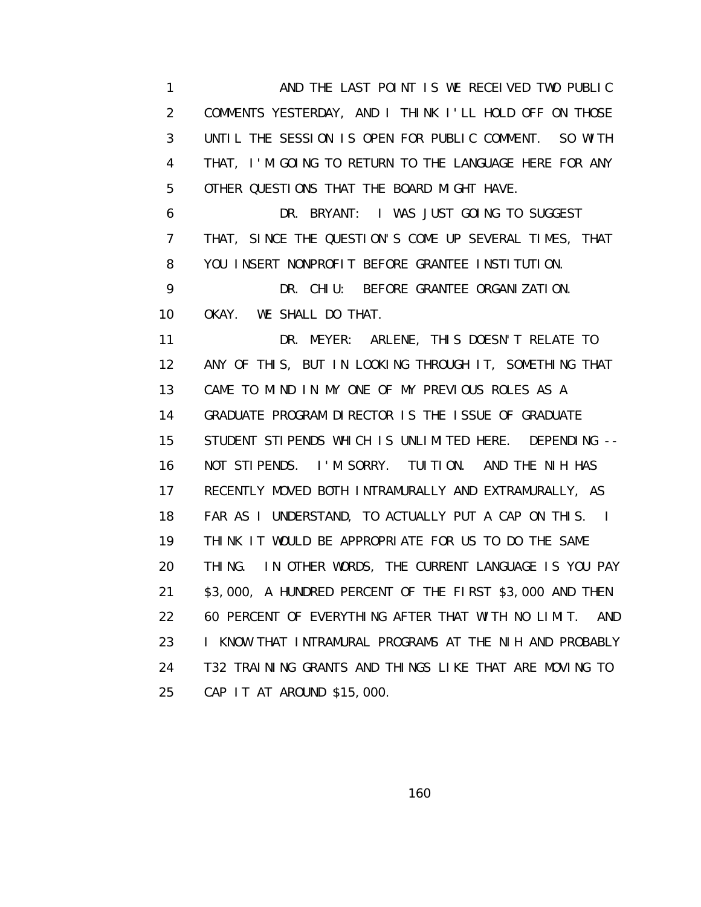AND THE LAST POINT IS WE RECEIVED TWO PUBLIC COMMENTS YESTERDAY, AND I THINK I'LL HOLD OFF ON THOSE UNTIL THE SESSION IS OPEN FOR PUBLIC COMMENT. SO WITH THAT, I'M GOING TO RETURN TO THE LANGUAGE HERE FOR ANY OTHER QUESTIONS THAT THE BOARD MIGHT HAVE.

DR. BRYANT: I WAS JUST GOING TO SUGGEST THAT, SINCE THE QUESTION'S COME UP SEVERAL TIMES, THAT YOU INSERT NONPROFIT BEFORE GRANTEE INSTITUTION.

DR. CHIU: BEFORE GRANTEE ORGANIZATION. OKAY. WE SHALL DO THAT.

DR. MEYER: ARLENE, THIS DOESN'T RELATE TO ANY OF THIS, BUT IN LOOKING THROUGH IT, SOMETHING THAT CAME TO MIND IN MY ONE OF MY PREVIOUS ROLES AS A GRADUATE PROGRAM DIRECTOR IS THE ISSUE OF GRADUATE STUDENT STIPENDS WHICH IS UNLIMITED HERE. DEPENDING -- NOT STIPENDS. I'M SORRY. TUITION. AND THE NIH HAS RECENTLY MOVED BOTH INTRAMURALLY AND EXTRAMURALLY, AS FAR AS I UNDERSTAND, TO ACTUALLY PUT A CAP ON THIS. I THINK IT WOULD BE APPROPRIATE FOR US TO DO THE SAME THING. IN OTHER WORDS, THE CURRENT LANGUAGE IS YOU PAY $3,000, A HUNDRED PERCENT OF THE FIRST $3,000 AND THEN 60 PERCENT OF EVERYTHING AFTER THAT WITH NO LIMIT. AND I KNOW THAT INTRAMURAL PROGRAMS AT THE NIH AND PROBABLY T32 TRAINING GRANTS AND THINGS LIKE THAT ARE MOVING TO CAP IT AT AROUND $15,000.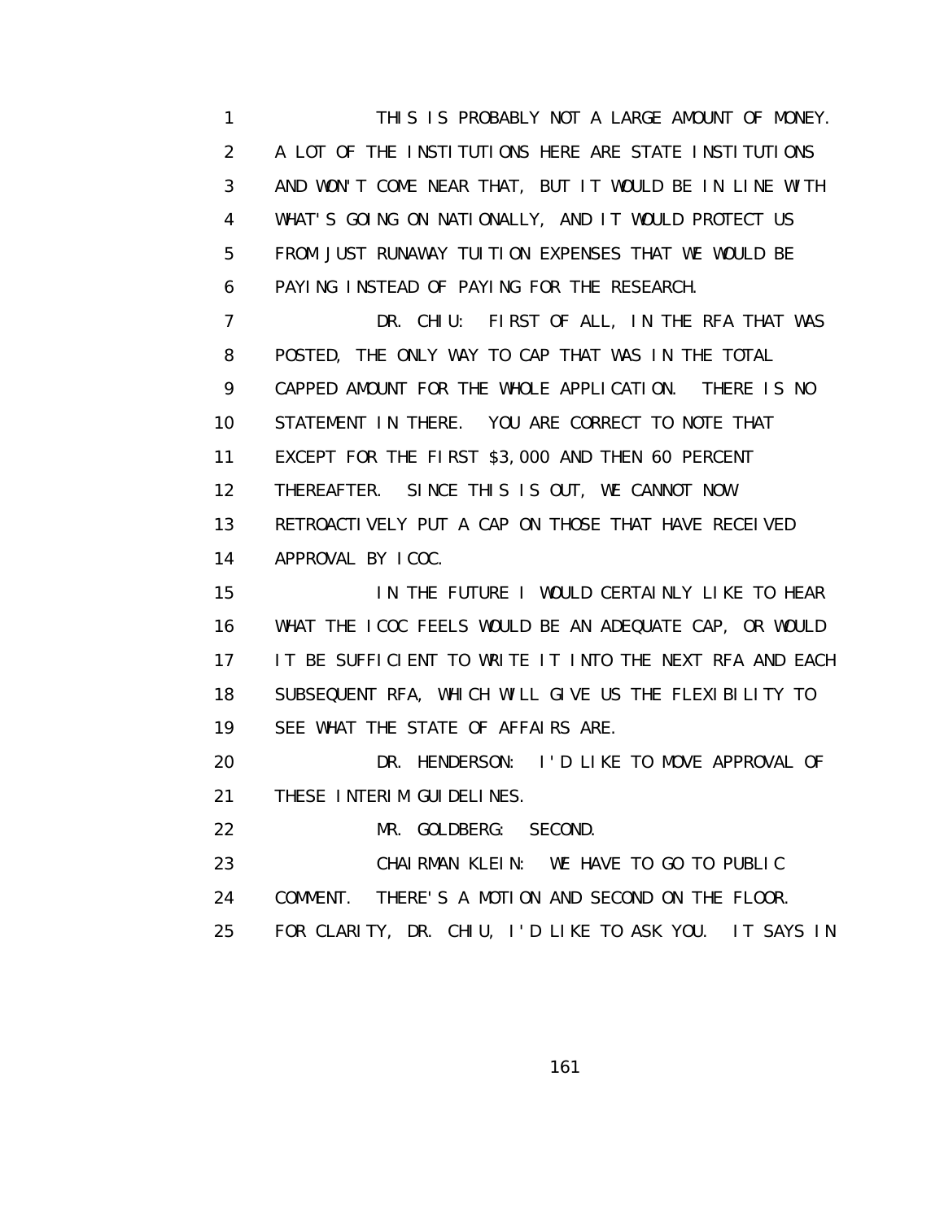THIS IS PROBABLY NOT A LARGE AMOUNT OF MONEY. A LOT OF THE INSTITUTIONS HERE ARE STATE INSTITUTIONS AND WON'T COME NEAR THAT, BUT IT WOULD BE IN LINE WITH WHAT'S GOING ON NATIONALLY, AND IT WOULD PROTECT US FROM JUST RUNAWAY TUITION EXPENSES THAT WE WOULD BE PAYING INSTEAD OF PAYING FOR THE RESEARCH.

DR. CHIU: FIRST OF ALL, IN THE RFA THAT WAS POSTED, THE ONLY WAY TO CAP THAT WAS IN THE TOTAL CAPPED AMOUNT FOR THE WHOLE APPLICATION. THERE IS NO STATEMENT IN THERE. YOU ARE CORRECT TO NOTE THAT EXCEPT FOR THE FIRST $3,000 AND THEN 60 PERCENT THEREAFTER. SINCE THIS IS OUT, WE CANNOT NOW RETROACTIVELY PUT A CAP ON THOSE THAT HAVE RECEIVED APPROVAL BY ICOC.

IN THE FUTURE I WOULD CERTAINLY LIKE TO HEAR WHAT THE ICOC FEELS WOULD BE AN ADEQUATE CAP, OR WOULD IT BE SUFFICIENT TO WRITE IT INTO THE NEXT RFA AND EACH SUBSEQUENT RFA, WHICH WILL GIVE US THE FLEXIBILITY TO SEE WHAT THE STATE OF AFFAIRS ARE.

DR. HENDERSON: I'D LIKE TO MOVE APPROVAL OF THESE INTERIM GUIDELINES.

MR. GOLDBERG: SECOND.

CHAIRMAN KLEIN: WE HAVE TO GO TO PUBLIC COMMENT. THERE'S A MOTION AND SECOND ON THE FLOOR. FOR CLARITY, DR. CHIU, I'D LIKE TO ASK YOU. IT SAYS IN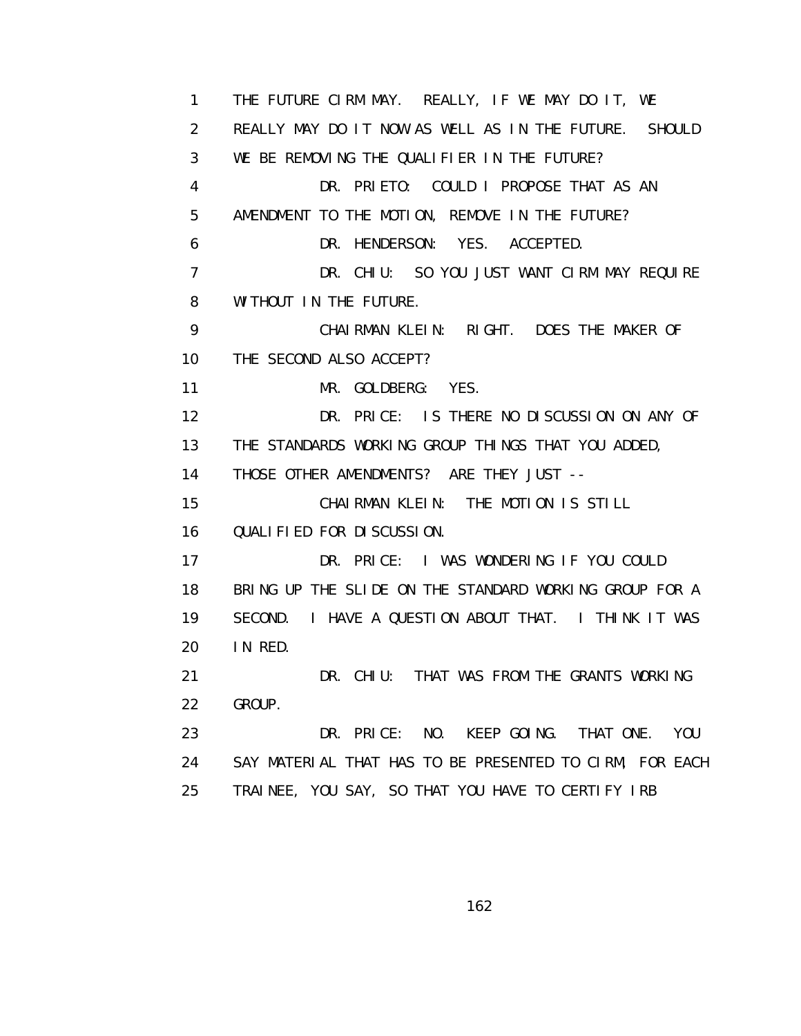1 THE FUTURE CIRM MAY. REALLY, IF WE MAY DO IT, WE
2 REALLY MAY DO IT NOW AS WELL AS IN THE FUTURE. SHOULD
3 WE BE REMOVING THE QUALIFIER IN THE FUTURE?
4 DR. PRIETO: COULD I PROPOSE THAT AS AN
5 AMENDMENT TO THE MOTION, REMOVE IN THE FUTURE?
6 DR. HENDERSON: YES. ACCEPTED.
7 DR. CHIU: SO YOU JUST WANT CIRM MAY REQUIRE
8 WITHOUT IN THE FUTURE.
9 CHAIRMAN KLEIN: RIGHT. DOES THE MAKER OF
10 THE SECOND ALSO ACCEPT?
11 MR. GOLDBERG: YES.
12 DR. PRICE: IS THERE NO DISCUSSION ON ANY OF
13 THE STANDARDS WORKING GROUP THINGS THAT YOU ADDED,
14 THOSE OTHER AMENDMENTS? ARE THEY JUST --
15 CHAIRMAN KLEIN: THE MOTION IS STILL
16 QUALIFIED FOR DISCUSSION.
17 DR. PRICE: I WAS WONDERING IF YOU COULD
18 BRING UP THE SLIDE ON THE STANDARD WORKING GROUP FOR A
19 SECOND. I HAVE A QUESTION ABOUT THAT. I THINK IT WAS
20 IN RED.
21 DR. CHIU: THAT WAS FROM THE GRANTS WORKING
22 GROUP.
23 DR. PRICE: NO. KEEP GOING. THAT ONE. YOU
24 SAY MATERIAL THAT HAS TO BE PRESENTED TO CIRM, FOR EACH
25 TRAINEE, YOU SAY, SO THAT YOU HAVE TO CERTIFY IRB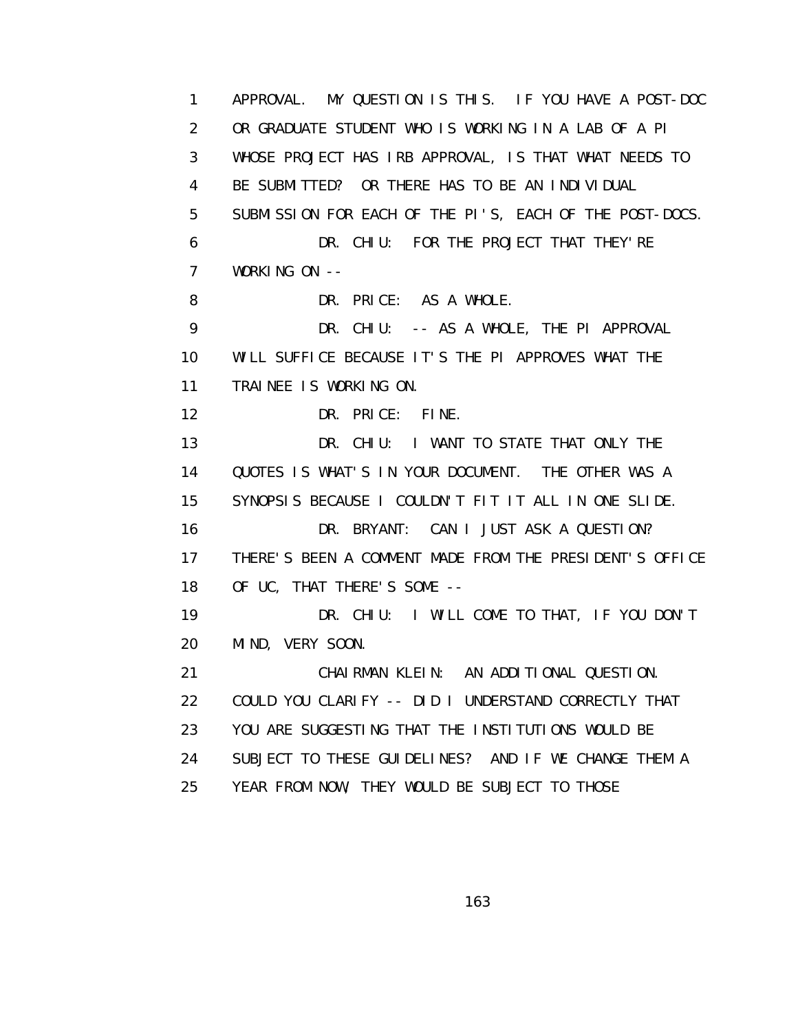1 APPROVAL. MY QUESTION IS THIS. IF YOU HAVE A POST-DOC
2 OR GRADUATE STUDENT WHO IS WORKING IN A LAB OF A PI
3 WHOSE PROJECT HAS IRB APPROVAL, IS THAT WHAT NEEDS TO
4 BE SUBMITTED? OR THERE HAS TO BE AN INDIVIDUAL
5 SUBMISSION FOR EACH OF THE PI'S, EACH OF THE POST-DOCS.
6 DR. CHIU: FOR THE PROJECT THAT THEY'RE
7 WORKING ON --
8 DR. PRICE: AS A WHOLE.
9 DR. CHIU: -- AS A WHOLE, THE PI APPROVAL
10 WILL SUFFICE BECAUSE IT'S THE PI APPROVES WHAT THE
11 TRAINEE IS WORKING ON.
12 DR. PRICE: FINE.
13 DR. CHIU: I WANT TO STATE THAT ONLY THE
14 QUOTES IS WHAT'S IN YOUR DOCUMENT. THE OTHER WAS A
15 SYNOPSIS BECAUSE I COULDN'T FIT IT ALL IN ONE SLIDE.
16 DR. BRYANT: CAN I JUST ASK A QUESTION?
17 THERE'S BEEN A COMMENT MADE FROM THE PRESIDENT'S OFFICE
18 OF UC, THAT THERE'S SOME --
19 DR. CHIU: I WILL COME TO THAT, IF YOU DON'T
20 MIND, VERY SOON.
21 CHAIRMAN KLEIN: AN ADDITIONAL QUESTION.
22 COULD YOU CLARIFY -- DID I UNDERSTAND CORRECTLY THAT
23 YOU ARE SUGGESTING THAT THE INSTITUTIONS WOULD BE
24 SUBJECT TO THESE GUIDELINES? AND IF WE CHANGE THEM A
25 YEAR FROM NOW, THEY WOULD BE SUBJECT TO THOSE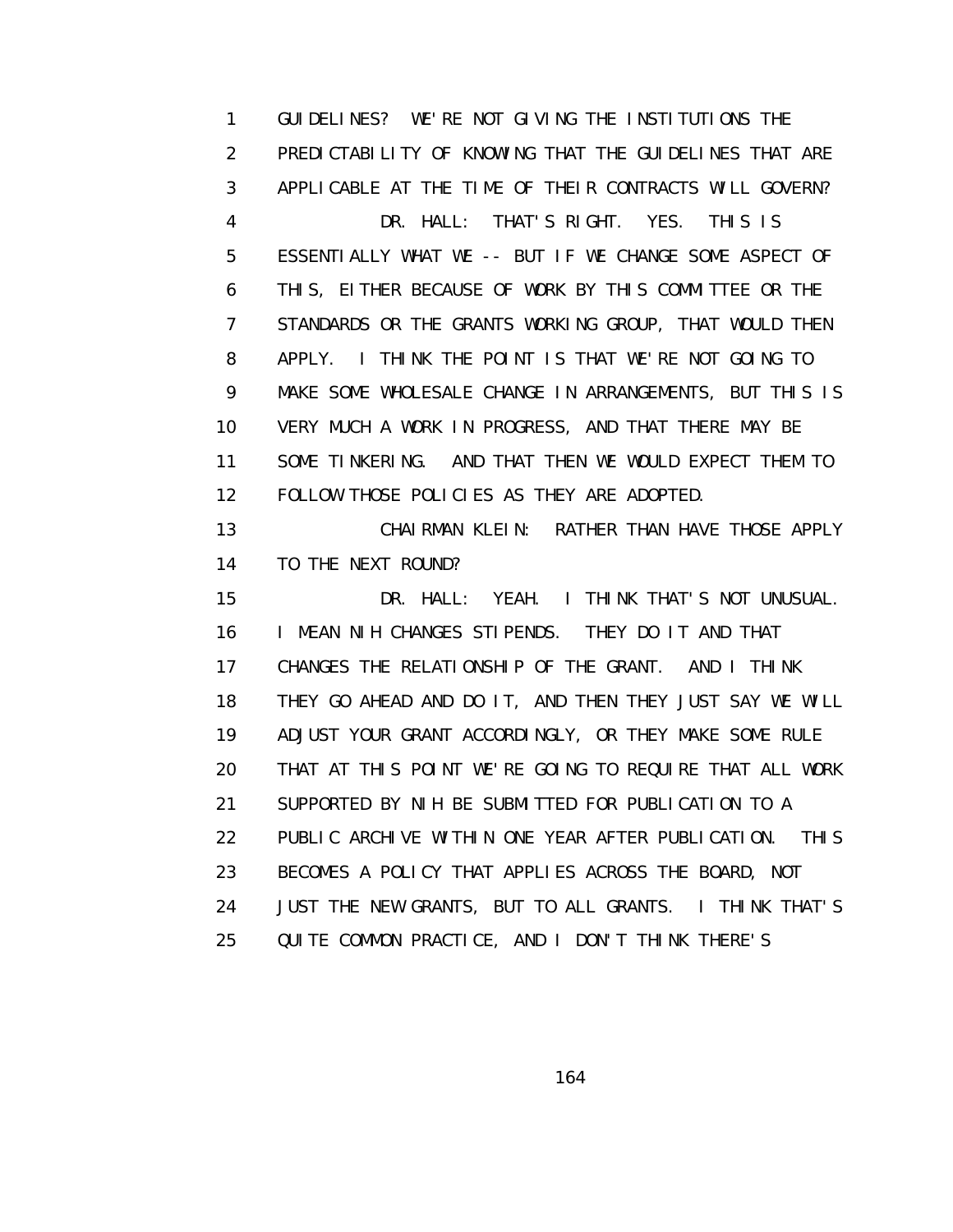GUIDELINES? WE'RE NOT GIVING THE INSTITUTIONS THE PREDICTABILITY OF KNOWING THAT THE GUIDELINES THAT ARE APPLICABLE AT THE TIME OF THEIR CONTRACTS WILL GOVERN?

DR. HALL: THAT'S RIGHT. YES. THIS IS ESSENTIALLY WHAT WE -- BUT IF WE CHANGE SOME ASPECT OF THIS, EITHER BECAUSE OF WORK BY THIS COMMITTEE OR THE STANDARDS OR THE GRANTS WORKING GROUP, THAT WOULD THEN APPLY. I THINK THE POINT IS THAT WE'RE NOT GOING TO MAKE SOME WHOLESALE CHANGE IN ARRANGEMENTS, BUT THIS IS VERY MUCH A WORK IN PROGRESS, AND THAT THERE MAY BE SOME TINKERING. AND THAT THEN WE WOULD EXPECT THEM TO FOLLOW THOSE POLICIES AS THEY ARE ADOPTED.

CHAIRMAN KLEIN: RATHER THAN HAVE THOSE APPLY TO THE NEXT ROUND?

DR. HALL: YEAH. I THINK THAT'S NOT UNUSUAL. I MEAN NIH CHANGES STIPENDS. THEY DO IT AND THAT CHANGES THE RELATIONSHIP OF THE GRANT. AND I THINK THEY GO AHEAD AND DO IT, AND THEN THEY JUST SAY WE WILL ADJUST YOUR GRANT ACCORDINGLY, OR THEY MAKE SOME RULE THAT AT THIS POINT WE'RE GOING TO REQUIRE THAT ALL WORK SUPPORTED BY NIH BE SUBMITTED FOR PUBLICATION TO A PUBLIC ARCHIVE WITHIN ONE YEAR AFTER PUBLICATION. THIS BECOMES A POLICY THAT APPLIES ACROSS THE BOARD, NOT JUST THE NEW GRANTS, BUT TO ALL GRANTS. I THINK THAT'S QUITE COMMON PRACTICE, AND I DON'T THINK THERE'S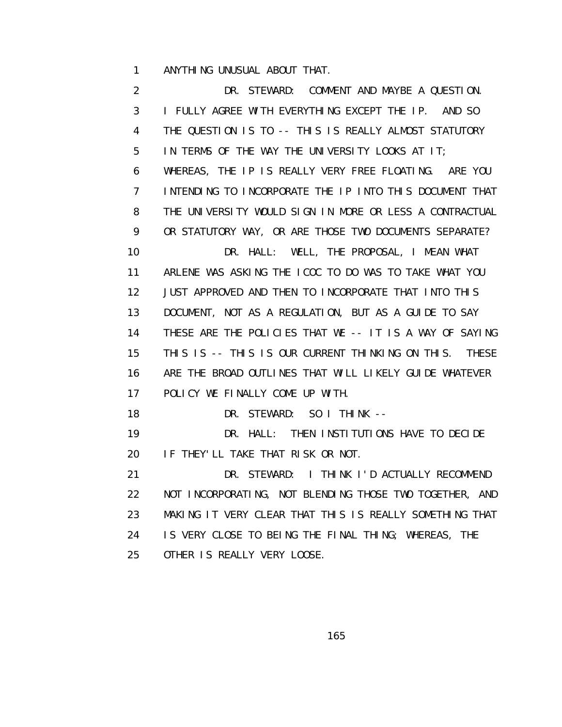ANYTHING UNUSUAL ABOUT THAT.

DR. STEWARD: COMMENT AND MAYBE A QUESTION. I FULLY AGREE WITH EVERYTHING EXCEPT THE IP. AND SO THE QUESTION IS TO -- THIS IS REALLY ALMOST STATUTORY IN TERMS OF THE WAY THE UNIVERSITY LOOKS AT IT; WHEREAS, THE IP IS REALLY VERY FREE FLOATING. ARE YOU INTENDING TO INCORPORATE THE IP INTO THIS DOCUMENT THAT THE UNIVERSITY WOULD SIGN IN MORE OR LESS A CONTRACTUAL OR STATUTORY WAY, OR ARE THOSE TWO DOCUMENTS SEPARATE?

DR. HALL: WELL, THE PROPOSAL, I MEAN WHAT ARLENE WAS ASKING THE ICOC TO DO WAS TO TAKE WHAT YOU JUST APPROVED AND THEN TO INCORPORATE THAT INTO THIS DOCUMENT, NOT AS A REGULATION, BUT AS A GUIDE TO SAY THESE ARE THE POLICIES THAT WE -- IT IS A WAY OF SAYING THIS IS -- THIS IS OUR CURRENT THINKING ON THIS. THESE ARE THE BROAD OUTLINES THAT WILL LIKELY GUIDE WHATEVER POLICY WE FINALLY COME UP WITH.

DR. STEWARD: SO I THINK --

DR. HALL: THEN INSTITUTIONS HAVE TO DECIDE IF THEY'LL TAKE THAT RISK OR NOT.

DR. STEWARD: I THINK I'D ACTUALLY RECOMMEND NOT INCORPORATING, NOT BLENDING THOSE TWO TOGETHER, AND MAKING IT VERY CLEAR THAT THIS IS REALLY SOMETHING THAT IS VERY CLOSE TO BEING THE FINAL THING; WHEREAS, THE OTHER IS REALLY VERY LOOSE.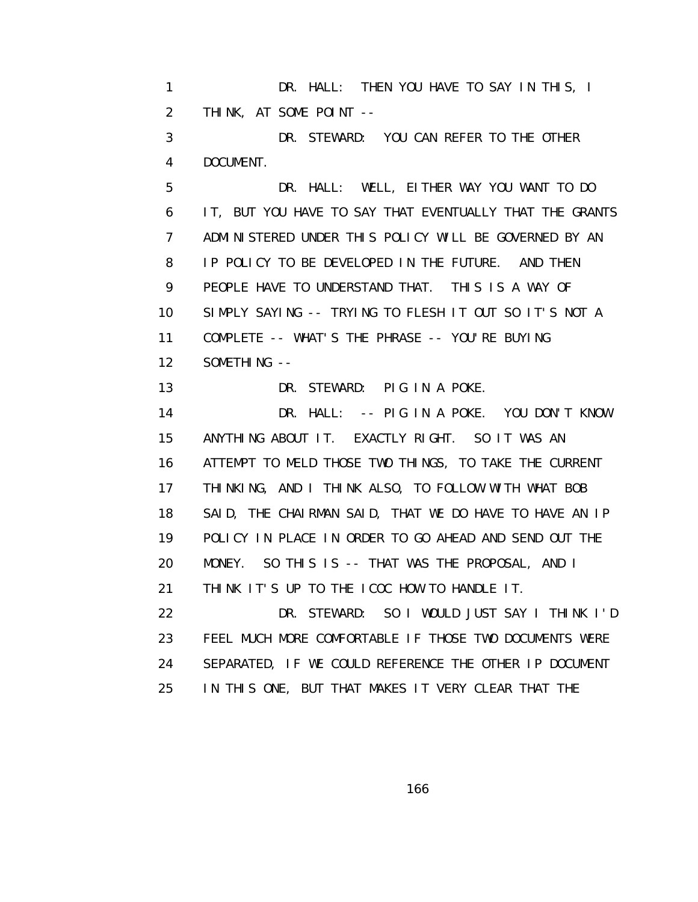DR. HALL: THEN YOU HAVE TO SAY IN THIS, I THINK, AT SOME POINT --

DR. STEWARD: YOU CAN REFER TO THE OTHER DOCUMENT.

DR. HALL: WELL, EITHER WAY YOU WANT TO DO IT, BUT YOU HAVE TO SAY THAT EVENTUALLY THAT THE GRANTS ADMINISTERED UNDER THIS POLICY WILL BE GOVERNED BY AN IP POLICY TO BE DEVELOPED IN THE FUTURE. AND THEN PEOPLE HAVE TO UNDERSTAND THAT. THIS IS A WAY OF SIMPLY SAYING -- TRYING TO FLESH IT OUT SO IT'S NOT A COMPLETE -- WHAT'S THE PHRASE -- YOU'RE BUYING SOMETHING --

DR. STEWARD: PIG IN A POKE.

DR. HALL: -- PIG IN A POKE. YOU DON'T KNOW ANYTHING ABOUT IT. EXACTLY RIGHT. SO IT WAS AN ATTEMPT TO MELD THOSE TWO THINGS, TO TAKE THE CURRENT THINKING, AND I THINK ALSO, TO FOLLOW WITH WHAT BOB SAID, THE CHAIRMAN SAID, THAT WE DO HAVE TO HAVE AN IP POLICY IN PLACE IN ORDER TO GO AHEAD AND SEND OUT THE MONEY. SO THIS IS -- THAT WAS THE PROPOSAL, AND I THINK IT'S UP TO THE ICOC HOW TO HANDLE IT.

DR. STEWARD: SO I WOULD JUST SAY I THINK I'D FEEL MUCH MORE COMFORTABLE IF THOSE TWO DOCUMENTS WERE SEPARATED, IF WE COULD REFERENCE THE OTHER IP DOCUMENT IN THIS ONE, BUT THAT MAKES IT VERY CLEAR THAT THE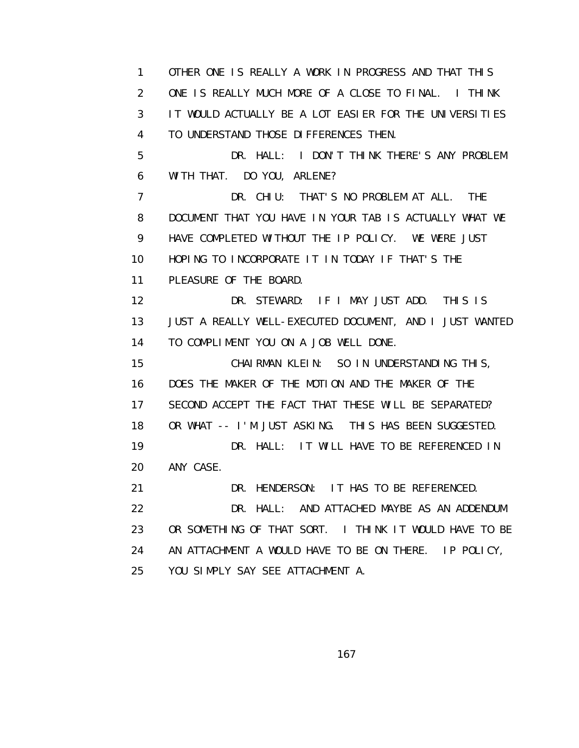1 OTHER ONE IS REALLY A WORK IN PROGRESS AND THAT THIS
2 ONE IS REALLY MUCH MORE OF A CLOSE TO FINAL. I THINK
3 IT WOULD ACTUALLY BE A LOT EASIER FOR THE UNIVERSITIES
4 TO UNDERSTAND THOSE DIFFERENCES THEN.
5 DR. HALL: I DON'T THINK THERE'S ANY PROBLEM
6 WITH THAT. DO YOU, ARLENE?
7 DR. CHIU: THAT'S NO PROBLEM AT ALL. THE
8 DOCUMENT THAT YOU HAVE IN YOUR TAB IS ACTUALLY WHAT WE
9 HAVE COMPLETED WITHOUT THE IP POLICY. WE WERE JUST
10 HOPING TO INCORPORATE IT IN TODAY IF THAT'S THE
11 PLEASURE OF THE BOARD.
12 DR. STEWARD: IF I MAY JUST ADD. THIS IS
13 JUST A REALLY WELL-EXECUTED DOCUMENT, AND I JUST WANTED
14 TO COMPLIMENT YOU ON A JOB WELL DONE.
15 CHAIRMAN KLEIN: SO IN UNDERSTANDING THIS,
16 DOES THE MAKER OF THE MOTION AND THE MAKER OF THE
17 SECOND ACCEPT THE FACT THAT THESE WILL BE SEPARATED?
18 OR WHAT -- I'M JUST ASKING. THIS HAS BEEN SUGGESTED.
19 DR. HALL: IT WILL HAVE TO BE REFERENCED IN
20 ANY CASE.
21 DR. HENDERSON: IT HAS TO BE REFERENCED.
22 DR. HALL: AND ATTACHED MAYBE AS AN ADDENDUM
23 OR SOMETHING OF THAT SORT. I THINK IT WOULD HAVE TO BE
24 AN ATTACHMENT A WOULD HAVE TO BE ON THERE. IP POLICY,
25 YOU SIMPLY SAY SEE ATTACHMENT A.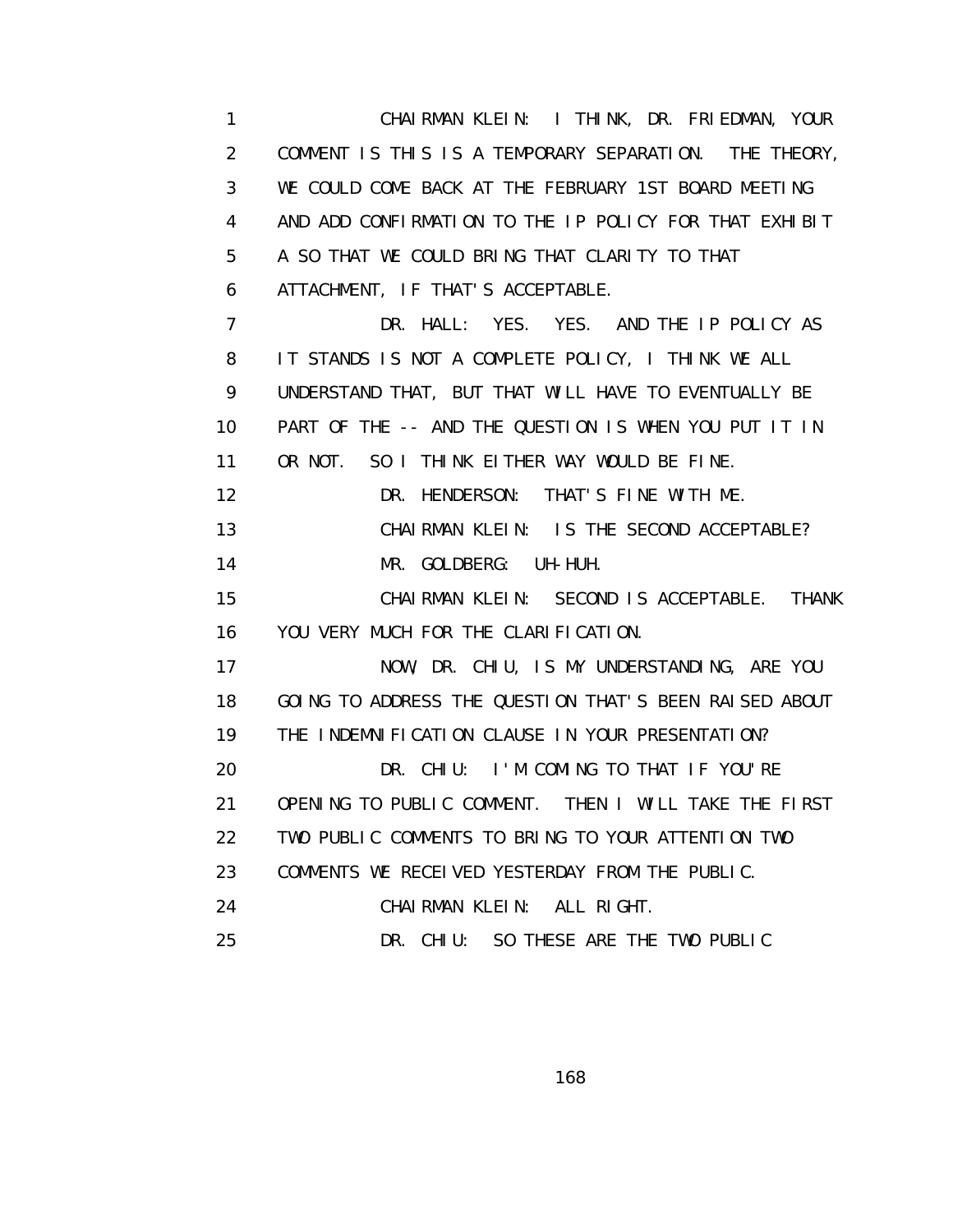CHAIRMAN KLEIN: I THINK, DR. FRIEDMAN, YOUR COMMENT IS THIS IS A TEMPORARY SEPARATION. THE THEORY, WE COULD COME BACK AT THE FEBRUARY 1ST BOARD MEETING AND ADD CONFIRMATION TO THE IP POLICY FOR THAT EXHIBIT A SO THAT WE COULD BRING THAT CLARITY TO THAT ATTACHMENT, IF THAT'S ACCEPTABLE.

DR. HALL: YES. YES. AND THE IP POLICY AS IT STANDS IS NOT A COMPLETE POLICY, I THINK WE ALL UNDERSTAND THAT, BUT THAT WILL HAVE TO EVENTUALLY BE PART OF THE -- AND THE QUESTION IS WHEN YOU PUT IT IN OR NOT. SO I THINK EITHER WAY WOULD BE FINE.

DR. HENDERSON: THAT'S FINE WITH ME.

CHAIRMAN KLEIN: IS THE SECOND ACCEPTABLE?

MR. GOLDBERG: UH-HUH.

CHAIRMAN KLEIN: SECOND IS ACCEPTABLE. THANK YOU VERY MUCH FOR THE CLARIFICATION.

NOW, DR. CHIU, IS MY UNDERSTANDING, ARE YOU GOING TO ADDRESS THE QUESTION THAT'S BEEN RAISED ABOUT THE INDEMNIFICATION CLAUSE IN YOUR PRESENTATION?

DR. CHIU: I'M COMING TO THAT IF YOU'RE OPENING TO PUBLIC COMMENT. THEN I WILL TAKE THE FIRST TWO PUBLIC COMMENTS TO BRING TO YOUR ATTENTION TWO COMMENTS WE RECEIVED YESTERDAY FROM THE PUBLIC.

CHAIRMAN KLEIN: ALL RIGHT.

DR. CHIU: SO THESE ARE THE TWO PUBLIC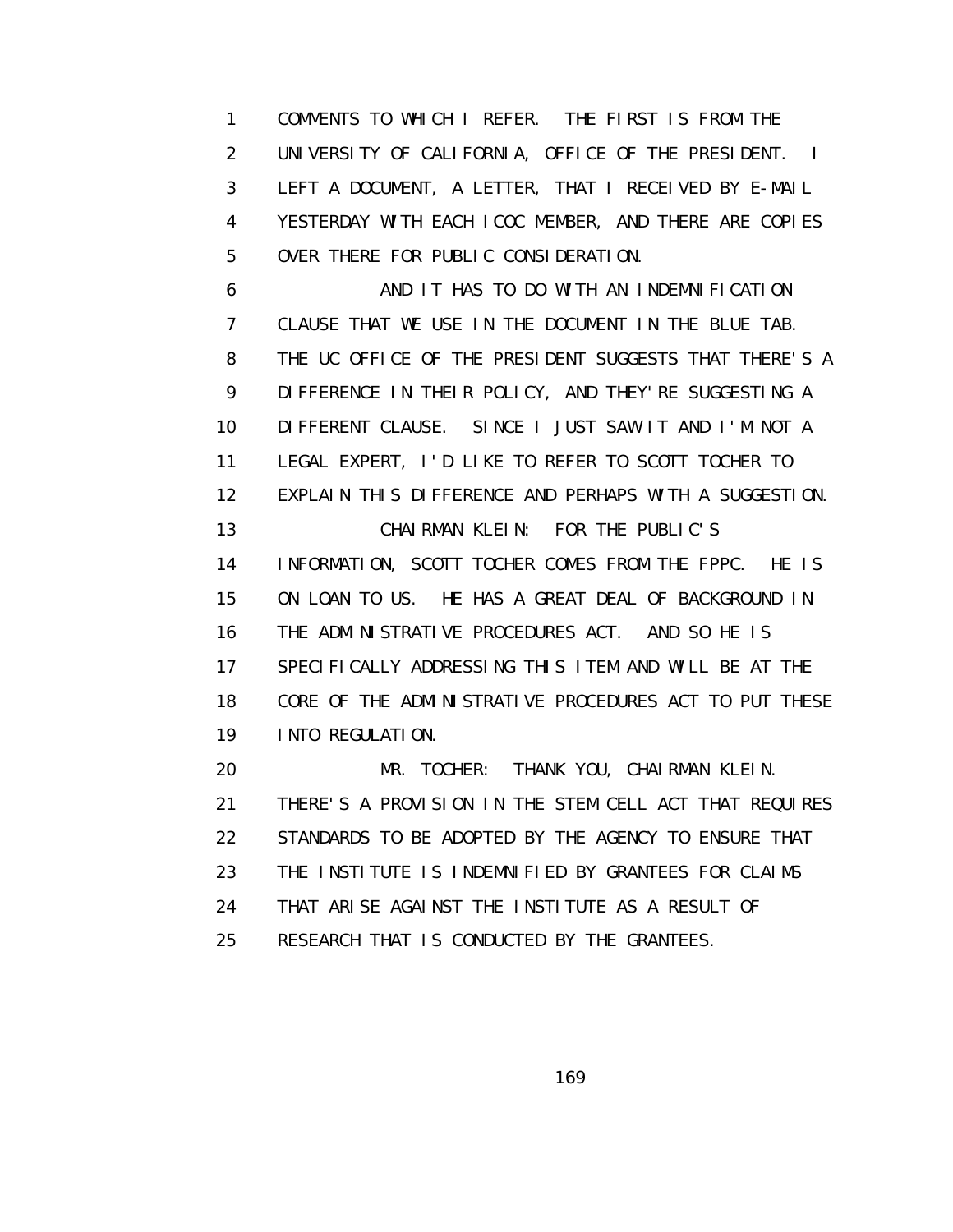COMMENTS TO WHICH I REFER. THE FIRST IS FROM THE UNIVERSITY OF CALIFORNIA, OFFICE OF THE PRESIDENT. I LEFT A DOCUMENT, A LETTER, THAT I RECEIVED BY E-MAIL YESTERDAY WITH EACH ICOC MEMBER, AND THERE ARE COPIES OVER THERE FOR PUBLIC CONSIDERATION.

AND IT HAS TO DO WITH AN INDEMNIFICATION CLAUSE THAT WE USE IN THE DOCUMENT IN THE BLUE TAB. THE UC OFFICE OF THE PRESIDENT SUGGESTS THAT THERE'S A DIFFERENCE IN THEIR POLICY, AND THEY'RE SUGGESTING A DIFFERENT CLAUSE. SINCE I JUST SAW IT AND I'M NOT A LEGAL EXPERT, I'D LIKE TO REFER TO SCOTT TOCHER TO EXPLAIN THIS DIFFERENCE AND PERHAPS WITH A SUGGESTION.

CHAIRMAN KLEIN: FOR THE PUBLIC'S INFORMATION, SCOTT TOCHER COMES FROM THE FPPC. HE IS ON LOAN TO US. HE HAS A GREAT DEAL OF BACKGROUND IN THE ADMINISTRATIVE PROCEDURES ACT. AND SO HE IS SPECIFICALLY ADDRESSING THIS ITEM AND WILL BE AT THE CORE OF THE ADMINISTRATIVE PROCEDURES ACT TO PUT THESE INTO REGULATION.

MR. TOCHER: THANK YOU, CHAIRMAN KLEIN. THERE'S A PROVISION IN THE STEM CELL ACT THAT REQUIRES STANDARDS TO BE ADOPTED BY THE AGENCY TO ENSURE THAT THE INSTITUTE IS INDEMNIFIED BY GRANTEES FOR CLAIMS THAT ARISE AGAINST THE INSTITUTE AS A RESULT OF RESEARCH THAT IS CONDUCTED BY THE GRANTEES.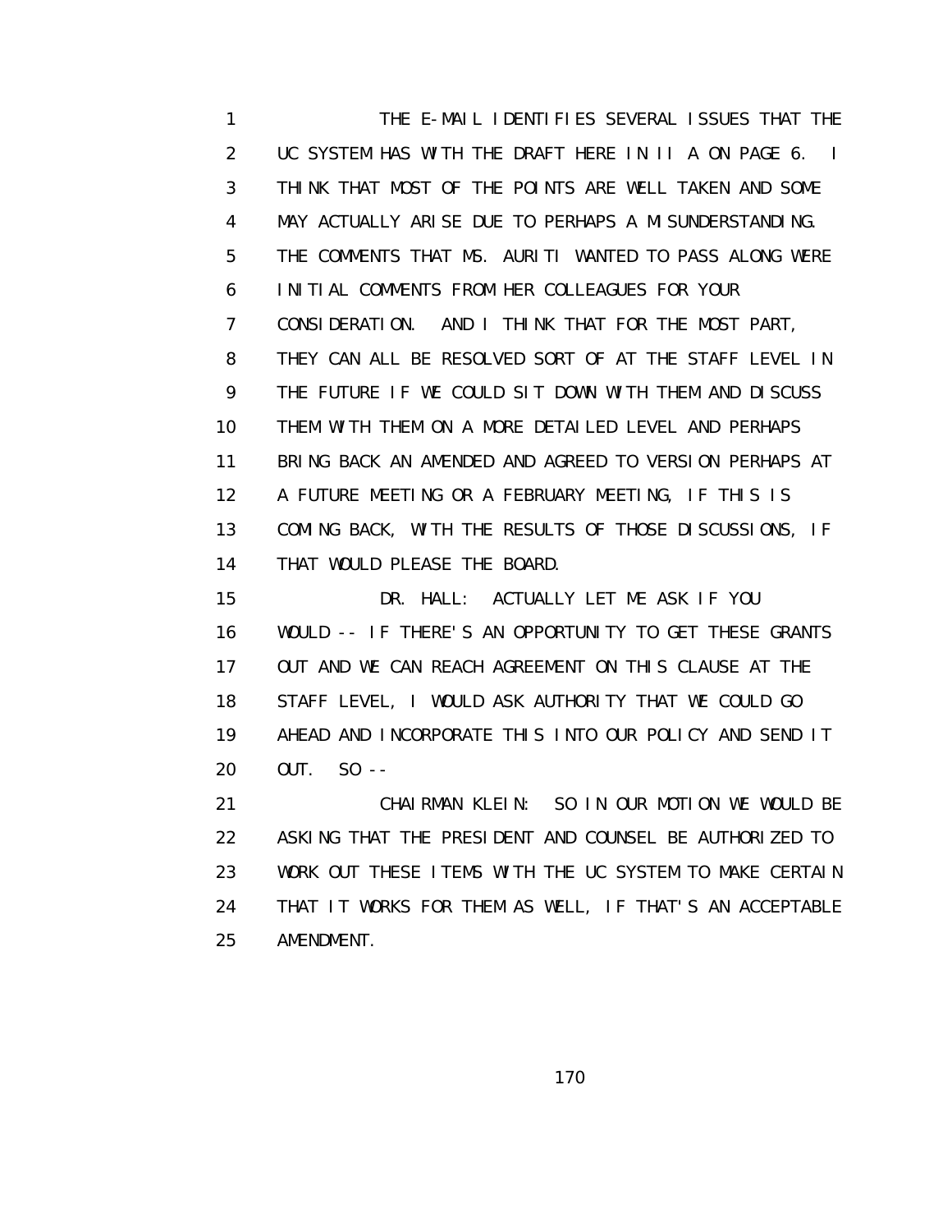THE E-MAIL IDENTIFIES SEVERAL ISSUES THAT THE UC SYSTEM HAS WITH THE DRAFT HERE IN II A ON PAGE 6. I THINK THAT MOST OF THE POINTS ARE WELL TAKEN AND SOME MAY ACTUALLY ARISE DUE TO PERHAPS A MISUNDERSTANDING. THE COMMENTS THAT MS. AURITI WANTED TO PASS ALONG WERE INITIAL COMMENTS FROM HER COLLEAGUES FOR YOUR CONSIDERATION. AND I THINK THAT FOR THE MOST PART, THEY CAN ALL BE RESOLVED SORT OF AT THE STAFF LEVEL IN THE FUTURE IF WE COULD SIT DOWN WITH THEM AND DISCUSS THEM WITH THEM ON A MORE DETAILED LEVEL AND PERHAPS BRING BACK AN AMENDED AND AGREED TO VERSION PERHAPS AT A FUTURE MEETING OR A FEBRUARY MEETING, IF THIS IS COMING BACK, WITH THE RESULTS OF THOSE DISCUSSIONS, IF THAT WOULD PLEASE THE BOARD.

DR. HALL: ACTUALLY LET ME ASK IF YOU WOULD -- IF THERE'S AN OPPORTUNITY TO GET THESE GRANTS OUT AND WE CAN REACH AGREEMENT ON THIS CLAUSE AT THE STAFF LEVEL, I WOULD ASK AUTHORITY THAT WE COULD GO AHEAD AND INCORPORATE THIS INTO OUR POLICY AND SEND IT OUT. SO --

CHAIRMAN KLEIN: SO IN OUR MOTION WE WOULD BE ASKING THAT THE PRESIDENT AND COUNSEL BE AUTHORIZED TO WORK OUT THESE ITEMS WITH THE UC SYSTEM TO MAKE CERTAIN THAT IT WORKS FOR THEM AS WELL, IF THAT'S AN ACCEPTABLE AMENDMENT.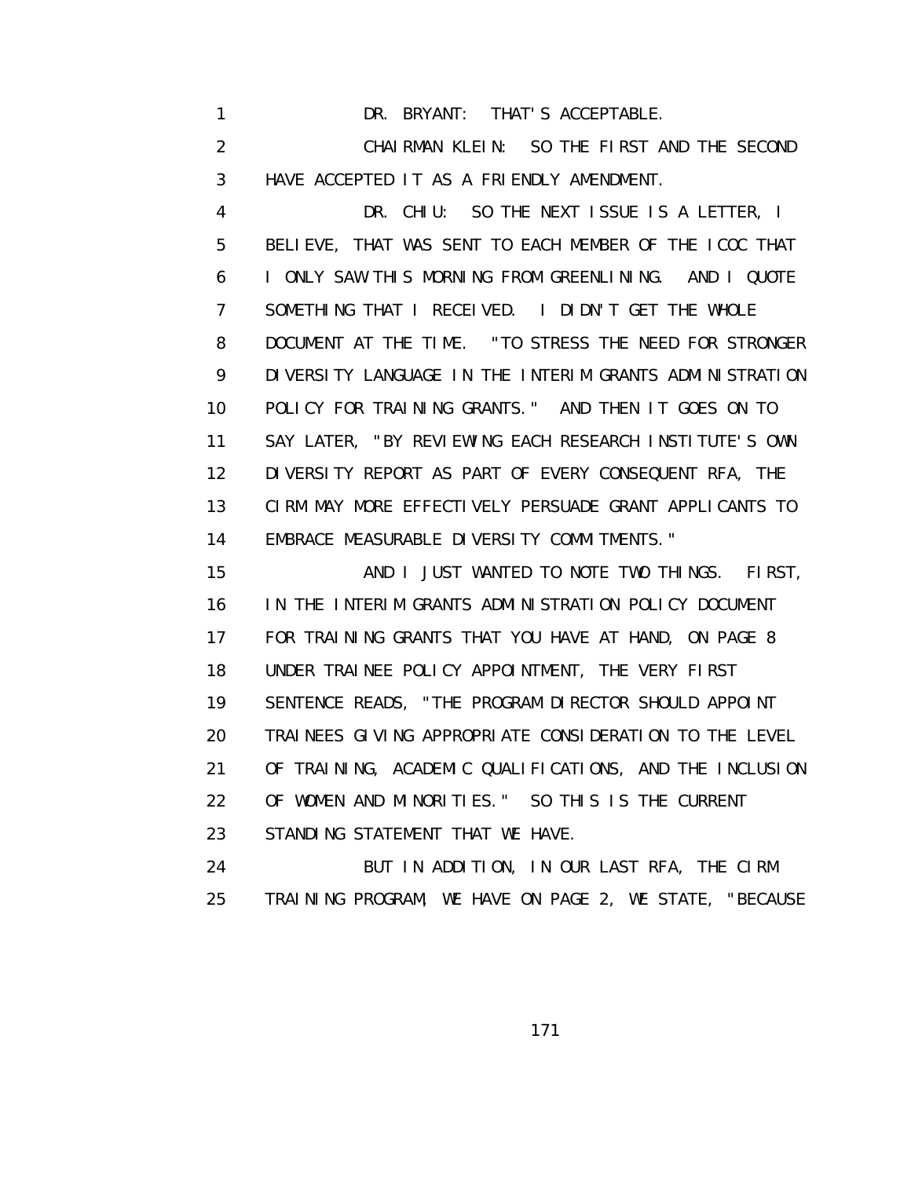1 DR. BRYANT: THAT'S ACCEPTABLE.

2 CHAIRMAN KLEIN: SO THE FIRST AND THE SECOND
3 HAVE ACCEPTED IT AS A FRIENDLY AMENDMENT.

4 DR. CHIU: SO THE NEXT ISSUE IS A LETTER, I
5 BELIEVE, THAT WAS SENT TO EACH MEMBER OF THE ICOC THAT
6 I ONLY SAW THIS MORNING FROM GREENLINING. AND I QUOTE
7 SOMETHING THAT I RECEIVED. I DIDN'T GET THE WHOLE
8 DOCUMENT AT THE TIME. "TO STRESS THE NEED FOR STRONGER
9 DIVERSITY LANGUAGE IN THE INTERIM GRANTS ADMINISTRATION
10 POLICY FOR TRAINING GRANTS." AND THEN IT GOES ON TO
11 SAY LATER, "BY REVIEWING EACH RESEARCH INSTITUTE'S OWN
12 DIVERSITY REPORT AS PART OF EVERY CONSEQUENT RFA, THE
13 CIRM MAY MORE EFFECTIVELY PERSUADE GRANT APPLICANTS TO
14 EMBRACE MEASURABLE DIVERSITY COMMITMENTS."

15 AND I JUST WANTED TO NOTE TWO THINGS. FIRST,
16 IN THE INTERIM GRANTS ADMINISTRATION POLICY DOCUMENT
17 FOR TRAINING GRANTS THAT YOU HAVE AT HAND, ON PAGE 8
18 UNDER TRAINEE POLICY APPOINTMENT, THE VERY FIRST
19 SENTENCE READS, "THE PROGRAM DIRECTOR SHOULD APPOINT
20 TRAINEES GIVING APPROPRIATE CONSIDERATION TO THE LEVEL
21 OF TRAINING, ACADEMIC QUALIFICATIONS, AND THE INCLUSION
22 OF WOMEN AND MINORITIES." SO THIS IS THE CURRENT
23 STANDING STATEMENT THAT WE HAVE.

24 BUT IN ADDITION, IN OUR LAST RFA, THE CIRM
25 TRAINING PROGRAM, WE HAVE ON PAGE 2, WE STATE, "BECAUSE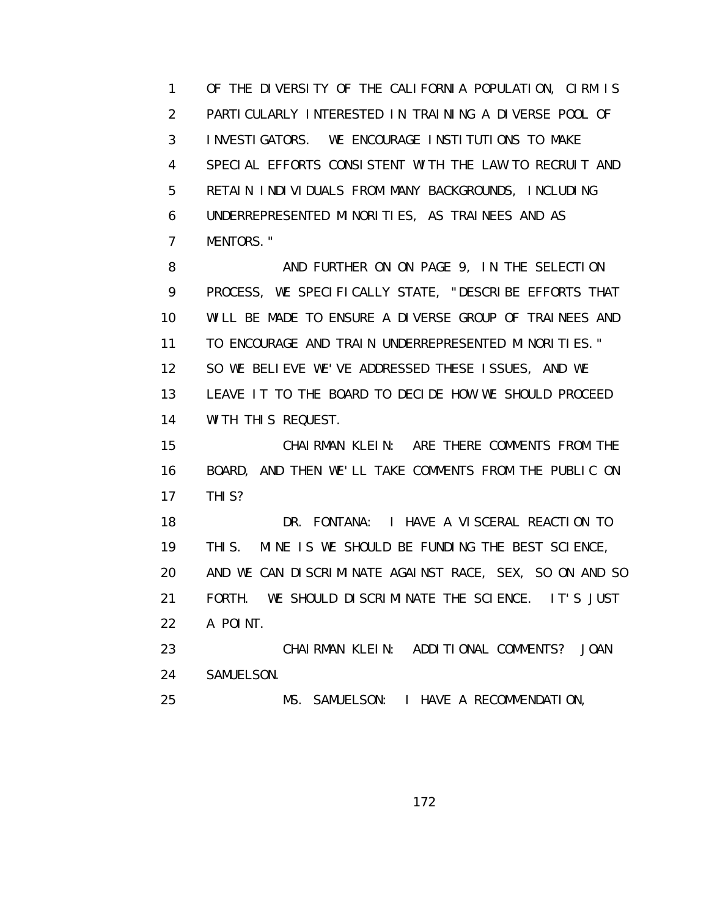1 OF THE DIVERSITY OF THE CALIFORNIA POPULATION, CIRM IS
2 PARTICULARLY INTERESTED IN TRAINING A DIVERSE POOL OF
3 INVESTIGATORS. WE ENCOURAGE INSTITUTIONS TO MAKE
4 SPECIAL EFFORTS CONSISTENT WITH THE LAW TO RECRUIT AND
5 RETAIN INDIVIDUALS FROM MANY BACKGROUNDS, INCLUDING
6 UNDERREPRESENTED MINORITIES, AS TRAINEES AND AS
7 MENTORS."

8 AND FURTHER ON ON PAGE 9, IN THE SELECTION
9 PROCESS, WE SPECIFICALLY STATE, "DESCRIBE EFFORTS THAT
10 WILL BE MADE TO ENSURE A DIVERSE GROUP OF TRAINEES AND
11 TO ENCOURAGE AND TRAIN UNDERREPRESENTED MINORITIES."
12 SO WE BELIEVE WE'VE ADDRESSED THESE ISSUES, AND WE
13 LEAVE IT TO THE BOARD TO DECIDE HOW WE SHOULD PROCEED
14 WITH THIS REQUEST.

15 CHAIRMAN KLEIN: ARE THERE COMMENTS FROM THE
16 BOARD, AND THEN WE'LL TAKE COMMENTS FROM THE PUBLIC ON
17 THIS?

18 DR. FONTANA: I HAVE A VISCERAL REACTION TO
19 THIS. MINE IS WE SHOULD BE FUNDING THE BEST SCIENCE,
20 AND WE CAN DISCRIMINATE AGAINST RACE, SEX, SO ON AND SO
21 FORTH. WE SHOULD DISCRIMINATE THE SCIENCE. IT'S JUST
22 A POINT.

23 CHAIRMAN KLEIN: ADDITIONAL COMMENTS? JOAN
24 SAMUELSON.

25 MS. SAMUELSON: I HAVE A RECOMMENDATION,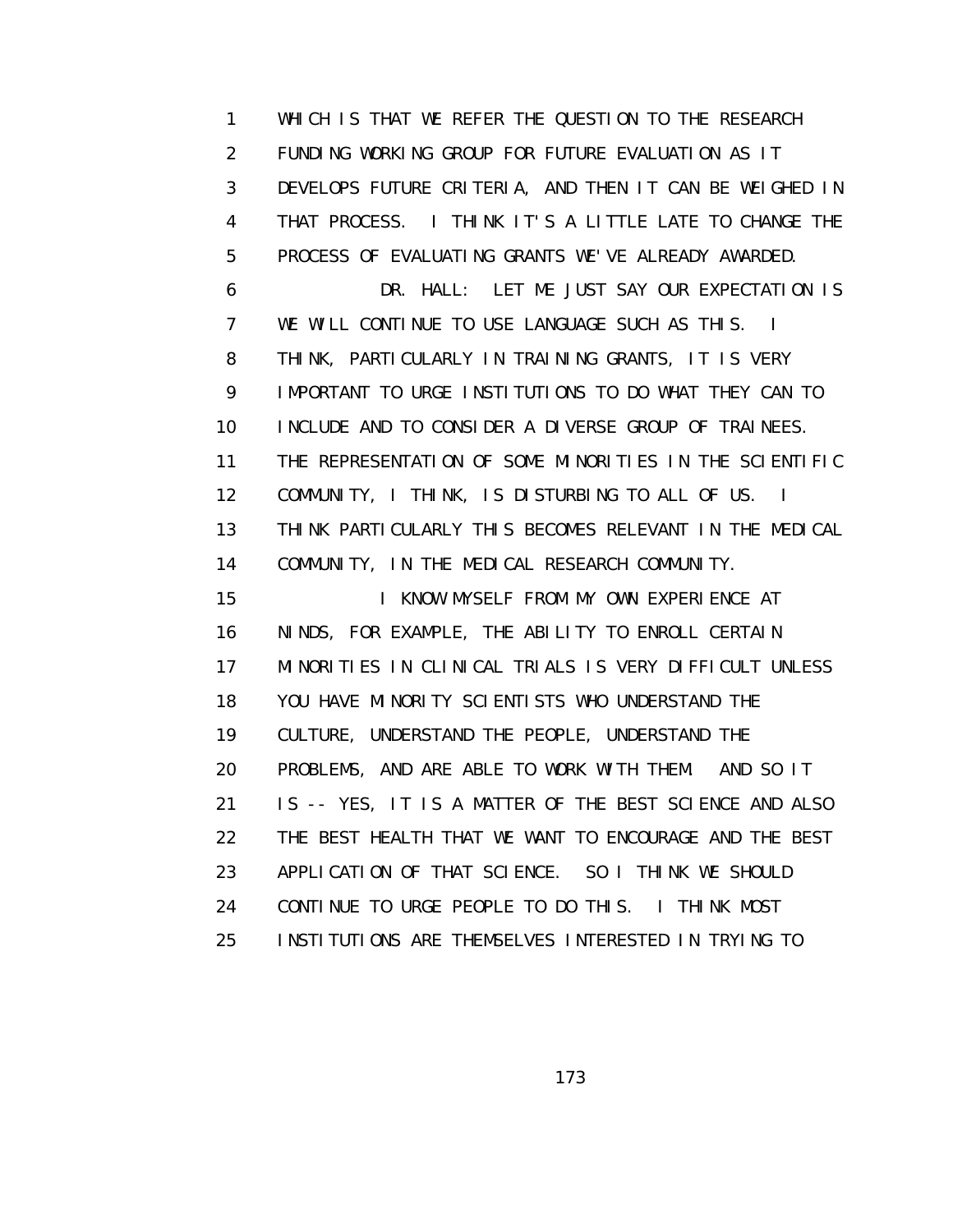WHICH IS THAT WE REFER THE QUESTION TO THE RESEARCH FUNDING WORKING GROUP FOR FUTURE EVALUATION AS IT DEVELOPS FUTURE CRITERIA, AND THEN IT CAN BE WEIGHED IN THAT PROCESS. I THINK IT'S A LITTLE LATE TO CHANGE THE PROCESS OF EVALUATING GRANTS WE'VE ALREADY AWARDED.

DR. HALL: LET ME JUST SAY OUR EXPECTATION IS WE WILL CONTINUE TO USE LANGUAGE SUCH AS THIS. I THINK, PARTICULARLY IN TRAINING GRANTS, IT IS VERY IMPORTANT TO URGE INSTITUTIONS TO DO WHAT THEY CAN TO INCLUDE AND TO CONSIDER A DIVERSE GROUP OF TRAINEES. THE REPRESENTATION OF SOME MINORITIES IN THE SCIENTIFIC COMMUNITY, I THINK, IS DISTURBING TO ALL OF US. I THINK PARTICULARLY THIS BECOMES RELEVANT IN THE MEDICAL COMMUNITY, IN THE MEDICAL RESEARCH COMMUNITY.

I KNOW MYSELF FROM MY OWN EXPERIENCE AT NINDS, FOR EXAMPLE, THE ABILITY TO ENROLL CERTAIN MINORITIES IN CLINICAL TRIALS IS VERY DIFFICULT UNLESS YOU HAVE MINORITY SCIENTISTS WHO UNDERSTAND THE CULTURE, UNDERSTAND THE PEOPLE, UNDERSTAND THE PROBLEMS, AND ARE ABLE TO WORK WITH THEM. AND SO IT IS -- YES, IT IS A MATTER OF THE BEST SCIENCE AND ALSO THE BEST HEALTH THAT WE WANT TO ENCOURAGE AND THE BEST APPLICATION OF THAT SCIENCE. SO I THINK WE SHOULD CONTINUE TO URGE PEOPLE TO DO THIS. I THINK MOST INSTITUTIONS ARE THEMSELVES INTERESTED IN TRYING TO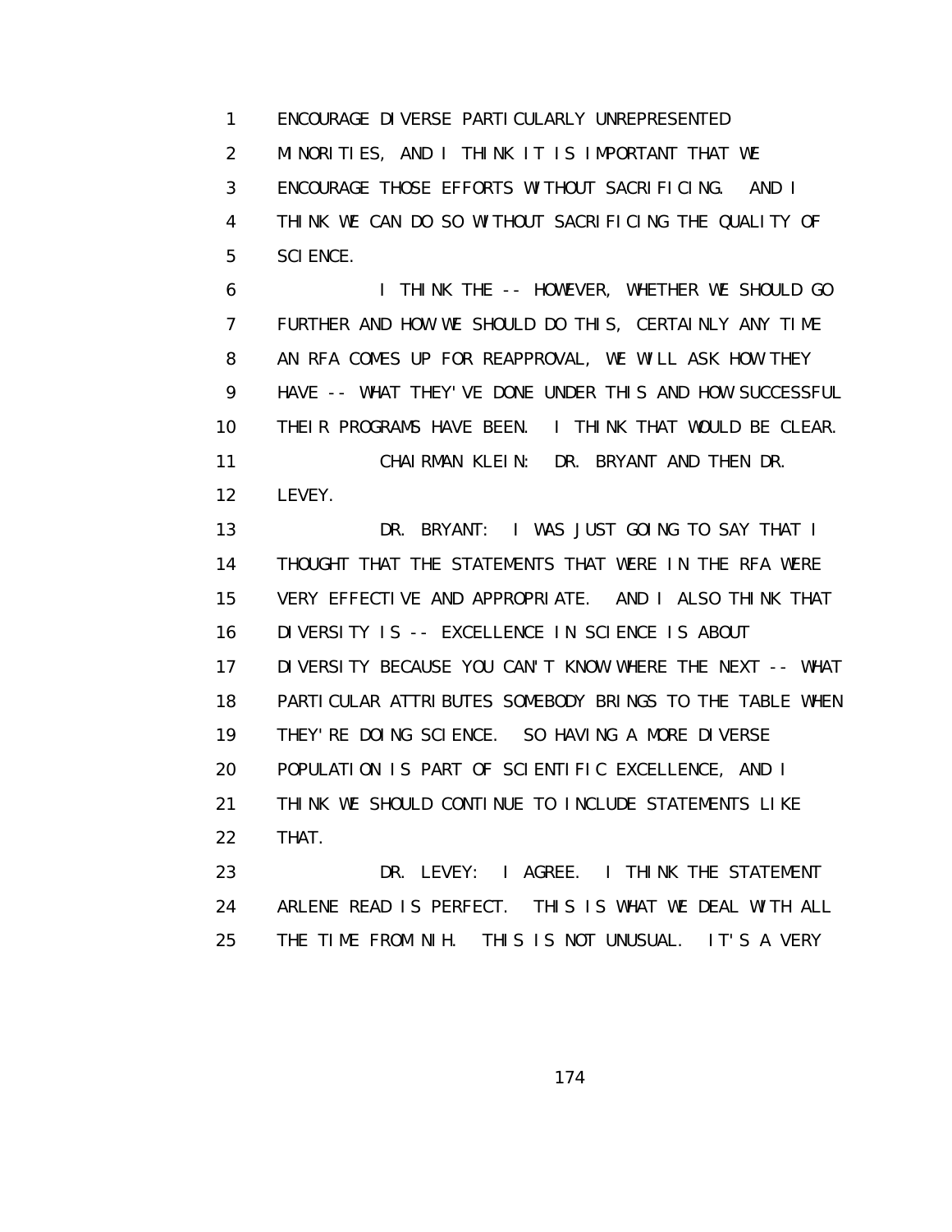ENCOURAGE DIVERSE PARTICULARLY UNREPRESENTED MINORITIES, AND I THINK IT IS IMPORTANT THAT WE ENCOURAGE THOSE EFFORTS WITHOUT SACRIFICING. AND I THINK WE CAN DO SO WITHOUT SACRIFICING THE QUALITY OF SCIENCE.

I THINK THE -- HOWEVER, WHETHER WE SHOULD GO FURTHER AND HOW WE SHOULD DO THIS, CERTAINLY ANY TIME AN RFA COMES UP FOR REAPPROVAL, WE WILL ASK HOW THEY HAVE -- WHAT THEY'VE DONE UNDER THIS AND HOW SUCCESSFUL THEIR PROGRAMS HAVE BEEN. I THINK THAT WOULD BE CLEAR.

CHAIRMAN KLEIN: DR. BRYANT AND THEN DR. LEVEY.

DR. BRYANT: I WAS JUST GOING TO SAY THAT I THOUGHT THAT THE STATEMENTS THAT WERE IN THE RFA WERE VERY EFFECTIVE AND APPROPRIATE. AND I ALSO THINK THAT DIVERSITY IS -- EXCELLENCE IN SCIENCE IS ABOUT DIVERSITY BECAUSE YOU CAN'T KNOW WHERE THE NEXT -- WHAT PARTICULAR ATTRIBUTES SOMEBODY BRINGS TO THE TABLE WHEN THEY'RE DOING SCIENCE. SO HAVING A MORE DIVERSE POPULATION IS PART OF SCIENTIFIC EXCELLENCE, AND I THINK WE SHOULD CONTINUE TO INCLUDE STATEMENTS LIKE THAT.

DR. LEVEY: I AGREE. I THINK THE STATEMENT ARLENE READ IS PERFECT. THIS IS WHAT WE DEAL WITH ALL THE TIME FROM NIH. THIS IS NOT UNUSUAL. IT'S A VERY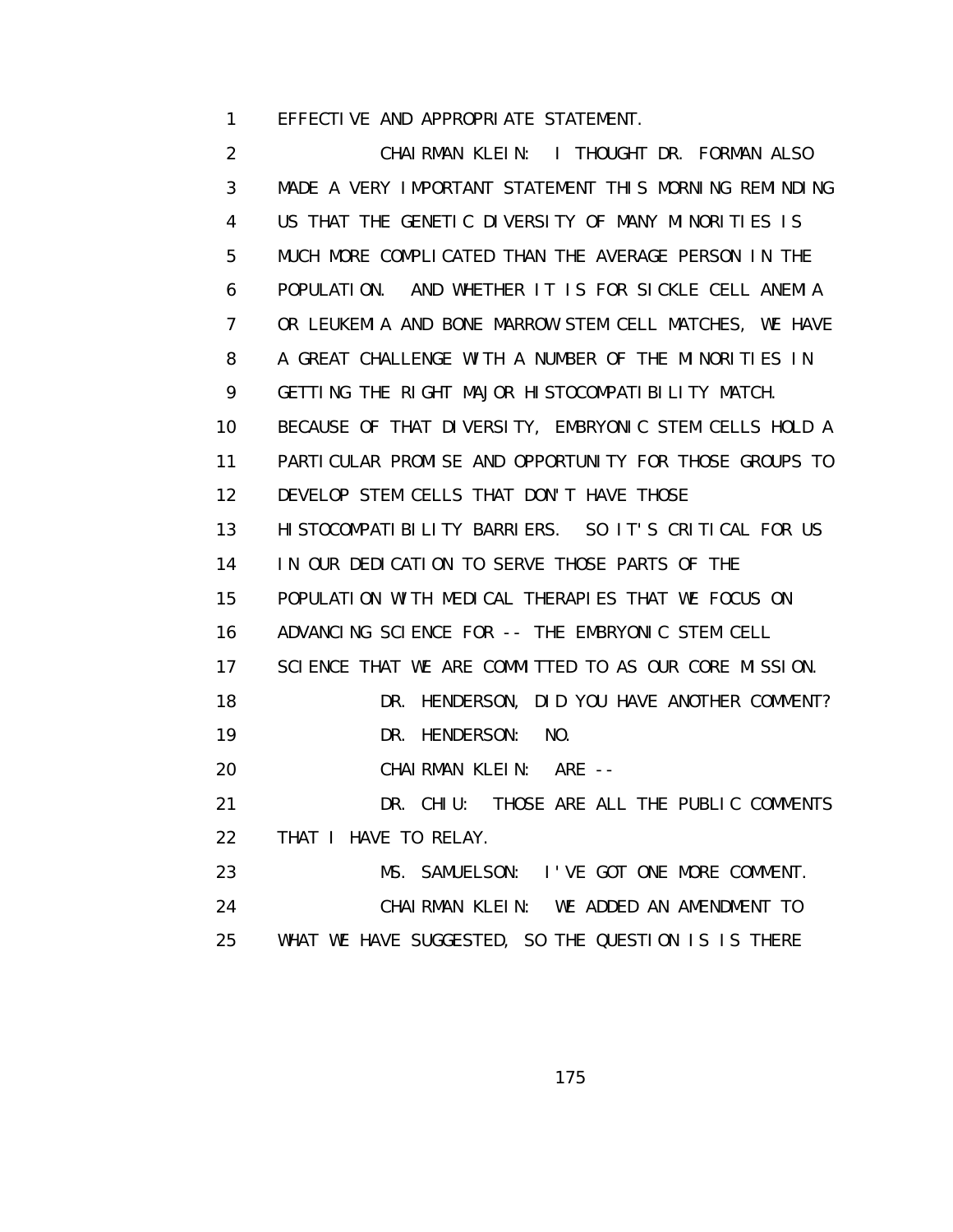EFFECTIVE AND APPROPRIATE STATEMENT.

CHAIRMAN KLEIN: I THOUGHT DR. FORMAN ALSO MADE A VERY IMPORTANT STATEMENT THIS MORNING REMINDING US THAT THE GENETIC DIVERSITY OF MANY MINORITIES IS MUCH MORE COMPLICATED THAN THE AVERAGE PERSON IN THE POPULATION. AND WHETHER IT IS FOR SICKLE CELL ANEMIA OR LEUKEMIA AND BONE MARROW STEM CELL MATCHES, WE HAVE A GREAT CHALLENGE WITH A NUMBER OF THE MINORITIES IN GETTING THE RIGHT MAJOR HISTOCOMPATIBILITY MATCH. BECAUSE OF THAT DIVERSITY, EMBRYONIC STEM CELLS HOLD A PARTICULAR PROMISE AND OPPORTUNITY FOR THOSE GROUPS TO DEVELOP STEM CELLS THAT DON'T HAVE THOSE HISTOCOMPATIBILITY BARRIERS. SO IT'S CRITICAL FOR US IN OUR DEDICATION TO SERVE THOSE PARTS OF THE POPULATION WITH MEDICAL THERAPIES THAT WE FOCUS ON ADVANCING SCIENCE FOR -- THE EMBRYONIC STEM CELL SCIENCE THAT WE ARE COMMITTED TO AS OUR CORE MISSION.

DR. HENDERSON, DID YOU HAVE ANOTHER COMMENT?

DR. HENDERSON: NO.

CHAIRMAN KLEIN: ARE --

DR. CHIU: THOSE ARE ALL THE PUBLIC COMMENTS THAT I HAVE TO RELAY.

MS. SAMUELSON: I'VE GOT ONE MORE COMMENT.

CHAIRMAN KLEIN: WE ADDED AN AMENDMENT TO WHAT WE HAVE SUGGESTED, SO THE QUESTION IS IS THERE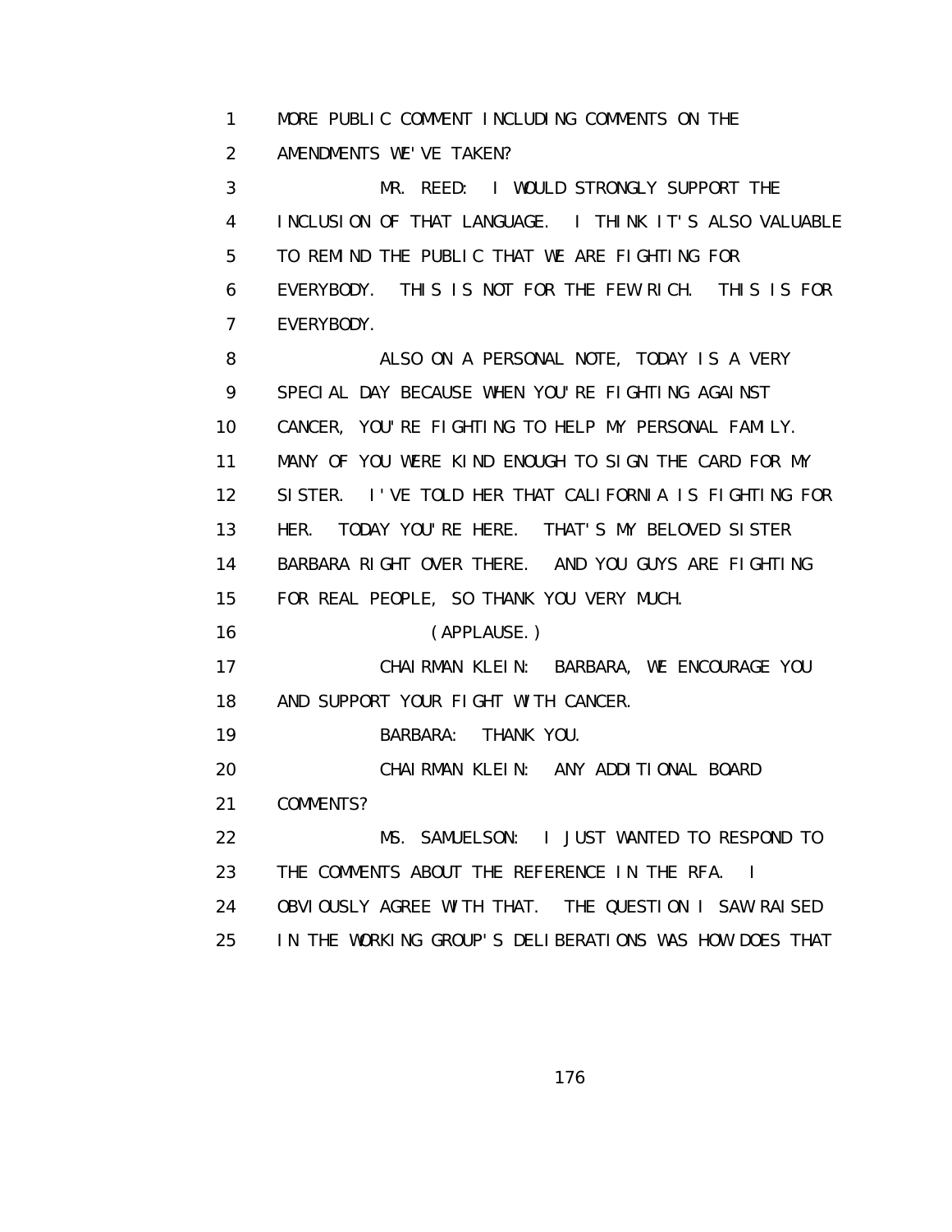1 MORE PUBLIC COMMENT INCLUDING COMMENTS ON THE
2 AMENDMENTS WE'VE TAKEN?

3 MR. REED: I WOULD STRONGLY SUPPORT THE
4 INCLUSION OF THAT LANGUAGE. I THINK IT'S ALSO VALUABLE
5 TO REMIND THE PUBLIC THAT WE ARE FIGHTING FOR
6 EVERYBODY. THIS IS NOT FOR THE FEW RICH. THIS IS FOR
7 EVERYBODY.

8 ALSO ON A PERSONAL NOTE, TODAY IS A VERY
9 SPECIAL DAY BECAUSE WHEN YOU'RE FIGHTING AGAINST
10 CANCER, YOU'RE FIGHTING TO HELP MY PERSONAL FAMILY.
11 MANY OF YOU WERE KIND ENOUGH TO SIGN THE CARD FOR MY
12 SISTER. I'VE TOLD HER THAT CALIFORNIA IS FIGHTING FOR
13 HER. TODAY YOU'RE HERE. THAT'S MY BELOVED SISTER
14 BARBARA RIGHT OVER THERE. AND YOU GUYS ARE FIGHTING
15 FOR REAL PEOPLE, SO THANK YOU VERY MUCH.

16 (APPLAUSE.)

17 CHAIRMAN KLEIN: BARBARA, WE ENCOURAGE YOU
18 AND SUPPORT YOUR FIGHT WITH CANCER.

19 BARBARA: THANK YOU.

20 CHAIRMAN KLEIN: ANY ADDITIONAL BOARD
21 COMMENTS?

22 MS. SAMUELSON: I JUST WANTED TO RESPOND TO
23 THE COMMENTS ABOUT THE REFERENCE IN THE RFA. I
24 OBVIOUSLY AGREE WITH THAT. THE QUESTION I SAW RAISED
25 IN THE WORKING GROUP'S DELIBERATIONS WAS HOW DOES THAT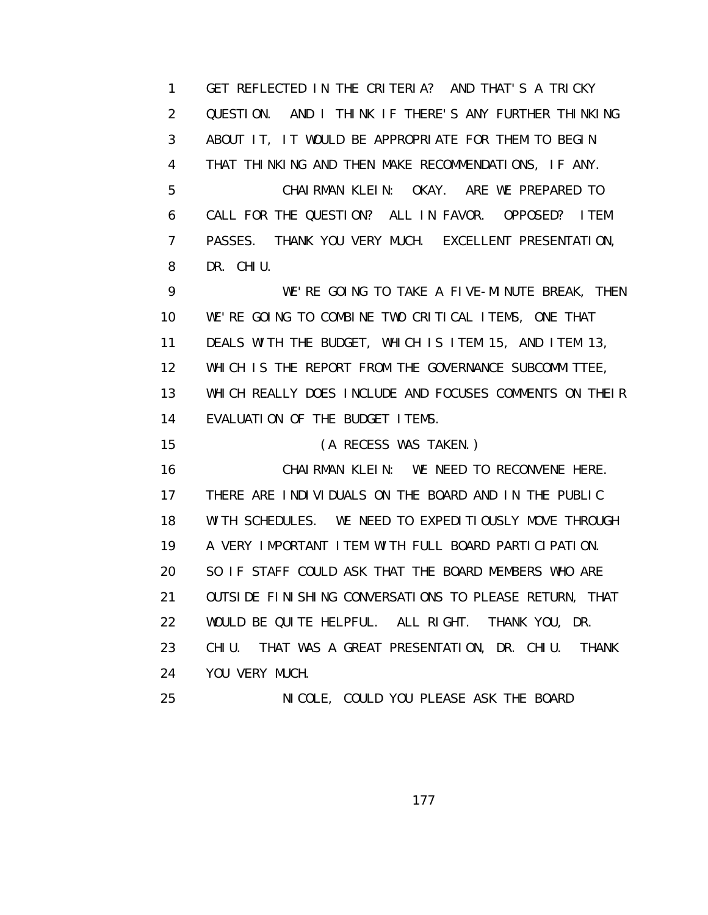GET REFLECTED IN THE CRITERIA? AND THAT'S A TRICKY QUESTION. AND I THINK IF THERE'S ANY FURTHER THINKING ABOUT IT, IT WOULD BE APPROPRIATE FOR THEM TO BEGIN THAT THINKING AND THEN MAKE RECOMMENDATIONS, IF ANY.

CHAIRMAN KLEIN: OKAY. ARE WE PREPARED TO CALL FOR THE QUESTION? ALL IN FAVOR. OPPOSED? ITEM PASSES. THANK YOU VERY MUCH. EXCELLENT PRESENTATION, DR. CHIU.

WE'RE GOING TO TAKE A FIVE-MINUTE BREAK, THEN WE'RE GOING TO COMBINE TWO CRITICAL ITEMS, ONE THAT DEALS WITH THE BUDGET, WHICH IS ITEM 15, AND ITEM 13, WHICH IS THE REPORT FROM THE GOVERNANCE SUBCOMMITTEE, WHICH REALLY DOES INCLUDE AND FOCUSES COMMENTS ON THEIR EVALUATION OF THE BUDGET ITEMS.

(A RECESS WAS TAKEN.)

CHAIRMAN KLEIN: WE NEED TO RECONVENE HERE. THERE ARE INDIVIDUALS ON THE BOARD AND IN THE PUBLIC WITH SCHEDULES. WE NEED TO EXPEDITIOUSLY MOVE THROUGH A VERY IMPORTANT ITEM WITH FULL BOARD PARTICIPATION. SO IF STAFF COULD ASK THAT THE BOARD MEMBERS WHO ARE OUTSIDE FINISHING CONVERSATIONS TO PLEASE RETURN, THAT WOULD BE QUITE HELPFUL. ALL RIGHT. THANK YOU, DR. CHIU. THAT WAS A GREAT PRESENTATION, DR. CHIU. THANK YOU VERY MUCH.

NICOLE, COULD YOU PLEASE ASK THE BOARD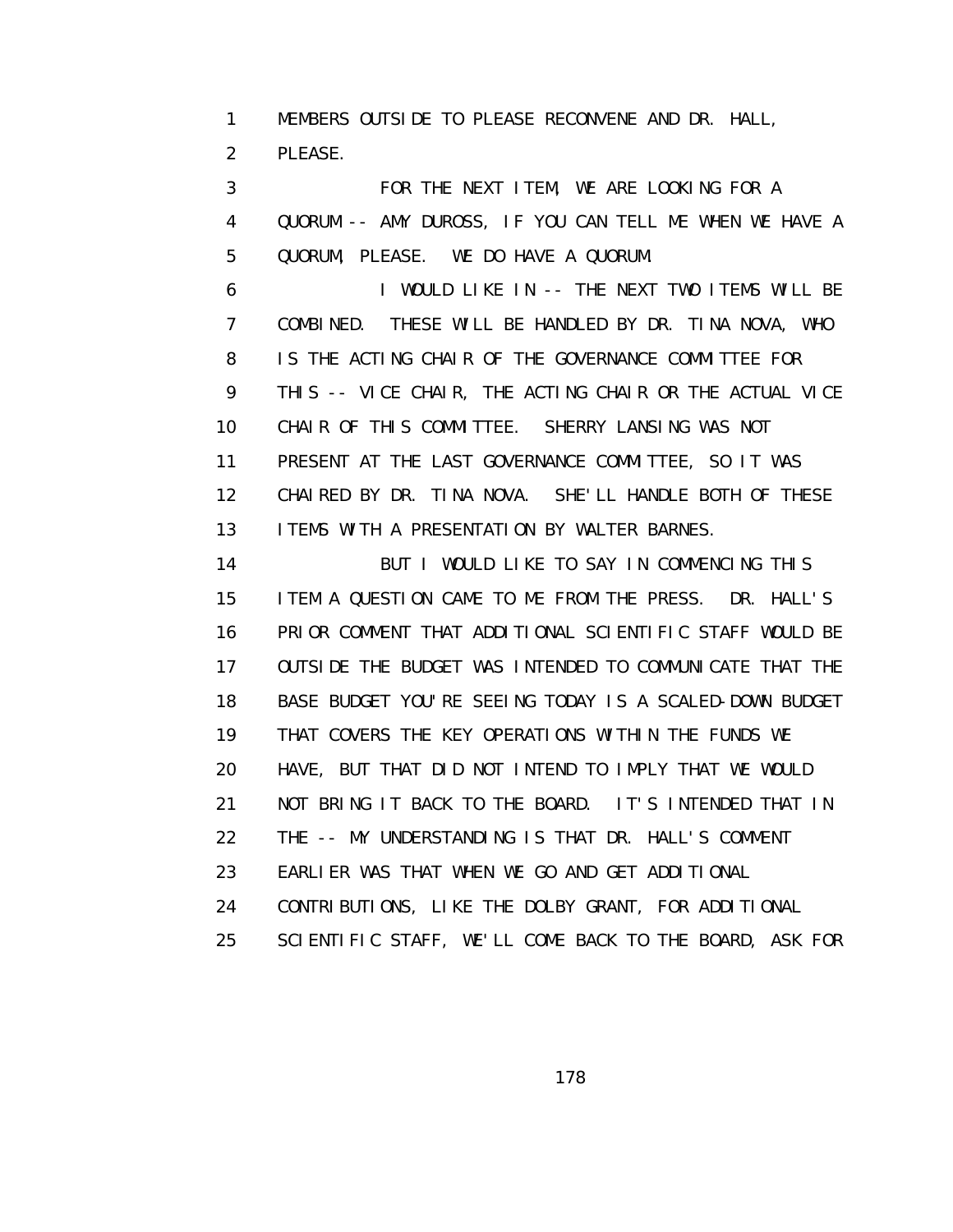1 MEMBERS OUTSIDE TO PLEASE RECONVENE AND DR. HALL,
2 PLEASE.
3 FOR THE NEXT ITEM, WE ARE LOOKING FOR A
4 QUORUM -- AMY DUROSS, IF YOU CAN TELL ME WHEN WE HAVE A
5 QUORUM, PLEASE. WE DO HAVE A QUORUM.
6 I WOULD LIKE IN -- THE NEXT TWO ITEMS WILL BE
7 COMBINED. THESE WILL BE HANDLED BY DR. TINA NOVA, WHO
8 IS THE ACTING CHAIR OF THE GOVERNANCE COMMITTEE FOR
9 THIS -- VICE CHAIR, THE ACTING CHAIR OR THE ACTUAL VICE
10 CHAIR OF THIS COMMITTEE. SHERRY LANSING WAS NOT
11 PRESENT AT THE LAST GOVERNANCE COMMITTEE, SO IT WAS
12 CHAIRED BY DR. TINA NOVA. SHE'LL HANDLE BOTH OF THESE
13 ITEMS WITH A PRESENTATION BY WALTER BARNES.
14 BUT I WOULD LIKE TO SAY IN COMMENCING THIS
15 ITEM A QUESTION CAME TO ME FROM THE PRESS. DR. HALL'S
16 PRIOR COMMENT THAT ADDITIONAL SCIENTIFIC STAFF WOULD BE
17 OUTSIDE THE BUDGET WAS INTENDED TO COMMUNICATE THAT THE
18 BASE BUDGET YOU'RE SEEING TODAY IS A SCALED-DOWN BUDGET
19 THAT COVERS THE KEY OPERATIONS WITHIN THE FUNDS WE
20 HAVE, BUT THAT DID NOT INTEND TO IMPLY THAT WE WOULD
21 NOT BRING IT BACK TO THE BOARD. IT'S INTENDED THAT IN
22 THE -- MY UNDERSTANDING IS THAT DR. HALL'S COMMENT
23 EARLIER WAS THAT WHEN WE GO AND GET ADDITIONAL
24 CONTRIBUTIONS, LIKE THE DOLBY GRANT, FOR ADDITIONAL
25 SCIENTIFIC STAFF, WE'LL COME BACK TO THE BOARD, ASK FOR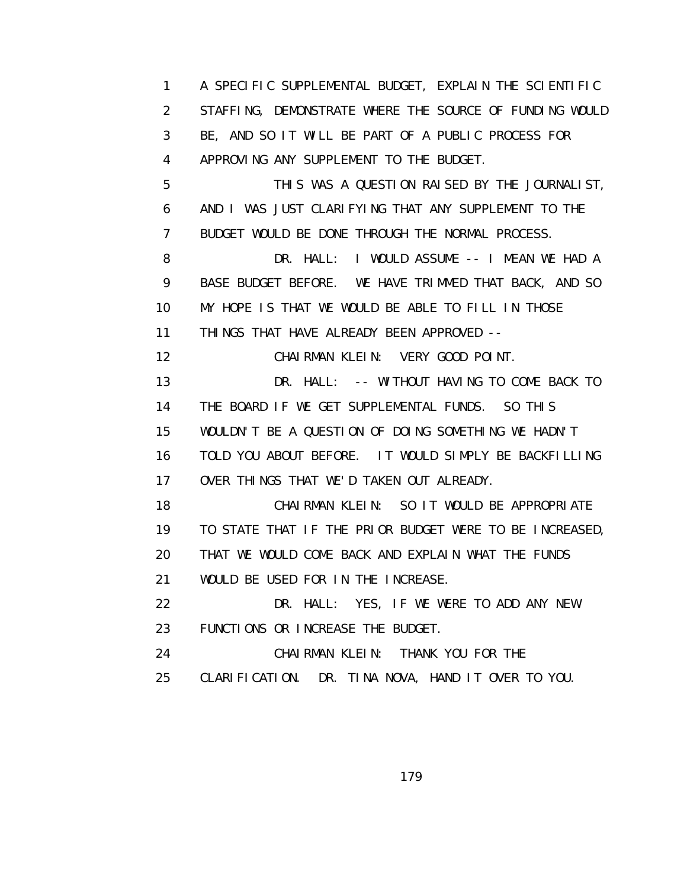A SPECIFIC SUPPLEMENTAL BUDGET, EXPLAIN THE SCIENTIFIC STAFFING, DEMONSTRATE WHERE THE SOURCE OF FUNDING WOULD BE, AND SO IT WILL BE PART OF A PUBLIC PROCESS FOR APPROVING ANY SUPPLEMENT TO THE BUDGET.

THIS WAS A QUESTION RAISED BY THE JOURNALIST, AND I WAS JUST CLARIFYING THAT ANY SUPPLEMENT TO THE BUDGET WOULD BE DONE THROUGH THE NORMAL PROCESS.

DR. HALL: I WOULD ASSUME -- I MEAN WE HAD A BASE BUDGET BEFORE. WE HAVE TRIMMED THAT BACK, AND SO MY HOPE IS THAT WE WOULD BE ABLE TO FILL IN THOSE THINGS THAT HAVE ALREADY BEEN APPROVED --

CHAIRMAN KLEIN: VERY GOOD POINT.

DR. HALL: -- WITHOUT HAVING TO COME BACK TO THE BOARD IF WE GET SUPPLEMENTAL FUNDS. SO THIS WOULDN'T BE A QUESTION OF DOING SOMETHING WE HADN'T TOLD YOU ABOUT BEFORE. IT WOULD SIMPLY BE BACKFILLING OVER THINGS THAT WE'D TAKEN OUT ALREADY.

CHAIRMAN KLEIN: SO IT WOULD BE APPROPRIATE TO STATE THAT IF THE PRIOR BUDGET WERE TO BE INCREASED, THAT WE WOULD COME BACK AND EXPLAIN WHAT THE FUNDS WOULD BE USED FOR IN THE INCREASE.

DR. HALL: YES, IF WE WERE TO ADD ANY NEW FUNCTIONS OR INCREASE THE BUDGET.

CHAIRMAN KLEIN: THANK YOU FOR THE CLARIFICATION. DR. TINA NOVA, HAND IT OVER TO YOU.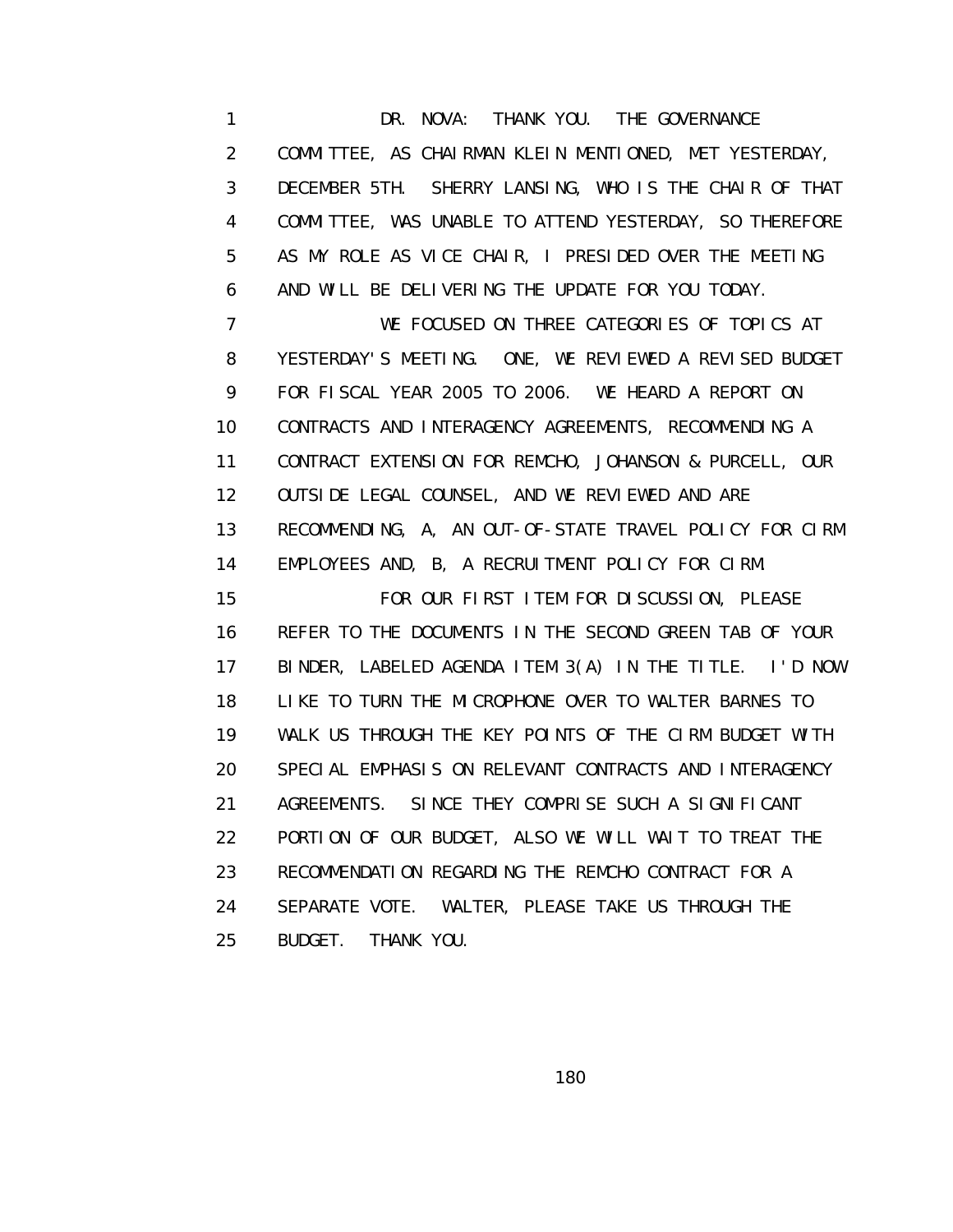DR. NOVA: THANK YOU. THE GOVERNANCE COMMITTEE, AS CHAIRMAN KLEIN MENTIONED, MET YESTERDAY, DECEMBER 5TH. SHERRY LANSING, WHO IS THE CHAIR OF THAT COMMITTEE, WAS UNABLE TO ATTEND YESTERDAY, SO THEREFORE AS MY ROLE AS VICE CHAIR, I PRESIDED OVER THE MEETING AND WILL BE DELIVERING THE UPDATE FOR YOU TODAY.

WE FOCUSED ON THREE CATEGORIES OF TOPICS AT YESTERDAY'S MEETING. ONE, WE REVIEWED A REVISED BUDGET FOR FISCAL YEAR 2005 TO 2006. WE HEARD A REPORT ON CONTRACTS AND INTERAGENCY AGREEMENTS, RECOMMENDING A CONTRACT EXTENSION FOR REMCHO, JOHANSON & PURCELL, OUR OUTSIDE LEGAL COUNSEL, AND WE REVIEWED AND ARE RECOMMENDING, A, AN OUT-OF-STATE TRAVEL POLICY FOR CIRM EMPLOYEES AND, B, A RECRUITMENT POLICY FOR CIRM.

FOR OUR FIRST ITEM FOR DISCUSSION, PLEASE REFER TO THE DOCUMENTS IN THE SECOND GREEN TAB OF YOUR BINDER, LABELED AGENDA ITEM 3(A) IN THE TITLE. I'D NOW LIKE TO TURN THE MICROPHONE OVER TO WALTER BARNES TO WALK US THROUGH THE KEY POINTS OF THE CIRM BUDGET WITH SPECIAL EMPHASIS ON RELEVANT CONTRACTS AND INTERAGENCY AGREEMENTS. SINCE THEY COMPRISE SUCH A SIGNIFICANT PORTION OF OUR BUDGET, ALSO WE WILL WAIT TO TREAT THE RECOMMENDATION REGARDING THE REMCHO CONTRACT FOR A SEPARATE VOTE. WALTER, PLEASE TAKE US THROUGH THE BUDGET. THANK YOU.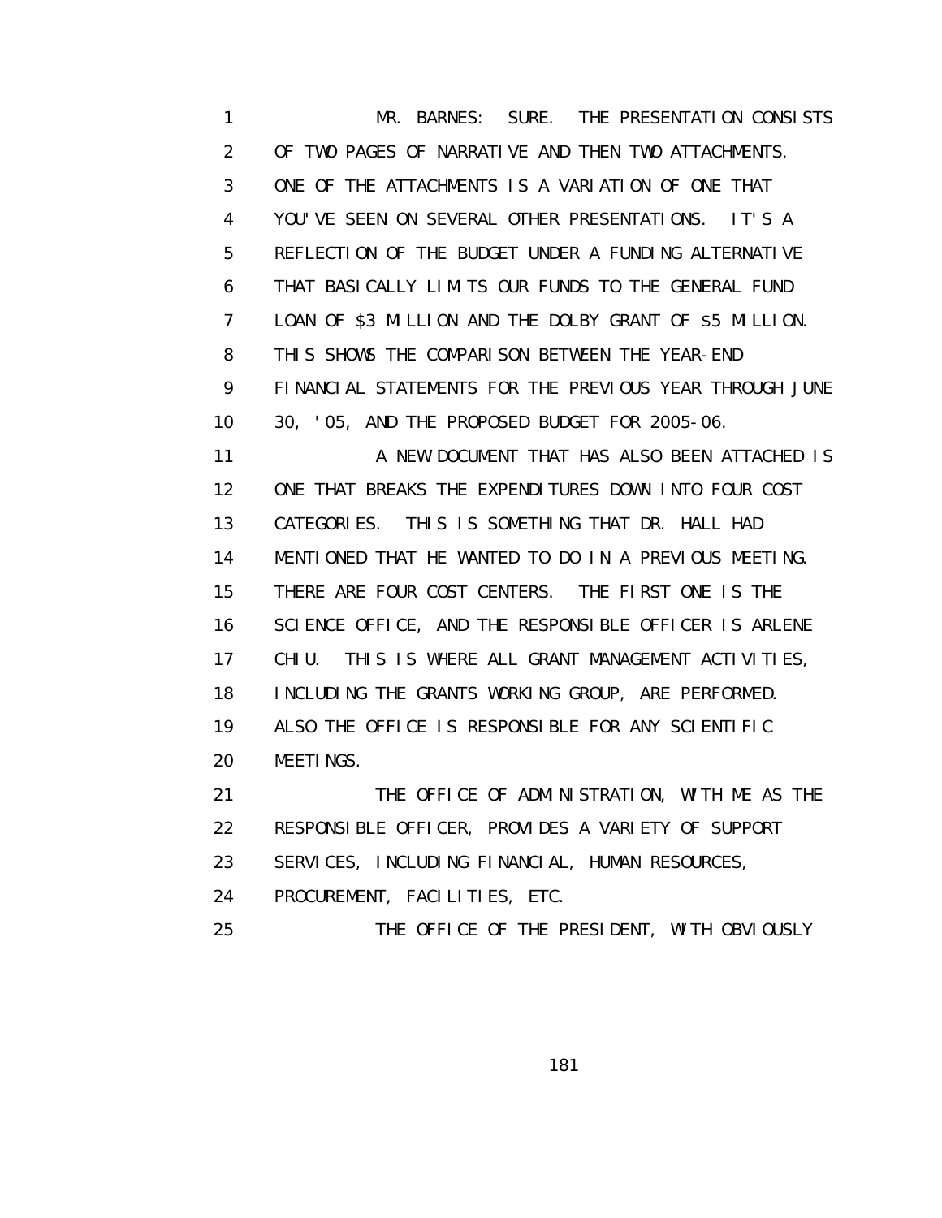MR. BARNES: SURE. THE PRESENTATION CONSISTS OF TWO PAGES OF NARRATIVE AND THEN TWO ATTACHMENTS. ONE OF THE ATTACHMENTS IS A VARIATION OF ONE THAT YOU'VE SEEN ON SEVERAL OTHER PRESENTATIONS. IT'S A REFLECTION OF THE BUDGET UNDER A FUNDING ALTERNATIVE THAT BASICALLY LIMITS OUR FUNDS TO THE GENERAL FUND LOAN OF $3 MILLION AND THE DOLBY GRANT OF $5 MILLION. THIS SHOWS THE COMPARISON BETWEEN THE YEAR-END FINANCIAL STATEMENTS FOR THE PREVIOUS YEAR THROUGH JUNE 30, '05, AND THE PROPOSED BUDGET FOR 2005-06.

A NEW DOCUMENT THAT HAS ALSO BEEN ATTACHED IS ONE THAT BREAKS THE EXPENDITURES DOWN INTO FOUR COST CATEGORIES. THIS IS SOMETHING THAT DR. HALL HAD MENTIONED THAT HE WANTED TO DO IN A PREVIOUS MEETING. THERE ARE FOUR COST CENTERS. THE FIRST ONE IS THE SCIENCE OFFICE, AND THE RESPONSIBLE OFFICER IS ARLENE CHIU. THIS IS WHERE ALL GRANT MANAGEMENT ACTIVITIES, INCLUDING THE GRANTS WORKING GROUP, ARE PERFORMED. ALSO THE OFFICE IS RESPONSIBLE FOR ANY SCIENTIFIC MEETINGS.

THE OFFICE OF ADMINISTRATION, WITH ME AS THE RESPONSIBLE OFFICER, PROVIDES A VARIETY OF SUPPORT SERVICES, INCLUDING FINANCIAL, HUMAN RESOURCES, PROCUREMENT, FACILITIES, ETC.

THE OFFICE OF THE PRESIDENT, WITH OBVIOUSLY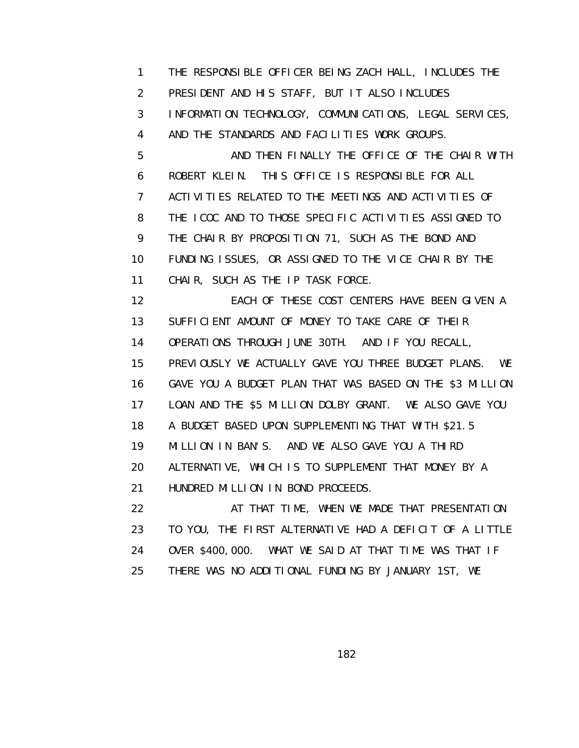THE RESPONSIBLE OFFICER BEING ZACH HALL, INCLUDES THE PRESIDENT AND HIS STAFF, BUT IT ALSO INCLUDES INFORMATION TECHNOLOGY, COMMUNICATIONS, LEGAL SERVICES, AND THE STANDARDS AND FACILITIES WORK GROUPS.

AND THEN FINALLY THE OFFICE OF THE CHAIR WITH ROBERT KLEIN. THIS OFFICE IS RESPONSIBLE FOR ALL ACTIVITIES RELATED TO THE MEETINGS AND ACTIVITIES OF THE ICOC AND TO THOSE SPECIFIC ACTIVITIES ASSIGNED TO THE CHAIR BY PROPOSITION 71, SUCH AS THE BOND AND FUNDING ISSUES, OR ASSIGNED TO THE VICE CHAIR BY THE CHAIR, SUCH AS THE IP TASK FORCE.

EACH OF THESE COST CENTERS HAVE BEEN GIVEN A SUFFICIENT AMOUNT OF MONEY TO TAKE CARE OF THEIR OPERATIONS THROUGH JUNE 30TH. AND IF YOU RECALL, PREVIOUSLY WE ACTUALLY GAVE YOU THREE BUDGET PLANS. WE GAVE YOU A BUDGET PLAN THAT WAS BASED ON THE $3 MILLION LOAN AND THE $5 MILLION DOLBY GRANT. WE ALSO GAVE YOU A BUDGET BASED UPON SUPPLEMENTING THAT WITH $21.5 MILLION IN BAN'S. AND WE ALSO GAVE YOU A THIRD ALTERNATIVE, WHICH IS TO SUPPLEMENT THAT MONEY BY A HUNDRED MILLION IN BOND PROCEEDS.

AT THAT TIME, WHEN WE MADE THAT PRESENTATION TO YOU, THE FIRST ALTERNATIVE HAD A DEFICIT OF A LITTLE OVER $400,000. WHAT WE SAID AT THAT TIME WAS THAT IF THERE WAS NO ADDITIONAL FUNDING BY JANUARY 1ST, WE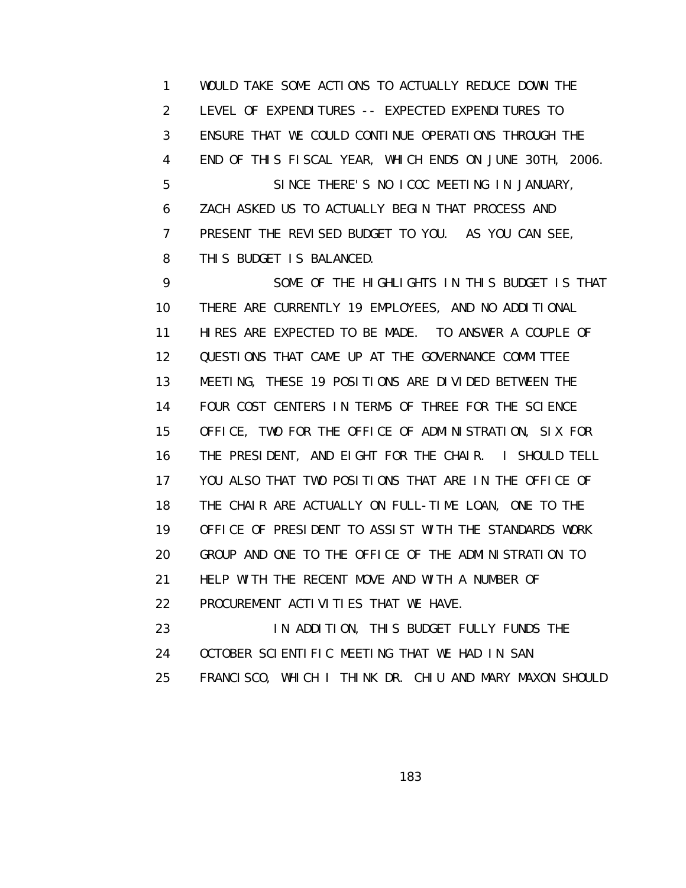WOULD TAKE SOME ACTIONS TO ACTUALLY REDUCE DOWN THE LEVEL OF EXPENDITURES -- EXPECTED EXPENDITURES TO ENSURE THAT WE COULD CONTINUE OPERATIONS THROUGH THE END OF THIS FISCAL YEAR, WHICH ENDS ON JUNE 30TH, 2006.

SINCE THERE'S NO ICOC MEETING IN JANUARY, ZACH ASKED US TO ACTUALLY BEGIN THAT PROCESS AND PRESENT THE REVISED BUDGET TO YOU. AS YOU CAN SEE, THIS BUDGET IS BALANCED.

SOME OF THE HIGHLIGHTS IN THIS BUDGET IS THAT THERE ARE CURRENTLY 19 EMPLOYEES, AND NO ADDITIONAL HIRES ARE EXPECTED TO BE MADE. TO ANSWER A COUPLE OF QUESTIONS THAT CAME UP AT THE GOVERNANCE COMMITTEE MEETING, THESE 19 POSITIONS ARE DIVIDED BETWEEN THE FOUR COST CENTERS IN TERMS OF THREE FOR THE SCIENCE OFFICE, TWO FOR THE OFFICE OF ADMINISTRATION, SIX FOR THE PRESIDENT, AND EIGHT FOR THE CHAIR. I SHOULD TELL YOU ALSO THAT TWO POSITIONS THAT ARE IN THE OFFICE OF THE CHAIR ARE ACTUALLY ON FULL-TIME LOAN, ONE TO THE OFFICE OF PRESIDENT TO ASSIST WITH THE STANDARDS WORK GROUP AND ONE TO THE OFFICE OF THE ADMINISTRATION TO HELP WITH THE RECENT MOVE AND WITH A NUMBER OF PROCUREMENT ACTIVITIES THAT WE HAVE.

IN ADDITION, THIS BUDGET FULLY FUNDS THE OCTOBER SCIENTIFIC MEETING THAT WE HAD IN SAN FRANCISCO, WHICH I THINK DR. CHIU AND MARY MAXON SHOULD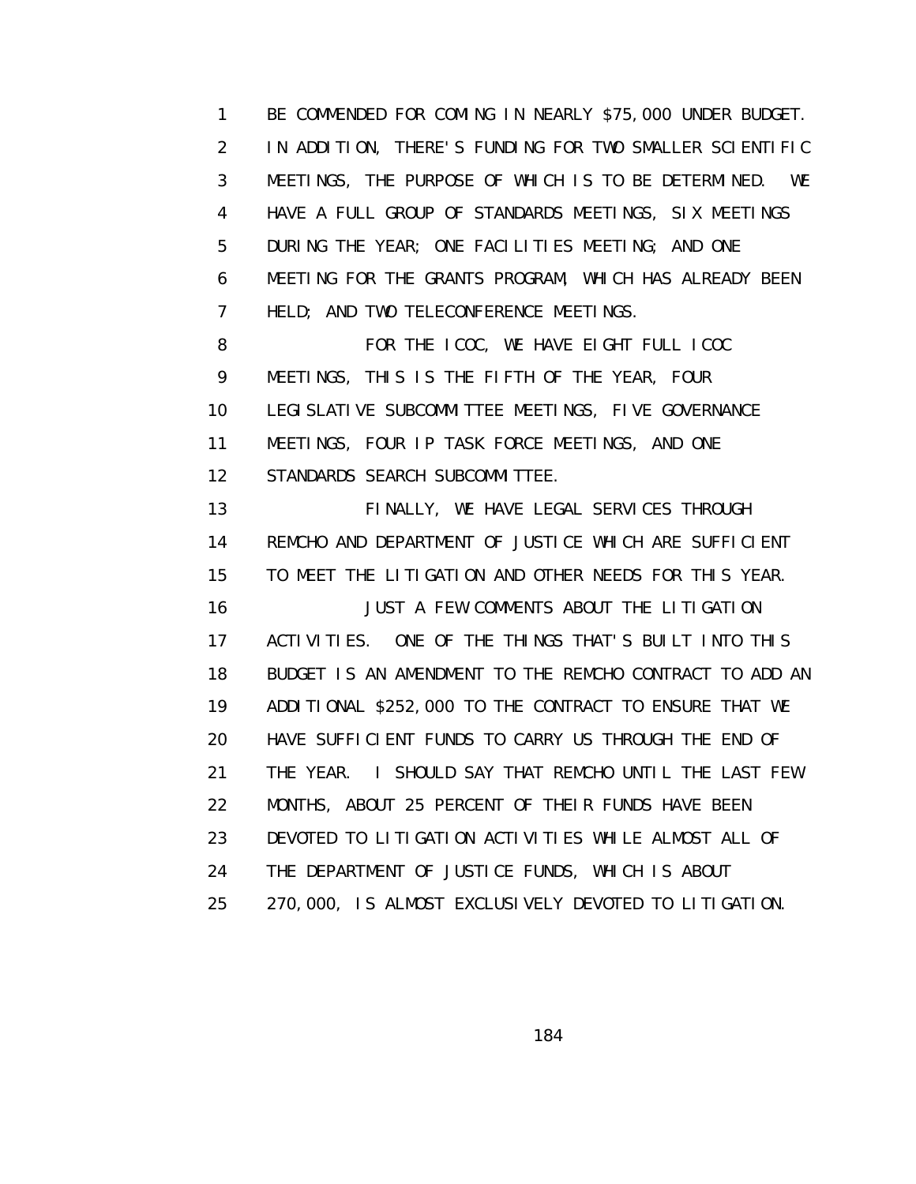1 BE COMMENDED FOR COMING IN NEARLY $75,000 UNDER BUDGET.
2 IN ADDITION, THERE'S FUNDING FOR TWO SMALLER SCIENTIFIC
3 MEETINGS, THE PURPOSE OF WHICH IS TO BE DETERMINED. WE
4 HAVE A FULL GROUP OF STANDARDS MEETINGS, SIX MEETINGS
5 DURING THE YEAR; ONE FACILITIES MEETING; AND ONE
6 MEETING FOR THE GRANTS PROGRAM, WHICH HAS ALREADY BEEN
7 HELD; AND TWO TELECONFERENCE MEETINGS.
8 FOR THE ICOC, WE HAVE EIGHT FULL ICOC
9 MEETINGS, THIS IS THE FIFTH OF THE YEAR, FOUR
10 LEGISLATIVE SUBCOMMITTEE MEETINGS, FIVE GOVERNANCE
11 MEETINGS, FOUR IP TASK FORCE MEETINGS, AND ONE
12 STANDARDS SEARCH SUBCOMMITTEE.
13 FINALLY, WE HAVE LEGAL SERVICES THROUGH
14 REMCHO AND DEPARTMENT OF JUSTICE WHICH ARE SUFFICIENT
15 TO MEET THE LITIGATION AND OTHER NEEDS FOR THIS YEAR.
16 JUST A FEW COMMENTS ABOUT THE LITIGATION
17 ACTIVITIES. ONE OF THE THINGS THAT'S BUILT INTO THIS
18 BUDGET IS AN AMENDMENT TO THE REMCHO CONTRACT TO ADD AN
19 ADDITIONAL $252,000 TO THE CONTRACT TO ENSURE THAT WE
20 HAVE SUFFICIENT FUNDS TO CARRY US THROUGH THE END OF
21 THE YEAR. I SHOULD SAY THAT REMCHO UNTIL THE LAST FEW
22 MONTHS, ABOUT 25 PERCENT OF THEIR FUNDS HAVE BEEN
23 DEVOTED TO LITIGATION ACTIVITIES WHILE ALMOST ALL OF
24 THE DEPARTMENT OF JUSTICE FUNDS, WHICH IS ABOUT
25 270,000, IS ALMOST EXCLUSIVELY DEVOTED TO LITIGATION.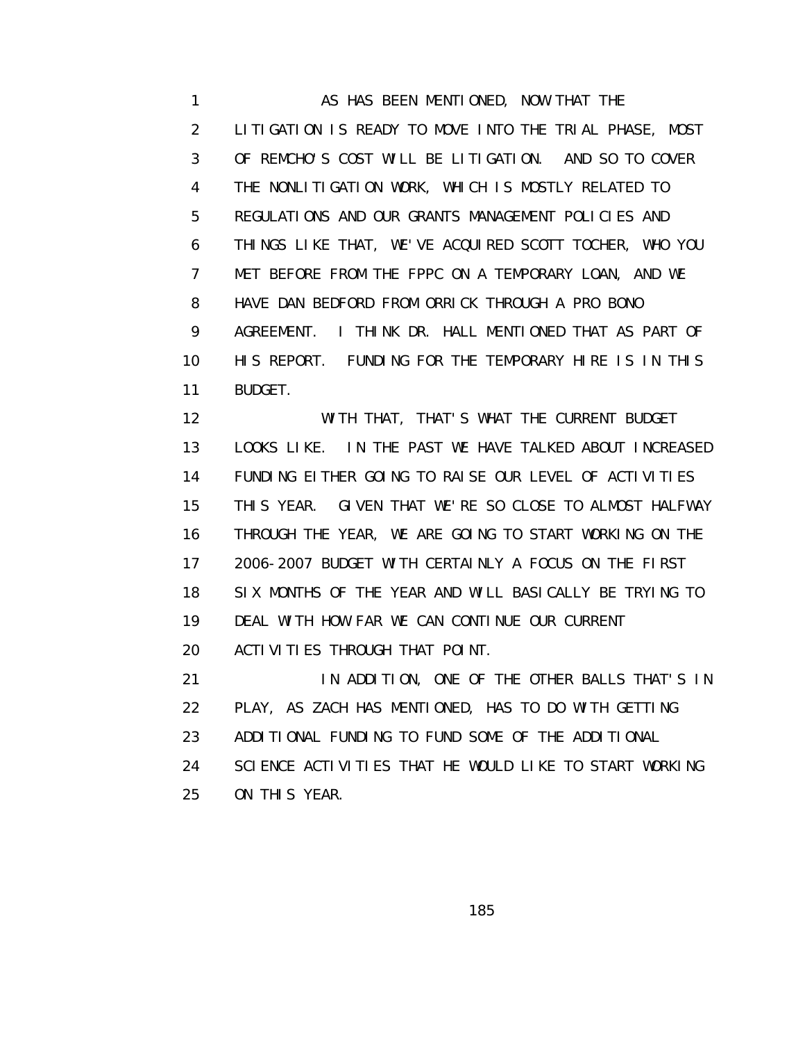AS HAS BEEN MENTIONED, NOW THAT THE LITIGATION IS READY TO MOVE INTO THE TRIAL PHASE, MOST OF REMCHO'S COST WILL BE LITIGATION. AND SO TO COVER THE NONLITIGATION WORK, WHICH IS MOSTLY RELATED TO REGULATIONS AND OUR GRANTS MANAGEMENT POLICIES AND THINGS LIKE THAT, WE'VE ACQUIRED SCOTT TOCHER, WHO YOU MET BEFORE FROM THE FPPC ON A TEMPORARY LOAN, AND WE HAVE DAN BEDFORD FROM ORRICK THROUGH A PRO BONO AGREEMENT. I THINK DR. HALL MENTIONED THAT AS PART OF HIS REPORT. FUNDING FOR THE TEMPORARY HIRE IS IN THIS BUDGET.

WITH THAT, THAT'S WHAT THE CURRENT BUDGET LOOKS LIKE. IN THE PAST WE HAVE TALKED ABOUT INCREASED FUNDING EITHER GOING TO RAISE OUR LEVEL OF ACTIVITIES THIS YEAR. GIVEN THAT WE'RE SO CLOSE TO ALMOST HALFWAY THROUGH THE YEAR, WE ARE GOING TO START WORKING ON THE 2006-2007 BUDGET WITH CERTAINLY A FOCUS ON THE FIRST SIX MONTHS OF THE YEAR AND WILL BASICALLY BE TRYING TO DEAL WITH HOW FAR WE CAN CONTINUE OUR CURRENT ACTIVITIES THROUGH THAT POINT.

IN ADDITION, ONE OF THE OTHER BALLS THAT'S IN PLAY, AS ZACH HAS MENTIONED, HAS TO DO WITH GETTING ADDITIONAL FUNDING TO FUND SOME OF THE ADDITIONAL SCIENCE ACTIVITIES THAT HE WOULD LIKE TO START WORKING ON THIS YEAR.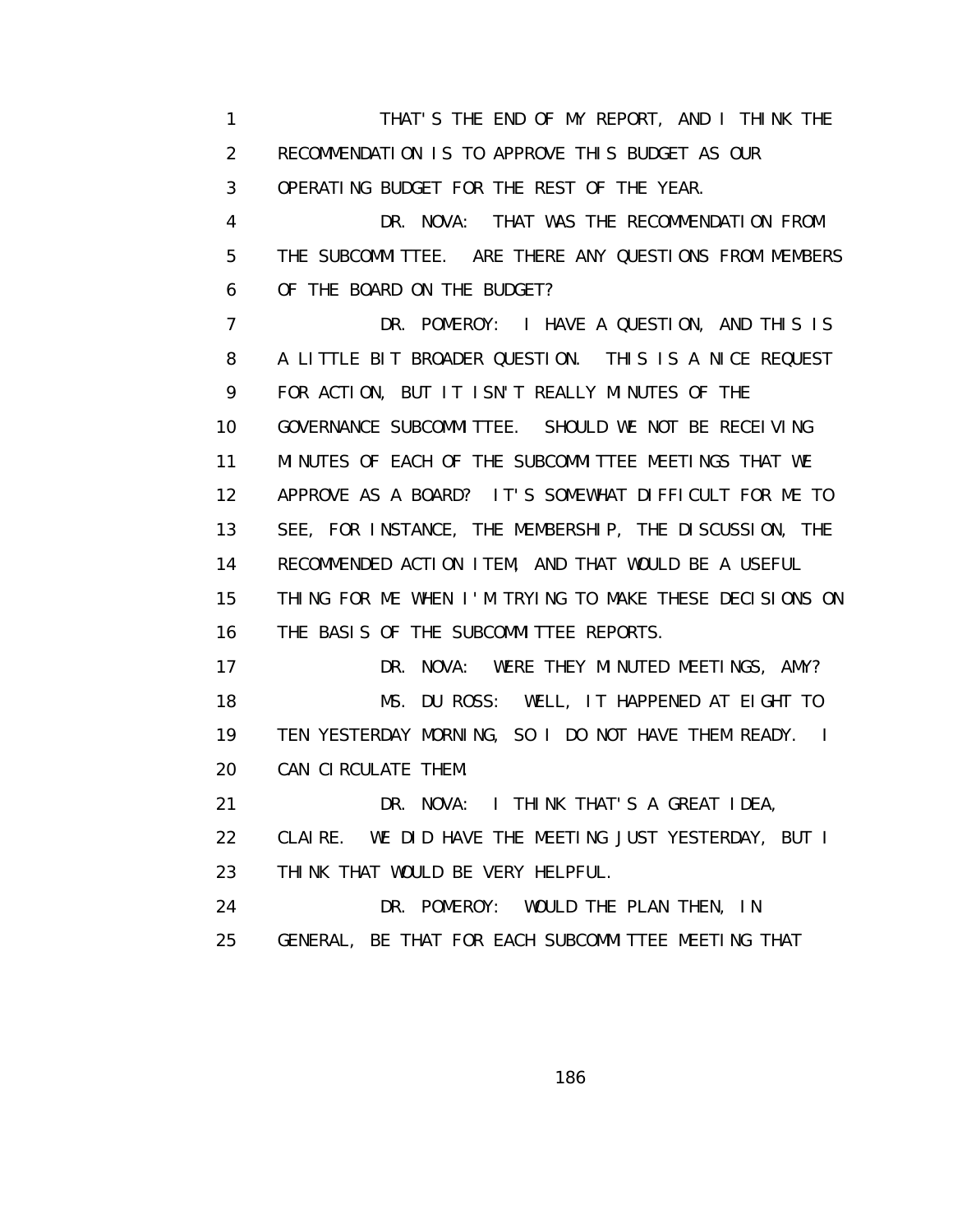1 THAT'S THE END OF MY REPORT, AND I THINK THE
2 RECOMMENDATION IS TO APPROVE THIS BUDGET AS OUR
3 OPERATING BUDGET FOR THE REST OF THE YEAR.
4 DR. NOVA: THAT WAS THE RECOMMENDATION FROM
5 THE SUBCOMMITTEE. ARE THERE ANY QUESTIONS FROM MEMBERS
6 OF THE BOARD ON THE BUDGET?
7 DR. POMEROY: I HAVE A QUESTION, AND THIS IS
8 A LITTLE BIT BROADER QUESTION. THIS IS A NICE REQUEST
9 FOR ACTION, BUT IT ISN'T REALLY MINUTES OF THE
10 GOVERNANCE SUBCOMMITTEE. SHOULD WE NOT BE RECEIVING
11 MINUTES OF EACH OF THE SUBCOMMITTEE MEETINGS THAT WE
12 APPROVE AS A BOARD? IT'S SOMEWHAT DIFFICULT FOR ME TO
13 SEE, FOR INSTANCE, THE MEMBERSHIP, THE DISCUSSION, THE
14 RECOMMENDED ACTION ITEM, AND THAT WOULD BE A USEFUL
15 THING FOR ME WHEN I'M TRYING TO MAKE THESE DECISIONS ON
16 THE BASIS OF THE SUBCOMMITTEE REPORTS.
17 DR. NOVA: WERE THEY MINUTED MEETINGS, AMY?
18 MS. DU ROSS: WELL, IT HAPPENED AT EIGHT TO
19 TEN YESTERDAY MORNING, SO I DO NOT HAVE THEM READY. I
20 CAN CIRCULATE THEM.
21 DR. NOVA: I THINK THAT'S A GREAT IDEA,
22 CLAIRE. WE DID HAVE THE MEETING JUST YESTERDAY, BUT I
23 THINK THAT WOULD BE VERY HELPFUL.
24 DR. POMEROY: WOULD THE PLAN THEN, IN
25 GENERAL, BE THAT FOR EACH SUBCOMMITTEE MEETING THAT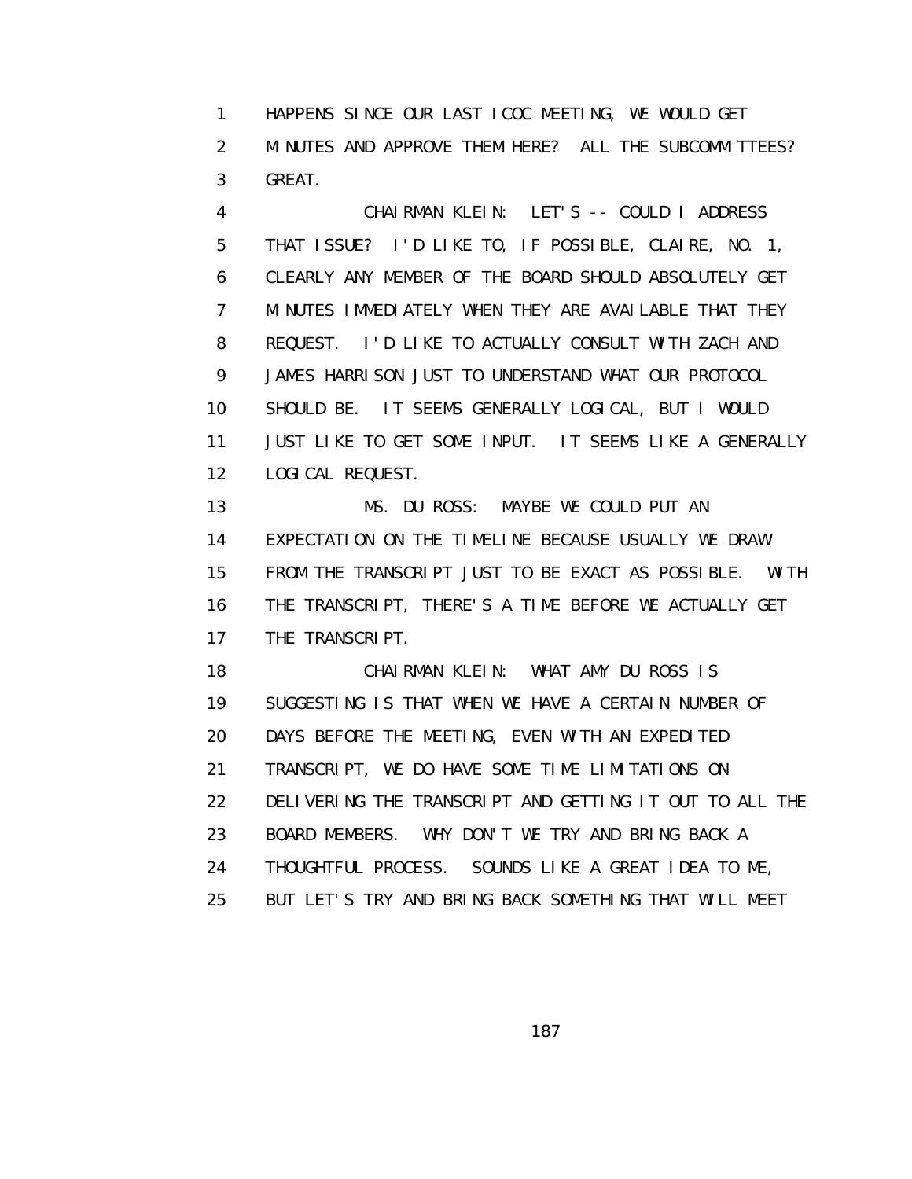HAPPENS SINCE OUR LAST ICOC MEETING, WE WOULD GET MINUTES AND APPROVE THEM HERE? ALL THE SUBCOMMITTEES? GREAT.

CHAIRMAN KLEIN: LET'S -- COULD I ADDRESS THAT ISSUE? I'D LIKE TO, IF POSSIBLE, CLAIRE, NO. 1, CLEARLY ANY MEMBER OF THE BOARD SHOULD ABSOLUTELY GET MINUTES IMMEDIATELY WHEN THEY ARE AVAILABLE THAT THEY REQUEST. I'D LIKE TO ACTUALLY CONSULT WITH ZACH AND JAMES HARRISON JUST TO UNDERSTAND WHAT OUR PROTOCOL SHOULD BE. IT SEEMS GENERALLY LOGICAL, BUT I WOULD JUST LIKE TO GET SOME INPUT. IT SEEMS LIKE A GENERALLY LOGICAL REQUEST.

MS. DU ROSS: MAYBE WE COULD PUT AN EXPECTATION ON THE TIMELINE BECAUSE USUALLY WE DRAW FROM THE TRANSCRIPT JUST TO BE EXACT AS POSSIBLE. WITH THE TRANSCRIPT, THERE'S A TIME BEFORE WE ACTUALLY GET THE TRANSCRIPT.

CHAIRMAN KLEIN: WHAT AMY DU ROSS IS SUGGESTING IS THAT WHEN WE HAVE A CERTAIN NUMBER OF DAYS BEFORE THE MEETING, EVEN WITH AN EXPEDITED TRANSCRIPT, WE DO HAVE SOME TIME LIMITATIONS ON DELIVERING THE TRANSCRIPT AND GETTING IT OUT TO ALL THE BOARD MEMBERS. WHY DON'T WE TRY AND BRING BACK A THOUGHTFUL PROCESS. SOUNDS LIKE A GREAT IDEA TO ME, BUT LET'S TRY AND BRING BACK SOMETHING THAT WILL MEET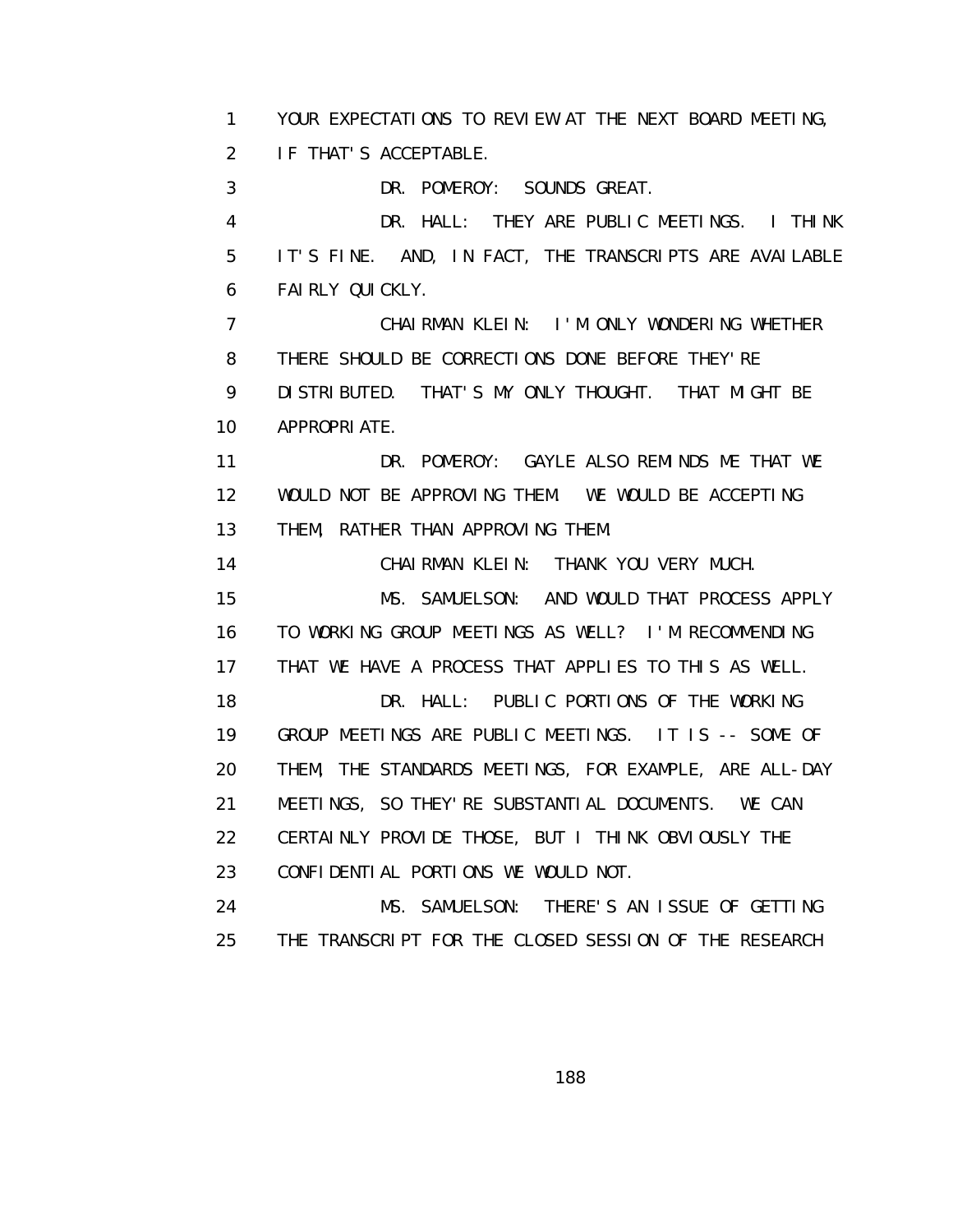1 YOUR EXPECTATIONS TO REVIEW AT THE NEXT BOARD MEETING,
2 IF THAT'S ACCEPTABLE.
3 DR. POMEROY: SOUNDS GREAT.
4 DR. HALL: THEY ARE PUBLIC MEETINGS. I THINK
5 IT'S FINE. AND, IN FACT, THE TRANSCRIPTS ARE AVAILABLE
6 FAIRLY QUICKLY.
7 CHAIRMAN KLEIN: I'M ONLY WONDERING WHETHER
8 THERE SHOULD BE CORRECTIONS DONE BEFORE THEY'RE
9 DISTRIBUTED. THAT'S MY ONLY THOUGHT. THAT MIGHT BE
10 APPROPRIATE.
11 DR. POMEROY: GAYLE ALSO REMINDS ME THAT WE
12 WOULD NOT BE APPROVING THEM. WE WOULD BE ACCEPTING
13 THEM, RATHER THAN APPROVING THEM.
14 CHAIRMAN KLEIN: THANK YOU VERY MUCH.
15 MS. SAMUELSON: AND WOULD THAT PROCESS APPLY
16 TO WORKING GROUP MEETINGS AS WELL? I'M RECOMMENDING
17 THAT WE HAVE A PROCESS THAT APPLIES TO THIS AS WELL.
18 DR. HALL: PUBLIC PORTIONS OF THE WORKING
19 GROUP MEETINGS ARE PUBLIC MEETINGS. IT IS -- SOME OF
20 THEM, THE STANDARDS MEETINGS, FOR EXAMPLE, ARE ALL-DAY
21 MEETINGS, SO THEY'RE SUBSTANTIAL DOCUMENTS. WE CAN
22 CERTAINLY PROVIDE THOSE, BUT I THINK OBVIOUSLY THE
23 CONFIDENTIAL PORTIONS WE WOULD NOT.
24 MS. SAMUELSON: THERE'S AN ISSUE OF GETTING
25 THE TRANSCRIPT FOR THE CLOSED SESSION OF THE RESEARCH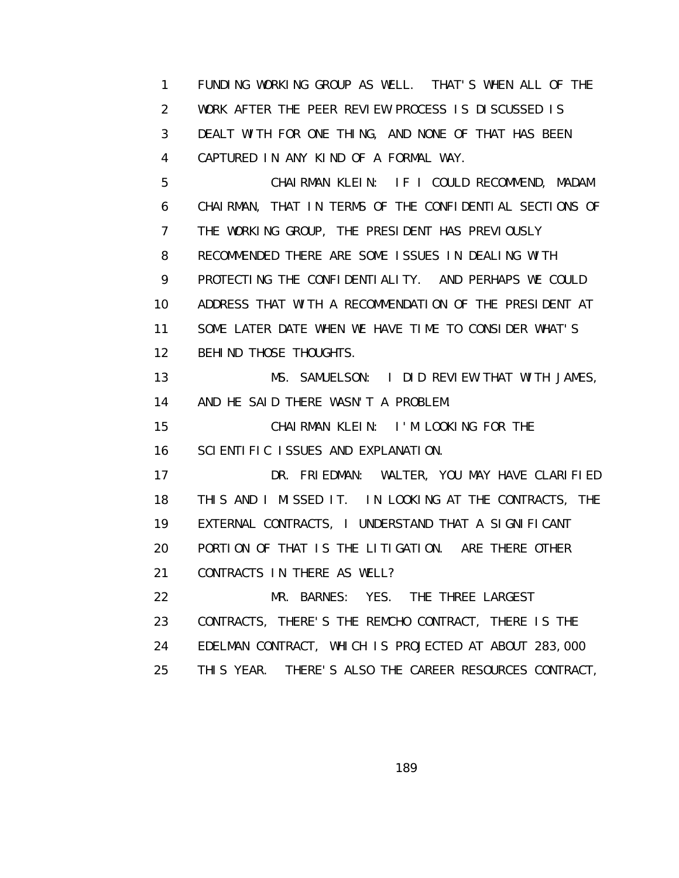1 FUNDING WORKING GROUP AS WELL. THAT'S WHEN ALL OF THE
2 WORK AFTER THE PEER REVIEW PROCESS IS DISCUSSED IS
3 DEALT WITH FOR ONE THING, AND NONE OF THAT HAS BEEN
4 CAPTURED IN ANY KIND OF A FORMAL WAY.

5 CHAIRMAN KLEIN: IF I COULD RECOMMEND, MADAM
6 CHAIRMAN, THAT IN TERMS OF THE CONFIDENTIAL SECTIONS OF
7 THE WORKING GROUP, THE PRESIDENT HAS PREVIOUSLY
8 RECOMMENDED THERE ARE SOME ISSUES IN DEALING WITH
9 PROTECTING THE CONFIDENTIALITY. AND PERHAPS WE COULD
10 ADDRESS THAT WITH A RECOMMENDATION OF THE PRESIDENT AT
11 SOME LATER DATE WHEN WE HAVE TIME TO CONSIDER WHAT'S
12 BEHIND THOSE THOUGHTS.

13 MS. SAMUELSON: I DID REVIEW THAT WITH JAMES,
14 AND HE SAID THERE WASN'T A PROBLEM.

15 CHAIRMAN KLEIN: I'M LOOKING FOR THE
16 SCIENTIFIC ISSUES AND EXPLANATION.

17 DR. FRIEDMAN: WALTER, YOU MAY HAVE CLARIFIED
18 THIS AND I MISSED IT. IN LOOKING AT THE CONTRACTS, THE
19 EXTERNAL CONTRACTS, I UNDERSTAND THAT A SIGNIFICANT
20 PORTION OF THAT IS THE LITIGATION. ARE THERE OTHER
21 CONTRACTS IN THERE AS WELL?

22 MR. BARNES: YES. THE THREE LARGEST
23 CONTRACTS, THERE'S THE REMCHO CONTRACT, THERE IS THE
24 EDELMAN CONTRACT, WHICH IS PROJECTED AT ABOUT 283,000
25 THIS YEAR. THERE'S ALSO THE CAREER RESOURCES CONTRACT,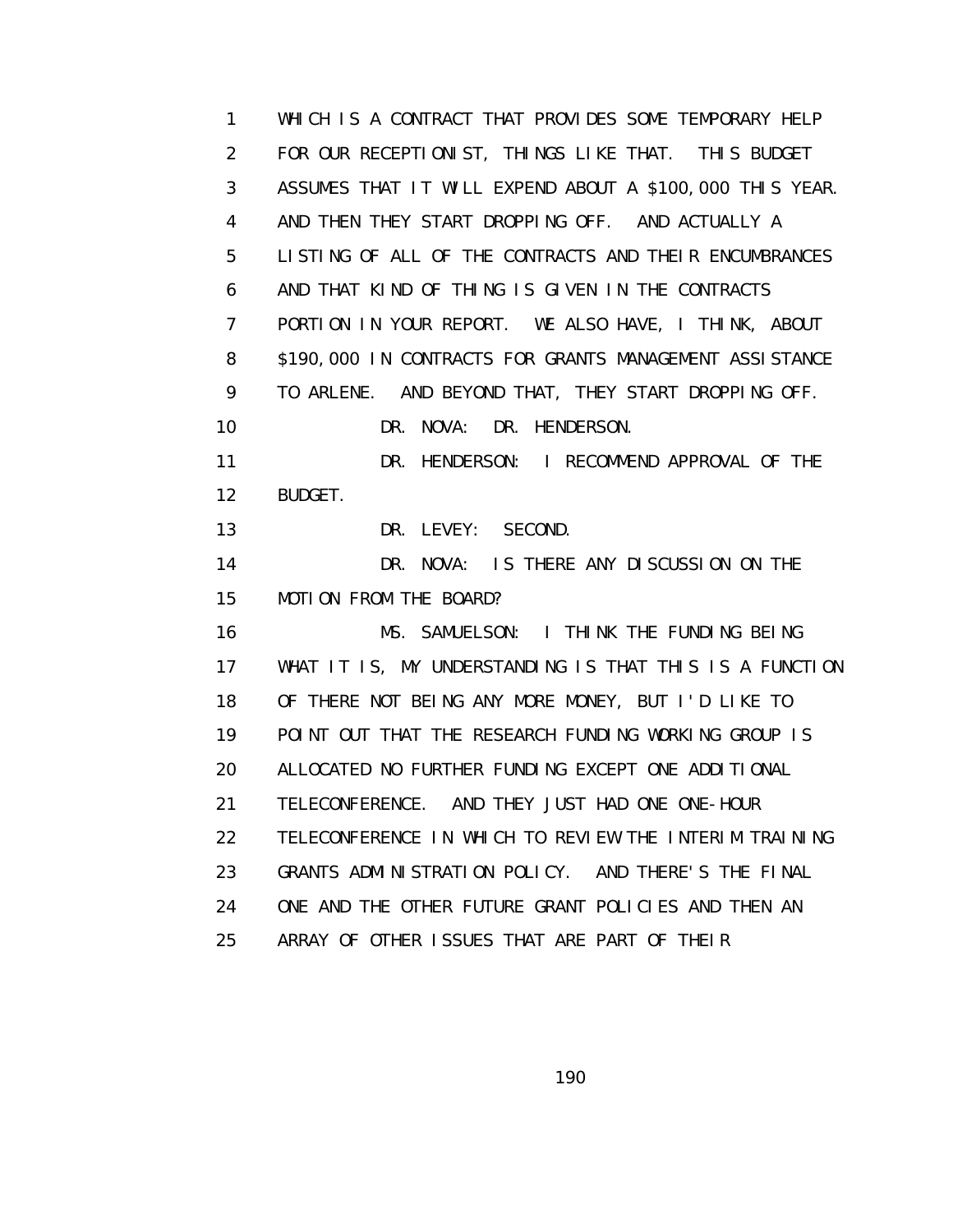WHICH IS A CONTRACT THAT PROVIDES SOME TEMPORARY HELP FOR OUR RECEPTIONIST, THINGS LIKE THAT. THIS BUDGET ASSUMES THAT IT WILL EXPEND ABOUT A $100,000 THIS YEAR. AND THEN THEY START DROPPING OFF. AND ACTUALLY A LISTING OF ALL OF THE CONTRACTS AND THEIR ENCUMBRANCES AND THAT KIND OF THING IS GIVEN IN THE CONTRACTS PORTION IN YOUR REPORT. WE ALSO HAVE, I THINK, ABOUT $190,000 IN CONTRACTS FOR GRANTS MANAGEMENT ASSISTANCE TO ARLENE. AND BEYOND THAT, THEY START DROPPING OFF.

DR. NOVA: DR. HENDERSON.

DR. HENDERSON: I RECOMMEND APPROVAL OF THE BUDGET.

DR. LEVEY: SECOND.

DR. NOVA: IS THERE ANY DISCUSSION ON THE MOTION FROM THE BOARD?

MS. SAMUELSON: I THINK THE FUNDING BEING WHAT IT IS, MY UNDERSTANDING IS THAT THIS IS A FUNCTION OF THERE NOT BEING ANY MORE MONEY, BUT I'D LIKE TO POINT OUT THAT THE RESEARCH FUNDING WORKING GROUP IS ALLOCATED NO FURTHER FUNDING EXCEPT ONE ADDITIONAL TELECONFERENCE. AND THEY JUST HAD ONE ONE-HOUR TELECONFERENCE IN WHICH TO REVIEW THE INTERIM TRAINING GRANTS ADMINISTRATION POLICY. AND THERE'S THE FINAL ONE AND THE OTHER FUTURE GRANT POLICIES AND THEN AN ARRAY OF OTHER ISSUES THAT ARE PART OF THEIR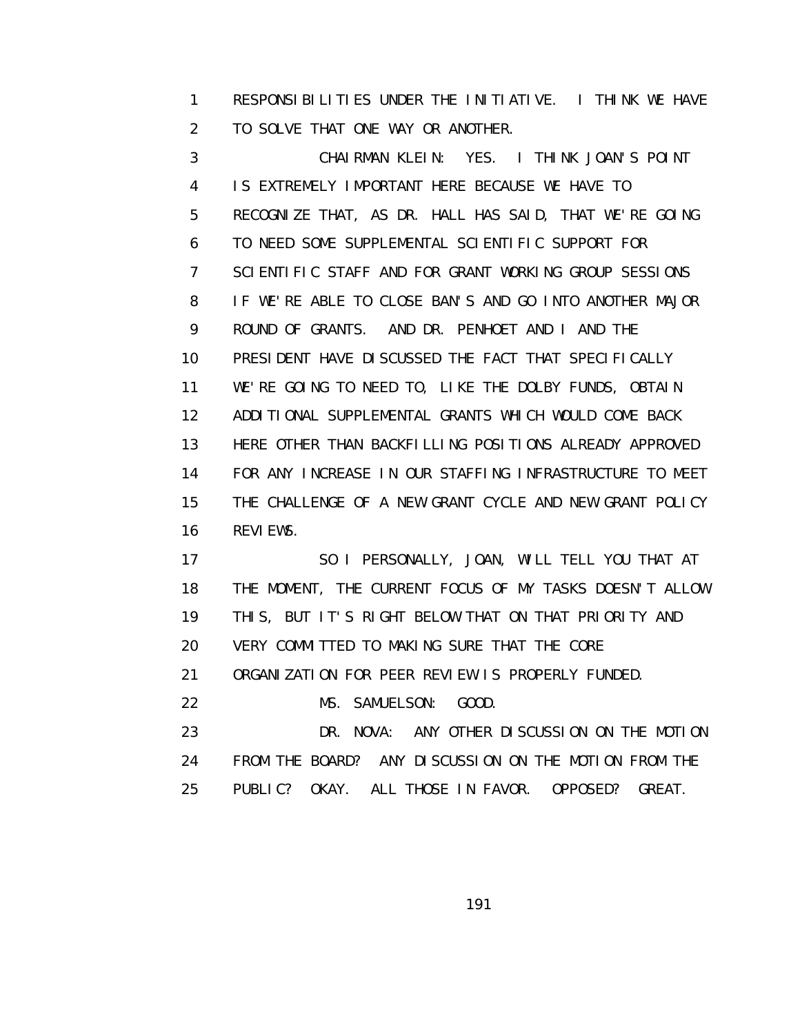1 RESPONSIBILITIES UNDER THE INITIATIVE. I THINK WE HAVE
2 TO SOLVE THAT ONE WAY OR ANOTHER.
3 CHAIRMAN KLEIN: YES. I THINK JOAN'S POINT
4 IS EXTREMELY IMPORTANT HERE BECAUSE WE HAVE TO
5 RECOGNIZE THAT, AS DR. HALL HAS SAID, THAT WE'RE GOING
6 TO NEED SOME SUPPLEMENTAL SCIENTIFIC SUPPORT FOR
7 SCIENTIFIC STAFF AND FOR GRANT WORKING GROUP SESSIONS
8 IF WE'RE ABLE TO CLOSE BAN'S AND GO INTO ANOTHER MAJOR
9 ROUND OF GRANTS. AND DR. PENHOET AND I AND THE
10 PRESIDENT HAVE DISCUSSED THE FACT THAT SPECIFICALLY
11 WE'RE GOING TO NEED TO, LIKE THE DOLBY FUNDS, OBTAIN
12 ADDITIONAL SUPPLEMENTAL GRANTS WHICH WOULD COME BACK
13 HERE OTHER THAN BACKFILLING POSITIONS ALREADY APPROVED
14 FOR ANY INCREASE IN OUR STAFFING INFRASTRUCTURE TO MEET
15 THE CHALLENGE OF A NEW GRANT CYCLE AND NEW GRANT POLICY
16 REVIEWS.
17 SO I PERSONALLY, JOAN, WILL TELL YOU THAT AT
18 THE MOMENT, THE CURRENT FOCUS OF MY TASKS DOESN'T ALLOW
19 THIS, BUT IT'S RIGHT BELOW THAT ON THAT PRIORITY AND
20 VERY COMMITTED TO MAKING SURE THAT THE CORE
21 ORGANIZATION FOR PEER REVIEW IS PROPERLY FUNDED.
22 MS. SAMUELSON: GOOD.
23 DR. NOVA: ANY OTHER DISCUSSION ON THE MOTION
24 FROM THE BOARD? ANY DISCUSSION ON THE MOTION FROM THE
25 PUBLIC? OKAY. ALL THOSE IN FAVOR. OPPOSED? GREAT.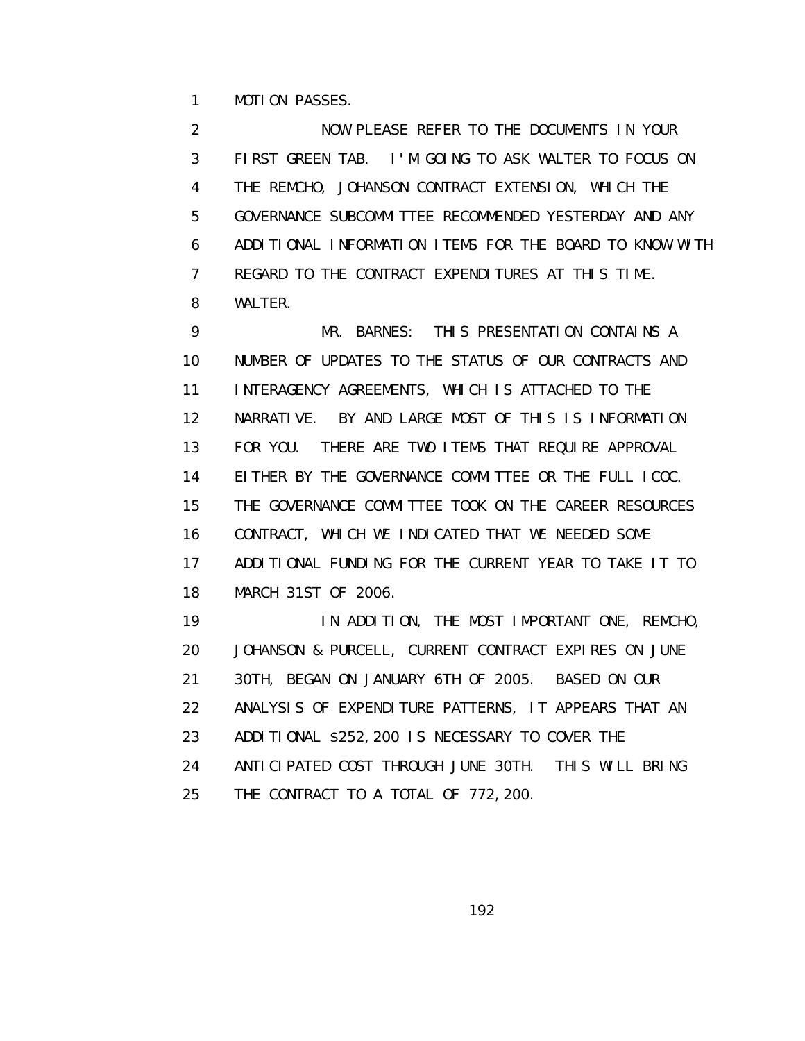MOTION PASSES.

NOW PLEASE REFER TO THE DOCUMENTS IN YOUR FIRST GREEN TAB. I'M GOING TO ASK WALTER TO FOCUS ON THE REMCHO, JOHANSON CONTRACT EXTENSION, WHICH THE GOVERNANCE SUBCOMMITTEE RECOMMENDED YESTERDAY AND ANY ADDITIONAL INFORMATION ITEMS FOR THE BOARD TO KNOW WITH REGARD TO THE CONTRACT EXPENDITURES AT THIS TIME. WALTER.

MR. BARNES: THIS PRESENTATION CONTAINS A NUMBER OF UPDATES TO THE STATUS OF OUR CONTRACTS AND INTERAGENCY AGREEMENTS, WHICH IS ATTACHED TO THE NARRATIVE. BY AND LARGE MOST OF THIS IS INFORMATION FOR YOU. THERE ARE TWO ITEMS THAT REQUIRE APPROVAL EITHER BY THE GOVERNANCE COMMITTEE OR THE FULL ICOC. THE GOVERNANCE COMMITTEE TOOK ON THE CAREER RESOURCES CONTRACT, WHICH WE INDICATED THAT WE NEEDED SOME ADDITIONAL FUNDING FOR THE CURRENT YEAR TO TAKE IT TO MARCH 31ST OF 2006.

IN ADDITION, THE MOST IMPORTANT ONE, REMCHO, JOHANSON & PURCELL, CURRENT CONTRACT EXPIRES ON JUNE 30TH, BEGAN ON JANUARY 6TH OF 2005. BASED ON OUR ANALYSIS OF EXPENDITURE PATTERNS, IT APPEARS THAT AN ADDITIONAL $252,200 IS NECESSARY TO COVER THE ANTICIPATED COST THROUGH JUNE 30TH. THIS WILL BRING THE CONTRACT TO A TOTAL OF 772,200.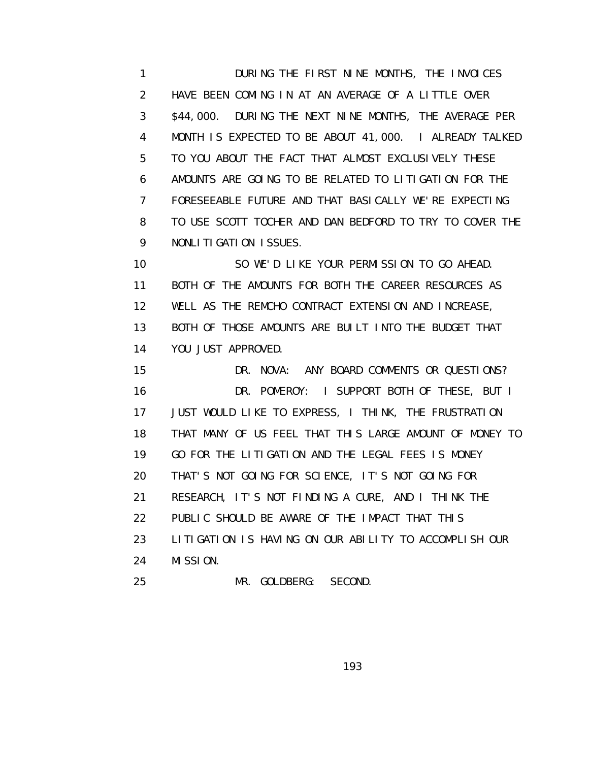DURING THE FIRST NINE MONTHS, THE INVOICES HAVE BEEN COMING IN AT AN AVERAGE OF A LITTLE OVER $44,000. DURING THE NEXT NINE MONTHS, THE AVERAGE PER MONTH IS EXPECTED TO BE ABOUT 41,000. I ALREADY TALKED TO YOU ABOUT THE FACT THAT ALMOST EXCLUSIVELY THESE AMOUNTS ARE GOING TO BE RELATED TO LITIGATION FOR THE FORESEEABLE FUTURE AND THAT BASICALLY WE'RE EXPECTING TO USE SCOTT TOCHER AND DAN BEDFORD TO TRY TO COVER THE NONLITIGATION ISSUES.

SO WE'D LIKE YOUR PERMISSION TO GO AHEAD. BOTH OF THE AMOUNTS FOR BOTH THE CAREER RESOURCES AS WELL AS THE REMCHO CONTRACT EXTENSION AND INCREASE, BOTH OF THOSE AMOUNTS ARE BUILT INTO THE BUDGET THAT YOU JUST APPROVED.

DR. NOVA: ANY BOARD COMMENTS OR QUESTIONS?

DR. POMEROY: I SUPPORT BOTH OF THESE, BUT I JUST WOULD LIKE TO EXPRESS, I THINK, THE FRUSTRATION THAT MANY OF US FEEL THAT THIS LARGE AMOUNT OF MONEY TO GO FOR THE LITIGATION AND THE LEGAL FEES IS MONEY THAT'S NOT GOING FOR SCIENCE, IT'S NOT GOING FOR RESEARCH, IT'S NOT FINDING A CURE, AND I THINK THE PUBLIC SHOULD BE AWARE OF THE IMPACT THAT THIS LITIGATION IS HAVING ON OUR ABILITY TO ACCOMPLISH OUR MISSION.

MR. GOLDBERG: SECOND.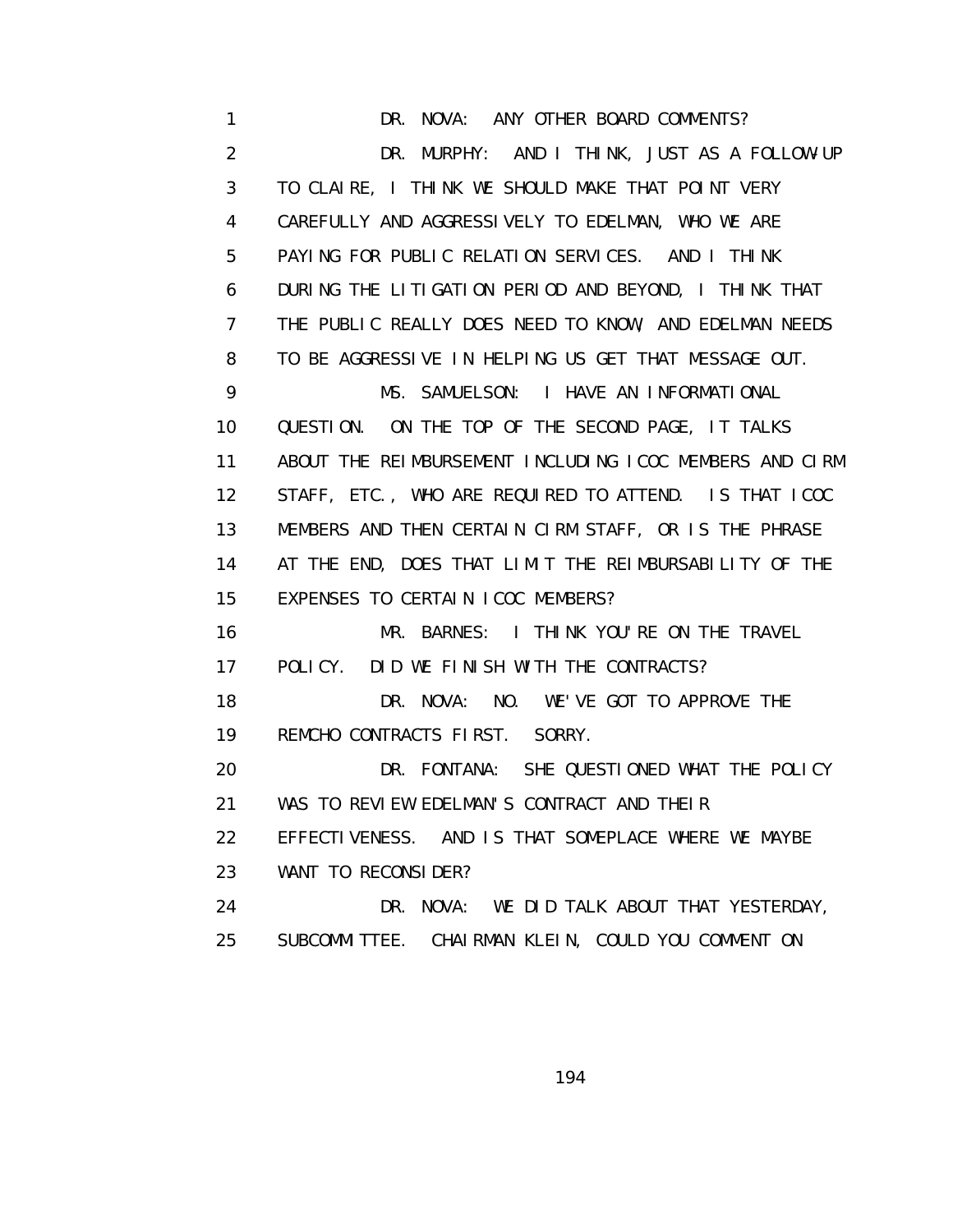DR. NOVA: ANY OTHER BOARD COMMENTS?

DR. MURPHY: AND I THINK, JUST AS A FOLLOW-UP TO CLAIRE, I THINK WE SHOULD MAKE THAT POINT VERY CAREFULLY AND AGGRESSIVELY TO EDELMAN, WHO WE ARE PAYING FOR PUBLIC RELATION SERVICES. AND I THINK DURING THE LITIGATION PERIOD AND BEYOND, I THINK THAT THE PUBLIC REALLY DOES NEED TO KNOW, AND EDELMAN NEEDS TO BE AGGRESSIVE IN HELPING US GET THAT MESSAGE OUT.

MS. SAMUELSON: I HAVE AN INFORMATIONAL QUESTION. ON THE TOP OF THE SECOND PAGE, IT TALKS ABOUT THE REIMBURSEMENT INCLUDING ICOC MEMBERS AND CIRM STAFF, ETC., WHO ARE REQUIRED TO ATTEND. IS THAT ICOC MEMBERS AND THEN CERTAIN CIRM STAFF, OR IS THE PHRASE AT THE END, DOES THAT LIMIT THE REIMBURSABILITY OF THE EXPENSES TO CERTAIN ICOC MEMBERS?

MR. BARNES: I THINK YOU'RE ON THE TRAVEL POLICY. DID WE FINISH WITH THE CONTRACTS?

DR. NOVA: NO. WE'VE GOT TO APPROVE THE REMCHO CONTRACTS FIRST. SORRY.

DR. FONTANA: SHE QUESTIONED WHAT THE POLICY WAS TO REVIEW EDELMAN'S CONTRACT AND THEIR EFFECTIVENESS. AND IS THAT SOMEPLACE WHERE WE MAYBE WANT TO RECONSIDER?

DR. NOVA: WE DID TALK ABOUT THAT YESTERDAY, SUBCOMMITTEE. CHAIRMAN KLEIN, COULD YOU COMMENT ON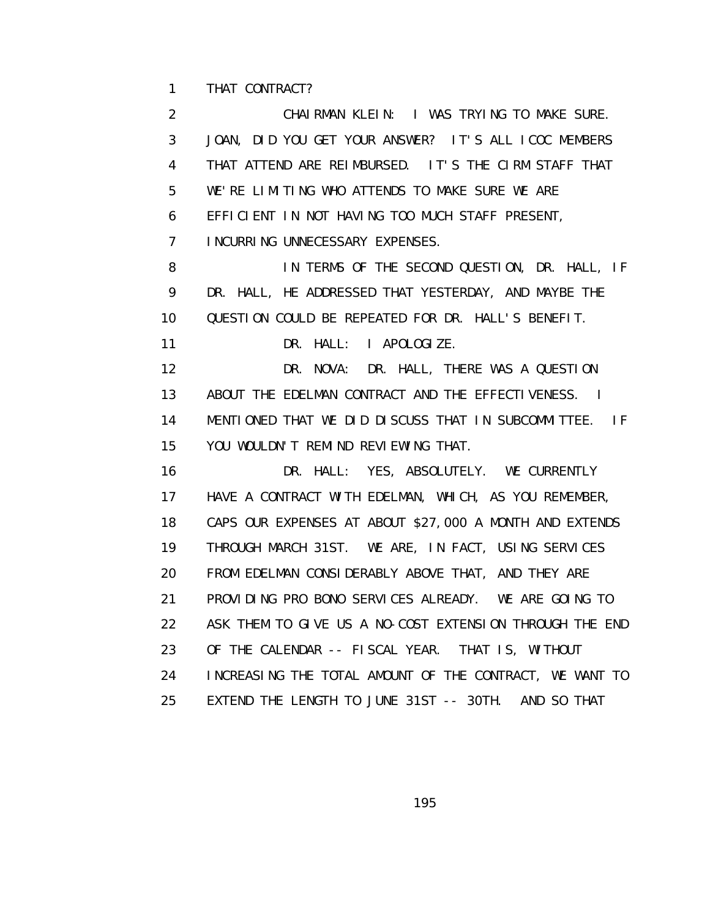THAT CONTRACT?

CHAIRMAN KLEIN: I WAS TRYING TO MAKE SURE. JOAN, DID YOU GET YOUR ANSWER? IT'S ALL ICOC MEMBERS THAT ATTEND ARE REIMBURSED. IT'S THE CIRM STAFF THAT WE'RE LIMITING WHO ATTENDS TO MAKE SURE WE ARE EFFICIENT IN NOT HAVING TOO MUCH STAFF PRESENT, INCURRING UNNECESSARY EXPENSES.

IN TERMS OF THE SECOND QUESTION, DR. HALL, IF DR. HALL, HE ADDRESSED THAT YESTERDAY, AND MAYBE THE QUESTION COULD BE REPEATED FOR DR. HALL'S BENEFIT.

DR. HALL: I APOLOGIZE.

DR. NOVA: DR. HALL, THERE WAS A QUESTION ABOUT THE EDELMAN CONTRACT AND THE EFFECTIVENESS. I MENTIONED THAT WE DID DISCUSS THAT IN SUBCOMMITTEE. IF YOU WOULDN'T REMIND REVIEWING THAT.

DR. HALL: YES, ABSOLUTELY. WE CURRENTLY HAVE A CONTRACT WITH EDELMAN, WHICH, AS YOU REMEMBER, CAPS OUR EXPENSES AT ABOUT $27,000 A MONTH AND EXTENDS THROUGH MARCH 31ST. WE ARE, IN FACT, USING SERVICES FROM EDELMAN CONSIDERABLY ABOVE THAT, AND THEY ARE PROVIDING PRO BONO SERVICES ALREADY. WE ARE GOING TO ASK THEM TO GIVE US A NO-COST EXTENSION THROUGH THE END OF THE CALENDAR -- FISCAL YEAR. THAT IS, WITHOUT INCREASING THE TOTAL AMOUNT OF THE CONTRACT, WE WANT TO EXTEND THE LENGTH TO JUNE 31ST -- 30TH. AND SO THAT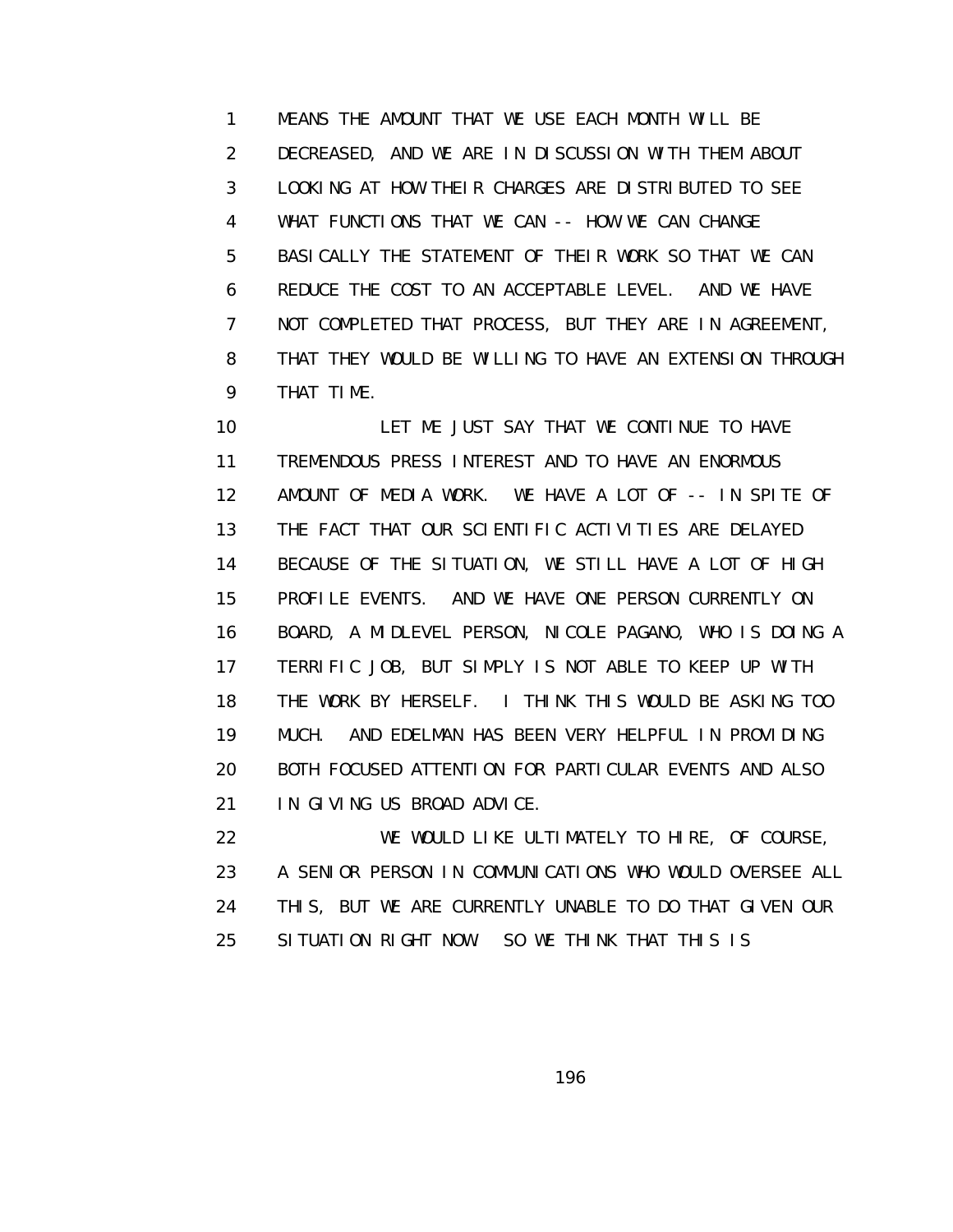MEANS THE AMOUNT THAT WE USE EACH MONTH WILL BE DECREASED, AND WE ARE IN DISCUSSION WITH THEM ABOUT LOOKING AT HOW THEIR CHARGES ARE DISTRIBUTED TO SEE WHAT FUNCTIONS THAT WE CAN -- HOW WE CAN CHANGE BASICALLY THE STATEMENT OF THEIR WORK SO THAT WE CAN REDUCE THE COST TO AN ACCEPTABLE LEVEL. AND WE HAVE NOT COMPLETED THAT PROCESS, BUT THEY ARE IN AGREEMENT, THAT THEY WOULD BE WILLING TO HAVE AN EXTENSION THROUGH THAT TIME.

LET ME JUST SAY THAT WE CONTINUE TO HAVE TREMENDOUS PRESS INTEREST AND TO HAVE AN ENORMOUS AMOUNT OF MEDIA WORK. WE HAVE A LOT OF -- IN SPITE OF THE FACT THAT OUR SCIENTIFIC ACTIVITIES ARE DELAYED BECAUSE OF THE SITUATION, WE STILL HAVE A LOT OF HIGH PROFILE EVENTS. AND WE HAVE ONE PERSON CURRENTLY ON BOARD, A MIDLEVEL PERSON, NICOLE PAGANO, WHO IS DOING A TERRIFIC JOB, BUT SIMPLY IS NOT ABLE TO KEEP UP WITH THE WORK BY HERSELF. I THINK THIS WOULD BE ASKING TOO MUCH. AND EDELMAN HAS BEEN VERY HELPFUL IN PROVIDING BOTH FOCUSED ATTENTION FOR PARTICULAR EVENTS AND ALSO IN GIVING US BROAD ADVICE.

WE WOULD LIKE ULTIMATELY TO HIRE, OF COURSE, A SENIOR PERSON IN COMMUNICATIONS WHO WOULD OVERSEE ALL THIS, BUT WE ARE CURRENTLY UNABLE TO DO THAT GIVEN OUR SITUATION RIGHT NOW. SO WE THINK THAT THIS IS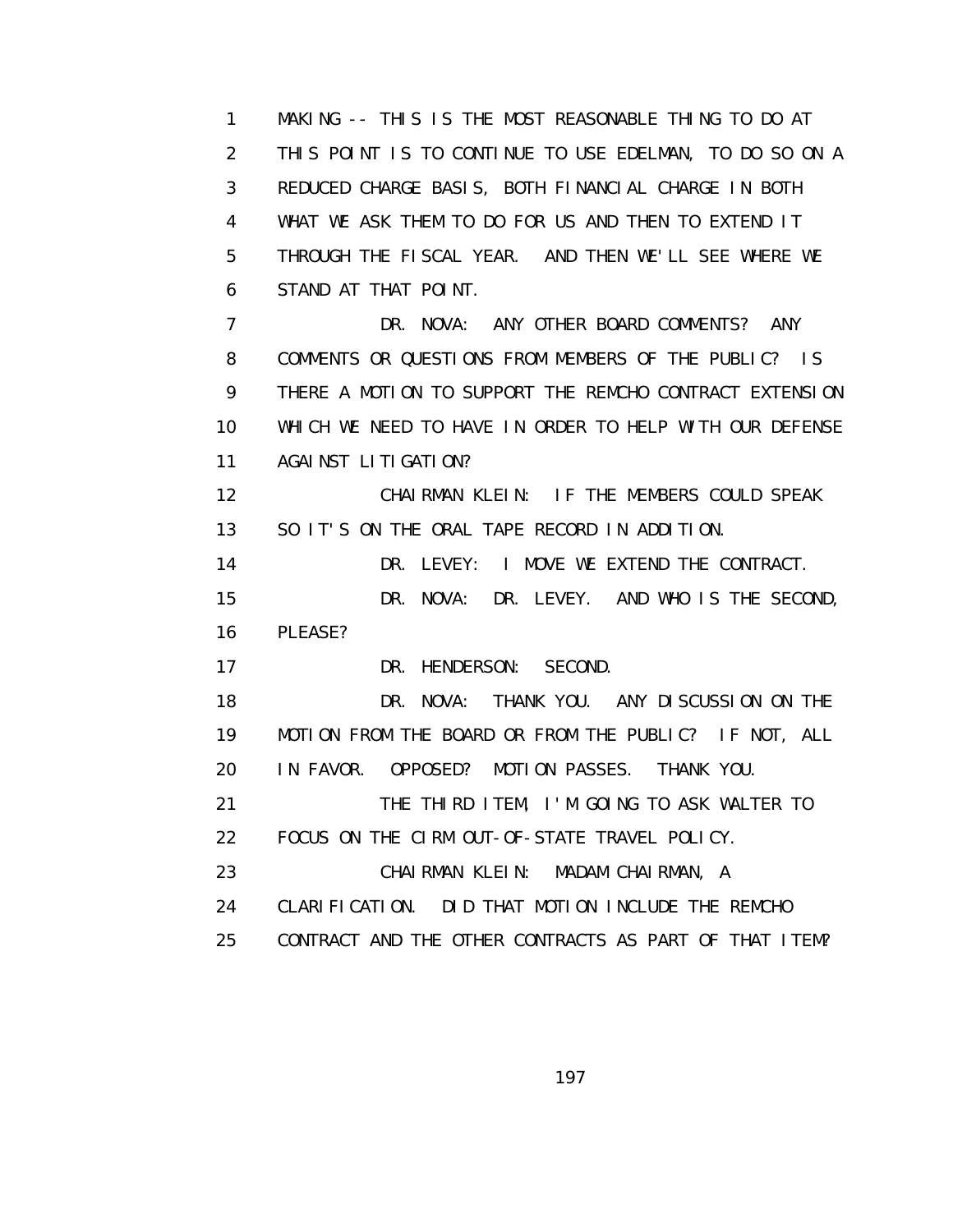1 MAKING -- THIS IS THE MOST REASONABLE THING TO DO AT
2 THIS POINT IS TO CONTINUE TO USE EDELMAN, TO DO SO ON A
3 REDUCED CHARGE BASIS, BOTH FINANCIAL CHARGE IN BOTH
4 WHAT WE ASK THEM TO DO FOR US AND THEN TO EXTEND IT
5 THROUGH THE FISCAL YEAR. AND THEN WE'LL SEE WHERE WE
6 STAND AT THAT POINT.
7 DR. NOVA: ANY OTHER BOARD COMMENTS? ANY
8 COMMENTS OR QUESTIONS FROM MEMBERS OF THE PUBLIC? IS
9 THERE A MOTION TO SUPPORT THE REMCHO CONTRACT EXTENSION
10 WHICH WE NEED TO HAVE IN ORDER TO HELP WITH OUR DEFENSE
11 AGAINST LITIGATION?
12 CHAIRMAN KLEIN: IF THE MEMBERS COULD SPEAK
13 SO IT'S ON THE ORAL TAPE RECORD IN ADDITION.
14 DR. LEVEY: I MOVE WE EXTEND THE CONTRACT.
15 DR. NOVA: DR. LEVEY. AND WHO IS THE SECOND,
16 PLEASE?
17 DR. HENDERSON: SECOND.
18 DR. NOVA: THANK YOU. ANY DISCUSSION ON THE
19 MOTION FROM THE BOARD OR FROM THE PUBLIC? IF NOT, ALL
20 IN FAVOR. OPPOSED? MOTION PASSES. THANK YOU.
21 THE THIRD ITEM, I'M GOING TO ASK WALTER TO
22 FOCUS ON THE CIRM OUT-OF-STATE TRAVEL POLICY.
23 CHAIRMAN KLEIN: MADAM CHAIRMAN, A
24 CLARIFICATION. DID THAT MOTION INCLUDE THE REMCHO
25 CONTRACT AND THE OTHER CONTRACTS AS PART OF THAT ITEM?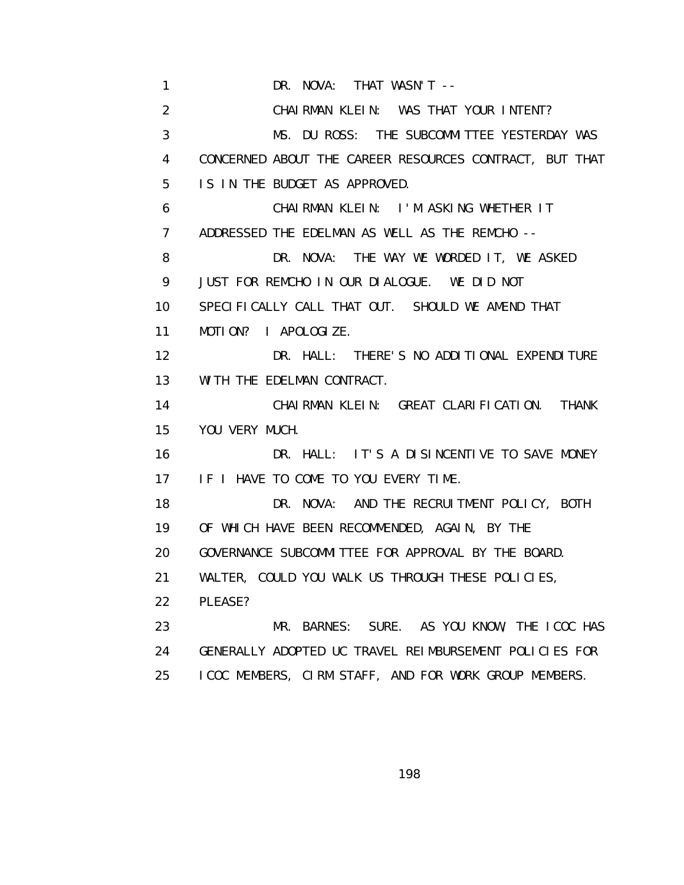1 DR. NOVA: THAT WASN'T --

2 CHAIRMAN KLEIN: WAS THAT YOUR INTENT?

3 MS. DU ROSS: THE SUBCOMMITTEE YESTERDAY WAS

4 CONCERNED ABOUT THE CAREER RESOURCES CONTRACT, BUT THAT

5 IS IN THE BUDGET AS APPROVED.

6 CHAIRMAN KLEIN: I'M ASKING WHETHER IT

7 ADDRESSED THE EDELMAN AS WELL AS THE REMCHO --

8 DR. NOVA: THE WAY WE WORDED IT, WE ASKED

9 JUST FOR REMCHO IN OUR DIALOGUE. WE DID NOT

10 SPECIFICALLY CALL THAT OUT. SHOULD WE AMEND THAT

11 MOTION? I APOLOGIZE.

12 DR. HALL: THERE'S NO ADDITIONAL EXPENDITURE

13 WITH THE EDELMAN CONTRACT.

14 CHAIRMAN KLEIN: GREAT CLARIFICATION. THANK

15 YOU VERY MUCH.

16 DR. HALL: IT'S A DISINCENTIVE TO SAVE MONEY

17 IF I HAVE TO COME TO YOU EVERY TIME.

18 DR. NOVA: AND THE RECRUITMENT POLICY, BOTH

19 OF WHICH HAVE BEEN RECOMMENDED, AGAIN, BY THE

20 GOVERNANCE SUBCOMMITTEE FOR APPROVAL BY THE BOARD.

21 WALTER, COULD YOU WALK US THROUGH THESE POLICIES,

22 PLEASE?

23 MR. BARNES: SURE. AS YOU KNOW, THE ICOC HAS

24 GENERALLY ADOPTED UC TRAVEL REIMBURSEMENT POLICIES FOR

25 ICOC MEMBERS, CIRM STAFF, AND FOR WORK GROUP MEMBERS.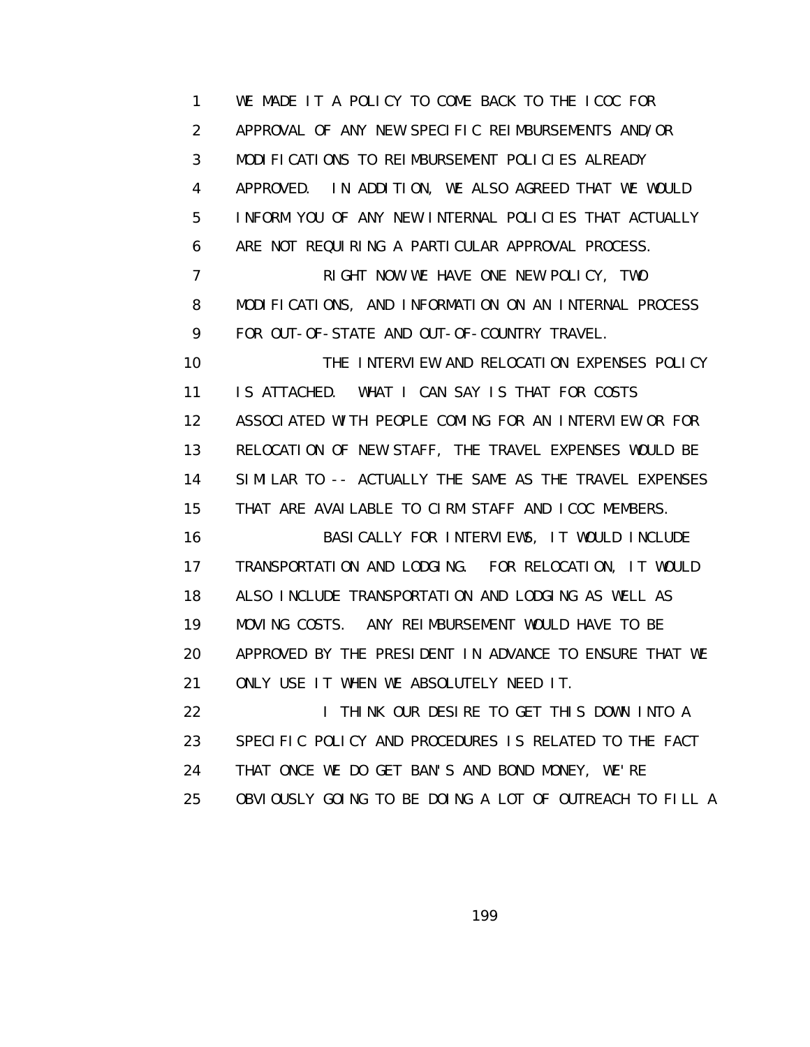WE MADE IT A POLICY TO COME BACK TO THE ICOC FOR APPROVAL OF ANY NEW SPECIFIC REIMBURSEMENTS AND/OR MODIFICATIONS TO REIMBURSEMENT POLICIES ALREADY APPROVED. IN ADDITION, WE ALSO AGREED THAT WE WOULD INFORM YOU OF ANY NEW INTERNAL POLICIES THAT ACTUALLY ARE NOT REQUIRING A PARTICULAR APPROVAL PROCESS.

RIGHT NOW WE HAVE ONE NEW POLICY, TWO MODIFICATIONS, AND INFORMATION ON AN INTERNAL PROCESS FOR OUT-OF-STATE AND OUT-OF-COUNTRY TRAVEL.

THE INTERVIEW AND RELOCATION EXPENSES POLICY IS ATTACHED. WHAT I CAN SAY IS THAT FOR COSTS ASSOCIATED WITH PEOPLE COMING FOR AN INTERVIEW OR FOR RELOCATION OF NEW STAFF, THE TRAVEL EXPENSES WOULD BE SIMILAR TO -- ACTUALLY THE SAME AS THE TRAVEL EXPENSES THAT ARE AVAILABLE TO CIRM STAFF AND ICOC MEMBERS.

BASICALLY FOR INTERVIEWS, IT WOULD INCLUDE TRANSPORTATION AND LODGING. FOR RELOCATION, IT WOULD ALSO INCLUDE TRANSPORTATION AND LODGING AS WELL AS MOVING COSTS. ANY REIMBURSEMENT WOULD HAVE TO BE APPROVED BY THE PRESIDENT IN ADVANCE TO ENSURE THAT WE ONLY USE IT WHEN WE ABSOLUTELY NEED IT.

I THINK OUR DESIRE TO GET THIS DOWN INTO A SPECIFIC POLICY AND PROCEDURES IS RELATED TO THE FACT THAT ONCE WE DO GET BAN'S AND BOND MONEY, WE'RE OBVIOUSLY GOING TO BE DOING A LOT OF OUTREACH TO FILL A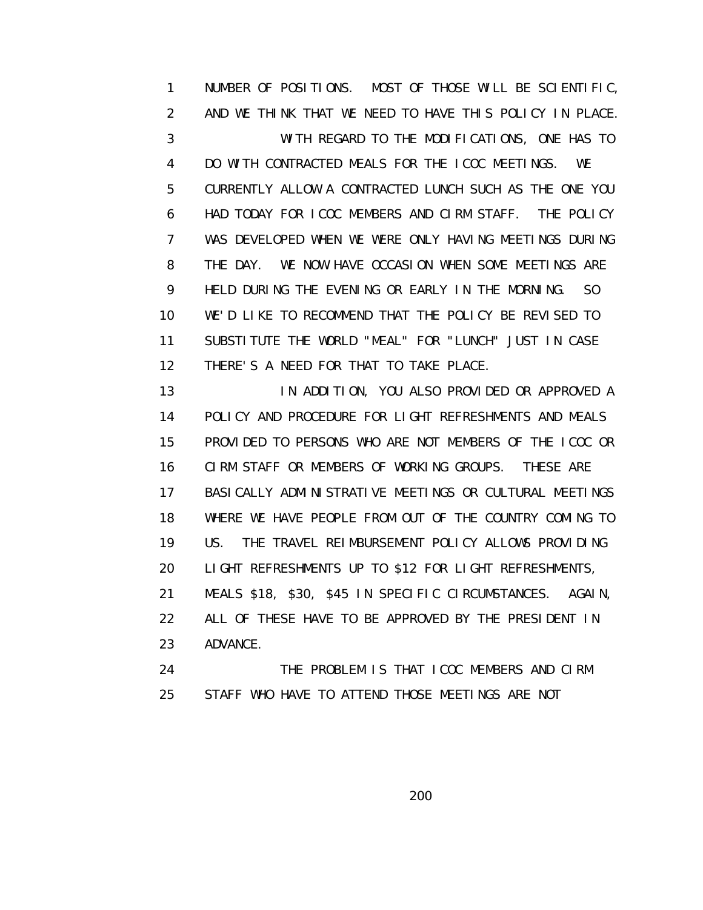NUMBER OF POSITIONS. MOST OF THOSE WILL BE SCIENTIFIC, AND WE THINK THAT WE NEED TO HAVE THIS POLICY IN PLACE.

WITH REGARD TO THE MODIFICATIONS, ONE HAS TO DO WITH CONTRACTED MEALS FOR THE ICOC MEETINGS. WE CURRENTLY ALLOW A CONTRACTED LUNCH SUCH AS THE ONE YOU HAD TODAY FOR ICOC MEMBERS AND CIRM STAFF. THE POLICY WAS DEVELOPED WHEN WE WERE ONLY HAVING MEETINGS DURING THE DAY. WE NOW HAVE OCCASION WHEN SOME MEETINGS ARE HELD DURING THE EVENING OR EARLY IN THE MORNING. SO WE'D LIKE TO RECOMMEND THAT THE POLICY BE REVISED TO SUBSTITUTE THE WORLD "MEAL" FOR "LUNCH" JUST IN CASE THERE'S A NEED FOR THAT TO TAKE PLACE.

IN ADDITION, YOU ALSO PROVIDED OR APPROVED A POLICY AND PROCEDURE FOR LIGHT REFRESHMENTS AND MEALS PROVIDED TO PERSONS WHO ARE NOT MEMBERS OF THE ICOC OR CIRM STAFF OR MEMBERS OF WORKING GROUPS. THESE ARE BASICALLY ADMINISTRATIVE MEETINGS OR CULTURAL MEETINGS WHERE WE HAVE PEOPLE FROM OUT OF THE COUNTRY COMING TO US. THE TRAVEL REIMBURSEMENT POLICY ALLOWS PROVIDING LIGHT REFRESHMENTS UP TO $12 FOR LIGHT REFRESHMENTS, MEALS $18, $30, $45 IN SPECIFIC CIRCUMSTANCES. AGAIN, ALL OF THESE HAVE TO BE APPROVED BY THE PRESIDENT IN ADVANCE.

THE PROBLEM IS THAT ICOC MEMBERS AND CIRM STAFF WHO HAVE TO ATTEND THOSE MEETINGS ARE NOT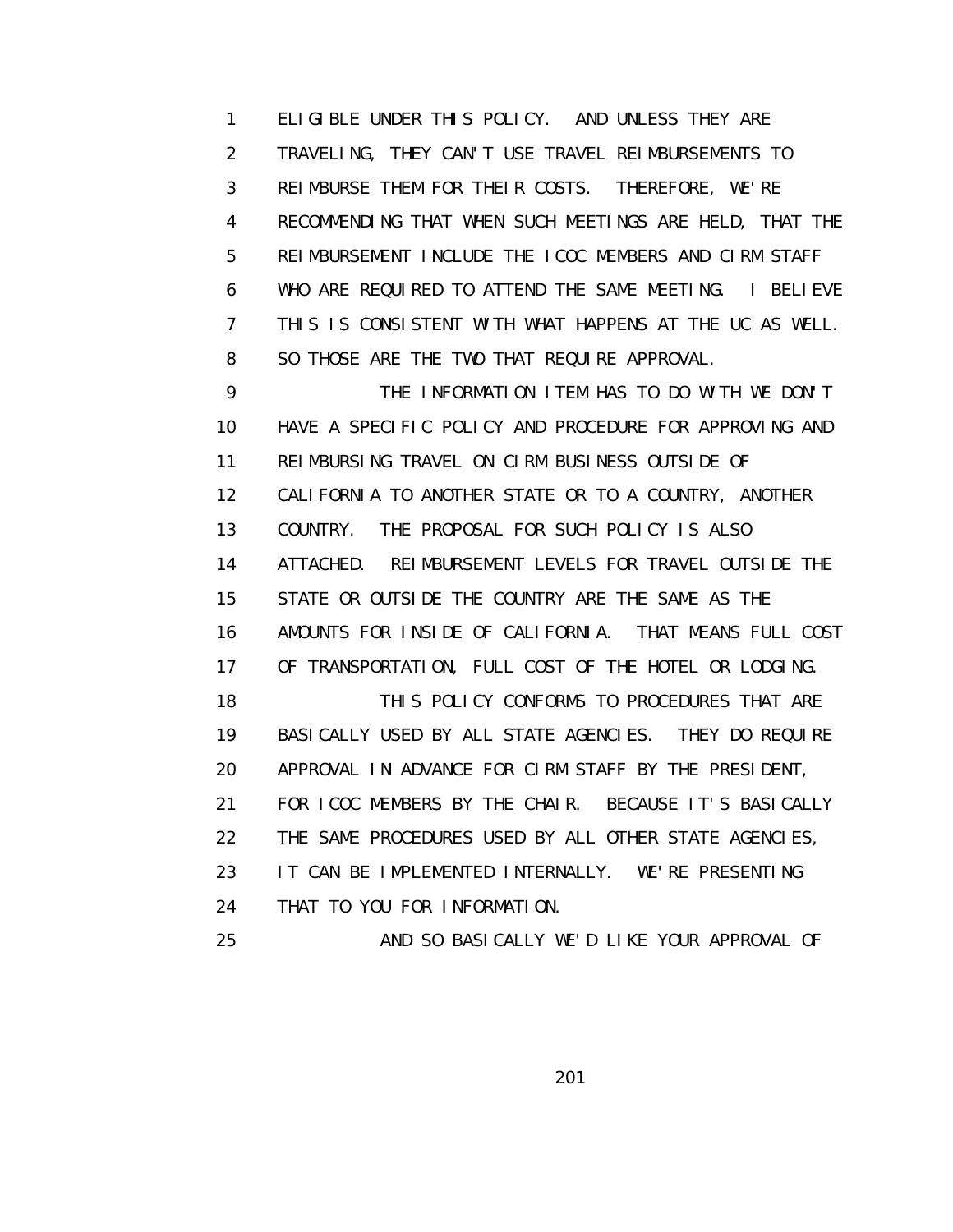ELIGIBLE UNDER THIS POLICY. AND UNLESS THEY ARE TRAVELING, THEY CAN'T USE TRAVEL REIMBURSEMENTS TO REIMBURSE THEM FOR THEIR COSTS. THEREFORE, WE'RE RECOMMENDING THAT WHEN SUCH MEETINGS ARE HELD, THAT THE REIMBURSEMENT INCLUDE THE ICOC MEMBERS AND CIRM STAFF WHO ARE REQUIRED TO ATTEND THE SAME MEETING. I BELIEVE THIS IS CONSISTENT WITH WHAT HAPPENS AT THE UC AS WELL. SO THOSE ARE THE TWO THAT REQUIRE APPROVAL.

THE INFORMATION ITEM HAS TO DO WITH WE DON'T HAVE A SPECIFIC POLICY AND PROCEDURE FOR APPROVING AND REIMBURSING TRAVEL ON CIRM BUSINESS OUTSIDE OF CALIFORNIA TO ANOTHER STATE OR TO A COUNTRY, ANOTHER COUNTRY. THE PROPOSAL FOR SUCH POLICY IS ALSO ATTACHED. REIMBURSEMENT LEVELS FOR TRAVEL OUTSIDE THE STATE OR OUTSIDE THE COUNTRY ARE THE SAME AS THE AMOUNTS FOR INSIDE OF CALIFORNIA. THAT MEANS FULL COST OF TRANSPORTATION, FULL COST OF THE HOTEL OR LODGING.

THIS POLICY CONFORMS TO PROCEDURES THAT ARE BASICALLY USED BY ALL STATE AGENCIES. THEY DO REQUIRE APPROVAL IN ADVANCE FOR CIRM STAFF BY THE PRESIDENT, FOR ICOC MEMBERS BY THE CHAIR. BECAUSE IT'S BASICALLY THE SAME PROCEDURES USED BY ALL OTHER STATE AGENCIES, IT CAN BE IMPLEMENTED INTERNALLY. WE'RE PRESENTING THAT TO YOU FOR INFORMATION.

AND SO BASICALLY WE'D LIKE YOUR APPROVAL OF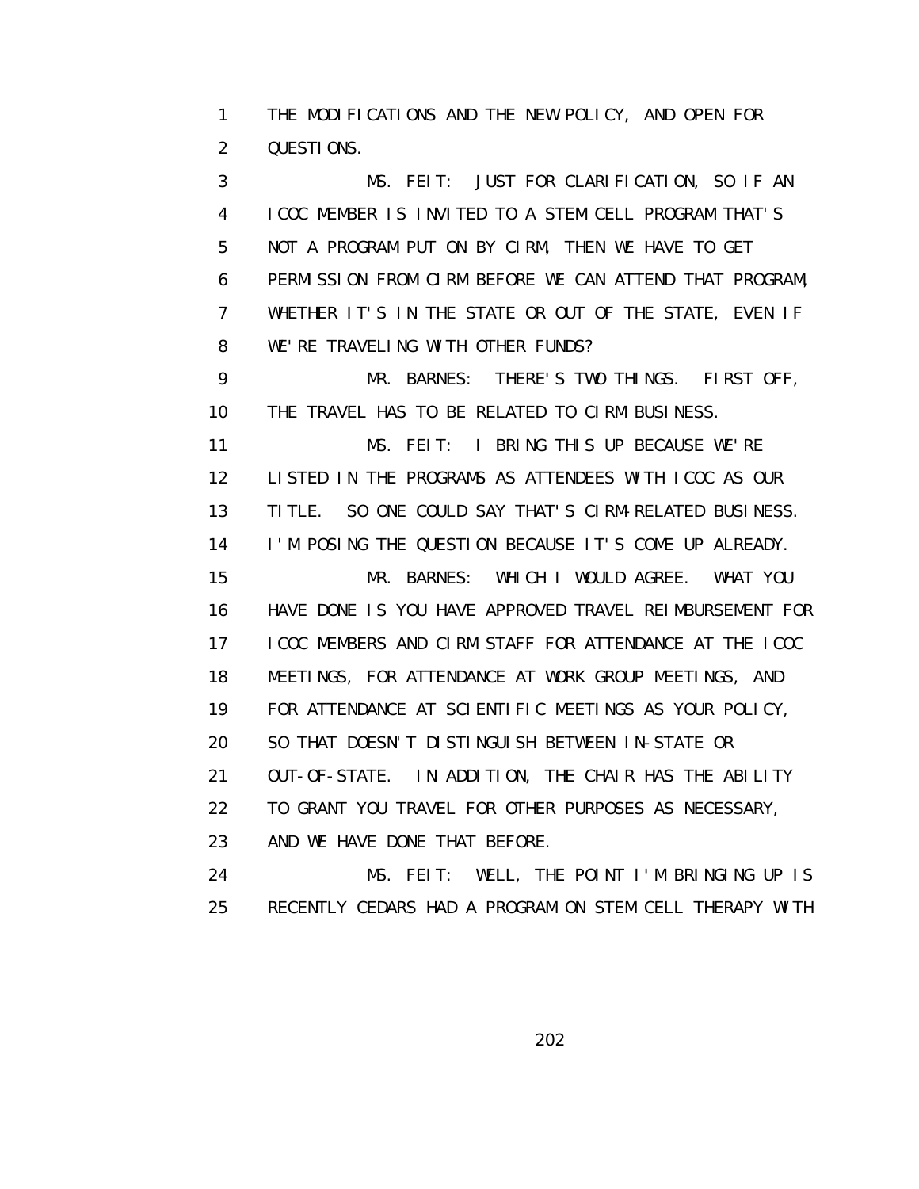THE MODIFICATIONS AND THE NEW POLICY, AND OPEN FOR QUESTIONS.

MS. FEIT: JUST FOR CLARIFICATION, SO IF AN ICOC MEMBER IS INVITED TO A STEM CELL PROGRAM THAT'S NOT A PROGRAM PUT ON BY CIRM, THEN WE HAVE TO GET PERMISSION FROM CIRM BEFORE WE CAN ATTEND THAT PROGRAM, WHETHER IT'S IN THE STATE OR OUT OF THE STATE, EVEN IF WE'RE TRAVELING WITH OTHER FUNDS?

MR. BARNES: THERE'S TWO THINGS. FIRST OFF, THE TRAVEL HAS TO BE RELATED TO CIRM BUSINESS.

MS. FEIT: I BRING THIS UP BECAUSE WE'RE LISTED IN THE PROGRAMS AS ATTENDEES WITH ICOC AS OUR TITLE. SO ONE COULD SAY THAT'S CIRM-RELATED BUSINESS. I'M POSING THE QUESTION BECAUSE IT'S COME UP ALREADY.

MR. BARNES: WHICH I WOULD AGREE. WHAT YOU HAVE DONE IS YOU HAVE APPROVED TRAVEL REIMBURSEMENT FOR ICOC MEMBERS AND CIRM STAFF FOR ATTENDANCE AT THE ICOC MEETINGS, FOR ATTENDANCE AT WORK GROUP MEETINGS, AND FOR ATTENDANCE AT SCIENTIFIC MEETINGS AS YOUR POLICY, SO THAT DOESN'T DISTINGUISH BETWEEN IN-STATE OR OUT-OF-STATE. IN ADDITION, THE CHAIR HAS THE ABILITY TO GRANT YOU TRAVEL FOR OTHER PURPOSES AS NECESSARY, AND WE HAVE DONE THAT BEFORE.

MS. FEIT: WELL, THE POINT I'M BRINGING UP IS RECENTLY CEDARS HAD A PROGRAM ON STEM CELL THERAPY WITH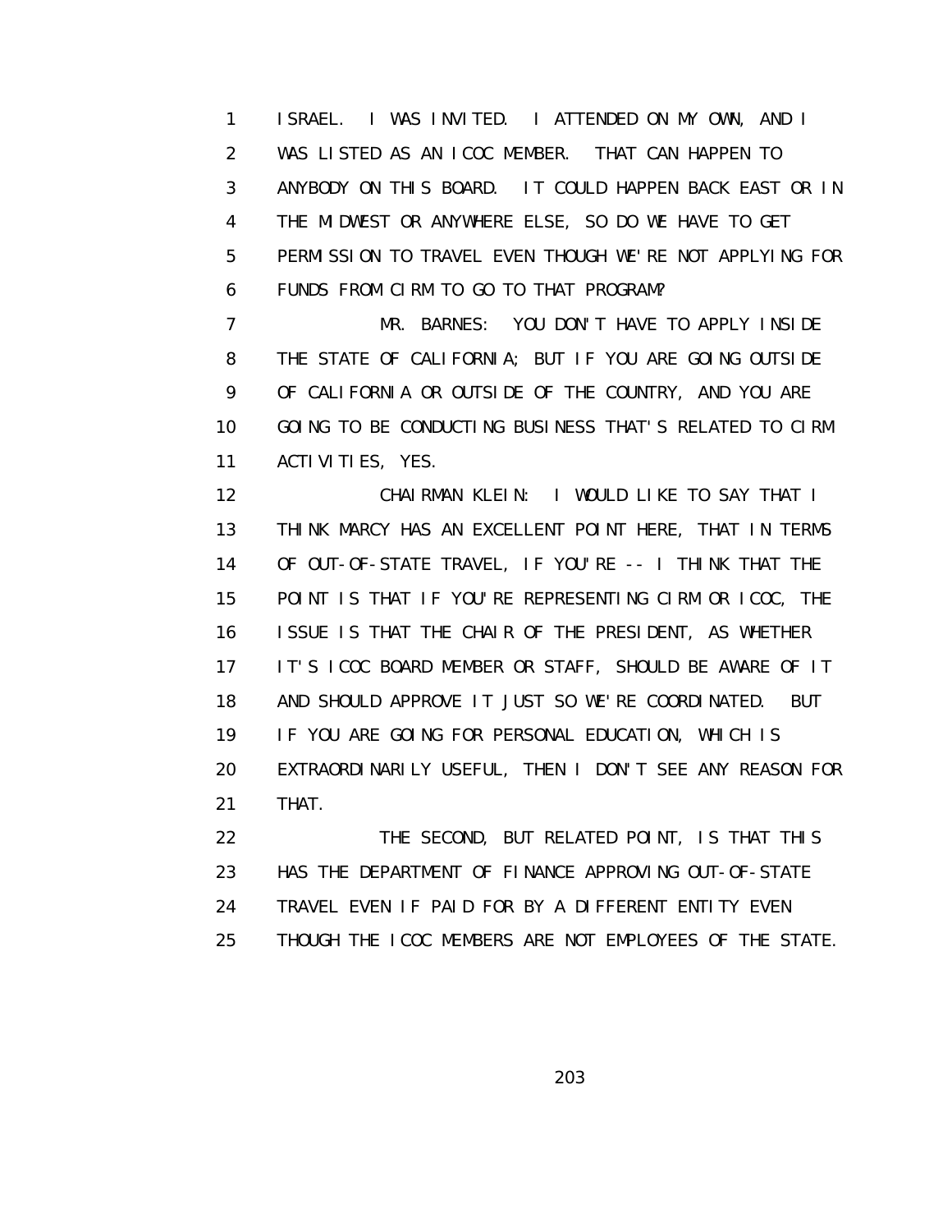ISRAEL. I WAS INVITED. I ATTENDED ON MY OWN, AND I WAS LISTED AS AN ICOC MEMBER. THAT CAN HAPPEN TO ANYBODY ON THIS BOARD. IT COULD HAPPEN BACK EAST OR IN THE MIDWEST OR ANYWHERE ELSE, SO DO WE HAVE TO GET PERMISSION TO TRAVEL EVEN THOUGH WE'RE NOT APPLYING FOR FUNDS FROM CIRM TO GO TO THAT PROGRAM?

MR. BARNES: YOU DON'T HAVE TO APPLY INSIDE THE STATE OF CALIFORNIA; BUT IF YOU ARE GOING OUTSIDE OF CALIFORNIA OR OUTSIDE OF THE COUNTRY, AND YOU ARE GOING TO BE CONDUCTING BUSINESS THAT'S RELATED TO CIRM ACTIVITIES, YES.

CHAIRMAN KLEIN: I WOULD LIKE TO SAY THAT I THINK MARCY HAS AN EXCELLENT POINT HERE, THAT IN TERMS OF OUT-OF-STATE TRAVEL, IF YOU'RE -- I THINK THAT THE POINT IS THAT IF YOU'RE REPRESENTING CIRM OR ICOC, THE ISSUE IS THAT THE CHAIR OF THE PRESIDENT, AS WHETHER IT'S ICOC BOARD MEMBER OR STAFF, SHOULD BE AWARE OF IT AND SHOULD APPROVE IT JUST SO WE'RE COORDINATED. BUT IF YOU ARE GOING FOR PERSONAL EDUCATION, WHICH IS EXTRAORDINARILY USEFUL, THEN I DON'T SEE ANY REASON FOR THAT.

THE SECOND, BUT RELATED POINT, IS THAT THIS HAS THE DEPARTMENT OF FINANCE APPROVING OUT-OF-STATE TRAVEL EVEN IF PAID FOR BY A DIFFERENT ENTITY EVEN THOUGH THE ICOC MEMBERS ARE NOT EMPLOYEES OF THE STATE.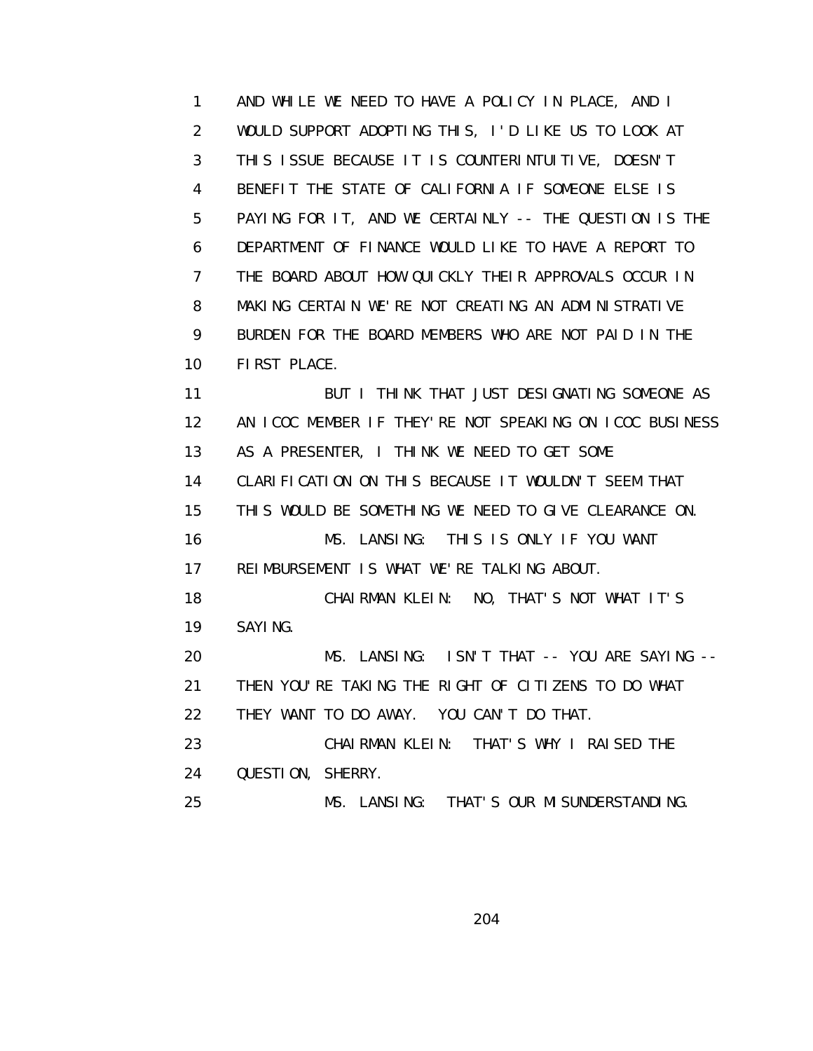AND WHILE WE NEED TO HAVE A POLICY IN PLACE, AND I WOULD SUPPORT ADOPTING THIS, I'D LIKE US TO LOOK AT THIS ISSUE BECAUSE IT IS COUNTERINTUITIVE, DOESN'T BENEFIT THE STATE OF CALIFORNIA IF SOMEONE ELSE IS PAYING FOR IT, AND WE CERTAINLY -- THE QUESTION IS THE DEPARTMENT OF FINANCE WOULD LIKE TO HAVE A REPORT TO THE BOARD ABOUT HOW QUICKLY THEIR APPROVALS OCCUR IN MAKING CERTAIN WE'RE NOT CREATING AN ADMINISTRATIVE BURDEN FOR THE BOARD MEMBERS WHO ARE NOT PAID IN THE FIRST PLACE.

BUT I THINK THAT JUST DESIGNATING SOMEONE AS AN ICOC MEMBER IF THEY'RE NOT SPEAKING ON ICOC BUSINESS AS A PRESENTER, I THINK WE NEED TO GET SOME CLARIFICATION ON THIS BECAUSE IT WOULDN'T SEEM THAT THIS WOULD BE SOMETHING WE NEED TO GIVE CLEARANCE ON.

MS. LANSING: THIS IS ONLY IF YOU WANT REIMBURSEMENT IS WHAT WE'RE TALKING ABOUT.

CHAIRMAN KLEIN: NO, THAT'S NOT WHAT IT'S SAYING.

MS. LANSING: ISN'T THAT -- YOU ARE SAYING -- THEN YOU'RE TAKING THE RIGHT OF CITIZENS TO DO WHAT THEY WANT TO DO AWAY. YOU CAN'T DO THAT.

CHAIRMAN KLEIN: THAT'S WHY I RAISED THE QUESTION, SHERRY.

MS. LANSING: THAT'S OUR MISUNDERSTANDING.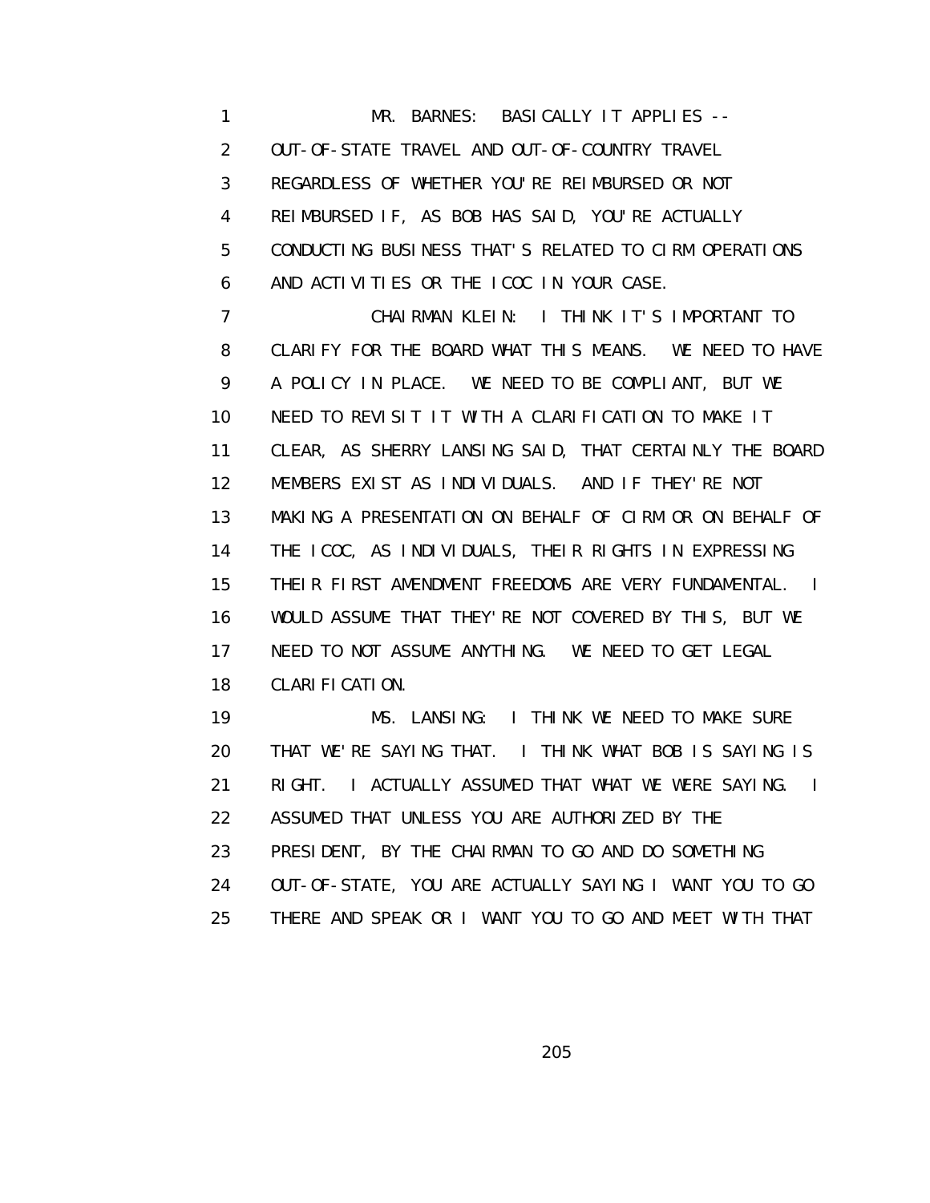MR. BARNES: BASICALLY IT APPLIES -- OUT-OF-STATE TRAVEL AND OUT-OF-COUNTRY TRAVEL REGARDLESS OF WHETHER YOU'RE REIMBURSED OR NOT REIMBURSED IF, AS BOB HAS SAID, YOU'RE ACTUALLY CONDUCTING BUSINESS THAT'S RELATED TO CIRM OPERATIONS AND ACTIVITIES OR THE ICOC IN YOUR CASE.

CHAIRMAN KLEIN: I THINK IT'S IMPORTANT TO CLARIFY FOR THE BOARD WHAT THIS MEANS. WE NEED TO HAVE A POLICY IN PLACE. WE NEED TO BE COMPLIANT, BUT WE NEED TO REVISIT IT WITH A CLARIFICATION TO MAKE IT CLEAR, AS SHERRY LANSING SAID, THAT CERTAINLY THE BOARD MEMBERS EXIST AS INDIVIDUALS. AND IF THEY'RE NOT MAKING A PRESENTATION ON BEHALF OF CIRM OR ON BEHALF OF THE ICOC, AS INDIVIDUALS, THEIR RIGHTS IN EXPRESSING THEIR FIRST AMENDMENT FREEDOMS ARE VERY FUNDAMENTAL. I WOULD ASSUME THAT THEY'RE NOT COVERED BY THIS, BUT WE NEED TO NOT ASSUME ANYTHING. WE NEED TO GET LEGAL CLARIFICATION.

MS. LANSING: I THINK WE NEED TO MAKE SURE THAT WE'RE SAYING THAT. I THINK WHAT BOB IS SAYING IS RIGHT. I ACTUALLY ASSUMED THAT WHAT WE WERE SAYING. I ASSUMED THAT UNLESS YOU ARE AUTHORIZED BY THE PRESIDENT, BY THE CHAIRMAN TO GO AND DO SOMETHING OUT-OF-STATE, YOU ARE ACTUALLY SAYING I WANT YOU TO GO THERE AND SPEAK OR I WANT YOU TO GO AND MEET WITH THAT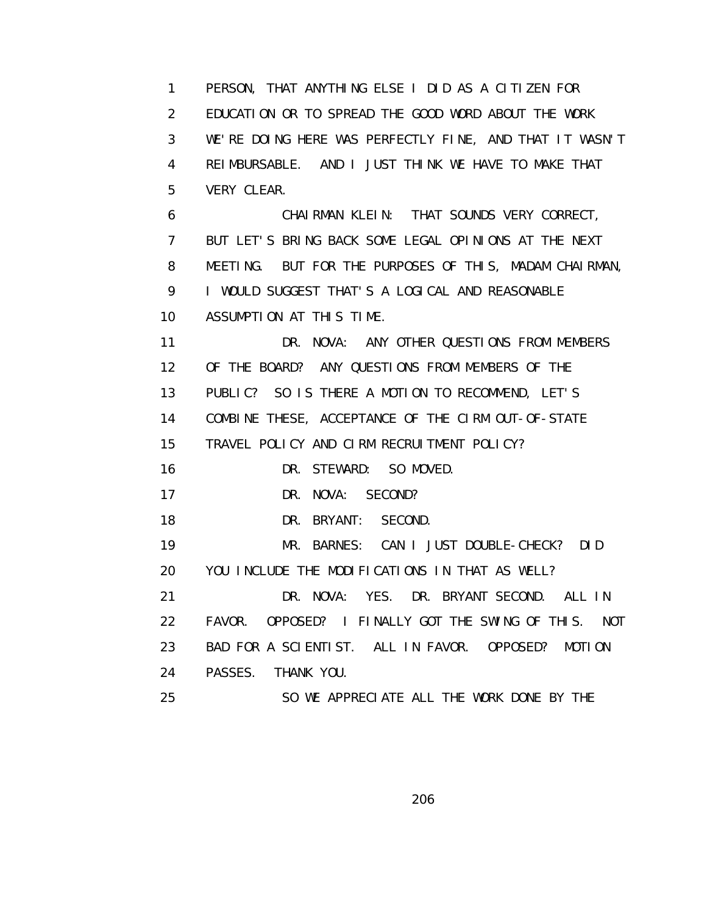1 PERSON, THAT ANYTHING ELSE I DID AS A CITIZEN FOR
2 EDUCATION OR TO SPREAD THE GOOD WORD ABOUT THE WORK
3 WE'RE DOING HERE WAS PERFECTLY FINE, AND THAT IT WASN'T
4 REIMBURSABLE. AND I JUST THINK WE HAVE TO MAKE THAT
5 VERY CLEAR.
6 CHAIRMAN KLEIN: THAT SOUNDS VERY CORRECT,
7 BUT LET'S BRING BACK SOME LEGAL OPINIONS AT THE NEXT
8 MEETING. BUT FOR THE PURPOSES OF THIS, MADAM CHAIRMAN,
9 I WOULD SUGGEST THAT'S A LOGICAL AND REASONABLE
10 ASSUMPTION AT THIS TIME.
11 DR. NOVA: ANY OTHER QUESTIONS FROM MEMBERS
12 OF THE BOARD? ANY QUESTIONS FROM MEMBERS OF THE
13 PUBLIC? SO IS THERE A MOTION TO RECOMMEND, LET'S
14 COMBINE THESE, ACCEPTANCE OF THE CIRM OUT-OF-STATE
15 TRAVEL POLICY AND CIRM RECRUITMENT POLICY?
16 DR. STEWARD: SO MOVED.
17 DR. NOVA: SECOND?
18 DR. BRYANT: SECOND.
19 MR. BARNES: CAN I JUST DOUBLE-CHECK? DID
20 YOU INCLUDE THE MODIFICATIONS IN THAT AS WELL?
21 DR. NOVA: YES. DR. BRYANT SECOND. ALL IN
22 FAVOR. OPPOSED? I FINALLY GOT THE SWING OF THIS. NOT
23 BAD FOR A SCIENTIST. ALL IN FAVOR. OPPOSED? MOTION
24 PASSES. THANK YOU.
25 SO WE APPRECIATE ALL THE WORK DONE BY THE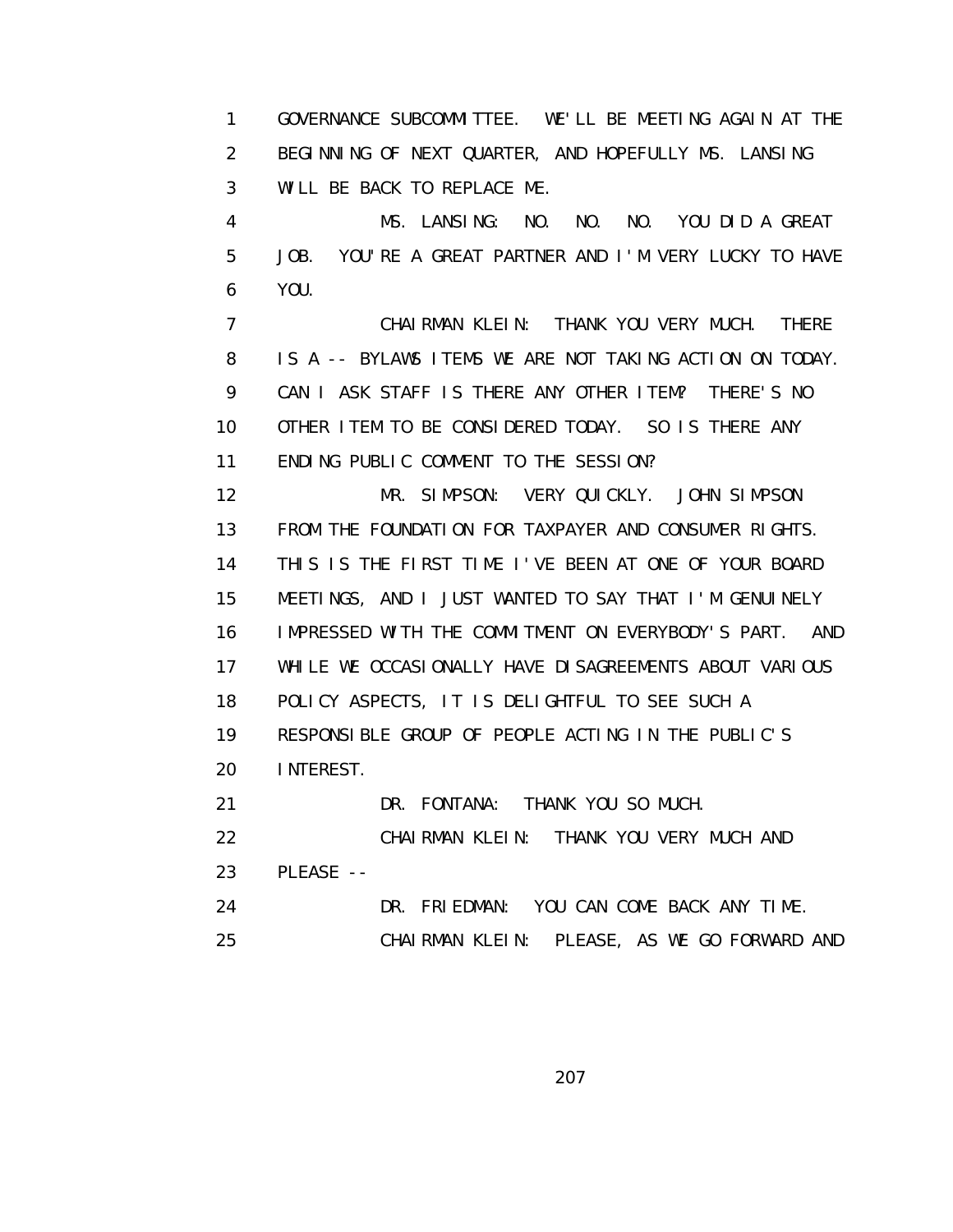GOVERNANCE SUBCOMMITTEE. WE'LL BE MEETING AGAIN AT THE BEGINNING OF NEXT QUARTER, AND HOPEFULLY MS. LANSING WILL BE BACK TO REPLACE ME.

MS. LANSING: NO. NO. NO. YOU DID A GREAT JOB. YOU'RE A GREAT PARTNER AND I'M VERY LUCKY TO HAVE YOU.

CHAIRMAN KLEIN: THANK YOU VERY MUCH. THERE IS A -- BYLAWS ITEMS WE ARE NOT TAKING ACTION ON TODAY. CAN I ASK STAFF IS THERE ANY OTHER ITEM? THERE'S NO OTHER ITEM TO BE CONSIDERED TODAY. SO IS THERE ANY ENDING PUBLIC COMMENT TO THE SESSION?

MR. SIMPSON: VERY QUICKLY. JOHN SIMPSON FROM THE FOUNDATION FOR TAXPAYER AND CONSUMER RIGHTS. THIS IS THE FIRST TIME I'VE BEEN AT ONE OF YOUR BOARD MEETINGS, AND I JUST WANTED TO SAY THAT I'M GENUINELY IMPRESSED WITH THE COMMITMENT ON EVERYBODY'S PART. AND WHILE WE OCCASIONALLY HAVE DISAGREEMENTS ABOUT VARIOUS POLICY ASPECTS, IT IS DELIGHTFUL TO SEE SUCH A RESPONSIBLE GROUP OF PEOPLE ACTING IN THE PUBLIC'S INTEREST.

DR. FONTANA: THANK YOU SO MUCH.

CHAIRMAN KLEIN: THANK YOU VERY MUCH AND PLEASE --

DR. FRIEDMAN: YOU CAN COME BACK ANY TIME.

CHAIRMAN KLEIN: PLEASE, AS WE GO FORWARD AND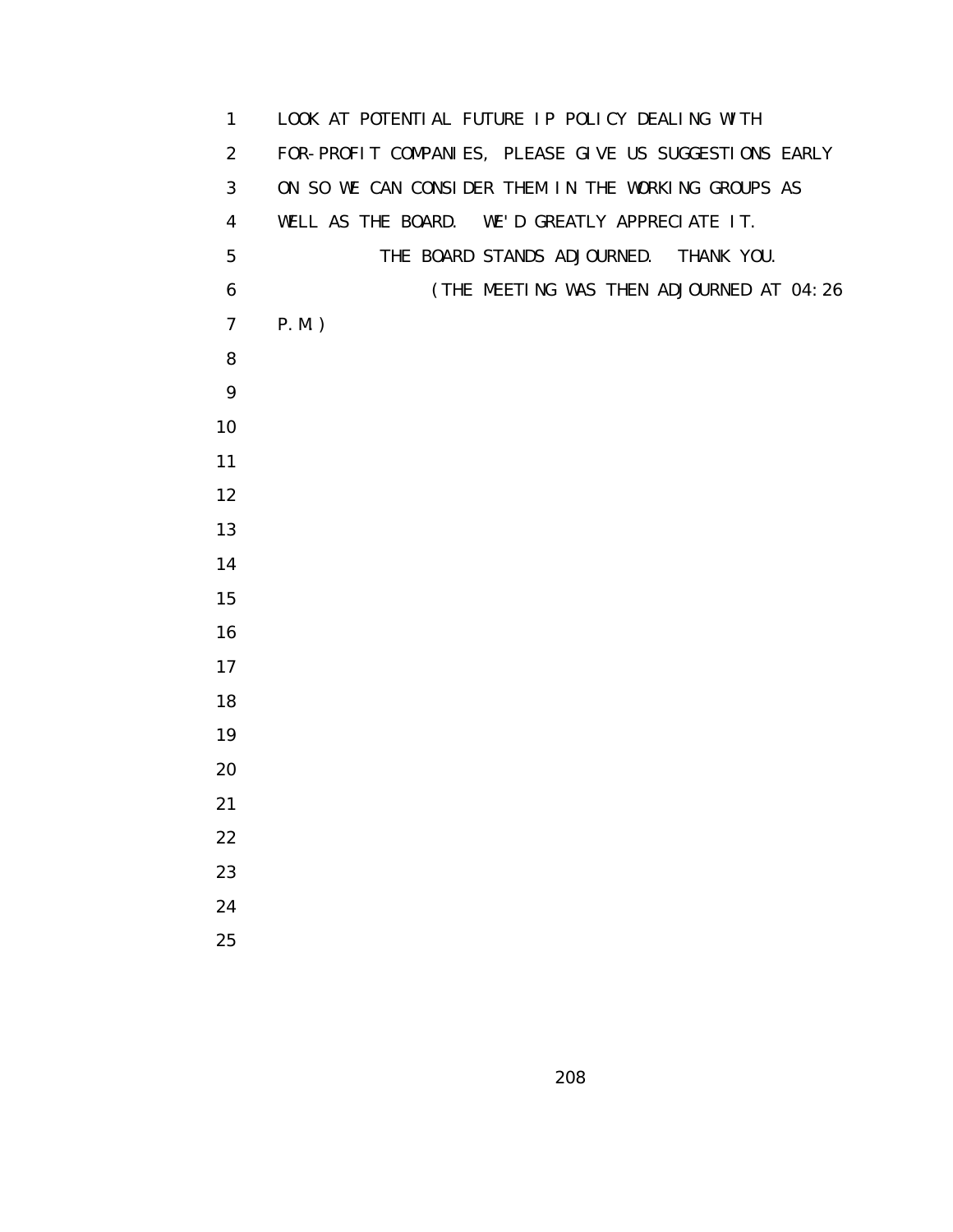LOOK AT POTENTIAL FUTURE IP POLICY DEALING WITH
FOR-PROFIT COMPANIES, PLEASE GIVE US SUGGESTIONS EARLY
ON SO WE CAN CONSIDER THEM IN THE WORKING GROUPS AS
WELL AS THE BOARD. WE'D GREATLY APPRECIATE IT.

THE BOARD STANDS ADJOURNED. THANK YOU.

(THE MEETING WAS THEN ADJOURNED AT 04:26
P.M.)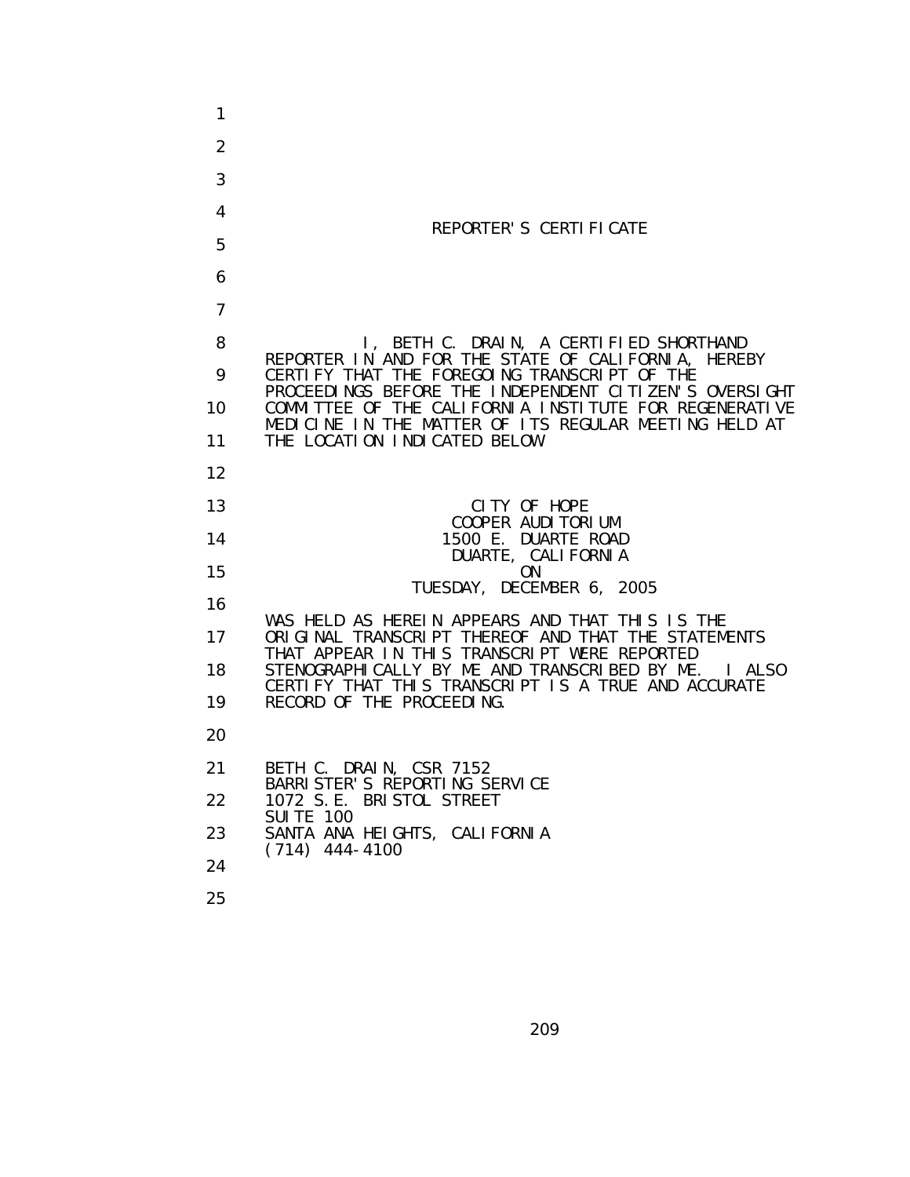# REPORTER'S CERTIFICATE

I, BETH C. DRAIN, A CERTIFIED SHORTHAND REPORTER IN AND FOR THE STATE OF CALIFORNIA, HEREBY CERTIFY THAT THE FOREGOING TRANSCRIPT OF THE PROCEEDINGS BEFORE THE INDEPENDENT CITIZEN'S OVERSIGHT COMMITTEE OF THE CALIFORNIA INSTITUTE FOR REGENERATIVE MEDICINE IN THE MATTER OF ITS REGULAR MEETING HELD AT THE LOCATION INDICATED BELOW

CITY OF HOPE
COOPER AUDITORIUM
1500 E. DUARTE ROAD
DUARTE, CALIFORNIA
ON
TUESDAY, DECEMBER 6, 2005

WAS HELD AS HEREIN APPEARS AND THAT THIS IS THE ORIGINAL TRANSCRIPT THEREOF AND THAT THE STATEMENTS THAT APPEAR IN THIS TRANSCRIPT WERE REPORTED STENOGRAPHICALLY BY ME AND TRANSCRIBED BY ME. I ALSO CERTIFY THAT THIS TRANSCRIPT IS A TRUE AND ACCURATE RECORD OF THE PROCEEDING.

BETH C. DRAIN, CSR 7152
BARRISTER'S REPORTING SERVICE
1072 S.E. BRISTOL STREET
SUITE 100
SANTA ANA HEIGHTS, CALIFORNIA
(714) 444-4100